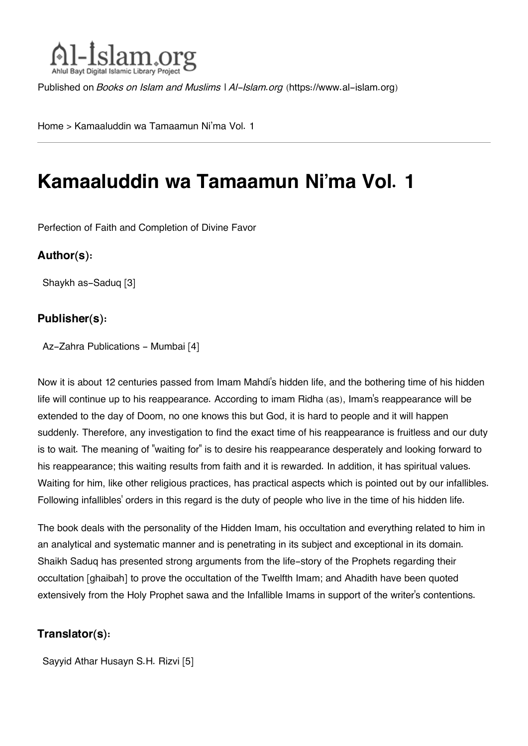Published on *Books on Islam and Muslims | Al-Islam.org* (https://www.al-islam.org)

Home > Kamaaluddin wa Tamaamun Ni'ma Vol. 1

# Kamaaluddin wa Tamaamun Ni'ma Vol. 1

Perfection of Faith and Completion of Divine Favor

### Author(s):

Shaykh as-Saduq [3]

### Publisher(s):

Az-Zahra Publications - Mumbai [4]

Now it is about 12 centuries passed from Imam Mahdi's hidden life, and the bothering time of his hidden life will continue up to his reappearance. According to imam Ridha (as), Imam's reappearance will be extended to the day of Doom, no one knows this but God, it is hard to people and it will happen suddenly. Therefore, any investigation to find the exact time of his reappearance is fruitless and our duty is to wait. The meaning of "waiting for" is to desire his reappearance desperately and looking forward to his reappearance; this waiting results from faith and it is rewarded. In addition, it has spiritual values. Waiting for him, like other religious practices, has practical aspects which is pointed out by our infallibles. Following infallibles' orders in this regard is the duty of people who live in the time of his hidden life.

The book deals with the personality of the Hidden Imam, his occultation and everything related to him in an analytical and systematic manner and is penetrating in its subject and exceptional in its domain. Shaikh Saduq has presented strong arguments from the life-story of the Prophets regarding their occultation [ghaibah] to prove the occultation of the Twelfth Imam; and Ahadith have been quoted extensively from the Holy Prophet sawa and the Infallible Imams in support of the writer's contentions.

### Translator(s):

Sayyid Athar Husayn S.H. Rizvi [5]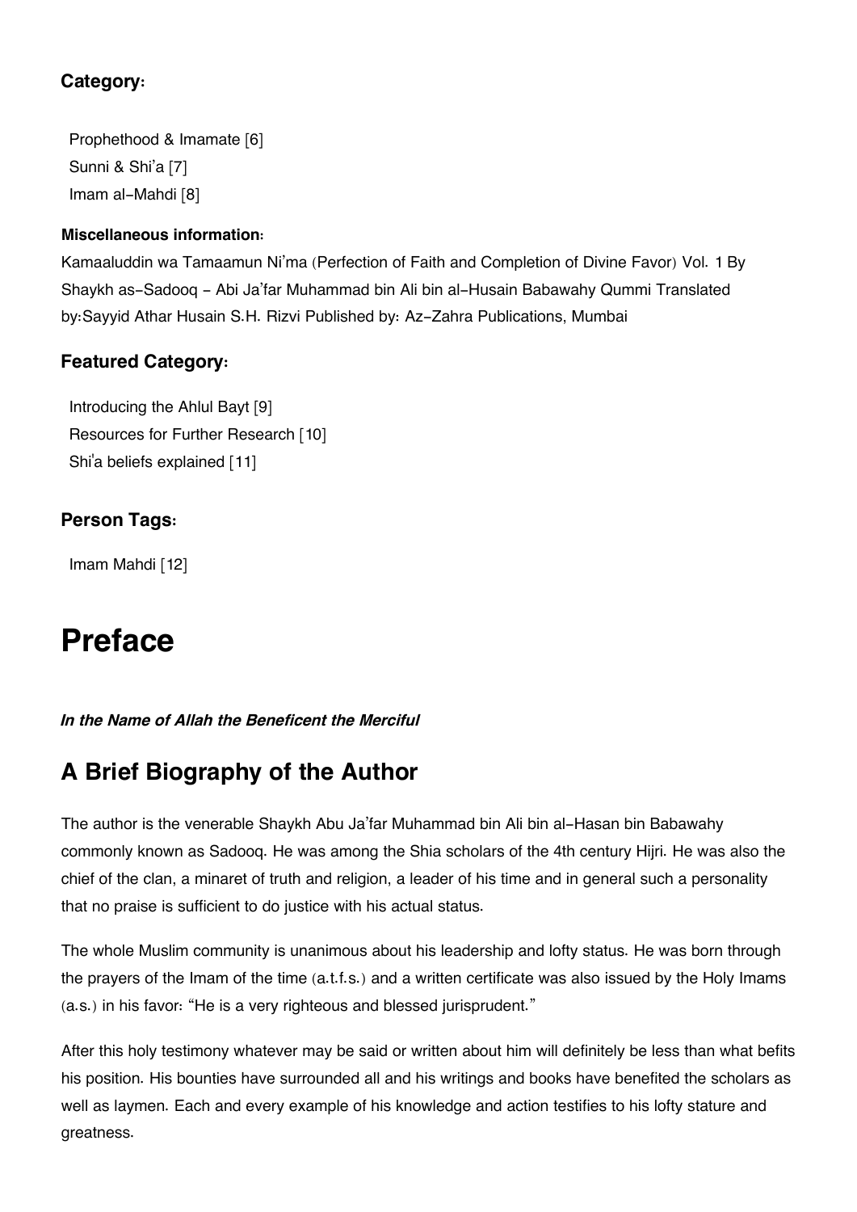### Category:

Prophethood & Imamate [6]
Sunni & Shi'a [7]
Imam al-Mahdi [8]

#### Miscellaneous information:

Kamaaluddin wa Tamaamun Ni'ma (Perfection of Faith and Completion of Divine Favor) Vol. 1 By Shaykh as-Sadooq - Abi Ja'far Muhammad bin Ali bin al-Husain Babawahy Qummi Translated by:Sayyid Athar Husain S.H. Rizvi Published by: Az-Zahra Publications, Mumbai

### Featured Category:

Introducing the Ahlul Bayt [9]
Resources for Further Research [10]
Shi'a beliefs explained [11]

### Person Tags:

Imam Mahdi [12]

# Preface

***In the Name of Allah the Beneficent the Merciful***

## A Brief Biography of the Author

The author is the venerable Shaykh Abu Ja'far Muhammad bin Ali bin al-Hasan bin Babawahy commonly known as Sadooq. He was among the Shia scholars of the 4th century Hijri. He was also the chief of the clan, a minaret of truth and religion, a leader of his time and in general such a personality that no praise is sufficient to do justice with his actual status.

The whole Muslim community is unanimous about his leadership and lofty status. He was born through the prayers of the Imam of the time (a.t.f.s.) and a written certificate was also issued by the Holy Imams (a.s.) in his favor: "He is a very righteous and blessed jurisprudent."

After this holy testimony whatever may be said or written about him will definitely be less than what befits his position. His bounties have surrounded all and his writings and books have benefited the scholars as well as laymen. Each and every example of his knowledge and action testifies to his lofty stature and greatness.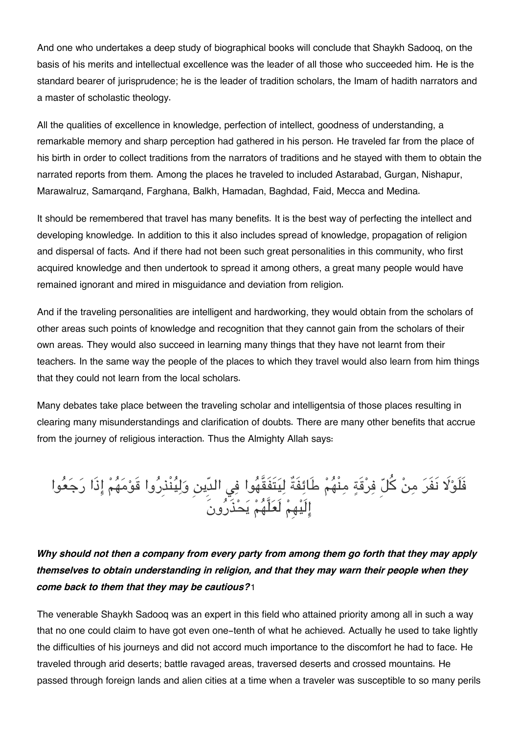And one who undertakes a deep study of biographical books will conclude that Shaykh Sadooq, on the basis of his merits and intellectual excellence was the leader of all those who succeeded him. He is the standard bearer of jurisprudence; he is the leader of tradition scholars, the Imam of hadith narrators and a master of scholastic theology.

All the qualities of excellence in knowledge, perfection of intellect, goodness of understanding, a remarkable memory and sharp perception had gathered in his person. He traveled far from the place of his birth in order to collect traditions from the narrators of traditions and he stayed with them to obtain the narrated reports from them. Among the places he traveled to included Astarabad, Gurgan, Nishapur, Marawalruz, Samarqand, Farghana, Balkh, Hamadan, Baghdad, Faid, Mecca and Medina.

It should be remembered that travel has many benefits. It is the best way of perfecting the intellect and developing knowledge. In addition to this it also includes spread of knowledge, propagation of religion and dispersal of facts. And if there had not been such great personalities in this community, who first acquired knowledge and then undertook to spread it among others, a great many people would have remained ignorant and mired in misguidance and deviation from religion.

And if the traveling personalities are intelligent and hardworking, they would obtain from the scholars of other areas such points of knowledge and recognition that they cannot gain from the scholars of their own areas. They would also succeed in learning many things that they have not learnt from their teachers. In the same way the people of the places to which they travel would also learn from him things that they could not learn from the local scholars.

Many debates take place between the traveling scholar and intelligentsia of those places resulting in clearing many misunderstandings and clarification of doubts. There are many other benefits that accrue from the journey of religious interaction. Thus the Almighty Allah says:

فَلَوْلَا نَفَرَ مِنْ كُلِّ فِرْقَةٍ مِنْهُمْ طَائِفَةٌ لِيَتَفَقَّهُوا فِي الدِّينِ وَلِيُنْذِرُوا قَوْمَهُمْ إِذَا رَجَعُوا إِلَيْهِمْ لَعَلَّهُمْ يَحْذَرُونَ

***Why should not then a company from every party from among them go forth that they may apply themselves to obtain understanding in religion, and that they may warn their people when they come back to them that they may be cautious?***[1]

The venerable Shaykh Sadooq was an expert in this field who attained priority among all in such a way that no one could claim to have got even one-tenth of what he achieved. Actually he used to take lightly the difficulties of his journeys and did not accord much importance to the discomfort he had to face. He traveled through arid deserts; battle ravaged areas, traversed deserts and crossed mountains. He passed through foreign lands and alien cities at a time when a traveler was susceptible to so many perils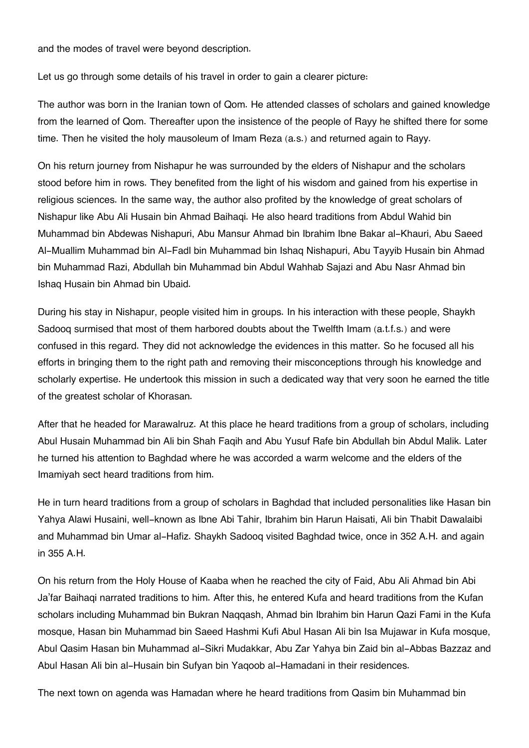and the modes of travel were beyond description.

Let us go through some details of his travel in order to gain a clearer picture:

The author was born in the Iranian town of Qom. He attended classes of scholars and gained knowledge from the learned of Qom. Thereafter upon the insistence of the people of Rayy he shifted there for some time. Then he visited the holy mausoleum of Imam Reza (a.s.) and returned again to Rayy.

On his return journey from Nishapur he was surrounded by the elders of Nishapur and the scholars stood before him in rows. They benefited from the light of his wisdom and gained from his expertise in religious sciences. In the same way, the author also profited by the knowledge of great scholars of Nishapur like Abu Ali Husain bin Ahmad Baihaqi. He also heard traditions from Abdul Wahid bin Muhammad bin Abdewas Nishapuri, Abu Mansur Ahmad bin Ibrahim Ibne Bakar al-Khauri, Abu Saeed Al-Muallim Muhammad bin Al-Fadl bin Muhammad bin Ishaq Nishapuri, Abu Tayyib Husain bin Ahmad bin Muhammad Razi, Abdullah bin Muhammad bin Abdul Wahhab Sajazi and Abu Nasr Ahmad bin Ishaq Husain bin Ahmad bin Ubaid.

During his stay in Nishapur, people visited him in groups. In his interaction with these people, Shaykh Sadooq surmised that most of them harbored doubts about the Twelfth Imam (a.t.f.s.) and were confused in this regard. They did not acknowledge the evidences in this matter. So he focused all his efforts in bringing them to the right path and removing their misconceptions through his knowledge and scholarly expertise. He undertook this mission in such a dedicated way that very soon he earned the title of the greatest scholar of Khorasan.

After that he headed for Marawalruz. At this place he heard traditions from a group of scholars, including Abul Husain Muhammad bin Ali bin Shah Faqih and Abu Yusuf Rafe bin Abdullah bin Abdul Malik. Later he turned his attention to Baghdad where he was accorded a warm welcome and the elders of the Imamiyah sect heard traditions from him.

He in turn heard traditions from a group of scholars in Baghdad that included personalities like Hasan bin Yahya Alawi Husaini, well-known as Ibne Abi Tahir, Ibrahim bin Harun Haisati, Ali bin Thabit Dawalaibi and Muhammad bin Umar al-Hafiz. Shaykh Sadooq visited Baghdad twice, once in 352 A.H. and again in 355 A.H.

On his return from the Holy House of Kaaba when he reached the city of Faid, Abu Ali Ahmad bin Abi Ja'far Baihaqi narrated traditions to him. After this, he entered Kufa and heard traditions from the Kufan scholars including Muhammad bin Bukran Naqqash, Ahmad bin Ibrahim bin Harun Qazi Fami in the Kufa mosque, Hasan bin Muhammad bin Saeed Hashmi Kufi Abul Hasan Ali bin Isa Mujawar in Kufa mosque, Abul Qasim Hasan bin Muhammad al-Sikri Mudakkar, Abu Zar Yahya bin Zaid bin al-Abbas Bazzaz and Abul Hasan Ali bin al-Husain bin Sufyan bin Yaqoob al-Hamadani in their residences.

The next town on agenda was Hamadan where he heard traditions from Qasim bin Muhammad bin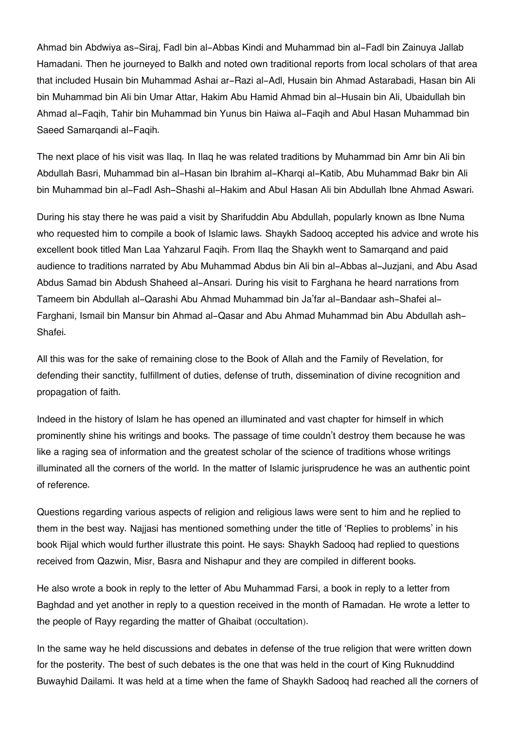Ahmad bin Abdwiya as-Siraj, Fadl bin al-Abbas Kindi and Muhammad bin al-Fadl bin Zainuya Jallab Hamadani. Then he journeyed to Balkh and noted own traditional reports from local scholars of that area that included Husain bin Muhammad Ashai ar-Razi al-Adl, Husain bin Ahmad Astarabadi, Hasan bin Ali bin Muhammad bin Ali bin Umar Attar, Hakim Abu Hamid Ahmad bin al-Husain bin Ali, Ubaidullah bin Ahmad al-Faqih, Tahir bin Muhammad bin Yunus bin Haiwa al-Faqih and Abul Hasan Muhammad bin Saeed Samarqandi al-Faqih.

The next place of his visit was Ilaq. In Ilaq he was related traditions by Muhammad bin Amr bin Ali bin Abdullah Basri, Muhammad bin al-Hasan bin Ibrahim al-Kharqi al-Katib, Abu Muhammad Bakr bin Ali bin Muhammad bin al-Fadl Ash-Shashi al-Hakim and Abul Hasan Ali bin Abdullah Ibne Ahmad Aswari.

During his stay there he was paid a visit by Sharifuddin Abu Abdullah, popularly known as Ibne Numa who requested him to compile a book of Islamic laws. Shaykh Sadooq accepted his advice and wrote his excellent book titled Man Laa Yahzarul Faqih. From Ilaq the Shaykh went to Samarqand and paid audience to traditions narrated by Abu Muhammad Abdus bin Ali bin al-Abbas al-Juzjani, and Abu Asad Abdus Samad bin Abdush Shaheed al-Ansari. During his visit to Farghana he heard narrations from Tameem bin Abdullah al-Qarashi Abu Ahmad Muhammad bin Ja'far al-Bandaar ash-Shafei al-Farghani, Ismail bin Mansur bin Ahmad al-Qasar and Abu Ahmad Muhammad bin Abu Abdullah ash-Shafei.

All this was for the sake of remaining close to the Book of Allah and the Family of Revelation, for defending their sanctity, fulfillment of duties, defense of truth, dissemination of divine recognition and propagation of faith.

Indeed in the history of Islam he has opened an illuminated and vast chapter for himself in which prominently shine his writings and books. The passage of time couldn't destroy them because he was like a raging sea of information and the greatest scholar of the science of traditions whose writings illuminated all the corners of the world. In the matter of Islamic jurisprudence he was an authentic point of reference.

Questions regarding various aspects of religion and religious laws were sent to him and he replied to them in the best way. Najjasi has mentioned something under the title of 'Replies to problems' in his book Rijal which would further illustrate this point. He says: Shaykh Sadooq had replied to questions received from Qazwin, Misr, Basra and Nishapur and they are compiled in different books.

He also wrote a book in reply to the letter of Abu Muhammad Farsi, a book in reply to a letter from Baghdad and yet another in reply to a question received in the month of Ramadan. He wrote a letter to the people of Rayy regarding the matter of Ghaibat (occultation).

In the same way he held discussions and debates in defense of the true religion that were written down for the posterity. The best of such debates is the one that was held in the court of King Ruknuddind Buwayhid Dailami. It was held at a time when the fame of Shaykh Sadooq had reached all the corners of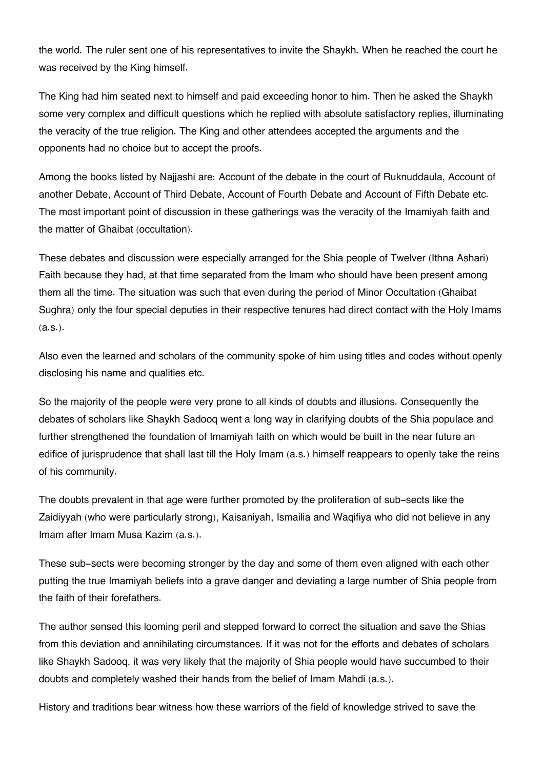the world. The ruler sent one of his representatives to invite the Shaykh. When he reached the court he was received by the King himself.

The King had him seated next to himself and paid exceeding honor to him. Then he asked the Shaykh some very complex and difficult questions which he replied with absolute satisfactory replies, illuminating the veracity of the true religion. The King and other attendees accepted the arguments and the opponents had no choice but to accept the proofs.

Among the books listed by Najjashi are: Account of the debate in the court of Ruknuddaula, Account of another Debate, Account of Third Debate, Account of Fourth Debate and Account of Fifth Debate etc. The most important point of discussion in these gatherings was the veracity of the Imamiyah faith and the matter of Ghaibat (occultation).

These debates and discussion were especially arranged for the Shia people of Twelver (Ithna Ashari) Faith because they had, at that time separated from the Imam who should have been present among them all the time. The situation was such that even during the period of Minor Occultation (Ghaibat Sughra) only the four special deputies in their respective tenures had direct contact with the Holy Imams (a.s.).

Also even the learned and scholars of the community spoke of him using titles and codes without openly disclosing his name and qualities etc.

So the majority of the people were very prone to all kinds of doubts and illusions. Consequently the debates of scholars like Shaykh Sadooq went a long way in clarifying doubts of the Shia populace and further strengthened the foundation of Imamiyah faith on which would be built in the near future an edifice of jurisprudence that shall last till the Holy Imam (a.s.) himself reappears to openly take the reins of his community.

The doubts prevalent in that age were further promoted by the proliferation of sub-sects like the Zaidiyyah (who were particularly strong), Kaisaniyah, Ismailia and Waqifiya who did not believe in any Imam after Imam Musa Kazim (a.s.).

These sub-sects were becoming stronger by the day and some of them even aligned with each other putting the true Imamiyah beliefs into a grave danger and deviating a large number of Shia people from the faith of their forefathers.

The author sensed this looming peril and stepped forward to correct the situation and save the Shias from this deviation and annihilating circumstances. If it was not for the efforts and debates of scholars like Shaykh Sadooq, it was very likely that the majority of Shia people would have succumbed to their doubts and completely washed their hands from the belief of Imam Mahdi (a.s.).

History and traditions bear witness how these warriors of the field of knowledge strived to save the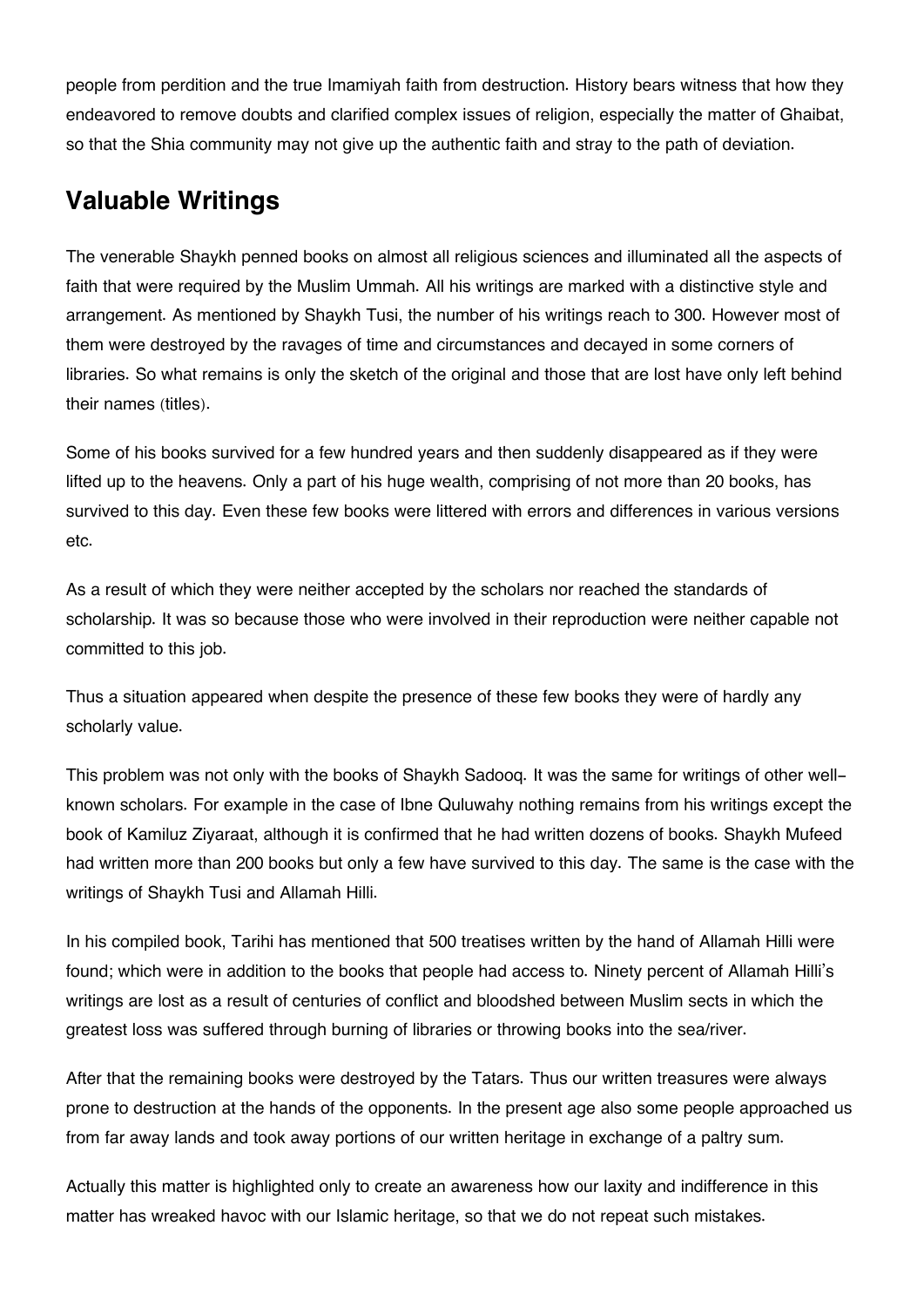people from perdition and the true Imamiyah faith from destruction. History bears witness that how they endeavored to remove doubts and clarified complex issues of religion, especially the matter of Ghaibat, so that the Shia community may not give up the authentic faith and stray to the path of deviation.

## Valuable Writings

The venerable Shaykh penned books on almost all religious sciences and illuminated all the aspects of faith that were required by the Muslim Ummah. All his writings are marked with a distinctive style and arrangement. As mentioned by Shaykh Tusi, the number of his writings reach to 300. However most of them were destroyed by the ravages of time and circumstances and decayed in some corners of libraries. So what remains is only the sketch of the original and those that are lost have only left behind their names (titles).

Some of his books survived for a few hundred years and then suddenly disappeared as if they were lifted up to the heavens. Only a part of his huge wealth, comprising of not more than 20 books, has survived to this day. Even these few books were littered with errors and differences in various versions etc.

As a result of which they were neither accepted by the scholars nor reached the standards of scholarship. It was so because those who were involved in their reproduction were neither capable not committed to this job.

Thus a situation appeared when despite the presence of these few books they were of hardly any scholarly value.

This problem was not only with the books of Shaykh Sadooq. It was the same for writings of other well-known scholars. For example in the case of Ibne Quluwahy nothing remains from his writings except the book of Kamiluz Ziyaraat, although it is confirmed that he had written dozens of books. Shaykh Mufeed had written more than 200 books but only a few have survived to this day. The same is the case with the writings of Shaykh Tusi and Allamah Hilli.

In his compiled book, Tarihi has mentioned that 500 treatises written by the hand of Allamah Hilli were found; which were in addition to the books that people had access to. Ninety percent of Allamah Hilli's writings are lost as a result of centuries of conflict and bloodshed between Muslim sects in which the greatest loss was suffered through burning of libraries or throwing books into the sea/river.

After that the remaining books were destroyed by the Tatars. Thus our written treasures were always prone to destruction at the hands of the opponents. In the present age also some people approached us from far away lands and took away portions of our written heritage in exchange of a paltry sum.

Actually this matter is highlighted only to create an awareness how our laxity and indifference in this matter has wreaked havoc with our Islamic heritage, so that we do not repeat such mistakes.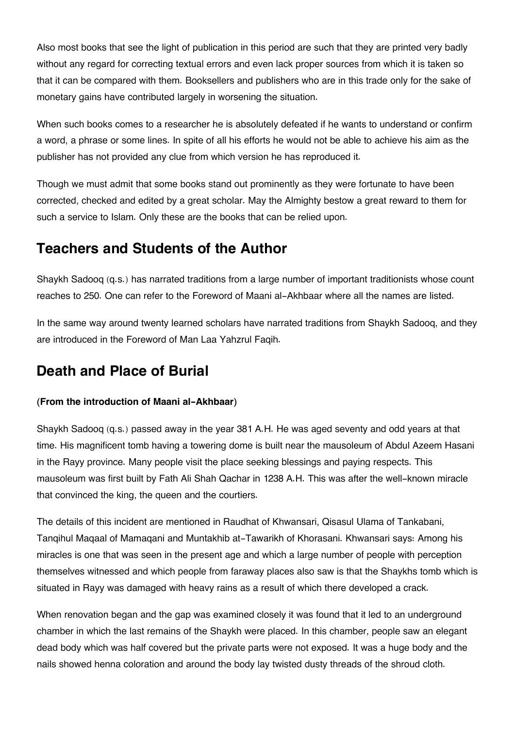Also most books that see the light of publication in this period are such that they are printed very badly without any regard for correcting textual errors and even lack proper sources from which it is taken so that it can be compared with them. Booksellers and publishers who are in this trade only for the sake of monetary gains have contributed largely in worsening the situation.

When such books comes to a researcher he is absolutely defeated if he wants to understand or confirm a word, a phrase or some lines. In spite of all his efforts he would not be able to achieve his aim as the publisher has not provided any clue from which version he has reproduced it.

Though we must admit that some books stand out prominently as they were fortunate to have been corrected, checked and edited by a great scholar. May the Almighty bestow a great reward to them for such a service to Islam. Only these are the books that can be relied upon.

## Teachers and Students of the Author

Shaykh Sadooq (q.s.) has narrated traditions from a large number of important traditionists whose count reaches to 250. One can refer to the Foreword of Maani al-Akhbaar where all the names are listed.

In the same way around twenty learned scholars have narrated traditions from Shaykh Sadooq, and they are introduced in the Foreword of Man Laa Yahzrul Faqih.

## Death and Place of Burial

(**From the introduction of Maani al-Akhbaar**)

Shaykh Sadooq (q.s.) passed away in the year 381 A.H. He was aged seventy and odd years at that time. His magnificent tomb having a towering dome is built near the mausoleum of Abdul Azeem Hasani in the Rayy province. Many people visit the place seeking blessings and paying respects. This mausoleum was first built by Fath Ali Shah Qachar in 1238 A.H. This was after the well-known miracle that convinced the king, the queen and the courtiers.

The details of this incident are mentioned in Raudhat of Khwansari, Qisasul Ulama of Tankabani, Tanqihul Maqaal of Mamaqani and Muntakhib at-Tawarikh of Khorasani. Khwansari says: Among his miracles is one that was seen in the present age and which a large number of people with perception themselves witnessed and which people from faraway places also saw is that the Shaykhs tomb which is situated in Rayy was damaged with heavy rains as a result of which there developed a crack.

When renovation began and the gap was examined closely it was found that it led to an underground chamber in which the last remains of the Shaykh were placed. In this chamber, people saw an elegant dead body which was half covered but the private parts were not exposed. It was a huge body and the nails showed henna coloration and around the body lay twisted dusty threads of the shroud cloth.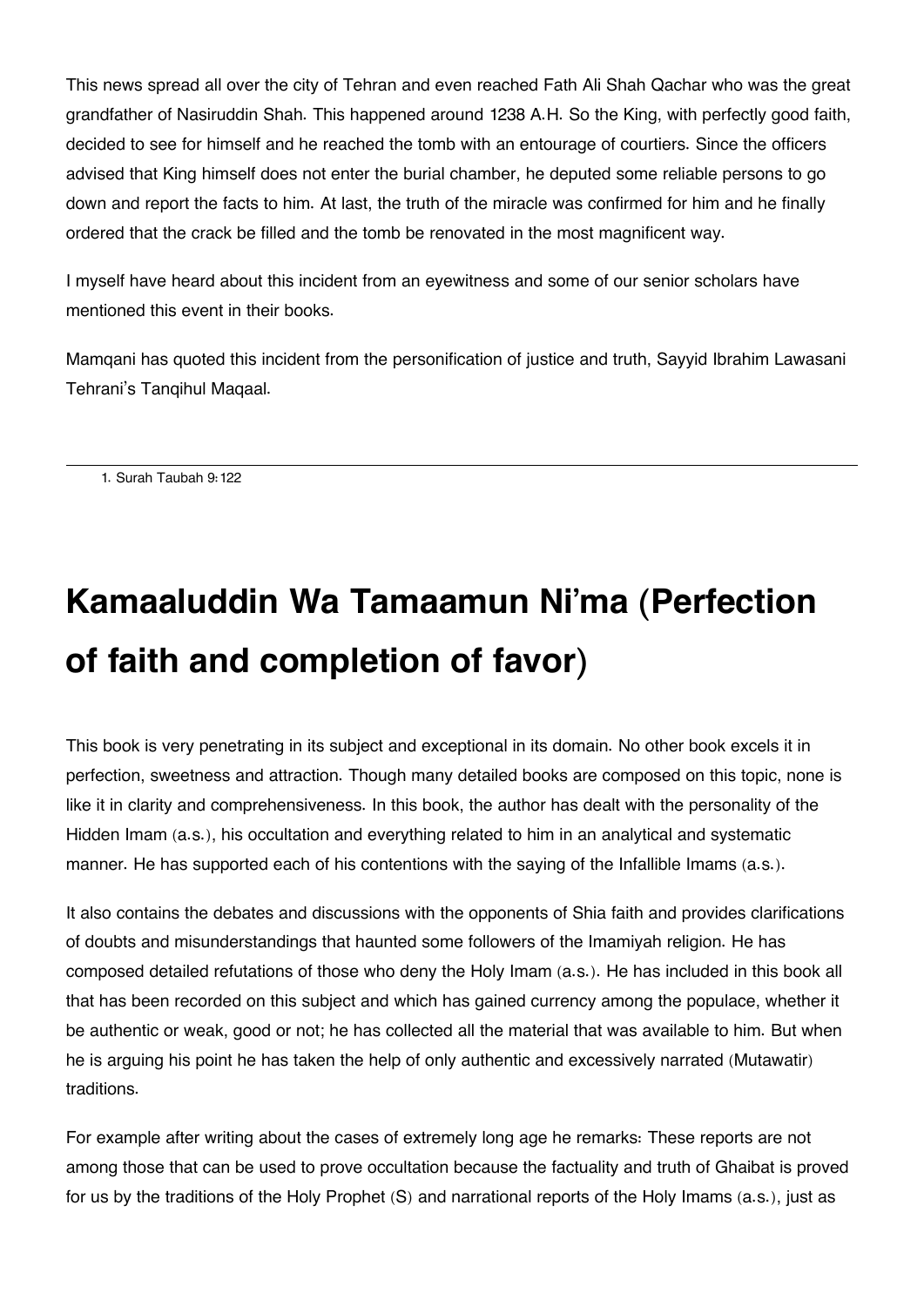This news spread all over the city of Tehran and even reached Fath Ali Shah Qachar who was the great grandfather of Nasiruddin Shah. This happened around 1238 A.H. So the King, with perfectly good faith, decided to see for himself and he reached the tomb with an entourage of courtiers. Since the officers advised that King himself does not enter the burial chamber, he deputed some reliable persons to go down and report the facts to him. At last, the truth of the miracle was confirmed for him and he finally ordered that the crack be filled and the tomb be renovated in the most magnificent way.

I myself have heard about this incident from an eyewitness and some of our senior scholars have mentioned this event in their books.

Mamqani has quoted this incident from the personification of justice and truth, Sayyid Ibrahim Lawasani Tehrani's Tanqihul Maqaal.

---

1. Surah Taubah 9:122

# Kamaaluddin Wa Tamaamun Ni'ma (Perfection of faith and completion of favor)

This book is very penetrating in its subject and exceptional in its domain. No other book excels it in perfection, sweetness and attraction. Though many detailed books are composed on this topic, none is like it in clarity and comprehensiveness. In this book, the author has dealt with the personality of the Hidden Imam (a.s.), his occultation and everything related to him in an analytical and systematic manner. He has supported each of his contentions with the saying of the Infallible Imams (a.s.).

It also contains the debates and discussions with the opponents of Shia faith and provides clarifications of doubts and misunderstandings that haunted some followers of the Imamiyah religion. He has composed detailed refutations of those who deny the Holy Imam (a.s.). He has included in this book all that has been recorded on this subject and which has gained currency among the populace, whether it be authentic or weak, good or not; he has collected all the material that was available to him. But when he is arguing his point he has taken the help of only authentic and excessively narrated (Mutawatir) traditions.

For example after writing about the cases of extremely long age he remarks: These reports are not among those that can be used to prove occultation because the factuality and truth of Ghaibat is proved for us by the traditions of the Holy Prophet (S) and narrational reports of the Holy Imams (a.s.), just as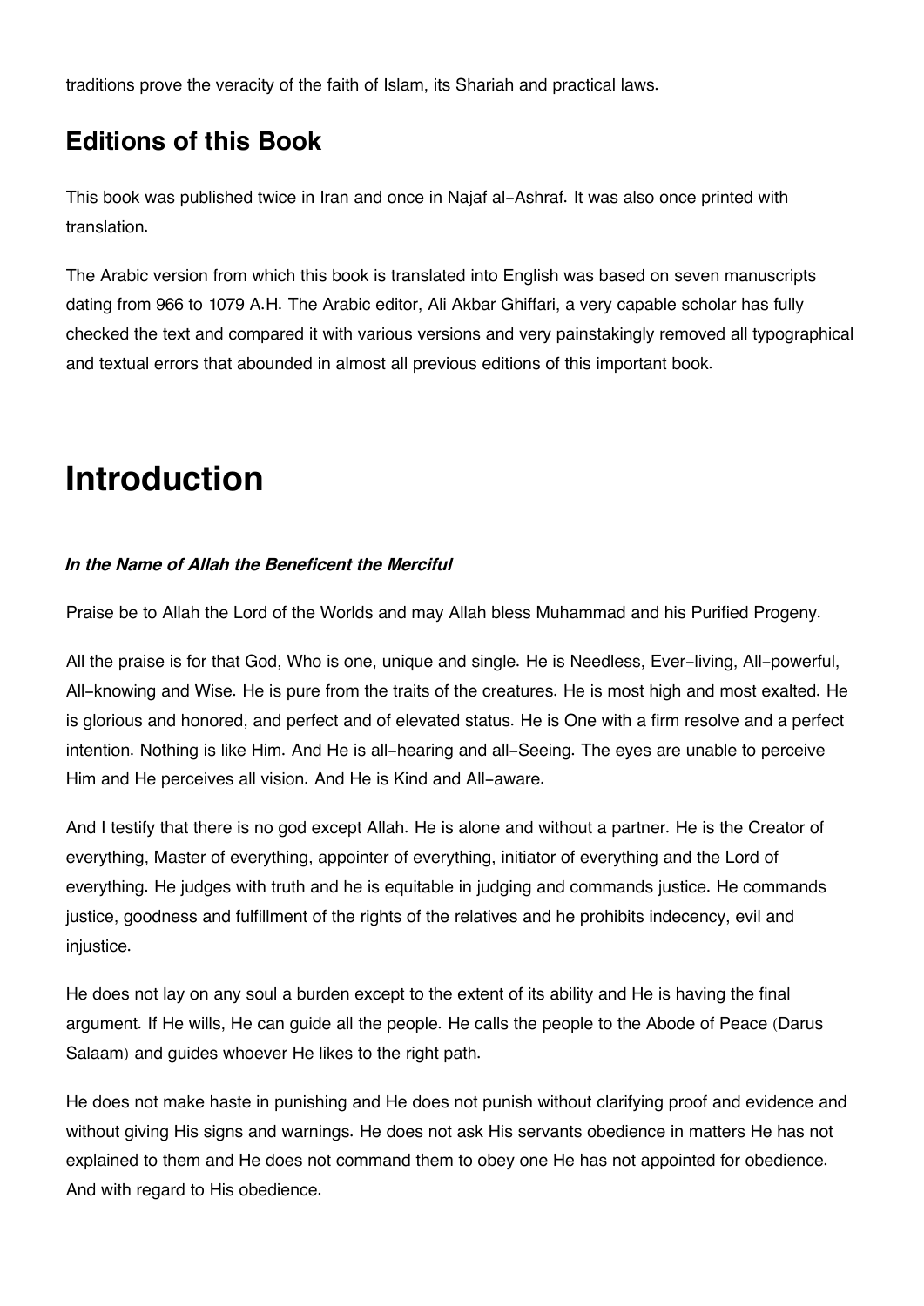traditions prove the veracity of the faith of Islam, its Shariah and practical laws.

## Editions of this Book

This book was published twice in Iran and once in Najaf al-Ashraf. It was also once printed with translation.

The Arabic version from which this book is translated into English was based on seven manuscripts dating from 966 to 1079 A.H. The Arabic editor, Ali Akbar Ghiffari, a very capable scholar has fully checked the text and compared it with various versions and very painstakingly removed all typographical and textual errors that abounded in almost all previous editions of this important book.

# Introduction

***In the Name of Allah the Beneficent the Merciful***

Praise be to Allah the Lord of the Worlds and may Allah bless Muhammad and his Purified Progeny.

All the praise is for that God, Who is one, unique and single. He is Needless, Ever-living, All-powerful, All-knowing and Wise. He is pure from the traits of the creatures. He is most high and most exalted. He is glorious and honored, and perfect and of elevated status. He is One with a firm resolve and a perfect intention. Nothing is like Him. And He is all-hearing and all-Seeing. The eyes are unable to perceive Him and He perceives all vision. And He is Kind and All-aware.

And I testify that there is no god except Allah. He is alone and without a partner. He is the Creator of everything, Master of everything, appointer of everything, initiator of everything and the Lord of everything. He judges with truth and he is equitable in judging and commands justice. He commands justice, goodness and fulfillment of the rights of the relatives and he prohibits indecency, evil and injustice.

He does not lay on any soul a burden except to the extent of its ability and He is having the final argument. If He wills, He can guide all the people. He calls the people to the Abode of Peace (Darus Salaam) and guides whoever He likes to the right path.

He does not make haste in punishing and He does not punish without clarifying proof and evidence and without giving His signs and warnings. He does not ask His servants obedience in matters He has not explained to them and He does not command them to obey one He has not appointed for obedience. And with regard to His obedience.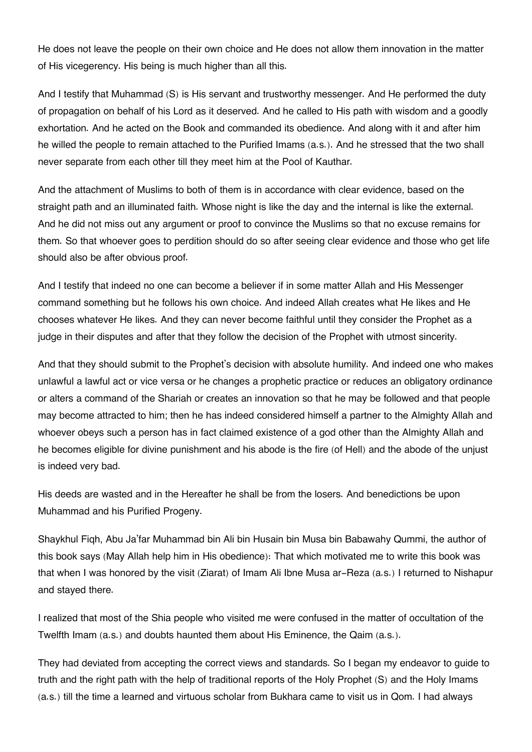He does not leave the people on their own choice and He does not allow them innovation in the matter of His vicegerency. His being is much higher than all this.

And I testify that Muhammad (S) is His servant and trustworthy messenger. And He performed the duty of propagation on behalf of his Lord as it deserved. And he called to His path with wisdom and a goodly exhortation. And he acted on the Book and commanded its obedience. And along with it and after him he willed the people to remain attached to the Purified Imams (a.s.). And he stressed that the two shall never separate from each other till they meet him at the Pool of Kauthar.

And the attachment of Muslims to both of them is in accordance with clear evidence, based on the straight path and an illuminated faith. Whose night is like the day and the internal is like the external. And he did not miss out any argument or proof to convince the Muslims so that no excuse remains for them. So that whoever goes to perdition should do so after seeing clear evidence and those who get life should also be after obvious proof.

And I testify that indeed no one can become a believer if in some matter Allah and His Messenger command something but he follows his own choice. And indeed Allah creates what He likes and He chooses whatever He likes. And they can never become faithful until they consider the Prophet as a judge in their disputes and after that they follow the decision of the Prophet with utmost sincerity.

And that they should submit to the Prophet's decision with absolute humility. And indeed one who makes unlawful a lawful act or vice versa or he changes a prophetic practice or reduces an obligatory ordinance or alters a command of the Shariah or creates an innovation so that he may be followed and that people may become attracted to him; then he has indeed considered himself a partner to the Almighty Allah and whoever obeys such a person has in fact claimed existence of a god other than the Almighty Allah and he becomes eligible for divine punishment and his abode is the fire (of Hell) and the abode of the unjust is indeed very bad.

His deeds are wasted and in the Hereafter he shall be from the losers. And benedictions be upon Muhammad and his Purified Progeny.

Shaykhul Fiqh, Abu Ja'far Muhammad bin Ali bin Husain bin Musa bin Babawahy Qummi, the author of this book says (May Allah help him in His obedience): That which motivated me to write this book was that when I was honored by the visit (Ziarat) of Imam Ali Ibne Musa ar-Reza (a.s.) I returned to Nishapur and stayed there.

I realized that most of the Shia people who visited me were confused in the matter of occultation of the Twelfth Imam (a.s.) and doubts haunted them about His Eminence, the Qaim (a.s.).

They had deviated from accepting the correct views and standards. So I began my endeavor to guide to truth and the right path with the help of traditional reports of the Holy Prophet (S) and the Holy Imams (a.s.) till the time a learned and virtuous scholar from Bukhara came to visit us in Qom. I had always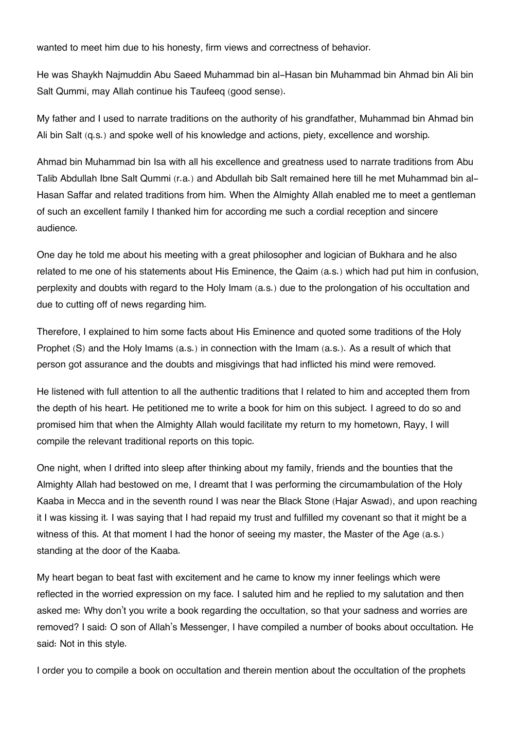wanted to meet him due to his honesty, firm views and correctness of behavior.

He was Shaykh Najmuddin Abu Saeed Muhammad bin al-Hasan bin Muhammad bin Ahmad bin Ali bin Salt Qummi, may Allah continue his Taufeeq (good sense).

My father and I used to narrate traditions on the authority of his grandfather, Muhammad bin Ahmad bin Ali bin Salt (q.s.) and spoke well of his knowledge and actions, piety, excellence and worship.

Ahmad bin Muhammad bin Isa with all his excellence and greatness used to narrate traditions from Abu Talib Abdullah Ibne Salt Qummi (r.a.) and Abdullah bib Salt remained here till he met Muhammad bin al-Hasan Saffar and related traditions from him. When the Almighty Allah enabled me to meet a gentleman of such an excellent family I thanked him for according me such a cordial reception and sincere audience.

One day he told me about his meeting with a great philosopher and logician of Bukhara and he also related to me one of his statements about His Eminence, the Qaim (a.s.) which had put him in confusion, perplexity and doubts with regard to the Holy Imam (a.s.) due to the prolongation of his occultation and due to cutting off of news regarding him.

Therefore, I explained to him some facts about His Eminence and quoted some traditions of the Holy Prophet (S) and the Holy Imams (a.s.) in connection with the Imam (a.s.). As a result of which that person got assurance and the doubts and misgivings that had inflicted his mind were removed.

He listened with full attention to all the authentic traditions that I related to him and accepted them from the depth of his heart. He petitioned me to write a book for him on this subject. I agreed to do so and promised him that when the Almighty Allah would facilitate my return to my hometown, Rayy, I will compile the relevant traditional reports on this topic.

One night, when I drifted into sleep after thinking about my family, friends and the bounties that the Almighty Allah had bestowed on me, I dreamt that I was performing the circumambulation of the Holy Kaaba in Mecca and in the seventh round I was near the Black Stone (Hajar Aswad), and upon reaching it I was kissing it. I was saying that I had repaid my trust and fulfilled my covenant so that it might be a witness of this. At that moment I had the honor of seeing my master, the Master of the Age (a.s.) standing at the door of the Kaaba.

My heart began to beat fast with excitement and he came to know my inner feelings which were reflected in the worried expression on my face. I saluted him and he replied to my salutation and then asked me: Why don't you write a book regarding the occultation, so that your sadness and worries are removed? I said: O son of Allah's Messenger, I have compiled a number of books about occultation. He said: Not in this style.

I order you to compile a book on occultation and therein mention about the occultation of the prophets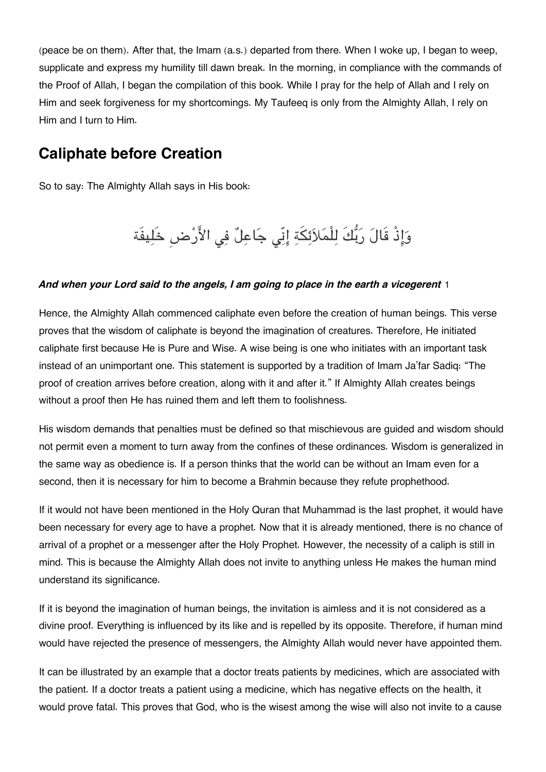(peace be on them). After that, the Imam (a.s.) departed from there. When I woke up, I began to weep, supplicate and express my humility till dawn break. In the morning, in compliance with the commands of the Proof of Allah, I began the compilation of this book. While I pray for the help of Allah and I rely on Him and seek forgiveness for my shortcomings. My Taufeeq is only from the Almighty Allah, I rely on Him and I turn to Him.

## Caliphate before Creation

So to say: The Almighty Allah says in His book:

وَإِذْ قَالَ رَبُّكَ لِلْمَلاَئِكَةِ إِنِّي جَاعِلٌ فِي الأَرْضِ خَلِيفَة

***And when your Lord said to the angels, I am going to place in the earth a vicegerent*** 1

Hence, the Almighty Allah commenced caliphate even before the creation of human beings. This verse proves that the wisdom of caliphate is beyond the imagination of creatures. Therefore, He initiated caliphate first because He is Pure and Wise. A wise being is one who initiates with an important task instead of an unimportant one. This statement is supported by a tradition of Imam Ja'far Sadiq: "The proof of creation arrives before creation, along with it and after it." If Almighty Allah creates beings without a proof then He has ruined them and left them to foolishness.

His wisdom demands that penalties must be defined so that mischievous are guided and wisdom should not permit even a moment to turn away from the confines of these ordinances. Wisdom is generalized in the same way as obedience is. If a person thinks that the world can be without an Imam even for a second, then it is necessary for him to become a Brahmin because they refute prophethood.

If it would not have been mentioned in the Holy Quran that Muhammad is the last prophet, it would have been necessary for every age to have a prophet. Now that it is already mentioned, there is no chance of arrival of a prophet or a messenger after the Holy Prophet. However, the necessity of a caliph is still in mind. This is because the Almighty Allah does not invite to anything unless He makes the human mind understand its significance.

If it is beyond the imagination of human beings, the invitation is aimless and it is not considered as a divine proof. Everything is influenced by its like and is repelled by its opposite. Therefore, if human mind would have rejected the presence of messengers, the Almighty Allah would never have appointed them.

It can be illustrated by an example that a doctor treats patients by medicines, which are associated with the patient. If a doctor treats a patient using a medicine, which has negative effects on the health, it would prove fatal. This proves that God, who is the wisest among the wise will also not invite to a cause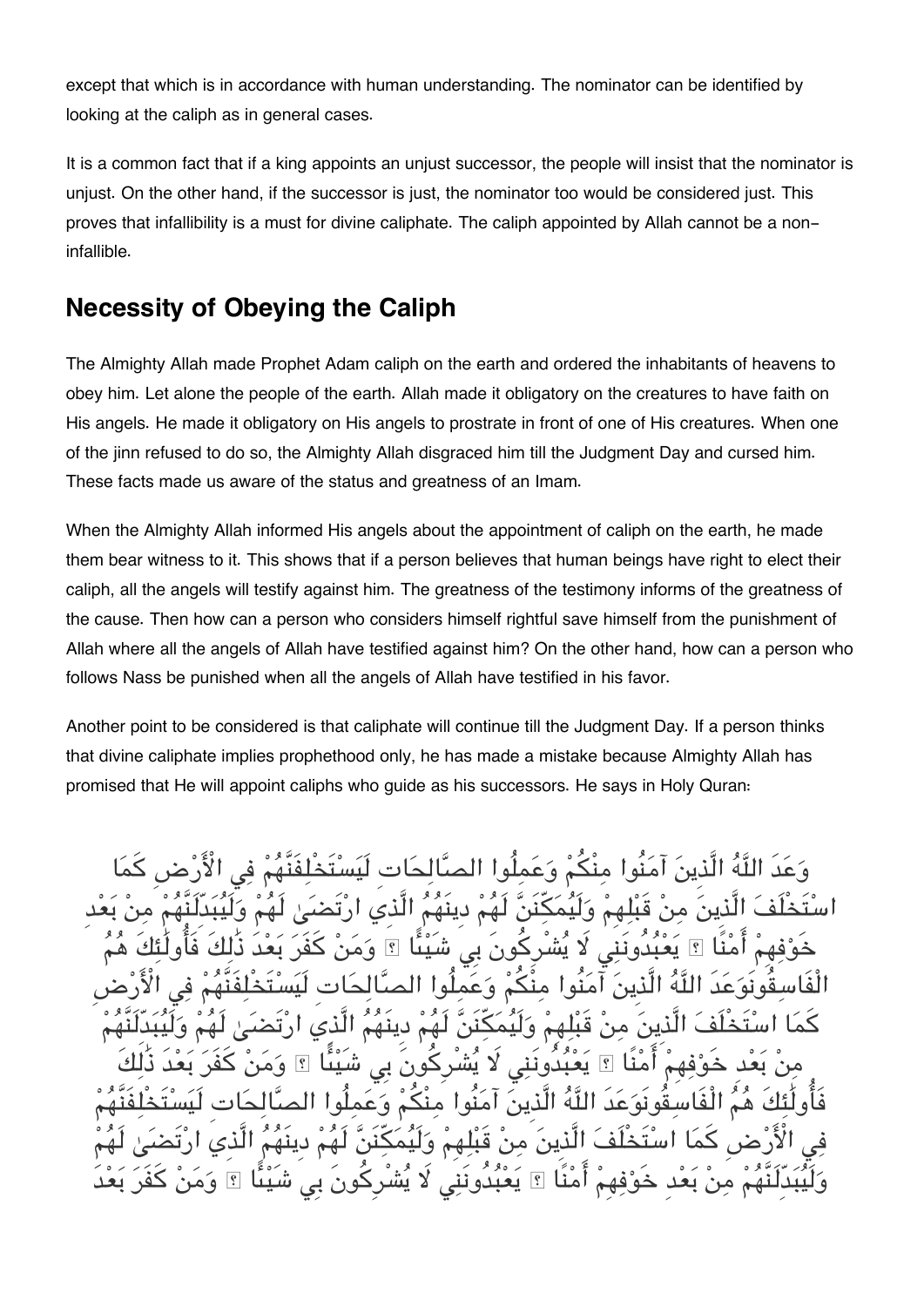except that which is in accordance with human understanding. The nominator can be identified by looking at the caliph as in general cases.

It is a common fact that if a king appoints an unjust successor, the people will insist that the nominator is unjust. On the other hand, if the successor is just, the nominator too would be considered just. This proves that infallibility is a must for divine caliphate. The caliph appointed by Allah cannot be a non-infallible.

## Necessity of Obeying the Caliph

The Almighty Allah made Prophet Adam caliph on the earth and ordered the inhabitants of heavens to obey him. Let alone the people of the earth. Allah made it obligatory on the creatures to have faith on His angels. He made it obligatory on His angels to prostrate in front of one of His creatures. When one of the jinn refused to do so, the Almighty Allah disgraced him till the Judgment Day and cursed him. These facts made us aware of the status and greatness of an Imam.

When the Almighty Allah informed His angels about the appointment of caliph on the earth, he made them bear witness to it. This shows that if a person believes that human beings have right to elect their caliph, all the angels will testify against him. The greatness of the testimony informs of the greatness of the cause. Then how can a person who considers himself rightful save himself from the punishment of Allah where all the angels of Allah have testified against him? On the other hand, how can a person who follows Nass be punished when all the angels of Allah have testified in his favor.

Another point to be considered is that caliphate will continue till the Judgment Day. If a person thinks that divine caliphate implies prophethood only, he has made a mistake because Almighty Allah has promised that He will appoint caliphs who guide as his successors. He says in Holy Quran:

وَعَدَ اللَّهُ الَّذِينَ آمَنُوا مِنْكُمْ وَعَمِلُوا الصَّالِحَاتِ لَيَسْتَخْلِفَنَّهُمْ فِي الْأَرْضِ كَمَا اسْتَخْلَفَ الَّذِينَ مِنْ قَبْلِهِمْ وَلَيُمَكِّنَنَّ لَهُمْ دِينَهُمُ الَّذِي ارْتَضَىٰ لَهُمْ وَلَيُبَدِّلَنَّهُمْ مِنْ بَعْدِ خَوْفِهِمْ أَمْنًا ۚ يَعْبُدُونَنِي لَا يُشْرِكُونَ بِي شَيْئًا ۚ وَمَنْ كَفَرَ بَعْدَ ذَٰلِكَ فَأُولَٰئِكَ هُمُ الْفَاسِقُونَوَعَدَ اللَّهُ الَّذِينَ آمَنُوا مِنْكُمْ وَعَمِلُوا الصَّالِحَاتِ لَيَسْتَخْلِفَنَّهُمْ فِي الْأَرْضِ كَمَا اسْتَخْلَفَ الَّذِينَ مِنْ قَبْلِهِمْ وَلَيُمَكِّنَنَّ لَهُمْ دِينَهُمُ الَّذِي ارْتَضَىٰ لَهُمْ وَلَيُبَدِّلَنَّهُمْ مِنْ بَعْدِ خَوْفِهِمْ أَمْنًا ۚ يَعْبُدُونَنِي لَا يُشْرِكُونَ بِي شَيْئًا ۚ وَمَنْ كَفَرَ بَعْدَ ذَٰلِكَ فَأُولَٰئِكَ هُمُ الْفَاسِقُونَوَعَدَ اللَّهُ الَّذِينَ آمَنُوا مِنْكُمْ وَعَمِلُوا الصَّالِحَاتِ لَيَسْتَخْلِفَنَّهُمْ فِي الْأَرْضِ كَمَا اسْتَخْلَفَ الَّذِينَ مِنْ قَبْلِهِمْ وَلَيُمَكِّنَنَّ لَهُمْ دِينَهُمُ الَّذِي ارْتَضَىٰ لَهُمْ وَلَيُبَدِّلَنَّهُمْ مِنْ بَعْدِ خَوْفِهِمْ أَمْنًا ۚ يَعْبُدُونَنِي لَا يُشْرِكُونَ بِي شَيْئًا ۚ وَمَنْ كَفَرَ بَعْدَ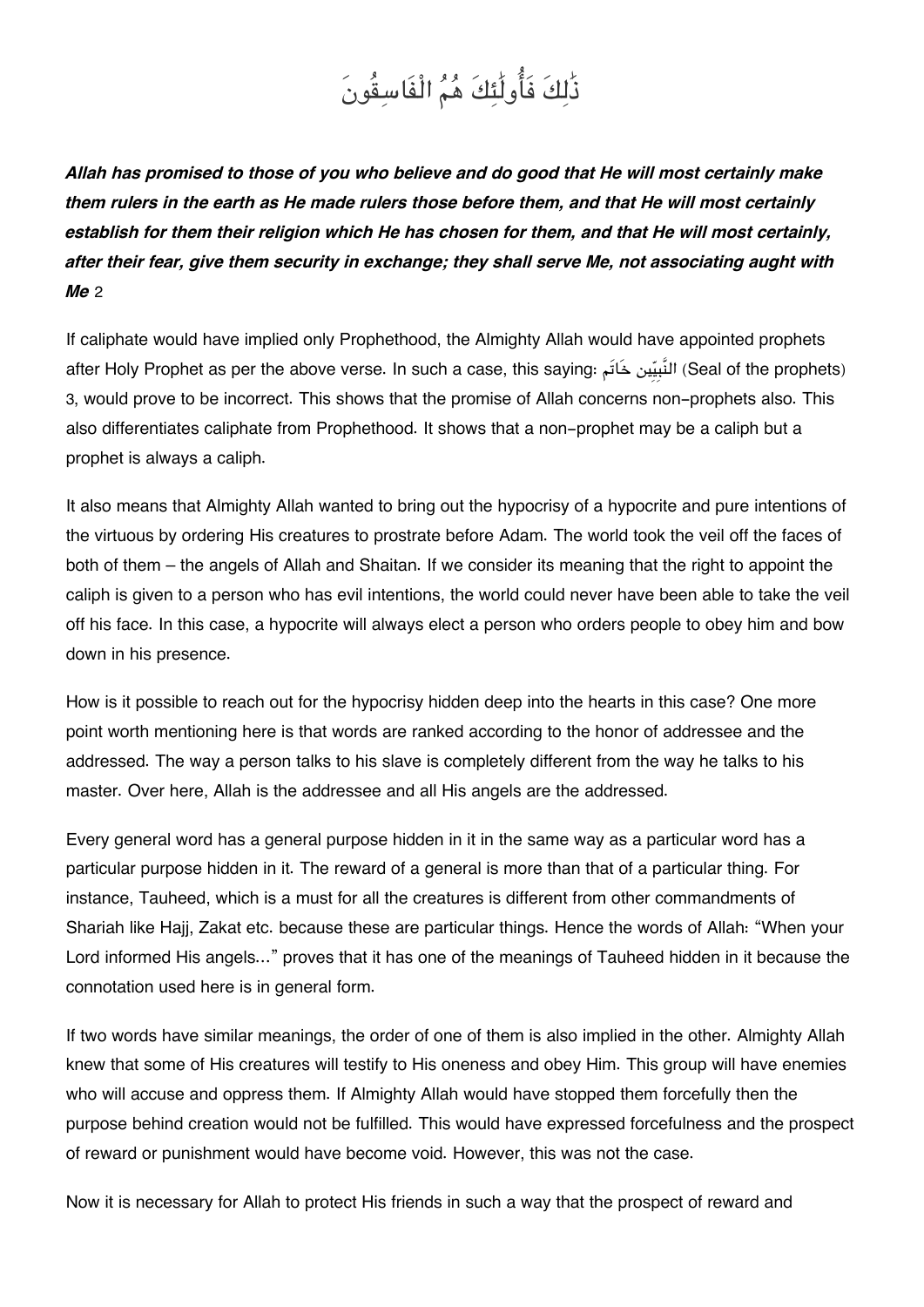ذَٰلِكَ فَأُولَٰئِكَ هُمُ الْفَاسِقُونَ

***Allah has promised to those of you who believe and do good that He will most certainly make them rulers in the earth as He made rulers those before them, and that He will most certainly establish for them their religion which He has chosen for them, and that He will most certainly, after their fear, give them security in exchange; they shall serve Me, not associating aught with Me*** 2

If caliphate would have implied only Prophethood, the Almighty Allah would have appointed prophets after Holy Prophet as per the above verse. In such a case, this saying: خَاتَم النَّبِيِّين (Seal of the prophets) 3, would prove to be incorrect. This shows that the promise of Allah concerns non-prophets also. This also differentiates caliphate from Prophethood. It shows that a non-prophet may be a caliph but a prophet is always a caliph.

It also means that Almighty Allah wanted to bring out the hypocrisy of a hypocrite and pure intentions of the virtuous by ordering His creatures to prostrate before Adam. The world took the veil off the faces of both of them – the angels of Allah and Shaitan. If we consider its meaning that the right to appoint the caliph is given to a person who has evil intentions, the world could never have been able to take the veil off his face. In this case, a hypocrite will always elect a person who orders people to obey him and bow down in his presence.

How is it possible to reach out for the hypocrisy hidden deep into the hearts in this case? One more point worth mentioning here is that words are ranked according to the honor of addressee and the addressed. The way a person talks to his slave is completely different from the way he talks to his master. Over here, Allah is the addressee and all His angels are the addressed.

Every general word has a general purpose hidden in it in the same way as a particular word has a particular purpose hidden in it. The reward of a general is more than that of a particular thing. For instance, Tauheed, which is a must for all the creatures is different from other commandments of Shariah like Hajj, Zakat etc. because these are particular things. Hence the words of Allah: "When your Lord informed His angels…" proves that it has one of the meanings of Tauheed hidden in it because the connotation used here is in general form.

If two words have similar meanings, the order of one of them is also implied in the other. Almighty Allah knew that some of His creatures will testify to His oneness and obey Him. This group will have enemies who will accuse and oppress them. If Almighty Allah would have stopped them forcefully then the purpose behind creation would not be fulfilled. This would have expressed forcefulness and the prospect of reward or punishment would have become void. However, this was not the case.

Now it is necessary for Allah to protect His friends in such a way that the prospect of reward and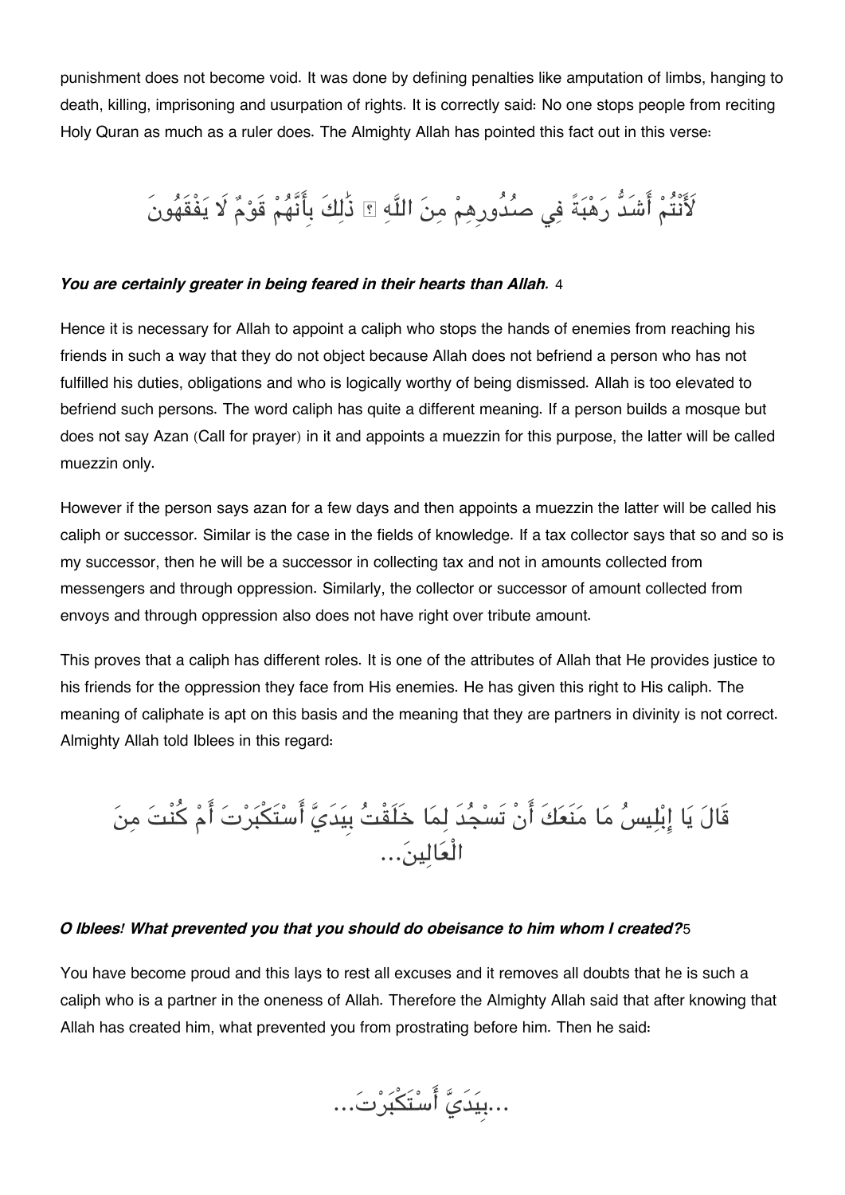punishment does not become void. It was done by defining penalties like amputation of limbs, hanging to death, killing, imprisoning and usurpation of rights. It is correctly said: No one stops people from reciting Holy Quran as much as a ruler does. The Almighty Allah has pointed this fact out in this verse:

لَأَنْتُمْ أَشَدُّ رَهْبَةً فِي صُدُورِهِمْ مِنَ اللَّهِ ۚ ذَٰلِكَ بِأَنَّهُمْ قَوْمٌ لَا يَفْقَهُونَ

***You are certainly greater in being feared in their hearts than Allah.*** 4

Hence it is necessary for Allah to appoint a caliph who stops the hands of enemies from reaching his friends in such a way that they do not object because Allah does not befriend a person who has not fulfilled his duties, obligations and who is logically worthy of being dismissed. Allah is too elevated to befriend such persons. The word caliph has quite a different meaning. If a person builds a mosque but does not say Azan (Call for prayer) in it and appoints a muezzin for this purpose, the latter will be called muezzin only.

However if the person says azan for a few days and then appoints a muezzin the latter will be called his caliph or successor. Similar is the case in the fields of knowledge. If a tax collector says that so and so is my successor, then he will be a successor in collecting tax and not in amounts collected from messengers and through oppression. Similarly, the collector or successor of amount collected from envoys and through oppression also does not have right over tribute amount.

This proves that a caliph has different roles. It is one of the attributes of Allah that He provides justice to his friends for the oppression they face from His enemies. He has given this right to His caliph. The meaning of caliphate is apt on this basis and the meaning that they are partners in divinity is not correct. Almighty Allah told Iblees in this regard:

قَالَ يَا إِبْلِيسُ مَا مَنَعَكَ أَنْ تَسْجُدَ لِمَا خَلَقْتُ بِيَدَيَّ أَسْتَكْبَرْتَ أَمْ كُنْتَ مِنَ الْعَالِينَ...

***O Iblees! What prevented you that you should do obeisance to him whom I created?***5

You have become proud and this lays to rest all excuses and it removes all doubts that he is such a caliph who is a partner in the oneness of Allah. Therefore the Almighty Allah said that after knowing that Allah has created him, what prevented you from prostrating before him. Then he said:

...بِيَدَيَّ أَسْتَكْبَرْتَ...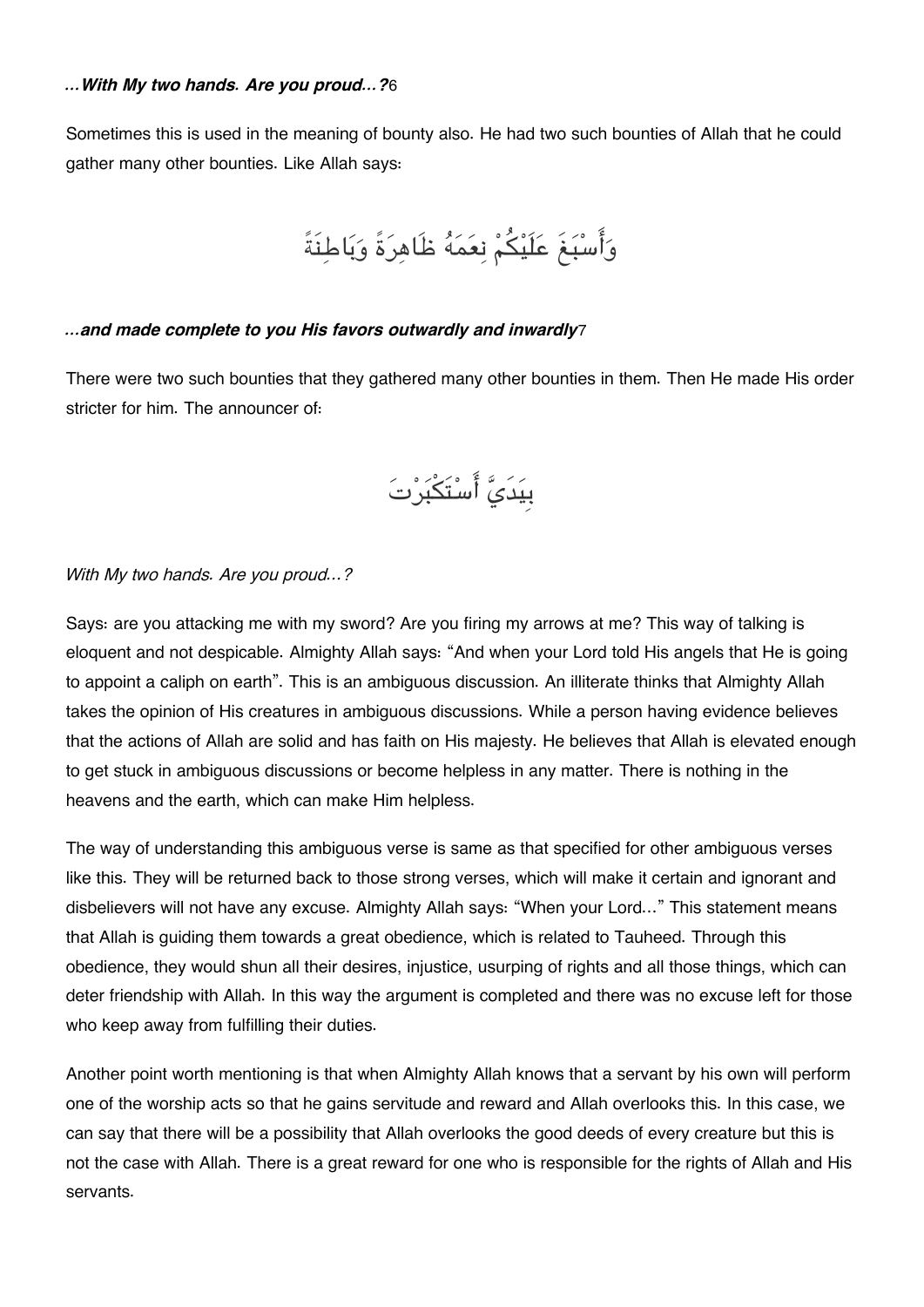*...With My two hands. Are you proud...?*[6]

Sometimes this is used in the meaning of bounty also. He had two such bounties of Allah that he could gather many other bounties. Like Allah says:

وَأَسْبَغَ عَلَيْكُمْ نِعَمَهُ ظَاهِرَةً وَبَاطِنَةً

***...and made complete to you His favors outwardly and inwardly***[7]

There were two such bounties that they gathered many other bounties in them. Then He made His order stricter for him. The announcer of:

بِيَدَيَّ أَسْتَكْبَرْتَ

*With My two hands. Are you proud...?*

Says: are you attacking me with my sword? Are you firing my arrows at me? This way of talking is eloquent and not despicable. Almighty Allah says: "And when your Lord told His angels that He is going to appoint a caliph on earth". This is an ambiguous discussion. An illiterate thinks that Almighty Allah takes the opinion of His creatures in ambiguous discussions. While a person having evidence believes that the actions of Allah are solid and has faith on His majesty. He believes that Allah is elevated enough to get stuck in ambiguous discussions or become helpless in any matter. There is nothing in the heavens and the earth, which can make Him helpless.

The way of understanding this ambiguous verse is same as that specified for other ambiguous verses like this. They will be returned back to those strong verses, which will make it certain and ignorant and disbelievers will not have any excuse. Almighty Allah says: "When your Lord..." This statement means that Allah is guiding them towards a great obedience, which is related to Tauheed. Through this obedience, they would shun all their desires, injustice, usurping of rights and all those things, which can deter friendship with Allah. In this way the argument is completed and there was no excuse left for those who keep away from fulfilling their duties.

Another point worth mentioning is that when Almighty Allah knows that a servant by his own will perform one of the worship acts so that he gains servitude and reward and Allah overlooks this. In this case, we can say that there will be a possibility that Allah overlooks the good deeds of every creature but this is not the case with Allah. There is a great reward for one who is responsible for the rights of Allah and His servants.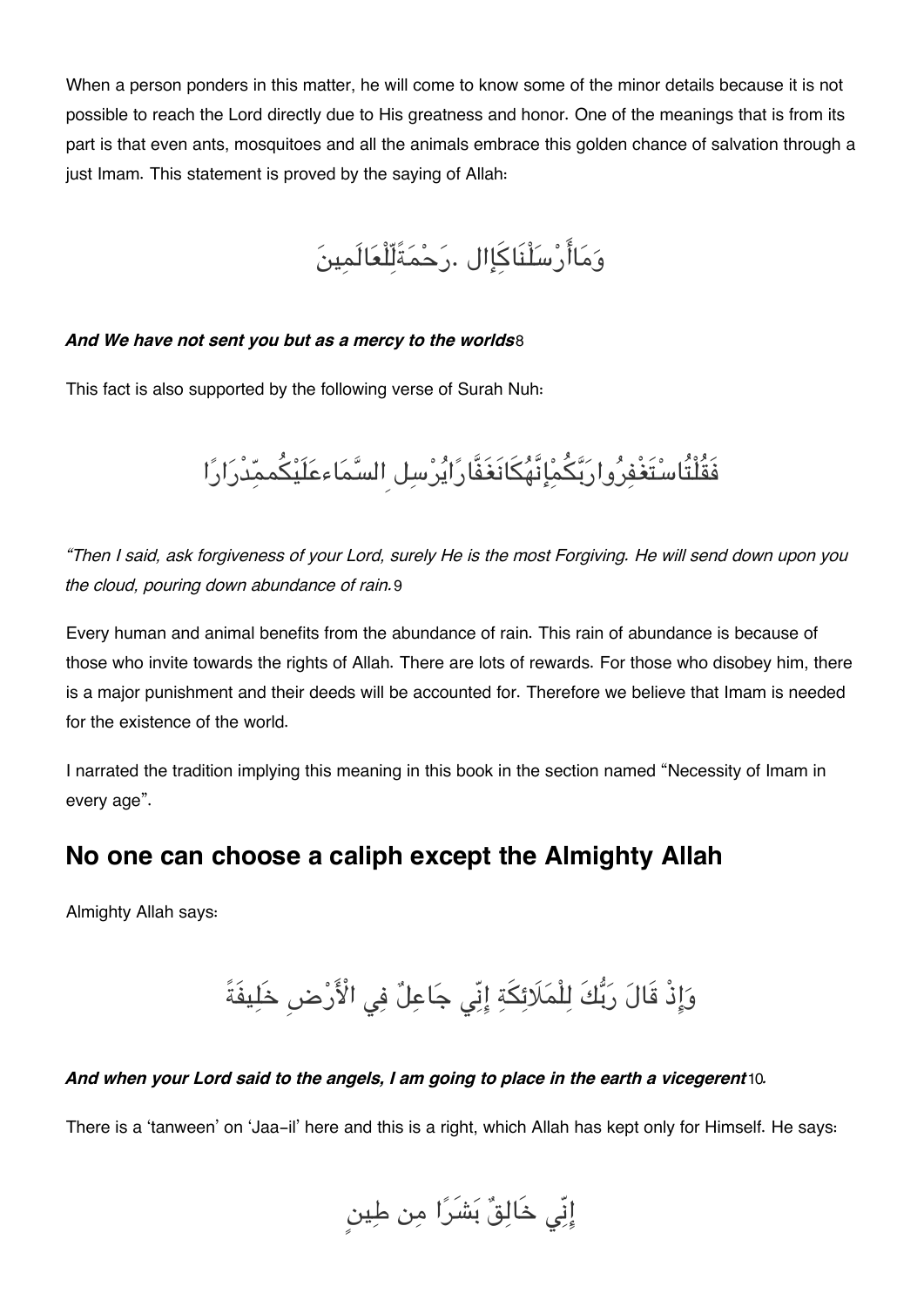When a person ponders in this matter, he will come to know some of the minor details because it is not possible to reach the Lord directly due to His greatness and honor. One of the meanings that is from its part is that even ants, mosquitoes and all the animals embrace this golden chance of salvation through a just Imam. This statement is proved by the saying of Allah:

وَمَاأَرْسَلْنَاكَإِال .رَحْمَةًلِّلْعَالَمِينَ

***And We have not sent you but as a mercy to the worlds***8

This fact is also supported by the following verse of Surah Nuh:

فَقُلْتُاسْتَغْفِرُوارَبَّكُمْإِنَّهُكَانَغَفَّارًايُرْسِلِ السَّمَاءعَلَيْكُممِّدْرَارًا

*"Then I said, ask forgiveness of your Lord, surely He is the most Forgiving. He will send down upon you the cloud, pouring down abundance of rain.*9

Every human and animal benefits from the abundance of rain. This rain of abundance is because of those who invite towards the rights of Allah. There are lots of rewards. For those who disobey him, there is a major punishment and their deeds will be accounted for. Therefore we believe that Imam is needed for the existence of the world.

I narrated the tradition implying this meaning in this book in the section named "Necessity of Imam in every age".

## No one can choose a caliph except the Almighty Allah

Almighty Allah says:

وَإِذْ قَالَ رَبُّكَ لِلْمَلَائِكَةِ إِنِّي جَاعِلٌ فِي الْأَرْضِ خَلِيفَةً

***And when your Lord said to the angels, I am going to place in the earth a vicegerent***10.

There is a 'tanween' on 'Jaa-il' here and this is a right, which Allah has kept only for Himself. He says:

إِنِّي خَالِقٌ بَشَرًا مِن طِينٍ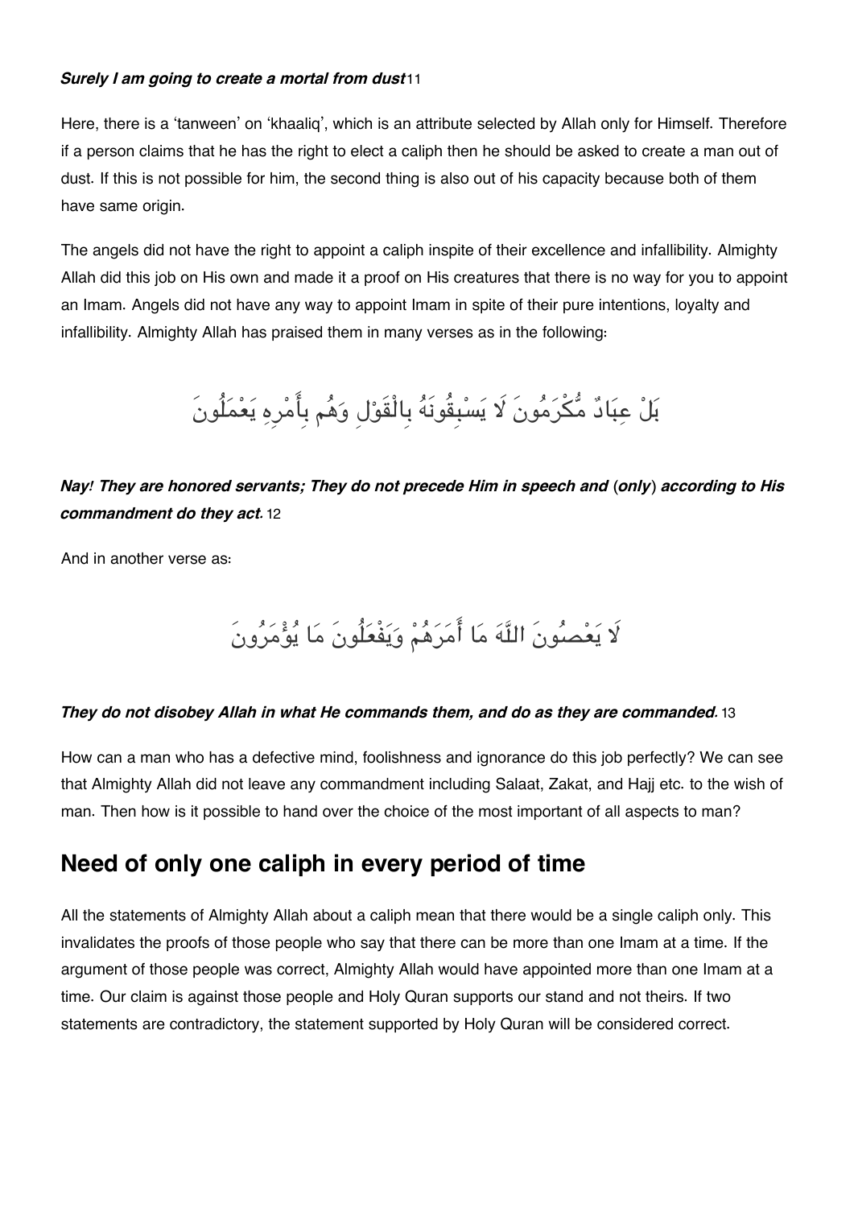***Surely I am going to create a mortal from dust***[11]

Here, there is a 'tanween' on 'khaaliq', which is an attribute selected by Allah only for Himself. Therefore if a person claims that he has the right to elect a caliph then he should be asked to create a man out of dust. If this is not possible for him, the second thing is also out of his capacity because both of them have same origin.

The angels did not have the right to appoint a caliph inspite of their excellence and infallibility. Almighty Allah did this job on His own and made it a proof on His creatures that there is no way for you to appoint an Imam. Angels did not have any way to appoint Imam in spite of their pure intentions, loyalty and infallibility. Almighty Allah has praised them in many verses as in the following:

بَلْ عِبَادٌ مُّكْرَمُونَ لَا يَسْبِقُونَهُ بِالْقَوْلِ وَهُم بِأَمْرِهِ يَعْمَلُونَ

***Nay! They are honored servants; They do not precede Him in speech and (only) according to His commandment do they act.***[12]

And in another verse as:

لَا يَعْصُونَ اللَّهَ مَا أَمَرَهُمْ وَيَفْعَلُونَ مَا يُؤْمَرُونَ

***They do not disobey Allah in what He commands them, and do as they are commanded.***[13]

How can a man who has a defective mind, foolishness and ignorance do this job perfectly? We can see that Almighty Allah did not leave any commandment including Salaat, Zakat, and Hajj etc. to the wish of man. Then how is it possible to hand over the choice of the most important of all aspects to man?

## Need of only one caliph in every period of time

All the statements of Almighty Allah about a caliph mean that there would be a single caliph only. This invalidates the proofs of those people who say that there can be more than one Imam at a time. If the argument of those people was correct, Almighty Allah would have appointed more than one Imam at a time. Our claim is against those people and Holy Quran supports our stand and not theirs. If two statements are contradictory, the statement supported by Holy Quran will be considered correct.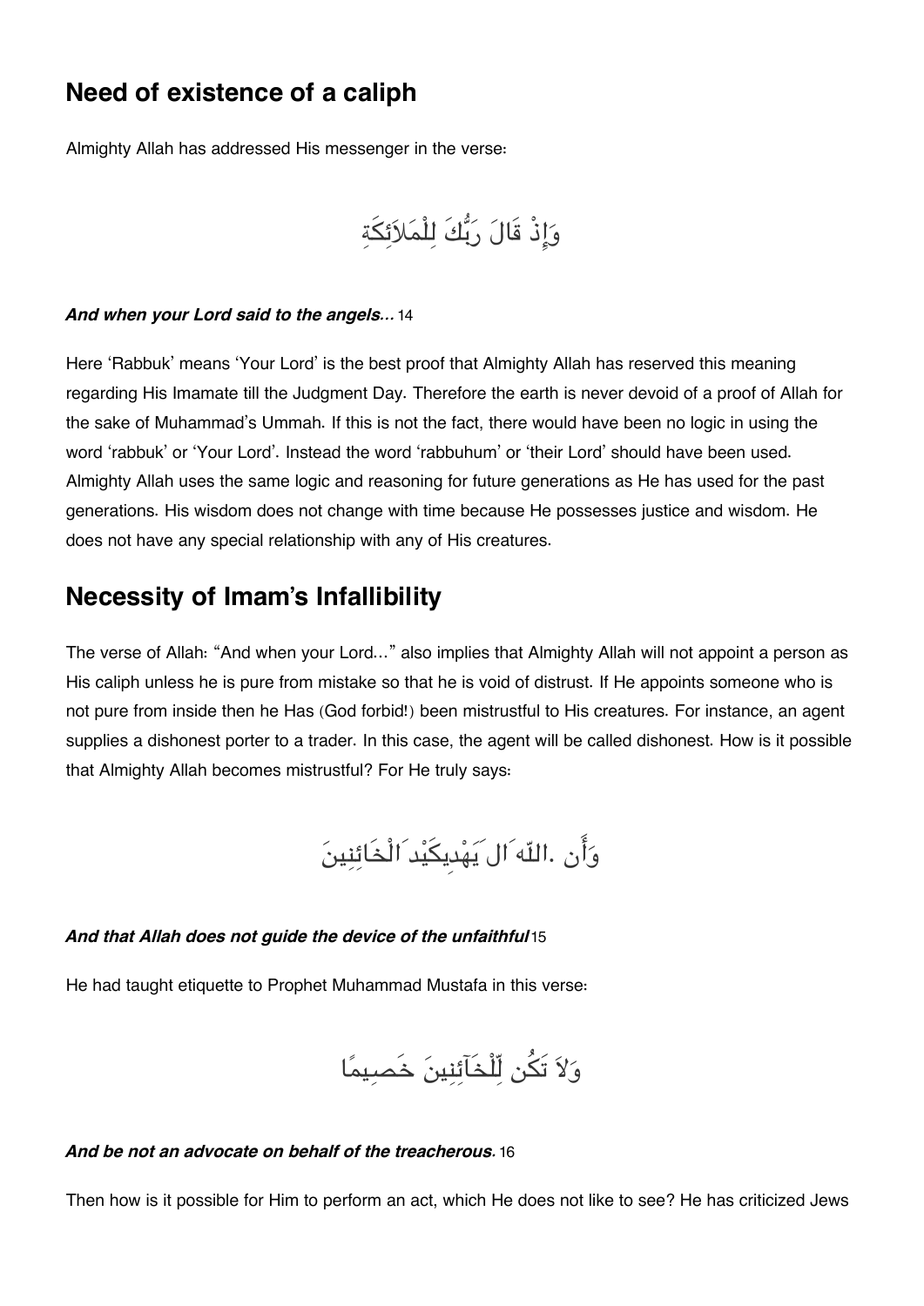## Need of existence of a caliph

Almighty Allah has addressed His messenger in the verse:

وَإِذْ قَالَ رَبُّكَ لِلْمَلاَئِكَةِ

***And when your Lord said to the angels…*** 14

Here 'Rabbuk' means 'Your Lord' is the best proof that Almighty Allah has reserved this meaning regarding His Imamate till the Judgment Day. Therefore the earth is never devoid of a proof of Allah for the sake of Muhammad's Ummah. If this is not the fact, there would have been no logic in using the word 'rabbuk' or 'Your Lord'. Instead the word 'rabbuhum' or 'their Lord' should have been used. Almighty Allah uses the same logic and reasoning for future generations as He has used for the past generations. His wisdom does not change with time because He possesses justice and wisdom. He does not have any special relationship with any of His creatures.

## Necessity of Imam's Infallibility

The verse of Allah: "And when your Lord…" also implies that Almighty Allah will not appoint a person as His caliph unless he is pure from mistake so that he is void of distrust. If He appoints someone who is not pure from inside then he Has (God forbid!) been mistrustful to His creatures. For instance, an agent supplies a dishonest porter to a trader. In this case, the agent will be called dishonest. How is it possible that Almighty Allah becomes mistrustful? For He truly says:

وَأَن .اللّه َال يَهْدِيكَيْد َالْخَائِنِينَ

***And that Allah does not guide the device of the unfaithful*** 15

He had taught etiquette to Prophet Muhammad Mustafa in this verse:

وَلاَ تَكُن لِّلْخَآئِنِينَ خَصِيمًا

***And be not an advocate on behalf of the treacherous.*** 16

Then how is it possible for Him to perform an act, which He does not like to see? He has criticized Jews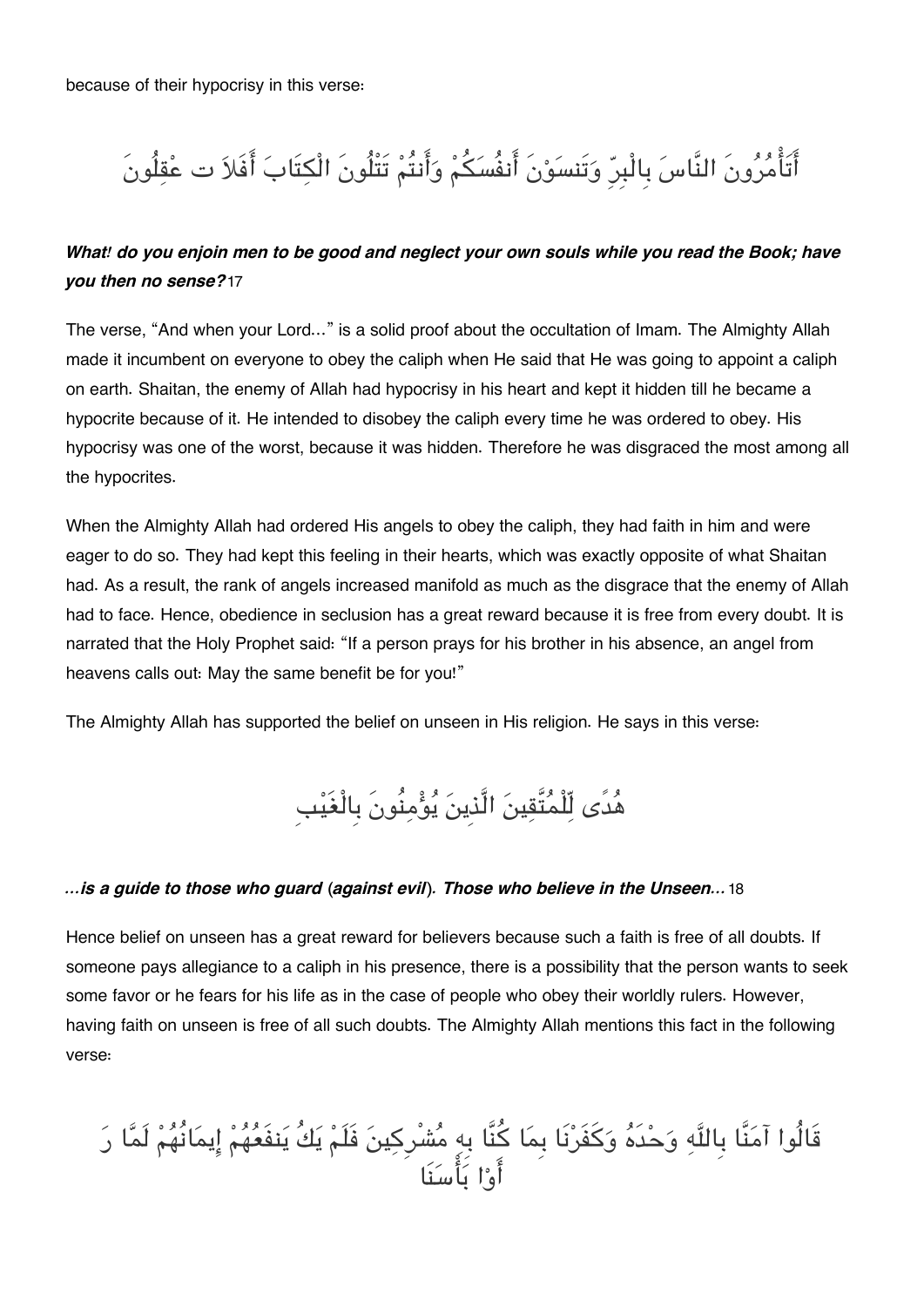because of their hypocrisy in this verse:

أَتَأْمُرُونَ النَّاسَ بِالْبِرِّ وَتَنسَوْنَ أَنفُسَكُمْ وَأَنتُمْ تَتْلُونَ الْكِتَابَ أَفَلاَ ت عْقِلُونَ

***What! do you enjoin men to be good and neglect your own souls while you read the Book; have you then no sense?***17

The verse, "And when your Lord..." is a solid proof about the occultation of Imam. The Almighty Allah made it incumbent on everyone to obey the caliph when He said that He was going to appoint a caliph on earth. Shaitan, the enemy of Allah had hypocrisy in his heart and kept it hidden till he became a hypocrite because of it. He intended to disobey the caliph every time he was ordered to obey. His hypocrisy was one of the worst, because it was hidden. Therefore he was disgraced the most among all the hypocrites.

When the Almighty Allah had ordered His angels to obey the caliph, they had faith in him and were eager to do so. They had kept this feeling in their hearts, which was exactly opposite of what Shaitan had. As a result, the rank of angels increased manifold as much as the disgrace that the enemy of Allah had to face. Hence, obedience in seclusion has a great reward because it is free from every doubt. It is narrated that the Holy Prophet said: "If a person prays for his brother in his absence, an angel from heavens calls out: May the same benefit be for you!"

The Almighty Allah has supported the belief on unseen in His religion. He says in this verse:

هُدًى لِّلْمُتَّقِينَ الَّذِينَ يُؤْمِنُونَ بِالْغَيْبِ

***...is a guide to those who guard (against evil). Those who believe in the Unseen...***18

Hence belief on unseen has a great reward for believers because such a faith is free of all doubts. If someone pays allegiance to a caliph in his presence, there is a possibility that the person wants to seek some favor or he fears for his life as in the case of people who obey their worldly rulers. However, having faith on unseen is free of all such doubts. The Almighty Allah mentions this fact in the following verse:

قَالُوا آمَنَّا بِاللَّهِ وَحْدَهُ وَكَفَرْنَا بِمَا كُنَّا بِهِ مُشْرِكِينَ فَلَمْ يَكُ يَنفَعُهُمْ إِيمَانُهُمْ لَمَّا رَأَوْا بَأْسَنَا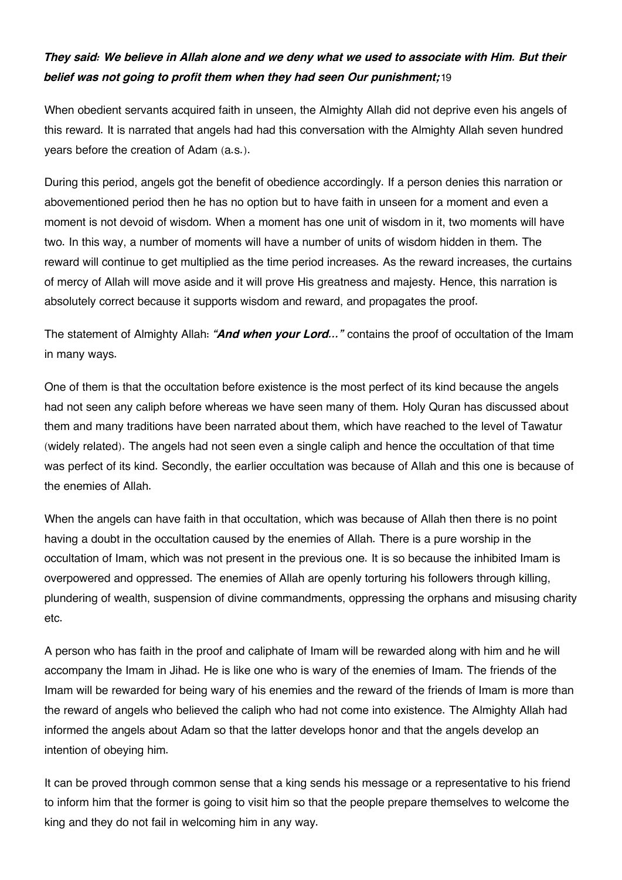***They said: We believe in Allah alone and we deny what we used to associate with Him. But their belief was not going to profit them when they had seen Our punishment;***[19]

When obedient servants acquired faith in unseen, the Almighty Allah did not deprive even his angels of this reward. It is narrated that angels had had this conversation with the Almighty Allah seven hundred years before the creation of Adam (a.s.).

During this period, angels got the benefit of obedience accordingly. If a person denies this narration or abovementioned period then he has no option but to have faith in unseen for a moment and even a moment is not devoid of wisdom. When a moment has one unit of wisdom in it, two moments will have two. In this way, a number of moments will have a number of units of wisdom hidden in them. The reward will continue to get multiplied as the time period increases. As the reward increases, the curtains of mercy of Allah will move aside and it will prove His greatness and majesty. Hence, this narration is absolutely correct because it supports wisdom and reward, and propagates the proof.

The statement of Almighty Allah: ***"And when your Lord..."*** contains the proof of occultation of the Imam in many ways.

One of them is that the occultation before existence is the most perfect of its kind because the angels had not seen any caliph before whereas we have seen many of them. Holy Quran has discussed about them and many traditions have been narrated about them, which have reached to the level of Tawatur (widely related). The angels had not seen even a single caliph and hence the occultation of that time was perfect of its kind. Secondly, the earlier occultation was because of Allah and this one is because of the enemies of Allah.

When the angels can have faith in that occultation, which was because of Allah then there is no point having a doubt in the occultation caused by the enemies of Allah. There is a pure worship in the occultation of Imam, which was not present in the previous one. It is so because the inhibited Imam is overpowered and oppressed. The enemies of Allah are openly torturing his followers through killing, plundering of wealth, suspension of divine commandments, oppressing the orphans and misusing charity etc.

A person who has faith in the proof and caliphate of Imam will be rewarded along with him and he will accompany the Imam in Jihad. He is like one who is wary of the enemies of Imam. The friends of the Imam will be rewarded for being wary of his enemies and the reward of the friends of Imam is more than the reward of angels who believed the caliph who had not come into existence. The Almighty Allah had informed the angels about Adam so that the latter develops honor and that the angels develop an intention of obeying him.

It can be proved through common sense that a king sends his message or a representative to his friend to inform him that the former is going to visit him so that the people prepare themselves to welcome the king and they do not fail in welcoming him in any way.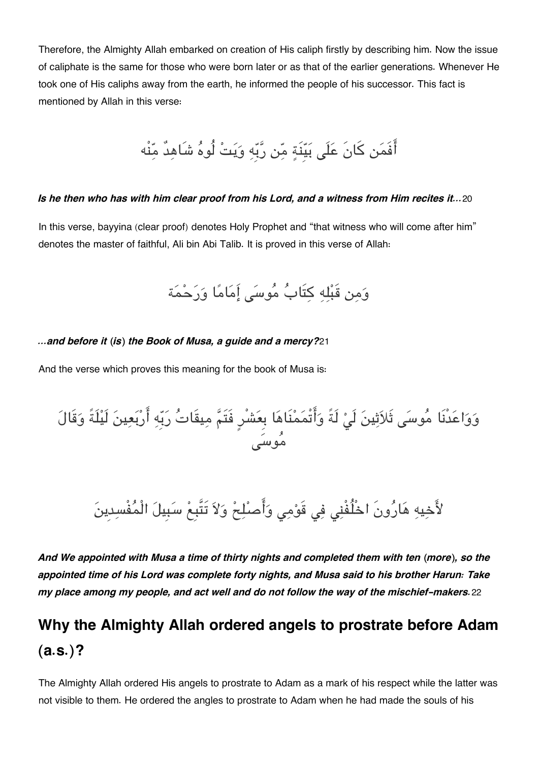Therefore, the Almighty Allah embarked on creation of His caliph firstly by describing him. Now the issue of caliphate is the same for those who were born later or as that of the earlier generations. Whenever He took one of His caliphs away from the earth, he informed the people of his successor. This fact is mentioned by Allah in this verse:

أَفَمَن كَانَ عَلَى بَيِّنَةٍ مِّن رَّبِّهِ وَيَتْلُوهُ شَاهِدٌ مِّنْه

***Is he then who has with him clear proof from his Lord, and a witness from Him recites it…***[20]

In this verse, bayyina (clear proof) denotes Holy Prophet and "that witness who will come after him" denotes the master of faithful, Ali bin Abi Talib. It is proved in this verse of Allah:

وَمِن قَبْلِهِ كِتَابُ مُوسَى إَمَامًا وَرَحْمَة

***…and before it (is) the Book of Musa, a guide and a mercy?***[21]

And the verse which proves this meaning for the book of Musa is:

وَوَاعَدْنَا مُوسَى ثَلاَثِينَ لَيْ لَةً وَأَتْمَمْنَاهَا بِعَشْرٍ فَتَمَّ مِيقَاتُ رَبِّهِ أَرْبَعِينَ لَيْلَةً وَقَالَ مُوسَى

لأَخِيهِ هَارُونَ اخْلُفْنِي فِي قَوْمِي وَأَصْلِحْ وَلاَ تَتَّبِعْ سَبِيلَ الْمُفْسِدِينَ

***And We appointed with Musa a time of thirty nights and completed them with ten (more), so the appointed time of his Lord was complete forty nights, and Musa said to his brother Harun: Take my place among my people, and act well and do not follow the way of the mischief-makers.***[22]

## Why the Almighty Allah ordered angels to prostrate before Adam (a.s.)?

The Almighty Allah ordered His angels to prostrate to Adam as a mark of his respect while the latter was not visible to them. He ordered the angles to prostrate to Adam when he had made the souls of his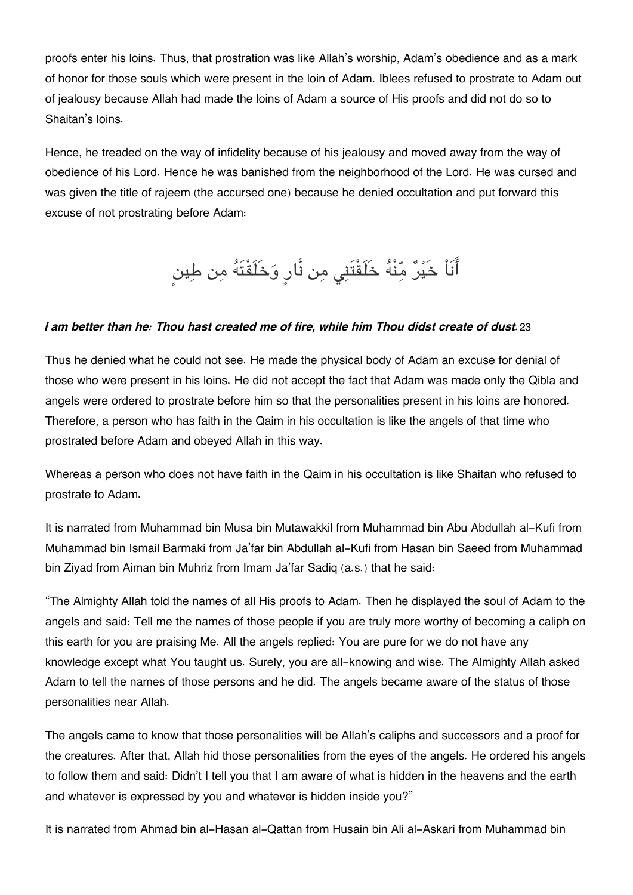proofs enter his loins. Thus, that prostration was like Allah's worship, Adam's obedience and as a mark of honor for those souls which were present in the loin of Adam. Iblees refused to prostrate to Adam out of jealousy because Allah had made the loins of Adam a source of His proofs and did not do so to Shaitan's loins.

Hence, he treaded on the way of infidelity because of his jealousy and moved away from the way of obedience of his Lord. Hence he was banished from the neighborhood of the Lord. He was cursed and was given the title of rajeem (the accursed one) because he denied occultation and put forward this excuse of not prostrating before Adam:

أَنَاْ خَيْرٌ مِّنْهُ خَلَقْتَنِي مِن نَّارٍ وَخَلَقْتَهُ مِن طِينٍ

***I am better than he: Thou hast created me of fire, while him Thou didst create of dust.***23

Thus he denied what he could not see. He made the physical body of Adam an excuse for denial of those who were present in his loins. He did not accept the fact that Adam was made only the Qibla and angels were ordered to prostrate before him so that the personalities present in his loins are honored. Therefore, a person who has faith in the Qaim in his occultation is like the angels of that time who prostrated before Adam and obeyed Allah in this way.

Whereas a person who does not have faith in the Qaim in his occultation is like Shaitan who refused to prostrate to Adam.

It is narrated from Muhammad bin Musa bin Mutawakkil from Muhammad bin Abu Abdullah al-Kufi from Muhammad bin Ismail Barmaki from Ja'far bin Abdullah al-Kufi from Hasan bin Saeed from Muhammad bin Ziyad from Aiman bin Muhriz from Imam Ja'far Sadiq (a.s.) that he said:

"The Almighty Allah told the names of all His proofs to Adam. Then he displayed the soul of Adam to the angels and said: Tell me the names of those people if you are truly more worthy of becoming a caliph on this earth for you are praising Me. All the angels replied: You are pure for we do not have any knowledge except what You taught us. Surely, you are all-knowing and wise. The Almighty Allah asked Adam to tell the names of those persons and he did. The angels became aware of the status of those personalities near Allah.

The angels came to know that those personalities will be Allah's caliphs and successors and a proof for the creatures. After that, Allah hid those personalities from the eyes of the angels. He ordered his angels to follow them and said: Didn't I tell you that I am aware of what is hidden in the heavens and the earth and whatever is expressed by you and whatever is hidden inside you?"

It is narrated from Ahmad bin al-Hasan al-Qattan from Husain bin Ali al-Askari from Muhammad bin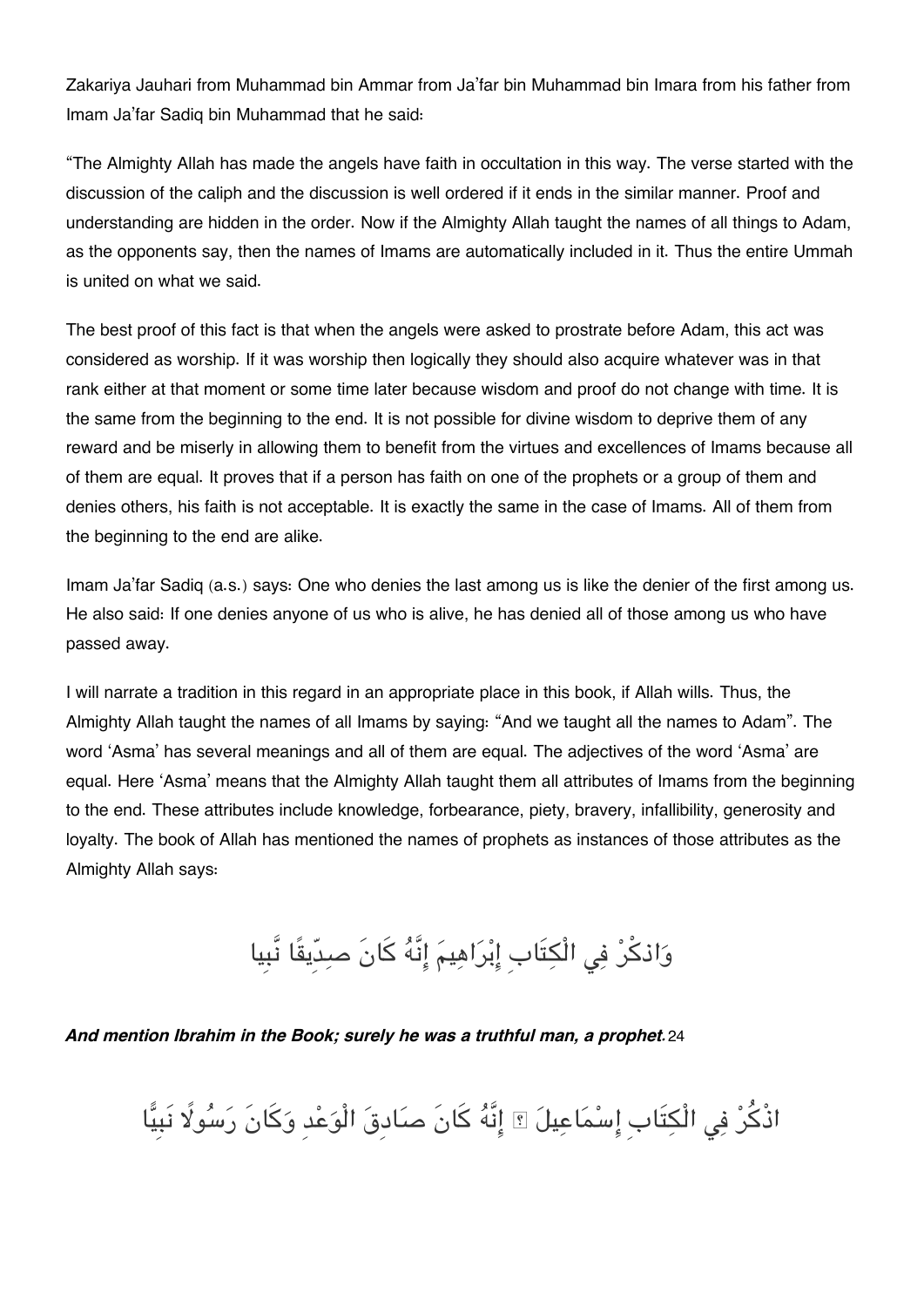Zakariya Jauhari from Muhammad bin Ammar from Ja'far bin Muhammad bin Imara from his father from Imam Ja'far Sadiq bin Muhammad that he said:

"The Almighty Allah has made the angels have faith in occultation in this way. The verse started with the discussion of the caliph and the discussion is well ordered if it ends in the similar manner. Proof and understanding are hidden in the order. Now if the Almighty Allah taught the names of all things to Adam, as the opponents say, then the names of Imams are automatically included in it. Thus the entire Ummah is united on what we said.

The best proof of this fact is that when the angels were asked to prostrate before Adam, this act was considered as worship. If it was worship then logically they should also acquire whatever was in that rank either at that moment or some time later because wisdom and proof do not change with time. It is the same from the beginning to the end. It is not possible for divine wisdom to deprive them of any reward and be miserly in allowing them to benefit from the virtues and excellences of Imams because all of them are equal. It proves that if a person has faith on one of the prophets or a group of them and denies others, his faith is not acceptable. It is exactly the same in the case of Imams. All of them from the beginning to the end are alike.

Imam Ja'far Sadiq (a.s.) says: One who denies the last among us is like the denier of the first among us. He also said: If one denies anyone of us who is alive, he has denied all of those among us who have passed away.

I will narrate a tradition in this regard in an appropriate place in this book, if Allah wills. Thus, the Almighty Allah taught the names of all Imams by saying: "And we taught all the names to Adam". The word 'Asma' has several meanings and all of them are equal. The adjectives of the word 'Asma' are equal. Here 'Asma' means that the Almighty Allah taught them all attributes of Imams from the beginning to the end. These attributes include knowledge, forbearance, piety, bravery, infallibility, generosity and loyalty. The book of Allah has mentioned the names of prophets as instances of those attributes as the Almighty Allah says:

وَاذكُرْ فِي الْكِتَابِ إِبْرَاهِيمَ إِنَّهُ كَانَ صِدِّيقًا نَّبِيا

***And mention Ibrahim in the Book; surely he was a truthful man, a prophet.***[24]

اذْكُرْ فِي الْكِتَابِ إِسْمَاعِيلَ ۚ إِنَّهُ كَانَ صَادِقَ الْوَعْدِ وَكَانَ رَسُولًا نَبِيًّا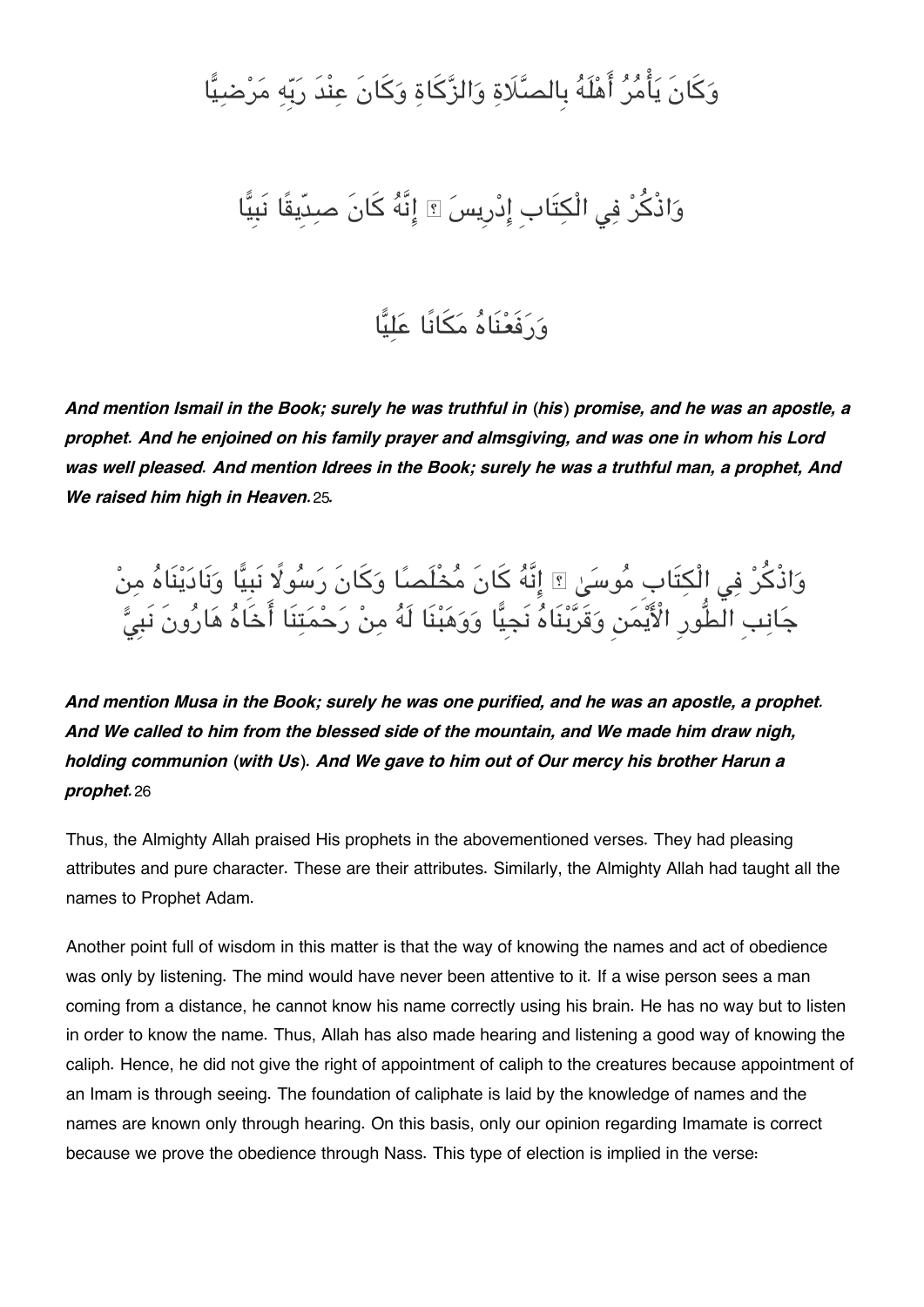وَكَانَ يَأْمُرُ أَهْلَهُ بِالصَّلَاةِ وَالزَّكَاةِ وَكَانَ عِنْدَ رَبِّهِ مَرْضِيًّا

وَاذْكُرْ فِي الْكِتَابِ إِدْرِيسَ ۚ إِنَّهُ كَانَ صِدِّيقًا نَبِيًّا

وَرَفَعْنَاهُ مَكَانًا عَلِيًّا

***And mention Ismail in the Book; surely he was truthful in (his) promise, and he was an apostle, a prophet. And he enjoined on his family prayer and almsgiving, and was one in whom his Lord was well pleased. And mention Idrees in the Book; surely he was a truthful man, a prophet, And We raised him high in Heaven.*** 25.

وَاذْكُرْ فِي الْكِتَابِ مُوسَىٰ ۚ إِنَّهُ كَانَ مُخْلَصًا وَكَانَ رَسُولًا نَبِيًّا وَنَادَيْنَاهُ مِنْ جَانِبِ الطُّورِ الْأَيْمَنِ وَقَرَّبْنَاهُ نَجِيًّا وَوَهَبْنَا لَهُ مِنْ رَحْمَتِنَا أَخَاهُ هَارُونَ نَبِيًّ

***And mention Musa in the Book; surely he was one purified, and he was an apostle, a prophet. And We called to him from the blessed side of the mountain, and We made him draw nigh, holding communion (with Us). And We gave to him out of Our mercy his brother Harun a prophet.*** 26

Thus, the Almighty Allah praised His prophets in the abovementioned verses. They had pleasing attributes and pure character. These are their attributes. Similarly, the Almighty Allah had taught all the names to Prophet Adam.

Another point full of wisdom in this matter is that the way of knowing the names and act of obedience was only by listening. The mind would have never been attentive to it. If a wise person sees a man coming from a distance, he cannot know his name correctly using his brain. He has no way but to listen in order to know the name. Thus, Allah has also made hearing and listening a good way of knowing the caliph. Hence, he did not give the right of appointment of caliph to the creatures because appointment of an Imam is through seeing. The foundation of caliphate is laid by the knowledge of names and the names are known only through hearing. On this basis, only our opinion regarding Imamate is correct because we prove the obedience through Nass. This type of election is implied in the verse: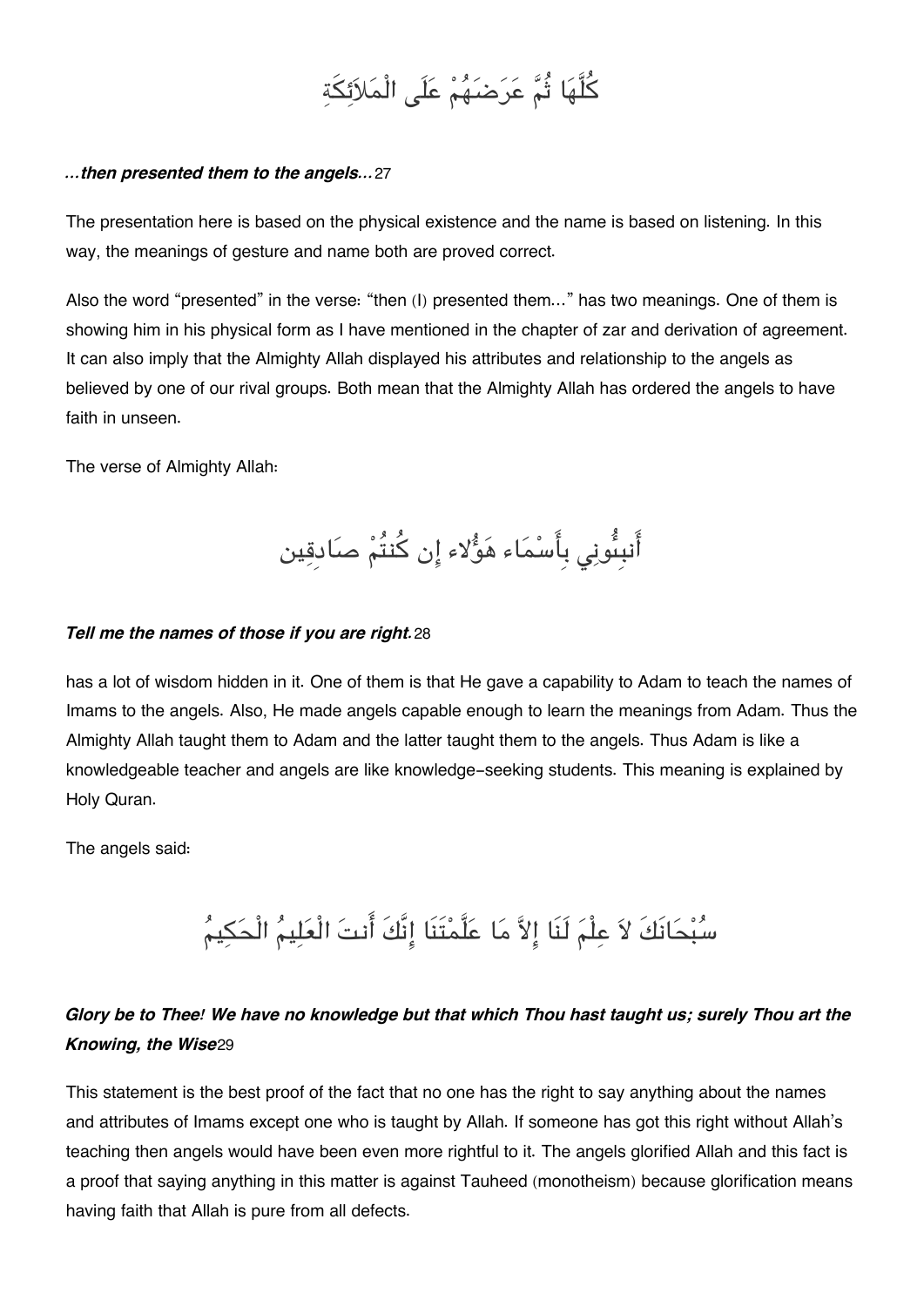كُلَّهَا ثُمَّ عَرَضَهُمْ عَلَى الْمَلاَئِكَةِ

***...then presented them to the angels...***27

The presentation here is based on the physical existence and the name is based on listening. In this way, the meanings of gesture and name both are proved correct.

Also the word "presented" in the verse: "then (I) presented them..." has two meanings. One of them is showing him in his physical form as I have mentioned in the chapter of zar and derivation of agreement. It can also imply that the Almighty Allah displayed his attributes and relationship to the angels as believed by one of our rival groups. Both mean that the Almighty Allah has ordered the angels to have faith in unseen.

The verse of Almighty Allah:

أَنبِئُونِي بِأَسْمَاء هَؤُلاء إِن كُنتُمْ صَادِقِين

***Tell me the names of those if you are right.***28

has a lot of wisdom hidden in it. One of them is that He gave a capability to Adam to teach the names of Imams to the angels. Also, He made angels capable enough to learn the meanings from Adam. Thus the Almighty Allah taught them to Adam and the latter taught them to the angels. Thus Adam is like a knowledgeable teacher and angels are like knowledge-seeking students. This meaning is explained by Holy Quran.

The angels said:

سُبْحَانَكَ لاَ عِلْمَ لَنَا إِلاَّ مَا عَلَّمْتَنَا إِنَّكَ أَنتَ الْعَلِيمُ الْحَكِيمُ

***Glory be to Thee! We have no knowledge but that which Thou hast taught us; surely Thou art the Knowing, the Wise***29

This statement is the best proof of the fact that no one has the right to say anything about the names and attributes of Imams except one who is taught by Allah. If someone has got this right without Allah's teaching then angels would have been even more rightful to it. The angels glorified Allah and this fact is a proof that saying anything in this matter is against Tauheed (monotheism) because glorification means having faith that Allah is pure from all defects.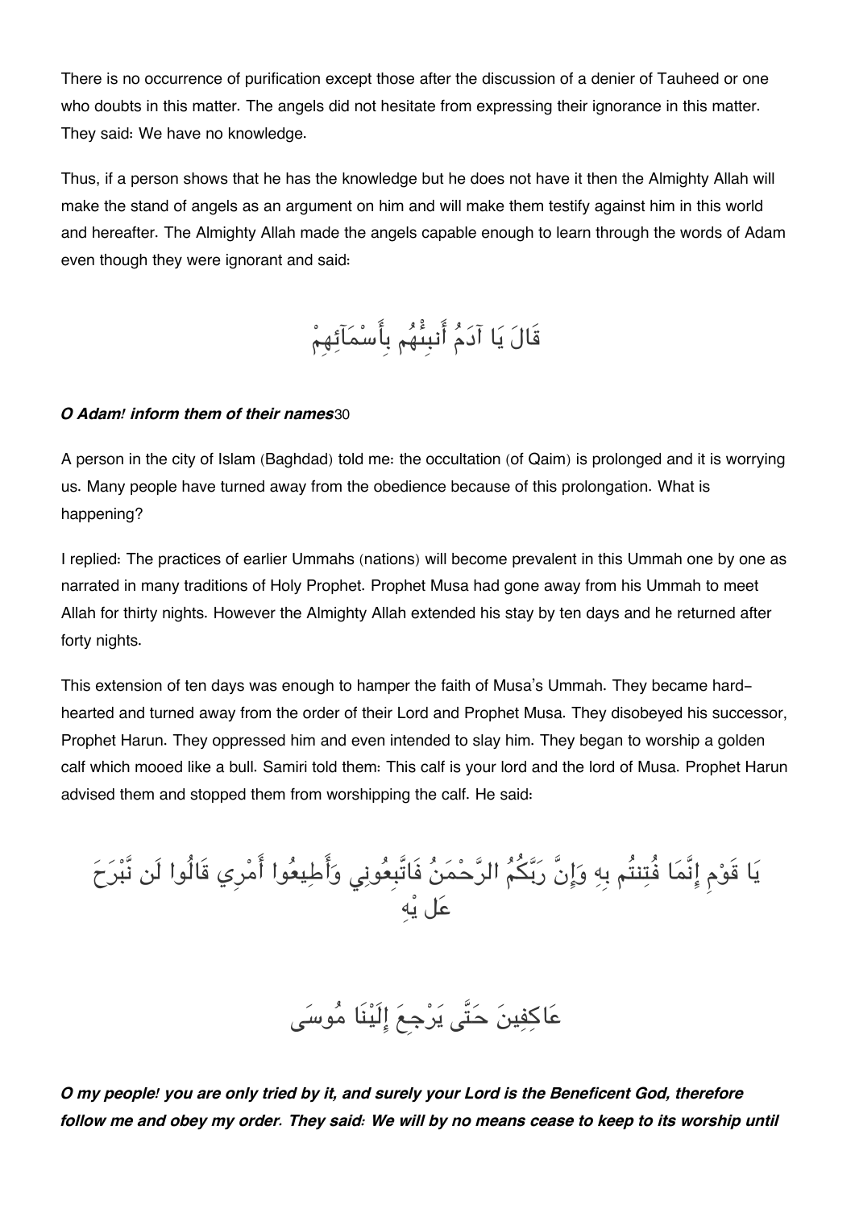There is no occurrence of purification except those after the discussion of a denier of Tauheed or one who doubts in this matter. The angels did not hesitate from expressing their ignorance in this matter. They said: We have no knowledge.

Thus, if a person shows that he has the knowledge but he does not have it then the Almighty Allah will make the stand of angels as an argument on him and will make them testify against him in this world and hereafter. The Almighty Allah made the angels capable enough to learn through the words of Adam even though they were ignorant and said:

قَالَ يَا آدَمُ أَنبِئْهُم بِأَسْمَآئِهِمْ

***O Adam! inform them of their names***30

A person in the city of Islam (Baghdad) told me: the occultation (of Qaim) is prolonged and it is worrying us. Many people have turned away from the obedience because of this prolongation. What is happening?

I replied: The practices of earlier Ummahs (nations) will become prevalent in this Ummah one by one as narrated in many traditions of Holy Prophet. Prophet Musa had gone away from his Ummah to meet Allah for thirty nights. However the Almighty Allah extended his stay by ten days and he returned after forty nights.

This extension of ten days was enough to hamper the faith of Musa's Ummah. They became hard-hearted and turned away from the order of their Lord and Prophet Musa. They disobeyed his successor, Prophet Harun. They oppressed him and even intended to slay him. They began to worship a golden calf which mooed like a bull. Samiri told them: This calf is your lord and the lord of Musa. Prophet Harun advised them and stopped them from worshipping the calf. He said:

يَا قَوْمِ إِنَّمَا فُتِنتُم بِهِ وَإِنَّ رَبَّكُمُ الرَّحْمَنُ فَاتَّبِعُونِي وَأَطِيعُوا أَمْرِي قَالُوا لَن نَّبْرَحَ عَلَيْهِ

عَاكِفِينَ حَتَّى يَرْجِعَ إِلَيْنَا مُوسَى

***O my people! you are only tried by it, and surely your Lord is the Beneficent God, therefore follow me and obey my order. They said: We will by no means cease to keep to its worship until***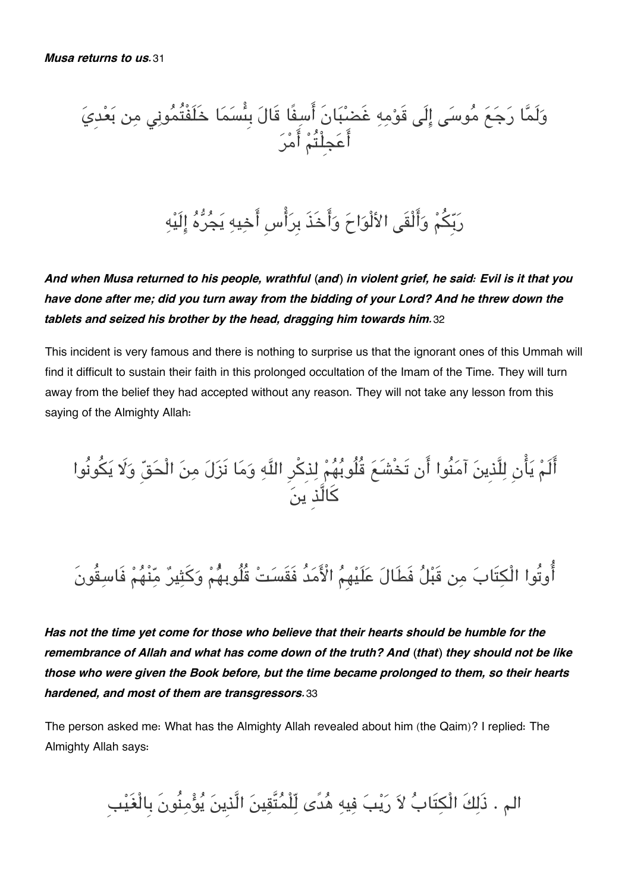***Musa returns to us.***[31]

وَلَمَّا رَجَعَ مُوسَى إِلَى قَوْمِهِ غَضْبَانَ أَسِفًا قَالَ بِئْسَمَا خَلَفْتُمُونِي مِن بَعْدِيَ أَعَجِلْتُمْ أَمْرَ

رَبِّكُمْ وَأَلْقَى الأَلْوَاحَ وَأَخَذَ بِرَأْسِ أَخِيهِ يَجُرُّهُ إِلَيْهِ

***And when Musa returned to his people, wrathful (and) in violent grief, he said: Evil is it that you have done after me; did you turn away from the bidding of your Lord? And he threw down the tablets and seized his brother by the head, dragging him towards him.***[32]

This incident is very famous and there is nothing to surprise us that the ignorant ones of this Ummah will find it difficult to sustain their faith in this prolonged occultation of the Imam of the Time. They will turn away from the belief they had accepted without any reason. They will not take any lesson from this saying of the Almighty Allah:

أَلَمْ يَأْنِ لِلَّذِينَ آمَنُوا أَن تَخْشَعَ قُلُوبُهُمْ لِذِكْرِ اللَّهِ وَمَا نَزَلَ مِنَ الْحَقِّ وَلَا يَكُونُوا كَالَّذِينَ

أُوتُوا الْكِتَابَ مِن قَبْلُ فَطَالَ عَلَيْهِمُ الْأَمَدُ فَقَسَتْ قُلُوبُهُمْ وَكَثِيرٌ مِّنْهُمْ فَاسِقُونَ

***Has not the time yet come for those who believe that their hearts should be humble for the remembrance of Allah and what has come down of the truth? And (that) they should not be like those who were given the Book before, but the time became prolonged to them, so their hearts hardened, and most of them are transgressors.***[33]

The person asked me: What has the Almighty Allah revealed about him (the Qaim)? I replied: The Almighty Allah says:

الم . ذَلِكَ الْكِتَابُ لاَ رَيْبَ فِيهِ هُدًى لِّلْمُتَّقِينَ الَّذِينَ يُؤْمِنُونَ بِالْغَيْبِ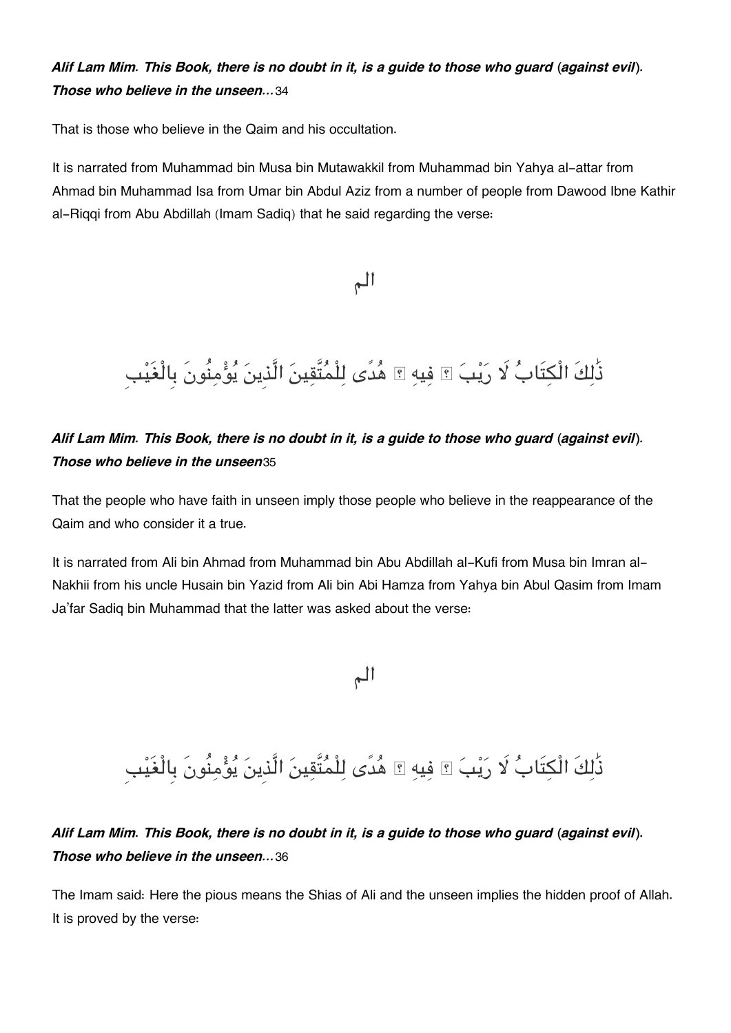***Alif Lam Mim. This Book, there is no doubt in it, is a guide to those who guard (against evil). Those who believe in the unseen…*** 34

That is those who believe in the Qaim and his occultation.

It is narrated from Muhammad bin Musa bin Mutawakkil from Muhammad bin Yahya al-attar from Ahmad bin Muhammad Isa from Umar bin Abdul Aziz from a number of people from Dawood Ibne Kathir al-Riqqi from Abu Abdillah (Imam Sadiq) that he said regarding the verse:

الم

ذَٰلِكَ الْكِتَابُ لَا رَيْبَ ۛ فِيهِ ۛ هُدًى لِلْمُتَّقِينَ الَّذِينَ يُؤْمِنُونَ بِالْغَيْبِ

***Alif Lam Mim. This Book, there is no doubt in it, is a guide to those who guard (against evil). Those who believe in the unseen*** 35

That the people who have faith in unseen imply those people who believe in the reappearance of the Qaim and who consider it a true.

It is narrated from Ali bin Ahmad from Muhammad bin Abu Abdillah al-Kufi from Musa bin Imran al-Nakhii from his uncle Husain bin Yazid from Ali bin Abi Hamza from Yahya bin Abul Qasim from Imam Ja'far Sadiq bin Muhammad that the latter was asked about the verse:

الم

ذَٰلِكَ الْكِتَابُ لَا رَيْبَ ۛ فِيهِ ۛ هُدًى لِلْمُتَّقِينَ الَّذِينَ يُؤْمِنُونَ بِالْغَيْبِ

***Alif Lam Mim. This Book, there is no doubt in it, is a guide to those who guard (against evil). Those who believe in the unseen…*** 36

The Imam said: Here the pious means the Shias of Ali and the unseen implies the hidden proof of Allah. It is proved by the verse: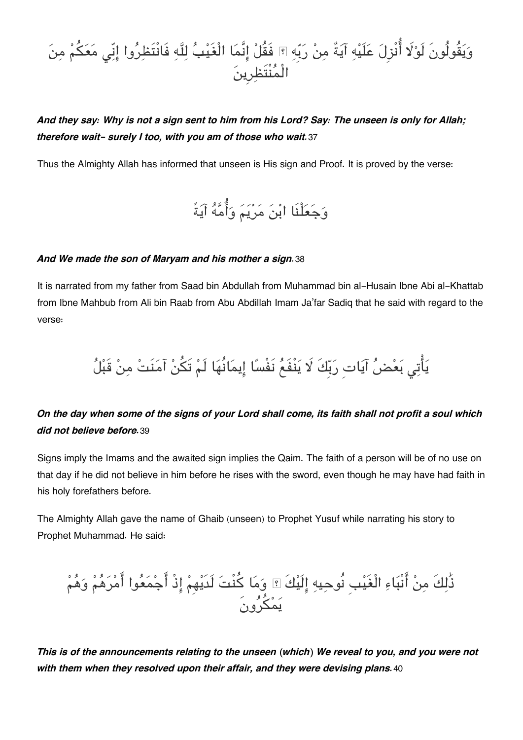وَيَقُولُونَ لَوْلَا أُنْزِلَ عَلَيْهِ آيَةٌ مِنْ رَبِّهِ ۖ فَقُلْ إِنَّمَا الْغَيْبُ لِلَّهِ فَانْتَظِرُوا إِنِّي مَعَكُمْ مِنَ الْمُنْتَظِرِينَ

***And they say: Why is not a sign sent to him from his Lord? Say: The unseen is only for Allah; therefore wait- surely I too, with you am of those who wait.*** 37

Thus the Almighty Allah has informed that unseen is His sign and Proof. It is proved by the verse:

وَجَعَلْنَا ابْنَ مَرْيَمَ وَأُمَّهُ آيَةً

***And We made the son of Maryam and his mother a sign.*** 38

It is narrated from my father from Saad bin Abdullah from Muhammad bin al-Husain Ibne Abi al-Khattab from Ibne Mahbub from Ali bin Raab from Abu Abdillah Imam Ja'far Sadiq that he said with regard to the verse:

يَأْتِي بَعْضُ آيَاتِ رَبِّكَ لَا يَنْفَعُ نَفْسًا إِيمَانُهَا لَمْ تَكُنْ آمَنَتْ مِنْ قَبْلُ

***On the day when some of the signs of your Lord shall come, its faith shall not profit a soul which did not believe before.*** 39

Signs imply the Imams and the awaited sign implies the Qaim. The faith of a person will be of no use on that day if he did not believe in him before he rises with the sword, even though he may have had faith in his holy forefathers before.

The Almighty Allah gave the name of Ghaib (unseen) to Prophet Yusuf while narrating his story to Prophet Muhammad. He said:

ذَٰلِكَ مِنْ أَنْبَاءِ الْغَيْبِ نُوحِيهِ إِلَيْكَ ۖ وَمَا كُنْتَ لَدَيْهِمْ إِذْ أَجْمَعُوا أَمْرَهُمْ وَهُمْ يَمْكُرُونَ

***This is of the announcements relating to the unseen (which) We reveal to you, and you were not with them when they resolved upon their affair, and they were devising plans.*** 40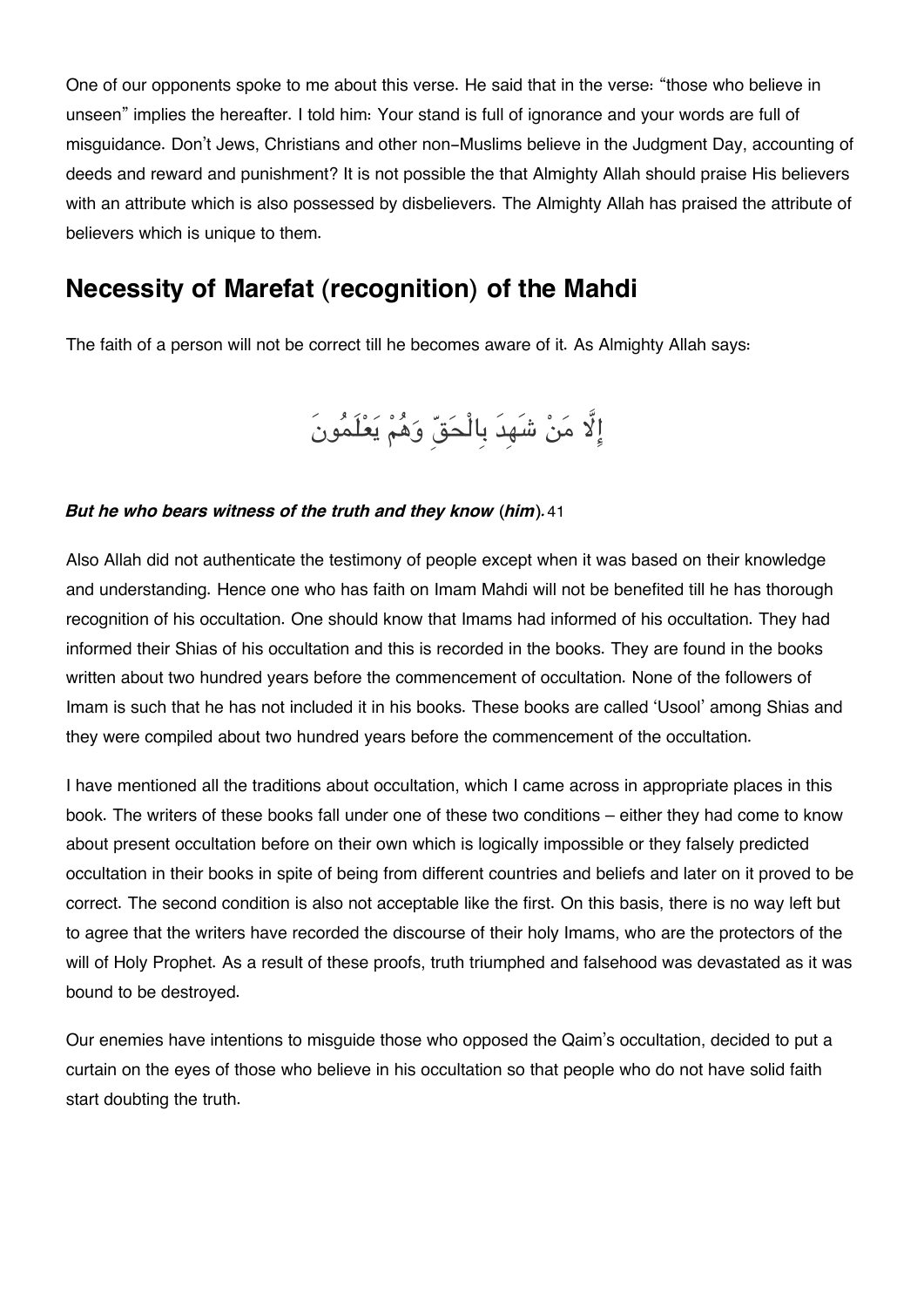One of our opponents spoke to me about this verse. He said that in the verse: "those who believe in unseen" implies the hereafter. I told him: Your stand is full of ignorance and your words are full of misguidance. Don't Jews, Christians and other non-Muslims believe in the Judgment Day, accounting of deeds and reward and punishment? It is not possible the that Almighty Allah should praise His believers with an attribute which is also possessed by disbelievers. The Almighty Allah has praised the attribute of believers which is unique to them.

## Necessity of Marefat (recognition) of the Mahdi

The faith of a person will not be correct till he becomes aware of it. As Almighty Allah says:

إِلَّا مَنْ شَهِدَ بِالْحَقِّ وَهُمْ يَعْلَمُونَ

***But he who bears witness of the truth and they know (him).*** 41

Also Allah did not authenticate the testimony of people except when it was based on their knowledge and understanding. Hence one who has faith on Imam Mahdi will not be benefited till he has thorough recognition of his occultation. One should know that Imams had informed of his occultation. They had informed their Shias of his occultation and this is recorded in the books. They are found in the books written about two hundred years before the commencement of occultation. None of the followers of Imam is such that he has not included it in his books. These books are called 'Usool' among Shias and they were compiled about two hundred years before the commencement of the occultation.

I have mentioned all the traditions about occultation, which I came across in appropriate places in this book. The writers of these books fall under one of these two conditions – either they had come to know about present occultation before on their own which is logically impossible or they falsely predicted occultation in their books in spite of being from different countries and beliefs and later on it proved to be correct. The second condition is also not acceptable like the first. On this basis, there is no way left but to agree that the writers have recorded the discourse of their holy Imams, who are the protectors of the will of Holy Prophet. As a result of these proofs, truth triumphed and falsehood was devastated as it was bound to be destroyed.

Our enemies have intentions to misguide those who opposed the Qaim's occultation, decided to put a curtain on the eyes of those who believe in his occultation so that people who do not have solid faith start doubting the truth.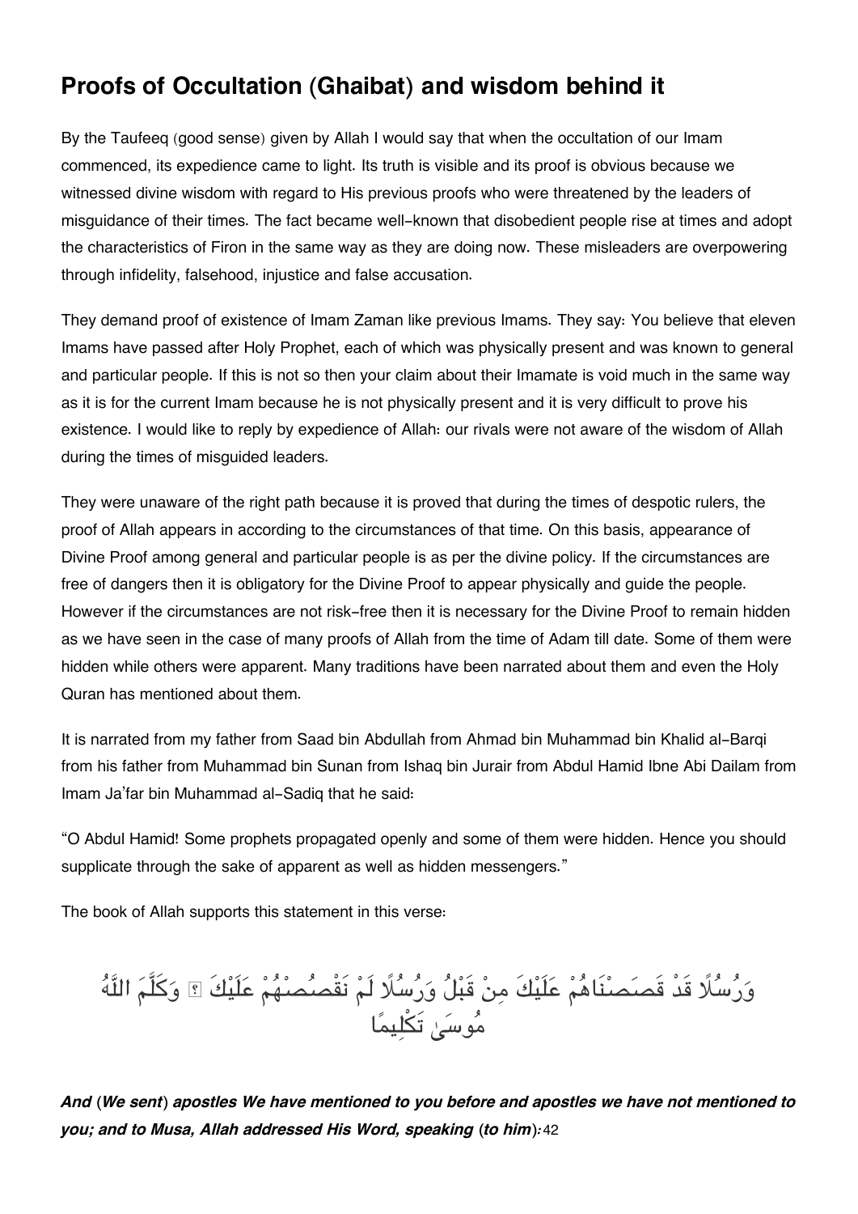## Proofs of Occultation (Ghaibat) and wisdom behind it

By the Taufeeq (good sense) given by Allah I would say that when the occultation of our Imam commenced, its expedience came to light. Its truth is visible and its proof is obvious because we witnessed divine wisdom with regard to His previous proofs who were threatened by the leaders of misguidance of their times. The fact became well-known that disobedient people rise at times and adopt the characteristics of Firon in the same way as they are doing now. These misleaders are overpowering through infidelity, falsehood, injustice and false accusation.

They demand proof of existence of Imam Zaman like previous Imams. They say: You believe that eleven Imams have passed after Holy Prophet, each of which was physically present and was known to general and particular people. If this is not so then your claim about their Imamate is void much in the same way as it is for the current Imam because he is not physically present and it is very difficult to prove his existence. I would like to reply by expedience of Allah: our rivals were not aware of the wisdom of Allah during the times of misguided leaders.

They were unaware of the right path because it is proved that during the times of despotic rulers, the proof of Allah appears in according to the circumstances of that time. On this basis, appearance of Divine Proof among general and particular people is as per the divine policy. If the circumstances are free of dangers then it is obligatory for the Divine Proof to appear physically and guide the people. However if the circumstances are not risk-free then it is necessary for the Divine Proof to remain hidden as we have seen in the case of many proofs of Allah from the time of Adam till date. Some of them were hidden while others were apparent. Many traditions have been narrated about them and even the Holy Quran has mentioned about them.

It is narrated from my father from Saad bin Abdullah from Ahmad bin Muhammad bin Khalid al-Barqi from his father from Muhammad bin Sunan from Ishaq bin Jurair from Abdul Hamid Ibne Abi Dailam from Imam Ja'far bin Muhammad al-Sadiq that he said:

"O Abdul Hamid! Some prophets propagated openly and some of them were hidden. Hence you should supplicate through the sake of apparent as well as hidden messengers."

The book of Allah supports this statement in this verse:

وَرُسُلًا قَدْ قَصَصْنَاهُمْ عَلَيْكَ مِنْ قَبْلُ وَرُسُلًا لَمْ نَقْصُصْهُمْ عَلَيْكَ ۚ وَكَلَّمَ اللَّهُ مُوسَىٰ تَكْلِيمًا

***And (We sent) apostles We have mentioned to you before and apostles we have not mentioned to you; and to Musa, Allah addressed His Word, speaking (to him):***[42]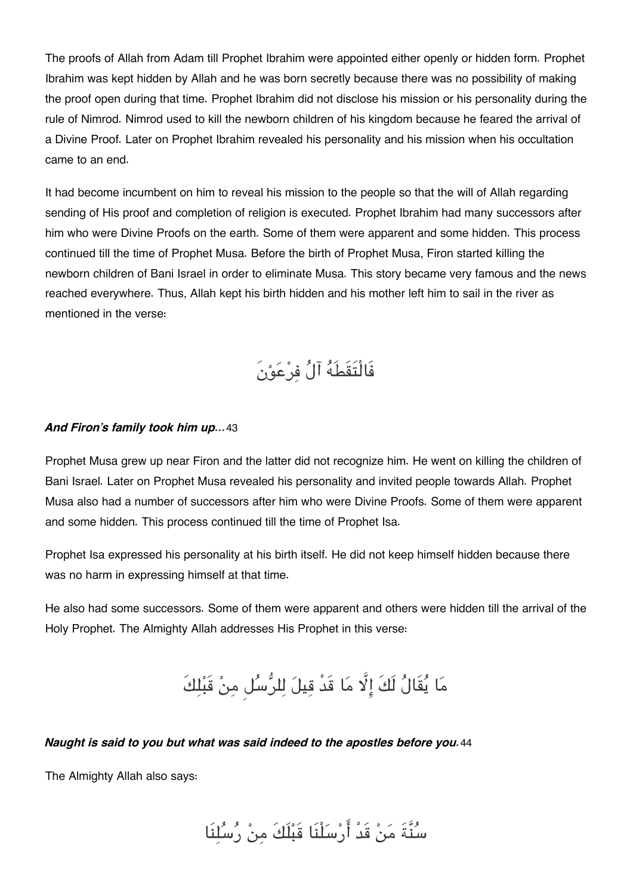The proofs of Allah from Adam till Prophet Ibrahim were appointed either openly or hidden form. Prophet Ibrahim was kept hidden by Allah and he was born secretly because there was no possibility of making the proof open during that time. Prophet Ibrahim did not disclose his mission or his personality during the rule of Nimrod. Nimrod used to kill the newborn children of his kingdom because he feared the arrival of a Divine Proof. Later on Prophet Ibrahim revealed his personality and his mission when his occultation came to an end.

It had become incumbent on him to reveal his mission to the people so that the will of Allah regarding sending of His proof and completion of religion is executed. Prophet Ibrahim had many successors after him who were Divine Proofs on the earth. Some of them were apparent and some hidden. This process continued till the time of Prophet Musa. Before the birth of Prophet Musa, Firon started killing the newborn children of Bani Israel in order to eliminate Musa. This story became very famous and the news reached everywhere. Thus, Allah kept his birth hidden and his mother left him to sail in the river as mentioned in the verse:

فَالْتَقَطَهُ آلُ فِرْعَوْنَ

***And Firon's family took him up...*** 43

Prophet Musa grew up near Firon and the latter did not recognize him. He went on killing the children of Bani Israel. Later on Prophet Musa revealed his personality and invited people towards Allah. Prophet Musa also had a number of successors after him who were Divine Proofs. Some of them were apparent and some hidden. This process continued till the time of Prophet Isa.

Prophet Isa expressed his personality at his birth itself. He did not keep himself hidden because there was no harm in expressing himself at that time.

He also had some successors. Some of them were apparent and others were hidden till the arrival of the Holy Prophet. The Almighty Allah addresses His Prophet in this verse:

مَا يُقَالُ لَكَ إِلَّا مَا قَدْ قِيلَ لِلرُّسُلِ مِنْ قَبْلِكَ

***Naught is said to you but what was said indeed to the apostles before you.*** 44

The Almighty Allah also says:

سُنَّةَ مَنْ قَدْ أَرْسَلْنَا قَبْلَكَ مِنْ رُسُلِنَا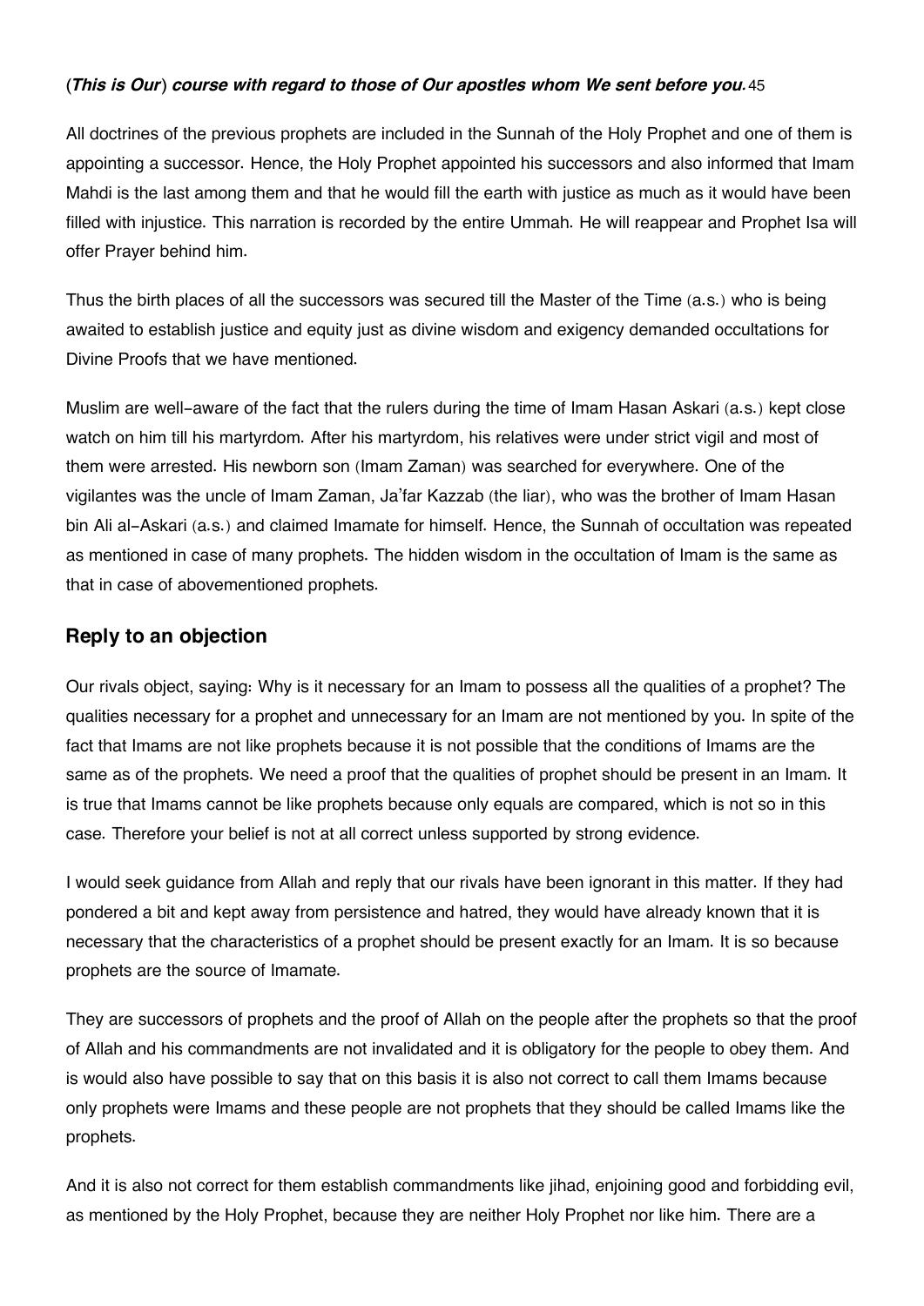(***This is Our***) ***course with regard to those of Our apostles whom We sent before you.***45

All doctrines of the previous prophets are included in the Sunnah of the Holy Prophet and one of them is appointing a successor. Hence, the Holy Prophet appointed his successors and also informed that Imam Mahdi is the last among them and that he would fill the earth with justice as much as it would have been filled with injustice. This narration is recorded by the entire Ummah. He will reappear and Prophet Isa will offer Prayer behind him.

Thus the birth places of all the successors was secured till the Master of the Time (a.s.) who is being awaited to establish justice and equity just as divine wisdom and exigency demanded occultations for Divine Proofs that we have mentioned.

Muslim are well-aware of the fact that the rulers during the time of Imam Hasan Askari (a.s.) kept close watch on him till his martyrdom. After his martyrdom, his relatives were under strict vigil and most of them were arrested. His newborn son (Imam Zaman) was searched for everywhere. One of the vigilantes was the uncle of Imam Zaman, Ja'far Kazzab (the liar), who was the brother of Imam Hasan bin Ali al-Askari (a.s.) and claimed Imamate for himself. Hence, the Sunnah of occultation was repeated as mentioned in case of many prophets. The hidden wisdom in the occultation of Imam is the same as that in case of abovementioned prophets.

## Reply to an objection

Our rivals object, saying: Why is it necessary for an Imam to possess all the qualities of a prophet? The qualities necessary for a prophet and unnecessary for an Imam are not mentioned by you. In spite of the fact that Imams are not like prophets because it is not possible that the conditions of Imams are the same as of the prophets. We need a proof that the qualities of prophet should be present in an Imam. It is true that Imams cannot be like prophets because only equals are compared, which is not so in this case. Therefore your belief is not at all correct unless supported by strong evidence.

I would seek guidance from Allah and reply that our rivals have been ignorant in this matter. If they had pondered a bit and kept away from persistence and hatred, they would have already known that it is necessary that the characteristics of a prophet should be present exactly for an Imam. It is so because prophets are the source of Imamate.

They are successors of prophets and the proof of Allah on the people after the prophets so that the proof of Allah and his commandments are not invalidated and it is obligatory for the people to obey them. And is would also have possible to say that on this basis it is also not correct to call them Imams because only prophets were Imams and these people are not prophets that they should be called Imams like the prophets.

And it is also not correct for them establish commandments like jihad, enjoining good and forbidding evil, as mentioned by the Holy Prophet, because they are neither Holy Prophet nor like him. There are a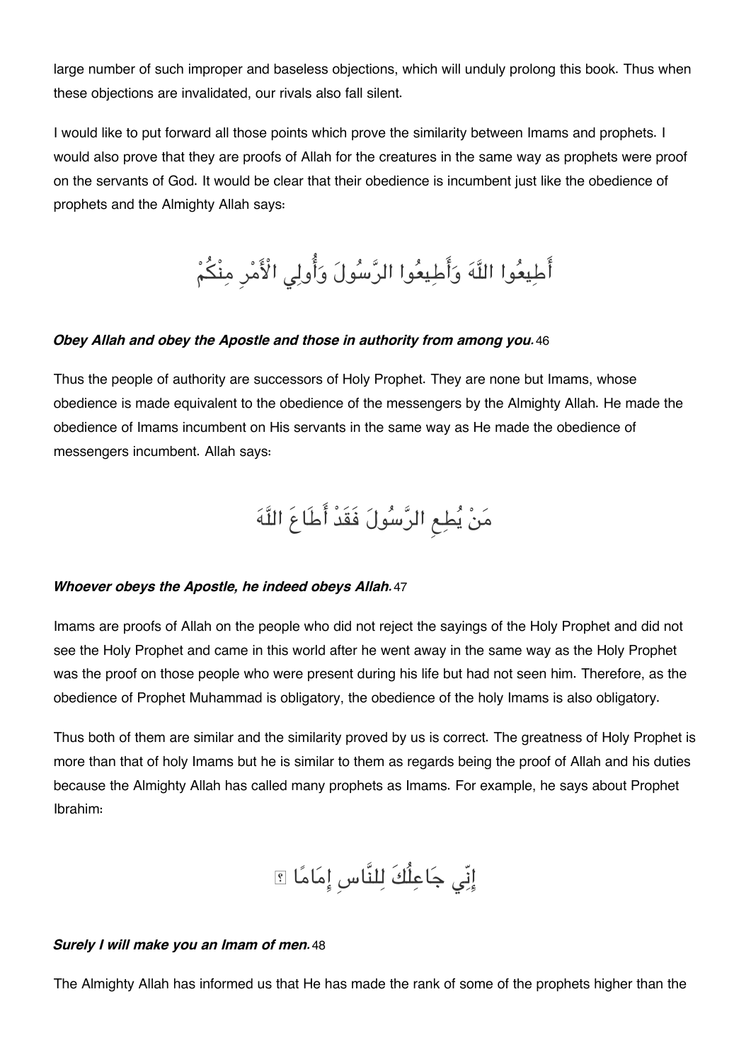large number of such improper and baseless objections, which will unduly prolong this book. Thus when these objections are invalidated, our rivals also fall silent.

I would like to put forward all those points which prove the similarity between Imams and prophets. I would also prove that they are proofs of Allah for the creatures in the same way as prophets were proof on the servants of God. It would be clear that their obedience is incumbent just like the obedience of prophets and the Almighty Allah says:

أَطِيعُوا اللَّهَ وَأَطِيعُوا الرَّسُولَ وَأُولِي الْأَمْرِ مِنْكُمْ

***Obey Allah and obey the Apostle and those in authority from among you.*** 46

Thus the people of authority are successors of Holy Prophet. They are none but Imams, whose obedience is made equivalent to the obedience of the messengers by the Almighty Allah. He made the obedience of Imams incumbent on His servants in the same way as He made the obedience of messengers incumbent. Allah says:

مَنْ يُطِعِ الرَّسُولَ فَقَدْ أَطَاعَ اللَّهَ

***Whoever obeys the Apostle, he indeed obeys Allah.*** 47

Imams are proofs of Allah on the people who did not reject the sayings of the Holy Prophet and did not see the Holy Prophet and came in this world after he went away in the same way as the Holy Prophet was the proof on those people who were present during his life but had not seen him. Therefore, as the obedience of Prophet Muhammad is obligatory, the obedience of the holy Imams is also obligatory.

Thus both of them are similar and the similarity proved by us is correct. The greatness of Holy Prophet is more than that of holy Imams but he is similar to them as regards being the proof of Allah and his duties because the Almighty Allah has called many prophets as Imams. For example, he says about Prophet Ibrahim:

إِنِّي جَاعِلُكَ لِلنَّاسِ إِمَامًا ۖ

***Surely I will make you an Imam of men.*** 48

The Almighty Allah has informed us that He has made the rank of some of the prophets higher than the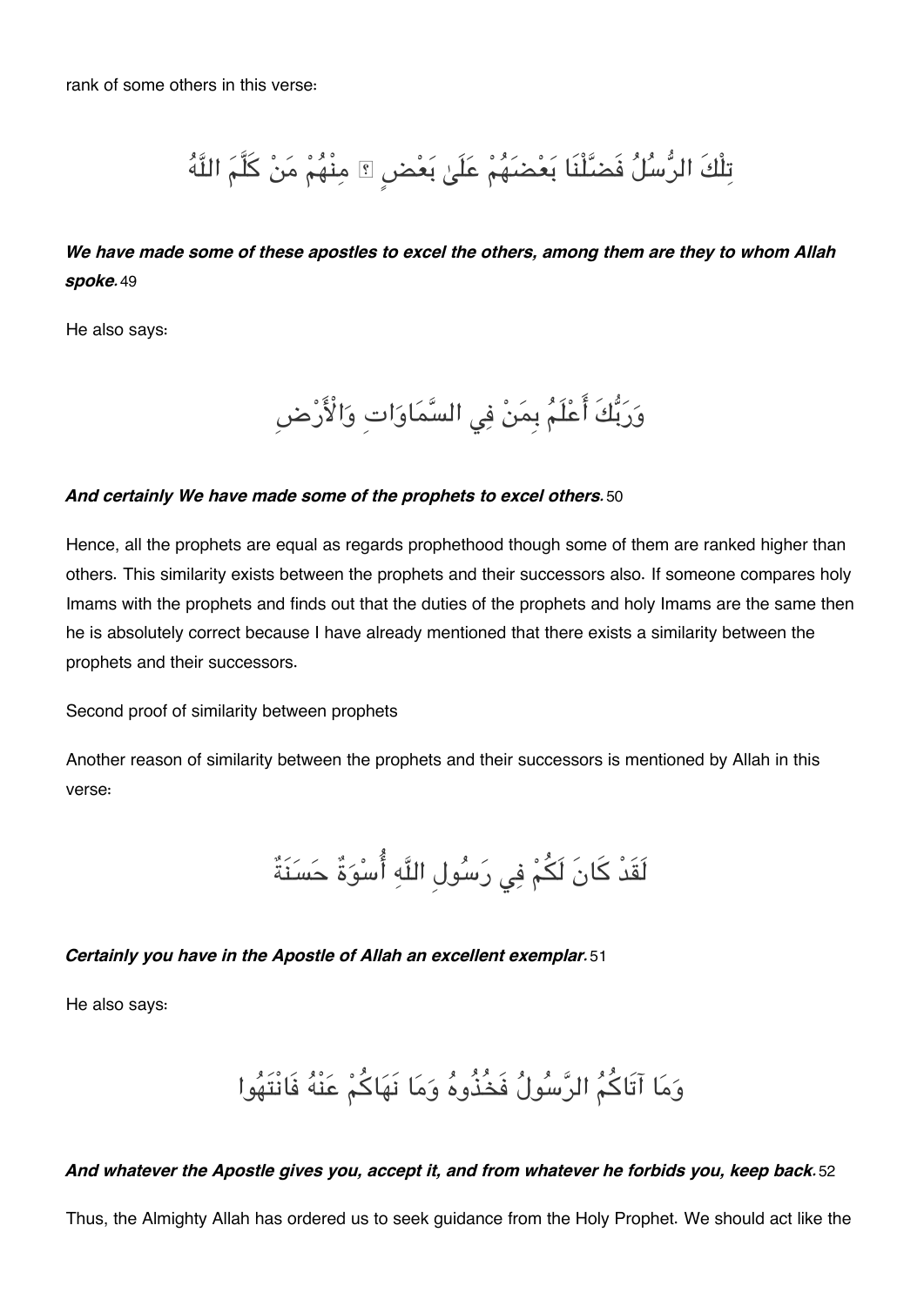rank of some others in this verse:

تِلْكَ الرُّسُلُ فَضَّلْنَا بَعْضَهُمْ عَلَىٰ بَعْضٍ ۘ مِنْهُمْ مَنْ كَلَّمَ اللَّهُ

***We have made some of these apostles to excel the others, among them are they to whom Allah spoke.*** 49

He also says:

وَرَبُّكَ أَعْلَمُ بِمَنْ فِي السَّمَاوَاتِ وَالْأَرْضِ

***And certainly We have made some of the prophets to excel others.*** 50

Hence, all the prophets are equal as regards prophethood though some of them are ranked higher than others. This similarity exists between the prophets and their successors also. If someone compares holy Imams with the prophets and finds out that the duties of the prophets and holy Imams are the same then he is absolutely correct because I have already mentioned that there exists a similarity between the prophets and their successors.

Second proof of similarity between prophets

Another reason of similarity between the prophets and their successors is mentioned by Allah in this verse:

لَقَدْ كَانَ لَكُمْ فِي رَسُولِ اللَّهِ أُسْوَةٌ حَسَنَةٌ

***Certainly you have in the Apostle of Allah an excellent exemplar.*** 51

He also says:

وَمَا آتَاكُمُ الرَّسُولُ فَخُذُوهُ وَمَا نَهَاكُمْ عَنْهُ فَانْتَهُوا

***And whatever the Apostle gives you, accept it, and from whatever he forbids you, keep back.*** 52

Thus, the Almighty Allah has ordered us to seek guidance from the Holy Prophet. We should act like the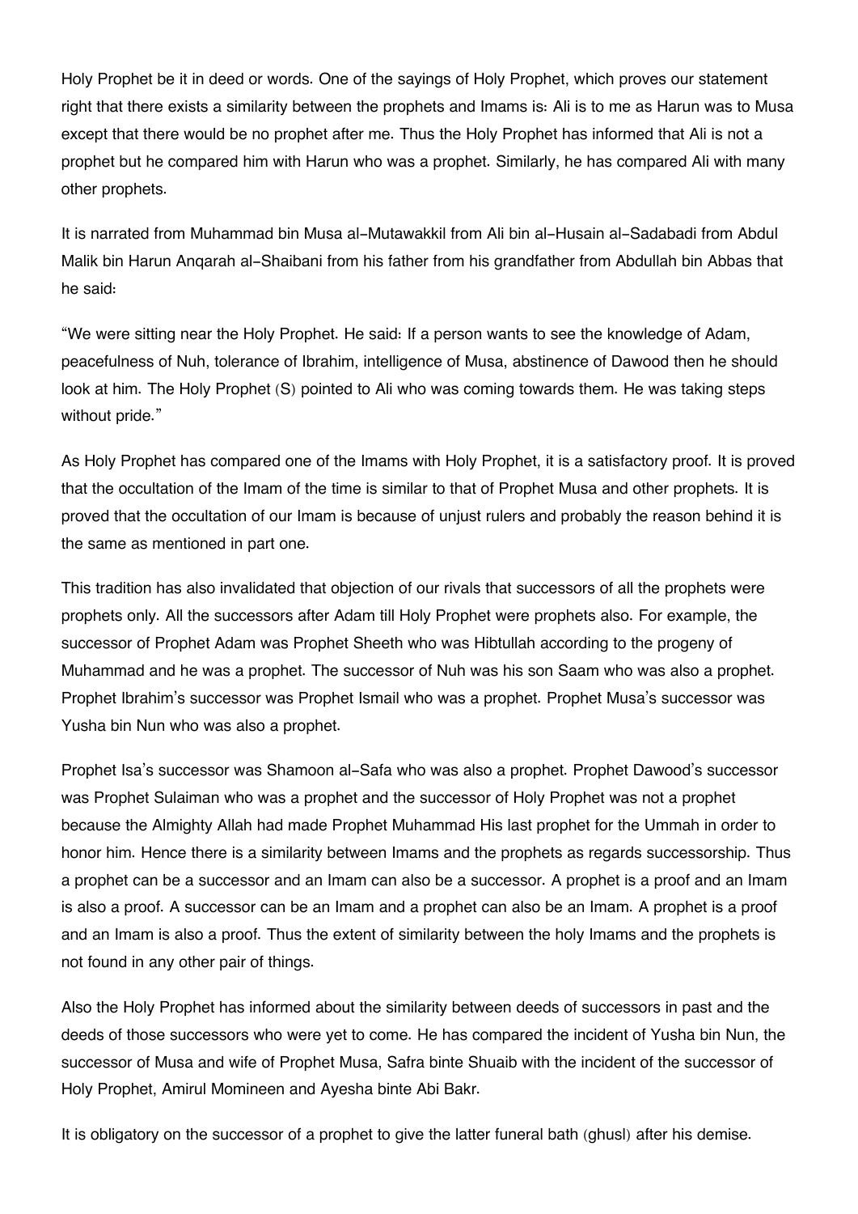Holy Prophet be it in deed or words. One of the sayings of Holy Prophet, which proves our statement right that there exists a similarity between the prophets and Imams is: Ali is to me as Harun was to Musa except that there would be no prophet after me. Thus the Holy Prophet has informed that Ali is not a prophet but he compared him with Harun who was a prophet. Similarly, he has compared Ali with many other prophets.

It is narrated from Muhammad bin Musa al-Mutawakkil from Ali bin al-Husain al-Sadabadi from Abdul Malik bin Harun Anqarah al-Shaibani from his father from his grandfather from Abdullah bin Abbas that he said:

"We were sitting near the Holy Prophet. He said: If a person wants to see the knowledge of Adam, peacefulness of Nuh, tolerance of Ibrahim, intelligence of Musa, abstinence of Dawood then he should look at him. The Holy Prophet (S) pointed to Ali who was coming towards them. He was taking steps without pride."

As Holy Prophet has compared one of the Imams with Holy Prophet, it is a satisfactory proof. It is proved that the occultation of the Imam of the time is similar to that of Prophet Musa and other prophets. It is proved that the occultation of our Imam is because of unjust rulers and probably the reason behind it is the same as mentioned in part one.

This tradition has also invalidated that objection of our rivals that successors of all the prophets were prophets only. All the successors after Adam till Holy Prophet were prophets also. For example, the successor of Prophet Adam was Prophet Sheeth who was Hibtullah according to the progeny of Muhammad and he was a prophet. The successor of Nuh was his son Saam who was also a prophet. Prophet Ibrahim's successor was Prophet Ismail who was a prophet. Prophet Musa's successor was Yusha bin Nun who was also a prophet.

Prophet Isa's successor was Shamoon al-Safa who was also a prophet. Prophet Dawood's successor was Prophet Sulaiman who was a prophet and the successor of Holy Prophet was not a prophet because the Almighty Allah had made Prophet Muhammad His last prophet for the Ummah in order to honor him. Hence there is a similarity between Imams and the prophets as regards successorship. Thus a prophet can be a successor and an Imam can also be a successor. A prophet is a proof and an Imam is also a proof. A successor can be an Imam and a prophet can also be an Imam. A prophet is a proof and an Imam is also a proof. Thus the extent of similarity between the holy Imams and the prophets is not found in any other pair of things.

Also the Holy Prophet has informed about the similarity between deeds of successors in past and the deeds of those successors who were yet to come. He has compared the incident of Yusha bin Nun, the successor of Musa and wife of Prophet Musa, Safra binte Shuaib with the incident of the successor of Holy Prophet, Amirul Momineen and Ayesha binte Abi Bakr.

It is obligatory on the successor of a prophet to give the latter funeral bath (ghusl) after his demise.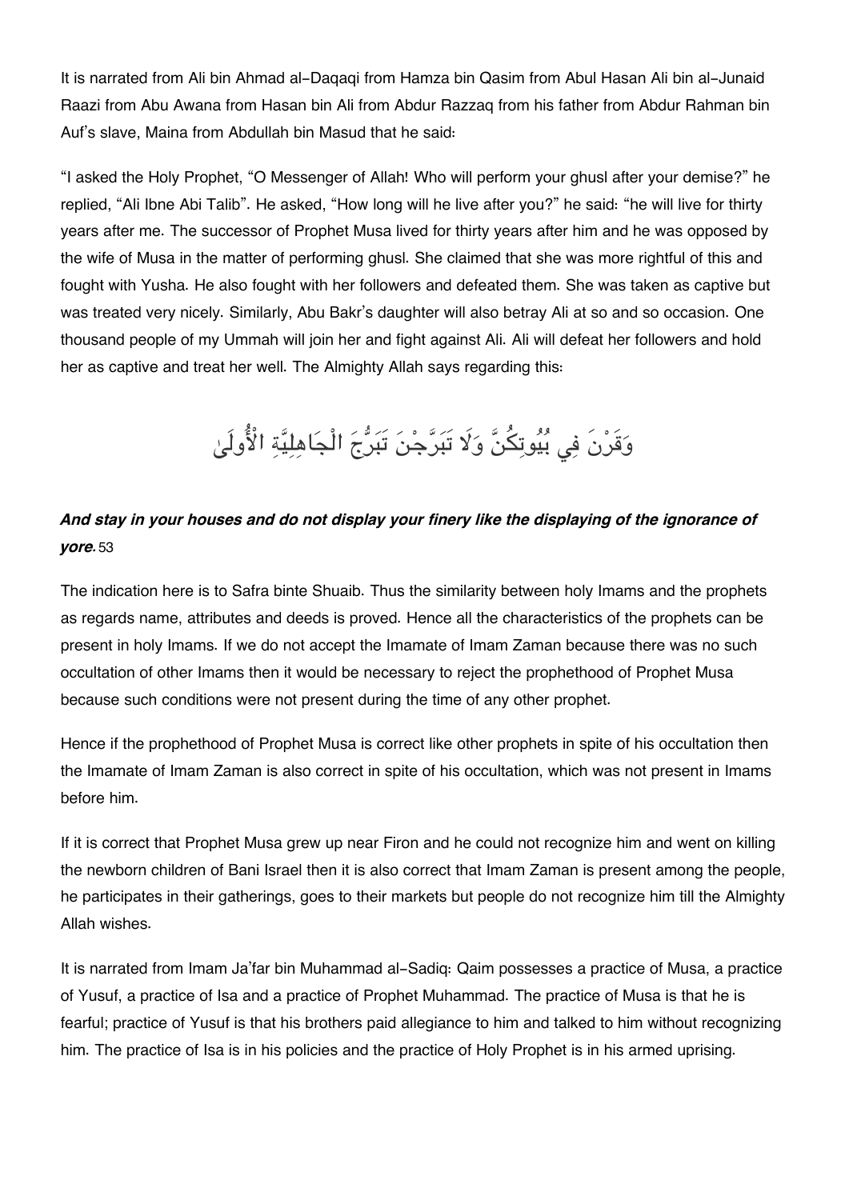It is narrated from Ali bin Ahmad al-Daqaqi from Hamza bin Qasim from Abul Hasan Ali bin al-Junaid Raazi from Abu Awana from Hasan bin Ali from Abdur Razzaq from his father from Abdur Rahman bin Auf's slave, Maina from Abdullah bin Masud that he said:

"I asked the Holy Prophet, "O Messenger of Allah! Who will perform your ghusl after your demise?" he replied, "Ali Ibne Abi Talib". He asked, "How long will he live after you?" he said: "he will live for thirty years after me. The successor of Prophet Musa lived for thirty years after him and he was opposed by the wife of Musa in the matter of performing ghusl. She claimed that she was more rightful of this and fought with Yusha. He also fought with her followers and defeated them. She was taken as captive but was treated very nicely. Similarly, Abu Bakr's daughter will also betray Ali at so and so occasion. One thousand people of my Ummah will join her and fight against Ali. Ali will defeat her followers and hold her as captive and treat her well. The Almighty Allah says regarding this:

وَقَرْنَ فِي بُيُوتِكُنَّ وَلَا تَبَرَّجْنَ تَبَرُّجَ الْجَاهِلِيَّةِ الْأُولَىٰ

***And stay in your houses and do not display your finery like the displaying of the ignorance of yore.*** 53

The indication here is to Safra binte Shuaib. Thus the similarity between holy Imams and the prophets as regards name, attributes and deeds is proved. Hence all the characteristics of the prophets can be present in holy Imams. If we do not accept the Imamate of Imam Zaman because there was no such occultation of other Imams then it would be necessary to reject the prophethood of Prophet Musa because such conditions were not present during the time of any other prophet.

Hence if the prophethood of Prophet Musa is correct like other prophets in spite of his occultation then the Imamate of Imam Zaman is also correct in spite of his occultation, which was not present in Imams before him.

If it is correct that Prophet Musa grew up near Firon and he could not recognize him and went on killing the newborn children of Bani Israel then it is also correct that Imam Zaman is present among the people, he participates in their gatherings, goes to their markets but people do not recognize him till the Almighty Allah wishes.

It is narrated from Imam Ja'far bin Muhammad al-Sadiq: Qaim possesses a practice of Musa, a practice of Yusuf, a practice of Isa and a practice of Prophet Muhammad. The practice of Musa is that he is fearful; practice of Yusuf is that his brothers paid allegiance to him and talked to him without recognizing him. The practice of Isa is in his policies and the practice of Holy Prophet is in his armed uprising.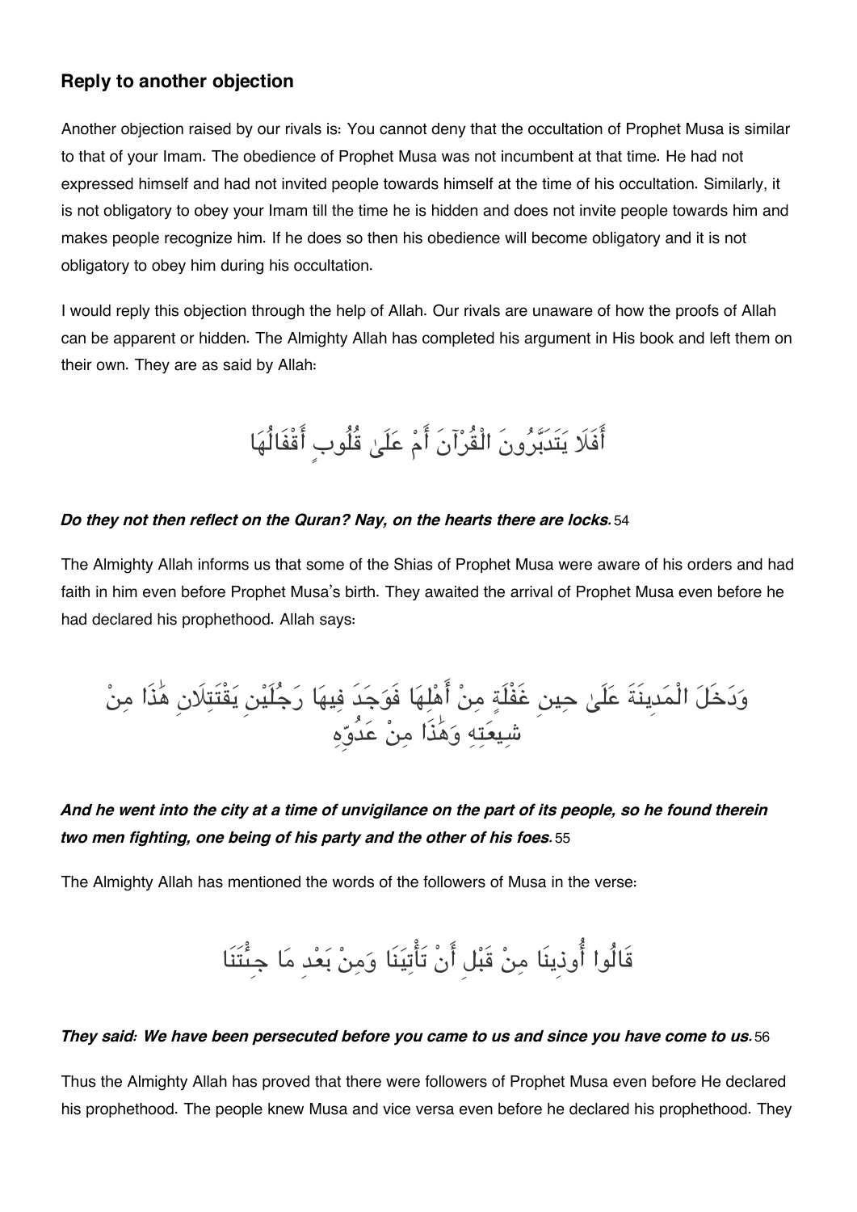### Reply to another objection

Another objection raised by our rivals is: You cannot deny that the occultation of Prophet Musa is similar to that of your Imam. The obedience of Prophet Musa was not incumbent at that time. He had not expressed himself and had not invited people towards himself at the time of his occultation. Similarly, it is not obligatory to obey your Imam till the time he is hidden and does not invite people towards him and makes people recognize him. If he does so then his obedience will become obligatory and it is not obligatory to obey him during his occultation.

I would reply this objection through the help of Allah. Our rivals are unaware of how the proofs of Allah can be apparent or hidden. The Almighty Allah has completed his argument in His book and left them on their own. They are as said by Allah:

أَفَلَا يَتَدَبَّرُونَ الْقُرْآنَ أَمْ عَلَىٰ قُلُوبٍ أَقْفَالُهَا

***Do they not then reflect on the Quran? Nay, on the hearts there are locks.*** 54

The Almighty Allah informs us that some of the Shias of Prophet Musa were aware of his orders and had faith in him even before Prophet Musa's birth. They awaited the arrival of Prophet Musa even before he had declared his prophethood. Allah says:

وَدَخَلَ الْمَدِينَةَ عَلَىٰ حِينِ غَفْلَةٍ مِنْ أَهْلِهَا فَوَجَدَ فِيهَا رَجُلَيْنِ يَقْتَتِلَانِ هَٰذَا مِنْ شِيعَتِهِ وَهَٰذَا مِنْ عَدُوِّهِ

***And he went into the city at a time of unvigilance on the part of its people, so he found therein two men fighting, one being of his party and the other of his foes.*** 55

The Almighty Allah has mentioned the words of the followers of Musa in the verse:

قَالُوا أُوذِينَا مِنْ قَبْلِ أَنْ تَأْتِيَنَا وَمِنْ بَعْدِ مَا جِئْتَنَا

***They said: We have been persecuted before you came to us and since you have come to us.*** 56

Thus the Almighty Allah has proved that there were followers of Prophet Musa even before He declared his prophethood. The people knew Musa and vice versa even before he declared his prophethood. They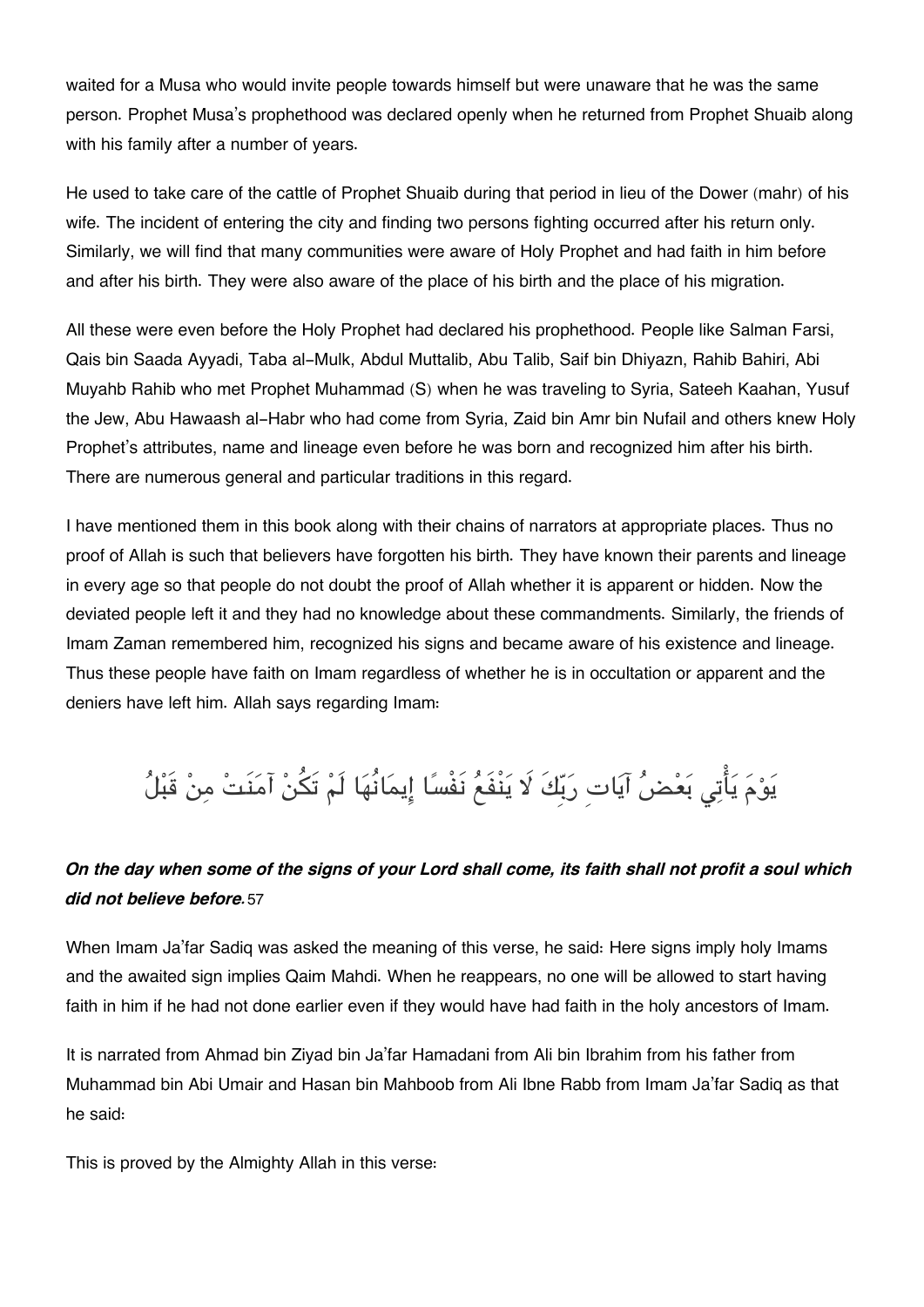waited for a Musa who would invite people towards himself but were unaware that he was the same person. Prophet Musa's prophethood was declared openly when he returned from Prophet Shuaib along with his family after a number of years.

He used to take care of the cattle of Prophet Shuaib during that period in lieu of the Dower (mahr) of his wife. The incident of entering the city and finding two persons fighting occurred after his return only. Similarly, we will find that many communities were aware of Holy Prophet and had faith in him before and after his birth. They were also aware of the place of his birth and the place of his migration.

All these were even before the Holy Prophet had declared his prophethood. People like Salman Farsi, Qais bin Saada Ayyadi, Taba al-Mulk, Abdul Muttalib, Abu Talib, Saif bin Dhiyazn, Rahib Bahiri, Abi Muyahb Rahib who met Prophet Muhammad (S) when he was traveling to Syria, Sateeh Kaahan, Yusuf the Jew, Abu Hawaash al-Habr who had come from Syria, Zaid bin Amr bin Nufail and others knew Holy Prophet's attributes, name and lineage even before he was born and recognized him after his birth. There are numerous general and particular traditions in this regard.

I have mentioned them in this book along with their chains of narrators at appropriate places. Thus no proof of Allah is such that believers have forgotten his birth. They have known their parents and lineage in every age so that people do not doubt the proof of Allah whether it is apparent or hidden. Now the deviated people left it and they had no knowledge about these commandments. Similarly, the friends of Imam Zaman remembered him, recognized his signs and became aware of his existence and lineage. Thus these people have faith on Imam regardless of whether he is in occultation or apparent and the deniers have left him. Allah says regarding Imam:

يَوْمَ يَأْتِي بَعْضُ آيَاتِ رَبِّكَ لَا يَنْفَعُ نَفْسًا إِيمَانُهَا لَمْ تَكُنْ آمَنَتْ مِنْ قَبْلُ

***On the day when some of the signs of your Lord shall come, its faith shall not profit a soul which did not believe before.*** 57

When Imam Ja'far Sadiq was asked the meaning of this verse, he said: Here signs imply holy Imams and the awaited sign implies Qaim Mahdi. When he reappears, no one will be allowed to start having faith in him if he had not done earlier even if they would have had faith in the holy ancestors of Imam.

It is narrated from Ahmad bin Ziyad bin Ja'far Hamadani from Ali bin Ibrahim from his father from Muhammad bin Abi Umair and Hasan bin Mahboob from Ali Ibne Rabb from Imam Ja'far Sadiq as that he said:

This is proved by the Almighty Allah in this verse: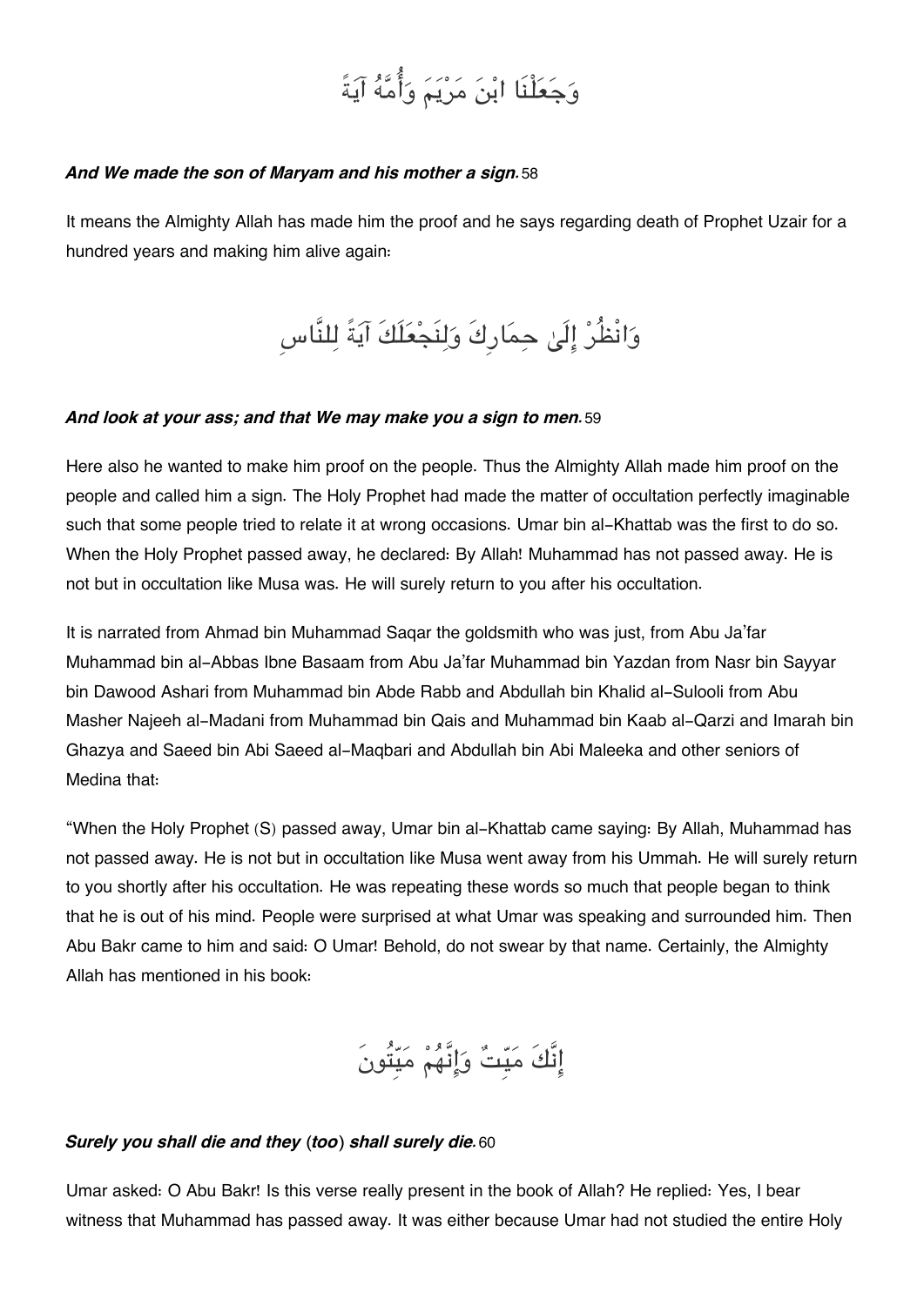وَجَعَلْنَا ابْنَ مَرْيَمَ وَأُمَّهُ آيَةً

***And We made the son of Maryam and his mother a sign.*** 58

It means the Almighty Allah has made him the proof and he says regarding death of Prophet Uzair for a hundred years and making him alive again:

وَانْظُرْ إِلَىٰ حِمَارِكَ وَلِنَجْعَلَكَ آيَةً لِلنَّاسِ

***And look at your ass; and that We may make you a sign to men.*** 59

Here also he wanted to make him proof on the people. Thus the Almighty Allah made him proof on the people and called him a sign. The Holy Prophet had made the matter of occultation perfectly imaginable such that some people tried to relate it at wrong occasions. Umar bin al-Khattab was the first to do so. When the Holy Prophet passed away, he declared: By Allah! Muhammad has not passed away. He is not but in occultation like Musa was. He will surely return to you after his occultation.

It is narrated from Ahmad bin Muhammad Saqar the goldsmith who was just, from Abu Ja'far Muhammad bin al-Abbas Ibne Basaam from Abu Ja'far Muhammad bin Yazdan from Nasr bin Sayyar bin Dawood Ashari from Muhammad bin Abde Rabb and Abdullah bin Khalid al-Sulooli from Abu Masher Najeeh al-Madani from Muhammad bin Qais and Muhammad bin Kaab al-Qarzi and Imarah bin Ghazya and Saeed bin Abi Saeed al-Maqbari and Abdullah bin Abi Maleeka and other seniors of Medina that:

"When the Holy Prophet (S) passed away, Umar bin al-Khattab came saying: By Allah, Muhammad has not passed away. He is not but in occultation like Musa went away from his Ummah. He will surely return to you shortly after his occultation. He was repeating these words so much that people began to think that he is out of his mind. People were surprised at what Umar was speaking and surrounded him. Then Abu Bakr came to him and said: O Umar! Behold, do not swear by that name. Certainly, the Almighty Allah has mentioned in his book:

إِنَّكَ مَيِّتٌ وَإِنَّهُمْ مَيِّتُونَ

***Surely you shall die and they (too) shall surely die.*** 60

Umar asked: O Abu Bakr! Is this verse really present in the book of Allah? He replied: Yes, I bear witness that Muhammad has passed away. It was either because Umar had not studied the entire Holy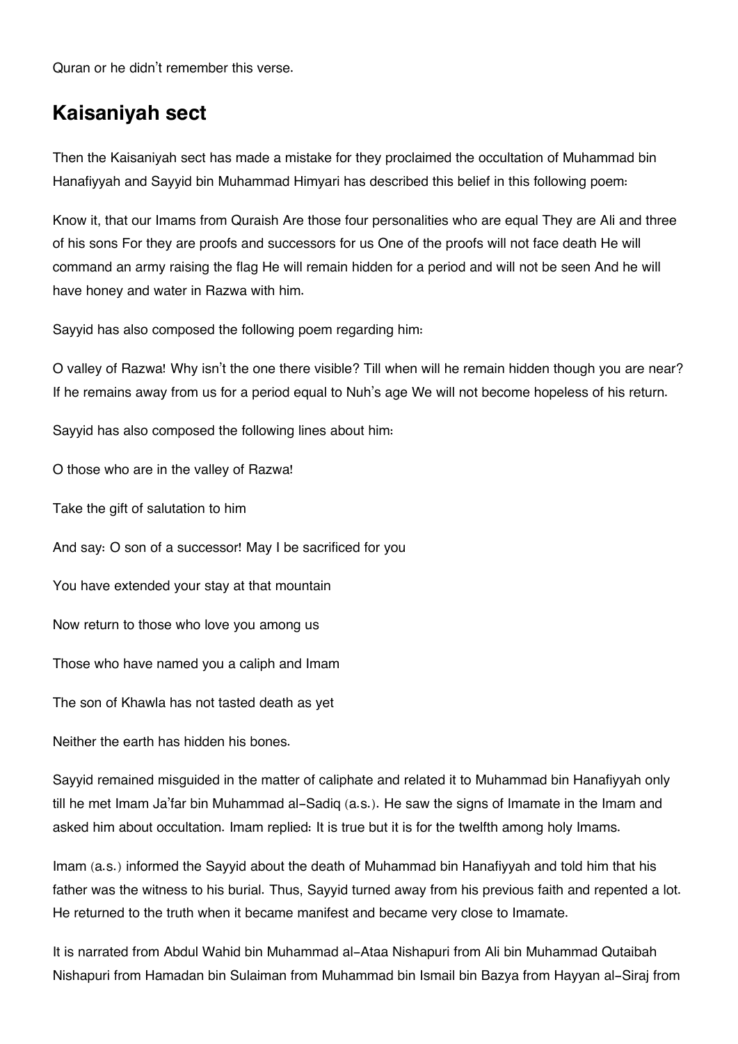Quran or he didn't remember this verse.

## Kaisaniyah sect

Then the Kaisaniyah sect has made a mistake for they proclaimed the occultation of Muhammad bin Hanafiyyah and Sayyid bin Muhammad Himyari has described this belief in this following poem:

Know it, that our Imams from Quraish Are those four personalities who are equal They are Ali and three of his sons For they are proofs and successors for us One of the proofs will not face death He will command an army raising the flag He will remain hidden for a period and will not be seen And he will have honey and water in Razwa with him.

Sayyid has also composed the following poem regarding him:

O valley of Razwa! Why isn't the one there visible? Till when will he remain hidden though you are near? If he remains away from us for a period equal to Nuh's age We will not become hopeless of his return.

Sayyid has also composed the following lines about him:

O those who are in the valley of Razwa!

Take the gift of salutation to him

And say: O son of a successor! May I be sacrificed for you

You have extended your stay at that mountain

Now return to those who love you among us

Those who have named you a caliph and Imam

The son of Khawla has not tasted death as yet

Neither the earth has hidden his bones.

Sayyid remained misguided in the matter of caliphate and related it to Muhammad bin Hanafiyyah only till he met Imam Ja'far bin Muhammad al-Sadiq (a.s.). He saw the signs of Imamate in the Imam and asked him about occultation. Imam replied: It is true but it is for the twelfth among holy Imams.

Imam (a.s.) informed the Sayyid about the death of Muhammad bin Hanafiyyah and told him that his father was the witness to his burial. Thus, Sayyid turned away from his previous faith and repented a lot. He returned to the truth when it became manifest and became very close to Imamate.

It is narrated from Abdul Wahid bin Muhammad al-Ataa Nishapuri from Ali bin Muhammad Qutaibah Nishapuri from Hamadan bin Sulaiman from Muhammad bin Ismail bin Bazya from Hayyan al-Siraj from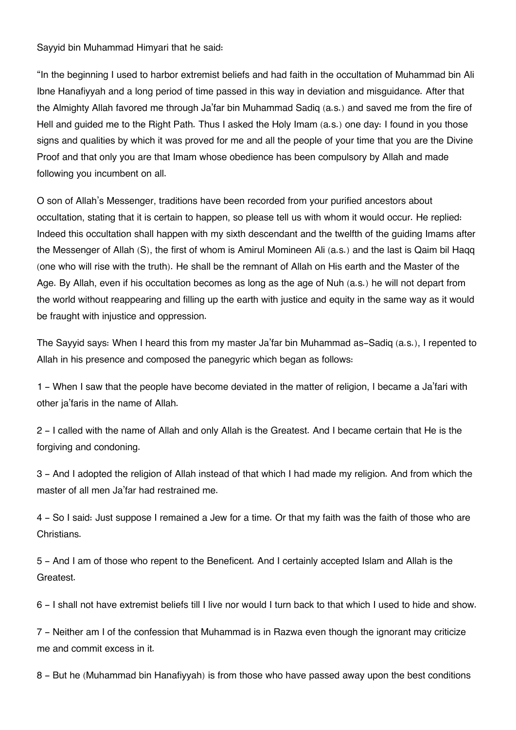Sayyid bin Muhammad Himyari that he said:

"In the beginning I used to harbor extremist beliefs and had faith in the occultation of Muhammad bin Ali Ibne Hanafiyyah and a long period of time passed in this way in deviation and misguidance. After that the Almighty Allah favored me through Ja'far bin Muhammad Sadiq (a.s.) and saved me from the fire of Hell and guided me to the Right Path. Thus I asked the Holy Imam (a.s.) one day: I found in you those signs and qualities by which it was proved for me and all the people of your time that you are the Divine Proof and that only you are that Imam whose obedience has been compulsory by Allah and made following you incumbent on all.

O son of Allah's Messenger, traditions have been recorded from your purified ancestors about occultation, stating that it is certain to happen, so please tell us with whom it would occur. He replied: Indeed this occultation shall happen with my sixth descendant and the twelfth of the guiding Imams after the Messenger of Allah (S), the first of whom is Amirul Momineen Ali (a.s.) and the last is Qaim bil Haqq (one who will rise with the truth). He shall be the remnant of Allah on His earth and the Master of the Age. By Allah, even if his occultation becomes as long as the age of Nuh (a.s.) he will not depart from the world without reappearing and filling up the earth with justice and equity in the same way as it would be fraught with injustice and oppression.

The Sayyid says: When I heard this from my master Ja'far bin Muhammad as-Sadiq (a.s.), I repented to Allah in his presence and composed the panegyric which began as follows:

1 - When I saw that the people have become deviated in the matter of religion, I became a Ja'fari with other ja'faris in the name of Allah.

2 - I called with the name of Allah and only Allah is the Greatest. And I became certain that He is the forgiving and condoning.

3 - And I adopted the religion of Allah instead of that which I had made my religion. And from which the master of all men Ja'far had restrained me.

4 - So I said: Just suppose I remained a Jew for a time. Or that my faith was the faith of those who are Christians.

5 - And I am of those who repent to the Beneficent. And I certainly accepted Islam and Allah is the Greatest.

6 - I shall not have extremist beliefs till I live nor would I turn back to that which I used to hide and show.

7 - Neither am I of the confession that Muhammad is in Razwa even though the ignorant may criticize me and commit excess in it.

8 - But he (Muhammad bin Hanafiyyah) is from those who have passed away upon the best conditions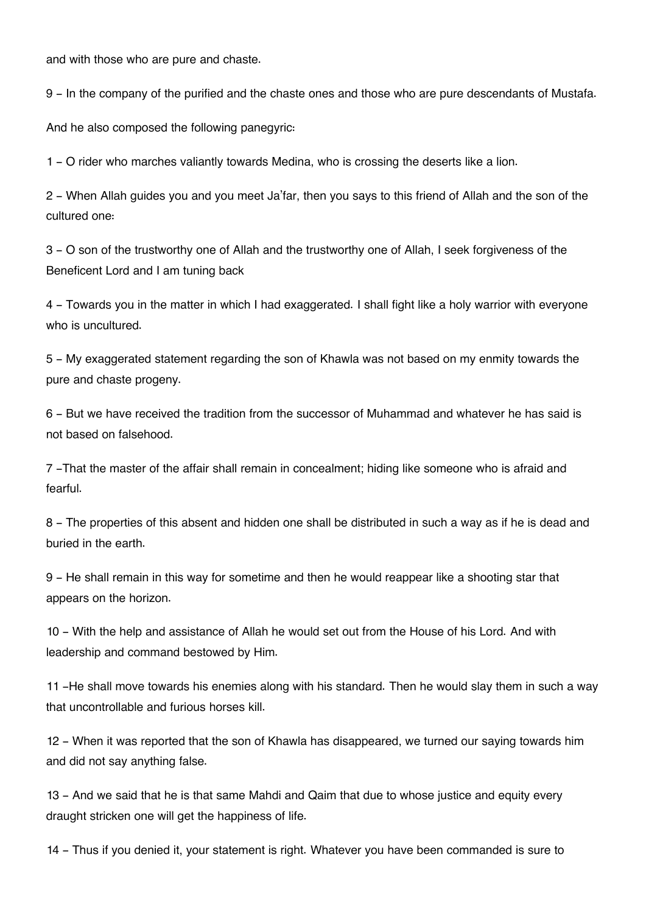and with those who are pure and chaste.

9 – In the company of the purified and the chaste ones and those who are pure descendants of Mustafa.

And he also composed the following panegyric:

1 – O rider who marches valiantly towards Medina, who is crossing the deserts like a lion.

2 – When Allah guides you and you meet Ja'far, then you says to this friend of Allah and the son of the cultured one:

3 – O son of the trustworthy one of Allah and the trustworthy one of Allah, I seek forgiveness of the Beneficent Lord and I am tuning back

4 – Towards you in the matter in which I had exaggerated. I shall fight like a holy warrior with everyone who is uncultured.

5 – My exaggerated statement regarding the son of Khawla was not based on my enmity towards the pure and chaste progeny.

6 – But we have received the tradition from the successor of Muhammad and whatever he has said is not based on falsehood.

7 –That the master of the affair shall remain in concealment; hiding like someone who is afraid and fearful.

8 – The properties of this absent and hidden one shall be distributed in such a way as if he is dead and buried in the earth.

9 – He shall remain in this way for sometime and then he would reappear like a shooting star that appears on the horizon.

10 – With the help and assistance of Allah he would set out from the House of his Lord. And with leadership and command bestowed by Him.

11 –He shall move towards his enemies along with his standard. Then he would slay them in such a way that uncontrollable and furious horses kill.

12 – When it was reported that the son of Khawla has disappeared, we turned our saying towards him and did not say anything false.

13 – And we said that he is that same Mahdi and Qaim that due to whose justice and equity every draught stricken one will get the happiness of life.

14 – Thus if you denied it, your statement is right. Whatever you have been commanded is sure to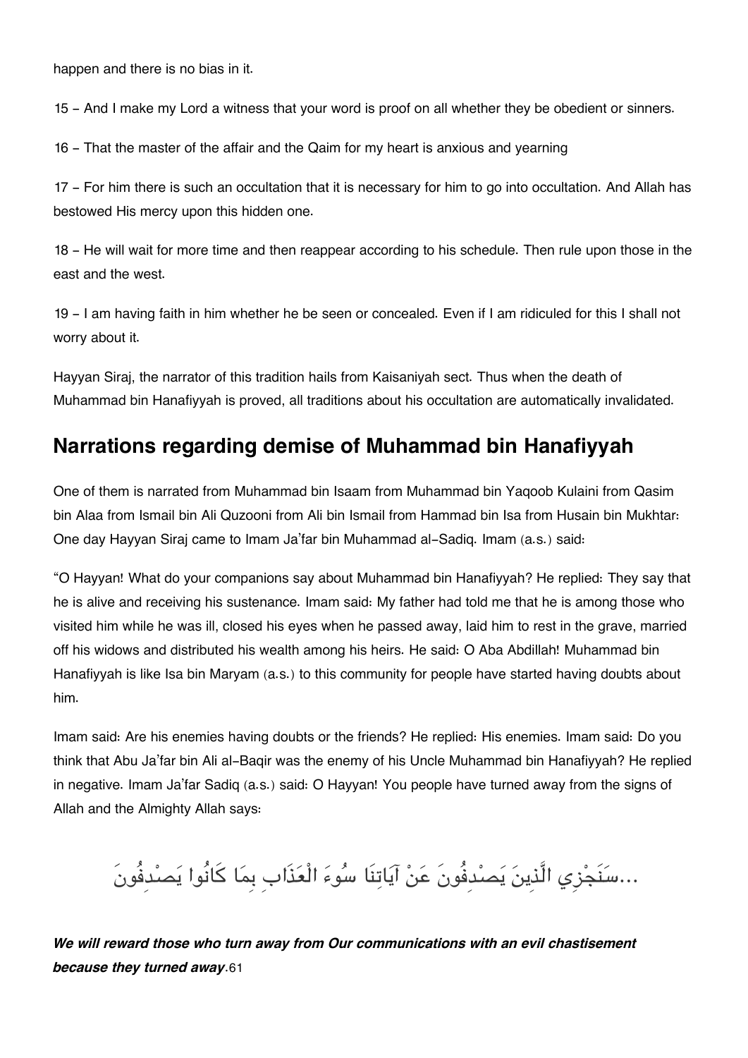happen and there is no bias in it.

15 – And I make my Lord a witness that your word is proof on all whether they be obedient or sinners.

16 – That the master of the affair and the Qaim for my heart is anxious and yearning

17 – For him there is such an occultation that it is necessary for him to go into occultation. And Allah has bestowed His mercy upon this hidden one.

18 – He will wait for more time and then reappear according to his schedule. Then rule upon those in the east and the west.

19 – I am having faith in him whether he be seen or concealed. Even if I am ridiculed for this I shall not worry about it.

Hayyan Siraj, the narrator of this tradition hails from Kaisaniyah sect. Thus when the death of Muhammad bin Hanafiyyah is proved, all traditions about his occultation are automatically invalidated.

## Narrations regarding demise of Muhammad bin Hanafiyyah

One of them is narrated from Muhammad bin Isaam from Muhammad bin Yaqoob Kulaini from Qasim bin Alaa from Ismail bin Ali Quzooni from Ali bin Ismail from Hammad bin Isa from Husain bin Mukhtar: One day Hayyan Siraj came to Imam Ja'far bin Muhammad al-Sadiq. Imam (a.s.) said:

"O Hayyan! What do your companions say about Muhammad bin Hanafiyyah? He replied: They say that he is alive and receiving his sustenance. Imam said: My father had told me that he is among those who visited him while he was ill, closed his eyes when he passed away, laid him to rest in the grave, married off his widows and distributed his wealth among his heirs. He said: O Aba Abdillah! Muhammad bin Hanafiyyah is like Isa bin Maryam (a.s.) to this community for people have started having doubts about him.

Imam said: Are his enemies having doubts or the friends? He replied: His enemies. Imam said: Do you think that Abu Ja'far bin Ali al-Baqir was the enemy of his Uncle Muhammad bin Hanafiyyah? He replied in negative. Imam Ja'far Sadiq (a.s.) said: O Hayyan! You people have turned away from the signs of Allah and the Almighty Allah says:

...سَنَجْزِي الَّذِينَ يَصْدِفُونَ عَنْ آيَاتِنَا سُوءَ الْعَذَابِ بِمَا كَانُوا يَصْدِفُونَ

***We will reward those who turn away from Our communications with an evil chastisement because they turned away***.61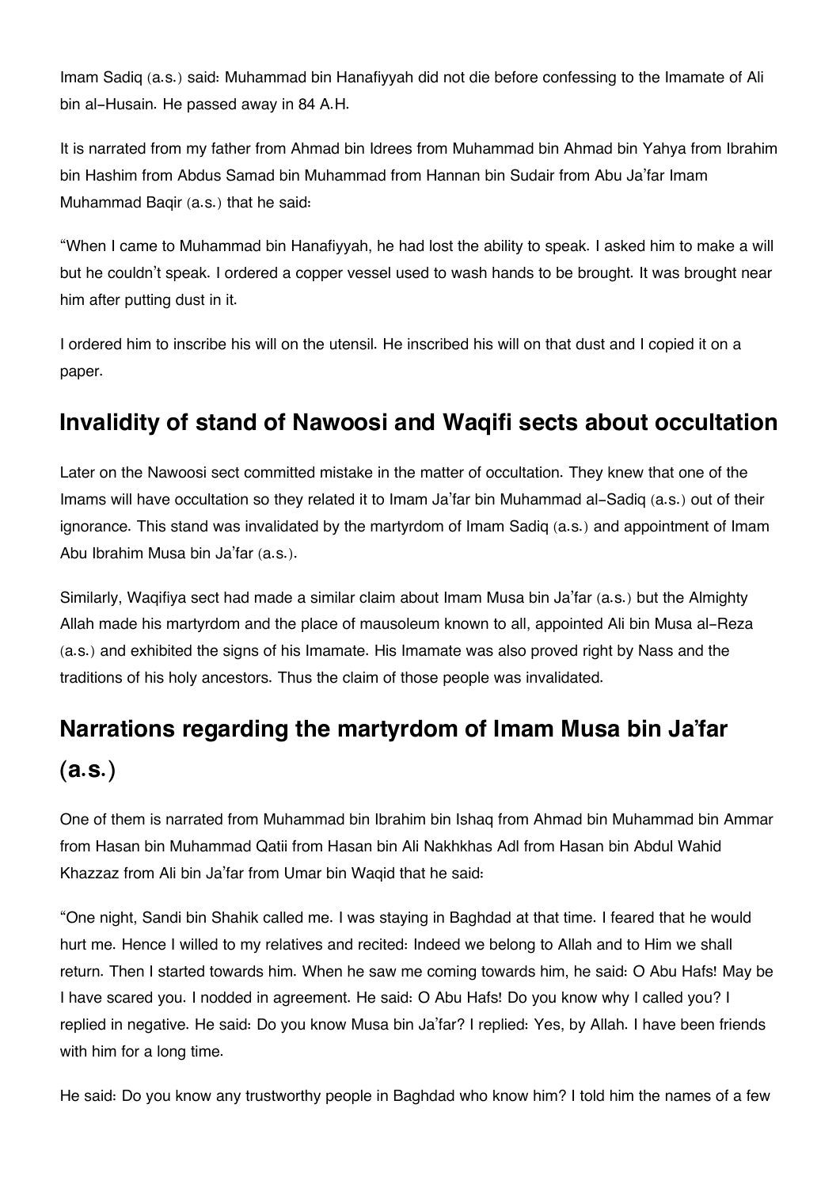Imam Sadiq (a.s.) said: Muhammad bin Hanafiyyah did not die before confessing to the Imamate of Ali bin al-Husain. He passed away in 84 A.H.

It is narrated from my father from Ahmad bin Idrees from Muhammad bin Ahmad bin Yahya from Ibrahim bin Hashim from Abdus Samad bin Muhammad from Hannan bin Sudair from Abu Ja'far Imam Muhammad Baqir (a.s.) that he said:

"When I came to Muhammad bin Hanafiyyah, he had lost the ability to speak. I asked him to make a will but he couldn't speak. I ordered a copper vessel used to wash hands to be brought. It was brought near him after putting dust in it.

I ordered him to inscribe his will on the utensil. He inscribed his will on that dust and I copied it on a paper.

## Invalidity of stand of Nawoosi and Waqifi sects about occultation

Later on the Nawoosi sect committed mistake in the matter of occultation. They knew that one of the Imams will have occultation so they related it to Imam Ja'far bin Muhammad al-Sadiq (a.s.) out of their ignorance. This stand was invalidated by the martyrdom of Imam Sadiq (a.s.) and appointment of Imam Abu Ibrahim Musa bin Ja'far (a.s.).

Similarly, Waqifiya sect had made a similar claim about Imam Musa bin Ja'far (a.s.) but the Almighty Allah made his martyrdom and the place of mausoleum known to all, appointed Ali bin Musa al-Reza (a.s.) and exhibited the signs of his Imamate. His Imamate was also proved right by Nass and the traditions of his holy ancestors. Thus the claim of those people was invalidated.

## Narrations regarding the martyrdom of Imam Musa bin Ja'far (a.s.)

One of them is narrated from Muhammad bin Ibrahim bin Ishaq from Ahmad bin Muhammad bin Ammar from Hasan bin Muhammad Qatii from Hasan bin Ali Nakhkhas Adl from Hasan bin Abdul Wahid Khazzaz from Ali bin Ja'far from Umar bin Waqid that he said:

"One night, Sandi bin Shahik called me. I was staying in Baghdad at that time. I feared that he would hurt me. Hence I willed to my relatives and recited: Indeed we belong to Allah and to Him we shall return. Then I started towards him. When he saw me coming towards him, he said: O Abu Hafs! May be I have scared you. I nodded in agreement. He said: O Abu Hafs! Do you know why I called you? I replied in negative. He said: Do you know Musa bin Ja'far? I replied: Yes, by Allah. I have been friends with him for a long time.

He said: Do you know any trustworthy people in Baghdad who know him? I told him the names of a few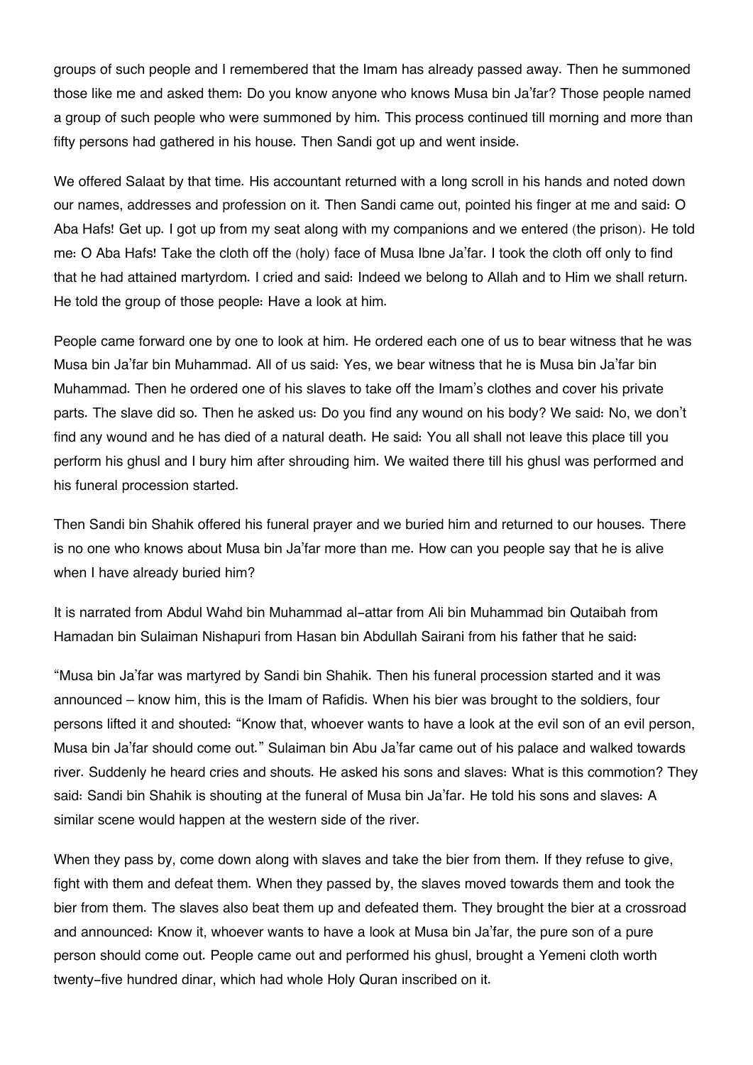groups of such people and I remembered that the Imam has already passed away. Then he summoned those like me and asked them: Do you know anyone who knows Musa bin Ja'far? Those people named a group of such people who were summoned by him. This process continued till morning and more than fifty persons had gathered in his house. Then Sandi got up and went inside.

We offered Salaat by that time. His accountant returned with a long scroll in his hands and noted down our names, addresses and profession on it. Then Sandi came out, pointed his finger at me and said: O Aba Hafs! Get up. I got up from my seat along with my companions and we entered (the prison). He told me: O Aba Hafs! Take the cloth off the (holy) face of Musa Ibne Ja'far. I took the cloth off only to find that he had attained martyrdom. I cried and said: Indeed we belong to Allah and to Him we shall return. He told the group of those people: Have a look at him.

People came forward one by one to look at him. He ordered each one of us to bear witness that he was Musa bin Ja'far bin Muhammad. All of us said: Yes, we bear witness that he is Musa bin Ja'far bin Muhammad. Then he ordered one of his slaves to take off the Imam's clothes and cover his private parts. The slave did so. Then he asked us: Do you find any wound on his body? We said: No, we don't find any wound and he has died of a natural death. He said: You all shall not leave this place till you perform his ghusl and I bury him after shrouding him. We waited there till his ghusl was performed and his funeral procession started.

Then Sandi bin Shahik offered his funeral prayer and we buried him and returned to our houses. There is no one who knows about Musa bin Ja'far more than me. How can you people say that he is alive when I have already buried him?

It is narrated from Abdul Wahd bin Muhammad al-attar from Ali bin Muhammad bin Qutaibah from Hamadan bin Sulaiman Nishapuri from Hasan bin Abdullah Sairani from his father that he said:

"Musa bin Ja'far was martyred by Sandi bin Shahik. Then his funeral procession started and it was announced – know him, this is the Imam of Rafidis. When his bier was brought to the soldiers, four persons lifted it and shouted: "Know that, whoever wants to have a look at the evil son of an evil person, Musa bin Ja'far should come out." Sulaiman bin Abu Ja'far came out of his palace and walked towards river. Suddenly he heard cries and shouts. He asked his sons and slaves: What is this commotion? They said: Sandi bin Shahik is shouting at the funeral of Musa bin Ja'far. He told his sons and slaves: A similar scene would happen at the western side of the river.

When they pass by, come down along with slaves and take the bier from them. If they refuse to give, fight with them and defeat them. When they passed by, the slaves moved towards them and took the bier from them. The slaves also beat them up and defeated them. They brought the bier at a crossroad and announced: Know it, whoever wants to have a look at Musa bin Ja'far, the pure son of a pure person should come out. People came out and performed his ghusl, brought a Yemeni cloth worth twenty-five hundred dinar, which had whole Holy Quran inscribed on it.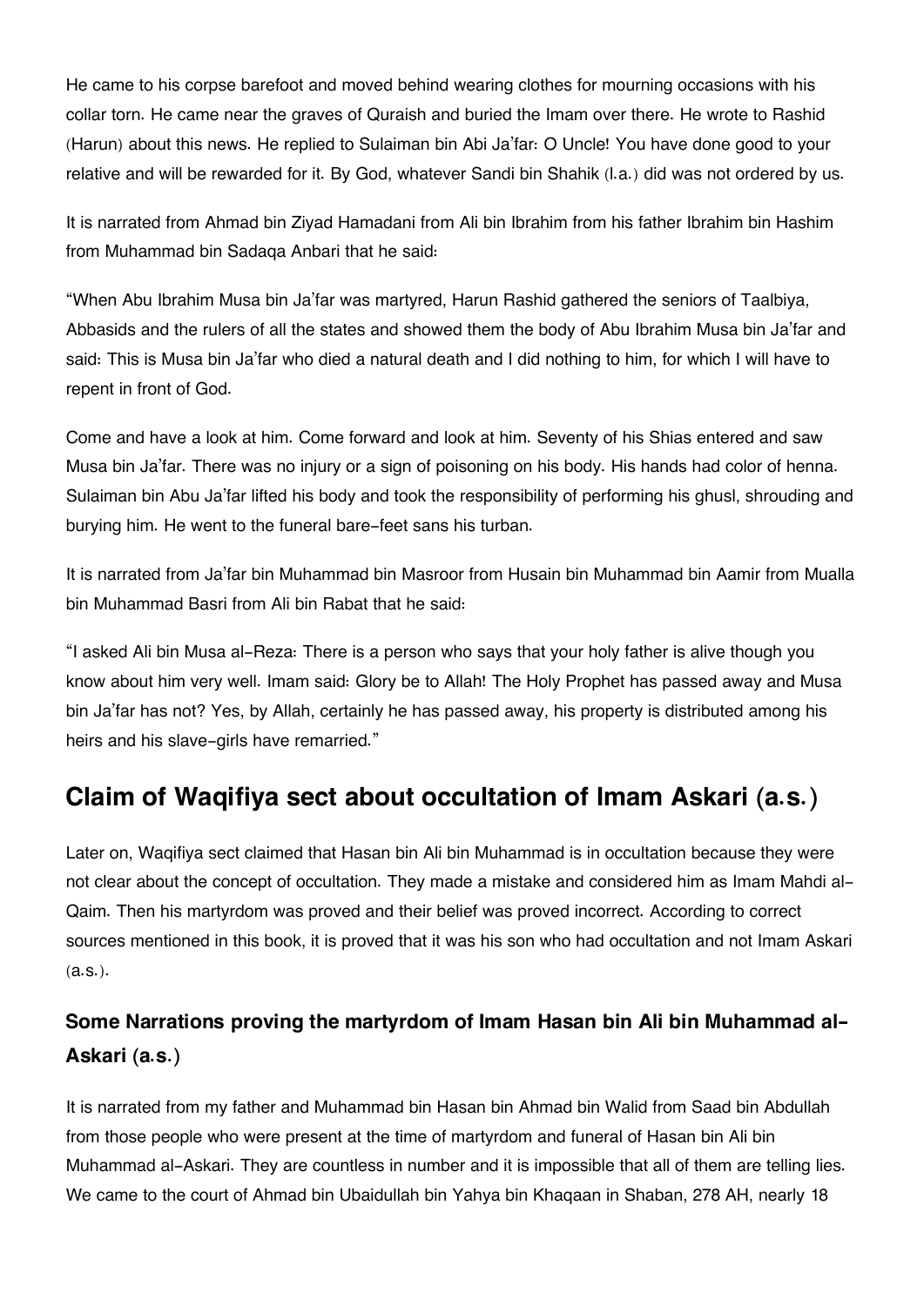He came to his corpse barefoot and moved behind wearing clothes for mourning occasions with his collar torn. He came near the graves of Quraish and buried the Imam over there. He wrote to Rashid (Harun) about this news. He replied to Sulaiman bin Abi Ja'far: O Uncle! You have done good to your relative and will be rewarded for it. By God, whatever Sandi bin Shahik (l.a.) did was not ordered by us.

It is narrated from Ahmad bin Ziyad Hamadani from Ali bin Ibrahim from his father Ibrahim bin Hashim from Muhammad bin Sadaqa Anbari that he said:

"When Abu Ibrahim Musa bin Ja'far was martyred, Harun Rashid gathered the seniors of Taalbiya, Abbasids and the rulers of all the states and showed them the body of Abu Ibrahim Musa bin Ja'far and said: This is Musa bin Ja'far who died a natural death and I did nothing to him, for which I will have to repent in front of God.

Come and have a look at him. Come forward and look at him. Seventy of his Shias entered and saw Musa bin Ja'far. There was no injury or a sign of poisoning on his body. His hands had color of henna. Sulaiman bin Abu Ja'far lifted his body and took the responsibility of performing his ghusl, shrouding and burying him. He went to the funeral bare-feet sans his turban.

It is narrated from Ja'far bin Muhammad bin Masroor from Husain bin Muhammad bin Aamir from Mualla bin Muhammad Basri from Ali bin Rabat that he said:

"I asked Ali bin Musa al-Reza: There is a person who says that your holy father is alive though you know about him very well. Imam said: Glory be to Allah! The Holy Prophet has passed away and Musa bin Ja'far has not? Yes, by Allah, certainly he has passed away, his property is distributed among his heirs and his slave-girls have remarried."

## Claim of Waqifiya sect about occultation of Imam Askari (a.s.)

Later on, Waqifiya sect claimed that Hasan bin Ali bin Muhammad is in occultation because they were not clear about the concept of occultation. They made a mistake and considered him as Imam Mahdi al-Qaim. Then his martyrdom was proved and their belief was proved incorrect. According to correct sources mentioned in this book, it is proved that it was his son who had occultation and not Imam Askari (a.s.).

### Some Narrations proving the martyrdom of Imam Hasan bin Ali bin Muhammad al-Askari (a.s.)

It is narrated from my father and Muhammad bin Hasan bin Ahmad bin Walid from Saad bin Abdullah from those people who were present at the time of martyrdom and funeral of Hasan bin Ali bin Muhammad al-Askari. They are countless in number and it is impossible that all of them are telling lies. We came to the court of Ahmad bin Ubaidullah bin Yahya bin Khaqaan in Shaban, 278 AH, nearly 18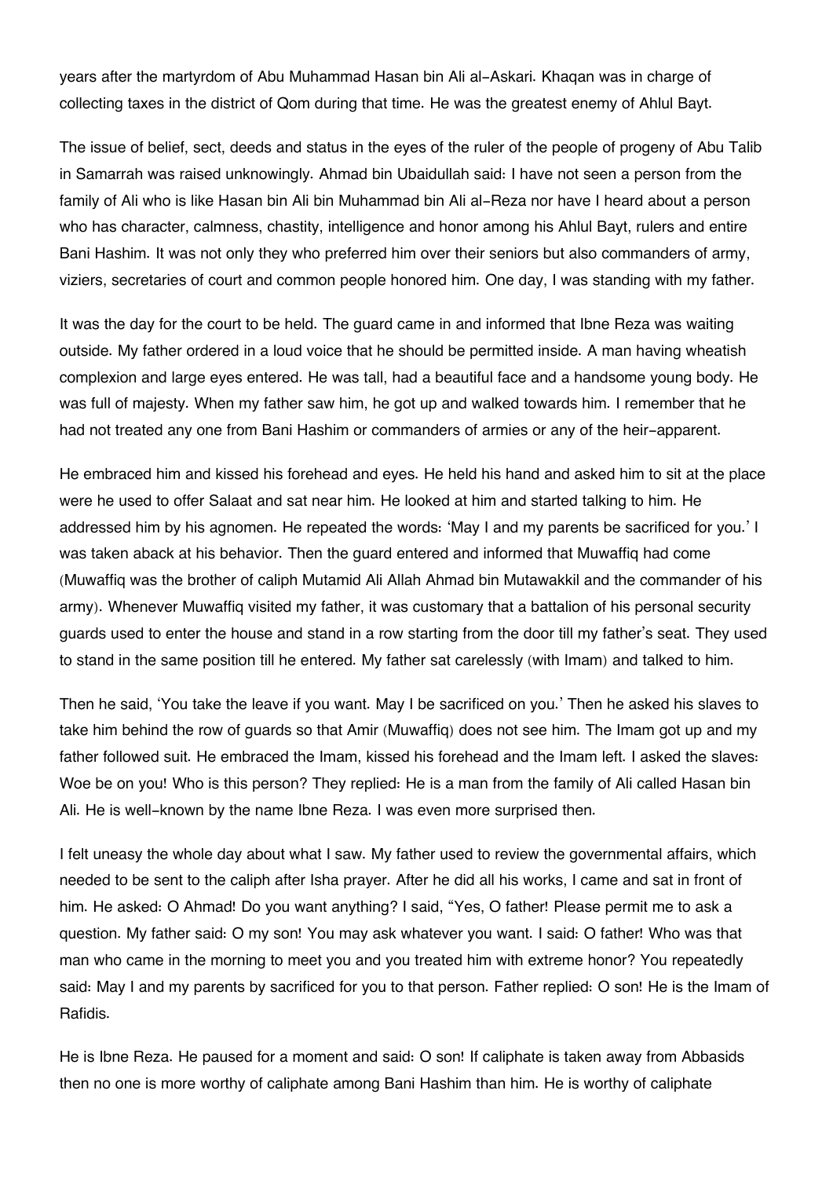years after the martyrdom of Abu Muhammad Hasan bin Ali al-Askari. Khaqan was in charge of collecting taxes in the district of Qom during that time. He was the greatest enemy of Ahlul Bayt.

The issue of belief, sect, deeds and status in the eyes of the ruler of the people of progeny of Abu Talib in Samarrah was raised unknowingly. Ahmad bin Ubaidullah said: I have not seen a person from the family of Ali who is like Hasan bin Ali bin Muhammad bin Ali al-Reza nor have I heard about a person who has character, calmness, chastity, intelligence and honor among his Ahlul Bayt, rulers and entire Bani Hashim. It was not only they who preferred him over their seniors but also commanders of army, viziers, secretaries of court and common people honored him. One day, I was standing with my father.

It was the day for the court to be held. The guard came in and informed that Ibne Reza was waiting outside. My father ordered in a loud voice that he should be permitted inside. A man having wheatish complexion and large eyes entered. He was tall, had a beautiful face and a handsome young body. He was full of majesty. When my father saw him, he got up and walked towards him. I remember that he had not treated any one from Bani Hashim or commanders of armies or any of the heir-apparent.

He embraced him and kissed his forehead and eyes. He held his hand and asked him to sit at the place were he used to offer Salaat and sat near him. He looked at him and started talking to him. He addressed him by his agnomen. He repeated the words: 'May I and my parents be sacrificed for you.' I was taken aback at his behavior. Then the guard entered and informed that Muwaffiq had come (Muwaffiq was the brother of caliph Mutamid Ali Allah Ahmad bin Mutawakkil and the commander of his army). Whenever Muwaffiq visited my father, it was customary that a battalion of his personal security guards used to enter the house and stand in a row starting from the door till my father's seat. They used to stand in the same position till he entered. My father sat carelessly (with Imam) and talked to him.

Then he said, 'You take the leave if you want. May I be sacrificed on you.' Then he asked his slaves to take him behind the row of guards so that Amir (Muwaffiq) does not see him. The Imam got up and my father followed suit. He embraced the Imam, kissed his forehead and the Imam left. I asked the slaves: Woe be on you! Who is this person? They replied: He is a man from the family of Ali called Hasan bin Ali. He is well-known by the name Ibne Reza. I was even more surprised then.

I felt uneasy the whole day about what I saw. My father used to review the governmental affairs, which needed to be sent to the caliph after Isha prayer. After he did all his works, I came and sat in front of him. He asked: O Ahmad! Do you want anything? I said, "Yes, O father! Please permit me to ask a question. My father said: O my son! You may ask whatever you want. I said: O father! Who was that man who came in the morning to meet you and you treated him with extreme honor? You repeatedly said: May I and my parents by sacrificed for you to that person. Father replied: O son! He is the Imam of Rafidis.

He is Ibne Reza. He paused for a moment and said: O son! If caliphate is taken away from Abbasids then no one is more worthy of caliphate among Bani Hashim than him. He is worthy of caliphate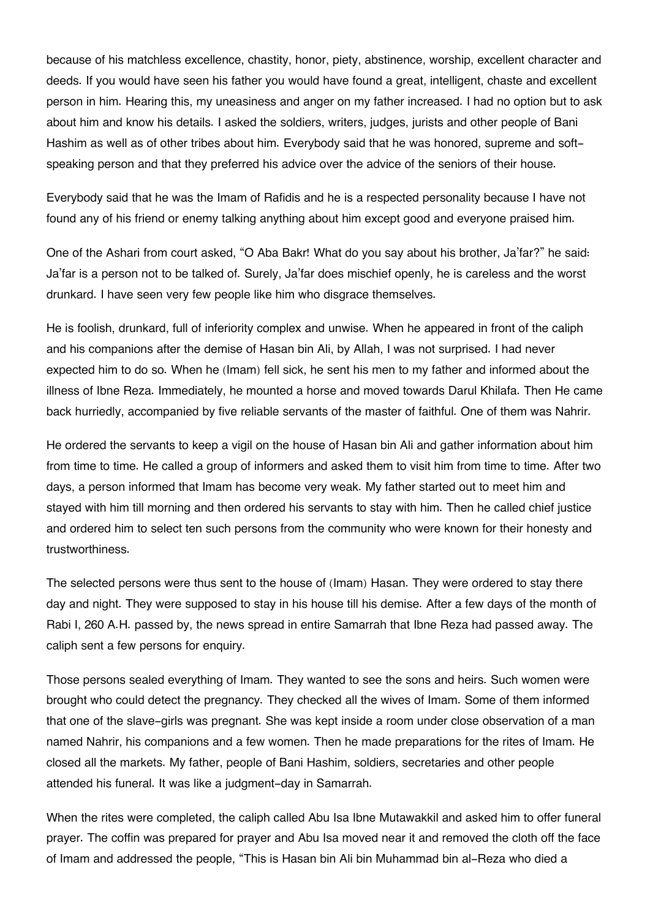because of his matchless excellence, chastity, honor, piety, abstinence, worship, excellent character and deeds. If you would have seen his father you would have found a great, intelligent, chaste and excellent person in him. Hearing this, my uneasiness and anger on my father increased. I had no option but to ask about him and know his details. I asked the soldiers, writers, judges, jurists and other people of Bani Hashim as well as of other tribes about him. Everybody said that he was honored, supreme and soft-speaking person and that they preferred his advice over the advice of the seniors of their house.

Everybody said that he was the Imam of Rafidis and he is a respected personality because I have not found any of his friend or enemy talking anything about him except good and everyone praised him.

One of the Ashari from court asked, "O Aba Bakr! What do you say about his brother, Ja'far?" he said: Ja'far is a person not to be talked of. Surely, Ja'far does mischief openly, he is careless and the worst drunkard. I have seen very few people like him who disgrace themselves.

He is foolish, drunkard, full of inferiority complex and unwise. When he appeared in front of the caliph and his companions after the demise of Hasan bin Ali, by Allah, I was not surprised. I had never expected him to do so. When he (Imam) fell sick, he sent his men to my father and informed about the illness of Ibne Reza. Immediately, he mounted a horse and moved towards Darul Khilafa. Then He came back hurriedly, accompanied by five reliable servants of the master of faithful. One of them was Nahrir.

He ordered the servants to keep a vigil on the house of Hasan bin Ali and gather information about him from time to time. He called a group of informers and asked them to visit him from time to time. After two days, a person informed that Imam has become very weak. My father started out to meet him and stayed with him till morning and then ordered his servants to stay with him. Then he called chief justice and ordered him to select ten such persons from the community who were known for their honesty and trustworthiness.

The selected persons were thus sent to the house of (Imam) Hasan. They were ordered to stay there day and night. They were supposed to stay in his house till his demise. After a few days of the month of Rabi I, 260 A.H. passed by, the news spread in entire Samarrah that Ibne Reza had passed away. The caliph sent a few persons for enquiry.

Those persons sealed everything of Imam. They wanted to see the sons and heirs. Such women were brought who could detect the pregnancy. They checked all the wives of Imam. Some of them informed that one of the slave-girls was pregnant. She was kept inside a room under close observation of a man named Nahrir, his companions and a few women. Then he made preparations for the rites of Imam. He closed all the markets. My father, people of Bani Hashim, soldiers, secretaries and other people attended his funeral. It was like a judgment-day in Samarrah.

When the rites were completed, the caliph called Abu Isa Ibne Mutawakkil and asked him to offer funeral prayer. The coffin was prepared for prayer and Abu Isa moved near it and removed the cloth off the face of Imam and addressed the people, "This is Hasan bin Ali bin Muhammad bin al-Reza who died a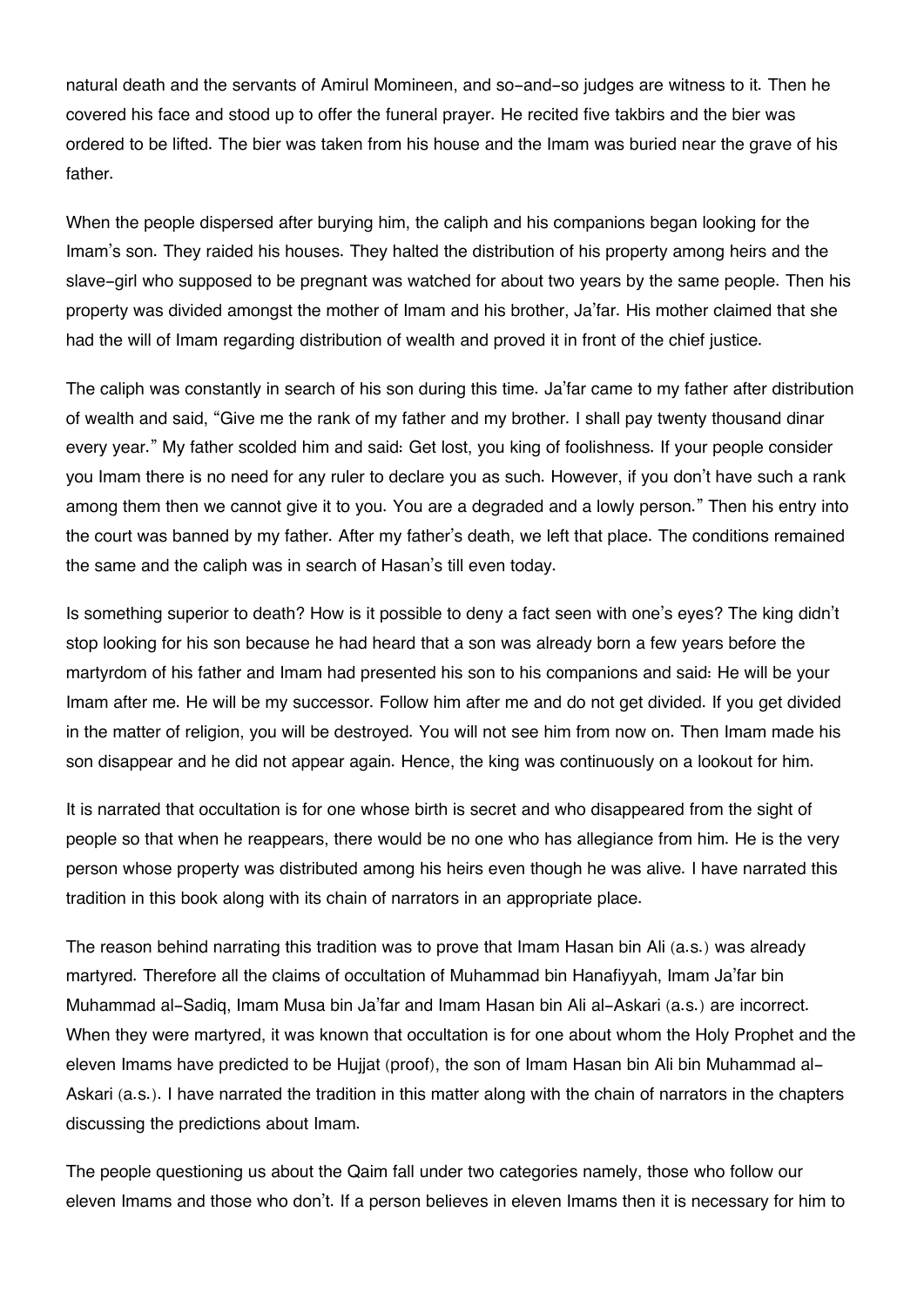natural death and the servants of Amirul Momineen, and so-and-so judges are witness to it. Then he covered his face and stood up to offer the funeral prayer. He recited five takbirs and the bier was ordered to be lifted. The bier was taken from his house and the Imam was buried near the grave of his father.

When the people dispersed after burying him, the caliph and his companions began looking for the Imam's son. They raided his houses. They halted the distribution of his property among heirs and the slave-girl who supposed to be pregnant was watched for about two years by the same people. Then his property was divided amongst the mother of Imam and his brother, Ja'far. His mother claimed that she had the will of Imam regarding distribution of wealth and proved it in front of the chief justice.

The caliph was constantly in search of his son during this time. Ja'far came to my father after distribution of wealth and said, "Give me the rank of my father and my brother. I shall pay twenty thousand dinar every year." My father scolded him and said: Get lost, you king of foolishness. If your people consider you Imam there is no need for any ruler to declare you as such. However, if you don't have such a rank among them then we cannot give it to you. You are a degraded and a lowly person." Then his entry into the court was banned by my father. After my father's death, we left that place. The conditions remained the same and the caliph was in search of Hasan's till even today.

Is something superior to death? How is it possible to deny a fact seen with one's eyes? The king didn't stop looking for his son because he had heard that a son was already born a few years before the martyrdom of his father and Imam had presented his son to his companions and said: He will be your Imam after me. He will be my successor. Follow him after me and do not get divided. If you get divided in the matter of religion, you will be destroyed. You will not see him from now on. Then Imam made his son disappear and he did not appear again. Hence, the king was continuously on a lookout for him.

It is narrated that occultation is for one whose birth is secret and who disappeared from the sight of people so that when he reappears, there would be no one who has allegiance from him. He is the very person whose property was distributed among his heirs even though he was alive. I have narrated this tradition in this book along with its chain of narrators in an appropriate place.

The reason behind narrating this tradition was to prove that Imam Hasan bin Ali (a.s.) was already martyred. Therefore all the claims of occultation of Muhammad bin Hanafiyyah, Imam Ja'far bin Muhammad al-Sadiq, Imam Musa bin Ja'far and Imam Hasan bin Ali al-Askari (a.s.) are incorrect. When they were martyred, it was known that occultation is for one about whom the Holy Prophet and the eleven Imams have predicted to be Hujjat (proof), the son of Imam Hasan bin Ali bin Muhammad al-Askari (a.s.). I have narrated the tradition in this matter along with the chain of narrators in the chapters discussing the predictions about Imam.

The people questioning us about the Qaim fall under two categories namely, those who follow our eleven Imams and those who don't. If a person believes in eleven Imams then it is necessary for him to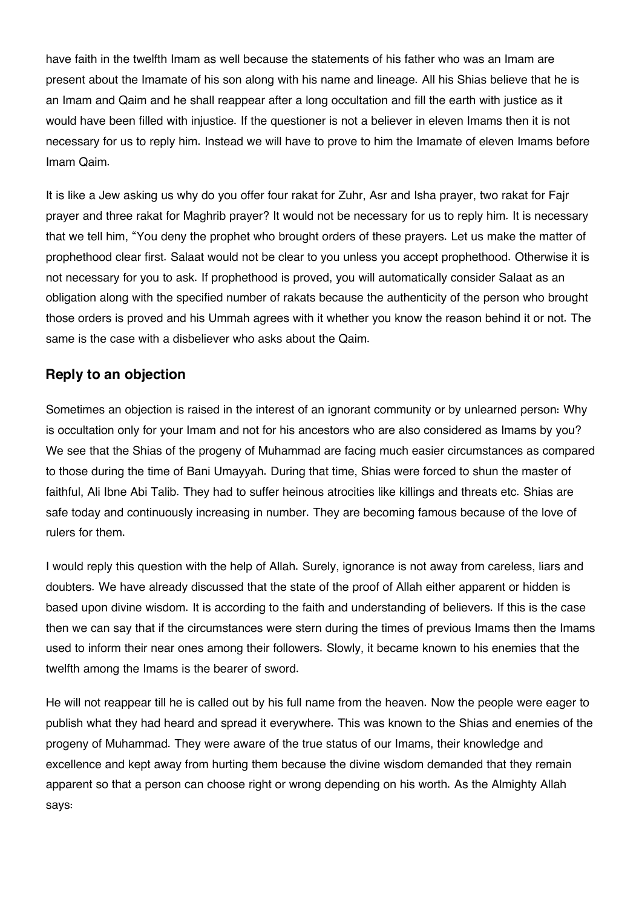have faith in the twelfth Imam as well because the statements of his father who was an Imam are present about the Imamate of his son along with his name and lineage. All his Shias believe that he is an Imam and Qaim and he shall reappear after a long occultation and fill the earth with justice as it would have been filled with injustice. If the questioner is not a believer in eleven Imams then it is not necessary for us to reply him. Instead we will have to prove to him the Imamate of eleven Imams before Imam Qaim.

It is like a Jew asking us why do you offer four rakat for Zuhr, Asr and Isha prayer, two rakat for Fajr prayer and three rakat for Maghrib prayer? It would not be necessary for us to reply him. It is necessary that we tell him, “You deny the prophet who brought orders of these prayers. Let us make the matter of prophethood clear first. Salaat would not be clear to you unless you accept prophethood. Otherwise it is not necessary for you to ask. If prophethood is proved, you will automatically consider Salaat as an obligation along with the specified number of rakats because the authenticity of the person who brought those orders is proved and his Ummah agrees with it whether you know the reason behind it or not. The same is the case with a disbeliever who asks about the Qaim.

## Reply to an objection

Sometimes an objection is raised in the interest of an ignorant community or by unlearned person: Why is occultation only for your Imam and not for his ancestors who are also considered as Imams by you? We see that the Shias of the progeny of Muhammad are facing much easier circumstances as compared to those during the time of Bani Umayyah. During that time, Shias were forced to shun the master of faithful, Ali Ibne Abi Talib. They had to suffer heinous atrocities like killings and threats etc. Shias are safe today and continuously increasing in number. They are becoming famous because of the love of rulers for them.

I would reply this question with the help of Allah. Surely, ignorance is not away from careless, liars and doubters. We have already discussed that the state of the proof of Allah either apparent or hidden is based upon divine wisdom. It is according to the faith and understanding of believers. If this is the case then we can say that if the circumstances were stern during the times of previous Imams then the Imams used to inform their near ones among their followers. Slowly, it became known to his enemies that the twelfth among the Imams is the bearer of sword.

He will not reappear till he is called out by his full name from the heaven. Now the people were eager to publish what they had heard and spread it everywhere. This was known to the Shias and enemies of the progeny of Muhammad. They were aware of the true status of our Imams, their knowledge and excellence and kept away from hurting them because the divine wisdom demanded that they remain apparent so that a person can choose right or wrong depending on his worth. As the Almighty Allah says: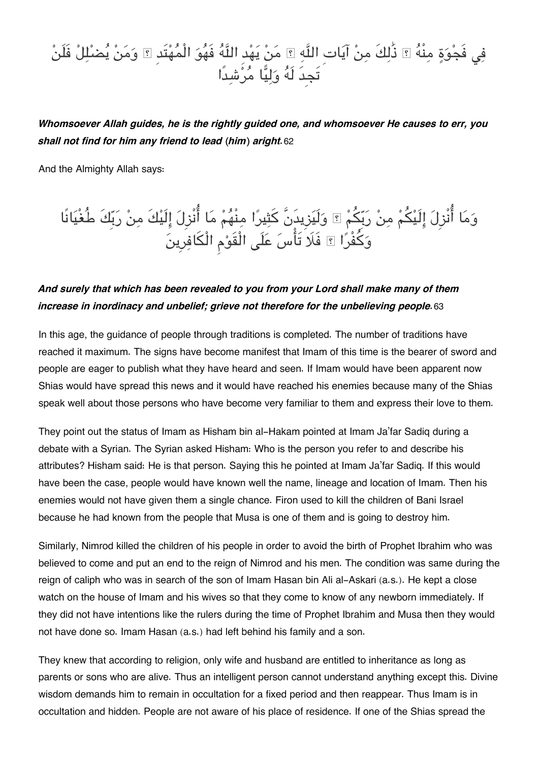فِي فَجْوَةٍ مِنْهُ ۚ ذَٰلِكَ مِنْ آيَاتِ اللَّهِ ۗ مَنْ يَهْدِ اللَّهُ فَهُوَ الْمُهْتَدِ ۖ وَمَنْ يُضْلِلْ فَلَنْ تَجِدَ لَهُ وَلِيًّا مُرْشِدًا

***Whomsoever Allah guides, he is the rightly guided one, and whomsoever He causes to err, you shall not find for him any friend to lead (him) aright.*** 62

And the Almighty Allah says:

وَمَا أُنْزِلَ إِلَيْكُمْ مِنْ رَبِّكُمْ ۚ وَلَيَزِيدَنَّ كَثِيرًا مِنْهُمْ مَا أُنْزِلَ إِلَيْكَ مِنْ رَبِّكَ طُغْيَانًا وَكُفْرًا ۖ فَلَا تَأْسَ عَلَى الْقَوْمِ الْكَافِرِينَ

***And surely that which has been revealed to you from your Lord shall make many of them increase in inordinacy and unbelief; grieve not therefore for the unbelieving people.*** 63

In this age, the guidance of people through traditions is completed. The number of traditions have reached it maximum. The signs have become manifest that Imam of this time is the bearer of sword and people are eager to publish what they have heard and seen. If Imam would have been apparent now Shias would have spread this news and it would have reached his enemies because many of the Shias speak well about those persons who have become very familiar to them and express their love to them.

They point out the status of Imam as Hisham bin al-Hakam pointed at Imam Ja'far Sadiq during a debate with a Syrian. The Syrian asked Hisham: Who is the person you refer to and describe his attributes? Hisham said: He is that person. Saying this he pointed at Imam Ja'far Sadiq. If this would have been the case, people would have known well the name, lineage and location of Imam. Then his enemies would not have given them a single chance. Firon used to kill the children of Bani Israel because he had known from the people that Musa is one of them and is going to destroy him.

Similarly, Nimrod killed the children of his people in order to avoid the birth of Prophet Ibrahim who was believed to come and put an end to the reign of Nimrod and his men. The condition was same during the reign of caliph who was in search of the son of Imam Hasan bin Ali al-Askari (a.s.). He kept a close watch on the house of Imam and his wives so that they come to know of any newborn immediately. If they did not have intentions like the rulers during the time of Prophet Ibrahim and Musa then they would not have done so. Imam Hasan (a.s.) had left behind his family and a son.

They knew that according to religion, only wife and husband are entitled to inheritance as long as parents or sons who are alive. Thus an intelligent person cannot understand anything except this. Divine wisdom demands him to remain in occultation for a fixed period and then reappear. Thus Imam is in occultation and hidden. People are not aware of his place of residence. If one of the Shias spread the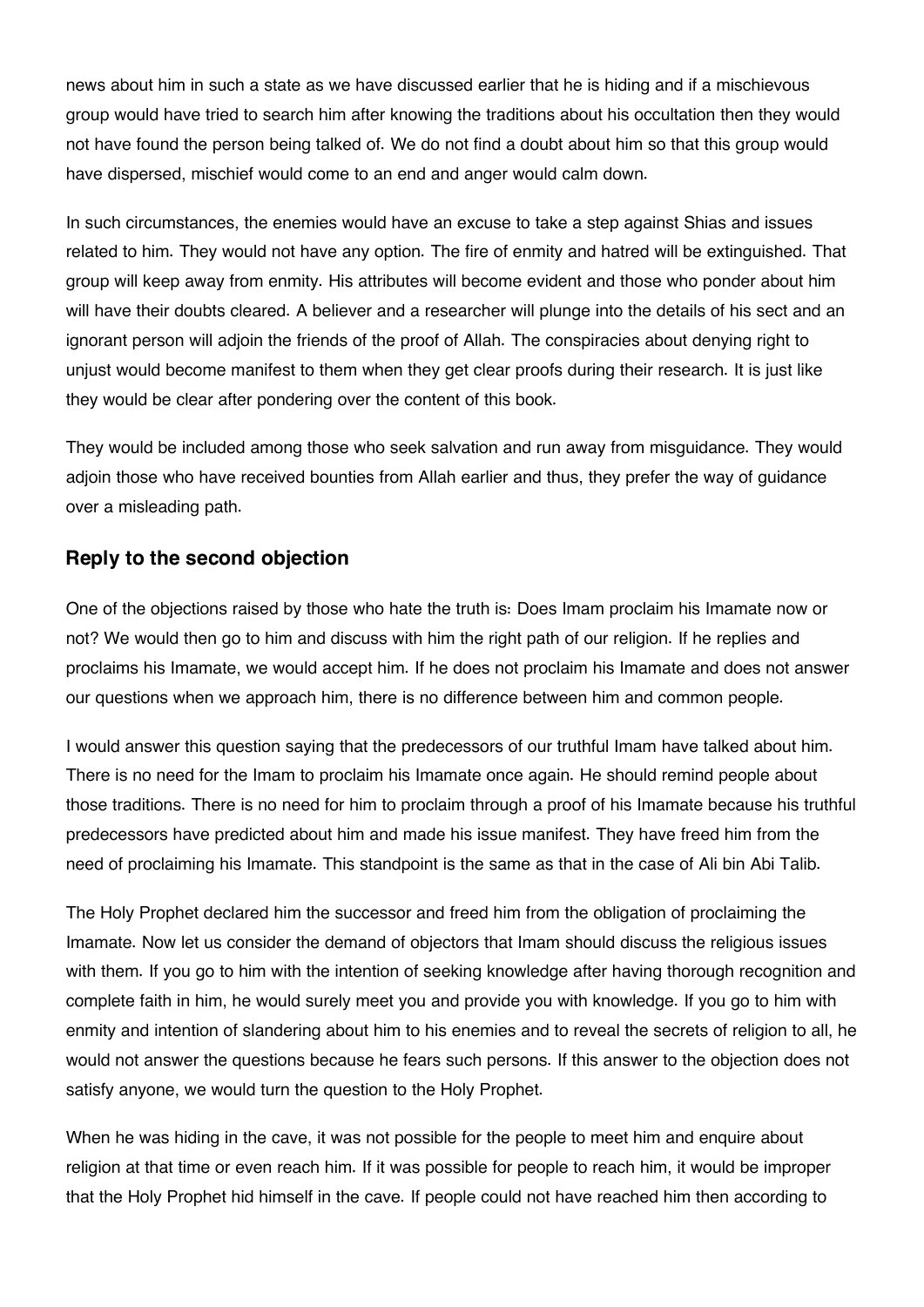news about him in such a state as we have discussed earlier that he is hiding and if a mischievous group would have tried to search him after knowing the traditions about his occultation then they would not have found the person being talked of. We do not find a doubt about him so that this group would have dispersed, mischief would come to an end and anger would calm down.

In such circumstances, the enemies would have an excuse to take a step against Shias and issues related to him. They would not have any option. The fire of enmity and hatred will be extinguished. That group will keep away from enmity. His attributes will become evident and those who ponder about him will have their doubts cleared. A believer and a researcher will plunge into the details of his sect and an ignorant person will adjoin the friends of the proof of Allah. The conspiracies about denying right to unjust would become manifest to them when they get clear proofs during their research. It is just like they would be clear after pondering over the content of this book.

They would be included among those who seek salvation and run away from misguidance. They would adjoin those who have received bounties from Allah earlier and thus, they prefer the way of guidance over a misleading path.

## Reply to the second objection

One of the objections raised by those who hate the truth is: Does Imam proclaim his Imamate now or not? We would then go to him and discuss with him the right path of our religion. If he replies and proclaims his Imamate, we would accept him. If he does not proclaim his Imamate and does not answer our questions when we approach him, there is no difference between him and common people.

I would answer this question saying that the predecessors of our truthful Imam have talked about him. There is no need for the Imam to proclaim his Imamate once again. He should remind people about those traditions. There is no need for him to proclaim through a proof of his Imamate because his truthful predecessors have predicted about him and made his issue manifest. They have freed him from the need of proclaiming his Imamate. This standpoint is the same as that in the case of Ali bin Abi Talib.

The Holy Prophet declared him the successor and freed him from the obligation of proclaiming the Imamate. Now let us consider the demand of objectors that Imam should discuss the religious issues with them. If you go to him with the intention of seeking knowledge after having thorough recognition and complete faith in him, he would surely meet you and provide you with knowledge. If you go to him with enmity and intention of slandering about him to his enemies and to reveal the secrets of religion to all, he would not answer the questions because he fears such persons. If this answer to the objection does not satisfy anyone, we would turn the question to the Holy Prophet.

When he was hiding in the cave, it was not possible for the people to meet him and enquire about religion at that time or even reach him. If it was possible for people to reach him, it would be improper that the Holy Prophet hid himself in the cave. If people could not have reached him then according to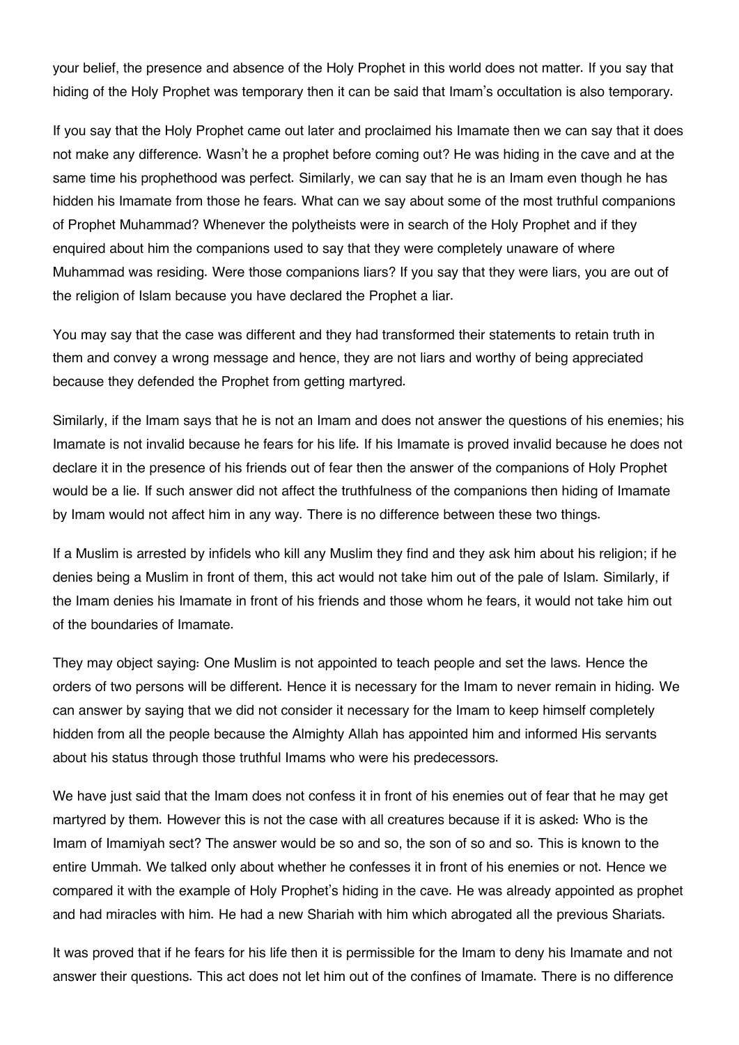your belief, the presence and absence of the Holy Prophet in this world does not matter. If you say that hiding of the Holy Prophet was temporary then it can be said that Imam's occultation is also temporary.

If you say that the Holy Prophet came out later and proclaimed his Imamate then we can say that it does not make any difference. Wasn't he a prophet before coming out? He was hiding in the cave and at the same time his prophethood was perfect. Similarly, we can say that he is an Imam even though he has hidden his Imamate from those he fears. What can we say about some of the most truthful companions of Prophet Muhammad? Whenever the polytheists were in search of the Holy Prophet and if they enquired about him the companions used to say that they were completely unaware of where Muhammad was residing. Were those companions liars? If you say that they were liars, you are out of the religion of Islam because you have declared the Prophet a liar.

You may say that the case was different and they had transformed their statements to retain truth in them and convey a wrong message and hence, they are not liars and worthy of being appreciated because they defended the Prophet from getting martyred.

Similarly, if the Imam says that he is not an Imam and does not answer the questions of his enemies; his Imamate is not invalid because he fears for his life. If his Imamate is proved invalid because he does not declare it in the presence of his friends out of fear then the answer of the companions of Holy Prophet would be a lie. If such answer did not affect the truthfulness of the companions then hiding of Imamate by Imam would not affect him in any way. There is no difference between these two things.

If a Muslim is arrested by infidels who kill any Muslim they find and they ask him about his religion; if he denies being a Muslim in front of them, this act would not take him out of the pale of Islam. Similarly, if the Imam denies his Imamate in front of his friends and those whom he fears, it would not take him out of the boundaries of Imamate.

They may object saying: One Muslim is not appointed to teach people and set the laws. Hence the orders of two persons will be different. Hence it is necessary for the Imam to never remain in hiding. We can answer by saying that we did not consider it necessary for the Imam to keep himself completely hidden from all the people because the Almighty Allah has appointed him and informed His servants about his status through those truthful Imams who were his predecessors.

We have just said that the Imam does not confess it in front of his enemies out of fear that he may get martyred by them. However this is not the case with all creatures because if it is asked: Who is the Imam of Imamiyah sect? The answer would be so and so, the son of so and so. This is known to the entire Ummah. We talked only about whether he confesses it in front of his enemies or not. Hence we compared it with the example of Holy Prophet's hiding in the cave. He was already appointed as prophet and had miracles with him. He had a new Shariah with him which abrogated all the previous Shariats.

It was proved that if he fears for his life then it is permissible for the Imam to deny his Imamate and not answer their questions. This act does not let him out of the confines of Imamate. There is no difference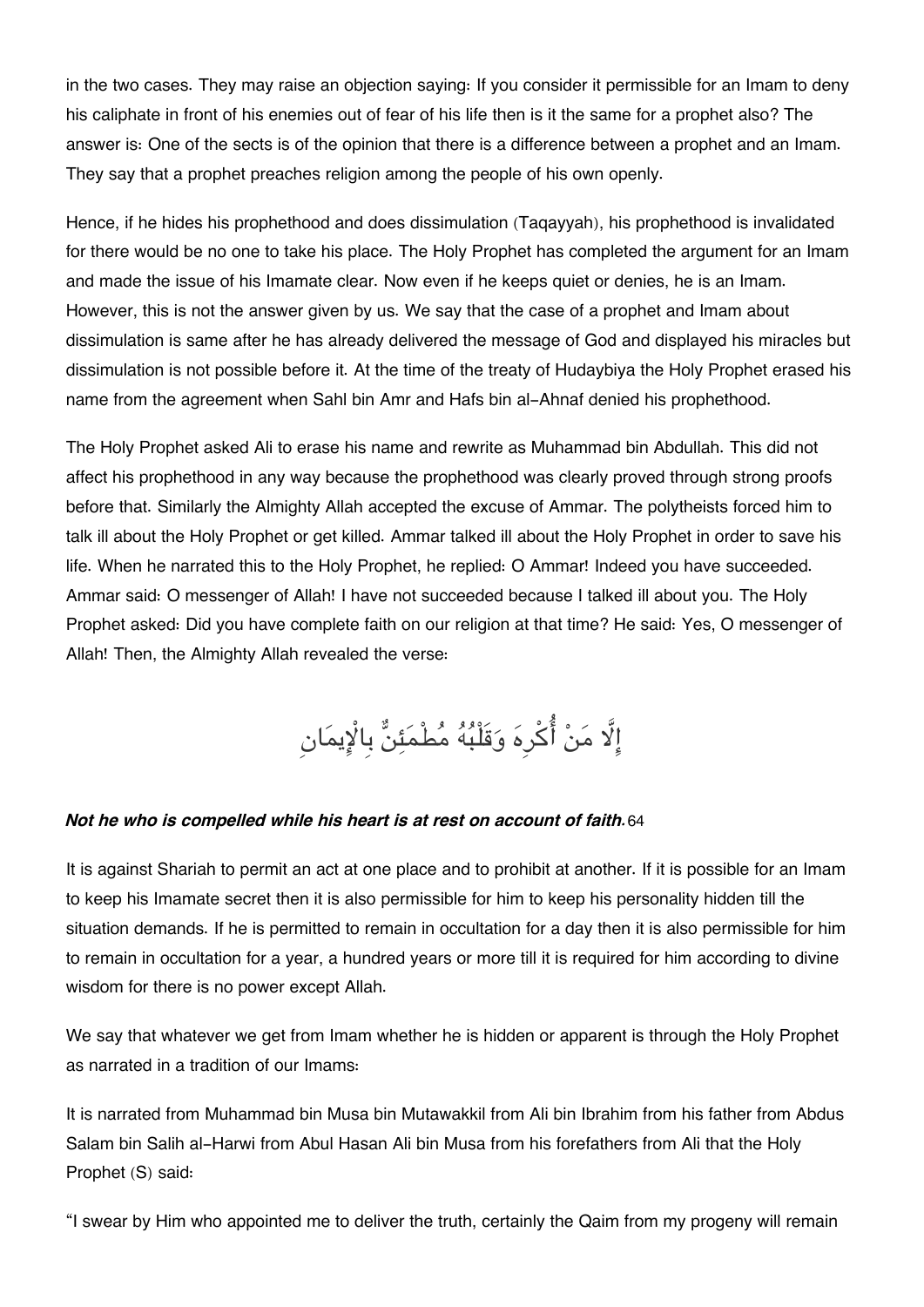in the two cases. They may raise an objection saying: If you consider it permissible for an Imam to deny his caliphate in front of his enemies out of fear of his life then is it the same for a prophet also? The answer is: One of the sects is of the opinion that there is a difference between a prophet and an Imam. They say that a prophet preaches religion among the people of his own openly.

Hence, if he hides his prophethood and does dissimulation (Taqayyah), his prophethood is invalidated for there would be no one to take his place. The Holy Prophet has completed the argument for an Imam and made the issue of his Imamate clear. Now even if he keeps quiet or denies, he is an Imam. However, this is not the answer given by us. We say that the case of a prophet and Imam about dissimulation is same after he has already delivered the message of God and displayed his miracles but dissimulation is not possible before it. At the time of the treaty of Hudaybiya the Holy Prophet erased his name from the agreement when Sahl bin Amr and Hafs bin al-Ahnaf denied his prophethood.

The Holy Prophet asked Ali to erase his name and rewrite as Muhammad bin Abdullah. This did not affect his prophethood in any way because the prophethood was clearly proved through strong proofs before that. Similarly the Almighty Allah accepted the excuse of Ammar. The polytheists forced him to talk ill about the Holy Prophet or get killed. Ammar talked ill about the Holy Prophet in order to save his life. When he narrated this to the Holy Prophet, he replied: O Ammar! Indeed you have succeeded. Ammar said: O messenger of Allah! I have not succeeded because I talked ill about you. The Holy Prophet asked: Did you have complete faith on our religion at that time? He said: Yes, O messenger of Allah! Then, the Almighty Allah revealed the verse:

إِلَّا مَنْ أُكْرِهَ وَقَلْبُهُ مُطْمَئِنٌّ بِالْإِيمَانِ

***Not he who is compelled while his heart is at rest on account of faith.***64

It is against Shariah to permit an act at one place and to prohibit at another. If it is possible for an Imam to keep his Imamate secret then it is also permissible for him to keep his personality hidden till the situation demands. If he is permitted to remain in occultation for a day then it is also permissible for him to remain in occultation for a year, a hundred years or more till it is required for him according to divine wisdom for there is no power except Allah.

We say that whatever we get from Imam whether he is hidden or apparent is through the Holy Prophet as narrated in a tradition of our Imams:

It is narrated from Muhammad bin Musa bin Mutawakkil from Ali bin Ibrahim from his father from Abdus Salam bin Salih al-Harwi from Abul Hasan Ali bin Musa from his forefathers from Ali that the Holy Prophet (S) said:

"I swear by Him who appointed me to deliver the truth, certainly the Qaim from my progeny will remain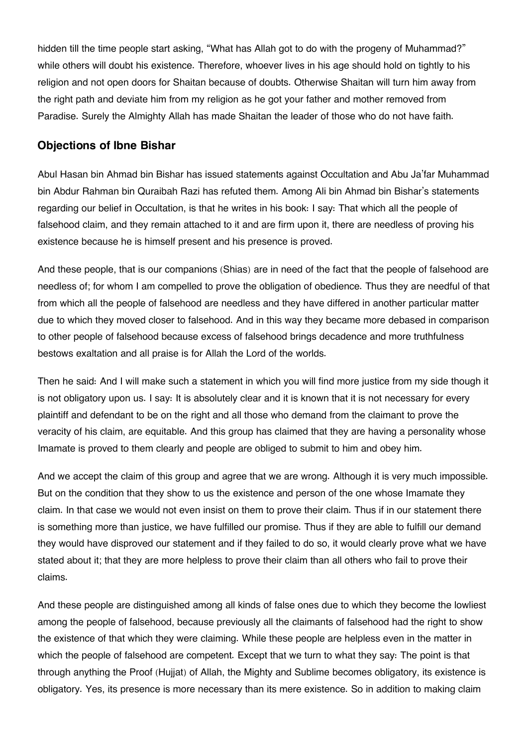hidden till the time people start asking, “What has Allah got to do with the progeny of Muhammad?” while others will doubt his existence. Therefore, whoever lives in his age should hold on tightly to his religion and not open doors for Shaitan because of doubts. Otherwise Shaitan will turn him away from the right path and deviate him from my religion as he got your father and mother removed from Paradise. Surely the Almighty Allah has made Shaitan the leader of those who do not have faith.

### Objections of Ibne Bishar

Abul Hasan bin Ahmad bin Bishar has issued statements against Occultation and Abu Ja’far Muhammad bin Abdur Rahman bin Quraibah Razi has refuted them. Among Ali bin Ahmad bin Bishar’s statements regarding our belief in Occultation, is that he writes in his book: I say: That which all the people of falsehood claim, and they remain attached to it and are firm upon it, there are needless of proving his existence because he is himself present and his presence is proved.

And these people, that is our companions (Shias) are in need of the fact that the people of falsehood are needless of; for whom I am compelled to prove the obligation of obedience. Thus they are needful of that from which all the people of falsehood are needless and they have differed in another particular matter due to which they moved closer to falsehood. And in this way they became more debased in comparison to other people of falsehood because excess of falsehood brings decadence and more truthfulness bestows exaltation and all praise is for Allah the Lord of the worlds.

Then he said: And I will make such a statement in which you will find more justice from my side though it is not obligatory upon us. I say: It is absolutely clear and it is known that it is not necessary for every plaintiff and defendant to be on the right and all those who demand from the claimant to prove the veracity of his claim, are equitable. And this group has claimed that they are having a personality whose Imamate is proved to them clearly and people are obliged to submit to him and obey him.

And we accept the claim of this group and agree that we are wrong. Although it is very much impossible. But on the condition that they show to us the existence and person of the one whose Imamate they claim. In that case we would not even insist on them to prove their claim. Thus if in our statement there is something more than justice, we have fulfilled our promise. Thus if they are able to fulfill our demand they would have disproved our statement and if they failed to do so, it would clearly prove what we have stated about it; that they are more helpless to prove their claim than all others who fail to prove their claims.

And these people are distinguished among all kinds of false ones due to which they become the lowliest among the people of falsehood, because previously all the claimants of falsehood had the right to show the existence of that which they were claiming. While these people are helpless even in the matter in which the people of falsehood are competent. Except that we turn to what they say: The point is that through anything the Proof (Hujjat) of Allah, the Mighty and Sublime becomes obligatory, its existence is obligatory. Yes, its presence is more necessary than its mere existence. So in addition to making claim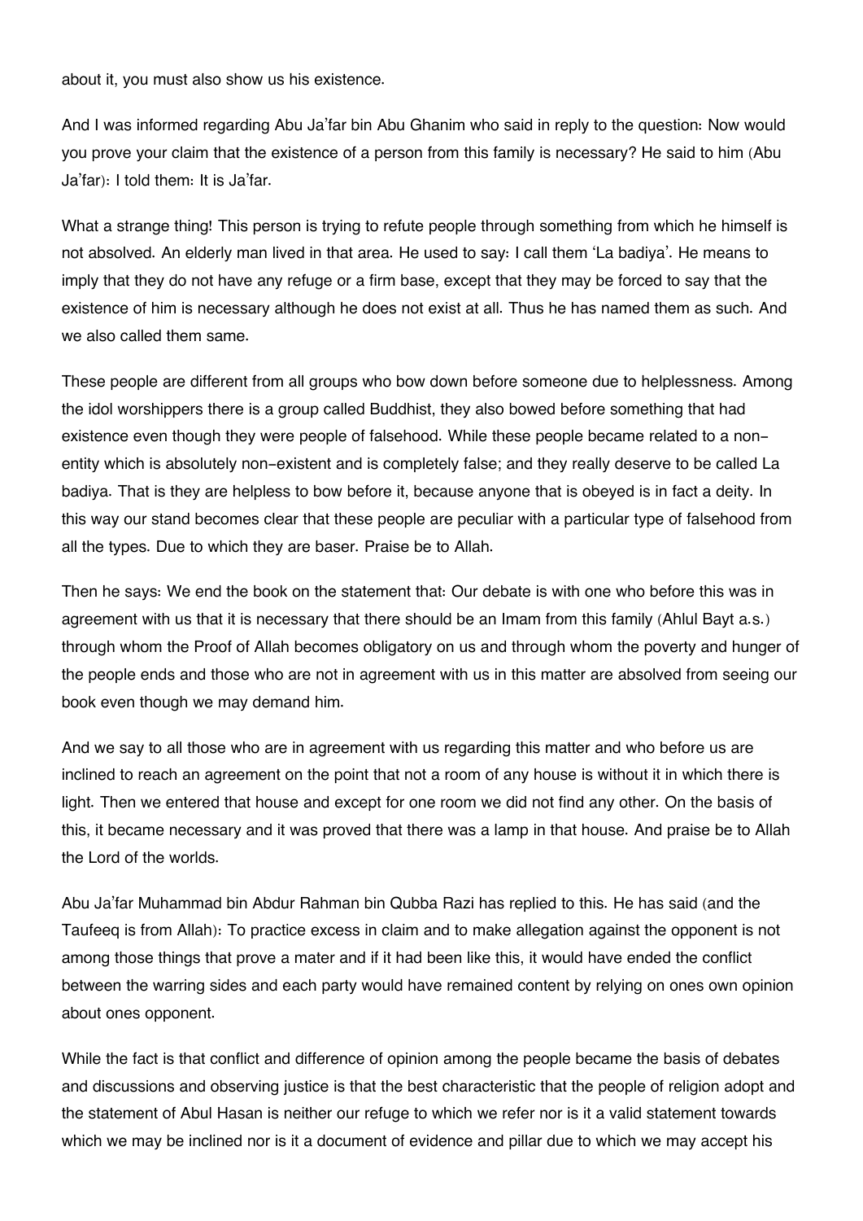about it, you must also show us his existence.

And I was informed regarding Abu Ja'far bin Abu Ghanim who said in reply to the question: Now would you prove your claim that the existence of a person from this family is necessary? He said to him (Abu Ja'far): I told them: It is Ja'far.

What a strange thing! This person is trying to refute people through something from which he himself is not absolved. An elderly man lived in that area. He used to say: I call them 'La badiya'. He means to imply that they do not have any refuge or a firm base, except that they may be forced to say that the existence of him is necessary although he does not exist at all. Thus he has named them as such. And we also called them same.

These people are different from all groups who bow down before someone due to helplessness. Among the idol worshippers there is a group called Buddhist, they also bowed before something that had existence even though they were people of falsehood. While these people became related to a non-entity which is absolutely non-existent and is completely false; and they really deserve to be called La badiya. That is they are helpless to bow before it, because anyone that is obeyed is in fact a deity. In this way our stand becomes clear that these people are peculiar with a particular type of falsehood from all the types. Due to which they are baser. Praise be to Allah.

Then he says: We end the book on the statement that: Our debate is with one who before this was in agreement with us that it is necessary that there should be an Imam from this family (Ahlul Bayt a.s.) through whom the Proof of Allah becomes obligatory on us and through whom the poverty and hunger of the people ends and those who are not in agreement with us in this matter are absolved from seeing our book even though we may demand him.

And we say to all those who are in agreement with us regarding this matter and who before us are inclined to reach an agreement on the point that not a room of any house is without it in which there is light. Then we entered that house and except for one room we did not find any other. On the basis of this, it became necessary and it was proved that there was a lamp in that house. And praise be to Allah the Lord of the worlds.

Abu Ja'far Muhammad bin Abdur Rahman bin Qubba Razi has replied to this. He has said (and the Taufeeq is from Allah): To practice excess in claim and to make allegation against the opponent is not among those things that prove a mater and if it had been like this, it would have ended the conflict between the warring sides and each party would have remained content by relying on ones own opinion about ones opponent.

While the fact is that conflict and difference of opinion among the people became the basis of debates and discussions and observing justice is that the best characteristic that the people of religion adopt and the statement of Abul Hasan is neither our refuge to which we refer nor is it a valid statement towards which we may be inclined nor is it a document of evidence and pillar due to which we may accept his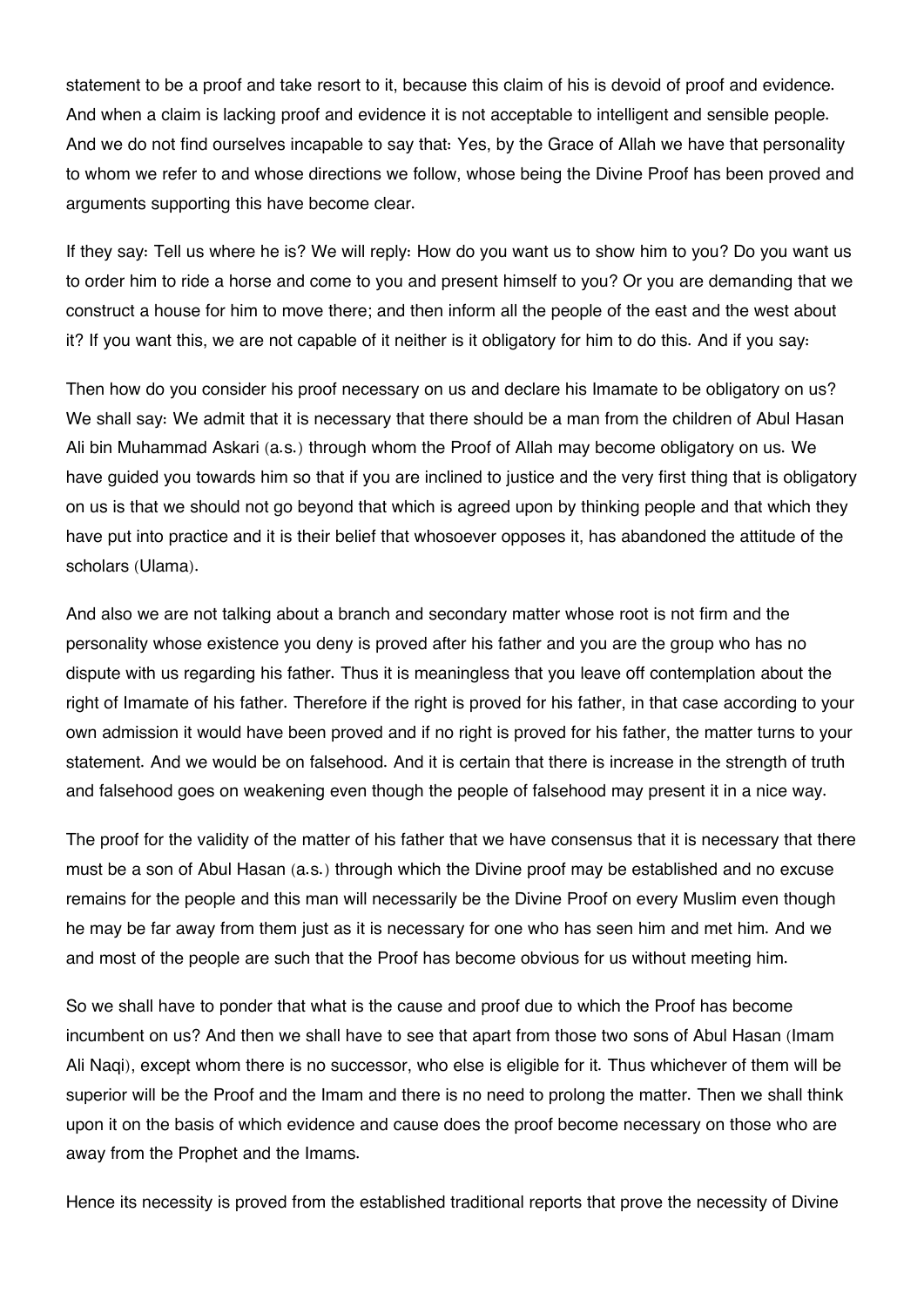statement to be a proof and take resort to it, because this claim of his is devoid of proof and evidence. And when a claim is lacking proof and evidence it is not acceptable to intelligent and sensible people. And we do not find ourselves incapable to say that: Yes, by the Grace of Allah we have that personality to whom we refer to and whose directions we follow, whose being the Divine Proof has been proved and arguments supporting this have become clear.

If they say: Tell us where he is? We will reply: How do you want us to show him to you? Do you want us to order him to ride a horse and come to you and present himself to you? Or you are demanding that we construct a house for him to move there; and then inform all the people of the east and the west about it? If you want this, we are not capable of it neither is it obligatory for him to do this. And if you say:

Then how do you consider his proof necessary on us and declare his Imamate to be obligatory on us? We shall say: We admit that it is necessary that there should be a man from the children of Abul Hasan Ali bin Muhammad Askari (a.s.) through whom the Proof of Allah may become obligatory on us. We have guided you towards him so that if you are inclined to justice and the very first thing that is obligatory on us is that we should not go beyond that which is agreed upon by thinking people and that which they have put into practice and it is their belief that whosoever opposes it, has abandoned the attitude of the scholars (Ulama).

And also we are not talking about a branch and secondary matter whose root is not firm and the personality whose existence you deny is proved after his father and you are the group who has no dispute with us regarding his father. Thus it is meaningless that you leave off contemplation about the right of Imamate of his father. Therefore if the right is proved for his father, in that case according to your own admission it would have been proved and if no right is proved for his father, the matter turns to your statement. And we would be on falsehood. And it is certain that there is increase in the strength of truth and falsehood goes on weakening even though the people of falsehood may present it in a nice way.

The proof for the validity of the matter of his father that we have consensus that it is necessary that there must be a son of Abul Hasan (a.s.) through which the Divine proof may be established and no excuse remains for the people and this man will necessarily be the Divine Proof on every Muslim even though he may be far away from them just as it is necessary for one who has seen him and met him. And we and most of the people are such that the Proof has become obvious for us without meeting him.

So we shall have to ponder that what is the cause and proof due to which the Proof has become incumbent on us? And then we shall have to see that apart from those two sons of Abul Hasan (Imam Ali Naqi), except whom there is no successor, who else is eligible for it. Thus whichever of them will be superior will be the Proof and the Imam and there is no need to prolong the matter. Then we shall think upon it on the basis of which evidence and cause does the proof become necessary on those who are away from the Prophet and the Imams.

Hence its necessity is proved from the established traditional reports that prove the necessity of Divine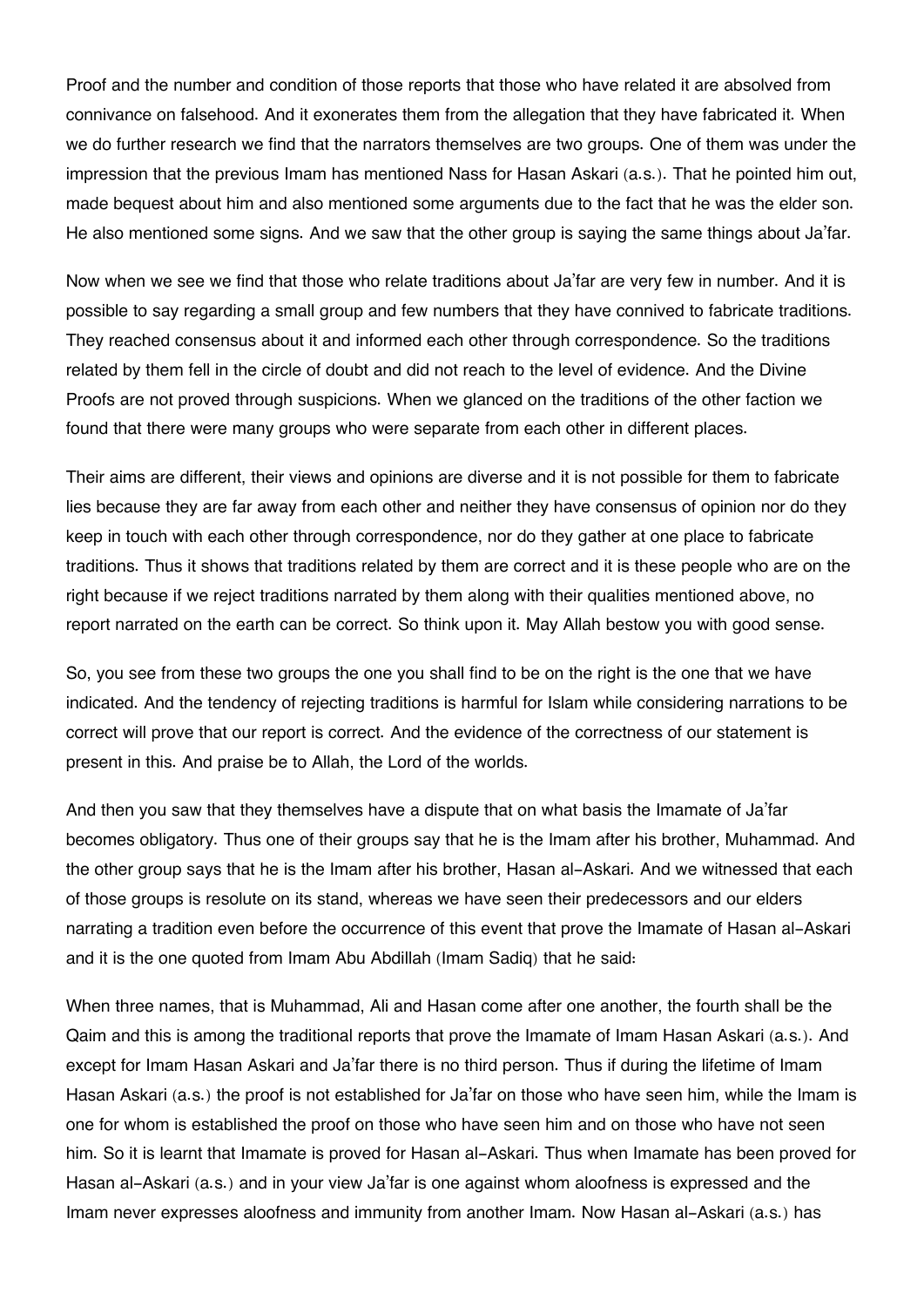Proof and the number and condition of those reports that those who have related it are absolved from connivance on falsehood. And it exonerates them from the allegation that they have fabricated it. When we do further research we find that the narrators themselves are two groups. One of them was under the impression that the previous Imam has mentioned Nass for Hasan Askari (a.s.). That he pointed him out, made bequest about him and also mentioned some arguments due to the fact that he was the elder son. He also mentioned some signs. And we saw that the other group is saying the same things about Ja'far.

Now when we see we find that those who relate traditions about Ja'far are very few in number. And it is possible to say regarding a small group and few numbers that they have connived to fabricate traditions. They reached consensus about it and informed each other through correspondence. So the traditions related by them fell in the circle of doubt and did not reach to the level of evidence. And the Divine Proofs are not proved through suspicions. When we glanced on the traditions of the other faction we found that there were many groups who were separate from each other in different places.

Their aims are different, their views and opinions are diverse and it is not possible for them to fabricate lies because they are far away from each other and neither they have consensus of opinion nor do they keep in touch with each other through correspondence, nor do they gather at one place to fabricate traditions. Thus it shows that traditions related by them are correct and it is these people who are on the right because if we reject traditions narrated by them along with their qualities mentioned above, no report narrated on the earth can be correct. So think upon it. May Allah bestow you with good sense.

So, you see from these two groups the one you shall find to be on the right is the one that we have indicated. And the tendency of rejecting traditions is harmful for Islam while considering narrations to be correct will prove that our report is correct. And the evidence of the correctness of our statement is present in this. And praise be to Allah, the Lord of the worlds.

And then you saw that they themselves have a dispute that on what basis the Imamate of Ja'far becomes obligatory. Thus one of their groups say that he is the Imam after his brother, Muhammad. And the other group says that he is the Imam after his brother, Hasan al-Askari. And we witnessed that each of those groups is resolute on its stand, whereas we have seen their predecessors and our elders narrating a tradition even before the occurrence of this event that prove the Imamate of Hasan al-Askari and it is the one quoted from Imam Abu Abdillah (Imam Sadiq) that he said:

When three names, that is Muhammad, Ali and Hasan come after one another, the fourth shall be the Qaim and this is among the traditional reports that prove the Imamate of Imam Hasan Askari (a.s.). And except for Imam Hasan Askari and Ja'far there is no third person. Thus if during the lifetime of Imam Hasan Askari (a.s.) the proof is not established for Ja'far on those who have seen him, while the Imam is one for whom is established the proof on those who have seen him and on those who have not seen him. So it is learnt that Imamate is proved for Hasan al-Askari. Thus when Imamate has been proved for Hasan al-Askari (a.s.) and in your view Ja'far is one against whom aloofness is expressed and the Imam never expresses aloofness and immunity from another Imam. Now Hasan al-Askari (a.s.) has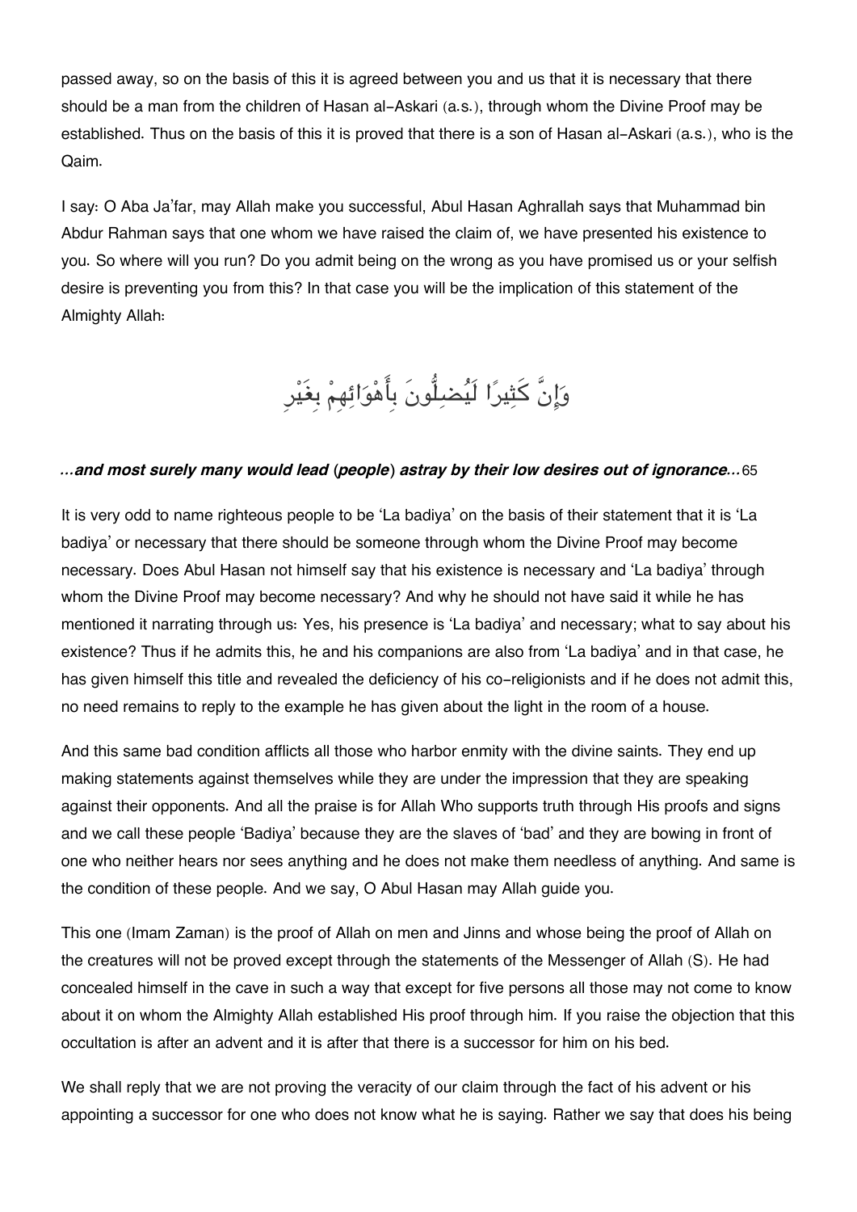passed away, so on the basis of this it is agreed between you and us that it is necessary that there should be a man from the children of Hasan al-Askari (a.s.), through whom the Divine Proof may be established. Thus on the basis of this it is proved that there is a son of Hasan al-Askari (a.s.), who is the Qaim.

I say: O Aba Ja'far, may Allah make you successful, Abul Hasan Aghrallah says that Muhammad bin Abdur Rahman says that one whom we have raised the claim of, we have presented his existence to you. So where will you run? Do you admit being on the wrong as you have promised us or your selfish desire is preventing you from this? In that case you will be the implication of this statement of the Almighty Allah:

وَإِنَّ كَثِيرًا لَيُضِلُّونَ بِأَهْوَائِهِمْ بِغَيْرِ

***...and most surely many would lead (people) astray by their low desires out of ignorance...***65

It is very odd to name righteous people to be 'La badiya' on the basis of their statement that it is 'La badiya' or necessary that there should be someone through whom the Divine Proof may become necessary. Does Abul Hasan not himself say that his existence is necessary and 'La badiya' through whom the Divine Proof may become necessary? And why he should not have said it while he has mentioned it narrating through us: Yes, his presence is 'La badiya' and necessary; what to say about his existence? Thus if he admits this, he and his companions are also from 'La badiya' and in that case, he has given himself this title and revealed the deficiency of his co-religionists and if he does not admit this, no need remains to reply to the example he has given about the light in the room of a house.

And this same bad condition afflicts all those who harbor enmity with the divine saints. They end up making statements against themselves while they are under the impression that they are speaking against their opponents. And all the praise is for Allah Who supports truth through His proofs and signs and we call these people 'Badiya' because they are the slaves of 'bad' and they are bowing in front of one who neither hears nor sees anything and he does not make them needless of anything. And same is the condition of these people. And we say, O Abul Hasan may Allah guide you.

This one (Imam Zaman) is the proof of Allah on men and Jinns and whose being the proof of Allah on the creatures will not be proved except through the statements of the Messenger of Allah (S). He had concealed himself in the cave in such a way that except for five persons all those may not come to know about it on whom the Almighty Allah established His proof through him. If you raise the objection that this occultation is after an advent and it is after that there is a successor for him on his bed.

We shall reply that we are not proving the veracity of our claim through the fact of his advent or his appointing a successor for one who does not know what he is saying. Rather we say that does his being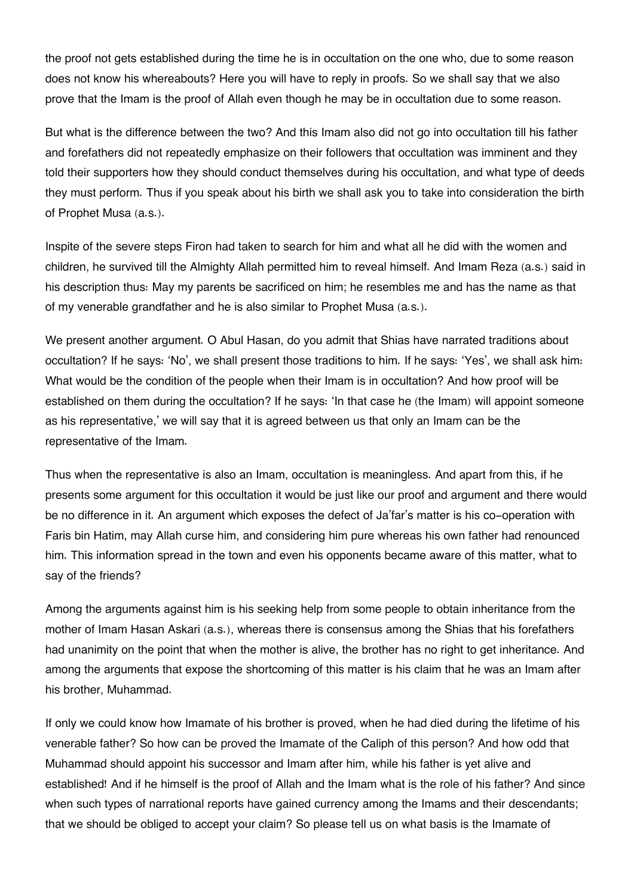the proof not gets established during the time he is in occultation on the one who, due to some reason does not know his whereabouts? Here you will have to reply in proofs. So we shall say that we also prove that the Imam is the proof of Allah even though he may be in occultation due to some reason.

But what is the difference between the two? And this Imam also did not go into occultation till his father and forefathers did not repeatedly emphasize on their followers that occultation was imminent and they told their supporters how they should conduct themselves during his occultation, and what type of deeds they must perform. Thus if you speak about his birth we shall ask you to take into consideration the birth of Prophet Musa (a.s.).

Inspite of the severe steps Firon had taken to search for him and what all he did with the women and children, he survived till the Almighty Allah permitted him to reveal himself. And Imam Reza (a.s.) said in his description thus: May my parents be sacrificed on him; he resembles me and has the name as that of my venerable grandfather and he is also similar to Prophet Musa (a.s.).

We present another argument. O Abul Hasan, do you admit that Shias have narrated traditions about occultation? If he says: 'No', we shall present those traditions to him. If he says: 'Yes', we shall ask him: What would be the condition of the people when their Imam is in occultation? And how proof will be established on them during the occultation? If he says: 'In that case he (the Imam) will appoint someone as his representative,' we will say that it is agreed between us that only an Imam can be the representative of the Imam.

Thus when the representative is also an Imam, occultation is meaningless. And apart from this, if he presents some argument for this occultation it would be just like our proof and argument and there would be no difference in it. An argument which exposes the defect of Ja'far's matter is his co-operation with Faris bin Hatim, may Allah curse him, and considering him pure whereas his own father had renounced him. This information spread in the town and even his opponents became aware of this matter, what to say of the friends?

Among the arguments against him is his seeking help from some people to obtain inheritance from the mother of Imam Hasan Askari (a.s.), whereas there is consensus among the Shias that his forefathers had unanimity on the point that when the mother is alive, the brother has no right to get inheritance. And among the arguments that expose the shortcoming of this matter is his claim that he was an Imam after his brother, Muhammad.

If only we could know how Imamate of his brother is proved, when he had died during the lifetime of his venerable father? So how can be proved the Imamate of the Caliph of this person? And how odd that Muhammad should appoint his successor and Imam after him, while his father is yet alive and established! And if he himself is the proof of Allah and the Imam what is the role of his father? And since when such types of narrational reports have gained currency among the Imams and their descendants; that we should be obliged to accept your claim? So please tell us on what basis is the Imamate of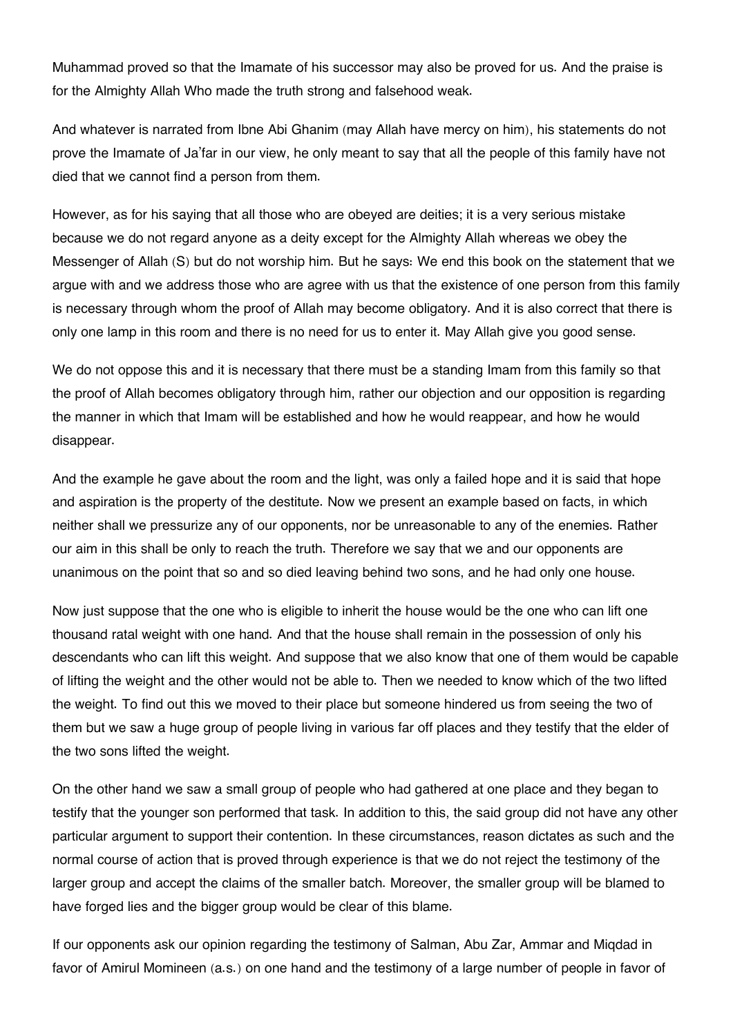Muhammad proved so that the Imamate of his successor may also be proved for us. And the praise is for the Almighty Allah Who made the truth strong and falsehood weak.

And whatever is narrated from Ibne Abi Ghanim (may Allah have mercy on him), his statements do not prove the Imamate of Ja'far in our view, he only meant to say that all the people of this family have not died that we cannot find a person from them.

However, as for his saying that all those who are obeyed are deities; it is a very serious mistake because we do not regard anyone as a deity except for the Almighty Allah whereas we obey the Messenger of Allah (S) but do not worship him. But he says: We end this book on the statement that we argue with and we address those who are agree with us that the existence of one person from this family is necessary through whom the proof of Allah may become obligatory. And it is also correct that there is only one lamp in this room and there is no need for us to enter it. May Allah give you good sense.

We do not oppose this and it is necessary that there must be a standing Imam from this family so that the proof of Allah becomes obligatory through him, rather our objection and our opposition is regarding the manner in which that Imam will be established and how he would reappear, and how he would disappear.

And the example he gave about the room and the light, was only a failed hope and it is said that hope and aspiration is the property of the destitute. Now we present an example based on facts, in which neither shall we pressurize any of our opponents, nor be unreasonable to any of the enemies. Rather our aim in this shall be only to reach the truth. Therefore we say that we and our opponents are unanimous on the point that so and so died leaving behind two sons, and he had only one house.

Now just suppose that the one who is eligible to inherit the house would be the one who can lift one thousand ratal weight with one hand. And that the house shall remain in the possession of only his descendants who can lift this weight. And suppose that we also know that one of them would be capable of lifting the weight and the other would not be able to. Then we needed to know which of the two lifted the weight. To find out this we moved to their place but someone hindered us from seeing the two of them but we saw a huge group of people living in various far off places and they testify that the elder of the two sons lifted the weight.

On the other hand we saw a small group of people who had gathered at one place and they began to testify that the younger son performed that task. In addition to this, the said group did not have any other particular argument to support their contention. In these circumstances, reason dictates as such and the normal course of action that is proved through experience is that we do not reject the testimony of the larger group and accept the claims of the smaller batch. Moreover, the smaller group will be blamed to have forged lies and the bigger group would be clear of this blame.

If our opponents ask our opinion regarding the testimony of Salman, Abu Zar, Ammar and Miqdad in favor of Amirul Momineen (a.s.) on one hand and the testimony of a large number of people in favor of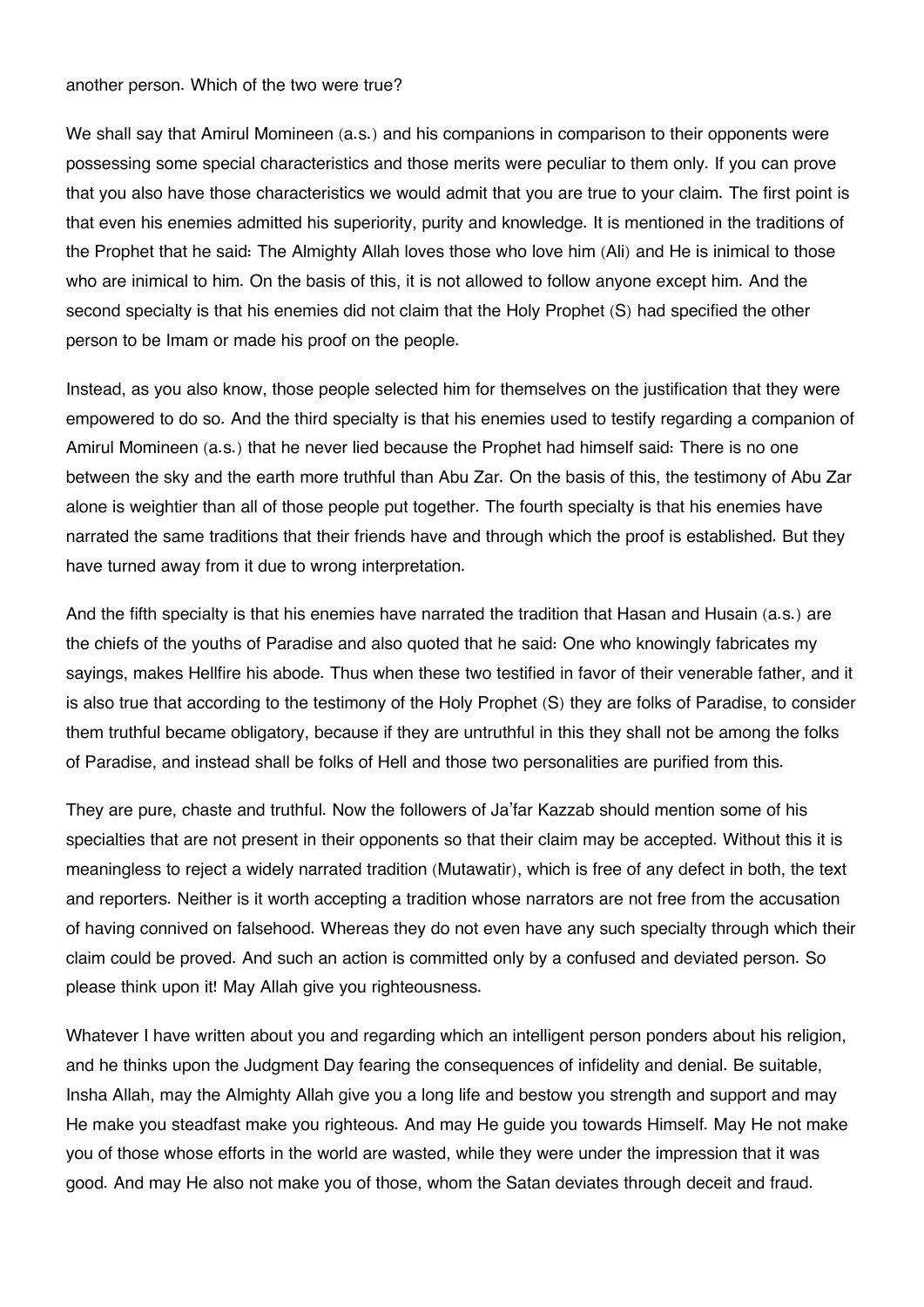another person. Which of the two were true?

We shall say that Amirul Momineen (a.s.) and his companions in comparison to their opponents were possessing some special characteristics and those merits were peculiar to them only. If you can prove that you also have those characteristics we would admit that you are true to your claim. The first point is that even his enemies admitted his superiority, purity and knowledge. It is mentioned in the traditions of the Prophet that he said: The Almighty Allah loves those who love him (Ali) and He is inimical to those who are inimical to him. On the basis of this, it is not allowed to follow anyone except him. And the second specialty is that his enemies did not claim that the Holy Prophet (S) had specified the other person to be Imam or made his proof on the people.

Instead, as you also know, those people selected him for themselves on the justification that they were empowered to do so. And the third specialty is that his enemies used to testify regarding a companion of Amirul Momineen (a.s.) that he never lied because the Prophet had himself said: There is no one between the sky and the earth more truthful than Abu Zar. On the basis of this, the testimony of Abu Zar alone is weightier than all of those people put together. The fourth specialty is that his enemies have narrated the same traditions that their friends have and through which the proof is established. But they have turned away from it due to wrong interpretation.

And the fifth specialty is that his enemies have narrated the tradition that Hasan and Husain (a.s.) are the chiefs of the youths of Paradise and also quoted that he said: One who knowingly fabricates my sayings, makes Hellfire his abode. Thus when these two testified in favor of their venerable father, and it is also true that according to the testimony of the Holy Prophet (S) they are folks of Paradise, to consider them truthful became obligatory, because if they are untruthful in this they shall not be among the folks of Paradise, and instead shall be folks of Hell and those two personalities are purified from this.

They are pure, chaste and truthful. Now the followers of Ja'far Kazzab should mention some of his specialties that are not present in their opponents so that their claim may be accepted. Without this it is meaningless to reject a widely narrated tradition (Mutawatir), which is free of any defect in both, the text and reporters. Neither is it worth accepting a tradition whose narrators are not free from the accusation of having connived on falsehood. Whereas they do not even have any such specialty through which their claim could be proved. And such an action is committed only by a confused and deviated person. So please think upon it! May Allah give you righteousness.

Whatever I have written about you and regarding which an intelligent person ponders about his religion, and he thinks upon the Judgment Day fearing the consequences of infidelity and denial. Be suitable, Insha Allah, may the Almighty Allah give you a long life and bestow you strength and support and may He make you steadfast make you righteous. And may He guide you towards Himself. May He not make you of those whose efforts in the world are wasted, while they were under the impression that it was good. And may He also not make you of those, whom the Satan deviates through deceit and fraud.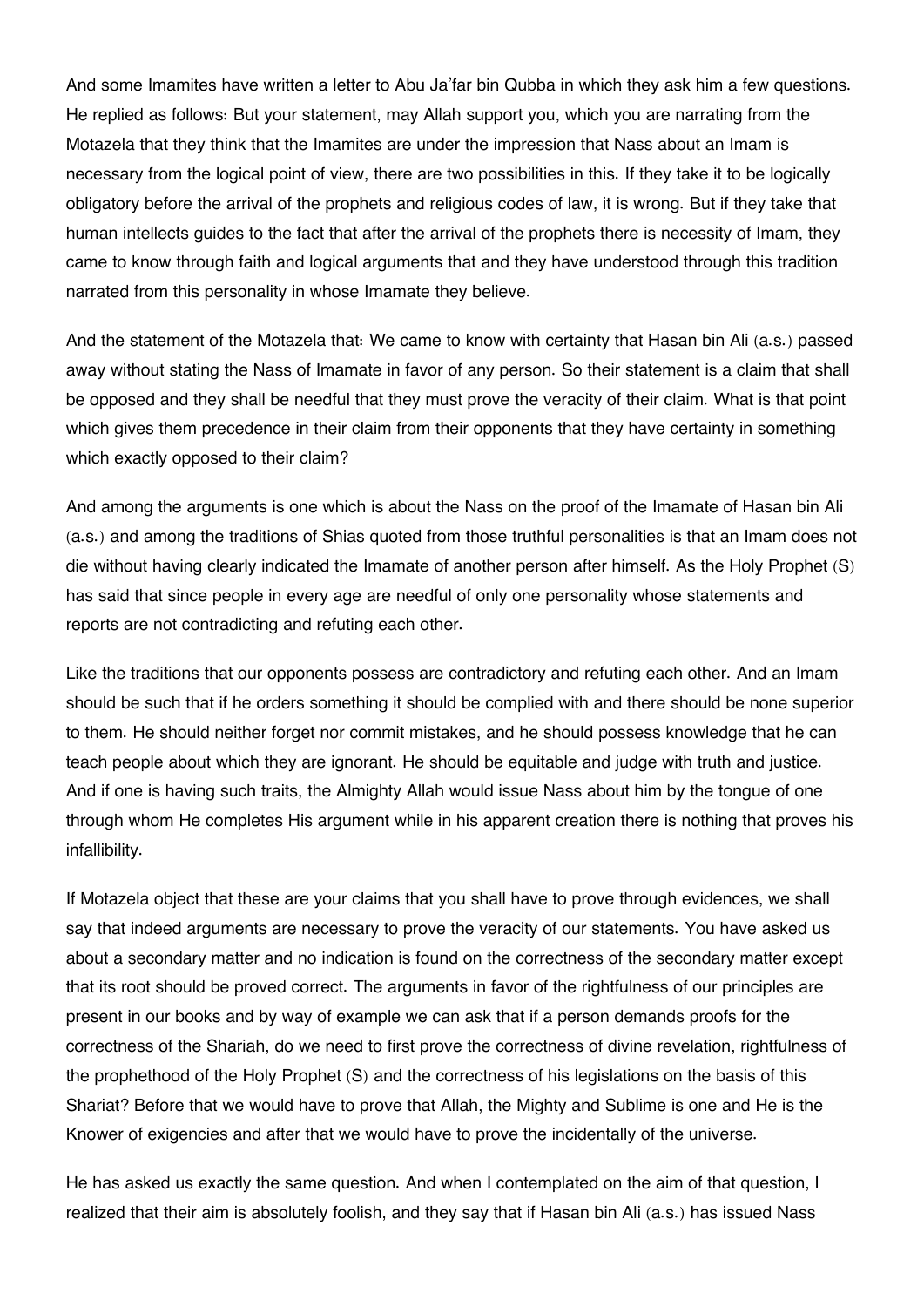And some Imamites have written a letter to Abu Ja'far bin Qubba in which they ask him a few questions. He replied as follows: But your statement, may Allah support you, which you are narrating from the Motazela that they think that the Imamites are under the impression that Nass about an Imam is necessary from the logical point of view, there are two possibilities in this. If they take it to be logically obligatory before the arrival of the prophets and religious codes of law, it is wrong. But if they take that human intellects guides to the fact that after the arrival of the prophets there is necessity of Imam, they came to know through faith and logical arguments that and they have understood through this tradition narrated from this personality in whose Imamate they believe.

And the statement of the Motazela that: We came to know with certainty that Hasan bin Ali (a.s.) passed away without stating the Nass of Imamate in favor of any person. So their statement is a claim that shall be opposed and they shall be needful that they must prove the veracity of their claim. What is that point which gives them precedence in their claim from their opponents that they have certainty in something which exactly opposed to their claim?

And among the arguments is one which is about the Nass on the proof of the Imamate of Hasan bin Ali (a.s.) and among the traditions of Shias quoted from those truthful personalities is that an Imam does not die without having clearly indicated the Imamate of another person after himself. As the Holy Prophet (S) has said that since people in every age are needful of only one personality whose statements and reports are not contradicting and refuting each other.

Like the traditions that our opponents possess are contradictory and refuting each other. And an Imam should be such that if he orders something it should be complied with and there should be none superior to them. He should neither forget nor commit mistakes, and he should possess knowledge that he can teach people about which they are ignorant. He should be equitable and judge with truth and justice. And if one is having such traits, the Almighty Allah would issue Nass about him by the tongue of one through whom He completes His argument while in his apparent creation there is nothing that proves his infallibility.

If Motazela object that these are your claims that you shall have to prove through evidences, we shall say that indeed arguments are necessary to prove the veracity of our statements. You have asked us about a secondary matter and no indication is found on the correctness of the secondary matter except that its root should be proved correct. The arguments in favor of the rightfulness of our principles are present in our books and by way of example we can ask that if a person demands proofs for the correctness of the Shariah, do we need to first prove the correctness of divine revelation, rightfulness of the prophethood of the Holy Prophet (S) and the correctness of his legislations on the basis of this Shariat? Before that we would have to prove that Allah, the Mighty and Sublime is one and He is the Knower of exigencies and after that we would have to prove the incidentally of the universe.

He has asked us exactly the same question. And when I contemplated on the aim of that question, I realized that their aim is absolutely foolish, and they say that if Hasan bin Ali (a.s.) has issued Nass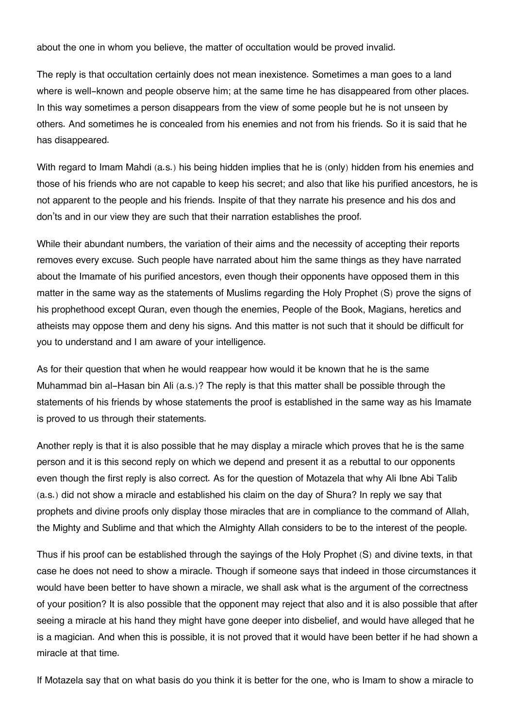about the one in whom you believe, the matter of occultation would be proved invalid.

The reply is that occultation certainly does not mean inexistence. Sometimes a man goes to a land where is well-known and people observe him; at the same time he has disappeared from other places. In this way sometimes a person disappears from the view of some people but he is not unseen by others. And sometimes he is concealed from his enemies and not from his friends. So it is said that he has disappeared.

With regard to Imam Mahdi (a.s.) his being hidden implies that he is (only) hidden from his enemies and those of his friends who are not capable to keep his secret; and also that like his purified ancestors, he is not apparent to the people and his friends. Inspite of that they narrate his presence and his dos and don'ts and in our view they are such that their narration establishes the proof.

While their abundant numbers, the variation of their aims and the necessity of accepting their reports removes every excuse. Such people have narrated about him the same things as they have narrated about the Imamate of his purified ancestors, even though their opponents have opposed them in this matter in the same way as the statements of Muslims regarding the Holy Prophet (S) prove the signs of his prophethood except Quran, even though the enemies, People of the Book, Magians, heretics and atheists may oppose them and deny his signs. And this matter is not such that it should be difficult for you to understand and I am aware of your intelligence.

As for their question that when he would reappear how would it be known that he is the same Muhammad bin al-Hasan bin Ali (a.s.)? The reply is that this matter shall be possible through the statements of his friends by whose statements the proof is established in the same way as his Imamate is proved to us through their statements.

Another reply is that it is also possible that he may display a miracle which proves that he is the same person and it is this second reply on which we depend and present it as a rebuttal to our opponents even though the first reply is also correct. As for the question of Motazela that why Ali Ibne Abi Talib (a.s.) did not show a miracle and established his claim on the day of Shura? In reply we say that prophets and divine proofs only display those miracles that are in compliance to the command of Allah, the Mighty and Sublime and that which the Almighty Allah considers to be to the interest of the people.

Thus if his proof can be established through the sayings of the Holy Prophet (S) and divine texts, in that case he does not need to show a miracle. Though if someone says that indeed in those circumstances it would have been better to have shown a miracle, we shall ask what is the argument of the correctness of your position? It is also possible that the opponent may reject that also and it is also possible that after seeing a miracle at his hand they might have gone deeper into disbelief, and would have alleged that he is a magician. And when this is possible, it is not proved that it would have been better if he had shown a miracle at that time.

If Motazela say that on what basis do you think it is better for the one, who is Imam to show a miracle to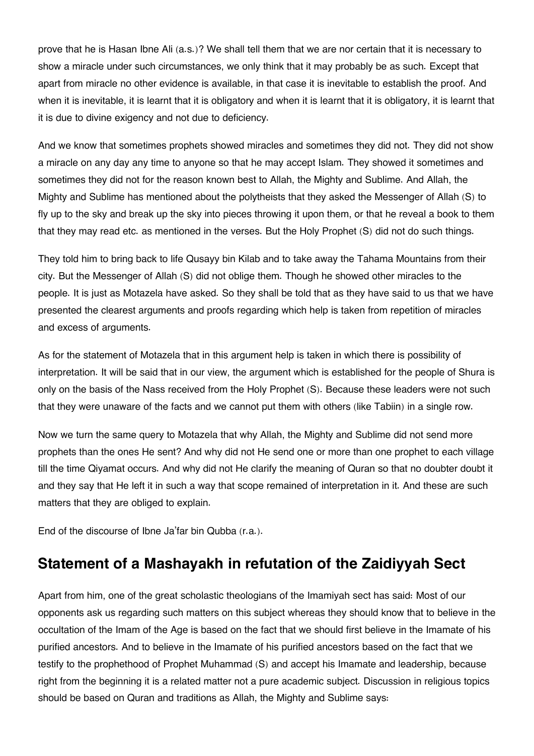prove that he is Hasan Ibne Ali (a.s.)? We shall tell them that we are nor certain that it is necessary to show a miracle under such circumstances, we only think that it may probably be as such. Except that apart from miracle no other evidence is available, in that case it is inevitable to establish the proof. And when it is inevitable, it is learnt that it is obligatory and when it is learnt that it is obligatory, it is learnt that it is due to divine exigency and not due to deficiency.

And we know that sometimes prophets showed miracles and sometimes they did not. They did not show a miracle on any day any time to anyone so that he may accept Islam. They showed it sometimes and sometimes they did not for the reason known best to Allah, the Mighty and Sublime. And Allah, the Mighty and Sublime has mentioned about the polytheists that they asked the Messenger of Allah (S) to fly up to the sky and break up the sky into pieces throwing it upon them, or that he reveal a book to them that they may read etc. as mentioned in the verses. But the Holy Prophet (S) did not do such things.

They told him to bring back to life Qusayy bin Kilab and to take away the Tahama Mountains from their city. But the Messenger of Allah (S) did not oblige them. Though he showed other miracles to the people. It is just as Motazela have asked. So they shall be told that as they have said to us that we have presented the clearest arguments and proofs regarding which help is taken from repetition of miracles and excess of arguments.

As for the statement of Motazela that in this argument help is taken in which there is possibility of interpretation. It will be said that in our view, the argument which is established for the people of Shura is only on the basis of the Nass received from the Holy Prophet (S). Because these leaders were not such that they were unaware of the facts and we cannot put them with others (like Tabiin) in a single row.

Now we turn the same query to Motazela that why Allah, the Mighty and Sublime did not send more prophets than the ones He sent? And why did not He send one or more than one prophet to each village till the time Qiyamat occurs. And why did not He clarify the meaning of Quran so that no doubter doubt it and they say that He left it in such a way that scope remained of interpretation in it. And these are such matters that they are obliged to explain.

End of the discourse of Ibne Ja'far bin Qubba (r.a.).

## Statement of a Mashayakh in refutation of the Zaidiyyah Sect

Apart from him, one of the great scholastic theologians of the Imamiyah sect has said: Most of our opponents ask us regarding such matters on this subject whereas they should know that to believe in the occultation of the Imam of the Age is based on the fact that we should first believe in the Imamate of his purified ancestors. And to believe in the Imamate of his purified ancestors based on the fact that we testify to the prophethood of Prophet Muhammad (S) and accept his Imamate and leadership, because right from the beginning it is a related matter not a pure academic subject. Discussion in religious topics should be based on Quran and traditions as Allah, the Mighty and Sublime says: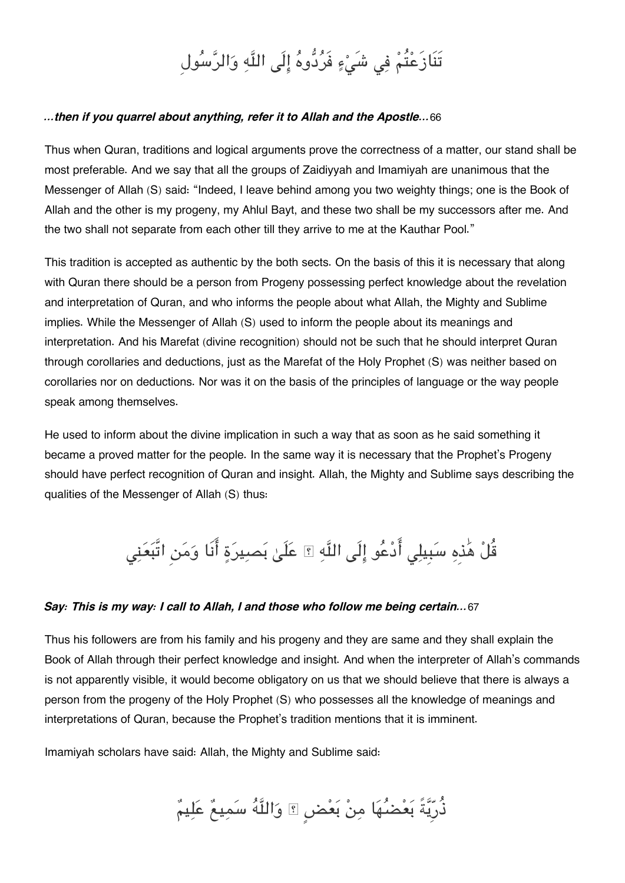تَنَازَعْتُمْ فِي شَيْءٍ فَرُدُّوهُ إِلَى اللَّهِ وَالرَّسُولِ

***...then if you quarrel about anything, refer it to Allah and the Apostle...*** 66

Thus when Quran, traditions and logical arguments prove the correctness of a matter, our stand shall be most preferable. And we say that all the groups of Zaidiyyah and Imamiyah are unanimous that the Messenger of Allah (S) said: "Indeed, I leave behind among you two weighty things; one is the Book of Allah and the other is my progeny, my Ahlul Bayt, and these two shall be my successors after me. And the two shall not separate from each other till they arrive to me at the Kauthar Pool."

This tradition is accepted as authentic by the both sects. On the basis of this it is necessary that along with Quran there should be a person from Progeny possessing perfect knowledge about the revelation and interpretation of Quran, and who informs the people about what Allah, the Mighty and Sublime implies. While the Messenger of Allah (S) used to inform the people about its meanings and interpretation. And his Marefat (divine recognition) should not be such that he should interpret Quran through corollaries and deductions, just as the Marefat of the Holy Prophet (S) was neither based on corollaries nor on deductions. Nor was it on the basis of the principles of language or the way people speak among themselves.

He used to inform about the divine implication in such a way that as soon as he said something it became a proved matter for the people. In the same way it is necessary that the Prophet's Progeny should have perfect recognition of Quran and insight. Allah, the Mighty and Sublime says describing the qualities of the Messenger of Allah (S) thus:

قُلْ هَٰذِهِ سَبِيلِي أَدْعُو إِلَى اللَّهِ ۚ عَلَىٰ بَصِيرَةٍ أَنَا وَمَنِ اتَّبَعَنِي

***Say: This is my way: I call to Allah, I and those who follow me being certain...*** 67

Thus his followers are from his family and his progeny and they are same and they shall explain the Book of Allah through their perfect knowledge and insight. And when the interpreter of Allah's commands is not apparently visible, it would become obligatory on us that we should believe that there is always a person from the progeny of the Holy Prophet (S) who possesses all the knowledge of meanings and interpretations of Quran, because the Prophet's tradition mentions that it is imminent.

Imamiyah scholars have said: Allah, the Mighty and Sublime said:

ذُرِّيَّةً بَعْضُهَا مِنْ بَعْضٍ ۗ وَاللَّهُ سَمِيعٌ عَلِيمٌ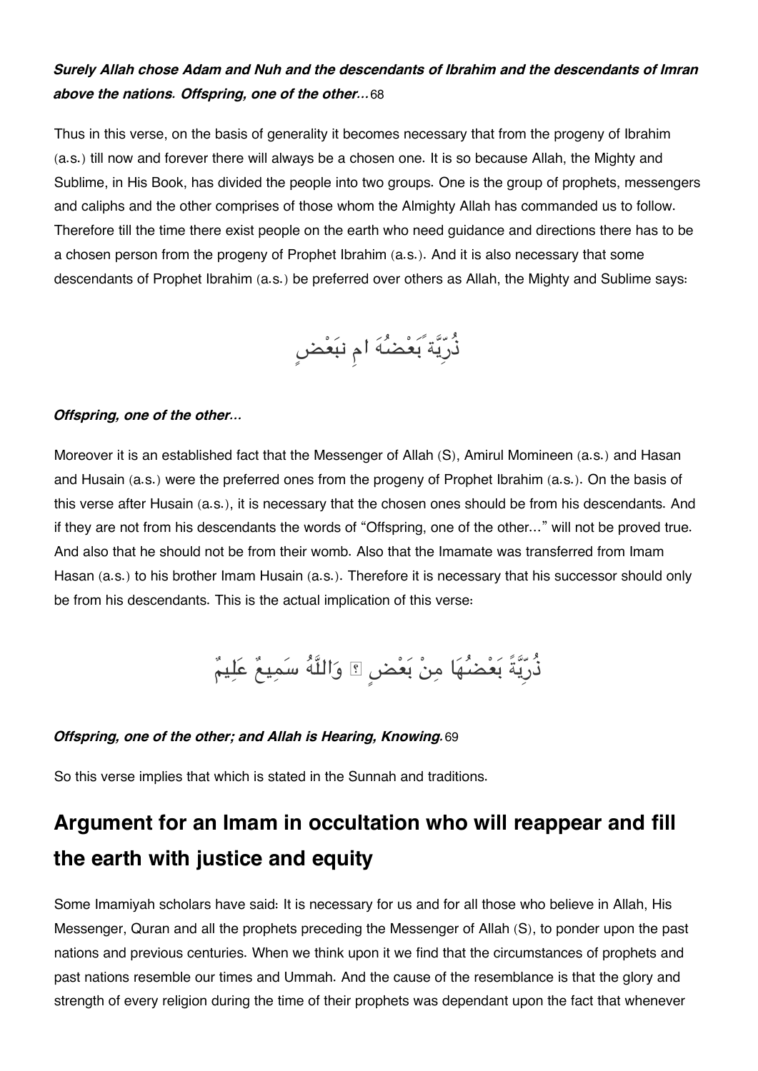***Surely Allah chose Adam and Nuh and the descendants of Ibrahim and the descendants of Imran above the nations. Offspring, one of the other…***68

Thus in this verse, on the basis of generality it becomes necessary that from the progeny of Ibrahim (a.s.) till now and forever there will always be a chosen one. It is so because Allah, the Mighty and Sublime, in His Book, has divided the people into two groups. One is the group of prophets, messengers and caliphs and the other comprises of those whom the Almighty Allah has commanded us to follow. Therefore till the time there exist people on the earth who need guidance and directions there has to be a chosen person from the progeny of Prophet Ibrahim (a.s.). And it is also necessary that some descendants of Prophet Ibrahim (a.s.) be preferred over others as Allah, the Mighty and Sublime says:

ذُرِّيَّةً بَعْضُهَا مِنْ بَعْضٍ

***Offspring, one of the other…***

Moreover it is an established fact that the Messenger of Allah (S), Amirul Momineen (a.s.) and Hasan and Husain (a.s.) were the preferred ones from the progeny of Prophet Ibrahim (a.s.). On the basis of this verse after Husain (a.s.), it is necessary that the chosen ones should be from his descendants. And if they are not from his descendants the words of "Offspring, one of the other…" will not be proved true. And also that he should not be from their womb. Also that the Imamate was transferred from Imam Hasan (a.s.) to his brother Imam Husain (a.s.). Therefore it is necessary that his successor should only be from his descendants. This is the actual implication of this verse:

ذُرِّيَّةً بَعْضُهَا مِنْ بَعْضٍ ۗ وَاللَّهُ سَمِيعٌ عَلِيمٌ

***Offspring, one of the other; and Allah is Hearing, Knowing.***69

So this verse implies that which is stated in the Sunnah and traditions.

## Argument for an Imam in occultation who will reappear and fill the earth with justice and equity

Some Imamiyah scholars have said: It is necessary for us and for all those who believe in Allah, His Messenger, Quran and all the prophets preceding the Messenger of Allah (S), to ponder upon the past nations and previous centuries. When we think upon it we find that the circumstances of prophets and past nations resemble our times and Ummah. And the cause of the resemblance is that the glory and strength of every religion during the time of their prophets was dependant upon the fact that whenever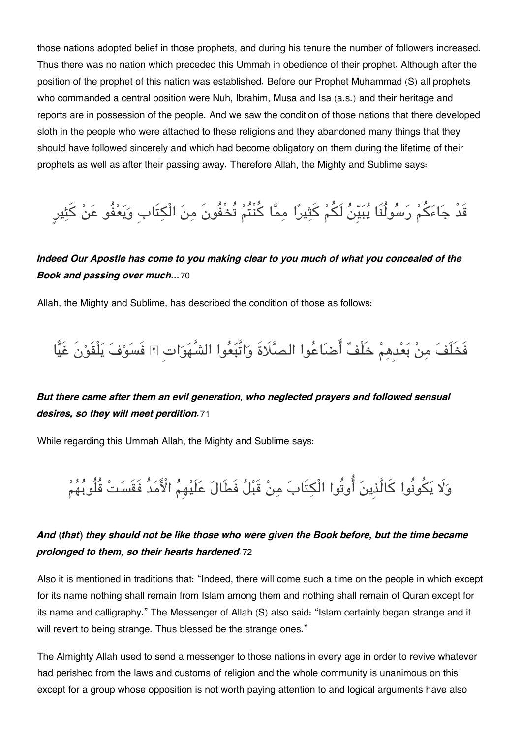those nations adopted belief in those prophets, and during his tenure the number of followers increased. Thus there was no nation which preceded this Ummah in obedience of their prophet. Although after the position of the prophet of this nation was established. Before our Prophet Muhammad (S) all prophets who commanded a central position were Nuh, Ibrahim, Musa and Isa (a.s.) and their heritage and reports are in possession of the people. And we saw the condition of those nations that there developed sloth in the people who were attached to these religions and they abandoned many things that they should have followed sincerely and which had become obligatory on them during the lifetime of their prophets as well as after their passing away. Therefore Allah, the Mighty and Sublime says:

قَدْ جَاءَكُمْ رَسُولُنَا يُبَيِّنُ لَكُمْ كَثِيرًا مِمَّا كُنْتُمْ تُخْفُونَ مِنَ الْكِتَابِ وَيَعْفُو عَنْ كَثِيرٍ

***Indeed Our Apostle has come to you making clear to you much of what you concealed of the Book and passing over much…***70

Allah, the Mighty and Sublime, has described the condition of those as follows:

فَخَلَفَ مِنْ بَعْدِهِمْ خَلْفٌ أَضَاعُوا الصَّلَاةَ وَاتَّبَعُوا الشَّهَوَاتِ ۖ فَسَوْفَ يَلْقَوْنَ غَيًّا

***But there came after them an evil generation, who neglected prayers and followed sensual desires, so they will meet perdition.***71

While regarding this Ummah Allah, the Mighty and Sublime says:

وَلَا يَكُونُوا كَالَّذِينَ أُوتُوا الْكِتَابَ مِنْ قَبْلُ فَطَالَ عَلَيْهِمُ الْأَمَدُ فَقَسَتْ قُلُوبُهُمْ

***And (that) they should not be like those who were given the Book before, but the time became prolonged to them, so their hearts hardened.***72

Also it is mentioned in traditions that: "Indeed, there will come such a time on the people in which except for its name nothing shall remain from Islam among them and nothing shall remain of Quran except for its name and calligraphy." The Messenger of Allah (S) also said: "Islam certainly began strange and it will revert to being strange. Thus blessed be the strange ones."

The Almighty Allah used to send a messenger to those nations in every age in order to revive whatever had perished from the laws and customs of religion and the whole community is unanimous on this except for a group whose opposition is not worth paying attention to and logical arguments have also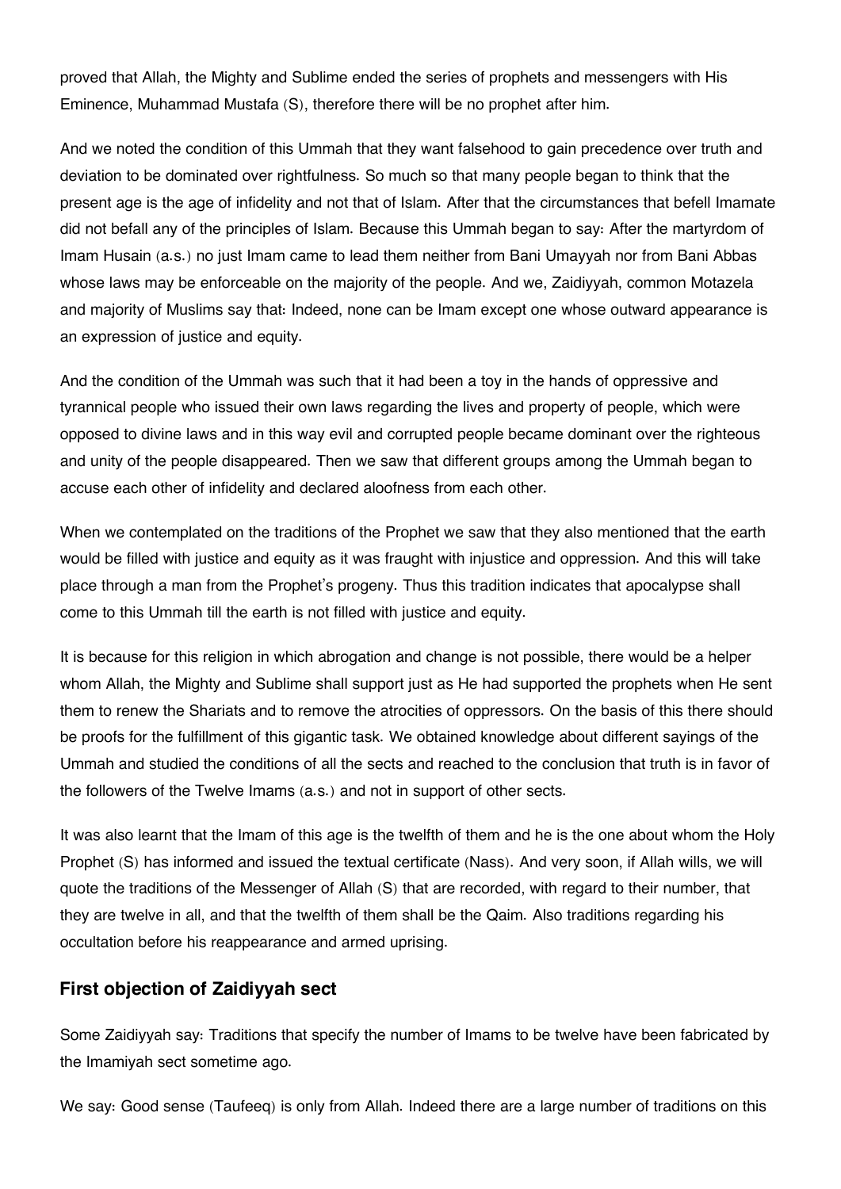proved that Allah, the Mighty and Sublime ended the series of prophets and messengers with His Eminence, Muhammad Mustafa (S), therefore there will be no prophet after him.

And we noted the condition of this Ummah that they want falsehood to gain precedence over truth and deviation to be dominated over rightfulness. So much so that many people began to think that the present age is the age of infidelity and not that of Islam. After that the circumstances that befell Imamate did not befall any of the principles of Islam. Because this Ummah began to say: After the martyrdom of Imam Husain (a.s.) no just Imam came to lead them neither from Bani Umayyah nor from Bani Abbas whose laws may be enforceable on the majority of the people. And we, Zaidiyyah, common Motazela and majority of Muslims say that: Indeed, none can be Imam except one whose outward appearance is an expression of justice and equity.

And the condition of the Ummah was such that it had been a toy in the hands of oppressive and tyrannical people who issued their own laws regarding the lives and property of people, which were opposed to divine laws and in this way evil and corrupted people became dominant over the righteous and unity of the people disappeared. Then we saw that different groups among the Ummah began to accuse each other of infidelity and declared aloofness from each other.

When we contemplated on the traditions of the Prophet we saw that they also mentioned that the earth would be filled with justice and equity as it was fraught with injustice and oppression. And this will take place through a man from the Prophet's progeny. Thus this tradition indicates that apocalypse shall come to this Ummah till the earth is not filled with justice and equity.

It is because for this religion in which abrogation and change is not possible, there would be a helper whom Allah, the Mighty and Sublime shall support just as He had supported the prophets when He sent them to renew the Shariats and to remove the atrocities of oppressors. On the basis of this there should be proofs for the fulfillment of this gigantic task. We obtained knowledge about different sayings of the Ummah and studied the conditions of all the sects and reached to the conclusion that truth is in favor of the followers of the Twelve Imams (a.s.) and not in support of other sects.

It was also learnt that the Imam of this age is the twelfth of them and he is the one about whom the Holy Prophet (S) has informed and issued the textual certificate (Nass). And very soon, if Allah wills, we will quote the traditions of the Messenger of Allah (S) that are recorded, with regard to their number, that they are twelve in all, and that the twelfth of them shall be the Qaim. Also traditions regarding his occultation before his reappearance and armed uprising.

## First objection of Zaidiyyah sect

Some Zaidiyyah say: Traditions that specify the number of Imams to be twelve have been fabricated by the Imamiyah sect sometime ago.

We say: Good sense (Taufeeq) is only from Allah. Indeed there are a large number of traditions on this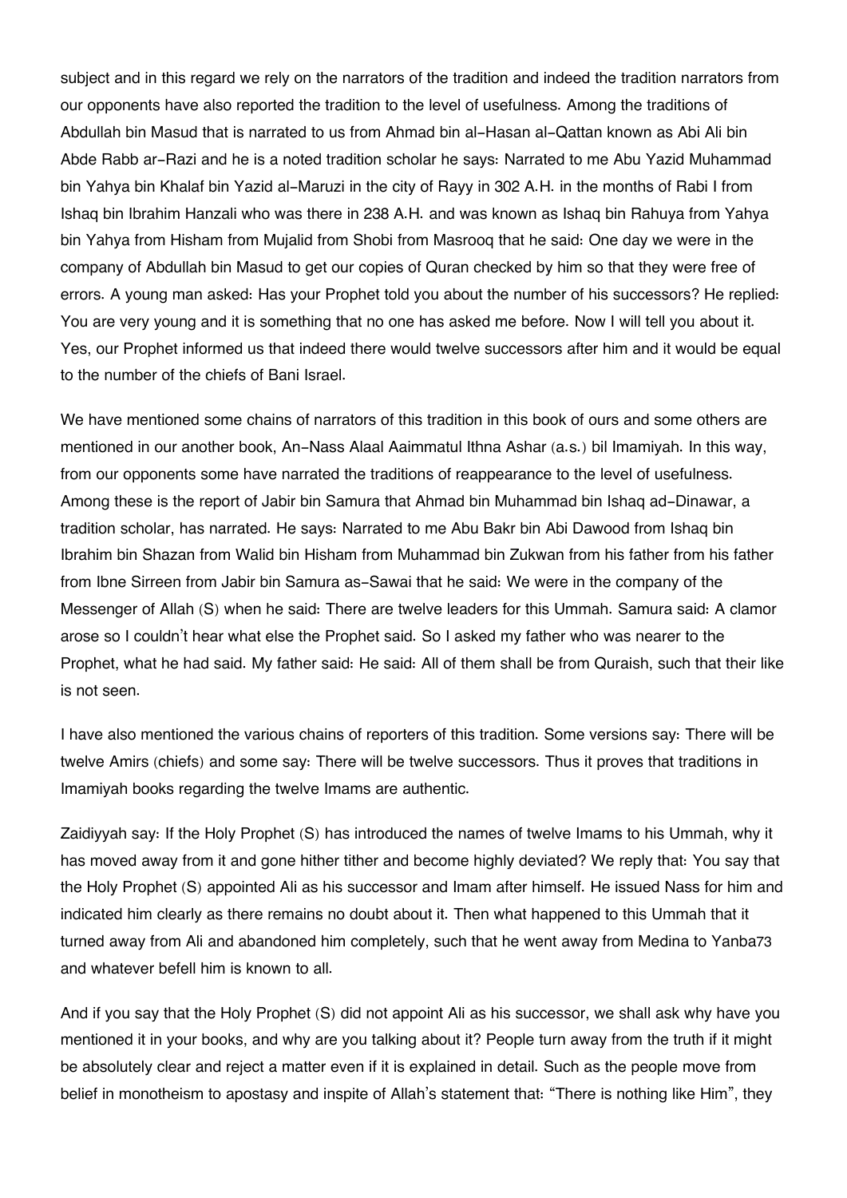subject and in this regard we rely on the narrators of the tradition and indeed the tradition narrators from our opponents have also reported the tradition to the level of usefulness. Among the traditions of Abdullah bin Masud that is narrated to us from Ahmad bin al-Hasan al-Qattan known as Abi Ali bin Abde Rabb ar-Razi and he is a noted tradition scholar he says: Narrated to me Abu Yazid Muhammad bin Yahya bin Khalaf bin Yazid al-Maruzi in the city of Rayy in 302 A.H. in the months of Rabi I from Ishaq bin Ibrahim Hanzali who was there in 238 A.H. and was known as Ishaq bin Rahuya from Yahya bin Yahya from Hisham from Mujalid from Shobi from Masrooq that he said: One day we were in the company of Abdullah bin Masud to get our copies of Quran checked by him so that they were free of errors. A young man asked: Has your Prophet told you about the number of his successors? He replied: You are very young and it is something that no one has asked me before. Now I will tell you about it. Yes, our Prophet informed us that indeed there would twelve successors after him and it would be equal to the number of the chiefs of Bani Israel.

We have mentioned some chains of narrators of this tradition in this book of ours and some others are mentioned in our another book, An-Nass Alaal Aaimmatul Ithna Ashar (a.s.) bil Imamiyah. In this way, from our opponents some have narrated the traditions of reappearance to the level of usefulness. Among these is the report of Jabir bin Samura that Ahmad bin Muhammad bin Ishaq ad-Dinawar, a tradition scholar, has narrated. He says: Narrated to me Abu Bakr bin Abi Dawood from Ishaq bin Ibrahim bin Shazan from Walid bin Hisham from Muhammad bin Zukwan from his father from his father from Ibne Sirreen from Jabir bin Samura as-Sawai that he said: We were in the company of the Messenger of Allah (S) when he said: There are twelve leaders for this Ummah. Samura said: A clamor arose so I couldn't hear what else the Prophet said. So I asked my father who was nearer to the Prophet, what he had said. My father said: He said: All of them shall be from Quraish, such that their like is not seen.

I have also mentioned the various chains of reporters of this tradition. Some versions say: There will be twelve Amirs (chiefs) and some say: There will be twelve successors. Thus it proves that traditions in Imamiyah books regarding the twelve Imams are authentic.

Zaidiyyah say: If the Holy Prophet (S) has introduced the names of twelve Imams to his Ummah, why it has moved away from it and gone hither tither and become highly deviated? We reply that: You say that the Holy Prophet (S) appointed Ali as his successor and Imam after himself. He issued Nass for him and indicated him clearly as there remains no doubt about it. Then what happened to this Ummah that it turned away from Ali and abandoned him completely, such that he went away from Medina to Yanba[73] and whatever befell him is known to all.

And if you say that the Holy Prophet (S) did not appoint Ali as his successor, we shall ask why have you mentioned it in your books, and why are you talking about it? People turn away from the truth if it might be absolutely clear and reject a matter even if it is explained in detail. Such as the people move from belief in monotheism to apostasy and inspite of Allah's statement that: "There is nothing like Him", they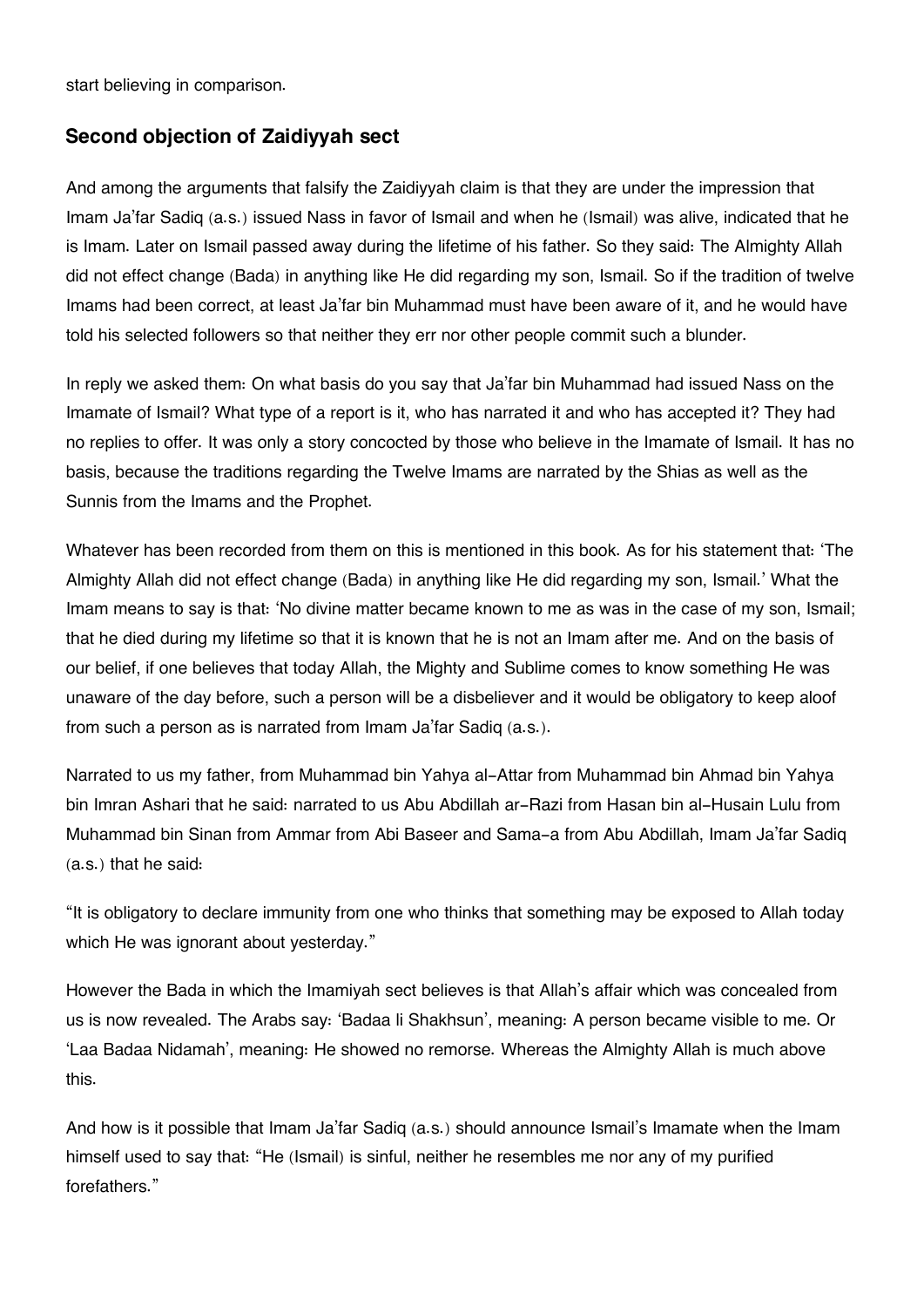start believing in comparison.

### Second objection of Zaidiyyah sect

And among the arguments that falsify the Zaidiyyah claim is that they are under the impression that Imam Ja'far Sadiq (a.s.) issued Nass in favor of Ismail and when he (Ismail) was alive, indicated that he is Imam. Later on Ismail passed away during the lifetime of his father. So they said: The Almighty Allah did not effect change (Bada) in anything like He did regarding my son, Ismail. So if the tradition of twelve Imams had been correct, at least Ja'far bin Muhammad must have been aware of it, and he would have told his selected followers so that neither they err nor other people commit such a blunder.

In reply we asked them: On what basis do you say that Ja'far bin Muhammad had issued Nass on the Imamate of Ismail? What type of a report is it, who has narrated it and who has accepted it? They had no replies to offer. It was only a story concocted by those who believe in the Imamate of Ismail. It has no basis, because the traditions regarding the Twelve Imams are narrated by the Shias as well as the Sunnis from the Imams and the Prophet.

Whatever has been recorded from them on this is mentioned in this book. As for his statement that: 'The Almighty Allah did not effect change (Bada) in anything like He did regarding my son, Ismail.' What the Imam means to say is that: 'No divine matter became known to me as was in the case of my son, Ismail; that he died during my lifetime so that it is known that he is not an Imam after me. And on the basis of our belief, if one believes that today Allah, the Mighty and Sublime comes to know something He was unaware of the day before, such a person will be a disbeliever and it would be obligatory to keep aloof from such a person as is narrated from Imam Ja'far Sadiq (a.s.).

Narrated to us my father, from Muhammad bin Yahya al-Attar from Muhammad bin Ahmad bin Yahya bin Imran Ashari that he said: narrated to us Abu Abdillah ar-Razi from Hasan bin al-Husain Lulu from Muhammad bin Sinan from Ammar from Abi Baseer and Sama-a from Abu Abdillah, Imam Ja'far Sadiq (a.s.) that he said:

"It is obligatory to declare immunity from one who thinks that something may be exposed to Allah today which He was ignorant about yesterday."

However the Bada in which the Imamiyah sect believes is that Allah's affair which was concealed from us is now revealed. The Arabs say: 'Badaa li Shakhsun', meaning: A person became visible to me. Or 'Laa Badaa Nidamah', meaning: He showed no remorse. Whereas the Almighty Allah is much above this.

And how is it possible that Imam Ja'far Sadiq (a.s.) should announce Ismail's Imamate when the Imam himself used to say that: "He (Ismail) is sinful, neither he resembles me nor any of my purified forefathers."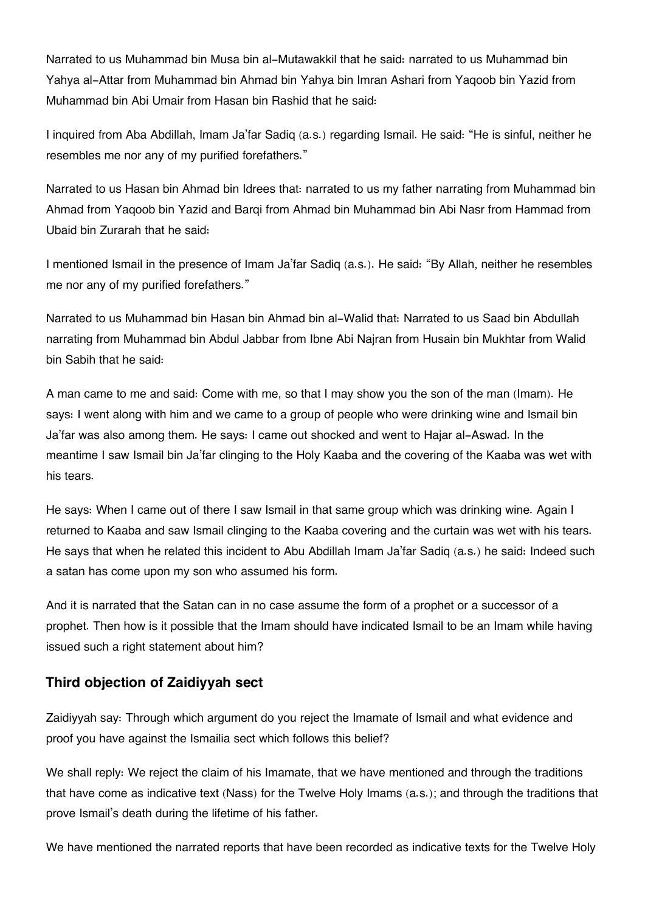Narrated to us Muhammad bin Musa bin al-Mutawakkil that he said: narrated to us Muhammad bin Yahya al-Attar from Muhammad bin Ahmad bin Yahya bin Imran Ashari from Yaqoob bin Yazid from Muhammad bin Abi Umair from Hasan bin Rashid that he said:

I inquired from Aba Abdillah, Imam Ja'far Sadiq (a.s.) regarding Ismail. He said: "He is sinful, neither he resembles me nor any of my purified forefathers."

Narrated to us Hasan bin Ahmad bin Idrees that: narrated to us my father narrating from Muhammad bin Ahmad from Yaqoob bin Yazid and Barqi from Ahmad bin Muhammad bin Abi Nasr from Hammad from Ubaid bin Zurarah that he said:

I mentioned Ismail in the presence of Imam Ja'far Sadiq (a.s.). He said: "By Allah, neither he resembles me nor any of my purified forefathers."

Narrated to us Muhammad bin Hasan bin Ahmad bin al-Walid that: Narrated to us Saad bin Abdullah narrating from Muhammad bin Abdul Jabbar from Ibne Abi Najran from Husain bin Mukhtar from Walid bin Sabih that he said:

A man came to me and said: Come with me, so that I may show you the son of the man (Imam). He says: I went along with him and we came to a group of people who were drinking wine and Ismail bin Ja'far was also among them. He says: I came out shocked and went to Hajar al-Aswad. In the meantime I saw Ismail bin Ja'far clinging to the Holy Kaaba and the covering of the Kaaba was wet with his tears.

He says: When I came out of there I saw Ismail in that same group which was drinking wine. Again I returned to Kaaba and saw Ismail clinging to the Kaaba covering and the curtain was wet with his tears. He says that when he related this incident to Abu Abdillah Imam Ja'far Sadiq (a.s.) he said: Indeed such a satan has come upon my son who assumed his form.

And it is narrated that the Satan can in no case assume the form of a prophet or a successor of a prophet. Then how is it possible that the Imam should have indicated Ismail to be an Imam while having issued such a right statement about him?

### Third objection of Zaidiyyah sect

Zaidiyyah say: Through which argument do you reject the Imamate of Ismail and what evidence and proof you have against the Ismailia sect which follows this belief?

We shall reply: We reject the claim of his Imamate, that we have mentioned and through the traditions that have come as indicative text (Nass) for the Twelve Holy Imams (a.s.); and through the traditions that prove Ismail's death during the lifetime of his father.

We have mentioned the narrated reports that have been recorded as indicative texts for the Twelve Holy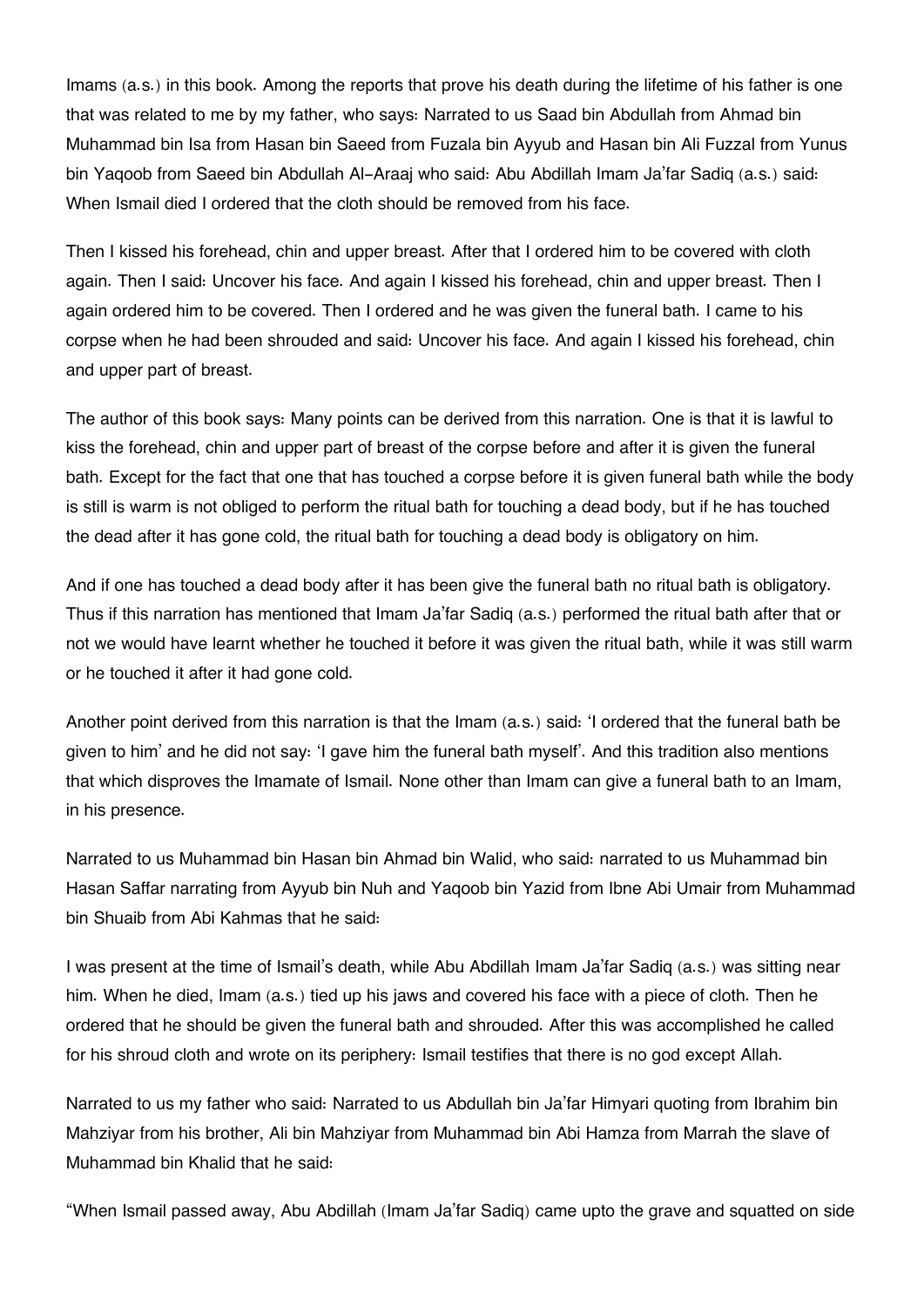Imams (a.s.) in this book. Among the reports that prove his death during the lifetime of his father is one that was related to me by my father, who says: Narrated to us Saad bin Abdullah from Ahmad bin Muhammad bin Isa from Hasan bin Saeed from Fuzala bin Ayyub and Hasan bin Ali Fuzzal from Yunus bin Yaqoob from Saeed bin Abdullah Al-Araaj who said: Abu Abdillah Imam Ja'far Sadiq (a.s.) said: When Ismail died I ordered that the cloth should be removed from his face.

Then I kissed his forehead, chin and upper breast. After that I ordered him to be covered with cloth again. Then I said: Uncover his face. And again I kissed his forehead, chin and upper breast. Then I again ordered him to be covered. Then I ordered and he was given the funeral bath. I came to his corpse when he had been shrouded and said: Uncover his face. And again I kissed his forehead, chin and upper part of breast.

The author of this book says: Many points can be derived from this narration. One is that it is lawful to kiss the forehead, chin and upper part of breast of the corpse before and after it is given the funeral bath. Except for the fact that one that has touched a corpse before it is given funeral bath while the body is still is warm is not obliged to perform the ritual bath for touching a dead body, but if he has touched the dead after it has gone cold, the ritual bath for touching a dead body is obligatory on him.

And if one has touched a dead body after it has been give the funeral bath no ritual bath is obligatory. Thus if this narration has mentioned that Imam Ja'far Sadiq (a.s.) performed the ritual bath after that or not we would have learnt whether he touched it before it was given the ritual bath, while it was still warm or he touched it after it had gone cold.

Another point derived from this narration is that the Imam (a.s.) said: 'I ordered that the funeral bath be given to him' and he did not say: 'I gave him the funeral bath myself'. And this tradition also mentions that which disproves the Imamate of Ismail. None other than Imam can give a funeral bath to an Imam, in his presence.

Narrated to us Muhammad bin Hasan bin Ahmad bin Walid, who said: narrated to us Muhammad bin Hasan Saffar narrating from Ayyub bin Nuh and Yaqoob bin Yazid from Ibne Abi Umair from Muhammad bin Shuaib from Abi Kahmas that he said:

I was present at the time of Ismail's death, while Abu Abdillah Imam Ja'far Sadiq (a.s.) was sitting near him. When he died, Imam (a.s.) tied up his jaws and covered his face with a piece of cloth. Then he ordered that he should be given the funeral bath and shrouded. After this was accomplished he called for his shroud cloth and wrote on its periphery: Ismail testifies that there is no god except Allah.

Narrated to us my father who said: Narrated to us Abdullah bin Ja'far Himyari quoting from Ibrahim bin Mahziyar from his brother, Ali bin Mahziyar from Muhammad bin Abi Hamza from Marrah the slave of Muhammad bin Khalid that he said:

"When Ismail passed away, Abu Abdillah (Imam Ja'far Sadiq) came upto the grave and squatted on side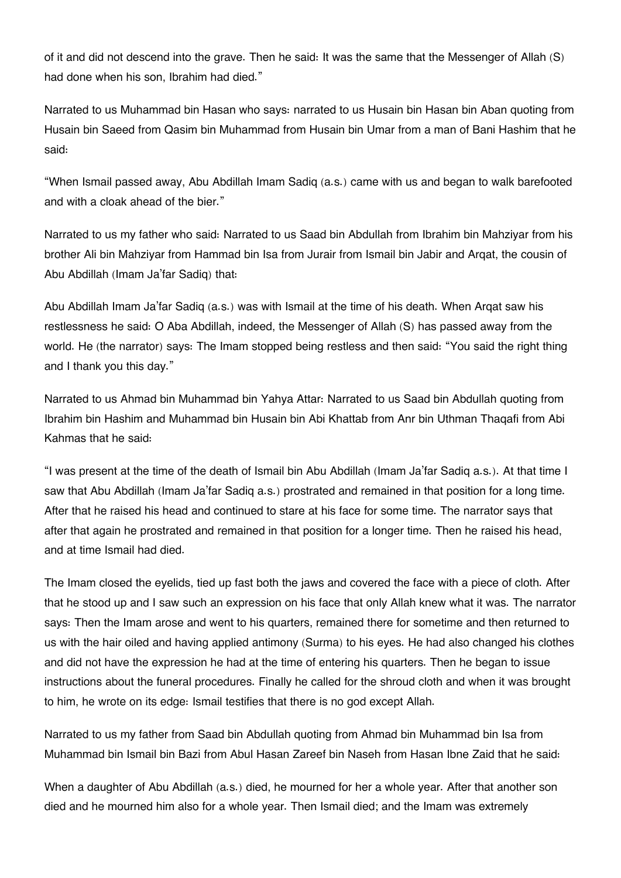of it and did not descend into the grave. Then he said: It was the same that the Messenger of Allah (S) had done when his son, Ibrahim had died."

Narrated to us Muhammad bin Hasan who says: narrated to us Husain bin Hasan bin Aban quoting from Husain bin Saeed from Qasim bin Muhammad from Husain bin Umar from a man of Bani Hashim that he said:

"When Ismail passed away, Abu Abdillah Imam Sadiq (a.s.) came with us and began to walk barefooted and with a cloak ahead of the bier."

Narrated to us my father who said: Narrated to us Saad bin Abdullah from Ibrahim bin Mahziyar from his brother Ali bin Mahziyar from Hammad bin Isa from Jurair from Ismail bin Jabir and Arqat, the cousin of Abu Abdillah (Imam Ja'far Sadiq) that:

Abu Abdillah Imam Ja'far Sadiq (a.s.) was with Ismail at the time of his death. When Arqat saw his restlessness he said: O Aba Abdillah, indeed, the Messenger of Allah (S) has passed away from the world. He (the narrator) says: The Imam stopped being restless and then said: "You said the right thing and I thank you this day."

Narrated to us Ahmad bin Muhammad bin Yahya Attar: Narrated to us Saad bin Abdullah quoting from Ibrahim bin Hashim and Muhammad bin Husain bin Abi Khattab from Anr bin Uthman Thaqafi from Abi Kahmas that he said:

"I was present at the time of the death of Ismail bin Abu Abdillah (Imam Ja'far Sadiq a.s.). At that time I saw that Abu Abdillah (Imam Ja'far Sadiq a.s.) prostrated and remained in that position for a long time. After that he raised his head and continued to stare at his face for some time. The narrator says that after that again he prostrated and remained in that position for a longer time. Then he raised his head, and at time Ismail had died.

The Imam closed the eyelids, tied up fast both the jaws and covered the face with a piece of cloth. After that he stood up and I saw such an expression on his face that only Allah knew what it was. The narrator says: Then the Imam arose and went to his quarters, remained there for sometime and then returned to us with the hair oiled and having applied antimony (Surma) to his eyes. He had also changed his clothes and did not have the expression he had at the time of entering his quarters. Then he began to issue instructions about the funeral procedures. Finally he called for the shroud cloth and when it was brought to him, he wrote on its edge: Ismail testifies that there is no god except Allah.

Narrated to us my father from Saad bin Abdullah quoting from Ahmad bin Muhammad bin Isa from Muhammad bin Ismail bin Bazi from Abul Hasan Zareef bin Naseh from Hasan Ibne Zaid that he said:

When a daughter of Abu Abdillah (a.s.) died, he mourned for her a whole year. After that another son died and he mourned him also for a whole year. Then Ismail died; and the Imam was extremely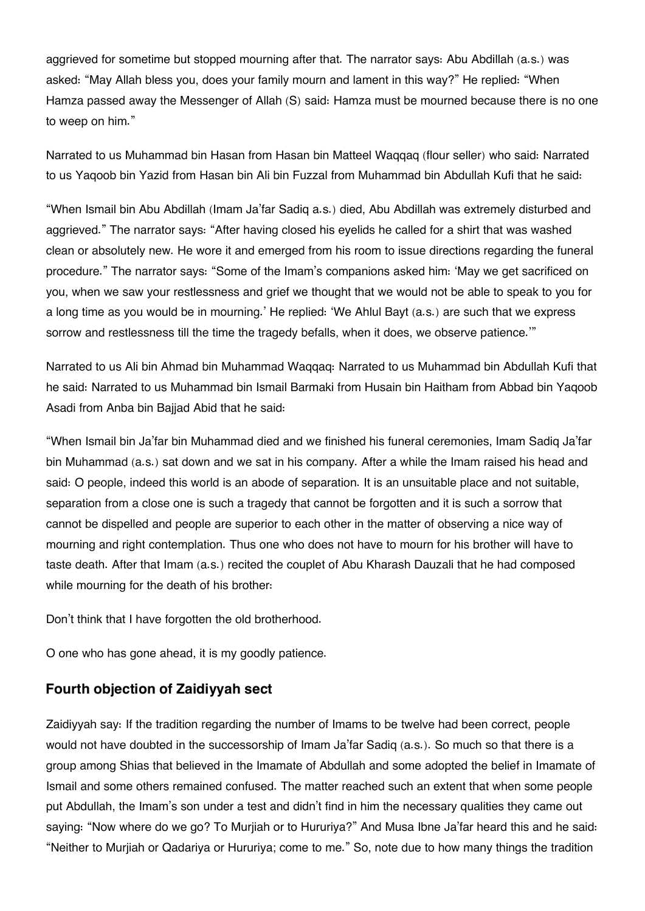aggrieved for sometime but stopped mourning after that. The narrator says: Abu Abdillah (a.s.) was asked: “May Allah bless you, does your family mourn and lament in this way?” He replied: “When Hamza passed away the Messenger of Allah (S) said: Hamza must be mourned because there is no one to weep on him.”

Narrated to us Muhammad bin Hasan from Hasan bin Matteel Waqqaq (flour seller) who said: Narrated to us Yaqoob bin Yazid from Hasan bin Ali bin Fuzzal from Muhammad bin Abdullah Kufi that he said:

“When Ismail bin Abu Abdillah (Imam Ja’far Sadiq a.s.) died, Abu Abdillah was extremely disturbed and aggrieved.” The narrator says: “After having closed his eyelids he called for a shirt that was washed clean or absolutely new. He wore it and emerged from his room to issue directions regarding the funeral procedure.” The narrator says: “Some of the Imam’s companions asked him: ‘May we get sacrificed on you, when we saw your restlessness and grief we thought that we would not be able to speak to you for a long time as you would be in mourning.’ He replied: ‘We Ahlul Bayt (a.s.) are such that we express sorrow and restlessness till the time the tragedy befalls, when it does, we observe patience.’”

Narrated to us Ali bin Ahmad bin Muhammad Waqqaq: Narrated to us Muhammad bin Abdullah Kufi that he said: Narrated to us Muhammad bin Ismail Barmaki from Husain bin Haitham from Abbad bin Yaqoob Asadi from Anba bin Bajjad Abid that he said:

“When Ismail bin Ja’far bin Muhammad died and we finished his funeral ceremonies, Imam Sadiq Ja’far bin Muhammad (a.s.) sat down and we sat in his company. After a while the Imam raised his head and said: O people, indeed this world is an abode of separation. It is an unsuitable place and not suitable, separation from a close one is such a tragedy that cannot be forgotten and it is such a sorrow that cannot be dispelled and people are superior to each other in the matter of observing a nice way of mourning and right contemplation. Thus one who does not have to mourn for his brother will have to taste death. After that Imam (a.s.) recited the couplet of Abu Kharash Dauzali that he had composed while mourning for the death of his brother:

Don’t think that I have forgotten the old brotherhood.

O one who has gone ahead, it is my goodly patience.

### Fourth objection of Zaidiyyah sect

Zaidiyyah say: If the tradition regarding the number of Imams to be twelve had been correct, people would not have doubted in the successorship of Imam Ja’far Sadiq (a.s.). So much so that there is a group among Shias that believed in the Imamate of Abdullah and some adopted the belief in Imamate of Ismail and some others remained confused. The matter reached such an extent that when some people put Abdullah, the Imam’s son under a test and didn’t find in him the necessary qualities they came out saying: “Now where do we go? To Murjiah or to Hururiya?” And Musa Ibne Ja’far heard this and he said: “Neither to Murjiah or Qadariya or Hururiya; come to me.” So, note due to how many things the tradition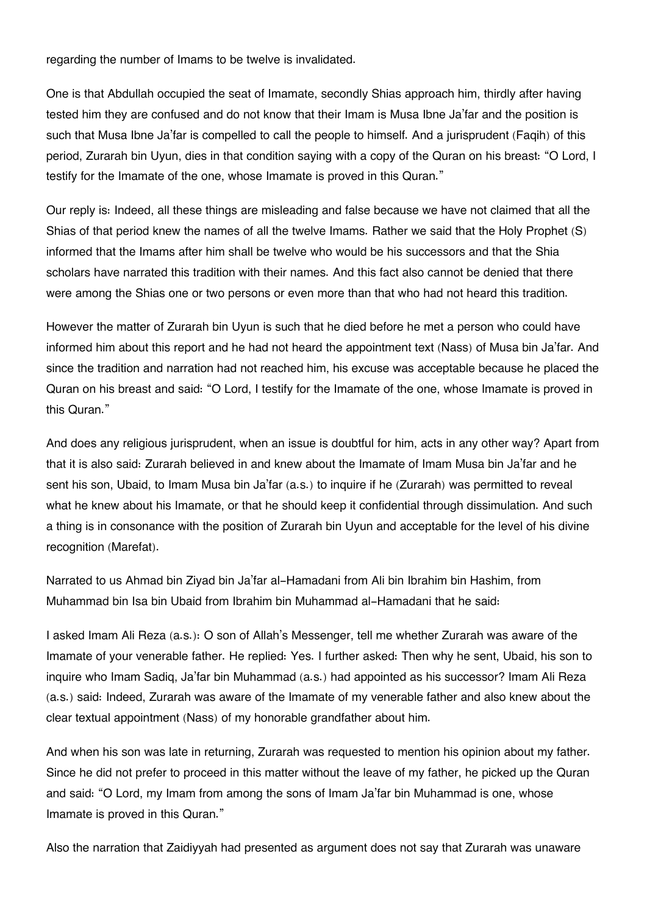regarding the number of Imams to be twelve is invalidated.

One is that Abdullah occupied the seat of Imamate, secondly Shias approach him, thirdly after having tested him they are confused and do not know that their Imam is Musa Ibne Ja'far and the position is such that Musa Ibne Ja'far is compelled to call the people to himself. And a jurisprudent (Faqih) of this period, Zurarah bin Uyun, dies in that condition saying with a copy of the Quran on his breast: "O Lord, I testify for the Imamate of the one, whose Imamate is proved in this Quran."

Our reply is: Indeed, all these things are misleading and false because we have not claimed that all the Shias of that period knew the names of all the twelve Imams. Rather we said that the Holy Prophet (S) informed that the Imams after him shall be twelve who would be his successors and that the Shia scholars have narrated this tradition with their names. And this fact also cannot be denied that there were among the Shias one or two persons or even more than that who had not heard this tradition.

However the matter of Zurarah bin Uyun is such that he died before he met a person who could have informed him about this report and he had not heard the appointment text (Nass) of Musa bin Ja'far. And since the tradition and narration had not reached him, his excuse was acceptable because he placed the Quran on his breast and said: "O Lord, I testify for the Imamate of the one, whose Imamate is proved in this Quran."

And does any religious jurisprudent, when an issue is doubtful for him, acts in any other way? Apart from that it is also said: Zurarah believed in and knew about the Imamate of Imam Musa bin Ja'far and he sent his son, Ubaid, to Imam Musa bin Ja'far (a.s.) to inquire if he (Zurarah) was permitted to reveal what he knew about his Imamate, or that he should keep it confidential through dissimulation. And such a thing is in consonance with the position of Zurarah bin Uyun and acceptable for the level of his divine recognition (Marefat).

Narrated to us Ahmad bin Ziyad bin Ja'far al-Hamadani from Ali bin Ibrahim bin Hashim, from Muhammad bin Isa bin Ubaid from Ibrahim bin Muhammad al-Hamadani that he said:

I asked Imam Ali Reza (a.s.): O son of Allah's Messenger, tell me whether Zurarah was aware of the Imamate of your venerable father. He replied: Yes. I further asked: Then why he sent, Ubaid, his son to inquire who Imam Sadiq, Ja'far bin Muhammad (a.s.) had appointed as his successor? Imam Ali Reza (a.s.) said: Indeed, Zurarah was aware of the Imamate of my venerable father and also knew about the clear textual appointment (Nass) of my honorable grandfather about him.

And when his son was late in returning, Zurarah was requested to mention his opinion about my father. Since he did not prefer to proceed in this matter without the leave of my father, he picked up the Quran and said: "O Lord, my Imam from among the sons of Imam Ja'far bin Muhammad is one, whose Imamate is proved in this Quran."

Also the narration that Zaidiyyah had presented as argument does not say that Zurarah was unaware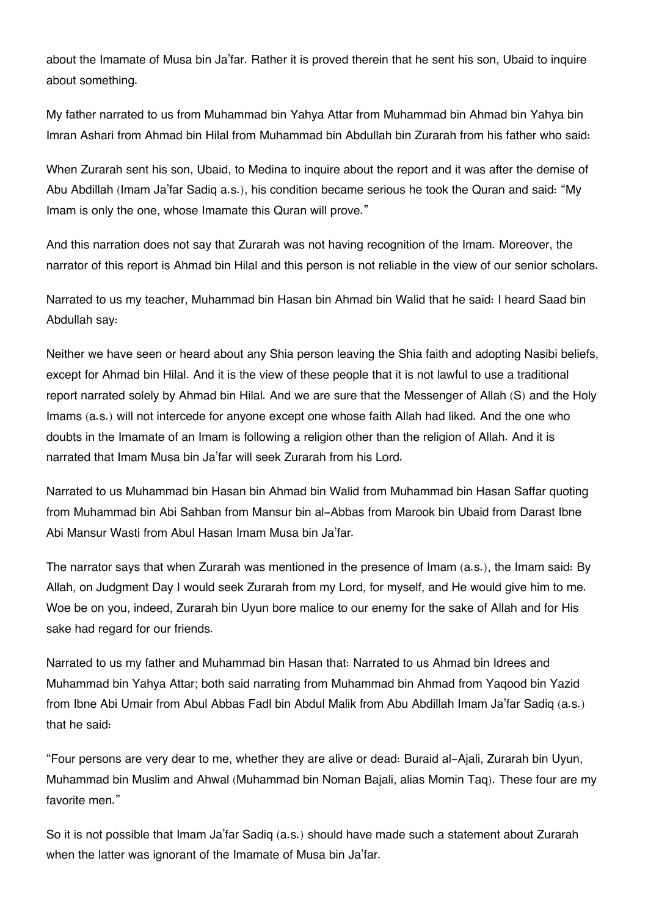about the Imamate of Musa bin Ja'far. Rather it is proved therein that he sent his son, Ubaid to inquire about something.

My father narrated to us from Muhammad bin Yahya Attar from Muhammad bin Ahmad bin Yahya bin Imran Ashari from Ahmad bin Hilal from Muhammad bin Abdullah bin Zurarah from his father who said:

When Zurarah sent his son, Ubaid, to Medina to inquire about the report and it was after the demise of Abu Abdillah (Imam Ja'far Sadiq a.s.), his condition became serious he took the Quran and said: "My Imam is only the one, whose Imamate this Quran will prove."

And this narration does not say that Zurarah was not having recognition of the Imam. Moreover, the narrator of this report is Ahmad bin Hilal and this person is not reliable in the view of our senior scholars.

Narrated to us my teacher, Muhammad bin Hasan bin Ahmad bin Walid that he said: I heard Saad bin Abdullah say:

Neither we have seen or heard about any Shia person leaving the Shia faith and adopting Nasibi beliefs, except for Ahmad bin Hilal. And it is the view of these people that it is not lawful to use a traditional report narrated solely by Ahmad bin Hilal. And we are sure that the Messenger of Allah (S) and the Holy Imams (a.s.) will not intercede for anyone except one whose faith Allah had liked. And the one who doubts in the Imamate of an Imam is following a religion other than the religion of Allah. And it is narrated that Imam Musa bin Ja'far will seek Zurarah from his Lord.

Narrated to us Muhammad bin Hasan bin Ahmad bin Walid from Muhammad bin Hasan Saffar quoting from Muhammad bin Abi Sahban from Mansur bin al-Abbas from Marook bin Ubaid from Darast Ibne Abi Mansur Wasti from Abul Hasan Imam Musa bin Ja'far.

The narrator says that when Zurarah was mentioned in the presence of Imam (a.s.), the Imam said: By Allah, on Judgment Day I would seek Zurarah from my Lord, for myself, and He would give him to me. Woe be on you, indeed, Zurarah bin Uyun bore malice to our enemy for the sake of Allah and for His sake had regard for our friends.

Narrated to us my father and Muhammad bin Hasan that: Narrated to us Ahmad bin Idrees and Muhammad bin Yahya Attar; both said narrating from Muhammad bin Ahmad from Yaqood bin Yazid from Ibne Abi Umair from Abul Abbas Fadl bin Abdul Malik from Abu Abdillah Imam Ja'far Sadiq (a.s.) that he said:

"Four persons are very dear to me, whether they are alive or dead: Buraid al-Ajali, Zurarah bin Uyun, Muhammad bin Muslim and Ahwal (Muhammad bin Noman Bajali, alias Momin Taq). These four are my favorite men."

So it is not possible that Imam Ja'far Sadiq (a.s.) should have made such a statement about Zurarah when the latter was ignorant of the Imamate of Musa bin Ja'far.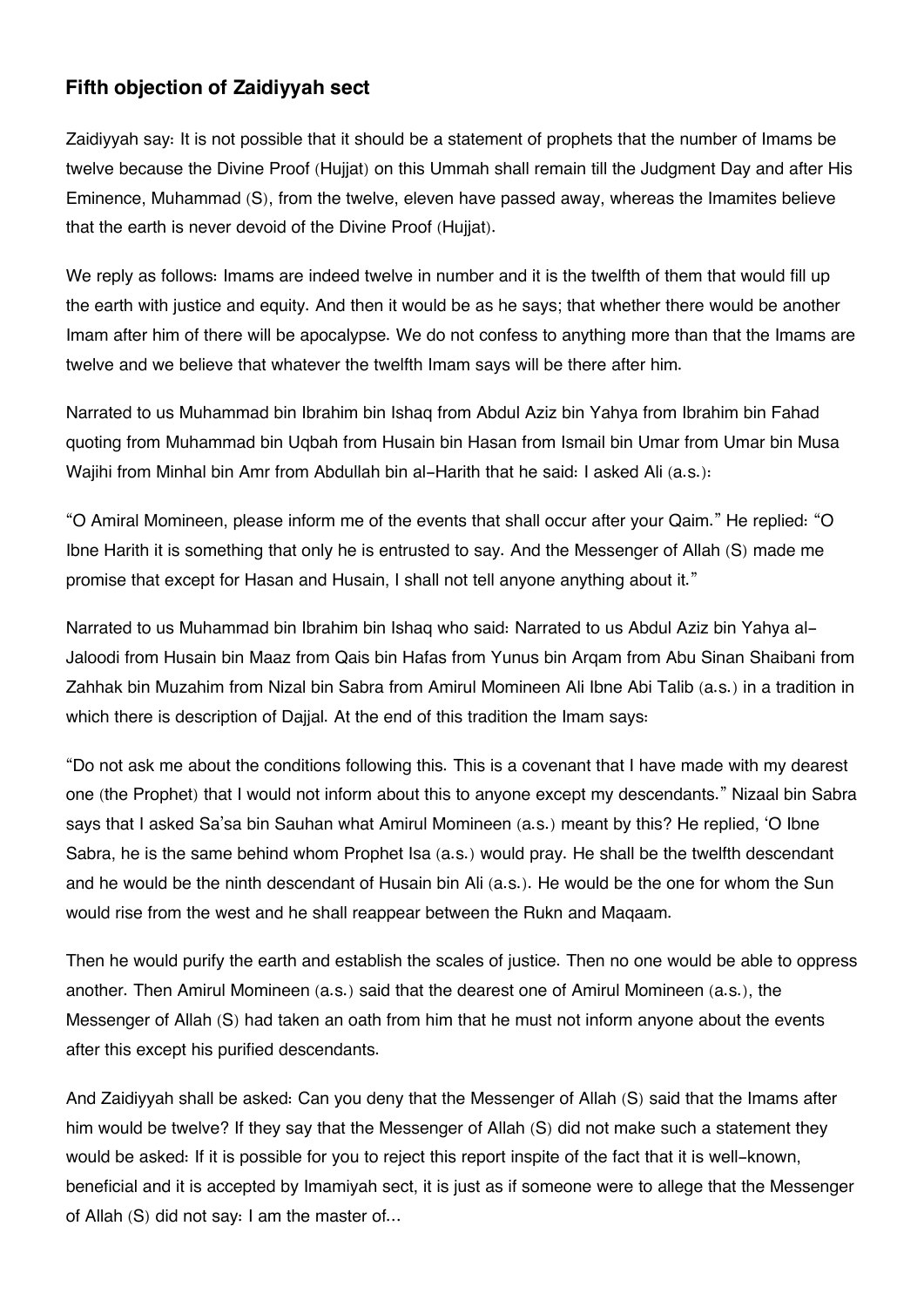### Fifth objection of Zaidiyyah sect

Zaidiyyah say: It is not possible that it should be a statement of prophets that the number of Imams be twelve because the Divine Proof (Hujjat) on this Ummah shall remain till the Judgment Day and after His Eminence, Muhammad (S), from the twelve, eleven have passed away, whereas the Imamites believe that the earth is never devoid of the Divine Proof (Hujjat).

We reply as follows: Imams are indeed twelve in number and it is the twelfth of them that would fill up the earth with justice and equity. And then it would be as he says; that whether there would be another Imam after him of there will be apocalypse. We do not confess to anything more than that the Imams are twelve and we believe that whatever the twelfth Imam says will be there after him.

Narrated to us Muhammad bin Ibrahim bin Ishaq from Abdul Aziz bin Yahya from Ibrahim bin Fahad quoting from Muhammad bin Uqbah from Husain bin Hasan from Ismail bin Umar from Umar bin Musa Wajihi from Minhal bin Amr from Abdullah bin al-Harith that he said: I asked Ali (a.s.):

"O Amiral Momineen, please inform me of the events that shall occur after your Qaim." He replied: "O Ibne Harith it is something that only he is entrusted to say. And the Messenger of Allah (S) made me promise that except for Hasan and Husain, I shall not tell anyone anything about it."

Narrated to us Muhammad bin Ibrahim bin Ishaq who said: Narrated to us Abdul Aziz bin Yahya al-Jaloodi from Husain bin Maaz from Qais bin Hafas from Yunus bin Arqam from Abu Sinan Shaibani from Zahhak bin Muzahim from Nizal bin Sabra from Amirul Momineen Ali Ibne Abi Talib (a.s.) in a tradition in which there is description of Dajjal. At the end of this tradition the Imam says:

"Do not ask me about the conditions following this. This is a covenant that I have made with my dearest one (the Prophet) that I would not inform about this to anyone except my descendants." Nizaal bin Sabra says that I asked Sa'sa bin Sauhan what Amirul Momineen (a.s.) meant by this? He replied, 'O Ibne Sabra, he is the same behind whom Prophet Isa (a.s.) would pray. He shall be the twelfth descendant and he would be the ninth descendant of Husain bin Ali (a.s.). He would be the one for whom the Sun would rise from the west and he shall reappear between the Rukn and Maqaam.

Then he would purify the earth and establish the scales of justice. Then no one would be able to oppress another. Then Amirul Momineen (a.s.) said that the dearest one of Amirul Momineen (a.s.), the Messenger of Allah (S) had taken an oath from him that he must not inform anyone about the events after this except his purified descendants.

And Zaidiyyah shall be asked: Can you deny that the Messenger of Allah (S) said that the Imams after him would be twelve? If they say that the Messenger of Allah (S) did not make such a statement they would be asked: If it is possible for you to reject this report inspite of the fact that it is well-known, beneficial and it is accepted by Imamiyah sect, it is just as if someone were to allege that the Messenger of Allah (S) did not say: I am the master of...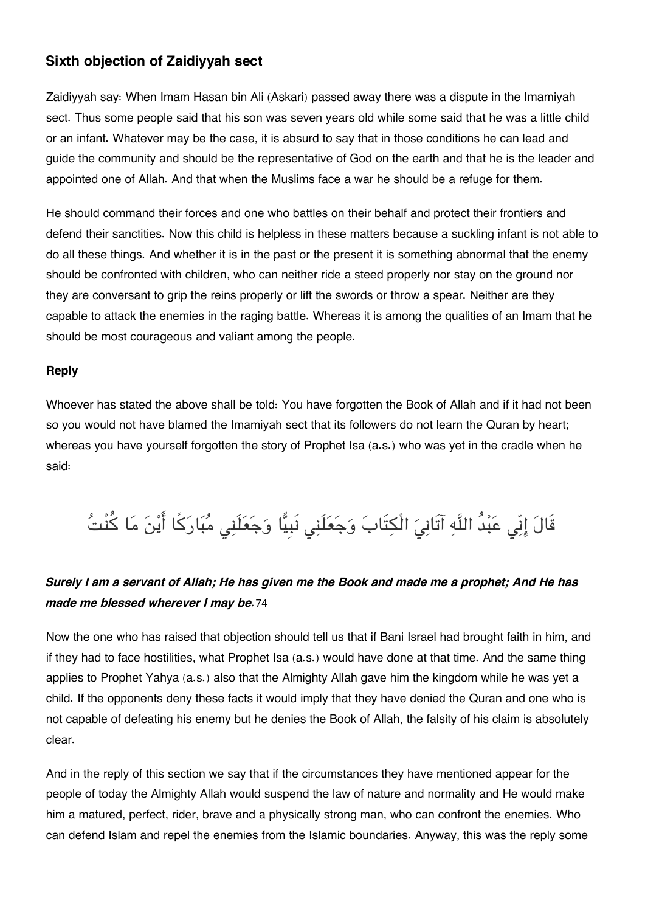## Sixth objection of Zaidiyyah sect

Zaidiyyah say: When Imam Hasan bin Ali (Askari) passed away there was a dispute in the Imamiyah sect. Thus some people said that his son was seven years old while some said that he was a little child or an infant. Whatever may be the case, it is absurd to say that in those conditions he can lead and guide the community and should be the representative of God on the earth and that he is the leader and appointed one of Allah. And that when the Muslims face a war he should be a refuge for them.

He should command their forces and one who battles on their behalf and protect their frontiers and defend their sanctities. Now this child is helpless in these matters because a suckling infant is not able to do all these things. And whether it is in the past or the present it is something abnormal that the enemy should be confronted with children, who can neither ride a steed properly nor stay on the ground nor they are conversant to grip the reins properly or lift the swords or throw a spear. Neither are they capable to attack the enemies in the raging battle. Whereas it is among the qualities of an Imam that he should be most courageous and valiant among the people.

### Reply

Whoever has stated the above shall be told: You have forgotten the Book of Allah and if it had not been so you would not have blamed the Imamiyah sect that its followers do not learn the Quran by heart; whereas you have yourself forgotten the story of Prophet Isa (a.s.) who was yet in the cradle when he said:

قَالَ إِنِّي عَبْدُ اللَّهِ آتَانِيَ الْكِتَابَ وَجَعَلَنِي نَبِيًّا وَجَعَلَنِي مُبَارَكًا أَيْنَ مَا كُنْتُ

***Surely I am a servant of Allah; He has given me the Book and made me a prophet; And He has made me blessed wherever I may be.*** 74

Now the one who has raised that objection should tell us that if Bani Israel had brought faith in him, and if they had to face hostilities, what Prophet Isa (a.s.) would have done at that time. And the same thing applies to Prophet Yahya (a.s.) also that the Almighty Allah gave him the kingdom while he was yet a child. If the opponents deny these facts it would imply that they have denied the Quran and one who is not capable of defeating his enemy but he denies the Book of Allah, the falsity of his claim is absolutely clear.

And in the reply of this section we say that if the circumstances they have mentioned appear for the people of today the Almighty Allah would suspend the law of nature and normality and He would make him a matured, perfect, rider, brave and a physically strong man, who can confront the enemies. Who can defend Islam and repel the enemies from the Islamic boundaries. Anyway, this was the reply some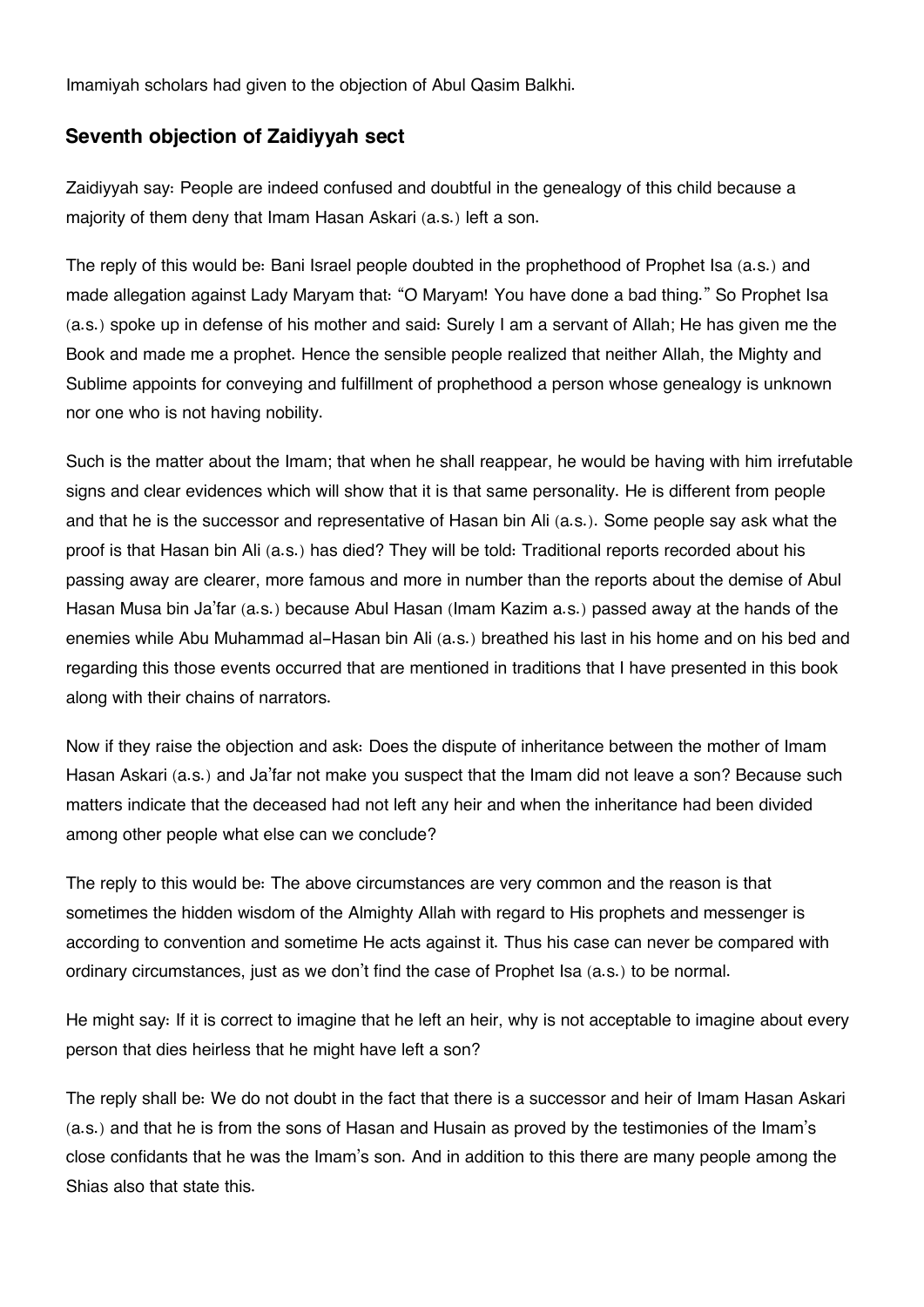Imamiyah scholars had given to the objection of Abul Qasim Balkhi.

## Seventh objection of Zaidiyyah sect

Zaidiyyah say: People are indeed confused and doubtful in the genealogy of this child because a majority of them deny that Imam Hasan Askari (a.s.) left a son.

The reply of this would be: Bani Israel people doubted in the prophethood of Prophet Isa (a.s.) and made allegation against Lady Maryam that: "O Maryam! You have done a bad thing." So Prophet Isa (a.s.) spoke up in defense of his mother and said: Surely I am a servant of Allah; He has given me the Book and made me a prophet. Hence the sensible people realized that neither Allah, the Mighty and Sublime appoints for conveying and fulfillment of prophethood a person whose genealogy is unknown nor one who is not having nobility.

Such is the matter about the Imam; that when he shall reappear, he would be having with him irrefutable signs and clear evidences which will show that it is that same personality. He is different from people and that he is the successor and representative of Hasan bin Ali (a.s.). Some people say ask what the proof is that Hasan bin Ali (a.s.) has died? They will be told: Traditional reports recorded about his passing away are clearer, more famous and more in number than the reports about the demise of Abul Hasan Musa bin Ja'far (a.s.) because Abul Hasan (Imam Kazim a.s.) passed away at the hands of the enemies while Abu Muhammad al-Hasan bin Ali (a.s.) breathed his last in his home and on his bed and regarding this those events occurred that are mentioned in traditions that I have presented in this book along with their chains of narrators.

Now if they raise the objection and ask: Does the dispute of inheritance between the mother of Imam Hasan Askari (a.s.) and Ja'far not make you suspect that the Imam did not leave a son? Because such matters indicate that the deceased had not left any heir and when the inheritance had been divided among other people what else can we conclude?

The reply to this would be: The above circumstances are very common and the reason is that sometimes the hidden wisdom of the Almighty Allah with regard to His prophets and messenger is according to convention and sometime He acts against it. Thus his case can never be compared with ordinary circumstances, just as we don't find the case of Prophet Isa (a.s.) to be normal.

He might say: If it is correct to imagine that he left an heir, why is not acceptable to imagine about every person that dies heirless that he might have left a son?

The reply shall be: We do not doubt in the fact that there is a successor and heir of Imam Hasan Askari (a.s.) and that he is from the sons of Hasan and Husain as proved by the testimonies of the Imam's close confidants that he was the Imam's son. And in addition to this there are many people among the Shias also that state this.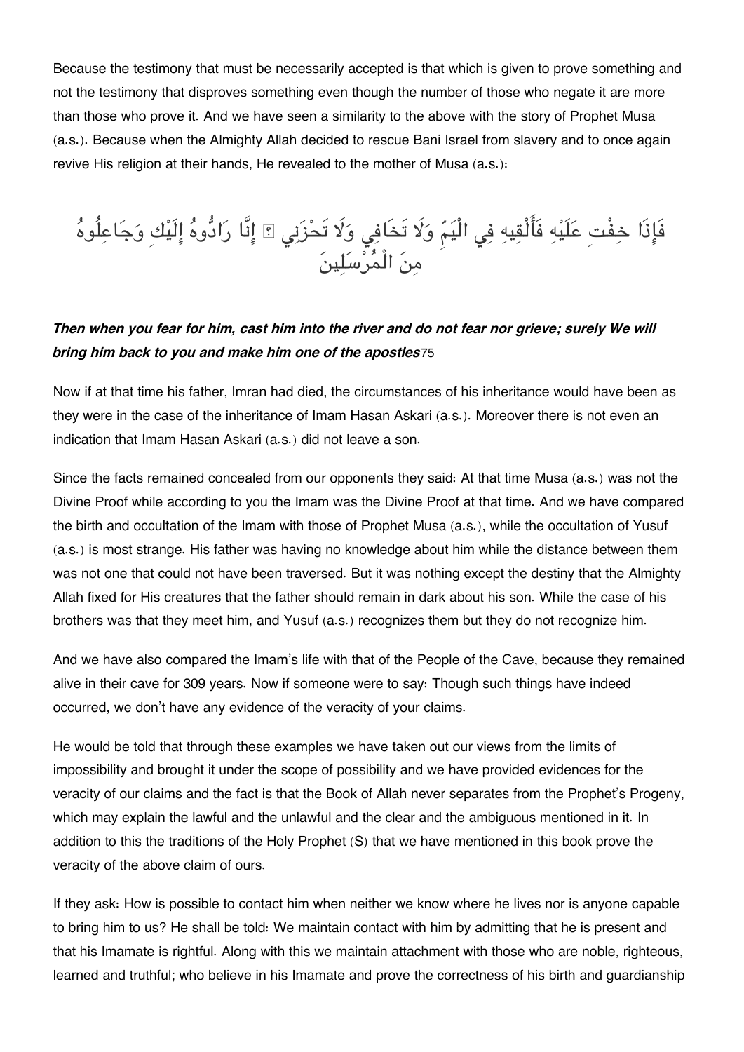Because the testimony that must be necessarily accepted is that which is given to prove something and not the testimony that disproves something even though the number of those who negate it are more than those who prove it. And we have seen a similarity to the above with the story of Prophet Musa (a.s.). Because when the Almighty Allah decided to rescue Bani Israel from slavery and to once again revive His religion at their hands, He revealed to the mother of Musa (a.s.):

فَإِذَا خِفْتِ عَلَيْهِ فَأَلْقِيهِ فِي الْيَمِّ وَلَا تَخَافِي وَلَا تَحْزَنِي ۖ إِنَّا رَادُّوهُ إِلَيْكِ وَجَاعِلُوهُ مِنَ الْمُرْسَلِينَ

***Then when you fear for him, cast him into the river and do not fear nor grieve; surely We will bring him back to you and make him one of the apostles***[75]

Now if at that time his father, Imran had died, the circumstances of his inheritance would have been as they were in the case of the inheritance of Imam Hasan Askari (a.s.). Moreover there is not even an indication that Imam Hasan Askari (a.s.) did not leave a son.

Since the facts remained concealed from our opponents they said: At that time Musa (a.s.) was not the Divine Proof while according to you the Imam was the Divine Proof at that time. And we have compared the birth and occultation of the Imam with those of Prophet Musa (a.s.), while the occultation of Yusuf (a.s.) is most strange. His father was having no knowledge about him while the distance between them was not one that could not have been traversed. But it was nothing except the destiny that the Almighty Allah fixed for His creatures that the father should remain in dark about his son. While the case of his brothers was that they meet him, and Yusuf (a.s.) recognizes them but they do not recognize him.

And we have also compared the Imam's life with that of the People of the Cave, because they remained alive in their cave for 309 years. Now if someone were to say: Though such things have indeed occurred, we don't have any evidence of the veracity of your claims.

He would be told that through these examples we have taken out our views from the limits of impossibility and brought it under the scope of possibility and we have provided evidences for the veracity of our claims and the fact is that the Book of Allah never separates from the Prophet's Progeny, which may explain the lawful and the unlawful and the clear and the ambiguous mentioned in it. In addition to this the traditions of the Holy Prophet (S) that we have mentioned in this book prove the veracity of the above claim of ours.

If they ask: How is possible to contact him when neither we know where he lives nor is anyone capable to bring him to us? He shall be told: We maintain contact with him by admitting that he is present and that his Imamate is rightful. Along with this we maintain attachment with those who are noble, righteous, learned and truthful; who believe in his Imamate and prove the correctness of his birth and guardianship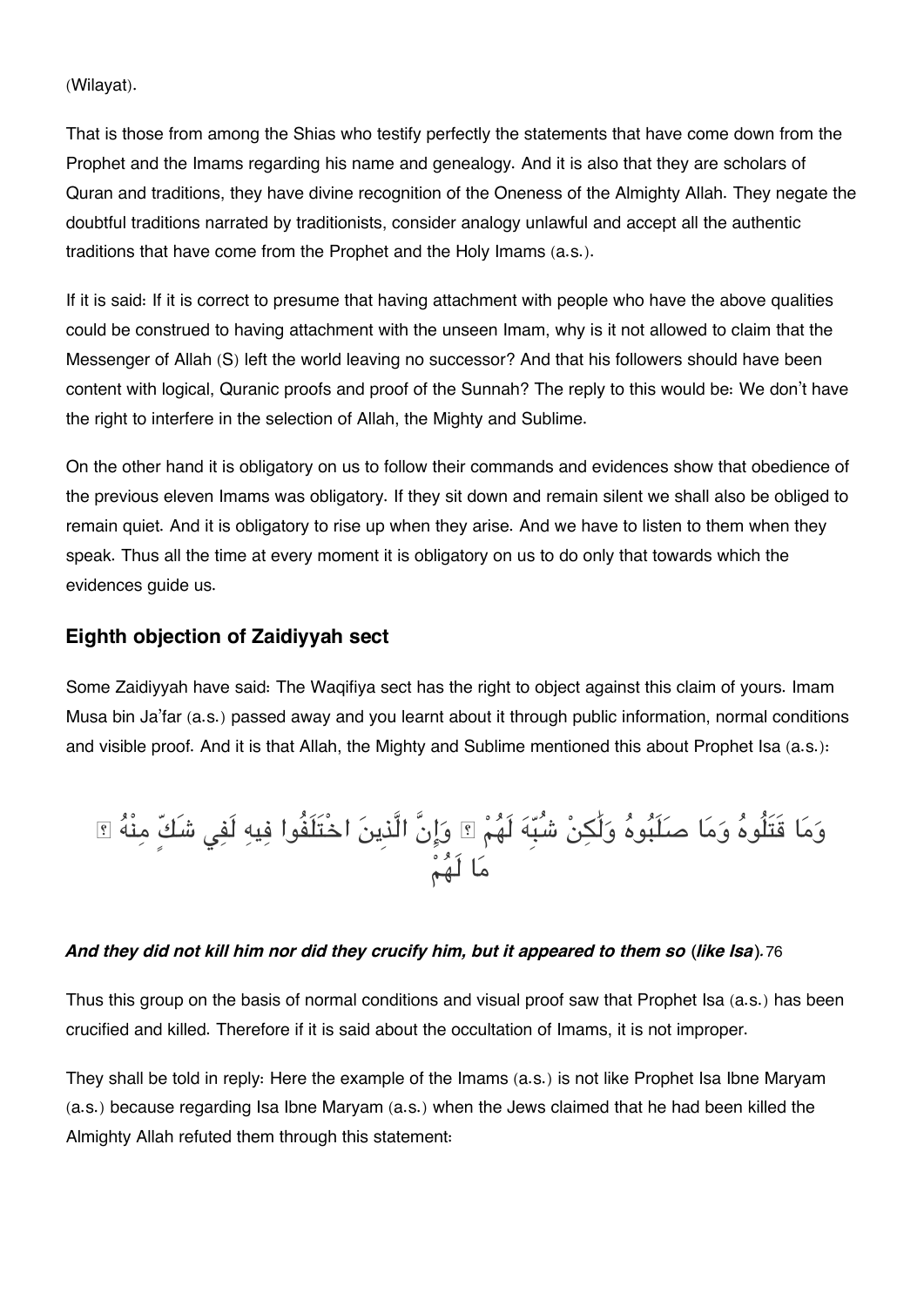(Wilayat).

That is those from among the Shias who testify perfectly the statements that have come down from the Prophet and the Imams regarding his name and genealogy. And it is also that they are scholars of Quran and traditions, they have divine recognition of the Oneness of the Almighty Allah. They negate the doubtful traditions narrated by traditionists, consider analogy unlawful and accept all the authentic traditions that have come from the Prophet and the Holy Imams (a.s.).

If it is said: If it is correct to presume that having attachment with people who have the above qualities could be construed to having attachment with the unseen Imam, why is it not allowed to claim that the Messenger of Allah (S) left the world leaving no successor? And that his followers should have been content with logical, Quranic proofs and proof of the Sunnah? The reply to this would be: We don't have the right to interfere in the selection of Allah, the Mighty and Sublime.

On the other hand it is obligatory on us to follow their commands and evidences show that obedience of the previous eleven Imams was obligatory. If they sit down and remain silent we shall also be obliged to remain quiet. And it is obligatory to rise up when they arise. And we have to listen to them when they speak. Thus all the time at every moment it is obligatory on us to do only that towards which the evidences guide us.

## Eighth objection of Zaidiyyah sect

Some Zaidiyyah have said: The Waqifiya sect has the right to object against this claim of yours. Imam Musa bin Ja'far (a.s.) passed away and you learnt about it through public information, normal conditions and visible proof. And it is that Allah, the Mighty and Sublime mentioned this about Prophet Isa (a.s.):

وَمَا قَتَلُوهُ وَمَا صَلَبُوهُ وَلَٰكِنْ شُبِّهَ لَهُمْ ۚ وَإِنَّ الَّذِينَ اخْتَلَفُوا فِيهِ لَفِي شَكٍّ مِنْهُ ۚ مَا لَهُمْ

***And they did not kill him nor did they crucify him, but it appeared to them so (like Isa).*** 76

Thus this group on the basis of normal conditions and visual proof saw that Prophet Isa (a.s.) has been crucified and killed. Therefore if it is said about the occultation of Imams, it is not improper.

They shall be told in reply: Here the example of the Imams (a.s.) is not like Prophet Isa Ibne Maryam (a.s.) because regarding Isa Ibne Maryam (a.s.) when the Jews claimed that he had been killed the Almighty Allah refuted them through this statement: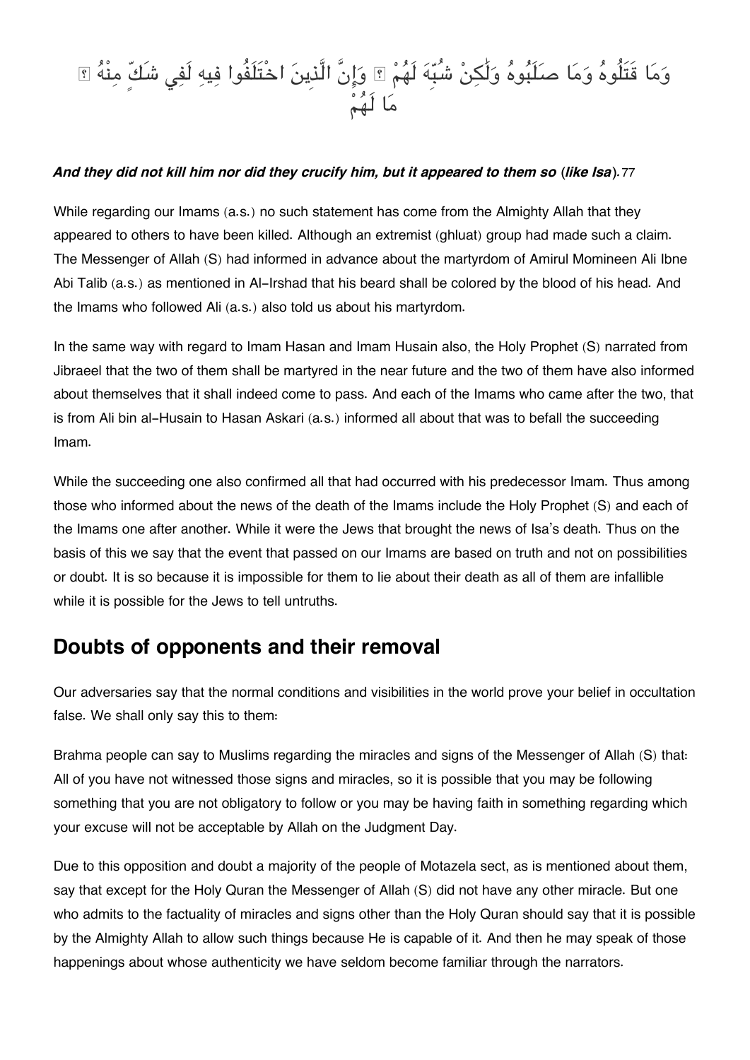وَمَا قَتَلُوهُ وَمَا صَلَبُوهُ وَلَٰكِنْ شُبِّهَ لَهُمْ ۚ وَإِنَّ الَّذِينَ اخْتَلَفُوا فِيهِ لَفِي شَكٍّ مِنْهُ ۚ مَا لَهُمْ

***And they did not kill him nor did they crucify him, but it appeared to them so* (*like Isa*).**77

While regarding our Imams (a.s.) no such statement has come from the Almighty Allah that they appeared to others to have been killed. Although an extremist (ghluat) group had made such a claim. The Messenger of Allah (S) had informed in advance about the martyrdom of Amirul Momineen Ali Ibne Abi Talib (a.s.) as mentioned in Al-Irshad that his beard shall be colored by the blood of his head. And the Imams who followed Ali (a.s.) also told us about his martyrdom.

In the same way with regard to Imam Hasan and Imam Husain also, the Holy Prophet (S) narrated from Jibraeel that the two of them shall be martyred in the near future and the two of them have also informed about themselves that it shall indeed come to pass. And each of the Imams who came after the two, that is from Ali bin al-Husain to Hasan Askari (a.s.) informed all about that was to befall the succeeding Imam.

While the succeeding one also confirmed all that had occurred with his predecessor Imam. Thus among those who informed about the news of the death of the Imams include the Holy Prophet (S) and each of the Imams one after another. While it were the Jews that brought the news of Isa's death. Thus on the basis of this we say that the event that passed on our Imams are based on truth and not on possibilities or doubt. It is so because it is impossible for them to lie about their death as all of them are infallible while it is possible for the Jews to tell untruths.

## Doubts of opponents and their removal

Our adversaries say that the normal conditions and visibilities in the world prove your belief in occultation false. We shall only say this to them:

Brahma people can say to Muslims regarding the miracles and signs of the Messenger of Allah (S) that: All of you have not witnessed those signs and miracles, so it is possible that you may be following something that you are not obligatory to follow or you may be having faith in something regarding which your excuse will not be acceptable by Allah on the Judgment Day.

Due to this opposition and doubt a majority of the people of Motazela sect, as is mentioned about them, say that except for the Holy Quran the Messenger of Allah (S) did not have any other miracle. But one who admits to the factuality of miracles and signs other than the Holy Quran should say that it is possible by the Almighty Allah to allow such things because He is capable of it. And then he may speak of those happenings about whose authenticity we have seldom become familiar through the narrators.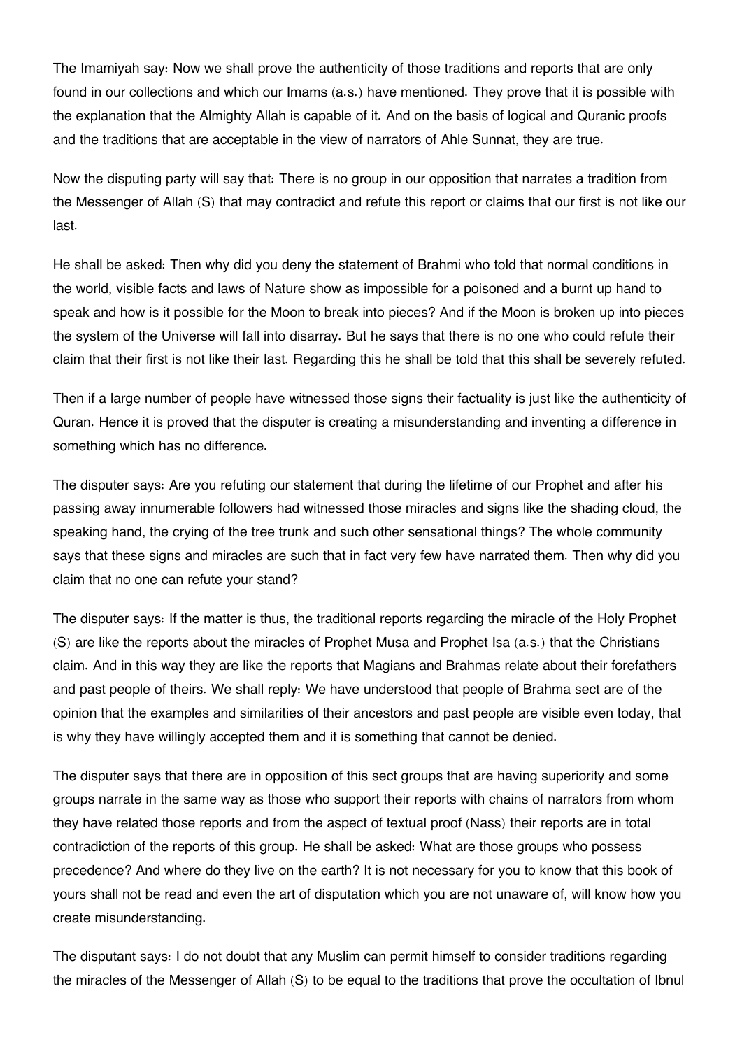The Imamiyah say: Now we shall prove the authenticity of those traditions and reports that are only found in our collections and which our Imams (a.s.) have mentioned. They prove that it is possible with the explanation that the Almighty Allah is capable of it. And on the basis of logical and Quranic proofs and the traditions that are acceptable in the view of narrators of Ahle Sunnat, they are true.

Now the disputing party will say that: There is no group in our opposition that narrates a tradition from the Messenger of Allah (S) that may contradict and refute this report or claims that our first is not like our last.

He shall be asked: Then why did you deny the statement of Brahmi who told that normal conditions in the world, visible facts and laws of Nature show as impossible for a poisoned and a burnt up hand to speak and how is it possible for the Moon to break into pieces? And if the Moon is broken up into pieces the system of the Universe will fall into disarray. But he says that there is no one who could refute their claim that their first is not like their last. Regarding this he shall be told that this shall be severely refuted.

Then if a large number of people have witnessed those signs their factuality is just like the authenticity of Quran. Hence it is proved that the disputer is creating a misunderstanding and inventing a difference in something which has no difference.

The disputer says: Are you refuting our statement that during the lifetime of our Prophet and after his passing away innumerable followers had witnessed those miracles and signs like the shading cloud, the speaking hand, the crying of the tree trunk and such other sensational things? The whole community says that these signs and miracles are such that in fact very few have narrated them. Then why did you claim that no one can refute your stand?

The disputer says: If the matter is thus, the traditional reports regarding the miracle of the Holy Prophet (S) are like the reports about the miracles of Prophet Musa and Prophet Isa (a.s.) that the Christians claim. And in this way they are like the reports that Magians and Brahmas relate about their forefathers and past people of theirs. We shall reply: We have understood that people of Brahma sect are of the opinion that the examples and similarities of their ancestors and past people are visible even today, that is why they have willingly accepted them and it is something that cannot be denied.

The disputer says that there are in opposition of this sect groups that are having superiority and some groups narrate in the same way as those who support their reports with chains of narrators from whom they have related those reports and from the aspect of textual proof (Nass) their reports are in total contradiction of the reports of this group. He shall be asked: What are those groups who possess precedence? And where do they live on the earth? It is not necessary for you to know that this book of yours shall not be read and even the art of disputation which you are not unaware of, will know how you create misunderstanding.

The disputant says: I do not doubt that any Muslim can permit himself to consider traditions regarding the miracles of the Messenger of Allah (S) to be equal to the traditions that prove the occultation of Ibnul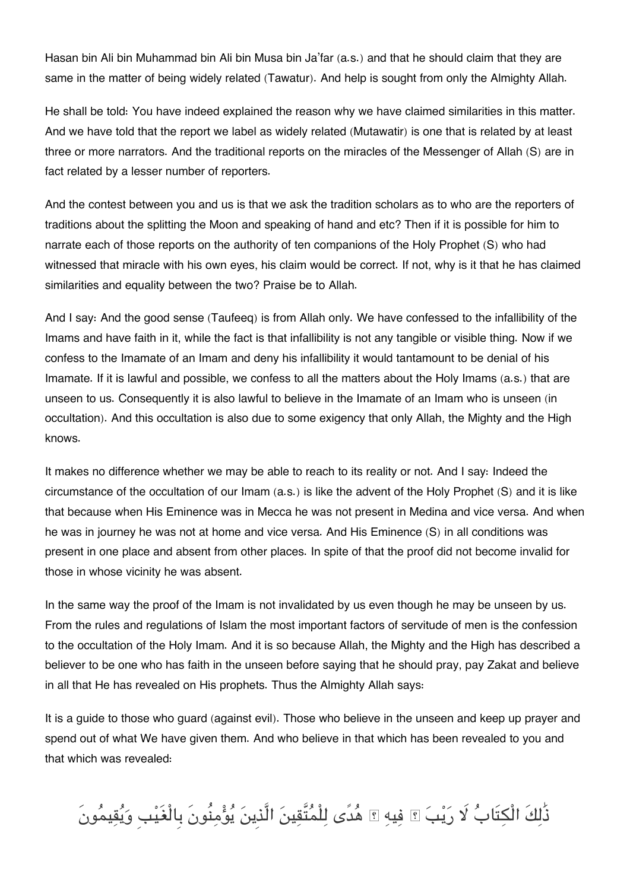Hasan bin Ali bin Muhammad bin Ali bin Musa bin Ja'far (a.s.) and that he should claim that they are same in the matter of being widely related (Tawatur). And help is sought from only the Almighty Allah.

He shall be told: You have indeed explained the reason why we have claimed similarities in this matter. And we have told that the report we label as widely related (Mutawatir) is one that is related by at least three or more narrators. And the traditional reports on the miracles of the Messenger of Allah (S) are in fact related by a lesser number of reporters.

And the contest between you and us is that we ask the tradition scholars as to who are the reporters of traditions about the splitting the Moon and speaking of hand and etc? Then if it is possible for him to narrate each of those reports on the authority of ten companions of the Holy Prophet (S) who had witnessed that miracle with his own eyes, his claim would be correct. If not, why is it that he has claimed similarities and equality between the two? Praise be to Allah.

And I say: And the good sense (Taufeeq) is from Allah only. We have confessed to the infallibility of the Imams and have faith in it, while the fact is that infallibility is not any tangible or visible thing. Now if we confess to the Imamate of an Imam and deny his infallibility it would tantamount to be denial of his Imamate. If it is lawful and possible, we confess to all the matters about the Holy Imams (a.s.) that are unseen to us. Consequently it is also lawful to believe in the Imamate of an Imam who is unseen (in occultation). And this occultation is also due to some exigency that only Allah, the Mighty and the High knows.

It makes no difference whether we may be able to reach to its reality or not. And I say: Indeed the circumstance of the occultation of our Imam (a.s.) is like the advent of the Holy Prophet (S) and it is like that because when His Eminence was in Mecca he was not present in Medina and vice versa. And when he was in journey he was not at home and vice versa. And His Eminence (S) in all conditions was present in one place and absent from other places. In spite of that the proof did not become invalid for those in whose vicinity he was absent.

In the same way the proof of the Imam is not invalidated by us even though he may be unseen by us. From the rules and regulations of Islam the most important factors of servitude of men is the confession to the occultation of the Holy Imam. And it is so because Allah, the Mighty and the High has described a believer to be one who has faith in the unseen before saying that he should pray, pay Zakat and believe in all that He has revealed on His prophets. Thus the Almighty Allah says:

It is a guide to those who guard (against evil). Those who believe in the unseen and keep up prayer and spend out of what We have given them. And who believe in that which has been revealed to you and that which was revealed:

ذَٰلِكَ الْكِتَابُ لَا رَيْبَ ۛ فِيهِ ۛ هُدًى لِلْمُتَّقِينَ الَّذِينَ يُؤْمِنُونَ بِالْغَيْبِ وَيُقِيمُونَ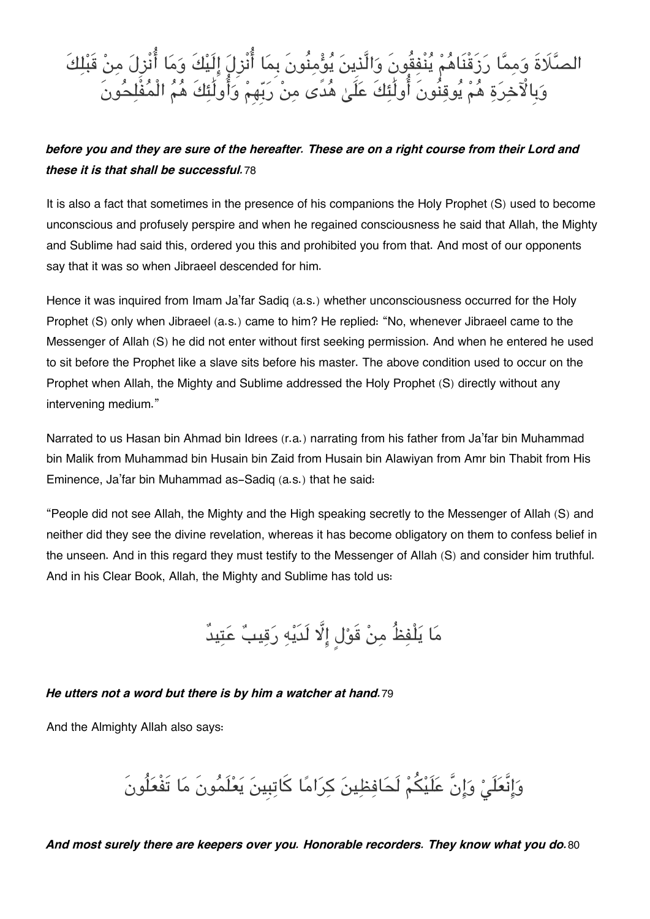الصَّلَاةَ وَمِمَّا رَزَقْنَاهُمْ يُنْفِقُونَ وَالَّذِينَ يُؤْمِنُونَ بِمَا أُنْزِلَ إِلَيْكَ وَمَا أُنْزِلَ مِنْ قَبْلِكَ وَبِالْآخِرَةِ هُمْ يُوقِنُونَ أُولَٰئِكَ عَلَىٰ هُدًى مِنْ رَبِّهِمْ وَأُولَٰئِكَ هُمُ الْمُفْلِحُونَ

***before you and they are sure of the hereafter. These are on a right course from their Lord and these it is that shall be successful.***78

It is also a fact that sometimes in the presence of his companions the Holy Prophet (S) used to become unconscious and profusely perspire and when he regained consciousness he said that Allah, the Mighty and Sublime had said this, ordered you this and prohibited you from that. And most of our opponents say that it was so when Jibraeel descended for him.

Hence it was inquired from Imam Ja'far Sadiq (a.s.) whether unconsciousness occurred for the Holy Prophet (S) only when Jibraeel (a.s.) came to him? He replied: "No, whenever Jibraeel came to the Messenger of Allah (S) he did not enter without first seeking permission. And when he entered he used to sit before the Prophet like a slave sits before his master. The above condition used to occur on the Prophet when Allah, the Mighty and Sublime addressed the Holy Prophet (S) directly without any intervening medium."

Narrated to us Hasan bin Ahmad bin Idrees (r.a.) narrating from his father from Ja'far bin Muhammad bin Malik from Muhammad bin Husain bin Zaid from Husain bin Alawiyan from Amr bin Thabit from His Eminence, Ja'far bin Muhammad as-Sadiq (a.s.) that he said:

"People did not see Allah, the Mighty and the High speaking secretly to the Messenger of Allah (S) and neither did they see the divine revelation, whereas it has become obligatory on them to confess belief in the unseen. And in this regard they must testify to the Messenger of Allah (S) and consider him truthful. And in his Clear Book, Allah, the Mighty and Sublime has told us:

مَا يَلْفِظُ مِنْ قَوْلٍ إِلَّا لَدَيْهِ رَقِيبٌ عَتِيدٌ

***He utters not a word but there is by him a watcher at hand.***79

And the Almighty Allah also says:

وَإِنَّعَلَيْ وَإِنَّ عَلَيْكُمْ لَحَافِظِينَ كِرَامًا كَاتِبِينَ يَعْلَمُونَ مَا تَفْعَلُونَ

***And most surely there are keepers over you. Honorable recorders. They know what you do.***80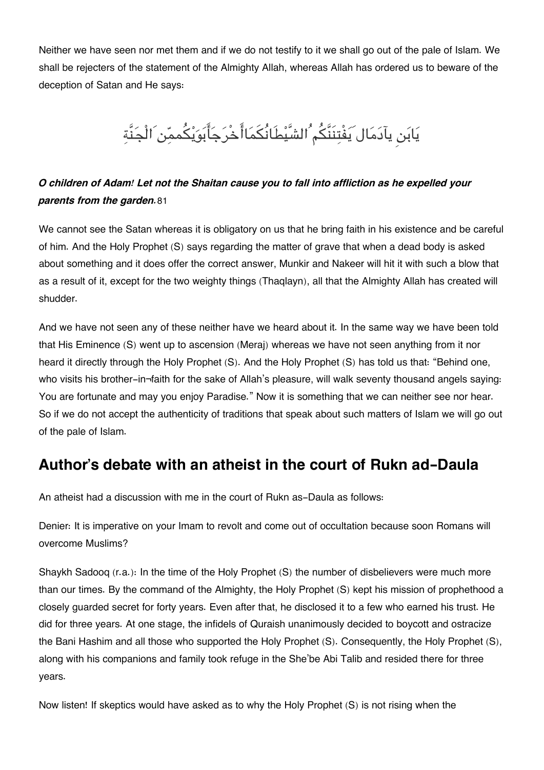Neither we have seen nor met them and if we do not testify to it we shall go out of the pale of Islam. We shall be rejecters of the statement of the Almighty Allah, whereas Allah has ordered us to beware of the deception of Satan and He says:

يَابَنِ يآدَمَال َيَفْتِنَنَّكُم ُالشَّيْطَانُكَمَاأَخْرَجَأَبَوَيْكُممِّن َالْجَنَّةِ

***O children of Adam! Let not the Shaitan cause you to fall into affliction as he expelled your parents from the garden.*** 81

We cannot see the Satan whereas it is obligatory on us that he bring faith in his existence and be careful of him. And the Holy Prophet (S) says regarding the matter of grave that when a dead body is asked about something and it does offer the correct answer, Munkir and Nakeer will hit it with such a blow that as a result of it, except for the two weighty things (Thaqlayn), all that the Almighty Allah has created will shudder.

And we have not seen any of these neither have we heard about it. In the same way we have been told that His Eminence (S) went up to ascension (Meraj) whereas we have not seen anything from it nor heard it directly through the Holy Prophet (S). And the Holy Prophet (S) has told us that: "Behind one, who visits his brother-in-faith for the sake of Allah's pleasure, will walk seventy thousand angels saying: You are fortunate and may you enjoy Paradise." Now it is something that we can neither see nor hear. So if we do not accept the authenticity of traditions that speak about such matters of Islam we will go out of the pale of Islam.

## Author's debate with an atheist in the court of Rukn ad-Daula

An atheist had a discussion with me in the court of Rukn as-Daula as follows:

Denier: It is imperative on your Imam to revolt and come out of occultation because soon Romans will overcome Muslims?

Shaykh Sadooq (r.a.): In the time of the Holy Prophet (S) the number of disbelievers were much more than our times. By the command of the Almighty, the Holy Prophet (S) kept his mission of prophethood a closely guarded secret for forty years. Even after that, he disclosed it to a few who earned his trust. He did for three years. At one stage, the infidels of Quraish unanimously decided to boycott and ostracize the Bani Hashim and all those who supported the Holy Prophet (S). Consequently, the Holy Prophet (S), along with his companions and family took refuge in the She'be Abi Talib and resided there for three years.

Now listen! If skeptics would have asked as to why the Holy Prophet (S) is not rising when the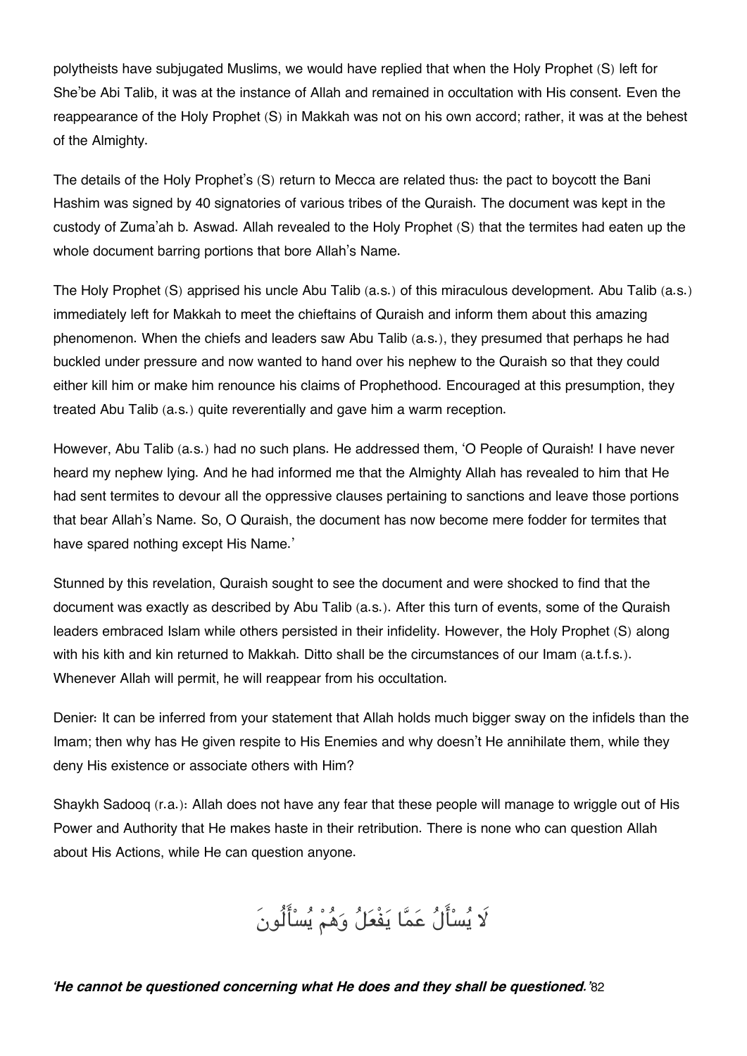polytheists have subjugated Muslims, we would have replied that when the Holy Prophet (S) left for She'be Abi Talib, it was at the instance of Allah and remained in occultation with His consent. Even the reappearance of the Holy Prophet (S) in Makkah was not on his own accord; rather, it was at the behest of the Almighty.

The details of the Holy Prophet's (S) return to Mecca are related thus: the pact to boycott the Bani Hashim was signed by 40 signatories of various tribes of the Quraish. The document was kept in the custody of Zuma'ah b. Aswad. Allah revealed to the Holy Prophet (S) that the termites had eaten up the whole document barring portions that bore Allah's Name.

The Holy Prophet (S) apprised his uncle Abu Talib (a.s.) of this miraculous development. Abu Talib (a.s.) immediately left for Makkah to meet the chieftains of Quraish and inform them about this amazing phenomenon. When the chiefs and leaders saw Abu Talib (a.s.), they presumed that perhaps he had buckled under pressure and now wanted to hand over his nephew to the Quraish so that they could either kill him or make him renounce his claims of Prophethood. Encouraged at this presumption, they treated Abu Talib (a.s.) quite reverentially and gave him a warm reception.

However, Abu Talib (a.s.) had no such plans. He addressed them, 'O People of Quraish! I have never heard my nephew lying. And he had informed me that the Almighty Allah has revealed to him that He had sent termites to devour all the oppressive clauses pertaining to sanctions and leave those portions that bear Allah's Name. So, O Quraish, the document has now become mere fodder for termites that have spared nothing except His Name.'

Stunned by this revelation, Quraish sought to see the document and were shocked to find that the document was exactly as described by Abu Talib (a.s.). After this turn of events, some of the Quraish leaders embraced Islam while others persisted in their infidelity. However, the Holy Prophet (S) along with his kith and kin returned to Makkah. Ditto shall be the circumstances of our Imam (a.t.f.s.). Whenever Allah will permit, he will reappear from his occultation.

Denier: It can be inferred from your statement that Allah holds much bigger sway on the infidels than the Imam; then why has He given respite to His Enemies and why doesn't He annihilate them, while they deny His existence or associate others with Him?

Shaykh Sadooq (r.a.): Allah does not have any fear that these people will manage to wriggle out of His Power and Authority that He makes haste in their retribution. There is none who can question Allah about His Actions, while He can question anyone.

لَا يُسْأَلُ عَمَّا يَفْعَلُ وَهُمْ يُسْأَلُونَ

***'He cannot be questioned concerning what He does and they shall be questioned.'***82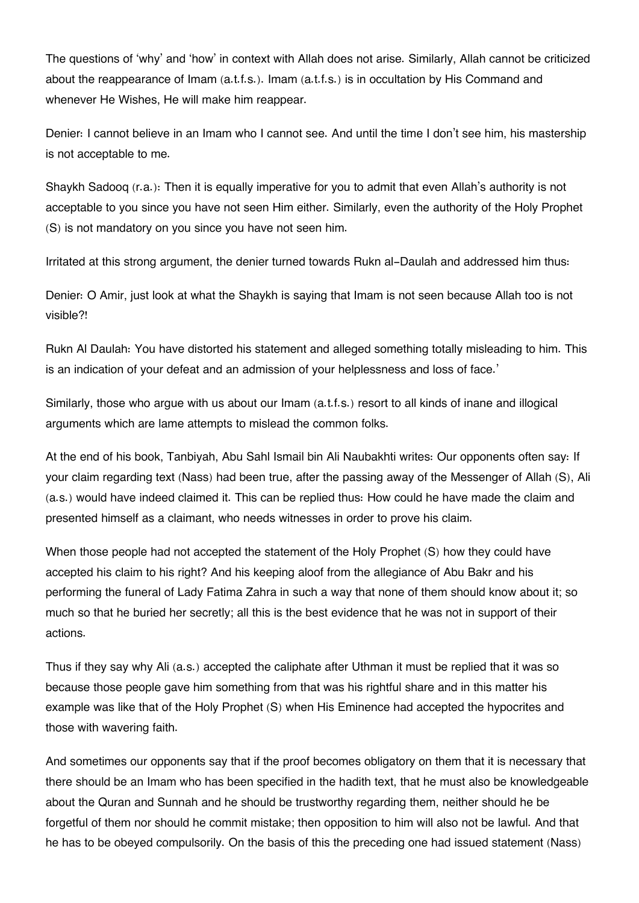The questions of 'why' and 'how' in context with Allah does not arise. Similarly, Allah cannot be criticized about the reappearance of Imam (a.t.f.s.). Imam (a.t.f.s.) is in occultation by His Command and whenever He Wishes, He will make him reappear.

Denier: I cannot believe in an Imam who I cannot see. And until the time I don't see him, his mastership is not acceptable to me.

Shaykh Sadooq (r.a.): Then it is equally imperative for you to admit that even Allah's authority is not acceptable to you since you have not seen Him either. Similarly, even the authority of the Holy Prophet (S) is not mandatory on you since you have not seen him.

Irritated at this strong argument, the denier turned towards Rukn al-Daulah and addressed him thus:

Denier: O Amir, just look at what the Shaykh is saying that Imam is not seen because Allah too is not visible?!

Rukn Al Daulah: You have distorted his statement and alleged something totally misleading to him. This is an indication of your defeat and an admission of your helplessness and loss of face.'

Similarly, those who argue with us about our Imam (a.t.f.s.) resort to all kinds of inane and illogical arguments which are lame attempts to mislead the common folks.

At the end of his book, Tanbiyah, Abu Sahl Ismail bin Ali Naubakhti writes: Our opponents often say: If your claim regarding text (Nass) had been true, after the passing away of the Messenger of Allah (S), Ali (a.s.) would have indeed claimed it. This can be replied thus: How could he have made the claim and presented himself as a claimant, who needs witnesses in order to prove his claim.

When those people had not accepted the statement of the Holy Prophet (S) how they could have accepted his claim to his right? And his keeping aloof from the allegiance of Abu Bakr and his performing the funeral of Lady Fatima Zahra in such a way that none of them should know about it; so much so that he buried her secretly; all this is the best evidence that he was not in support of their actions.

Thus if they say why Ali (a.s.) accepted the caliphate after Uthman it must be replied that it was so because those people gave him something from that was his rightful share and in this matter his example was like that of the Holy Prophet (S) when His Eminence had accepted the hypocrites and those with wavering faith.

And sometimes our opponents say that if the proof becomes obligatory on them that it is necessary that there should be an Imam who has been specified in the hadith text, that he must also be knowledgeable about the Quran and Sunnah and he should be trustworthy regarding them, neither should he be forgetful of them nor should he commit mistake; then opposition to him will also not be lawful. And that he has to be obeyed compulsorily. On the basis of this the preceding one had issued statement (Nass)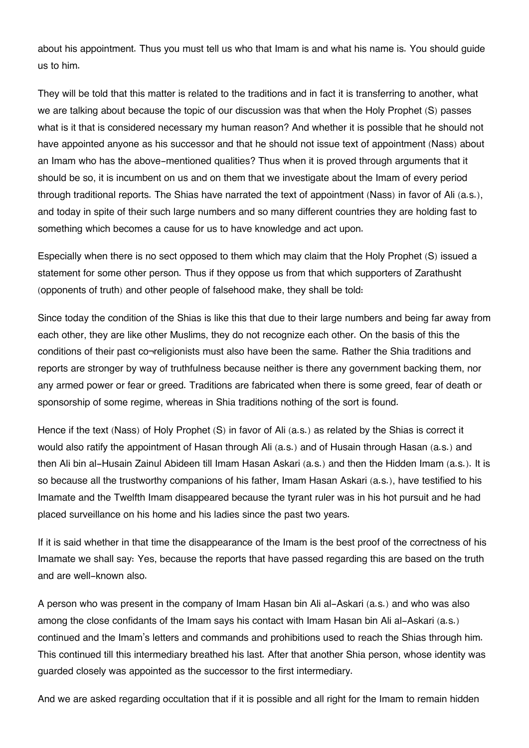about his appointment. Thus you must tell us who that Imam is and what his name is. You should guide us to him.

They will be told that this matter is related to the traditions and in fact it is transferring to another, what we are talking about because the topic of our discussion was that when the Holy Prophet (S) passes what is it that is considered necessary my human reason? And whether it is possible that he should not have appointed anyone as his successor and that he should not issue text of appointment (Nass) about an Imam who has the above-mentioned qualities? Thus when it is proved through arguments that it should be so, it is incumbent on us and on them that we investigate about the Imam of every period through traditional reports. The Shias have narrated the text of appointment (Nass) in favor of Ali (a.s.), and today in spite of their such large numbers and so many different countries they are holding fast to something which becomes a cause for us to have knowledge and act upon.

Especially when there is no sect opposed to them which may claim that the Holy Prophet (S) issued a statement for some other person. Thus if they oppose us from that which supporters of Zarathusht (opponents of truth) and other people of falsehood make, they shall be told:

Since today the condition of the Shias is like this that due to their large numbers and being far away from each other, they are like other Muslims, they do not recognize each other. On the basis of this the conditions of their past co¬religionists must also have been the same. Rather the Shia traditions and reports are stronger by way of truthfulness because neither is there any government backing them, nor any armed power or fear or greed. Traditions are fabricated when there is some greed, fear of death or sponsorship of some regime, whereas in Shia traditions nothing of the sort is found.

Hence if the text (Nass) of Holy Prophet (S) in favor of Ali (a.s.) as related by the Shias is correct it would also ratify the appointment of Hasan through Ali (a.s.) and of Husain through Hasan (a.s.) and then Ali bin al-Husain Zainul Abideen till Imam Hasan Askari (a.s.) and then the Hidden Imam (a.s.). It is so because all the trustworthy companions of his father, Imam Hasan Askari (a.s.), have testified to his Imamate and the Twelfth Imam disappeared because the tyrant ruler was in his hot pursuit and he had placed surveillance on his home and his ladies since the past two years.

If it is said whether in that time the disappearance of the Imam is the best proof of the correctness of his Imamate we shall say: Yes, because the reports that have passed regarding this are based on the truth and are well-known also.

A person who was present in the company of Imam Hasan bin Ali al-Askari (a.s.) and who was also among the close confidants of the Imam says his contact with Imam Hasan bin Ali al-Askari (a.s.) continued and the Imam's letters and commands and prohibitions used to reach the Shias through him. This continued till this intermediary breathed his last. After that another Shia person, whose identity was guarded closely was appointed as the successor to the first intermediary.

And we are asked regarding occultation that if it is possible and all right for the Imam to remain hidden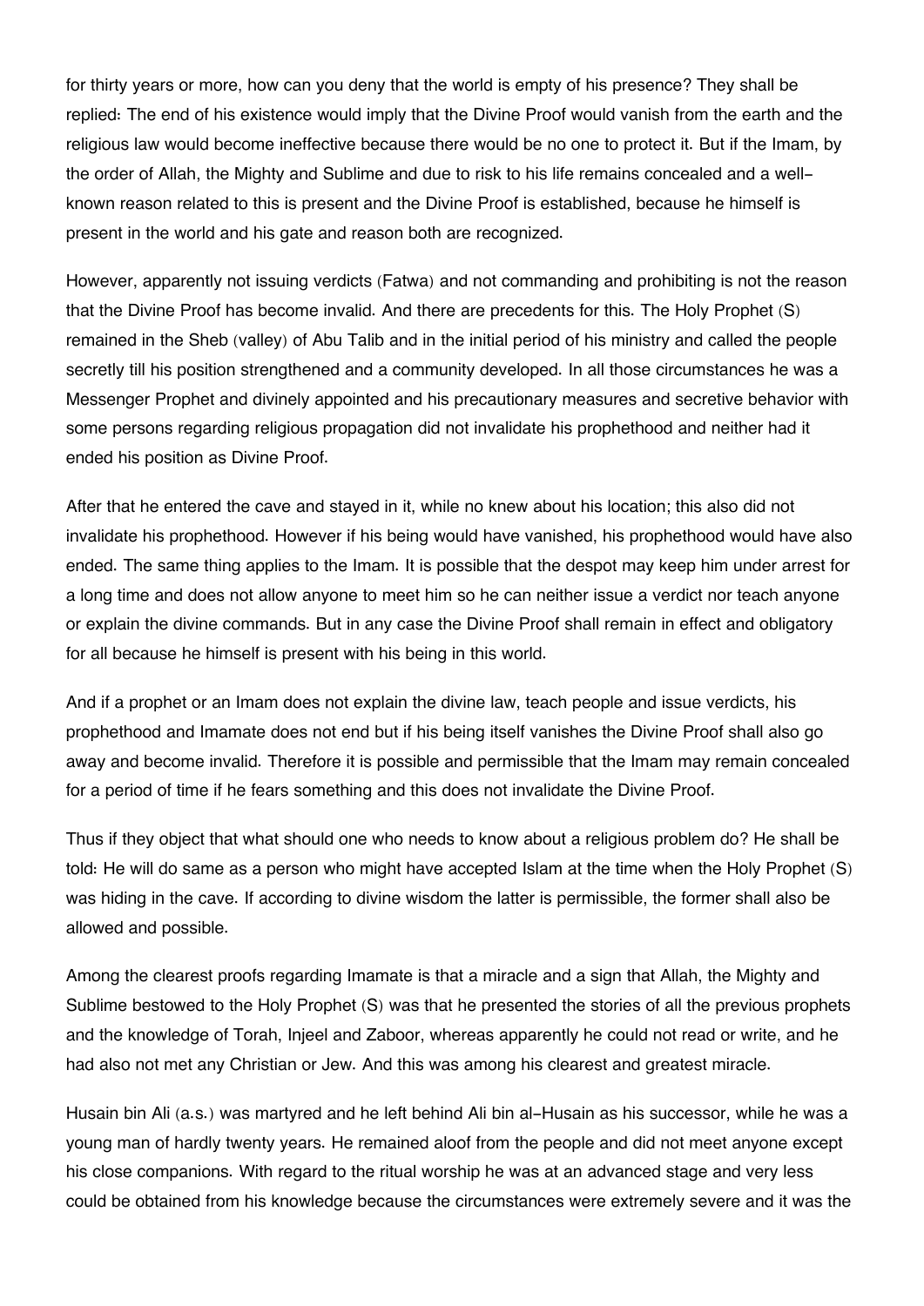for thirty years or more, how can you deny that the world is empty of his presence? They shall be replied: The end of his existence would imply that the Divine Proof would vanish from the earth and the religious law would become ineffective because there would be no one to protect it. But if the Imam, by the order of Allah, the Mighty and Sublime and due to risk to his life remains concealed and a well-known reason related to this is present and the Divine Proof is established, because he himself is present in the world and his gate and reason both are recognized.

However, apparently not issuing verdicts (Fatwa) and not commanding and prohibiting is not the reason that the Divine Proof has become invalid. And there are precedents for this. The Holy Prophet (S) remained in the Sheb (valley) of Abu Talib and in the initial period of his ministry and called the people secretly till his position strengthened and a community developed. In all those circumstances he was a Messenger Prophet and divinely appointed and his precautionary measures and secretive behavior with some persons regarding religious propagation did not invalidate his prophethood and neither had it ended his position as Divine Proof.

After that he entered the cave and stayed in it, while no knew about his location; this also did not invalidate his prophethood. However if his being would have vanished, his prophethood would have also ended. The same thing applies to the Imam. It is possible that the despot may keep him under arrest for a long time and does not allow anyone to meet him so he can neither issue a verdict nor teach anyone or explain the divine commands. But in any case the Divine Proof shall remain in effect and obligatory for all because he himself is present with his being in this world.

And if a prophet or an Imam does not explain the divine law, teach people and issue verdicts, his prophethood and Imamate does not end but if his being itself vanishes the Divine Proof shall also go away and become invalid. Therefore it is possible and permissible that the Imam may remain concealed for a period of time if he fears something and this does not invalidate the Divine Proof.

Thus if they object that what should one who needs to know about a religious problem do? He shall be told: He will do same as a person who might have accepted Islam at the time when the Holy Prophet (S) was hiding in the cave. If according to divine wisdom the latter is permissible, the former shall also be allowed and possible.

Among the clearest proofs regarding Imamate is that a miracle and a sign that Allah, the Mighty and Sublime bestowed to the Holy Prophet (S) was that he presented the stories of all the previous prophets and the knowledge of Torah, Injeel and Zaboor, whereas apparently he could not read or write, and he had also not met any Christian or Jew. And this was among his clearest and greatest miracle.

Husain bin Ali (a.s.) was martyred and he left behind Ali bin al-Husain as his successor, while he was a young man of hardly twenty years. He remained aloof from the people and did not meet anyone except his close companions. With regard to the ritual worship he was at an advanced stage and very less could be obtained from his knowledge because the circumstances were extremely severe and it was the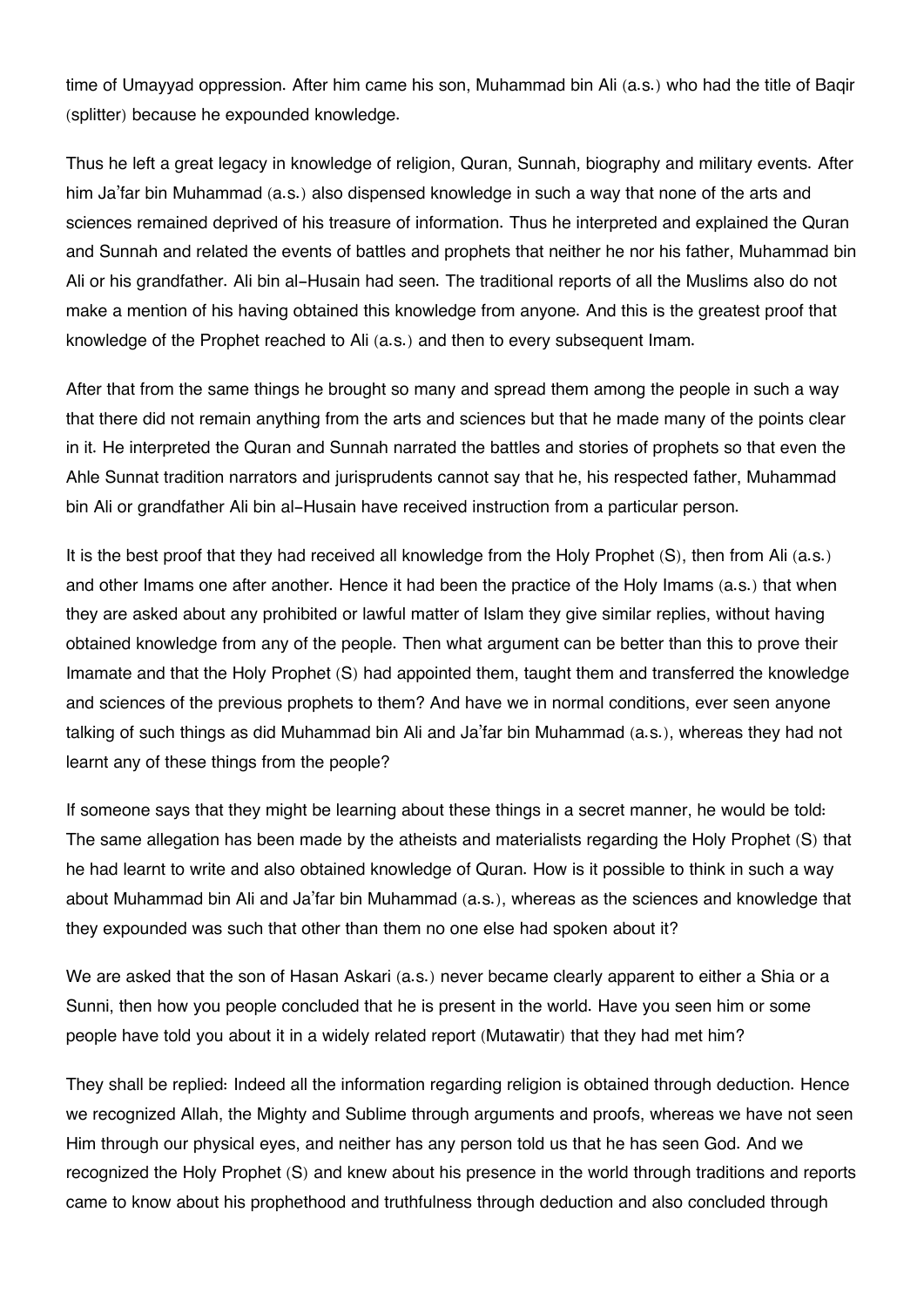time of Umayyad oppression. After him came his son, Muhammad bin Ali (a.s.) who had the title of Baqir (splitter) because he expounded knowledge.

Thus he left a great legacy in knowledge of religion, Quran, Sunnah, biography and military events. After him Ja'far bin Muhammad (a.s.) also dispensed knowledge in such a way that none of the arts and sciences remained deprived of his treasure of information. Thus he interpreted and explained the Quran and Sunnah and related the events of battles and prophets that neither he nor his father, Muhammad bin Ali or his grandfather. Ali bin al-Husain had seen. The traditional reports of all the Muslims also do not make a mention of his having obtained this knowledge from anyone. And this is the greatest proof that knowledge of the Prophet reached to Ali (a.s.) and then to every subsequent Imam.

After that from the same things he brought so many and spread them among the people in such a way that there did not remain anything from the arts and sciences but that he made many of the points clear in it. He interpreted the Quran and Sunnah narrated the battles and stories of prophets so that even the Ahle Sunnat tradition narrators and jurisprudents cannot say that he, his respected father, Muhammad bin Ali or grandfather Ali bin al-Husain have received instruction from a particular person.

It is the best proof that they had received all knowledge from the Holy Prophet (S), then from Ali (a.s.) and other Imams one after another. Hence it had been the practice of the Holy Imams (a.s.) that when they are asked about any prohibited or lawful matter of Islam they give similar replies, without having obtained knowledge from any of the people. Then what argument can be better than this to prove their Imamate and that the Holy Prophet (S) had appointed them, taught them and transferred the knowledge and sciences of the previous prophets to them? And have we in normal conditions, ever seen anyone talking of such things as did Muhammad bin Ali and Ja'far bin Muhammad (a.s.), whereas they had not learnt any of these things from the people?

If someone says that they might be learning about these things in a secret manner, he would be told: The same allegation has been made by the atheists and materialists regarding the Holy Prophet (S) that he had learnt to write and also obtained knowledge of Quran. How is it possible to think in such a way about Muhammad bin Ali and Ja'far bin Muhammad (a.s.), whereas as the sciences and knowledge that they expounded was such that other than them no one else had spoken about it?

We are asked that the son of Hasan Askari (a.s.) never became clearly apparent to either a Shia or a Sunni, then how you people concluded that he is present in the world. Have you seen him or some people have told you about it in a widely related report (Mutawatir) that they had met him?

They shall be replied: Indeed all the information regarding religion is obtained through deduction. Hence we recognized Allah, the Mighty and Sublime through arguments and proofs, whereas we have not seen Him through our physical eyes, and neither has any person told us that he has seen God. And we recognized the Holy Prophet (S) and knew about his presence in the world through traditions and reports came to know about his prophethood and truthfulness through deduction and also concluded through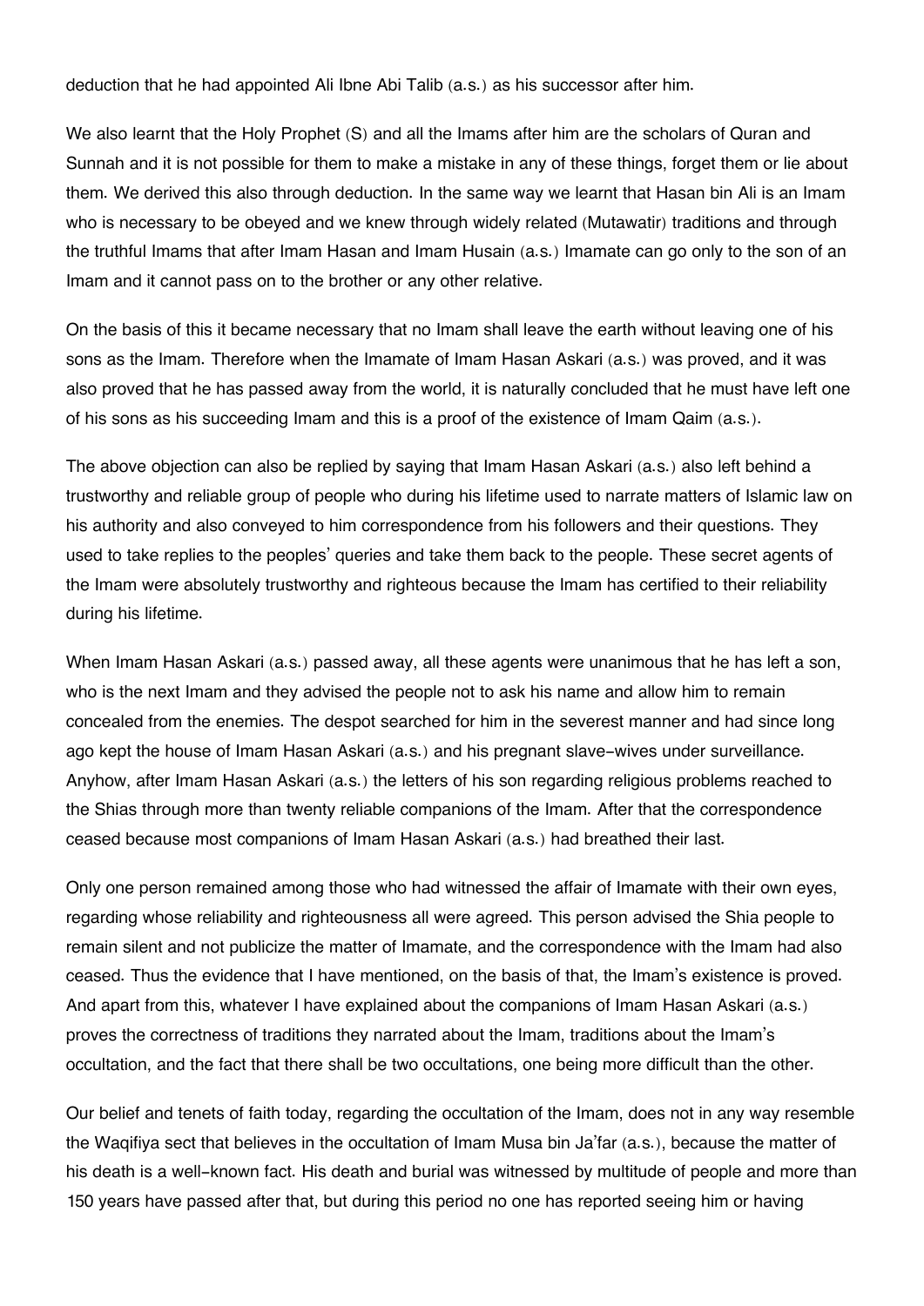deduction that he had appointed Ali Ibne Abi Talib (a.s.) as his successor after him.

We also learnt that the Holy Prophet (S) and all the Imams after him are the scholars of Quran and Sunnah and it is not possible for them to make a mistake in any of these things, forget them or lie about them. We derived this also through deduction. In the same way we learnt that Hasan bin Ali is an Imam who is necessary to be obeyed and we knew through widely related (Mutawatir) traditions and through the truthful Imams that after Imam Hasan and Imam Husain (a.s.) Imamate can go only to the son of an Imam and it cannot pass on to the brother or any other relative.

On the basis of this it became necessary that no Imam shall leave the earth without leaving one of his sons as the Imam. Therefore when the Imamate of Imam Hasan Askari (a.s.) was proved, and it was also proved that he has passed away from the world, it is naturally concluded that he must have left one of his sons as his succeeding Imam and this is a proof of the existence of Imam Qaim (a.s.).

The above objection can also be replied by saying that Imam Hasan Askari (a.s.) also left behind a trustworthy and reliable group of people who during his lifetime used to narrate matters of Islamic law on his authority and also conveyed to him correspondence from his followers and their questions. They used to take replies to the peoples' queries and take them back to the people. These secret agents of the Imam were absolutely trustworthy and righteous because the Imam has certified to their reliability during his lifetime.

When Imam Hasan Askari (a.s.) passed away, all these agents were unanimous that he has left a son, who is the next Imam and they advised the people not to ask his name and allow him to remain concealed from the enemies. The despot searched for him in the severest manner and had since long ago kept the house of Imam Hasan Askari (a.s.) and his pregnant slave-wives under surveillance. Anyhow, after Imam Hasan Askari (a.s.) the letters of his son regarding religious problems reached to the Shias through more than twenty reliable companions of the Imam. After that the correspondence ceased because most companions of Imam Hasan Askari (a.s.) had breathed their last.

Only one person remained among those who had witnessed the affair of Imamate with their own eyes, regarding whose reliability and righteousness all were agreed. This person advised the Shia people to remain silent and not publicize the matter of Imamate, and the correspondence with the Imam had also ceased. Thus the evidence that I have mentioned, on the basis of that, the Imam's existence is proved. And apart from this, whatever I have explained about the companions of Imam Hasan Askari (a.s.) proves the correctness of traditions they narrated about the Imam, traditions about the Imam's occultation, and the fact that there shall be two occultations, one being more difficult than the other.

Our belief and tenets of faith today, regarding the occultation of the Imam, does not in any way resemble the Waqifiya sect that believes in the occultation of Imam Musa bin Ja'far (a.s.), because the matter of his death is a well-known fact. His death and burial was witnessed by multitude of people and more than 150 years have passed after that, but during this period no one has reported seeing him or having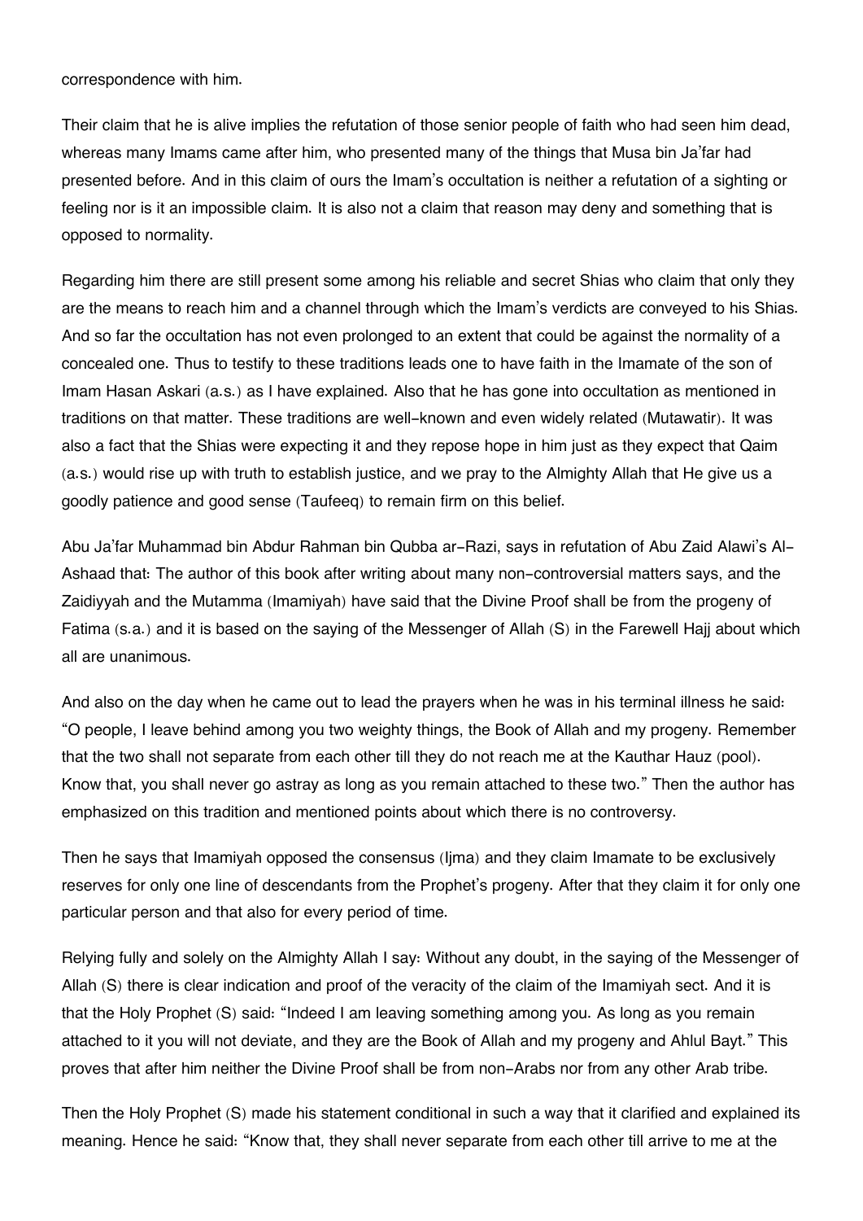correspondence with him.

Their claim that he is alive implies the refutation of those senior people of faith who had seen him dead, whereas many Imams came after him, who presented many of the things that Musa bin Ja'far had presented before. And in this claim of ours the Imam's occultation is neither a refutation of a sighting or feeling nor is it an impossible claim. It is also not a claim that reason may deny and something that is opposed to normality.

Regarding him there are still present some among his reliable and secret Shias who claim that only they are the means to reach him and a channel through which the Imam's verdicts are conveyed to his Shias. And so far the occultation has not even prolonged to an extent that could be against the normality of a concealed one. Thus to testify to these traditions leads one to have faith in the Imamate of the son of Imam Hasan Askari (a.s.) as I have explained. Also that he has gone into occultation as mentioned in traditions on that matter. These traditions are well-known and even widely related (Mutawatir). It was also a fact that the Shias were expecting it and they repose hope in him just as they expect that Qaim (a.s.) would rise up with truth to establish justice, and we pray to the Almighty Allah that He give us a goodly patience and good sense (Taufeeq) to remain firm on this belief.

Abu Ja'far Muhammad bin Abdur Rahman bin Qubba ar-Razi, says in refutation of Abu Zaid Alawi's Al-Ashaad that: The author of this book after writing about many non-controversial matters says, and the Zaidiyyah and the Mutamma (Imamiyah) have said that the Divine Proof shall be from the progeny of Fatima (s.a.) and it is based on the saying of the Messenger of Allah (S) in the Farewell Hajj about which all are unanimous.

And also on the day when he came out to lead the prayers when he was in his terminal illness he said: "O people, I leave behind among you two weighty things, the Book of Allah and my progeny. Remember that the two shall not separate from each other till they do not reach me at the Kauthar Hauz (pool). Know that, you shall never go astray as long as you remain attached to these two." Then the author has emphasized on this tradition and mentioned points about which there is no controversy.

Then he says that Imamiyah opposed the consensus (Ijma) and they claim Imamate to be exclusively reserves for only one line of descendants from the Prophet's progeny. After that they claim it for only one particular person and that also for every period of time.

Relying fully and solely on the Almighty Allah I say: Without any doubt, in the saying of the Messenger of Allah (S) there is clear indication and proof of the veracity of the claim of the Imamiyah sect. And it is that the Holy Prophet (S) said: "Indeed I am leaving something among you. As long as you remain attached to it you will not deviate, and they are the Book of Allah and my progeny and Ahlul Bayt." This proves that after him neither the Divine Proof shall be from non-Arabs nor from any other Arab tribe.

Then the Holy Prophet (S) made his statement conditional in such a way that it clarified and explained its meaning. Hence he said: "Know that, they shall never separate from each other till arrive to me at the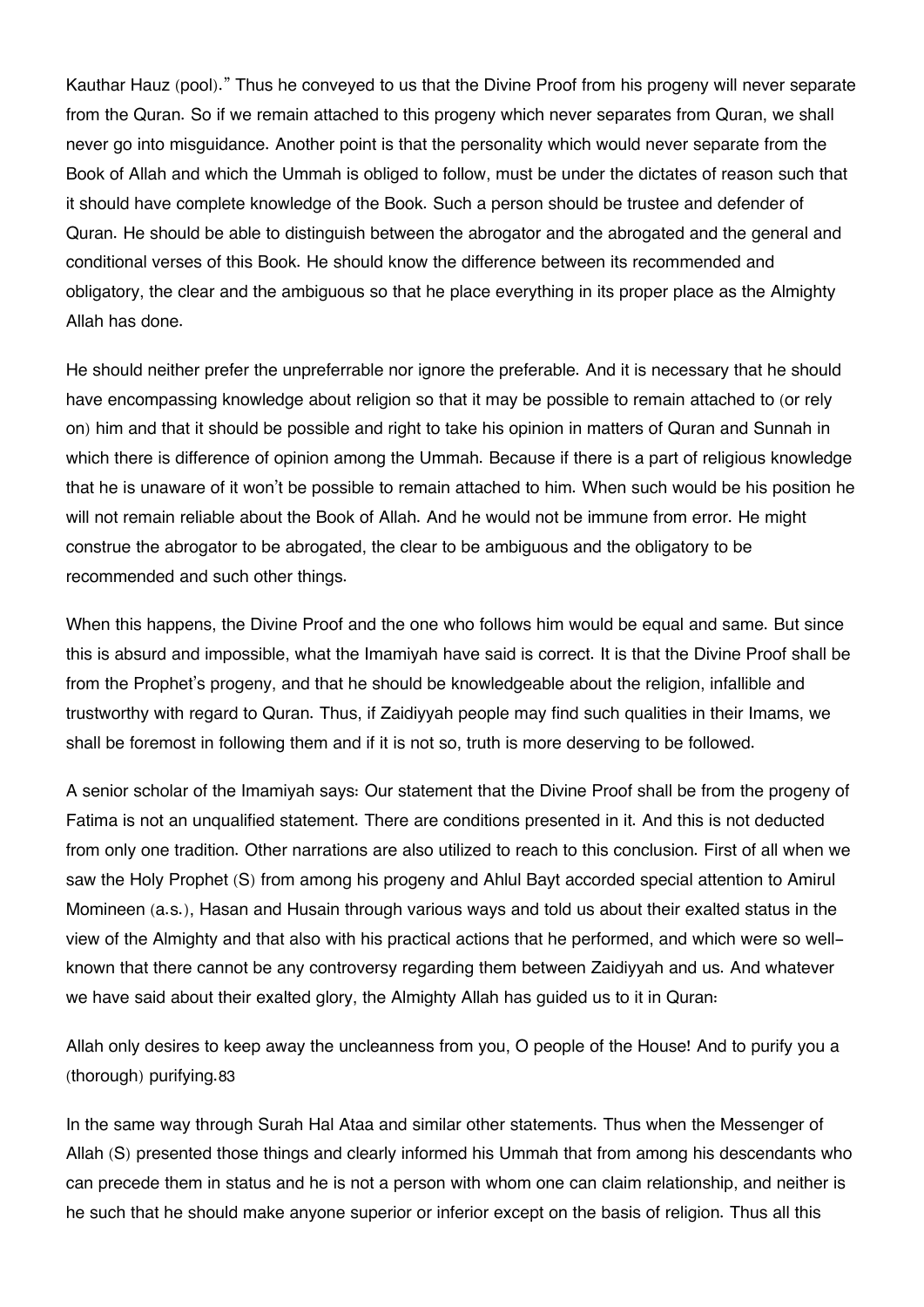Kauthar Hauz (pool)." Thus he conveyed to us that the Divine Proof from his progeny will never separate from the Quran. So if we remain attached to this progeny which never separates from Quran, we shall never go into misguidance. Another point is that the personality which would never separate from the Book of Allah and which the Ummah is obliged to follow, must be under the dictates of reason such that it should have complete knowledge of the Book. Such a person should be trustee and defender of Quran. He should be able to distinguish between the abrogator and the abrogated and the general and conditional verses of this Book. He should know the difference between its recommended and obligatory, the clear and the ambiguous so that he place everything in its proper place as the Almighty Allah has done.

He should neither prefer the unpreferrable nor ignore the preferable. And it is necessary that he should have encompassing knowledge about religion so that it may be possible to remain attached to (or rely on) him and that it should be possible and right to take his opinion in matters of Quran and Sunnah in which there is difference of opinion among the Ummah. Because if there is a part of religious knowledge that he is unaware of it won't be possible to remain attached to him. When such would be his position he will not remain reliable about the Book of Allah. And he would not be immune from error. He might construe the abrogator to be abrogated, the clear to be ambiguous and the obligatory to be recommended and such other things.

When this happens, the Divine Proof and the one who follows him would be equal and same. But since this is absurd and impossible, what the Imamiyah have said is correct. It is that the Divine Proof shall be from the Prophet's progeny, and that he should be knowledgeable about the religion, infallible and trustworthy with regard to Quran. Thus, if Zaidiyyah people may find such qualities in their Imams, we shall be foremost in following them and if it is not so, truth is more deserving to be followed.

A senior scholar of the Imamiyah says: Our statement that the Divine Proof shall be from the progeny of Fatima is not an unqualified statement. There are conditions presented in it. And this is not deducted from only one tradition. Other narrations are also utilized to reach to this conclusion. First of all when we saw the Holy Prophet (S) from among his progeny and Ahlul Bayt accorded special attention to Amirul Momineen (a.s.), Hasan and Husain through various ways and told us about their exalted status in the view of the Almighty and that also with his practical actions that he performed, and which were so well-known that there cannot be any controversy regarding them between Zaidiyyah and us. And whatever we have said about their exalted glory, the Almighty Allah has guided us to it in Quran:

Allah only desires to keep away the uncleanness from you, O people of the House! And to purify you a (thorough) purifying.83

In the same way through Surah Hal Ataa and similar other statements. Thus when the Messenger of Allah (S) presented those things and clearly informed his Ummah that from among his descendants who can precede them in status and he is not a person with whom one can claim relationship, and neither is he such that he should make anyone superior or inferior except on the basis of religion. Thus all this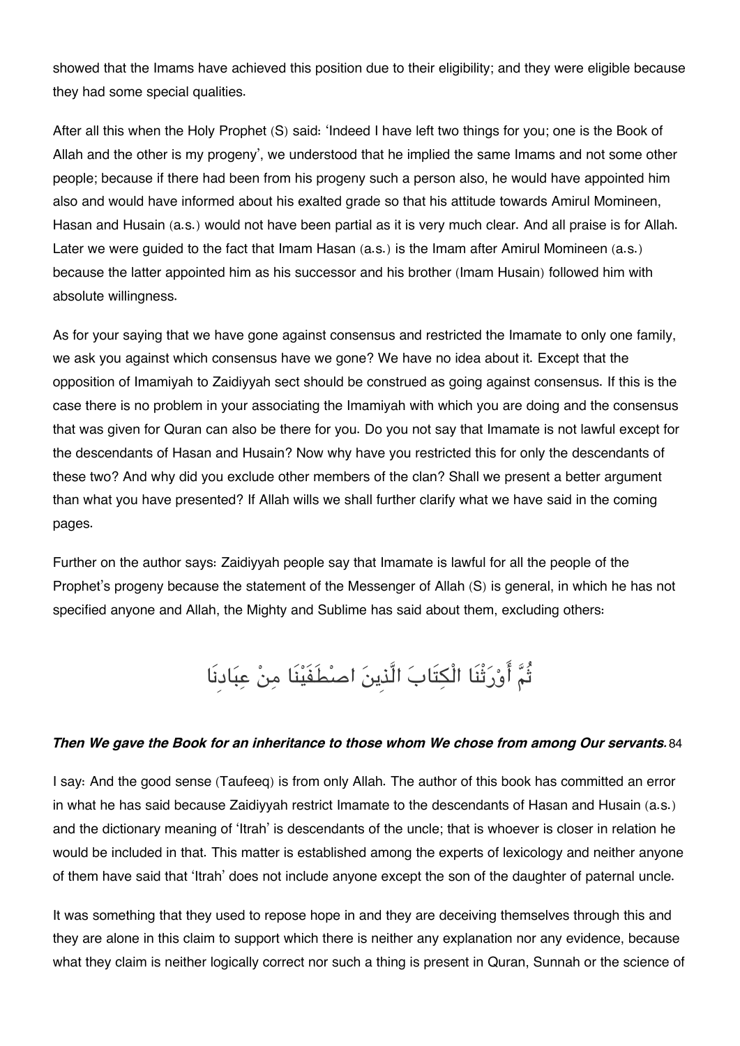showed that the Imams have achieved this position due to their eligibility; and they were eligible because they had some special qualities.

After all this when the Holy Prophet (S) said: 'Indeed I have left two things for you; one is the Book of Allah and the other is my progeny', we understood that he implied the same Imams and not some other people; because if there had been from his progeny such a person also, he would have appointed him also and would have informed about his exalted grade so that his attitude towards Amirul Momineen, Hasan and Husain (a.s.) would not have been partial as it is very much clear. And all praise is for Allah. Later we were guided to the fact that Imam Hasan (a.s.) is the Imam after Amirul Momineen (a.s.) because the latter appointed him as his successor and his brother (Imam Husain) followed him with absolute willingness.

As for your saying that we have gone against consensus and restricted the Imamate to only one family, we ask you against which consensus have we gone? We have no idea about it. Except that the opposition of Imamiyah to Zaidiyyah sect should be construed as going against consensus. If this is the case there is no problem in your associating the Imamiyah with which you are doing and the consensus that was given for Quran can also be there for you. Do you not say that Imamate is not lawful except for the descendants of Hasan and Husain? Now why have you restricted this for only the descendants of these two? And why did you exclude other members of the clan? Shall we present a better argument than what you have presented? If Allah wills we shall further clarify what we have said in the coming pages.

Further on the author says: Zaidiyyah people say that Imamate is lawful for all the people of the Prophet's progeny because the statement of the Messenger of Allah (S) is general, in which he has not specified anyone and Allah, the Mighty and Sublime has said about them, excluding others:

ثُمَّ أَوْرَثْنَا الْكِتَابَ الَّذِينَ اصْطَفَيْنَا مِنْ عِبَادِنَا

***Then We gave the Book for an inheritance to those whom We chose from among Our servants.*** 84

I say: And the good sense (Taufeeq) is from only Allah. The author of this book has committed an error in what he has said because Zaidiyyah restrict Imamate to the descendants of Hasan and Husain (a.s.) and the dictionary meaning of 'Itrah' is descendants of the uncle; that is whoever is closer in relation he would be included in that. This matter is established among the experts of lexicology and neither anyone of them have said that 'Itrah' does not include anyone except the son of the daughter of paternal uncle.

It was something that they used to repose hope in and they are deceiving themselves through this and they are alone in this claim to support which there is neither any explanation nor any evidence, because what they claim is neither logically correct nor such a thing is present in Quran, Sunnah or the science of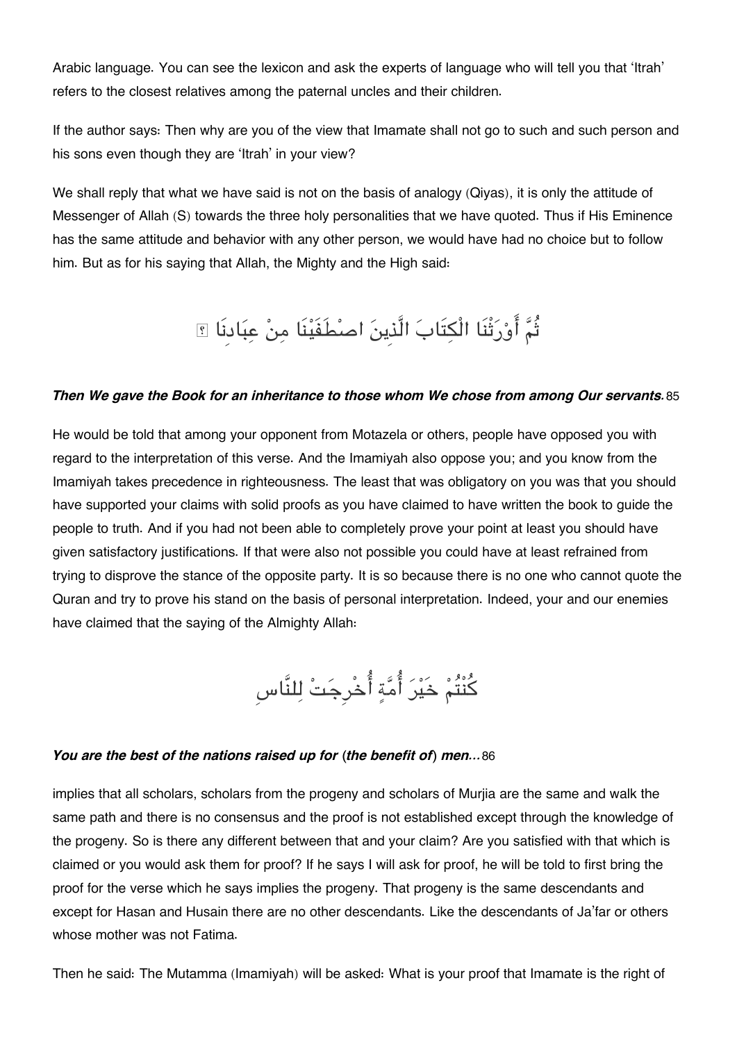Arabic language. You can see the lexicon and ask the experts of language who will tell you that 'Itrah' refers to the closest relatives among the paternal uncles and their children.

If the author says: Then why are you of the view that Imamate shall not go to such and such person and his sons even though they are 'Itrah' in your view?

We shall reply that what we have said is not on the basis of analogy (Qiyas), it is only the attitude of Messenger of Allah (S) towards the three holy personalities that we have quoted. Thus if His Eminence has the same attitude and behavior with any other person, we would have had no choice but to follow him. But as for his saying that Allah, the Mighty and the High said:

ثُمَّ أَوْرَثْنَا الْكِتَابَ الَّذِينَ اصْطَفَيْنَا مِنْ عِبَادِنَا ۖ

***Then We gave the Book for an inheritance to those whom We chose from among Our servants.***85

He would be told that among your opponent from Motazela or others, people have opposed you with regard to the interpretation of this verse. And the Imamiyah also oppose you; and you know from the Imamiyah takes precedence in righteousness. The least that was obligatory on you was that you should have supported your claims with solid proofs as you have claimed to have written the book to guide the people to truth. And if you had not been able to completely prove your point at least you should have given satisfactory justifications. If that were also not possible you could have at least refrained from trying to disprove the stance of the opposite party. It is so because there is no one who cannot quote the Quran and try to prove his stand on the basis of personal interpretation. Indeed, your and our enemies have claimed that the saying of the Almighty Allah:

كُنْتُمْ خَيْرَ أُمَّةٍ أُخْرِجَتْ لِلنَّاسِ

***You are the best of the nations raised up for (the benefit of) men...***86

implies that all scholars, scholars from the progeny and scholars of Murjia are the same and walk the same path and there is no consensus and the proof is not established except through the knowledge of the progeny. So is there any different between that and your claim? Are you satisfied with that which is claimed or you would ask them for proof? If he says I will ask for proof, he will be told to first bring the proof for the verse which he says implies the progeny. That progeny is the same descendants and except for Hasan and Husain there are no other descendants. Like the descendants of Ja'far or others whose mother was not Fatima.

Then he said: The Mutamma (Imamiyah) will be asked: What is your proof that Imamate is the right of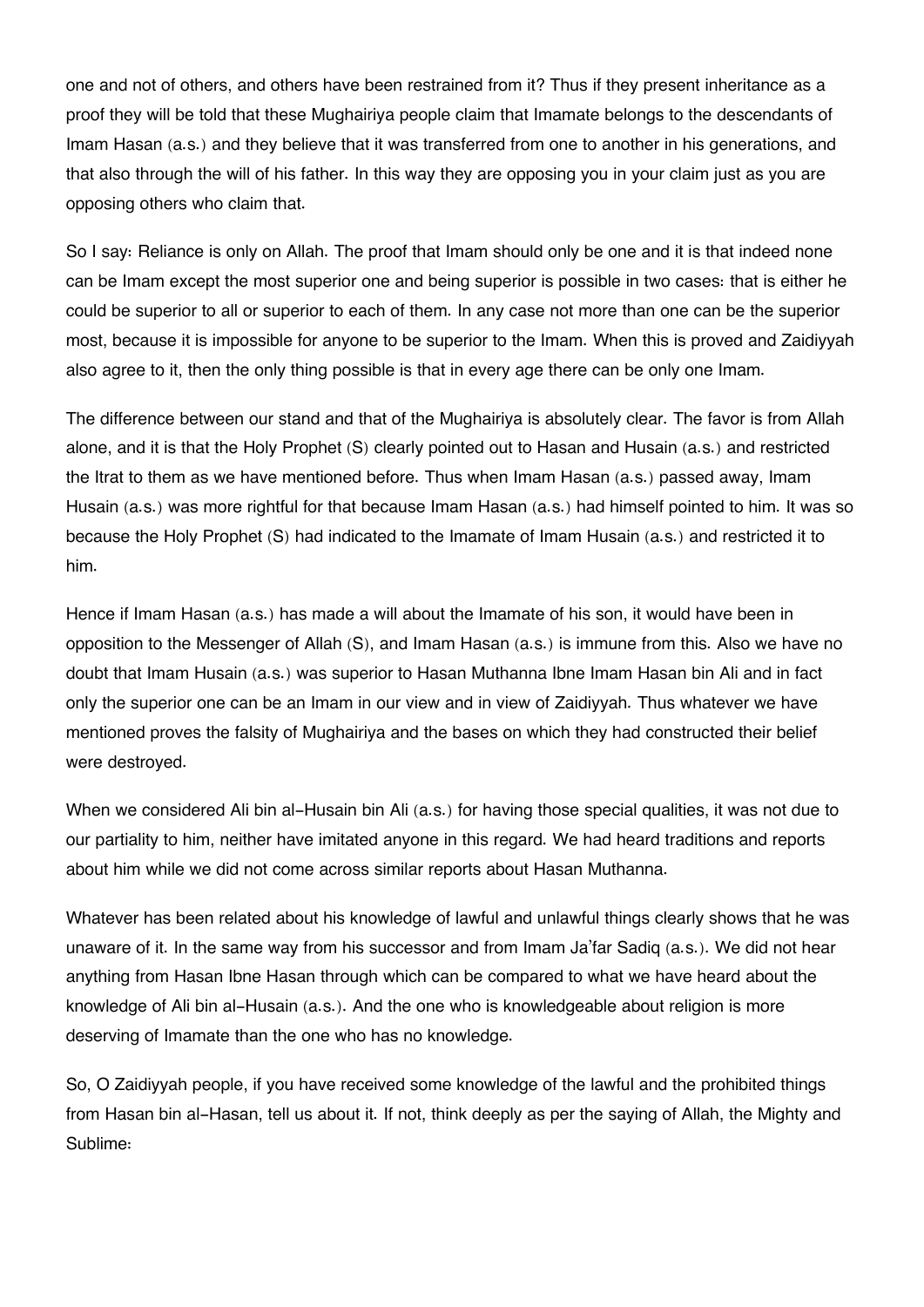one and not of others, and others have been restrained from it? Thus if they present inheritance as a proof they will be told that these Mughairiya people claim that Imamate belongs to the descendants of Imam Hasan (a.s.) and they believe that it was transferred from one to another in his generations, and that also through the will of his father. In this way they are opposing you in your claim just as you are opposing others who claim that.

So I say: Reliance is only on Allah. The proof that Imam should only be one and it is that indeed none can be Imam except the most superior one and being superior is possible in two cases: that is either he could be superior to all or superior to each of them. In any case not more than one can be the superior most, because it is impossible for anyone to be superior to the Imam. When this is proved and Zaidiyyah also agree to it, then the only thing possible is that in every age there can be only one Imam.

The difference between our stand and that of the Mughairiya is absolutely clear. The favor is from Allah alone, and it is that the Holy Prophet (S) clearly pointed out to Hasan and Husain (a.s.) and restricted the Itrat to them as we have mentioned before. Thus when Imam Hasan (a.s.) passed away, Imam Husain (a.s.) was more rightful for that because Imam Hasan (a.s.) had himself pointed to him. It was so because the Holy Prophet (S) had indicated to the Imamate of Imam Husain (a.s.) and restricted it to him.

Hence if Imam Hasan (a.s.) has made a will about the Imamate of his son, it would have been in opposition to the Messenger of Allah (S), and Imam Hasan (a.s.) is immune from this. Also we have no doubt that Imam Husain (a.s.) was superior to Hasan Muthanna Ibne Imam Hasan bin Ali and in fact only the superior one can be an Imam in our view and in view of Zaidiyyah. Thus whatever we have mentioned proves the falsity of Mughairiya and the bases on which they had constructed their belief were destroyed.

When we considered Ali bin al-Husain bin Ali (a.s.) for having those special qualities, it was not due to our partiality to him, neither have imitated anyone in this regard. We had heard traditions and reports about him while we did not come across similar reports about Hasan Muthanna.

Whatever has been related about his knowledge of lawful and unlawful things clearly shows that he was unaware of it. In the same way from his successor and from Imam Ja'far Sadiq (a.s.). We did not hear anything from Hasan Ibne Hasan through which can be compared to what we have heard about the knowledge of Ali bin al-Husain (a.s.). And the one who is knowledgeable about religion is more deserving of Imamate than the one who has no knowledge.

So, O Zaidiyyah people, if you have received some knowledge of the lawful and the prohibited things from Hasan bin al-Hasan, tell us about it. If not, think deeply as per the saying of Allah, the Mighty and Sublime: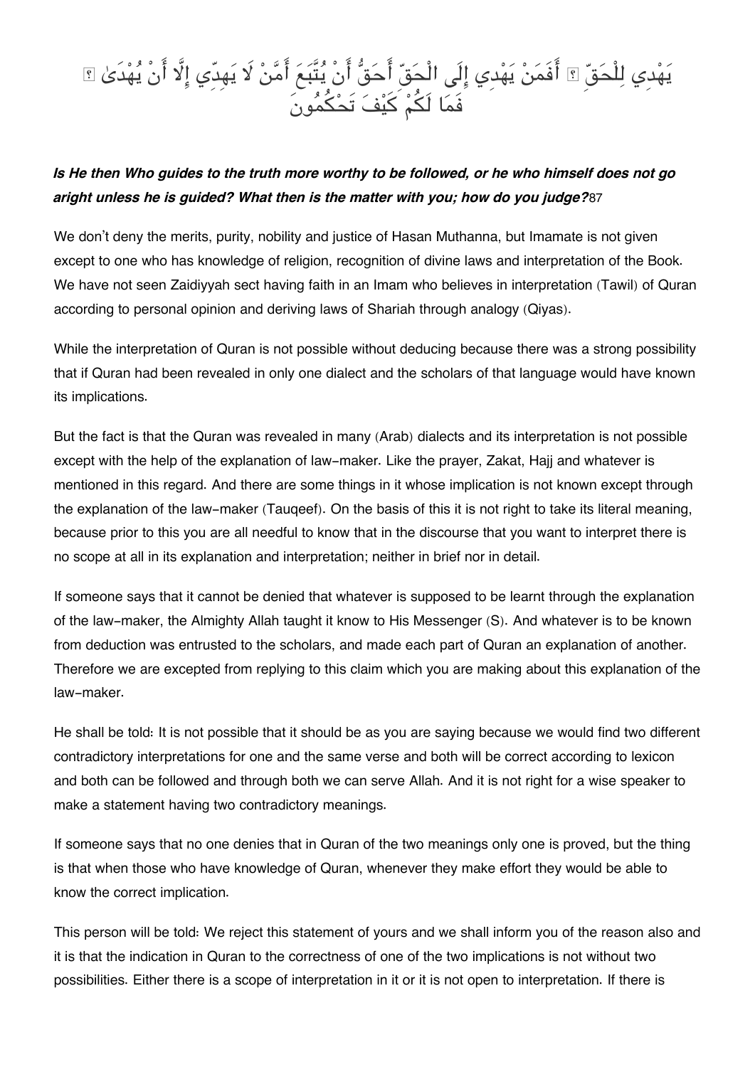يَهْدِي لِلْحَقِّ ۗ أَفَمَنْ يَهْدِي إِلَى الْحَقِّ أَحَقُّ أَنْ يُتَّبَعَ أَمَّنْ لَا يَهِدِّي إِلَّا أَنْ يُهْدَىٰ ۖ فَمَا لَكُمْ كَيْفَ تَحْكُمُونَ

***Is He then Who guides to the truth more worthy to be followed, or he who himself does not go aright unless he is guided? What then is the matter with you; how do you judge?***87

We don't deny the merits, purity, nobility and justice of Hasan Muthanna, but Imamate is not given except to one who has knowledge of religion, recognition of divine laws and interpretation of the Book. We have not seen Zaidiyyah sect having faith in an Imam who believes in interpretation (Tawil) of Quran according to personal opinion and deriving laws of Shariah through analogy (Qiyas).

While the interpretation of Quran is not possible without deducing because there was a strong possibility that if Quran had been revealed in only one dialect and the scholars of that language would have known its implications.

But the fact is that the Quran was revealed in many (Arab) dialects and its interpretation is not possible except with the help of the explanation of law-maker. Like the prayer, Zakat, Hajj and whatever is mentioned in this regard. And there are some things in it whose implication is not known except through the explanation of the law-maker (Tauqeef). On the basis of this it is not right to take its literal meaning, because prior to this you are all needful to know that in the discourse that you want to interpret there is no scope at all in its explanation and interpretation; neither in brief nor in detail.

If someone says that it cannot be denied that whatever is supposed to be learnt through the explanation of the law-maker, the Almighty Allah taught it know to His Messenger (S). And whatever is to be known from deduction was entrusted to the scholars, and made each part of Quran an explanation of another. Therefore we are excepted from replying to this claim which you are making about this explanation of the law-maker.

He shall be told: It is not possible that it should be as you are saying because we would find two different contradictory interpretations for one and the same verse and both will be correct according to lexicon and both can be followed and through both we can serve Allah. And it is not right for a wise speaker to make a statement having two contradictory meanings.

If someone says that no one denies that in Quran of the two meanings only one is proved, but the thing is that when those who have knowledge of Quran, whenever they make effort they would be able to know the correct implication.

This person will be told: We reject this statement of yours and we shall inform you of the reason also and it is that the indication in Quran to the correctness of one of the two implications is not without two possibilities. Either there is a scope of interpretation in it or it is not open to interpretation. If there is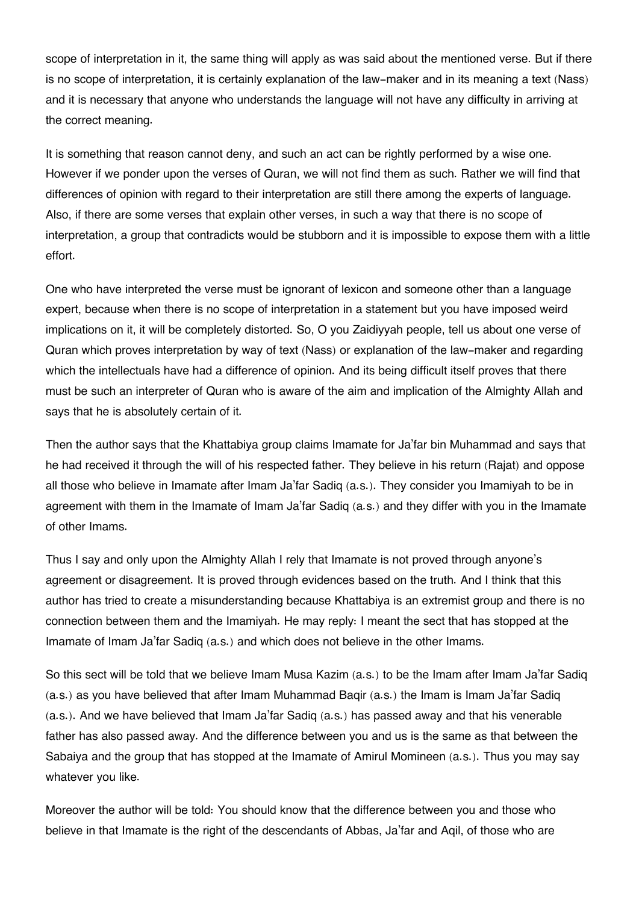scope of interpretation in it, the same thing will apply as was said about the mentioned verse. But if there is no scope of interpretation, it is certainly explanation of the law-maker and in its meaning a text (Nass) and it is necessary that anyone who understands the language will not have any difficulty in arriving at the correct meaning.

It is something that reason cannot deny, and such an act can be rightly performed by a wise one. However if we ponder upon the verses of Quran, we will not find them as such. Rather we will find that differences of opinion with regard to their interpretation are still there among the experts of language. Also, if there are some verses that explain other verses, in such a way that there is no scope of interpretation, a group that contradicts would be stubborn and it is impossible to expose them with a little effort.

One who have interpreted the verse must be ignorant of lexicon and someone other than a language expert, because when there is no scope of interpretation in a statement but you have imposed weird implications on it, it will be completely distorted. So, O you Zaidiyyah people, tell us about one verse of Quran which proves interpretation by way of text (Nass) or explanation of the law-maker and regarding which the intellectuals have had a difference of opinion. And its being difficult itself proves that there must be such an interpreter of Quran who is aware of the aim and implication of the Almighty Allah and says that he is absolutely certain of it.

Then the author says that the Khattabiya group claims Imamate for Ja'far bin Muhammad and says that he had received it through the will of his respected father. They believe in his return (Rajat) and oppose all those who believe in Imamate after Imam Ja'far Sadiq (a.s.). They consider you Imamiyah to be in agreement with them in the Imamate of Imam Ja'far Sadiq (a.s.) and they differ with you in the Imamate of other Imams.

Thus I say and only upon the Almighty Allah I rely that Imamate is not proved through anyone's agreement or disagreement. It is proved through evidences based on the truth. And I think that this author has tried to create a misunderstanding because Khattabiya is an extremist group and there is no connection between them and the Imamiyah. He may reply: I meant the sect that has stopped at the Imamate of Imam Ja'far Sadiq (a.s.) and which does not believe in the other Imams.

So this sect will be told that we believe Imam Musa Kazim (a.s.) to be the Imam after Imam Ja'far Sadiq (a.s.) as you have believed that after Imam Muhammad Baqir (a.s.) the Imam is Imam Ja'far Sadiq (a.s.). And we have believed that Imam Ja'far Sadiq (a.s.) has passed away and that his venerable father has also passed away. And the difference between you and us is the same as that between the Sabaiya and the group that has stopped at the Imamate of Amirul Momineen (a.s.). Thus you may say whatever you like.

Moreover the author will be told: You should know that the difference between you and those who believe in that Imamate is the right of the descendants of Abbas, Ja'far and Aqil, of those who are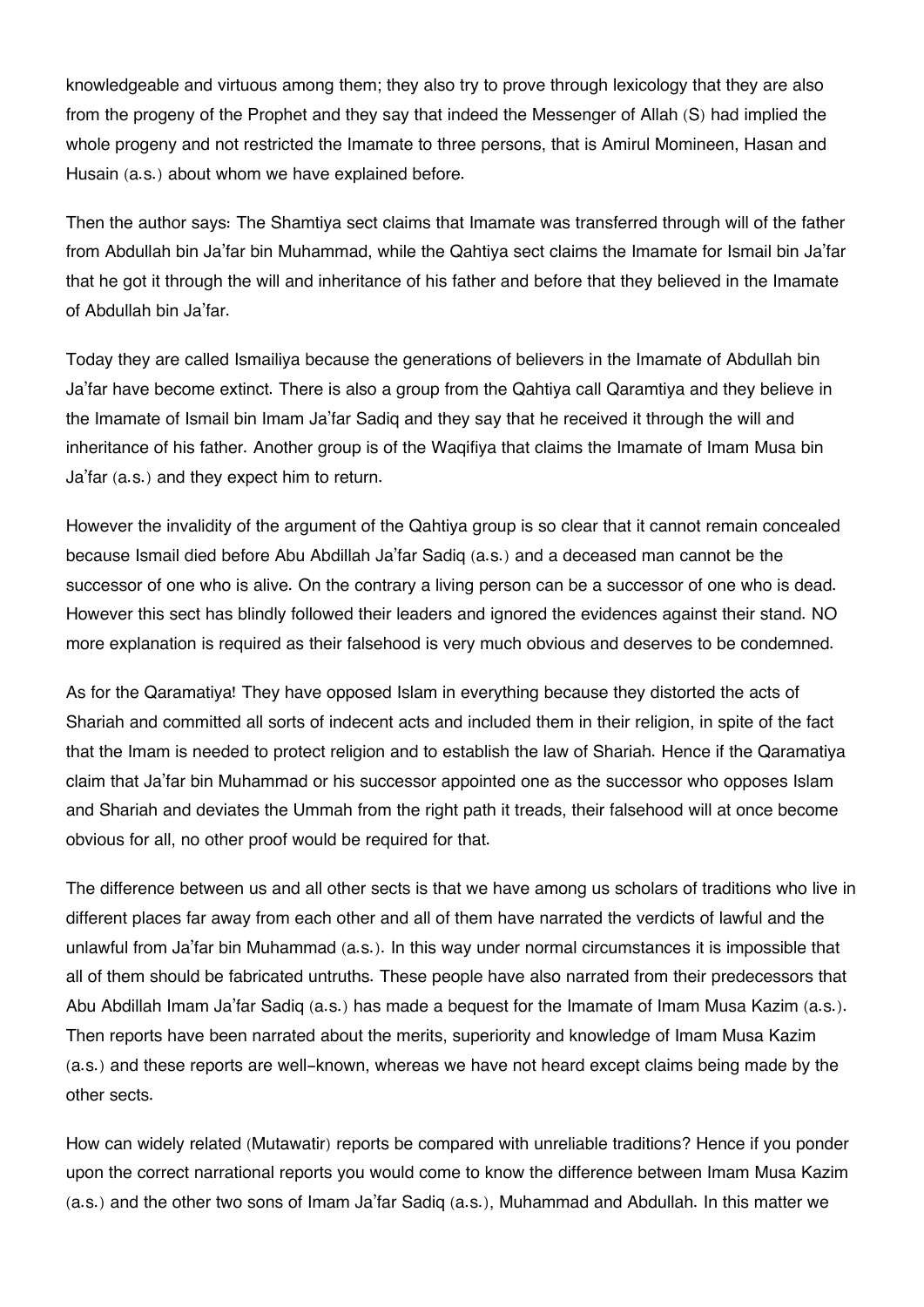knowledgeable and virtuous among them; they also try to prove through lexicology that they are also from the progeny of the Prophet and they say that indeed the Messenger of Allah (S) had implied the whole progeny and not restricted the Imamate to three persons, that is Amirul Momineen, Hasan and Husain (a.s.) about whom we have explained before.

Then the author says: The Shamtiya sect claims that Imamate was transferred through will of the father from Abdullah bin Ja'far bin Muhammad, while the Qahtiya sect claims the Imamate for Ismail bin Ja'far that he got it through the will and inheritance of his father and before that they believed in the Imamate of Abdullah bin Ja'far.

Today they are called Ismailiya because the generations of believers in the Imamate of Abdullah bin Ja'far have become extinct. There is also a group from the Qahtiya call Qaramtiya and they believe in the Imamate of Ismail bin Imam Ja'far Sadiq and they say that he received it through the will and inheritance of his father. Another group is of the Waqifiya that claims the Imamate of Imam Musa bin Ja'far (a.s.) and they expect him to return.

However the invalidity of the argument of the Qahtiya group is so clear that it cannot remain concealed because Ismail died before Abu Abdillah Ja'far Sadiq (a.s.) and a deceased man cannot be the successor of one who is alive. On the contrary a living person can be a successor of one who is dead. However this sect has blindly followed their leaders and ignored the evidences against their stand. NO more explanation is required as their falsehood is very much obvious and deserves to be condemned.

As for the Qaramatiya! They have opposed Islam in everything because they distorted the acts of Shariah and committed all sorts of indecent acts and included them in their religion, in spite of the fact that the Imam is needed to protect religion and to establish the law of Shariah. Hence if the Qaramatiya claim that Ja'far bin Muhammad or his successor appointed one as the successor who opposes Islam and Shariah and deviates the Ummah from the right path it treads, their falsehood will at once become obvious for all, no other proof would be required for that.

The difference between us and all other sects is that we have among us scholars of traditions who live in different places far away from each other and all of them have narrated the verdicts of lawful and the unlawful from Ja'far bin Muhammad (a.s.). In this way under normal circumstances it is impossible that all of them should be fabricated untruths. These people have also narrated from their predecessors that Abu Abdillah Imam Ja'far Sadiq (a.s.) has made a bequest for the Imamate of Imam Musa Kazim (a.s.). Then reports have been narrated about the merits, superiority and knowledge of Imam Musa Kazim (a.s.) and these reports are well-known, whereas we have not heard except claims being made by the other sects.

How can widely related (Mutawatir) reports be compared with unreliable traditions? Hence if you ponder upon the correct narrational reports you would come to know the difference between Imam Musa Kazim (a.s.) and the other two sons of Imam Ja'far Sadiq (a.s.), Muhammad and Abdullah. In this matter we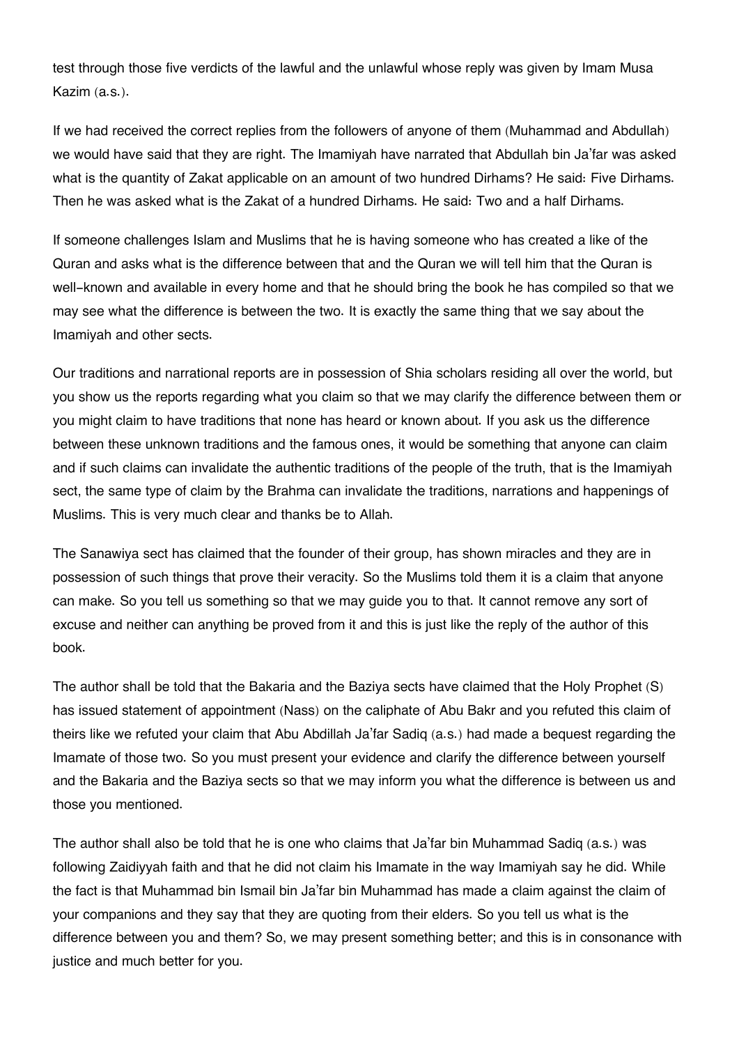test through those five verdicts of the lawful and the unlawful whose reply was given by Imam Musa Kazim (a.s.).

If we had received the correct replies from the followers of anyone of them (Muhammad and Abdullah) we would have said that they are right. The Imamiyah have narrated that Abdullah bin Ja'far was asked what is the quantity of Zakat applicable on an amount of two hundred Dirhams? He said: Five Dirhams. Then he was asked what is the Zakat of a hundred Dirhams. He said: Two and a half Dirhams.

If someone challenges Islam and Muslims that he is having someone who has created a like of the Quran and asks what is the difference between that and the Quran we will tell him that the Quran is well-known and available in every home and that he should bring the book he has compiled so that we may see what the difference is between the two. It is exactly the same thing that we say about the Imamiyah and other sects.

Our traditions and narrational reports are in possession of Shia scholars residing all over the world, but you show us the reports regarding what you claim so that we may clarify the difference between them or you might claim to have traditions that none has heard or known about. If you ask us the difference between these unknown traditions and the famous ones, it would be something that anyone can claim and if such claims can invalidate the authentic traditions of the people of the truth, that is the Imamiyah sect, the same type of claim by the Brahma can invalidate the traditions, narrations and happenings of Muslims. This is very much clear and thanks be to Allah.

The Sanawiya sect has claimed that the founder of their group, has shown miracles and they are in possession of such things that prove their veracity. So the Muslims told them it is a claim that anyone can make. So you tell us something so that we may guide you to that. It cannot remove any sort of excuse and neither can anything be proved from it and this is just like the reply of the author of this book.

The author shall be told that the Bakaria and the Baziya sects have claimed that the Holy Prophet (S) has issued statement of appointment (Nass) on the caliphate of Abu Bakr and you refuted this claim of theirs like we refuted your claim that Abu Abdillah Ja'far Sadiq (a.s.) had made a bequest regarding the Imamate of those two. So you must present your evidence and clarify the difference between yourself and the Bakaria and the Baziya sects so that we may inform you what the difference is between us and those you mentioned.

The author shall also be told that he is one who claims that Ja'far bin Muhammad Sadiq (a.s.) was following Zaidiyyah faith and that he did not claim his Imamate in the way Imamiyah say he did. While the fact is that Muhammad bin Ismail bin Ja'far bin Muhammad has made a claim against the claim of your companions and they say that they are quoting from their elders. So you tell us what is the difference between you and them? So, we may present something better; and this is in consonance with justice and much better for you.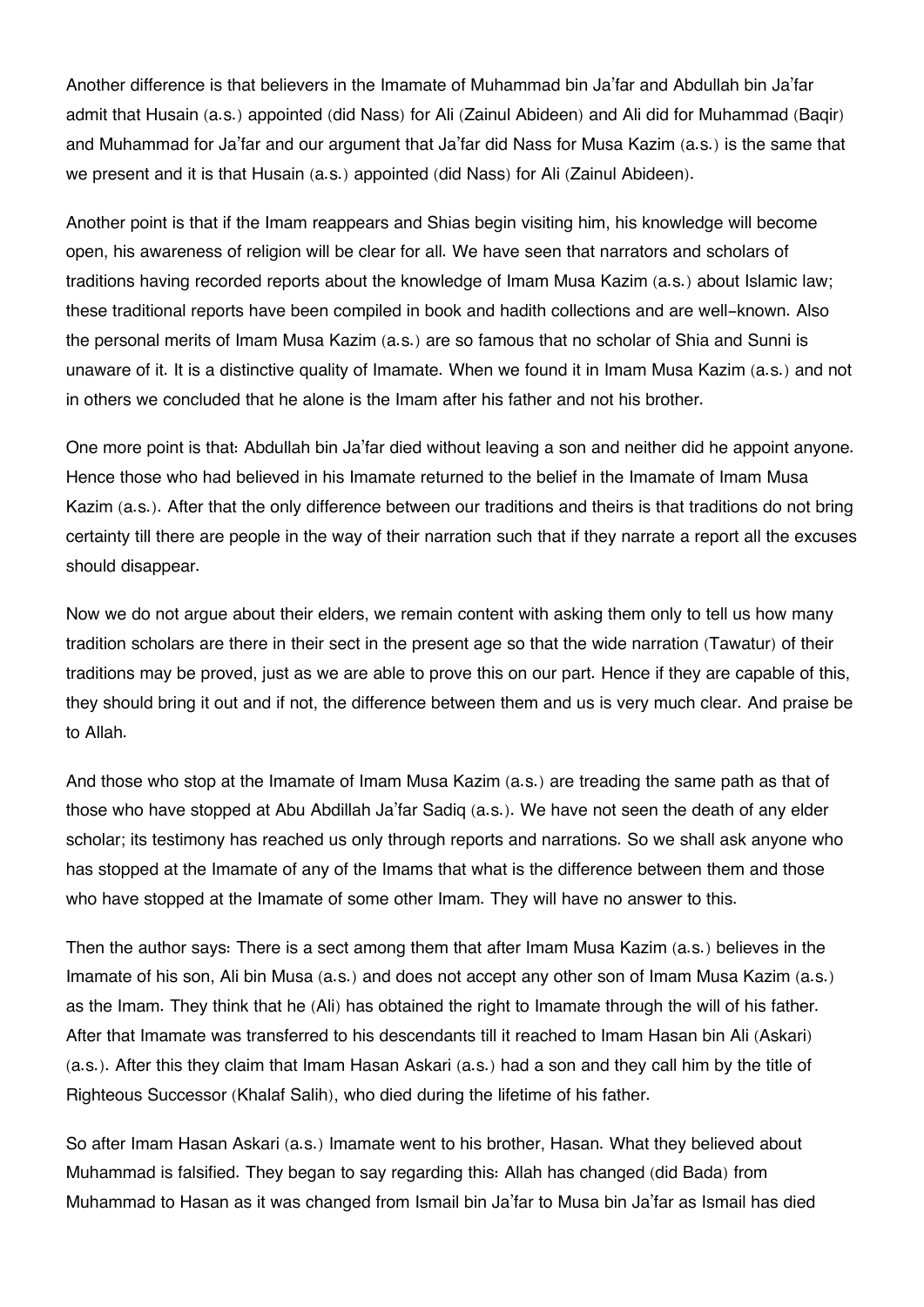Another difference is that believers in the Imamate of Muhammad bin Ja'far and Abdullah bin Ja'far admit that Husain (a.s.) appointed (did Nass) for Ali (Zainul Abideen) and Ali did for Muhammad (Baqir) and Muhammad for Ja'far and our argument that Ja'far did Nass for Musa Kazim (a.s.) is the same that we present and it is that Husain (a.s.) appointed (did Nass) for Ali (Zainul Abideen).

Another point is that if the Imam reappears and Shias begin visiting him, his knowledge will become open, his awareness of religion will be clear for all. We have seen that narrators and scholars of traditions having recorded reports about the knowledge of Imam Musa Kazim (a.s.) about Islamic law; these traditional reports have been compiled in book and hadith collections and are well-known. Also the personal merits of Imam Musa Kazim (a.s.) are so famous that no scholar of Shia and Sunni is unaware of it. It is a distinctive quality of Imamate. When we found it in Imam Musa Kazim (a.s.) and not in others we concluded that he alone is the Imam after his father and not his brother.

One more point is that: Abdullah bin Ja'far died without leaving a son and neither did he appoint anyone. Hence those who had believed in his Imamate returned to the belief in the Imamate of Imam Musa Kazim (a.s.). After that the only difference between our traditions and theirs is that traditions do not bring certainty till there are people in the way of their narration such that if they narrate a report all the excuses should disappear.

Now we do not argue about their elders, we remain content with asking them only to tell us how many tradition scholars are there in their sect in the present age so that the wide narration (Tawatur) of their traditions may be proved, just as we are able to prove this on our part. Hence if they are capable of this, they should bring it out and if not, the difference between them and us is very much clear. And praise be to Allah.

And those who stop at the Imamate of Imam Musa Kazim (a.s.) are treading the same path as that of those who have stopped at Abu Abdillah Ja'far Sadiq (a.s.). We have not seen the death of any elder scholar; its testimony has reached us only through reports and narrations. So we shall ask anyone who has stopped at the Imamate of any of the Imams that what is the difference between them and those who have stopped at the Imamate of some other Imam. They will have no answer to this.

Then the author says: There is a sect among them that after Imam Musa Kazim (a.s.) believes in the Imamate of his son, Ali bin Musa (a.s.) and does not accept any other son of Imam Musa Kazim (a.s.) as the Imam. They think that he (Ali) has obtained the right to Imamate through the will of his father. After that Imamate was transferred to his descendants till it reached to Imam Hasan bin Ali (Askari) (a.s.). After this they claim that Imam Hasan Askari (a.s.) had a son and they call him by the title of Righteous Successor (Khalaf Salih), who died during the lifetime of his father.

So after Imam Hasan Askari (a.s.) Imamate went to his brother, Hasan. What they believed about Muhammad is falsified. They began to say regarding this: Allah has changed (did Bada) from Muhammad to Hasan as it was changed from Ismail bin Ja'far to Musa bin Ja'far as Ismail has died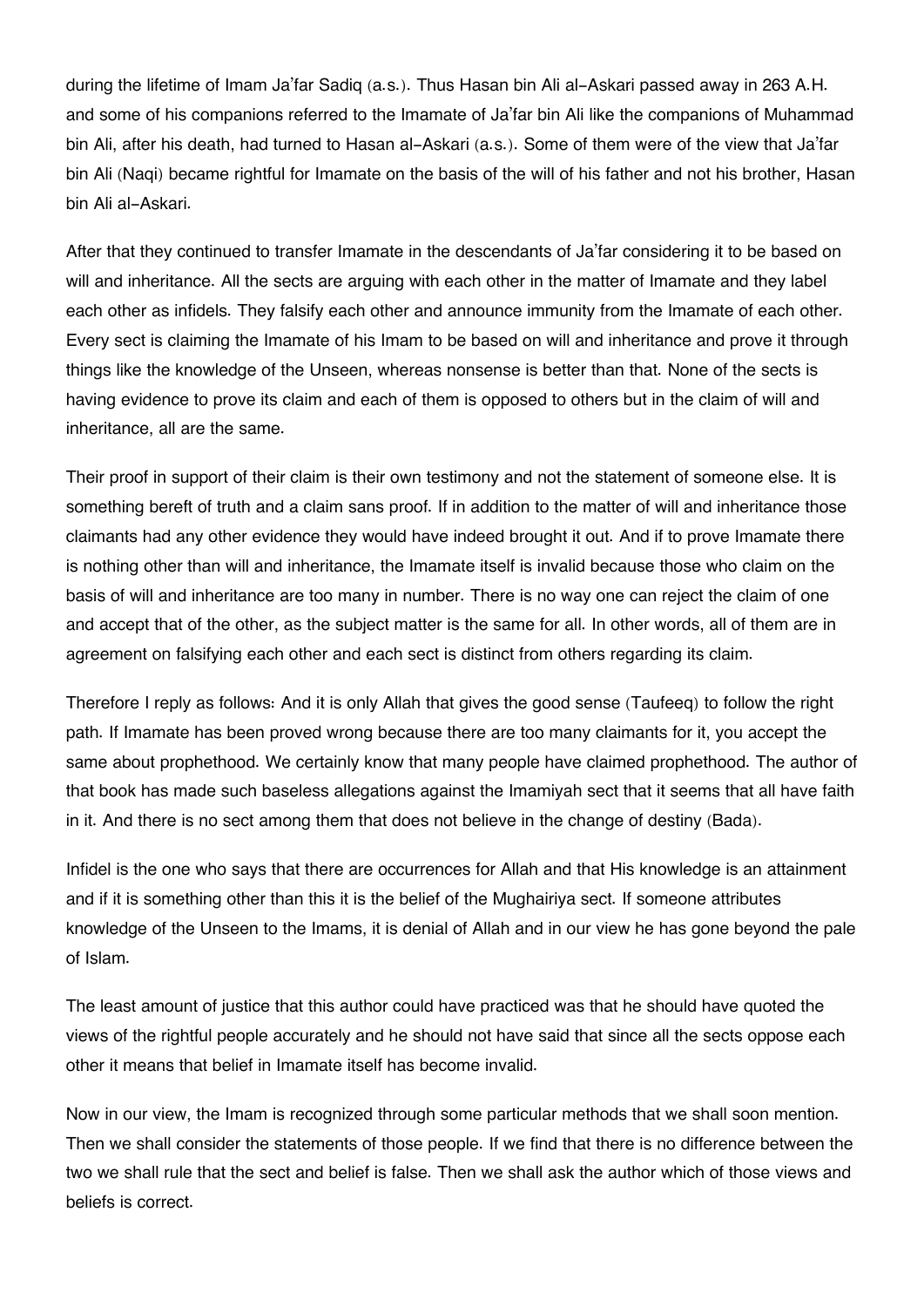during the lifetime of Imam Ja'far Sadiq (a.s.). Thus Hasan bin Ali al-Askari passed away in 263 A.H. and some of his companions referred to the Imamate of Ja'far bin Ali like the companions of Muhammad bin Ali, after his death, had turned to Hasan al-Askari (a.s.). Some of them were of the view that Ja'far bin Ali (Naqi) became rightful for Imamate on the basis of the will of his father and not his brother, Hasan bin Ali al-Askari.

After that they continued to transfer Imamate in the descendants of Ja'far considering it to be based on will and inheritance. All the sects are arguing with each other in the matter of Imamate and they label each other as infidels. They falsify each other and announce immunity from the Imamate of each other. Every sect is claiming the Imamate of his Imam to be based on will and inheritance and prove it through things like the knowledge of the Unseen, whereas nonsense is better than that. None of the sects is having evidence to prove its claim and each of them is opposed to others but in the claim of will and inheritance, all are the same.

Their proof in support of their claim is their own testimony and not the statement of someone else. It is something bereft of truth and a claim sans proof. If in addition to the matter of will and inheritance those claimants had any other evidence they would have indeed brought it out. And if to prove Imamate there is nothing other than will and inheritance, the Imamate itself is invalid because those who claim on the basis of will and inheritance are too many in number. There is no way one can reject the claim of one and accept that of the other, as the subject matter is the same for all. In other words, all of them are in agreement on falsifying each other and each sect is distinct from others regarding its claim.

Therefore I reply as follows: And it is only Allah that gives the good sense (Taufeeq) to follow the right path. If Imamate has been proved wrong because there are too many claimants for it, you accept the same about prophethood. We certainly know that many people have claimed prophethood. The author of that book has made such baseless allegations against the Imamiyah sect that it seems that all have faith in it. And there is no sect among them that does not believe in the change of destiny (Bada).

Infidel is the one who says that there are occurrences for Allah and that His knowledge is an attainment and if it is something other than this it is the belief of the Mughairiya sect. If someone attributes knowledge of the Unseen to the Imams, it is denial of Allah and in our view he has gone beyond the pale of Islam.

The least amount of justice that this author could have practiced was that he should have quoted the views of the rightful people accurately and he should not have said that since all the sects oppose each other it means that belief in Imamate itself has become invalid.

Now in our view, the Imam is recognized through some particular methods that we shall soon mention. Then we shall consider the statements of those people. If we find that there is no difference between the two we shall rule that the sect and belief is false. Then we shall ask the author which of those views and beliefs is correct.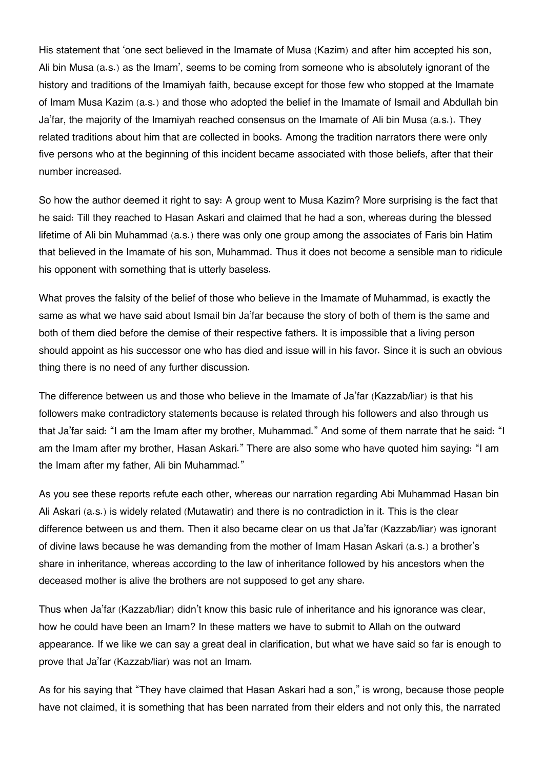His statement that 'one sect believed in the Imamate of Musa (Kazim) and after him accepted his son, Ali bin Musa (a.s.) as the Imam', seems to be coming from someone who is absolutely ignorant of the history and traditions of the Imamiyah faith, because except for those few who stopped at the Imamate of Imam Musa Kazim (a.s.) and those who adopted the belief in the Imamate of Ismail and Abdullah bin Ja'far, the majority of the Imamiyah reached consensus on the Imamate of Ali bin Musa (a.s.). They related traditions about him that are collected in books. Among the tradition narrators there were only five persons who at the beginning of this incident became associated with those beliefs, after that their number increased.

So how the author deemed it right to say: A group went to Musa Kazim? More surprising is the fact that he said: Till they reached to Hasan Askari and claimed that he had a son, whereas during the blessed lifetime of Ali bin Muhammad (a.s.) there was only one group among the associates of Faris bin Hatim that believed in the Imamate of his son, Muhammad. Thus it does not become a sensible man to ridicule his opponent with something that is utterly baseless.

What proves the falsity of the belief of those who believe in the Imamate of Muhammad, is exactly the same as what we have said about Ismail bin Ja'far because the story of both of them is the same and both of them died before the demise of their respective fathers. It is impossible that a living person should appoint as his successor one who has died and issue will in his favor. Since it is such an obvious thing there is no need of any further discussion.

The difference between us and those who believe in the Imamate of Ja'far (Kazzab/liar) is that his followers make contradictory statements because is related through his followers and also through us that Ja'far said: "I am the Imam after my brother, Muhammad." And some of them narrate that he said: "I am the Imam after my brother, Hasan Askari." There are also some who have quoted him saying: "I am the Imam after my father, Ali bin Muhammad."

As you see these reports refute each other, whereas our narration regarding Abi Muhammad Hasan bin Ali Askari (a.s.) is widely related (Mutawatir) and there is no contradiction in it. This is the clear difference between us and them. Then it also became clear on us that Ja'far (Kazzab/liar) was ignorant of divine laws because he was demanding from the mother of Imam Hasan Askari (a.s.) a brother's share in inheritance, whereas according to the law of inheritance followed by his ancestors when the deceased mother is alive the brothers are not supposed to get any share.

Thus when Ja'far (Kazzab/liar) didn't know this basic rule of inheritance and his ignorance was clear, how he could have been an Imam? In these matters we have to submit to Allah on the outward appearance. If we like we can say a great deal in clarification, but what we have said so far is enough to prove that Ja'far (Kazzab/liar) was not an Imam.

As for his saying that "They have claimed that Hasan Askari had a son," is wrong, because those people have not claimed, it is something that has been narrated from their elders and not only this, the narrated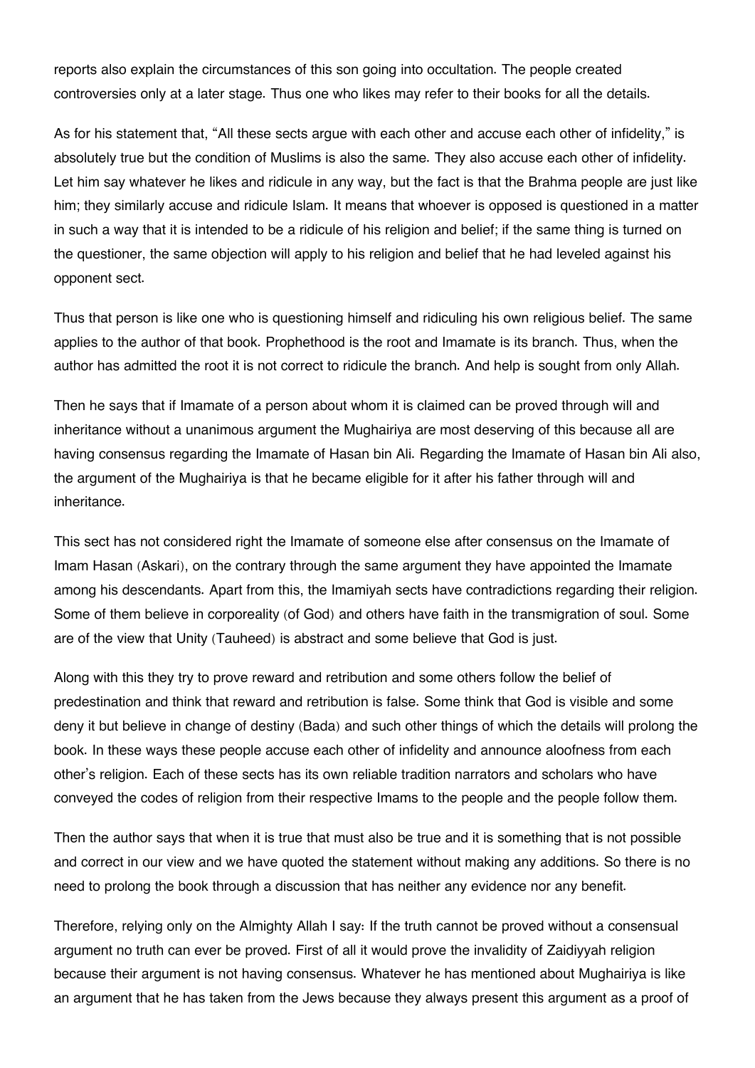reports also explain the circumstances of this son going into occultation. The people created controversies only at a later stage. Thus one who likes may refer to their books for all the details.

As for his statement that, “All these sects argue with each other and accuse each other of infidelity,” is absolutely true but the condition of Muslims is also the same. They also accuse each other of infidelity. Let him say whatever he likes and ridicule in any way, but the fact is that the Brahma people are just like him; they similarly accuse and ridicule Islam. It means that whoever is opposed is questioned in a matter in such a way that it is intended to be a ridicule of his religion and belief; if the same thing is turned on the questioner, the same objection will apply to his religion and belief that he had leveled against his opponent sect.

Thus that person is like one who is questioning himself and ridiculing his own religious belief. The same applies to the author of that book. Prophethood is the root and Imamate is its branch. Thus, when the author has admitted the root it is not correct to ridicule the branch. And help is sought from only Allah.

Then he says that if Imamate of a person about whom it is claimed can be proved through will and inheritance without a unanimous argument the Mughairiya are most deserving of this because all are having consensus regarding the Imamate of Hasan bin Ali. Regarding the Imamate of Hasan bin Ali also, the argument of the Mughairiya is that he became eligible for it after his father through will and inheritance.

This sect has not considered right the Imamate of someone else after consensus on the Imamate of Imam Hasan (Askari), on the contrary through the same argument they have appointed the Imamate among his descendants. Apart from this, the Imamiyah sects have contradictions regarding their religion. Some of them believe in corporeality (of God) and others have faith in the transmigration of soul. Some are of the view that Unity (Tauheed) is abstract and some believe that God is just.

Along with this they try to prove reward and retribution and some others follow the belief of predestination and think that reward and retribution is false. Some think that God is visible and some deny it but believe in change of destiny (Bada) and such other things of which the details will prolong the book. In these ways these people accuse each other of infidelity and announce aloofness from each other’s religion. Each of these sects has its own reliable tradition narrators and scholars who have conveyed the codes of religion from their respective Imams to the people and the people follow them.

Then the author says that when it is true that must also be true and it is something that is not possible and correct in our view and we have quoted the statement without making any additions. So there is no need to prolong the book through a discussion that has neither any evidence nor any benefit.

Therefore, relying only on the Almighty Allah I say: If the truth cannot be proved without a consensual argument no truth can ever be proved. First of all it would prove the invalidity of Zaidiyyah religion because their argument is not having consensus. Whatever he has mentioned about Mughairiya is like an argument that he has taken from the Jews because they always present this argument as a proof of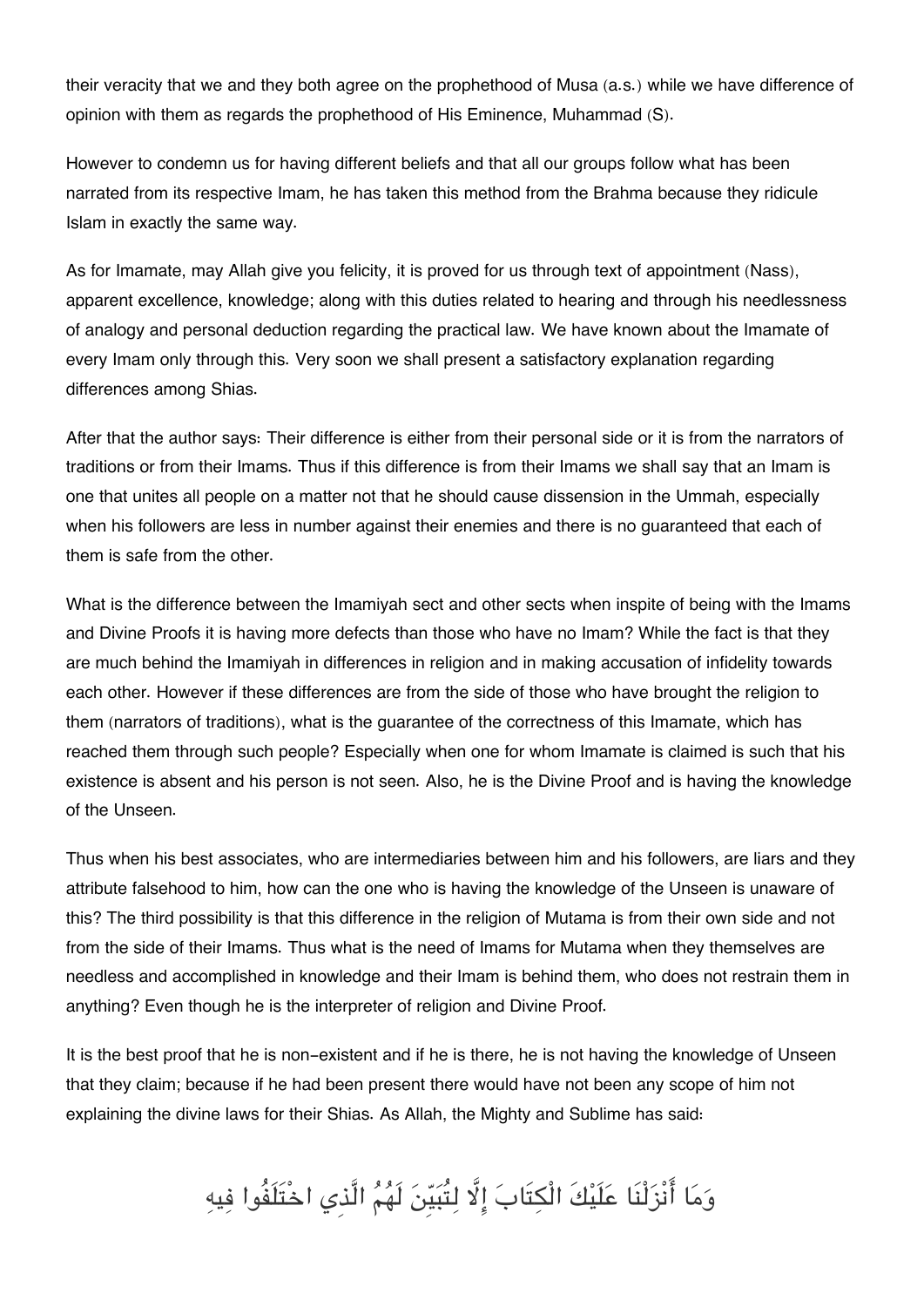their veracity that we and they both agree on the prophethood of Musa (a.s.) while we have difference of opinion with them as regards the prophethood of His Eminence, Muhammad (S).

However to condemn us for having different beliefs and that all our groups follow what has been narrated from its respective Imam, he has taken this method from the Brahma because they ridicule Islam in exactly the same way.

As for Imamate, may Allah give you felicity, it is proved for us through text of appointment (Nass), apparent excellence, knowledge; along with this duties related to hearing and through his needlessness of analogy and personal deduction regarding the practical law. We have known about the Imamate of every Imam only through this. Very soon we shall present a satisfactory explanation regarding differences among Shias.

After that the author says: Their difference is either from their personal side or it is from the narrators of traditions or from their Imams. Thus if this difference is from their Imams we shall say that an Imam is one that unites all people on a matter not that he should cause dissension in the Ummah, especially when his followers are less in number against their enemies and there is no guaranteed that each of them is safe from the other.

What is the difference between the Imamiyah sect and other sects when inspite of being with the Imams and Divine Proofs it is having more defects than those who have no Imam? While the fact is that they are much behind the Imamiyah in differences in religion and in making accusation of infidelity towards each other. However if these differences are from the side of those who have brought the religion to them (narrators of traditions), what is the guarantee of the correctness of this Imamate, which has reached them through such people? Especially when one for whom Imamate is claimed is such that his existence is absent and his person is not seen. Also, he is the Divine Proof and is having the knowledge of the Unseen.

Thus when his best associates, who are intermediaries between him and his followers, are liars and they attribute falsehood to him, how can the one who is having the knowledge of the Unseen is unaware of this? The third possibility is that this difference in the religion of Mutama is from their own side and not from the side of their Imams. Thus what is the need of Imams for Mutama when they themselves are needless and accomplished in knowledge and their Imam is behind them, who does not restrain them in anything? Even though he is the interpreter of religion and Divine Proof.

It is the best proof that he is non-existent and if he is there, he is not having the knowledge of Unseen that they claim; because if he had been present there would have not been any scope of him not explaining the divine laws for their Shias. As Allah, the Mighty and Sublime has said:

وَمَا أَنْزَلْنَا عَلَيْكَ الْكِتَابَ إِلَّا لِتُبَيِّنَ لَهُمُ الَّذِي اخْتَلَفُوا فِيهِ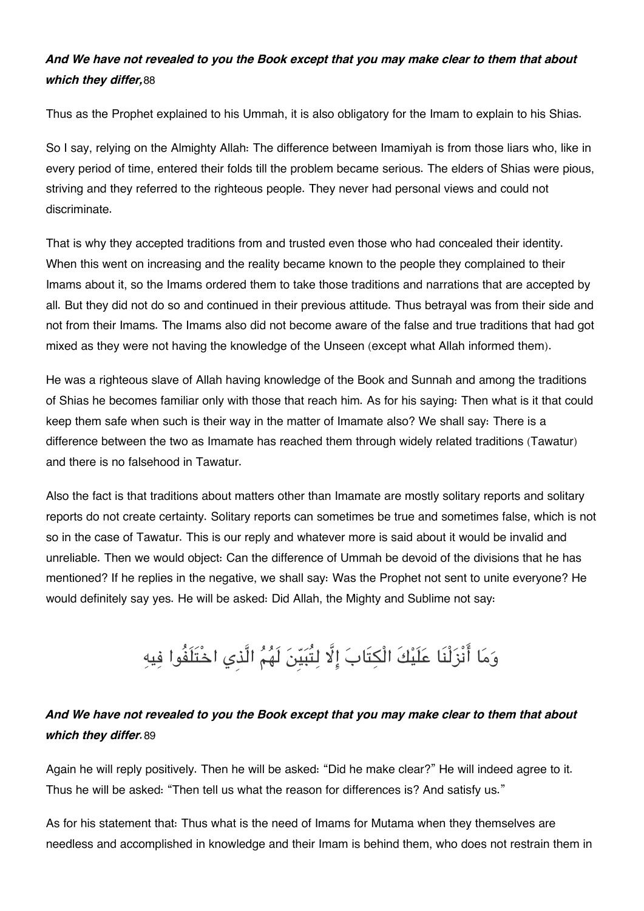***And We have not revealed to you the Book except that you may make clear to them that about which they differ,***88

Thus as the Prophet explained to his Ummah, it is also obligatory for the Imam to explain to his Shias.

So I say, relying on the Almighty Allah: The difference between Imamiyah is from those liars who, like in every period of time, entered their folds till the problem became serious. The elders of Shias were pious, striving and they referred to the righteous people. They never had personal views and could not discriminate.

That is why they accepted traditions from and trusted even those who had concealed their identity. When this went on increasing and the reality became known to the people they complained to their Imams about it, so the Imams ordered them to take those traditions and narrations that are accepted by all. But they did not do so and continued in their previous attitude. Thus betrayal was from their side and not from their Imams. The Imams also did not become aware of the false and true traditions that had got mixed as they were not having the knowledge of the Unseen (except what Allah informed them).

He was a righteous slave of Allah having knowledge of the Book and Sunnah and among the traditions of Shias he becomes familiar only with those that reach him. As for his saying: Then what is it that could keep them safe when such is their way in the matter of Imamate also? We shall say: There is a difference between the two as Imamate has reached them through widely related traditions (Tawatur) and there is no falsehood in Tawatur.

Also the fact is that traditions about matters other than Imamate are mostly solitary reports and solitary reports do not create certainty. Solitary reports can sometimes be true and sometimes false, which is not so in the case of Tawatur. This is our reply and whatever more is said about it would be invalid and unreliable. Then we would object: Can the difference of Ummah be devoid of the divisions that he has mentioned? If he replies in the negative, we shall say: Was the Prophet not sent to unite everyone? He would definitely say yes. He will be asked: Did Allah, the Mighty and Sublime not say:

وَمَا أَنْزَلْنَا عَلَيْكَ الْكِتَابَ إِلَّا لِتُبَيِّنَ لَهُمُ الَّذِي اخْتَلَفُوا فِيهِ

***And We have not revealed to you the Book except that you may make clear to them that about which they differ.***89

Again he will reply positively. Then he will be asked: "Did he make clear?" He will indeed agree to it. Thus he will be asked: "Then tell us what the reason for differences is? And satisfy us."

As for his statement that: Thus what is the need of Imams for Mutama when they themselves are needless and accomplished in knowledge and their Imam is behind them, who does not restrain them in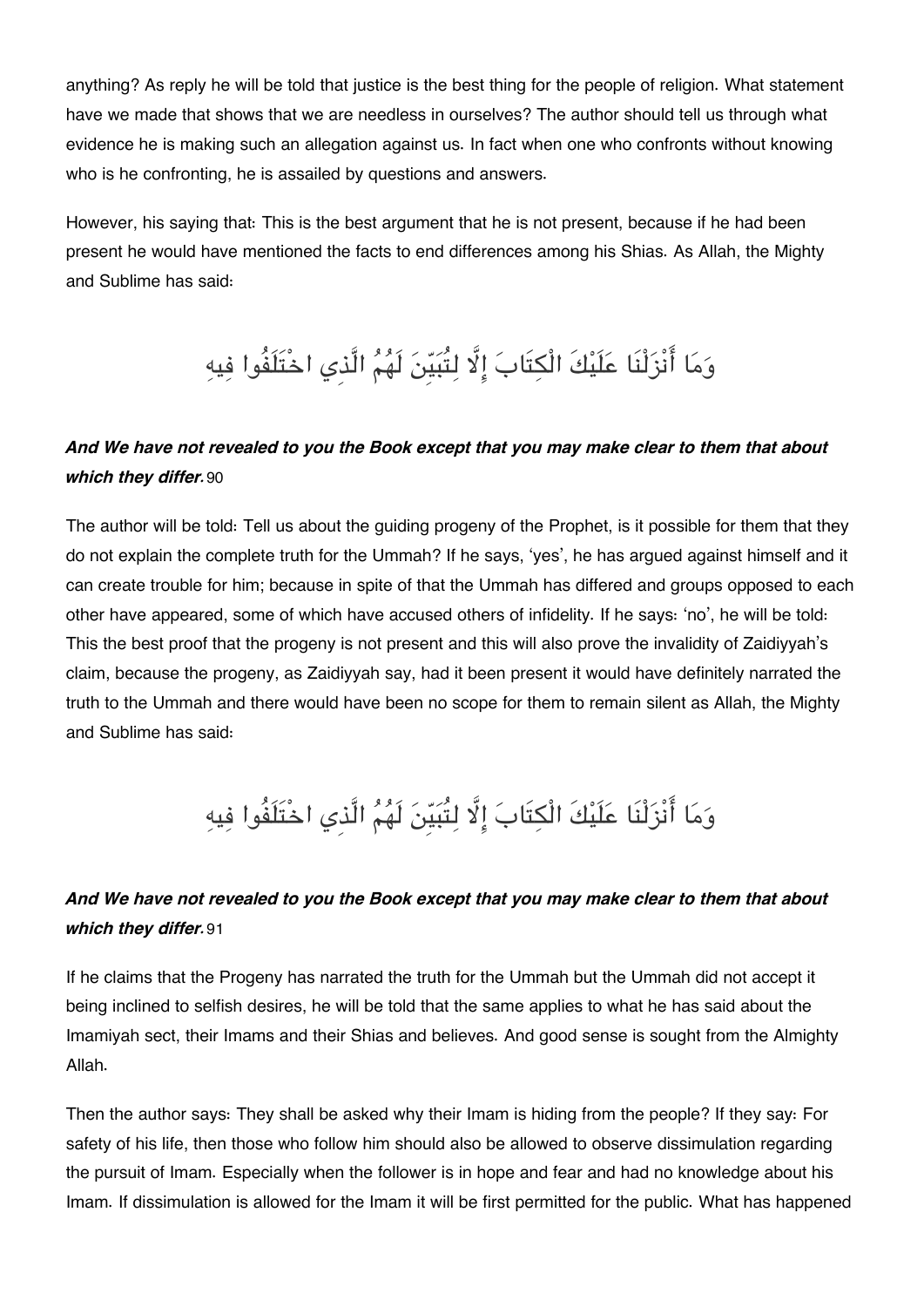anything? As reply he will be told that justice is the best thing for the people of religion. What statement have we made that shows that we are needless in ourselves? The author should tell us through what evidence he is making such an allegation against us. In fact when one who confronts without knowing who is he confronting, he is assailed by questions and answers.

However, his saying that: This is the best argument that he is not present, because if he had been present he would have mentioned the facts to end differences among his Shias. As Allah, the Mighty and Sublime has said:

وَمَا أَنْزَلْنَا عَلَيْكَ الْكِتَابَ إِلَّا لِتُبَيِّنَ لَهُمُ الَّذِي اخْتَلَفُوا فِيهِ

***And We have not revealed to you the Book except that you may make clear to them that about which they differ.*** 90

The author will be told: Tell us about the guiding progeny of the Prophet, is it possible for them that they do not explain the complete truth for the Ummah? If he says, 'yes', he has argued against himself and it can create trouble for him; because in spite of that the Ummah has differed and groups opposed to each other have appeared, some of which have accused others of infidelity. If he says: 'no', he will be told: This the best proof that the progeny is not present and this will also prove the invalidity of Zaidiyyah's claim, because the progeny, as Zaidiyyah say, had it been present it would have definitely narrated the truth to the Ummah and there would have been no scope for them to remain silent as Allah, the Mighty and Sublime has said:

وَمَا أَنْزَلْنَا عَلَيْكَ الْكِتَابَ إِلَّا لِتُبَيِّنَ لَهُمُ الَّذِي اخْتَلَفُوا فِيهِ

***And We have not revealed to you the Book except that you may make clear to them that about which they differ.*** 91

If he claims that the Progeny has narrated the truth for the Ummah but the Ummah did not accept it being inclined to selfish desires, he will be told that the same applies to what he has said about the Imamiyah sect, their Imams and their Shias and believes. And good sense is sought from the Almighty Allah.

Then the author says: They shall be asked why their Imam is hiding from the people? If they say: For safety of his life, then those who follow him should also be allowed to observe dissimulation regarding the pursuit of Imam. Especially when the follower is in hope and fear and had no knowledge about his Imam. If dissimulation is allowed for the Imam it will be first permitted for the public. What has happened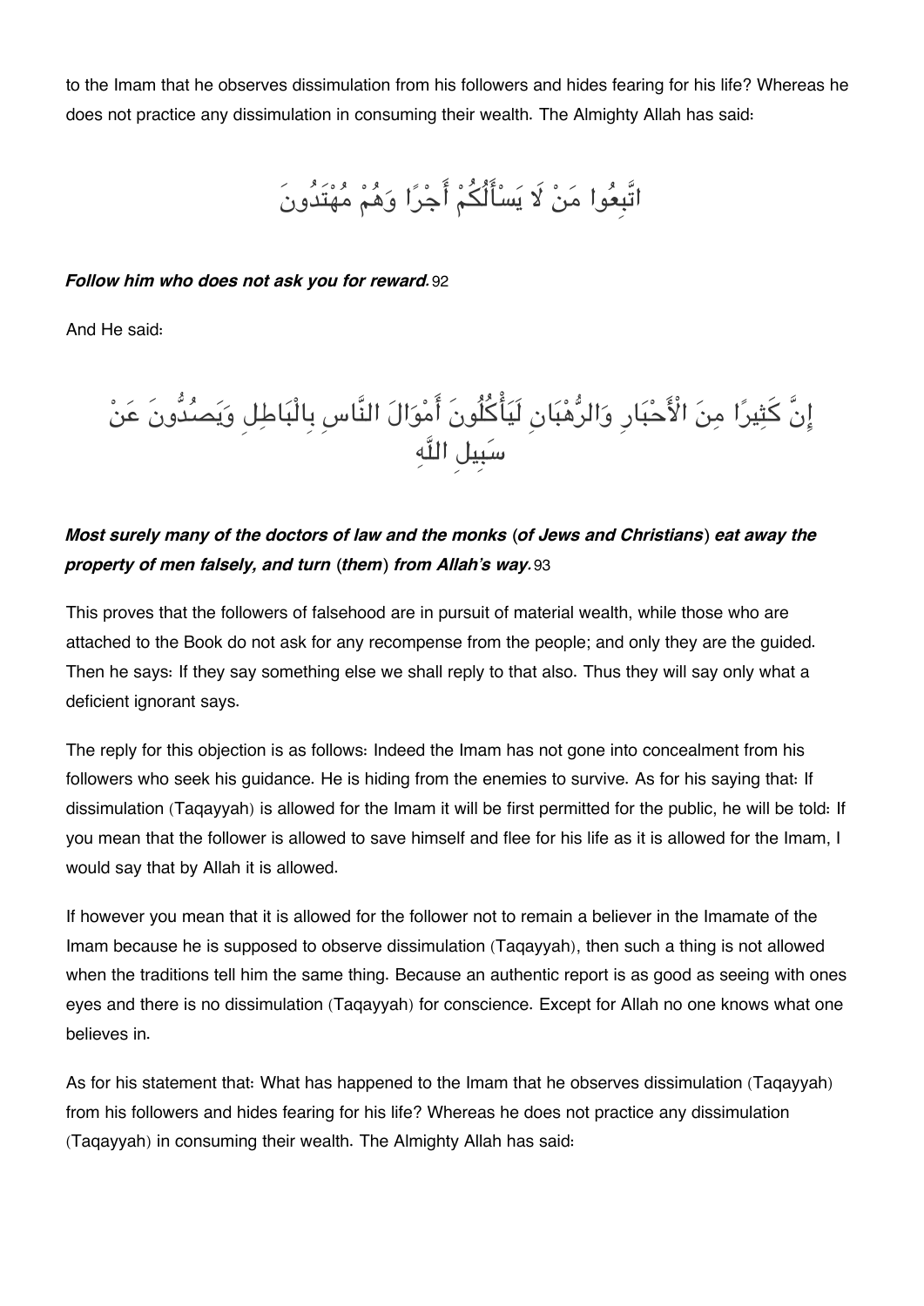to the Imam that he observes dissimulation from his followers and hides fearing for his life? Whereas he does not practice any dissimulation in consuming their wealth. The Almighty Allah has said:

اتَّبِعُوا مَنْ لَا يَسْأَلُكُمْ أَجْرًا وَهُمْ مُهْتَدُونَ

***Follow him who does not ask you for reward.*** 92

And He said:

إِنَّ كَثِيرًا مِنَ الْأَحْبَارِ وَالرُّهْبَانِ لَيَأْكُلُونَ أَمْوَالَ النَّاسِ بِالْبَاطِلِ وَيَصُدُّونَ عَنْ سَبِيلِ اللَّهِ

***Most surely many of the doctors of law and the monks (of Jews and Christians) eat away the property of men falsely, and turn (them) from Allah's way.*** 93

This proves that the followers of falsehood are in pursuit of material wealth, while those who are attached to the Book do not ask for any recompense from the people; and only they are the guided. Then he says: If they say something else we shall reply to that also. Thus they will say only what a deficient ignorant says.

The reply for this objection is as follows: Indeed the Imam has not gone into concealment from his followers who seek his guidance. He is hiding from the enemies to survive. As for his saying that: If dissimulation (Taqayyah) is allowed for the Imam it will be first permitted for the public, he will be told: If you mean that the follower is allowed to save himself and flee for his life as it is allowed for the Imam, I would say that by Allah it is allowed.

If however you mean that it is allowed for the follower not to remain a believer in the Imamate of the Imam because he is supposed to observe dissimulation (Taqayyah), then such a thing is not allowed when the traditions tell him the same thing. Because an authentic report is as good as seeing with ones eyes and there is no dissimulation (Taqayyah) for conscience. Except for Allah no one knows what one believes in.

As for his statement that: What has happened to the Imam that he observes dissimulation (Taqayyah) from his followers and hides fearing for his life? Whereas he does not practice any dissimulation (Taqayyah) in consuming their wealth. The Almighty Allah has said: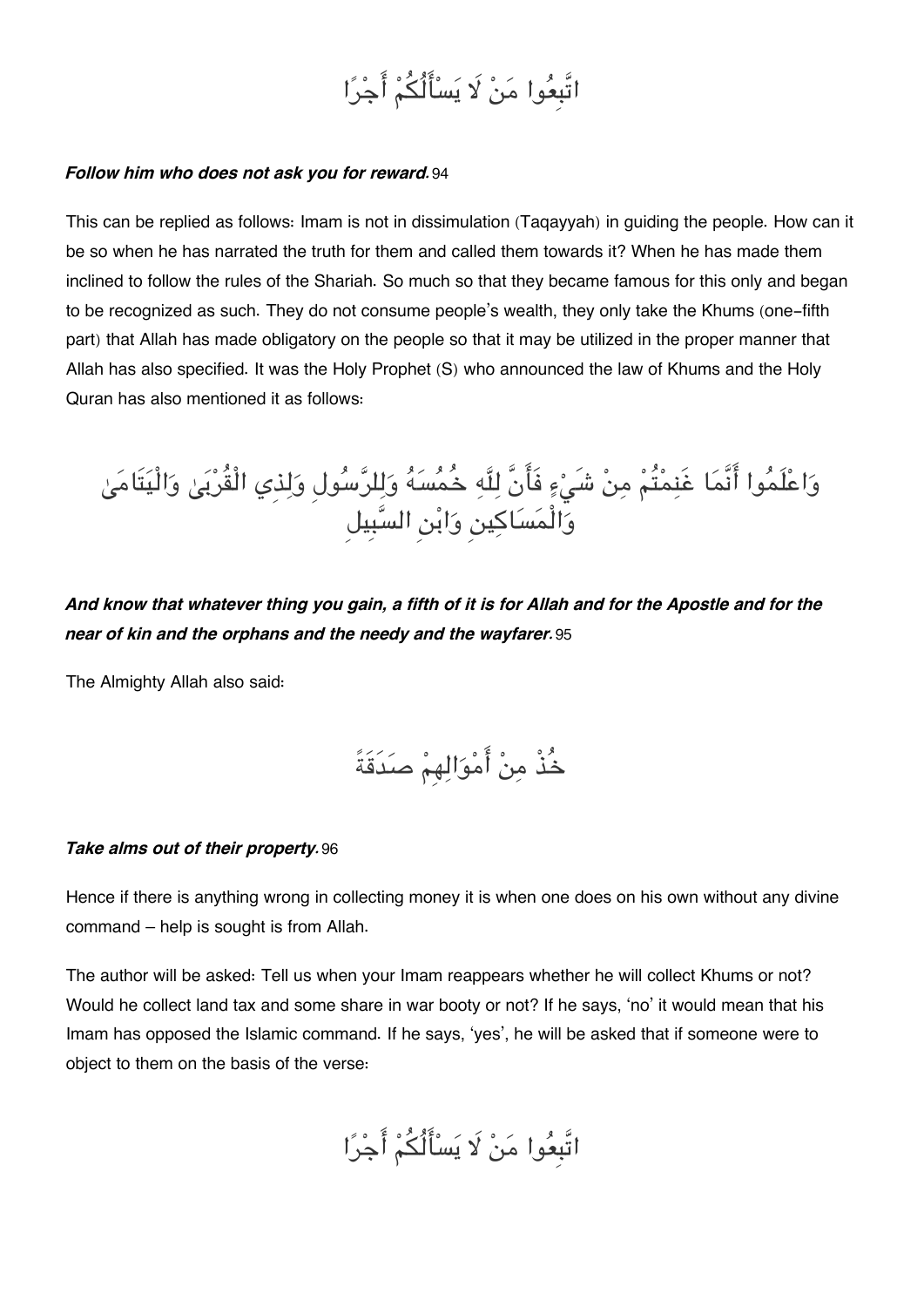اتَّبِعُوا مَنْ لَا يَسْأَلُكُمْ أَجْرًا

***Follow him who does not ask you for reward.*** 94

This can be replied as follows: Imam is not in dissimulation (Taqayyah) in guiding the people. How can it be so when he has narrated the truth for them and called them towards it? When he has made them inclined to follow the rules of the Shariah. So much so that they became famous for this only and began to be recognized as such. They do not consume people's wealth, they only take the Khums (one-fifth part) that Allah has made obligatory on the people so that it may be utilized in the proper manner that Allah has also specified. It was the Holy Prophet (S) who announced the law of Khums and the Holy Quran has also mentioned it as follows:

وَاعْلَمُوا أَنَّمَا غَنِمْتُمْ مِنْ شَيْءٍ فَأَنَّ لِلَّهِ خُمُسَهُ وَلِلرَّسُولِ وَلِذِي الْقُرْبَىٰ وَالْيَتَامَىٰ وَالْمَسَاكِينِ وَابْنِ السَّبِيلِ

***And know that whatever thing you gain, a fifth of it is for Allah and for the Apostle and for the near of kin and the orphans and the needy and the wayfarer.*** 95

The Almighty Allah also said:

خُذْ مِنْ أَمْوَالِهِمْ صَدَقَةً

***Take alms out of their property.*** 96

Hence if there is anything wrong in collecting money it is when one does on his own without any divine command – help is sought is from Allah.

The author will be asked: Tell us when your Imam reappears whether he will collect Khums or not? Would he collect land tax and some share in war booty or not? If he says, 'no' it would mean that his Imam has opposed the Islamic command. If he says, 'yes', he will be asked that if someone were to object to them on the basis of the verse:

اتَّبِعُوا مَنْ لَا يَسْأَلُكُمْ أَجْرًا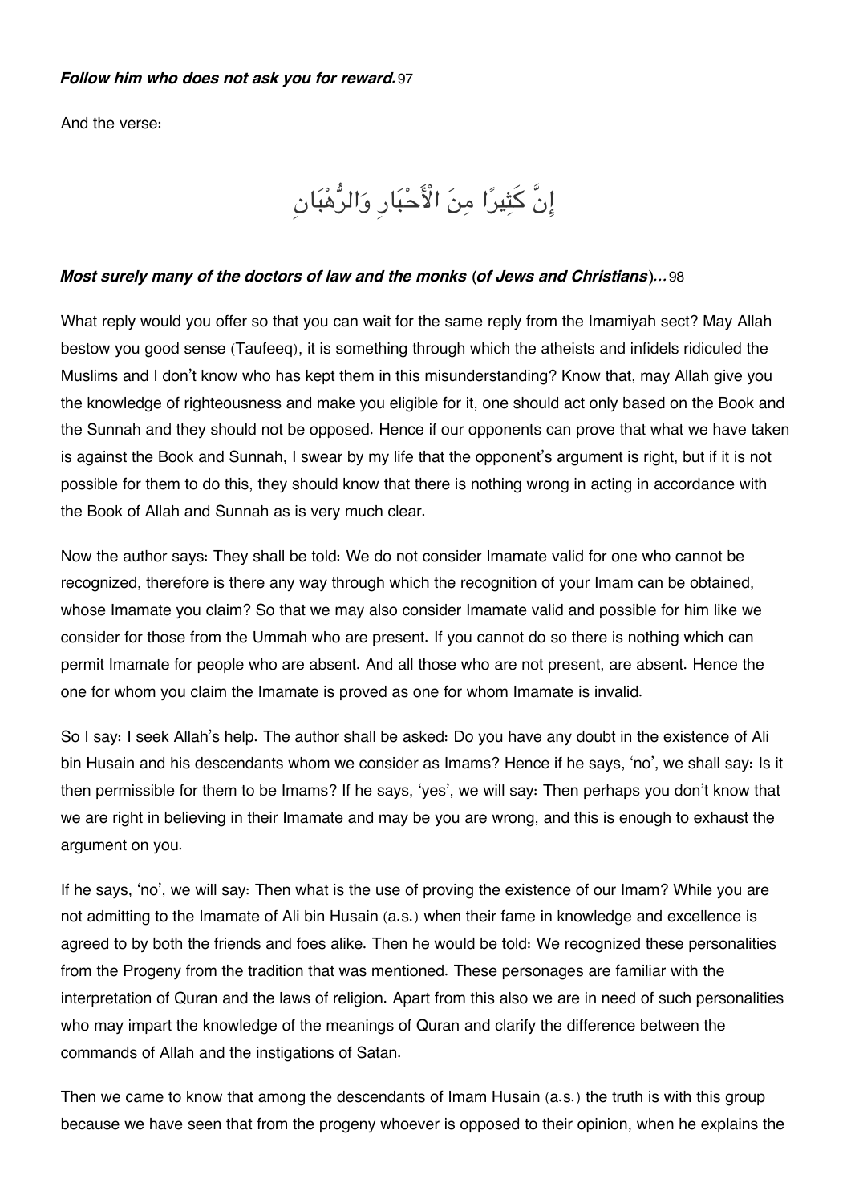***Follow him who does not ask you for reward.*** [97]

And the verse:

إِنَّ كَثِيرًا مِنَ الْأَحْبَارِ وَالرُّهْبَانِ

***Most surely many of the doctors of law and the monks (of Jews and Christians)...*** [98]

What reply would you offer so that you can wait for the same reply from the Imamiyah sect? May Allah bestow you good sense (Taufeeq), it is something through which the atheists and infidels ridiculed the Muslims and I don't know who has kept them in this misunderstanding? Know that, may Allah give you the knowledge of righteousness and make you eligible for it, one should act only based on the Book and the Sunnah and they should not be opposed. Hence if our opponents can prove that what we have taken is against the Book and Sunnah, I swear by my life that the opponent's argument is right, but if it is not possible for them to do this, they should know that there is nothing wrong in acting in accordance with the Book of Allah and Sunnah as is very much clear.

Now the author says: They shall be told: We do not consider Imamate valid for one who cannot be recognized, therefore is there any way through which the recognition of your Imam can be obtained, whose Imamate you claim? So that we may also consider Imamate valid and possible for him like we consider for those from the Ummah who are present. If you cannot do so there is nothing which can permit Imamate for people who are absent. And all those who are not present, are absent. Hence the one for whom you claim the Imamate is proved as one for whom Imamate is invalid.

So I say: I seek Allah's help. The author shall be asked: Do you have any doubt in the existence of Ali bin Husain and his descendants whom we consider as Imams? Hence if he says, 'no', we shall say: Is it then permissible for them to be Imams? If he says, 'yes', we will say: Then perhaps you don't know that we are right in believing in their Imamate and may be you are wrong, and this is enough to exhaust the argument on you.

If he says, 'no', we will say: Then what is the use of proving the existence of our Imam? While you are not admitting to the Imamate of Ali bin Husain (a.s.) when their fame in knowledge and excellence is agreed to by both the friends and foes alike. Then he would be told: We recognized these personalities from the Progeny from the tradition that was mentioned. These personages are familiar with the interpretation of Quran and the laws of religion. Apart from this also we are in need of such personalities who may impart the knowledge of the meanings of Quran and clarify the difference between the commands of Allah and the instigations of Satan.

Then we came to know that among the descendants of Imam Husain (a.s.) the truth is with this group because we have seen that from the progeny whoever is opposed to their opinion, when he explains the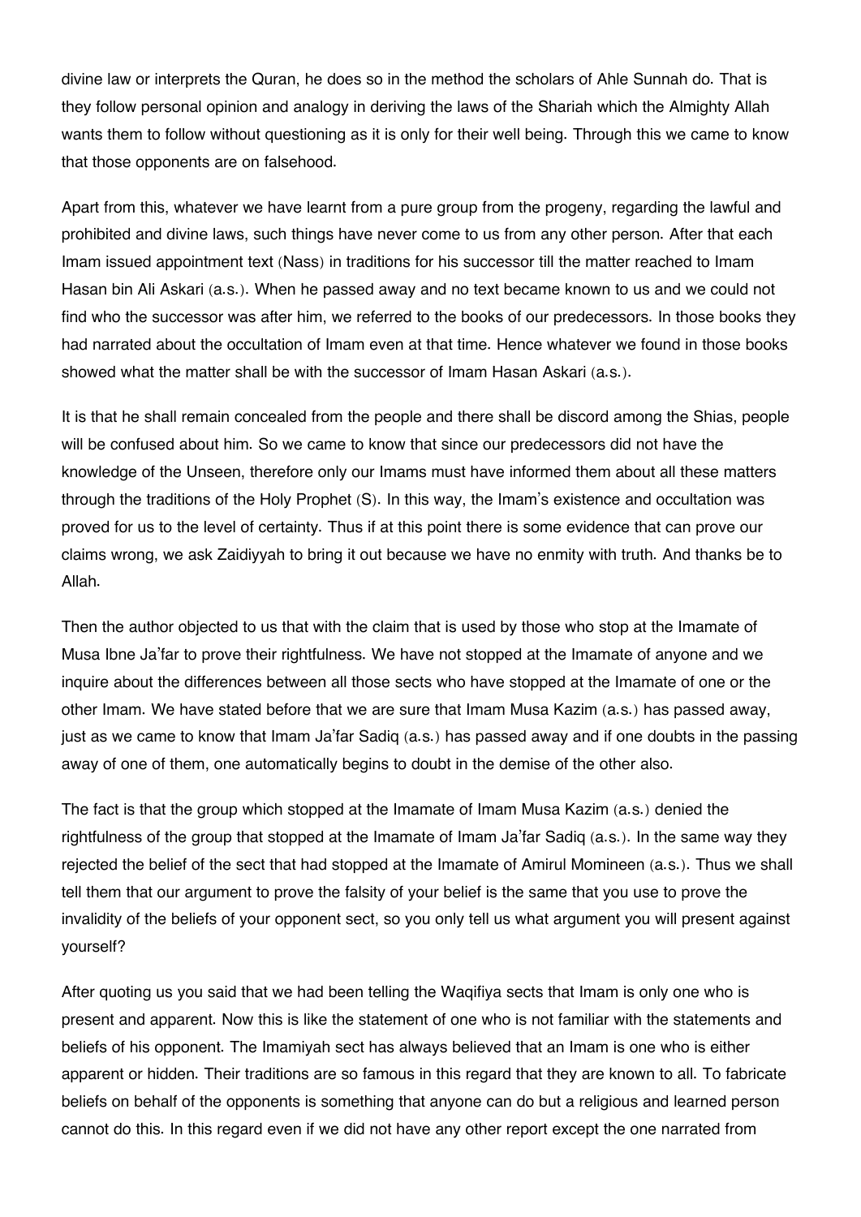divine law or interprets the Quran, he does so in the method the scholars of Ahle Sunnah do. That is they follow personal opinion and analogy in deriving the laws of the Shariah which the Almighty Allah wants them to follow without questioning as it is only for their well being. Through this we came to know that those opponents are on falsehood.

Apart from this, whatever we have learnt from a pure group from the progeny, regarding the lawful and prohibited and divine laws, such things have never come to us from any other person. After that each Imam issued appointment text (Nass) in traditions for his successor till the matter reached to Imam Hasan bin Ali Askari (a.s.). When he passed away and no text became known to us and we could not find who the successor was after him, we referred to the books of our predecessors. In those books they had narrated about the occultation of Imam even at that time. Hence whatever we found in those books showed what the matter shall be with the successor of Imam Hasan Askari (a.s.).

It is that he shall remain concealed from the people and there shall be discord among the Shias, people will be confused about him. So we came to know that since our predecessors did not have the knowledge of the Unseen, therefore only our Imams must have informed them about all these matters through the traditions of the Holy Prophet (S). In this way, the Imam's existence and occultation was proved for us to the level of certainty. Thus if at this point there is some evidence that can prove our claims wrong, we ask Zaidiyyah to bring it out because we have no enmity with truth. And thanks be to Allah.

Then the author objected to us that with the claim that is used by those who stop at the Imamate of Musa Ibne Ja'far to prove their rightfulness. We have not stopped at the Imamate of anyone and we inquire about the differences between all those sects who have stopped at the Imamate of one or the other Imam. We have stated before that we are sure that Imam Musa Kazim (a.s.) has passed away, just as we came to know that Imam Ja'far Sadiq (a.s.) has passed away and if one doubts in the passing away of one of them, one automatically begins to doubt in the demise of the other also.

The fact is that the group which stopped at the Imamate of Imam Musa Kazim (a.s.) denied the rightfulness of the group that stopped at the Imamate of Imam Ja'far Sadiq (a.s.). In the same way they rejected the belief of the sect that had stopped at the Imamate of Amirul Momineen (a.s.). Thus we shall tell them that our argument to prove the falsity of your belief is the same that you use to prove the invalidity of the beliefs of your opponent sect, so you only tell us what argument you will present against yourself?

After quoting us you said that we had been telling the Waqifiya sects that Imam is only one who is present and apparent. Now this is like the statement of one who is not familiar with the statements and beliefs of his opponent. The Imamiyah sect has always believed that an Imam is one who is either apparent or hidden. Their traditions are so famous in this regard that they are known to all. To fabricate beliefs on behalf of the opponents is something that anyone can do but a religious and learned person cannot do this. In this regard even if we did not have any other report except the one narrated from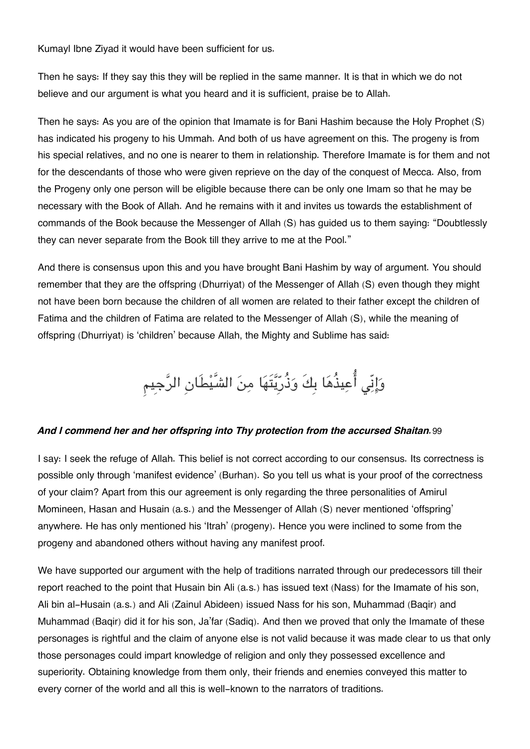Kumayl Ibne Ziyad it would have been sufficient for us.

Then he says: If they say this they will be replied in the same manner. It is that in which we do not believe and our argument is what you heard and it is sufficient, praise be to Allah.

Then he says: As you are of the opinion that Imamate is for Bani Hashim because the Holy Prophet (S) has indicated his progeny to his Ummah. And both of us have agreement on this. The progeny is from his special relatives, and no one is nearer to them in relationship. Therefore Imamate is for them and not for the descendants of those who were given reprieve on the day of the conquest of Mecca. Also, from the Progeny only one person will be eligible because there can be only one Imam so that he may be necessary with the Book of Allah. And he remains with it and invites us towards the establishment of commands of the Book because the Messenger of Allah (S) has guided us to them saying: "Doubtlessly they can never separate from the Book till they arrive to me at the Pool."

And there is consensus upon this and you have brought Bani Hashim by way of argument. You should remember that they are the offspring (Dhurriyat) of the Messenger of Allah (S) even though they might not have been born because the children of all women are related to their father except the children of Fatima and the children of Fatima are related to the Messenger of Allah (S), while the meaning of offspring (Dhurriyat) is 'children' because Allah, the Mighty and Sublime has said:

وَإِنِّي أُعِيذُهَا بِكَ وَذُرِّيَّتَهَا مِنَ الشَّيْطَانِ الرَّجِيمِ

***And I commend her and her offspring into Thy protection from the accursed Shaitan.*** 99

I say: I seek the refuge of Allah. This belief is not correct according to our consensus. Its correctness is possible only through 'manifest evidence' (Burhan). So you tell us what is your proof of the correctness of your claim? Apart from this our agreement is only regarding the three personalities of Amirul Momineen, Hasan and Husain (a.s.) and the Messenger of Allah (S) never mentioned 'offspring' anywhere. He has only mentioned his 'Itrah' (progeny). Hence you were inclined to some from the progeny and abandoned others without having any manifest proof.

We have supported our argument with the help of traditions narrated through our predecessors till their report reached to the point that Husain bin Ali (a.s.) has issued text (Nass) for the Imamate of his son, Ali bin al-Husain (a.s.) and Ali (Zainul Abideen) issued Nass for his son, Muhammad (Baqir) and Muhammad (Baqir) did it for his son, Ja'far (Sadiq). And then we proved that only the Imamate of these personages is rightful and the claim of anyone else is not valid because it was made clear to us that only those personages could impart knowledge of religion and only they possessed excellence and superiority. Obtaining knowledge from them only, their friends and enemies conveyed this matter to every corner of the world and all this is well-known to the narrators of traditions.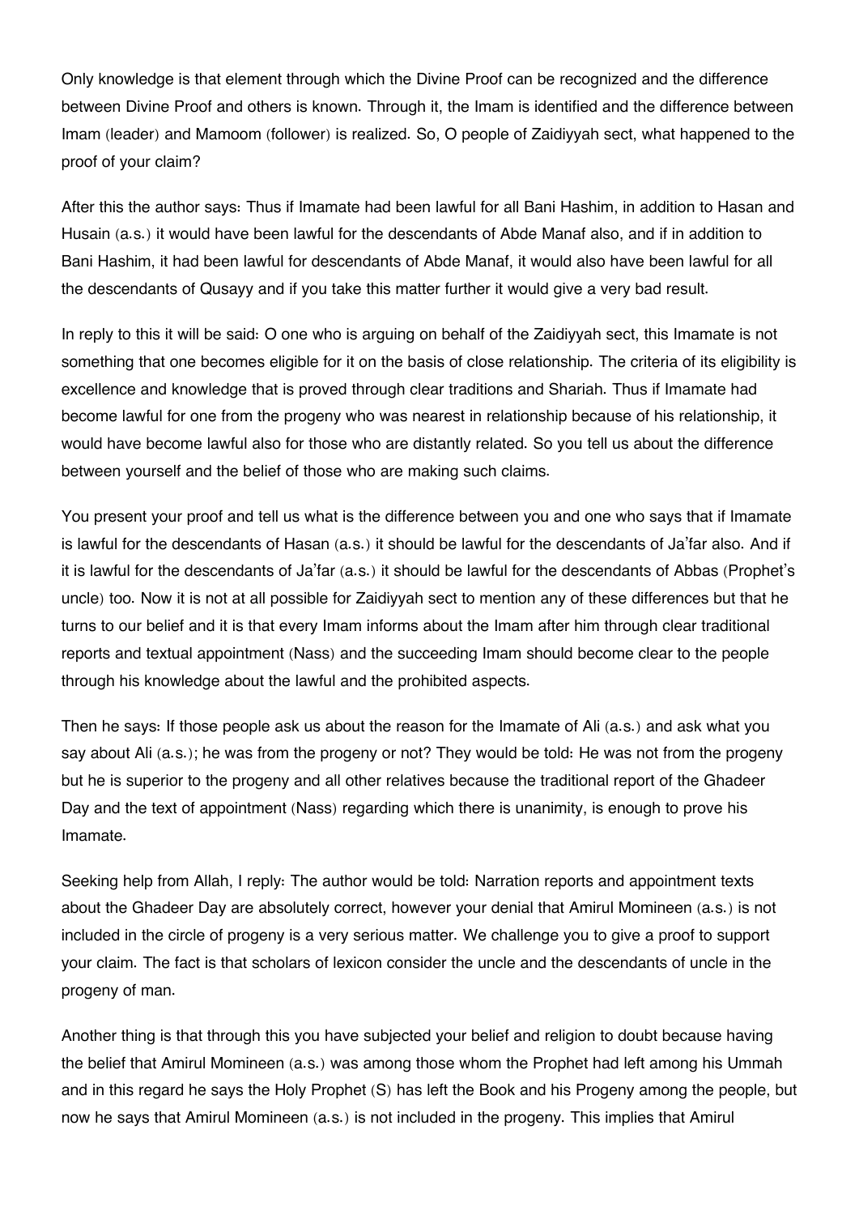Only knowledge is that element through which the Divine Proof can be recognized and the difference between Divine Proof and others is known. Through it, the Imam is identified and the difference between Imam (leader) and Mamoom (follower) is realized. So, O people of Zaidiyyah sect, what happened to the proof of your claim?

After this the author says: Thus if Imamate had been lawful for all Bani Hashim, in addition to Hasan and Husain (a.s.) it would have been lawful for the descendants of Abde Manaf also, and if in addition to Bani Hashim, it had been lawful for descendants of Abde Manaf, it would also have been lawful for all the descendants of Qusayy and if you take this matter further it would give a very bad result.

In reply to this it will be said: O one who is arguing on behalf of the Zaidiyyah sect, this Imamate is not something that one becomes eligible for it on the basis of close relationship. The criteria of its eligibility is excellence and knowledge that is proved through clear traditions and Shariah. Thus if Imamate had become lawful for one from the progeny who was nearest in relationship because of his relationship, it would have become lawful also for those who are distantly related. So you tell us about the difference between yourself and the belief of those who are making such claims.

You present your proof and tell us what is the difference between you and one who says that if Imamate is lawful for the descendants of Hasan (a.s.) it should be lawful for the descendants of Ja'far also. And if it is lawful for the descendants of Ja'far (a.s.) it should be lawful for the descendants of Abbas (Prophet's uncle) too. Now it is not at all possible for Zaidiyyah sect to mention any of these differences but that he turns to our belief and it is that every Imam informs about the Imam after him through clear traditional reports and textual appointment (Nass) and the succeeding Imam should become clear to the people through his knowledge about the lawful and the prohibited aspects.

Then he says: If those people ask us about the reason for the Imamate of Ali (a.s.) and ask what you say about Ali (a.s.); he was from the progeny or not? They would be told: He was not from the progeny but he is superior to the progeny and all other relatives because the traditional report of the Ghadeer Day and the text of appointment (Nass) regarding which there is unanimity, is enough to prove his Imamate.

Seeking help from Allah, I reply: The author would be told: Narration reports and appointment texts about the Ghadeer Day are absolutely correct, however your denial that Amirul Momineen (a.s.) is not included in the circle of progeny is a very serious matter. We challenge you to give a proof to support your claim. The fact is that scholars of lexicon consider the uncle and the descendants of uncle in the progeny of man.

Another thing is that through this you have subjected your belief and religion to doubt because having the belief that Amirul Momineen (a.s.) was among those whom the Prophet had left among his Ummah and in this regard he says the Holy Prophet (S) has left the Book and his Progeny among the people, but now he says that Amirul Momineen (a.s.) is not included in the progeny. This implies that Amirul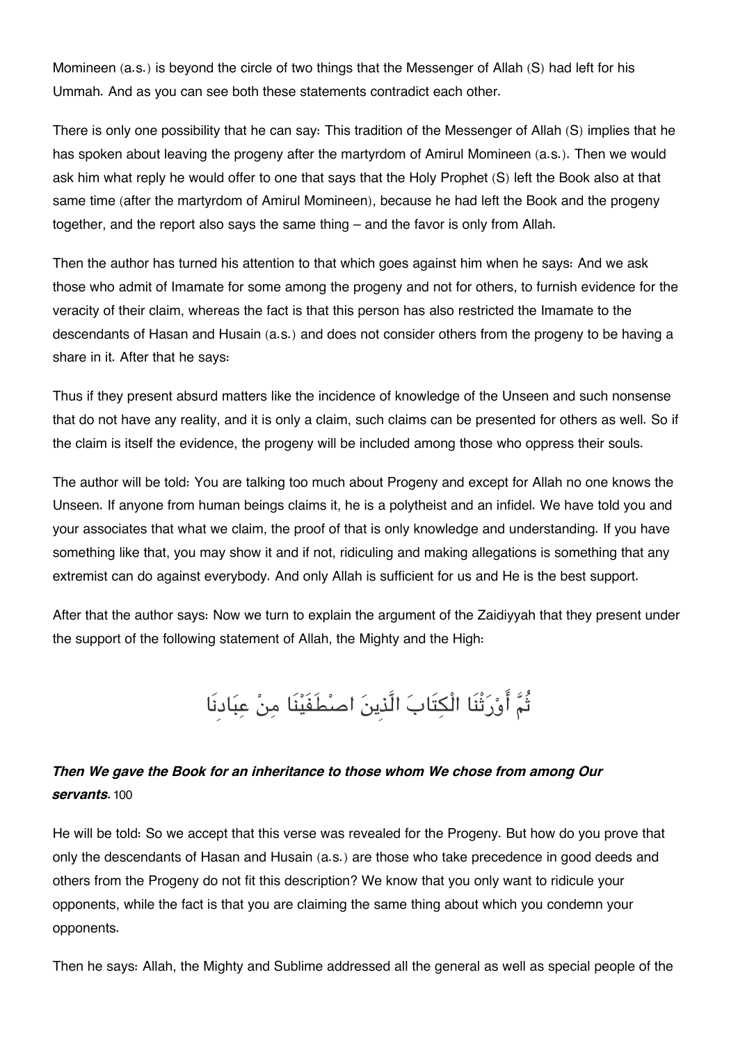Momineen (a.s.) is beyond the circle of two things that the Messenger of Allah (S) had left for his Ummah. And as you can see both these statements contradict each other.

There is only one possibility that he can say: This tradition of the Messenger of Allah (S) implies that he has spoken about leaving the progeny after the martyrdom of Amirul Momineen (a.s.). Then we would ask him what reply he would offer to one that says that the Holy Prophet (S) left the Book also at that same time (after the martyrdom of Amirul Momineen), because he had left the Book and the progeny together, and the report also says the same thing – and the favor is only from Allah.

Then the author has turned his attention to that which goes against him when he says: And we ask those who admit of Imamate for some among the progeny and not for others, to furnish evidence for the veracity of their claim, whereas the fact is that this person has also restricted the Imamate to the descendants of Hasan and Husain (a.s.) and does not consider others from the progeny to be having a share in it. After that he says:

Thus if they present absurd matters like the incidence of knowledge of the Unseen and such nonsense that do not have any reality, and it is only a claim, such claims can be presented for others as well. So if the claim is itself the evidence, the progeny will be included among those who oppress their souls.

The author will be told: You are talking too much about Progeny and except for Allah no one knows the Unseen. If anyone from human beings claims it, he is a polytheist and an infidel. We have told you and your associates that what we claim, the proof of that is only knowledge and understanding. If you have something like that, you may show it and if not, ridiculing and making allegations is something that any extremist can do against everybody. And only Allah is sufficient for us and He is the best support.

After that the author says: Now we turn to explain the argument of the Zaidiyyah that they present under the support of the following statement of Allah, the Mighty and the High:

ثُمَّ أَوْرَثْنَا الْكِتَابَ الَّذِينَ اصْطَفَيْنَا مِنْ عِبَادِنَا

***Then We gave the Book for an inheritance to those whom We chose from among Our servants.*** 100

He will be told: So we accept that this verse was revealed for the Progeny. But how do you prove that only the descendants of Hasan and Husain (a.s.) are those who take precedence in good deeds and others from the Progeny do not fit this description? We know that you only want to ridicule your opponents, while the fact is that you are claiming the same thing about which you condemn your opponents.

Then he says: Allah, the Mighty and Sublime addressed all the general as well as special people of the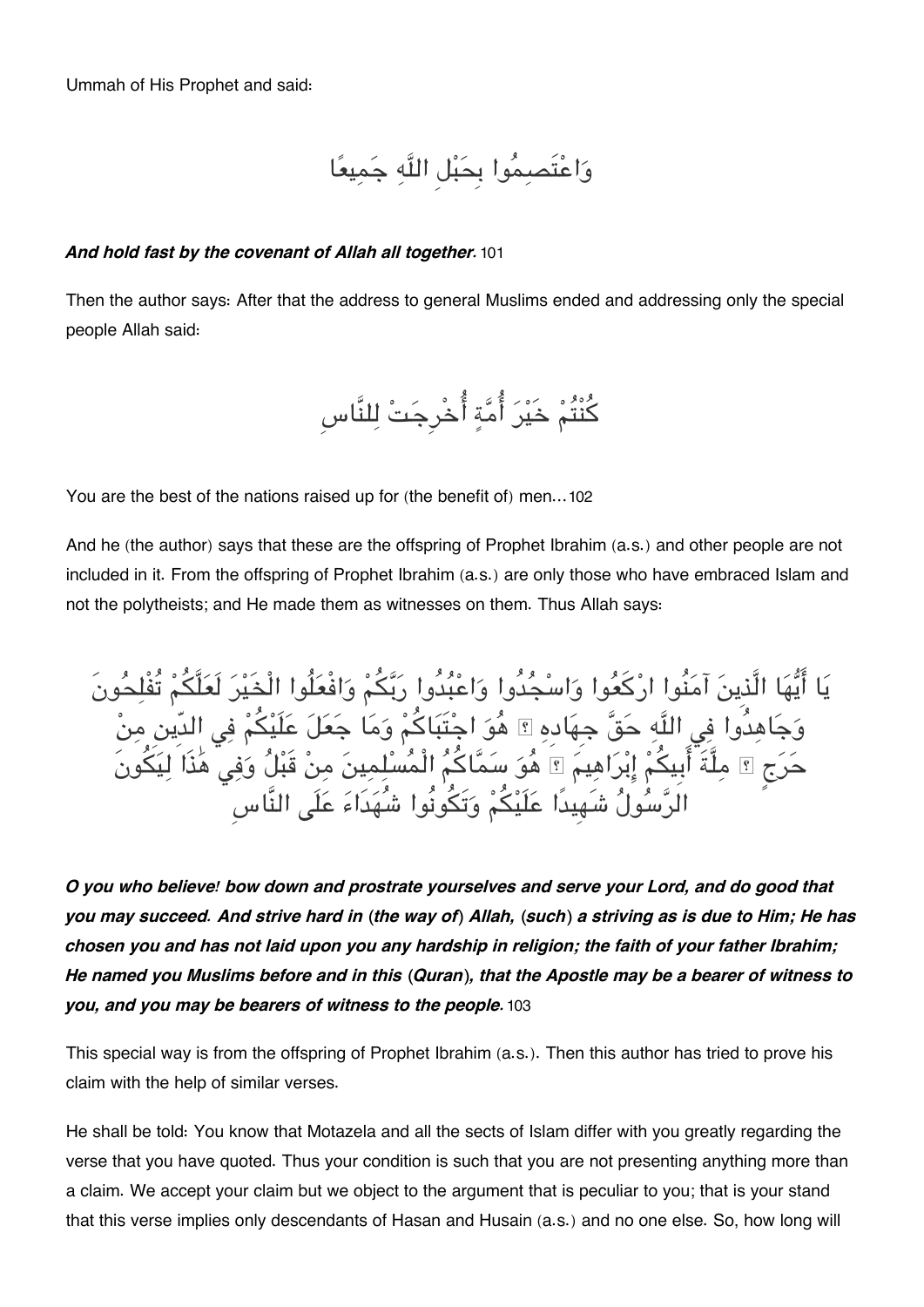Ummah of His Prophet and said:

وَاعْتَصِمُوا بِحَبْلِ اللَّهِ جَمِيعًا

***And hold fast by the covenant of Allah all together.*** 101

Then the author says: After that the address to general Muslims ended and addressing only the special people Allah said:

كُنْتُمْ خَيْرَ أُمَّةٍ أُخْرِجَتْ لِلنَّاسِ

You are the best of the nations raised up for (the benefit of) men… 102

And he (the author) says that these are the offspring of Prophet Ibrahim (a.s.) and other people are not included in it. From the offspring of Prophet Ibrahim (a.s.) are only those who have embraced Islam and not the polytheists; and He made them as witnesses on them. Thus Allah says:

يَا أَيُّهَا الَّذِينَ آمَنُوا ارْكَعُوا وَاسْجُدُوا وَاعْبُدُوا رَبَّكُمْ وَافْعَلُوا الْخَيْرَ لَعَلَّكُمْ تُفْلِحُونَ وَجَاهِدُوا فِي اللَّهِ حَقَّ جِهَادِهِ ۚ هُوَ اجْتَبَاكُمْ وَمَا جَعَلَ عَلَيْكُمْ فِي الدِّينِ مِنْ حَرَجٍ ۚ مِلَّةَ أَبِيكُمْ إِبْرَاهِيمَ ۚ هُوَ سَمَّاكُمُ الْمُسْلِمِينَ مِنْ قَبْلُ وَفِي هَٰذَا لِيَكُونَ الرَّسُولُ شَهِيدًا عَلَيْكُمْ وَتَكُونُوا شُهَدَاءَ عَلَى النَّاسِ

***O you who believe! bow down and prostrate yourselves and serve your Lord, and do good that you may succeed. And strive hard in (the way of) Allah, (such) a striving as is due to Him; He has chosen you and has not laid upon you any hardship in religion; the faith of your father Ibrahim; He named you Muslims before and in this (Quran), that the Apostle may be a bearer of witness to you, and you may be bearers of witness to the people.*** 103

This special way is from the offspring of Prophet Ibrahim (a.s.). Then this author has tried to prove his claim with the help of similar verses.

He shall be told: You know that Motazela and all the sects of Islam differ with you greatly regarding the verse that you have quoted. Thus your condition is such that you are not presenting anything more than a claim. We accept your claim but we object to the argument that is peculiar to you; that is your stand that this verse implies only descendants of Hasan and Husain (a.s.) and no one else. So, how long will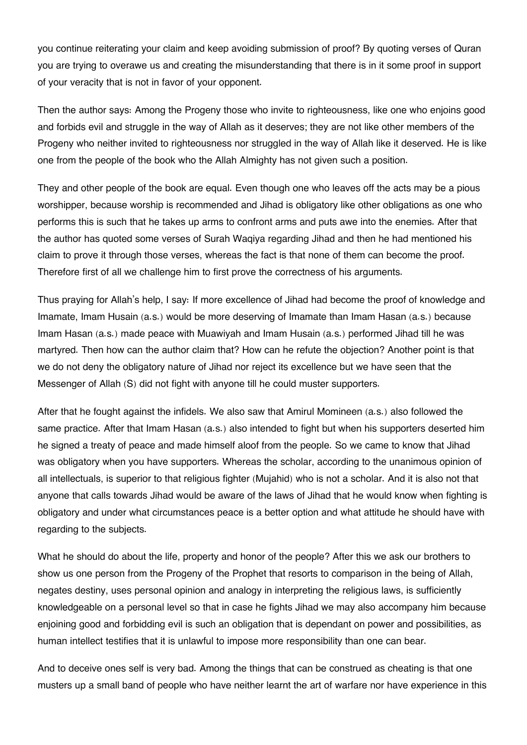you continue reiterating your claim and keep avoiding submission of proof? By quoting verses of Quran you are trying to overawe us and creating the misunderstanding that there is in it some proof in support of your veracity that is not in favor of your opponent.

Then the author says: Among the Progeny those who invite to righteousness, like one who enjoins good and forbids evil and struggle in the way of Allah as it deserves; they are not like other members of the Progeny who neither invited to righteousness nor struggled in the way of Allah like it deserved. He is like one from the people of the book who the Allah Almighty has not given such a position.

They and other people of the book are equal. Even though one who leaves off the acts may be a pious worshipper, because worship is recommended and Jihad is obligatory like other obligations as one who performs this is such that he takes up arms to confront arms and puts awe into the enemies. After that the author has quoted some verses of Surah Waqiya regarding Jihad and then he had mentioned his claim to prove it through those verses, whereas the fact is that none of them can become the proof. Therefore first of all we challenge him to first prove the correctness of his arguments.

Thus praying for Allah's help, I say: If more excellence of Jihad had become the proof of knowledge and Imamate, Imam Husain (a.s.) would be more deserving of Imamate than Imam Hasan (a.s.) because Imam Hasan (a.s.) made peace with Muawiyah and Imam Husain (a.s.) performed Jihad till he was martyred. Then how can the author claim that? How can he refute the objection? Another point is that we do not deny the obligatory nature of Jihad nor reject its excellence but we have seen that the Messenger of Allah (S) did not fight with anyone till he could muster supporters.

After that he fought against the infidels. We also saw that Amirul Momineen (a.s.) also followed the same practice. After that Imam Hasan (a.s.) also intended to fight but when his supporters deserted him he signed a treaty of peace and made himself aloof from the people. So we came to know that Jihad was obligatory when you have supporters. Whereas the scholar, according to the unanimous opinion of all intellectuals, is superior to that religious fighter (Mujahid) who is not a scholar. And it is also not that anyone that calls towards Jihad would be aware of the laws of Jihad that he would know when fighting is obligatory and under what circumstances peace is a better option and what attitude he should have with regarding to the subjects.

What he should do about the life, property and honor of the people? After this we ask our brothers to show us one person from the Progeny of the Prophet that resorts to comparison in the being of Allah, negates destiny, uses personal opinion and analogy in interpreting the religious laws, is sufficiently knowledgeable on a personal level so that in case he fights Jihad we may also accompany him because enjoining good and forbidding evil is such an obligation that is dependant on power and possibilities, as human intellect testifies that it is unlawful to impose more responsibility than one can bear.

And to deceive ones self is very bad. Among the things that can be construed as cheating is that one musters up a small band of people who have neither learnt the art of warfare nor have experience in this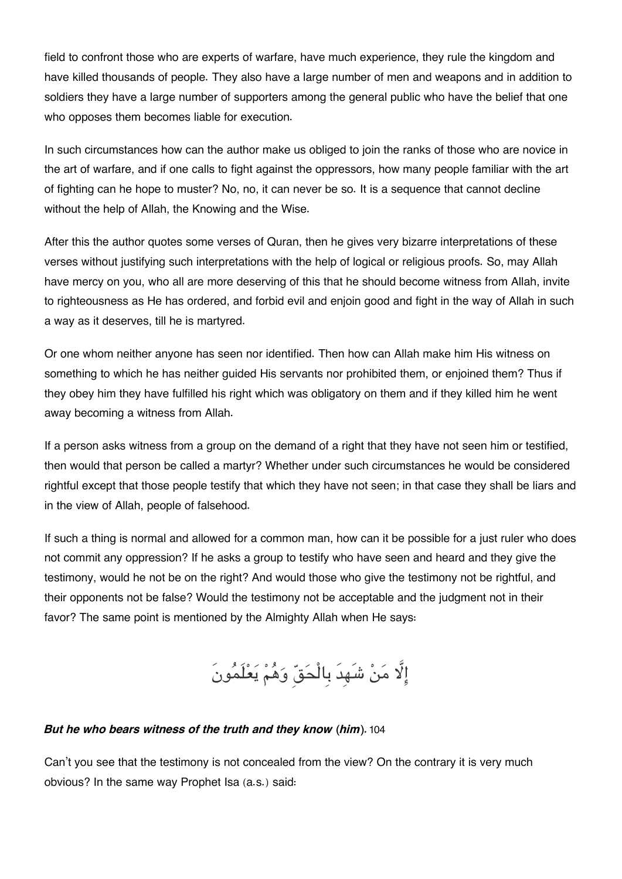field to confront those who are experts of warfare, have much experience, they rule the kingdom and have killed thousands of people. They also have a large number of men and weapons and in addition to soldiers they have a large number of supporters among the general public who have the belief that one who opposes them becomes liable for execution.

In such circumstances how can the author make us obliged to join the ranks of those who are novice in the art of warfare, and if one calls to fight against the oppressors, how many people familiar with the art of fighting can he hope to muster? No, no, it can never be so. It is a sequence that cannot decline without the help of Allah, the Knowing and the Wise.

After this the author quotes some verses of Quran, then he gives very bizarre interpretations of these verses without justifying such interpretations with the help of logical or religious proofs. So, may Allah have mercy on you, who all are more deserving of this that he should become witness from Allah, invite to righteousness as He has ordered, and forbid evil and enjoin good and fight in the way of Allah in such a way as it deserves, till he is martyred.

Or one whom neither anyone has seen nor identified. Then how can Allah make him His witness on something to which he has neither guided His servants nor prohibited them, or enjoined them? Thus if they obey him they have fulfilled his right which was obligatory on them and if they killed him he went away becoming a witness from Allah.

If a person asks witness from a group on the demand of a right that they have not seen him or testified, then would that person be called a martyr? Whether under such circumstances he would be considered rightful except that those people testify that which they have not seen; in that case they shall be liars and in the view of Allah, people of falsehood.

If such a thing is normal and allowed for a common man, how can it be possible for a just ruler who does not commit any oppression? If he asks a group to testify who have seen and heard and they give the testimony, would he not be on the right? And would those who give the testimony not be rightful, and their opponents not be false? Would the testimony not be acceptable and the judgment not in their favor? The same point is mentioned by the Almighty Allah when He says:

إِلَّا مَنْ شَهِدَ بِالْحَقِّ وَهُمْ يَعْلَمُونَ

***But he who bears witness of the truth and they know (him).*** 104

Can't you see that the testimony is not concealed from the view? On the contrary it is very much obvious? In the same way Prophet Isa (a.s.) said: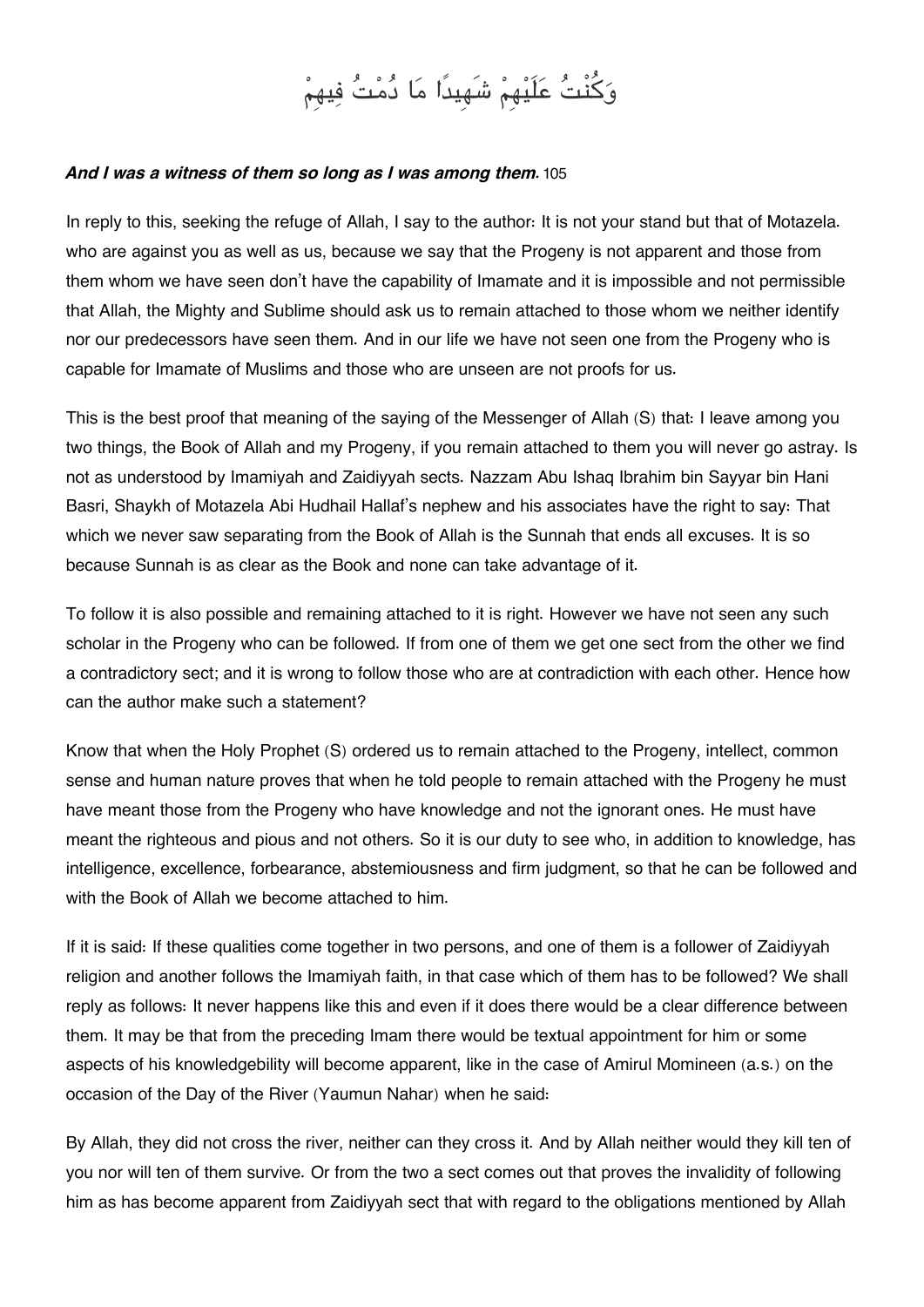وَكُنْتُ عَلَيْهِمْ شَهِيدًا مَا دُمْتُ فِيهِمْ

***And I was a witness of them so long as I was among them.*** 105

In reply to this, seeking the refuge of Allah, I say to the author: It is not your stand but that of Motazela. who are against you as well as us, because we say that the Progeny is not apparent and those from them whom we have seen don't have the capability of Imamate and it is impossible and not permissible that Allah, the Mighty and Sublime should ask us to remain attached to those whom we neither identify nor our predecessors have seen them. And in our life we have not seen one from the Progeny who is capable for Imamate of Muslims and those who are unseen are not proofs for us.

This is the best proof that meaning of the saying of the Messenger of Allah (S) that: I leave among you two things, the Book of Allah and my Progeny, if you remain attached to them you will never go astray. Is not as understood by Imamiyah and Zaidiyyah sects. Nazzam Abu Ishaq Ibrahim bin Sayyar bin Hani Basri, Shaykh of Motazela Abi Hudhail Hallaf's nephew and his associates have the right to say: That which we never saw separating from the Book of Allah is the Sunnah that ends all excuses. It is so because Sunnah is as clear as the Book and none can take advantage of it.

To follow it is also possible and remaining attached to it is right. However we have not seen any such scholar in the Progeny who can be followed. If from one of them we get one sect from the other we find a contradictory sect; and it is wrong to follow those who are at contradiction with each other. Hence how can the author make such a statement?

Know that when the Holy Prophet (S) ordered us to remain attached to the Progeny, intellect, common sense and human nature proves that when he told people to remain attached with the Progeny he must have meant those from the Progeny who have knowledge and not the ignorant ones. He must have meant the righteous and pious and not others. So it is our duty to see who, in addition to knowledge, has intelligence, excellence, forbearance, abstemiousness and firm judgment, so that he can be followed and with the Book of Allah we become attached to him.

If it is said: If these qualities come together in two persons, and one of them is a follower of Zaidiyyah religion and another follows the Imamiyah faith, in that case which of them has to be followed? We shall reply as follows: It never happens like this and even if it does there would be a clear difference between them. It may be that from the preceding Imam there would be textual appointment for him or some aspects of his knowledgebility will become apparent, like in the case of Amirul Momineen (a.s.) on the occasion of the Day of the River (Yaumun Nahar) when he said:

By Allah, they did not cross the river, neither can they cross it. And by Allah neither would they kill ten of you nor will ten of them survive. Or from the two a sect comes out that proves the invalidity of following him as has become apparent from Zaidiyyah sect that with regard to the obligations mentioned by Allah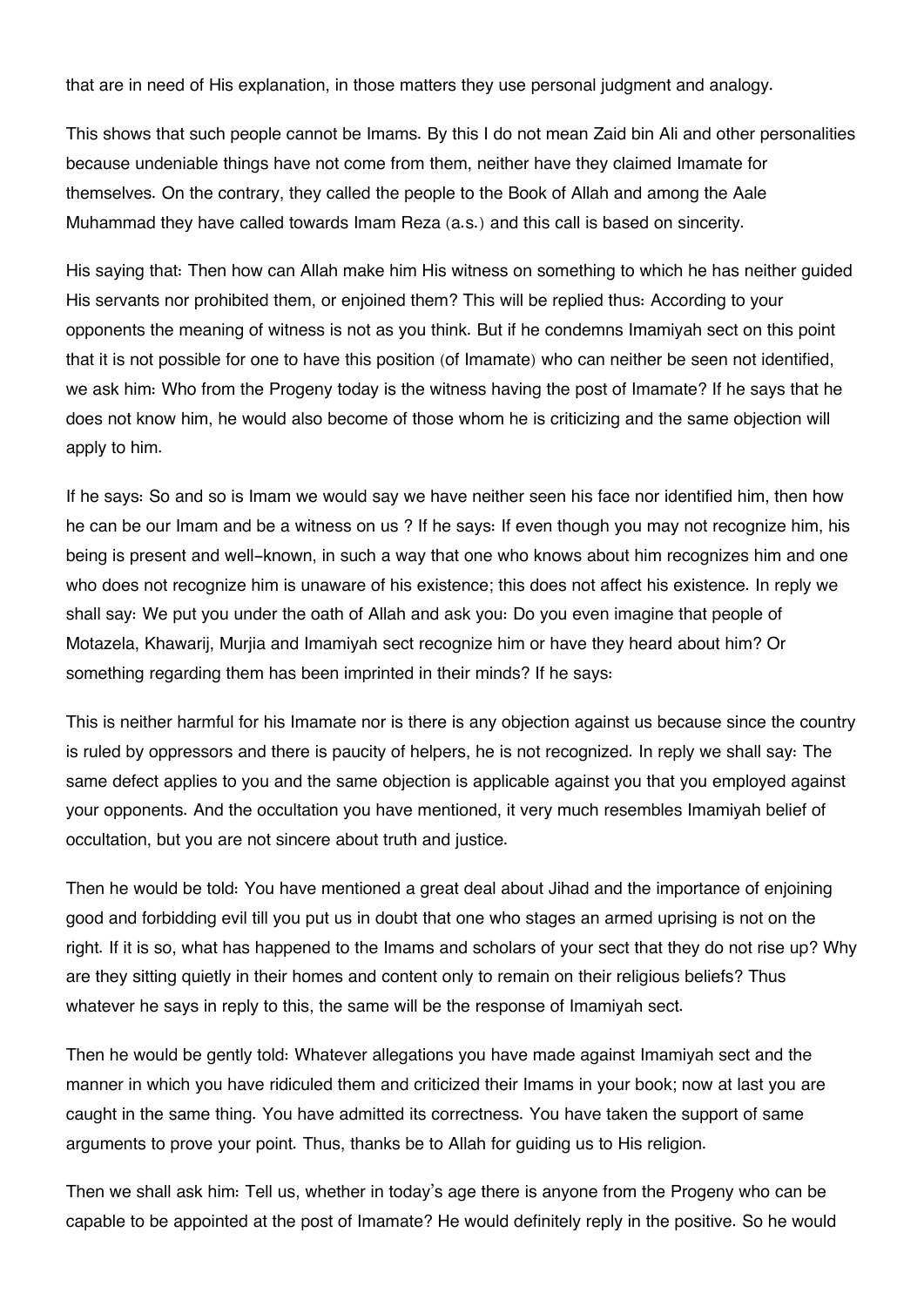that are in need of His explanation, in those matters they use personal judgment and analogy.

This shows that such people cannot be Imams. By this I do not mean Zaid bin Ali and other personalities because undeniable things have not come from them, neither have they claimed Imamate for themselves. On the contrary, they called the people to the Book of Allah and among the Aale Muhammad they have called towards Imam Reza (a.s.) and this call is based on sincerity.

His saying that: Then how can Allah make him His witness on something to which he has neither guided His servants nor prohibited them, or enjoined them? This will be replied thus: According to your opponents the meaning of witness is not as you think. But if he condemns Imamiyah sect on this point that it is not possible for one to have this position (of Imamate) who can neither be seen not identified, we ask him: Who from the Progeny today is the witness having the post of Imamate? If he says that he does not know him, he would also become of those whom he is criticizing and the same objection will apply to him.

If he says: So and so is Imam we would say we have neither seen his face nor identified him, then how he can be our Imam and be a witness on us ? If he says: If even though you may not recognize him, his being is present and well-known, in such a way that one who knows about him recognizes him and one who does not recognize him is unaware of his existence; this does not affect his existence. In reply we shall say: We put you under the oath of Allah and ask you: Do you even imagine that people of Motazela, Khawarij, Murjia and Imamiyah sect recognize him or have they heard about him? Or something regarding them has been imprinted in their minds? If he says:

This is neither harmful for his Imamate nor is there is any objection against us because since the country is ruled by oppressors and there is paucity of helpers, he is not recognized. In reply we shall say: The same defect applies to you and the same objection is applicable against you that you employed against your opponents. And the occultation you have mentioned, it very much resembles Imamiyah belief of occultation, but you are not sincere about truth and justice.

Then he would be told: You have mentioned a great deal about Jihad and the importance of enjoining good and forbidding evil till you put us in doubt that one who stages an armed uprising is not on the right. If it is so, what has happened to the Imams and scholars of your sect that they do not rise up? Why are they sitting quietly in their homes and content only to remain on their religious beliefs? Thus whatever he says in reply to this, the same will be the response of Imamiyah sect.

Then he would be gently told: Whatever allegations you have made against Imamiyah sect and the manner in which you have ridiculed them and criticized their Imams in your book; now at last you are caught in the same thing. You have admitted its correctness. You have taken the support of same arguments to prove your point. Thus, thanks be to Allah for guiding us to His religion.

Then we shall ask him: Tell us, whether in today's age there is anyone from the Progeny who can be capable to be appointed at the post of Imamate? He would definitely reply in the positive. So he would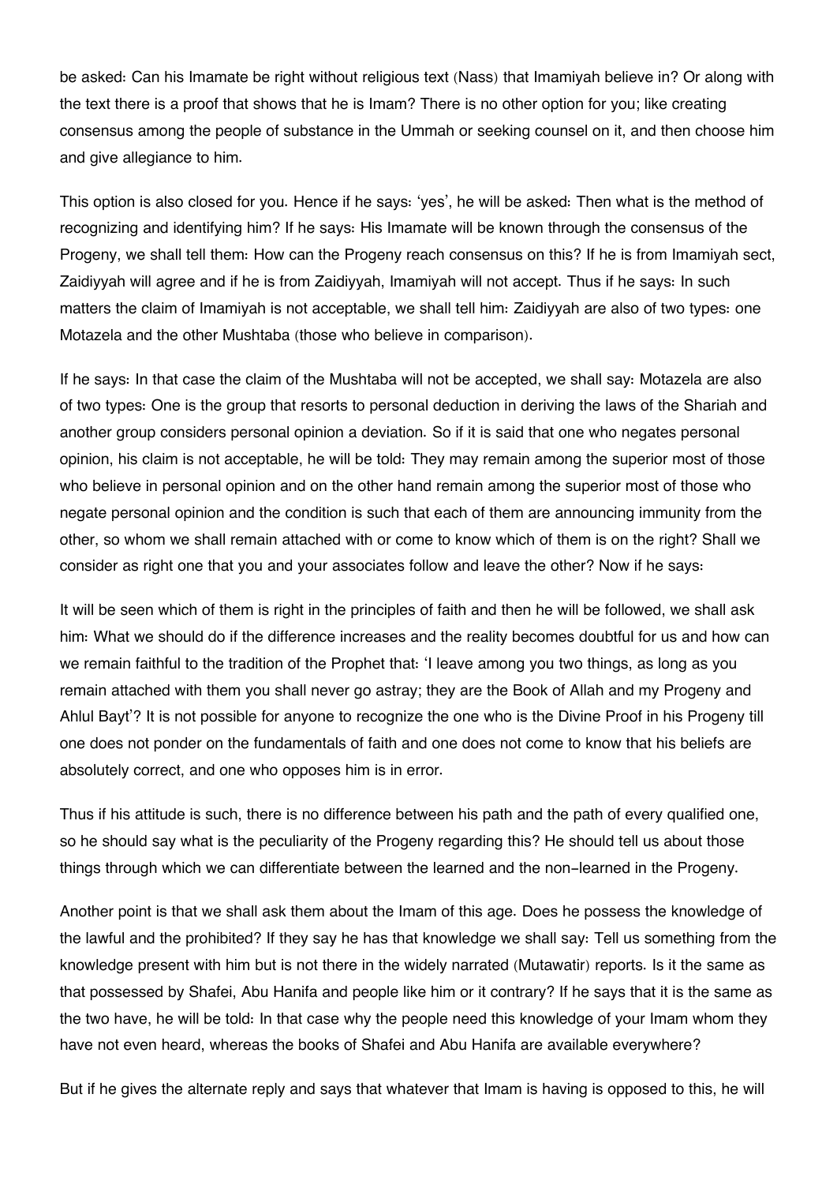be asked: Can his Imamate be right without religious text (Nass) that Imamiyah believe in? Or along with the text there is a proof that shows that he is Imam? There is no other option for you; like creating consensus among the people of substance in the Ummah or seeking counsel on it, and then choose him and give allegiance to him.

This option is also closed for you. Hence if he says: 'yes', he will be asked: Then what is the method of recognizing and identifying him? If he says: His Imamate will be known through the consensus of the Progeny, we shall tell them: How can the Progeny reach consensus on this? If he is from Imamiyah sect, Zaidiyyah will agree and if he is from Zaidiyyah, Imamiyah will not accept. Thus if he says: In such matters the claim of Imamiyah is not acceptable, we shall tell him: Zaidiyyah are also of two types: one Motazela and the other Mushtaba (those who believe in comparison).

If he says: In that case the claim of the Mushtaba will not be accepted, we shall say: Motazela are also of two types: One is the group that resorts to personal deduction in deriving the laws of the Shariah and another group considers personal opinion a deviation. So if it is said that one who negates personal opinion, his claim is not acceptable, he will be told: They may remain among the superior most of those who believe in personal opinion and on the other hand remain among the superior most of those who negate personal opinion and the condition is such that each of them are announcing immunity from the other, so whom we shall remain attached with or come to know which of them is on the right? Shall we consider as right one that you and your associates follow and leave the other? Now if he says:

It will be seen which of them is right in the principles of faith and then he will be followed, we shall ask him: What we should do if the difference increases and the reality becomes doubtful for us and how can we remain faithful to the tradition of the Prophet that: 'I leave among you two things, as long as you remain attached with them you shall never go astray; they are the Book of Allah and my Progeny and Ahlul Bayt'? It is not possible for anyone to recognize the one who is the Divine Proof in his Progeny till one does not ponder on the fundamentals of faith and one does not come to know that his beliefs are absolutely correct, and one who opposes him is in error.

Thus if his attitude is such, there is no difference between his path and the path of every qualified one, so he should say what is the peculiarity of the Progeny regarding this? He should tell us about those things through which we can differentiate between the learned and the non-learned in the Progeny.

Another point is that we shall ask them about the Imam of this age. Does he possess the knowledge of the lawful and the prohibited? If they say he has that knowledge we shall say: Tell us something from the knowledge present with him but is not there in the widely narrated (Mutawatir) reports. Is it the same as that possessed by Shafei, Abu Hanifa and people like him or it contrary? If he says that it is the same as the two have, he will be told: In that case why the people need this knowledge of your Imam whom they have not even heard, whereas the books of Shafei and Abu Hanifa are available everywhere?

But if he gives the alternate reply and says that whatever that Imam is having is opposed to this, he will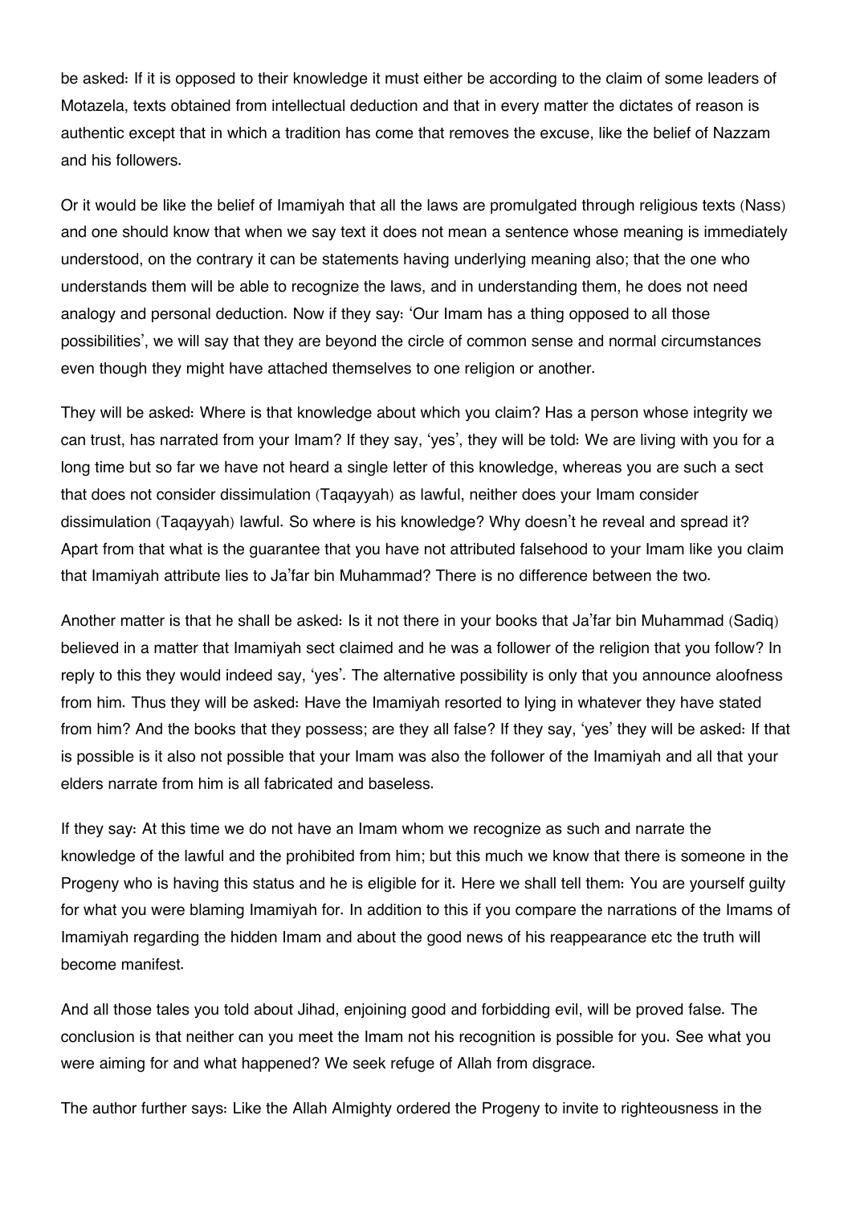be asked: If it is opposed to their knowledge it must either be according to the claim of some leaders of Motazela, texts obtained from intellectual deduction and that in every matter the dictates of reason is authentic except that in which a tradition has come that removes the excuse, like the belief of Nazzam and his followers.

Or it would be like the belief of Imamiyah that all the laws are promulgated through religious texts (Nass) and one should know that when we say text it does not mean a sentence whose meaning is immediately understood, on the contrary it can be statements having underlying meaning also; that the one who understands them will be able to recognize the laws, and in understanding them, he does not need analogy and personal deduction. Now if they say: 'Our Imam has a thing opposed to all those possibilities', we will say that they are beyond the circle of common sense and normal circumstances even though they might have attached themselves to one religion or another.

They will be asked: Where is that knowledge about which you claim? Has a person whose integrity we can trust, has narrated from your Imam? If they say, 'yes', they will be told: We are living with you for a long time but so far we have not heard a single letter of this knowledge, whereas you are such a sect that does not consider dissimulation (Taqayyah) as lawful, neither does your Imam consider dissimulation (Taqayyah) lawful. So where is his knowledge? Why doesn't he reveal and spread it? Apart from that what is the guarantee that you have not attributed falsehood to your Imam like you claim that Imamiyah attribute lies to Ja'far bin Muhammad? There is no difference between the two.

Another matter is that he shall be asked: Is it not there in your books that Ja'far bin Muhammad (Sadiq) believed in a matter that Imamiyah sect claimed and he was a follower of the religion that you follow? In reply to this they would indeed say, 'yes'. The alternative possibility is only that you announce aloofness from him. Thus they will be asked: Have the Imamiyah resorted to lying in whatever they have stated from him? And the books that they possess; are they all false? If they say, 'yes' they will be asked: If that is possible is it also not possible that your Imam was also the follower of the Imamiyah and all that your elders narrate from him is all fabricated and baseless.

If they say: At this time we do not have an Imam whom we recognize as such and narrate the knowledge of the lawful and the prohibited from him; but this much we know that there is someone in the Progeny who is having this status and he is eligible for it. Here we shall tell them: You are yourself guilty for what you were blaming Imamiyah for. In addition to this if you compare the narrations of the Imams of Imamiyah regarding the hidden Imam and about the good news of his reappearance etc the truth will become manifest.

And all those tales you told about Jihad, enjoining good and forbidding evil, will be proved false. The conclusion is that neither can you meet the Imam not his recognition is possible for you. See what you were aiming for and what happened? We seek refuge of Allah from disgrace.

The author further says: Like the Allah Almighty ordered the Progeny to invite to righteousness in the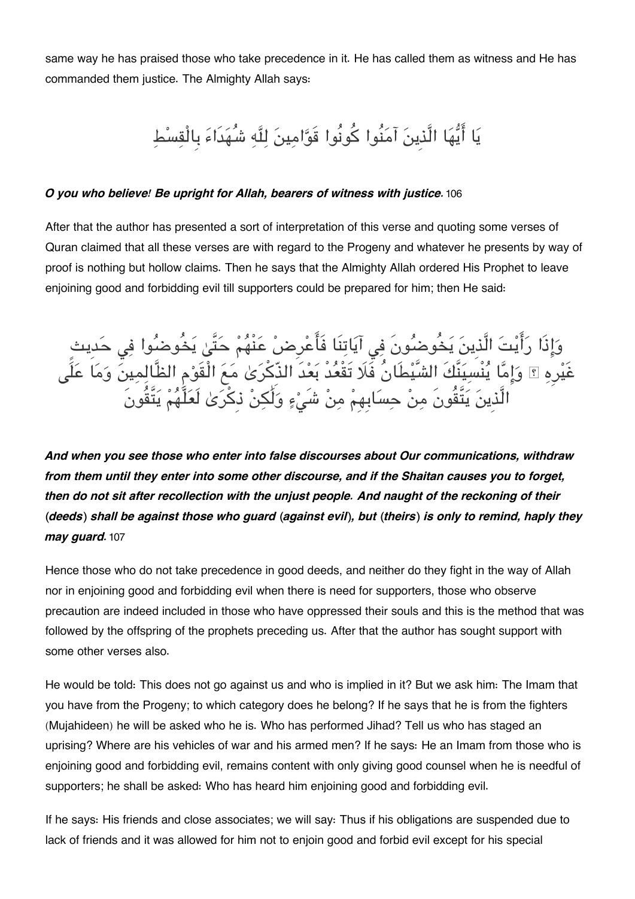same way he has praised those who take precedence in it. He has called them as witness and He has commanded them justice. The Almighty Allah says:

يَا أَيُّهَا الَّذِينَ آمَنُوا كُونُوا قَوَّامِينَ لِلَّهِ شُهَدَاءَ بِالْقِسْطِ

***O you who believe! Be upright for Allah, bearers of witness with justice.*** 106

After that the author has presented a sort of interpretation of this verse and quoting some verses of Quran claimed that all these verses are with regard to the Progeny and whatever he presents by way of proof is nothing but hollow claims. Then he says that the Almighty Allah ordered His Prophet to leave enjoining good and forbidding evil till supporters could be prepared for him; then He said:

وَإِذَا رَأَيْتَ الَّذِينَ يَخُوضُونَ فِي آيَاتِنَا فَأَعْرِضْ عَنْهُمْ حَتَّىٰ يَخُوضُوا فِي حَدِيثٍ غَيْرِهِ ۚ وَإِمَّا يُنْسِيَنَّكَ الشَّيْطَانُ فَلَا تَقْعُدْ بَعْدَ الذِّكْرَىٰ مَعَ الْقَوْمِ الظَّالِمِينَ وَمَا عَلَى الَّذِينَ يَتَّقُونَ مِنْ حِسَابِهِمْ مِنْ شَيْءٍ وَلَٰكِنْ ذِكْرَىٰ لَعَلَّهُمْ يَتَّقُونَ

***And when you see those who enter into false discourses about Our communications, withdraw from them until they enter into some other discourse, and if the Shaitan causes you to forget, then do not sit after recollection with the unjust people. And naught of the reckoning of their (deeds) shall be against those who guard (against evil), but (theirs) is only to remind, haply they may guard.*** 107

Hence those who do not take precedence in good deeds, and neither do they fight in the way of Allah nor in enjoining good and forbidding evil when there is need for supporters, those who observe precaution are indeed included in those who have oppressed their souls and this is the method that was followed by the offspring of the prophets preceding us. After that the author has sought support with some other verses also.

He would be told: This does not go against us and who is implied in it? But we ask him: The Imam that you have from the Progeny; to which category does he belong? If he says that he is from the fighters (Mujahideen) he will be asked who he is. Who has performed Jihad? Tell us who has staged an uprising? Where are his vehicles of war and his armed men? If he says: He an Imam from those who is enjoining good and forbidding evil, remains content with only giving good counsel when he is needful of supporters; he shall be asked: Who has heard him enjoining good and forbidding evil.

If he says: His friends and close associates; we will say: Thus if his obligations are suspended due to lack of friends and it was allowed for him not to enjoin good and forbid evil except for his special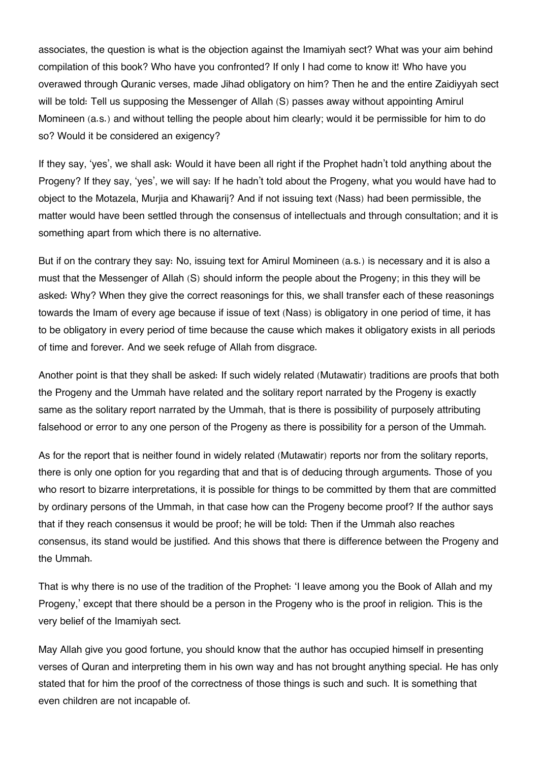associates, the question is what is the objection against the Imamiyah sect? What was your aim behind compilation of this book? Who have you confronted? If only I had come to know it! Who have you overawed through Quranic verses, made Jihad obligatory on him? Then he and the entire Zaidiyyah sect will be told: Tell us supposing the Messenger of Allah (S) passes away without appointing Amirul Momineen (a.s.) and without telling the people about him clearly; would it be permissible for him to do so? Would it be considered an exigency?

If they say, 'yes', we shall ask: Would it have been all right if the Prophet hadn't told anything about the Progeny? If they say, 'yes', we will say: If he hadn't told about the Progeny, what you would have had to object to the Motazela, Murjia and Khawarij? And if not issuing text (Nass) had been permissible, the matter would have been settled through the consensus of intellectuals and through consultation; and it is something apart from which there is no alternative.

But if on the contrary they say: No, issuing text for Amirul Momineen (a.s.) is necessary and it is also a must that the Messenger of Allah (S) should inform the people about the Progeny; in this they will be asked: Why? When they give the correct reasonings for this, we shall transfer each of these reasonings towards the Imam of every age because if issue of text (Nass) is obligatory in one period of time, it has to be obligatory in every period of time because the cause which makes it obligatory exists in all periods of time and forever. And we seek refuge of Allah from disgrace.

Another point is that they shall be asked: If such widely related (Mutawatir) traditions are proofs that both the Progeny and the Ummah have related and the solitary report narrated by the Progeny is exactly same as the solitary report narrated by the Ummah, that is there is possibility of purposely attributing falsehood or error to any one person of the Progeny as there is possibility for a person of the Ummah.

As for the report that is neither found in widely related (Mutawatir) reports nor from the solitary reports, there is only one option for you regarding that and that is of deducing through arguments. Those of you who resort to bizarre interpretations, it is possible for things to be committed by them that are committed by ordinary persons of the Ummah, in that case how can the Progeny become proof? If the author says that if they reach consensus it would be proof; he will be told: Then if the Ummah also reaches consensus, its stand would be justified. And this shows that there is difference between the Progeny and the Ummah.

That is why there is no use of the tradition of the Prophet: 'I leave among you the Book of Allah and my Progeny,' except that there should be a person in the Progeny who is the proof in religion. This is the very belief of the Imamiyah sect.

May Allah give you good fortune, you should know that the author has occupied himself in presenting verses of Quran and interpreting them in his own way and has not brought anything special. He has only stated that for him the proof of the correctness of those things is such and such. It is something that even children are not incapable of.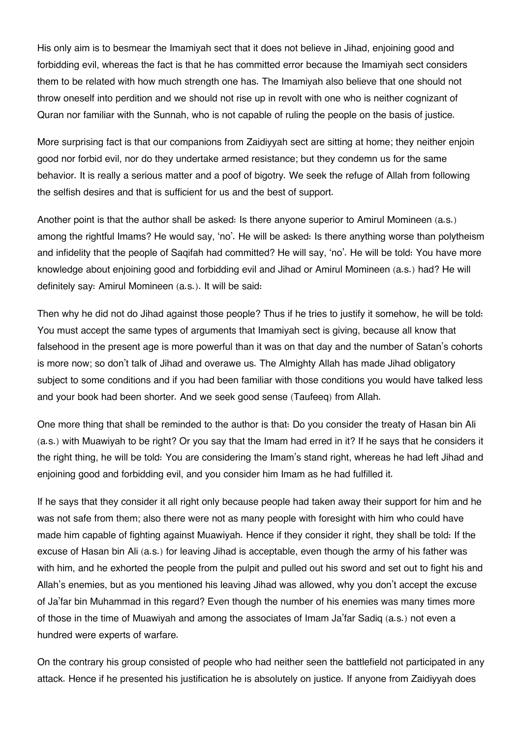His only aim is to besmear the Imamiyah sect that it does not believe in Jihad, enjoining good and forbidding evil, whereas the fact is that he has committed error because the Imamiyah sect considers them to be related with how much strength one has. The Imamiyah also believe that one should not throw oneself into perdition and we should not rise up in revolt with one who is neither cognizant of Quran nor familiar with the Sunnah, who is not capable of ruling the people on the basis of justice.

More surprising fact is that our companions from Zaidiyyah sect are sitting at home; they neither enjoin good nor forbid evil, nor do they undertake armed resistance; but they condemn us for the same behavior. It is really a serious matter and a poof of bigotry. We seek the refuge of Allah from following the selfish desires and that is sufficient for us and the best of support.

Another point is that the author shall be asked: Is there anyone superior to Amirul Momineen (a.s.) among the rightful Imams? He would say, 'no'. He will be asked: Is there anything worse than polytheism and infidelity that the people of Saqifah had committed? He will say, 'no'. He will be told: You have more knowledge about enjoining good and forbidding evil and Jihad or Amirul Momineen (a.s.) had? He will definitely say: Amirul Momineen (a.s.). It will be said:

Then why he did not do Jihad against those people? Thus if he tries to justify it somehow, he will be told: You must accept the same types of arguments that Imamiyah sect is giving, because all know that falsehood in the present age is more powerful than it was on that day and the number of Satan's cohorts is more now; so don't talk of Jihad and overawe us. The Almighty Allah has made Jihad obligatory subject to some conditions and if you had been familiar with those conditions you would have talked less and your book had been shorter. And we seek good sense (Taufeeq) from Allah.

One more thing that shall be reminded to the author is that: Do you consider the treaty of Hasan bin Ali (a.s.) with Muawiyah to be right? Or you say that the Imam had erred in it? If he says that he considers it the right thing, he will be told: You are considering the Imam's stand right, whereas he had left Jihad and enjoining good and forbidding evil, and you consider him Imam as he had fulfilled it.

If he says that they consider it all right only because people had taken away their support for him and he was not safe from them; also there were not as many people with foresight with him who could have made him capable of fighting against Muawiyah. Hence if they consider it right, they shall be told: If the excuse of Hasan bin Ali (a.s.) for leaving Jihad is acceptable, even though the army of his father was with him, and he exhorted the people from the pulpit and pulled out his sword and set out to fight his and Allah's enemies, but as you mentioned his leaving Jihad was allowed, why you don't accept the excuse of Ja'far bin Muhammad in this regard? Even though the number of his enemies was many times more of those in the time of Muawiyah and among the associates of Imam Ja'far Sadiq (a.s.) not even a hundred were experts of warfare.

On the contrary his group consisted of people who had neither seen the battlefield not participated in any attack. Hence if he presented his justification he is absolutely on justice. If anyone from Zaidiyyah does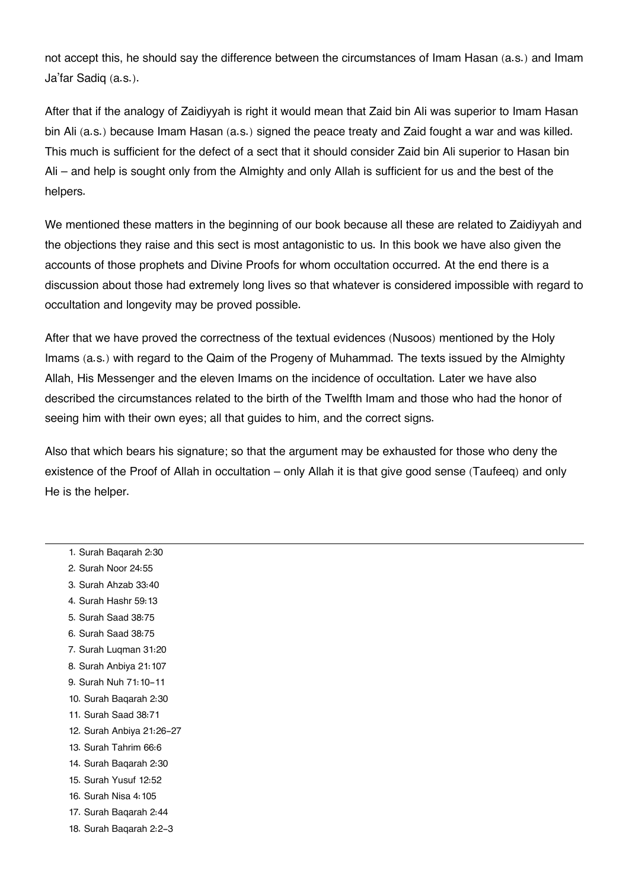not accept this, he should say the difference between the circumstances of Imam Hasan (a.s.) and Imam Ja'far Sadiq (a.s.).

After that if the analogy of Zaidiyyah is right it would mean that Zaid bin Ali was superior to Imam Hasan bin Ali (a.s.) because Imam Hasan (a.s.) signed the peace treaty and Zaid fought a war and was killed. This much is sufficient for the defect of a sect that it should consider Zaid bin Ali superior to Hasan bin Ali – and help is sought only from the Almighty and only Allah is sufficient for us and the best of the helpers.

We mentioned these matters in the beginning of our book because all these are related to Zaidiyyah and the objections they raise and this sect is most antagonistic to us. In this book we have also given the accounts of those prophets and Divine Proofs for whom occultation occurred. At the end there is a discussion about those had extremely long lives so that whatever is considered impossible with regard to occultation and longevity may be proved possible.

After that we have proved the correctness of the textual evidences (Nusoos) mentioned by the Holy Imams (a.s.) with regard to the Qaim of the Progeny of Muhammad. The texts issued by the Almighty Allah, His Messenger and the eleven Imams on the incidence of occultation. Later we have also described the circumstances related to the birth of the Twelfth Imam and those who had the honor of seeing him with their own eyes; all that guides to him, and the correct signs.

Also that which bears his signature; so that the argument may be exhausted for those who deny the existence of the Proof of Allah in occultation – only Allah it is that give good sense (Taufeeq) and only He is the helper.

---

1. Surah Baqarah 2:30
2. Surah Noor 24:55
3. Surah Ahzab 33:40
4. Surah Hashr 59:13
5. Surah Saad 38:75
6. Surah Saad 38:75
7. Surah Luqman 31:20
8. Surah Anbiya 21:107
9. Surah Nuh 71:10-11
10. Surah Baqarah 2:30
11. Surah Saad 38:71
12. Surah Anbiya 21:26-27
13. Surah Tahrim 66:6
14. Surah Baqarah 2:30
15. Surah Yusuf 12:52
16. Surah Nisa 4:105
17. Surah Baqarah 2:44
18. Surah Baqarah 2:2-3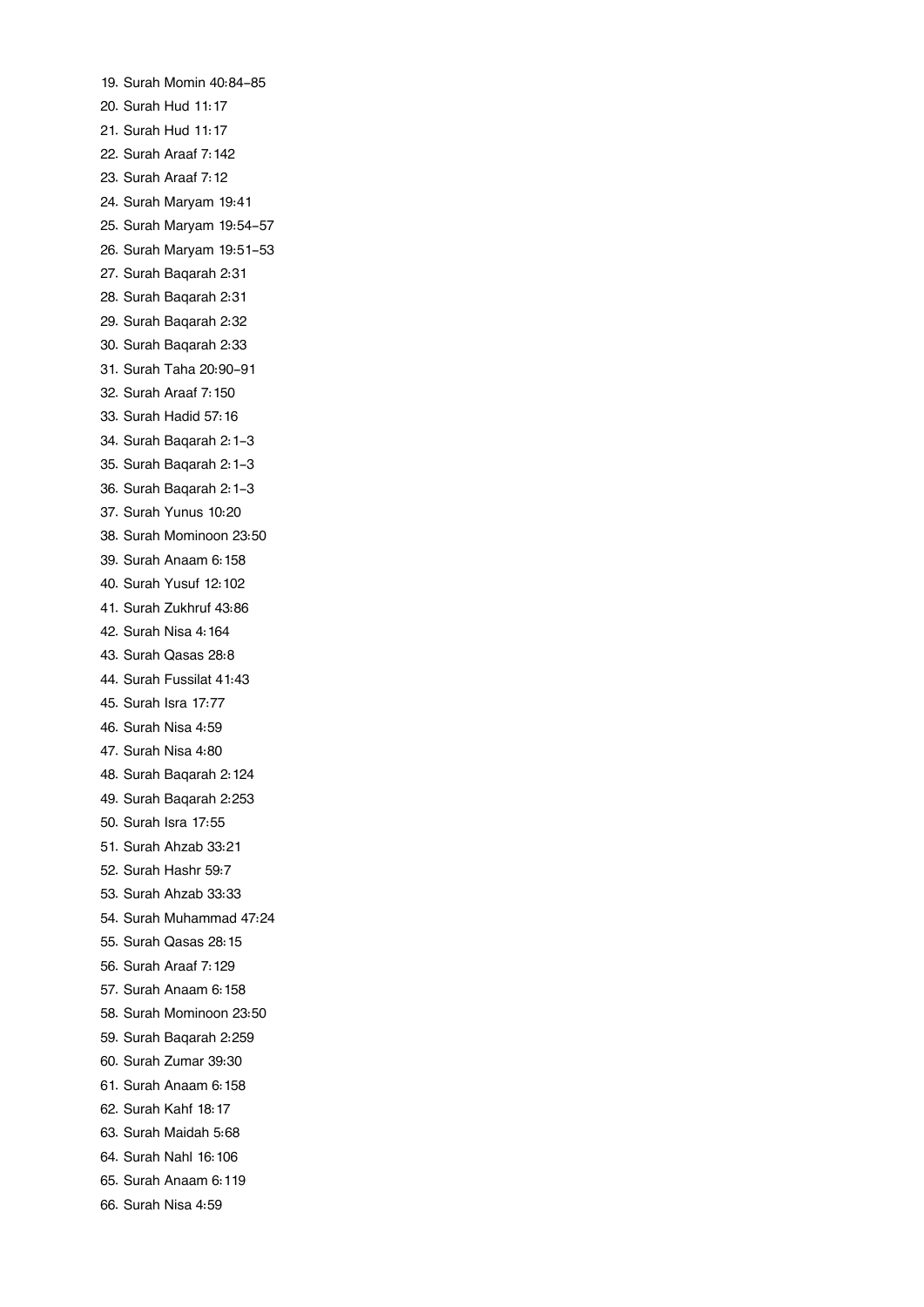19. Surah Momin 40:84–85
20. Surah Hud 11:17
21. Surah Hud 11:17
22. Surah Araaf 7:142
23. Surah Araaf 7:12
24. Surah Maryam 19:41
25. Surah Maryam 19:54–57
26. Surah Maryam 19:51–53
27. Surah Baqarah 2:31
28. Surah Baqarah 2:31
29. Surah Baqarah 2:32
30. Surah Baqarah 2:33
31. Surah Taha 20:90–91
32. Surah Araaf 7:150
33. Surah Hadid 57:16
34. Surah Baqarah 2:1–3
35. Surah Baqarah 2:1–3
36. Surah Baqarah 2:1–3
37. Surah Yunus 10:20
38. Surah Mominoon 23:50
39. Surah Anaam 6:158
40. Surah Yusuf 12:102
41. Surah Zukhruf 43:86
42. Surah Nisa 4:164
43. Surah Qasas 28:8
44. Surah Fussilat 41:43
45. Surah Isra 17:77
46. Surah Nisa 4:59
47. Surah Nisa 4:80
48. Surah Baqarah 2:124
49. Surah Baqarah 2:253
50. Surah Isra 17:55
51. Surah Ahzab 33:21
52. Surah Hashr 59:7
53. Surah Ahzab 33:33
54. Surah Muhammad 47:24
55. Surah Qasas 28:15
56. Surah Araaf 7:129
57. Surah Anaam 6:158
58. Surah Mominoon 23:50
59. Surah Baqarah 2:259
60. Surah Zumar 39:30
61. Surah Anaam 6:158
62. Surah Kahf 18:17
63. Surah Maidah 5:68
64. Surah Nahl 16:106
65. Surah Anaam 6:119
66. Surah Nisa 4:59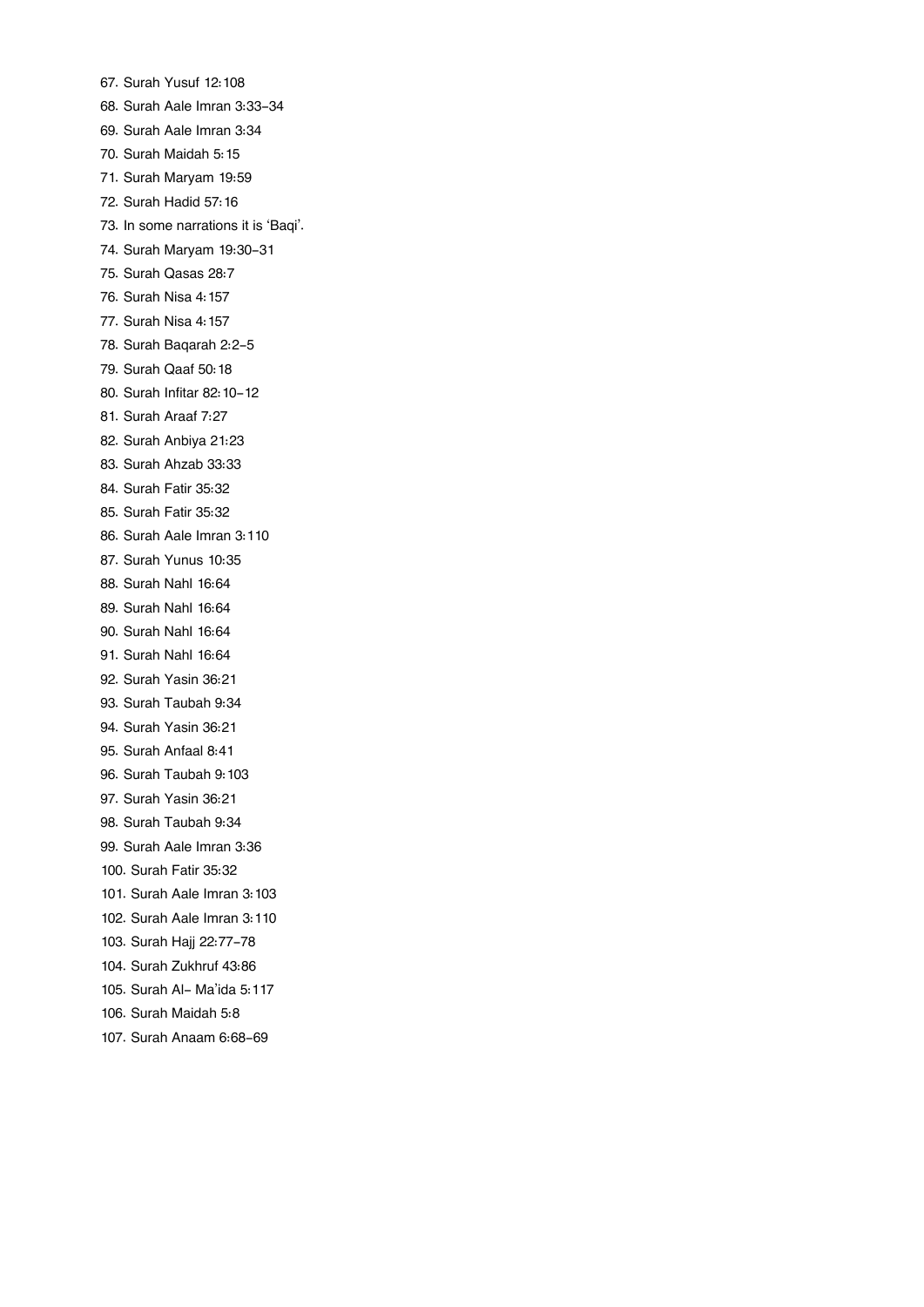67. Surah Yusuf 12:108
68. Surah Aale Imran 3:33-34
69. Surah Aale Imran 3:34
70. Surah Maidah 5:15
71. Surah Maryam 19:59
72. Surah Hadid 57:16
73. In some narrations it is 'Baqi'.
74. Surah Maryam 19:30-31
75. Surah Qasas 28:7
76. Surah Nisa 4:157
77. Surah Nisa 4:157
78. Surah Baqarah 2:2-5
79. Surah Qaaf 50:18
80. Surah Infitar 82:10-12
81. Surah Araaf 7:27
82. Surah Anbiya 21:23
83. Surah Ahzab 33:33
84. Surah Fatir 35:32
85. Surah Fatir 35:32
86. Surah Aale Imran 3:110
87. Surah Yunus 10:35
88. Surah Nahl 16:64
89. Surah Nahl 16:64
90. Surah Nahl 16:64
91. Surah Nahl 16:64
92. Surah Yasin 36:21
93. Surah Taubah 9:34
94. Surah Yasin 36:21
95. Surah Anfaal 8:41
96. Surah Taubah 9:103
97. Surah Yasin 36:21
98. Surah Taubah 9:34
99. Surah Aale Imran 3:36
100. Surah Fatir 35:32
101. Surah Aale Imran 3:103
102. Surah Aale Imran 3:110
103. Surah Hajj 22:77-78
104. Surah Zukhruf 43:86
105. Surah Al- Ma'ida 5:117
106. Surah Maidah 5:8
107. Surah Anaam 6:68-69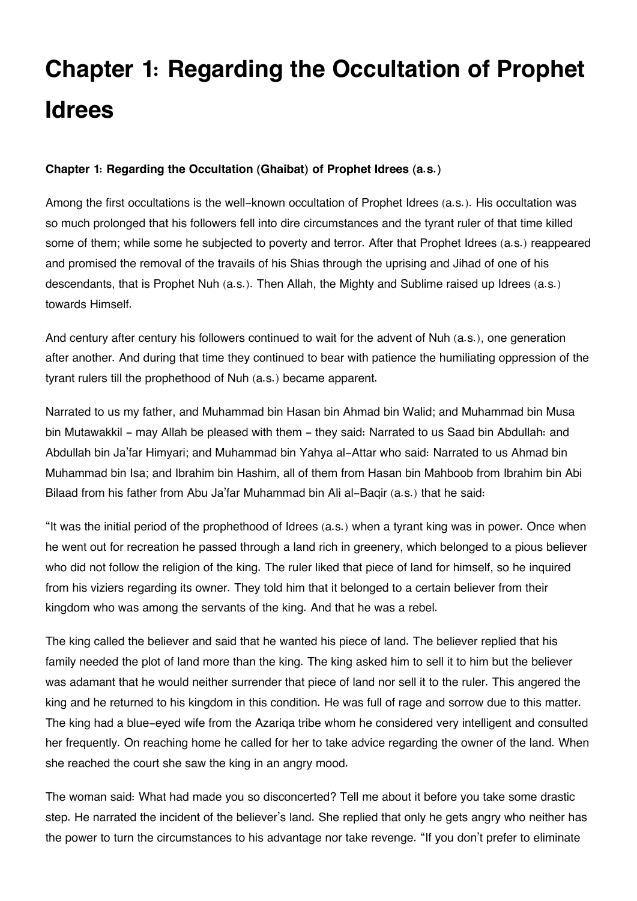# Chapter 1: Regarding the Occultation of Prophet Idrees

**Chapter 1: Regarding the Occultation (Ghaibat) of Prophet Idrees (a.s.)**

Among the first occultations is the well-known occultation of Prophet Idrees (a.s.). His occultation was so much prolonged that his followers fell into dire circumstances and the tyrant ruler of that time killed some of them; while some he subjected to poverty and terror. After that Prophet Idrees (a.s.) reappeared and promised the removal of the travails of his Shias through the uprising and Jihad of one of his descendants, that is Prophet Nuh (a.s.). Then Allah, the Mighty and Sublime raised up Idrees (a.s.) towards Himself.

And century after century his followers continued to wait for the advent of Nuh (a.s.), one generation after another. And during that time they continued to bear with patience the humiliating oppression of the tyrant rulers till the prophethood of Nuh (a.s.) became apparent.

Narrated to us my father, and Muhammad bin Hasan bin Ahmad bin Walid; and Muhammad bin Musa bin Mutawakkil - may Allah be pleased with them - they said: Narrated to us Saad bin Abdullah: and Abdullah bin Ja'far Himyari; and Muhammad bin Yahya al-Attar who said: Narrated to us Ahmad bin Muhammad bin Isa; and Ibrahim bin Hashim, all of them from Hasan bin Mahboob from Ibrahim bin Abi Bilaad from his father from Abu Ja'far Muhammad bin Ali al-Baqir (a.s.) that he said:

"It was the initial period of the prophethood of Idrees (a.s.) when a tyrant king was in power. Once when he went out for recreation he passed through a land rich in greenery, which belonged to a pious believer who did not follow the religion of the king. The ruler liked that piece of land for himself, so he inquired from his viziers regarding its owner. They told him that it belonged to a certain believer from their kingdom who was among the servants of the king. And that he was a rebel.

The king called the believer and said that he wanted his piece of land. The believer replied that his family needed the plot of land more than the king. The king asked him to sell it to him but the believer was adamant that he would neither surrender that piece of land nor sell it to the ruler. This angered the king and he returned to his kingdom in this condition. He was full of rage and sorrow due to this matter. The king had a blue-eyed wife from the Azariqa tribe whom he considered very intelligent and consulted her frequently. On reaching home he called for her to take advice regarding the owner of the land. When she reached the court she saw the king in an angry mood.

The woman said: What had made you so disconcerted? Tell me about it before you take some drastic step. He narrated the incident of the believer's land. She replied that only he gets angry who neither has the power to turn the circumstances to his advantage nor take revenge. "If you don't prefer to eliminate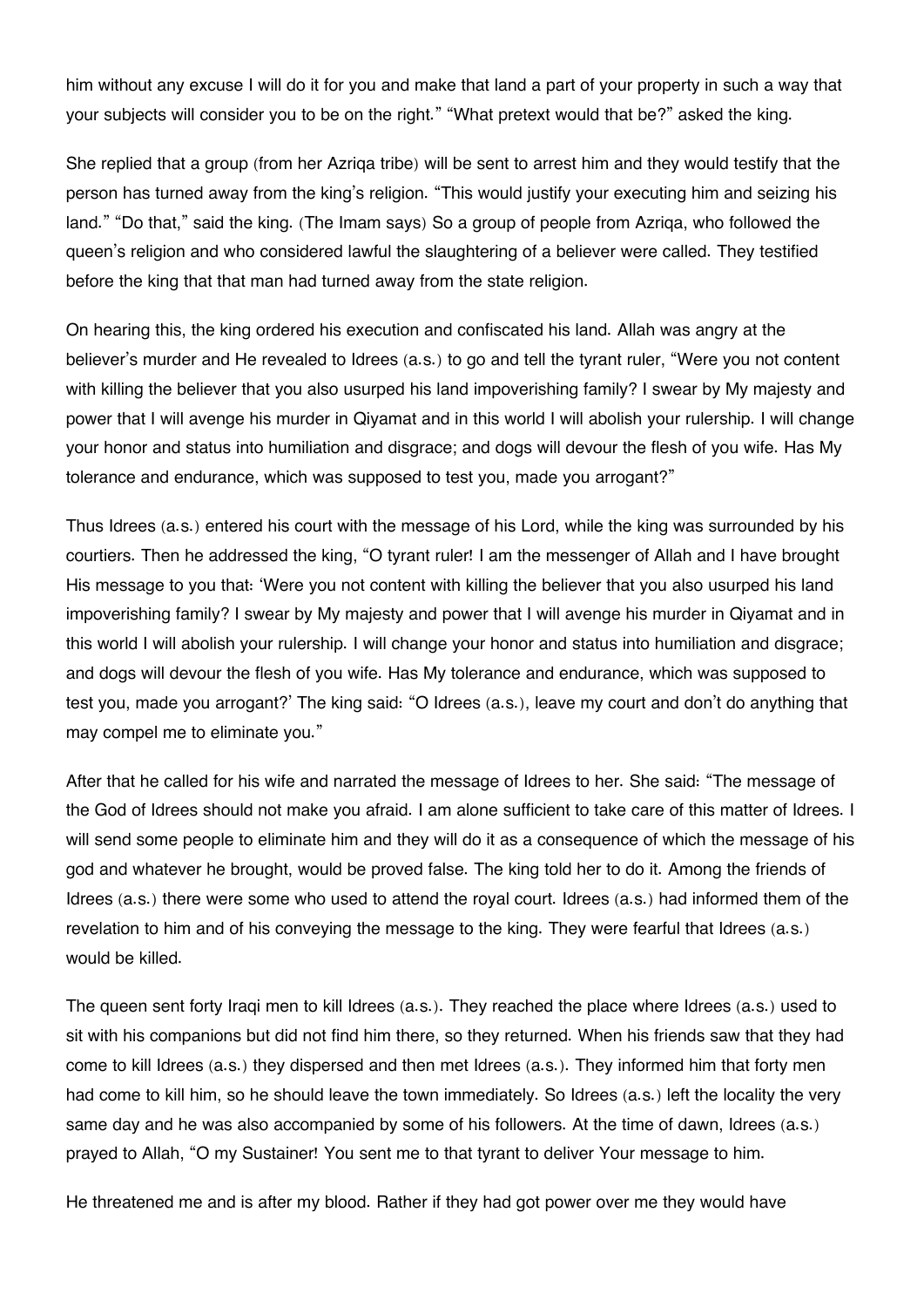him without any excuse I will do it for you and make that land a part of your property in such a way that your subjects will consider you to be on the right." "What pretext would that be?" asked the king.

She replied that a group (from her Azriqa tribe) will be sent to arrest him and they would testify that the person has turned away from the king's religion. "This would justify your executing him and seizing his land." "Do that," said the king. (The Imam says) So a group of people from Azriqa, who followed the queen's religion and who considered lawful the slaughtering of a believer were called. They testified before the king that that man had turned away from the state religion.

On hearing this, the king ordered his execution and confiscated his land. Allah was angry at the believer's murder and He revealed to Idrees (a.s.) to go and tell the tyrant ruler, "Were you not content with killing the believer that you also usurped his land impoverishing family? I swear by My majesty and power that I will avenge his murder in Qiyamat and in this world I will abolish your rulership. I will change your honor and status into humiliation and disgrace; and dogs will devour the flesh of you wife. Has My tolerance and endurance, which was supposed to test you, made you arrogant?"

Thus Idrees (a.s.) entered his court with the message of his Lord, while the king was surrounded by his courtiers. Then he addressed the king, "O tyrant ruler! I am the messenger of Allah and I have brought His message to you that: 'Were you not content with killing the believer that you also usurped his land impoverishing family? I swear by My majesty and power that I will avenge his murder in Qiyamat and in this world I will abolish your rulership. I will change your honor and status into humiliation and disgrace; and dogs will devour the flesh of you wife. Has My tolerance and endurance, which was supposed to test you, made you arrogant?' The king said: "O Idrees (a.s.), leave my court and don't do anything that may compel me to eliminate you."

After that he called for his wife and narrated the message of Idrees to her. She said: "The message of the God of Idrees should not make you afraid. I am alone sufficient to take care of this matter of Idrees. I will send some people to eliminate him and they will do it as a consequence of which the message of his god and whatever he brought, would be proved false. The king told her to do it. Among the friends of Idrees (a.s.) there were some who used to attend the royal court. Idrees (a.s.) had informed them of the revelation to him and of his conveying the message to the king. They were fearful that Idrees (a.s.) would be killed.

The queen sent forty Iraqi men to kill Idrees (a.s.). They reached the place where Idrees (a.s.) used to sit with his companions but did not find him there, so they returned. When his friends saw that they had come to kill Idrees (a.s.) they dispersed and then met Idrees (a.s.). They informed him that forty men had come to kill him, so he should leave the town immediately. So Idrees (a.s.) left the locality the very same day and he was also accompanied by some of his followers. At the time of dawn, Idrees (a.s.) prayed to Allah, "O my Sustainer! You sent me to that tyrant to deliver Your message to him.

He threatened me and is after my blood. Rather if they had got power over me they would have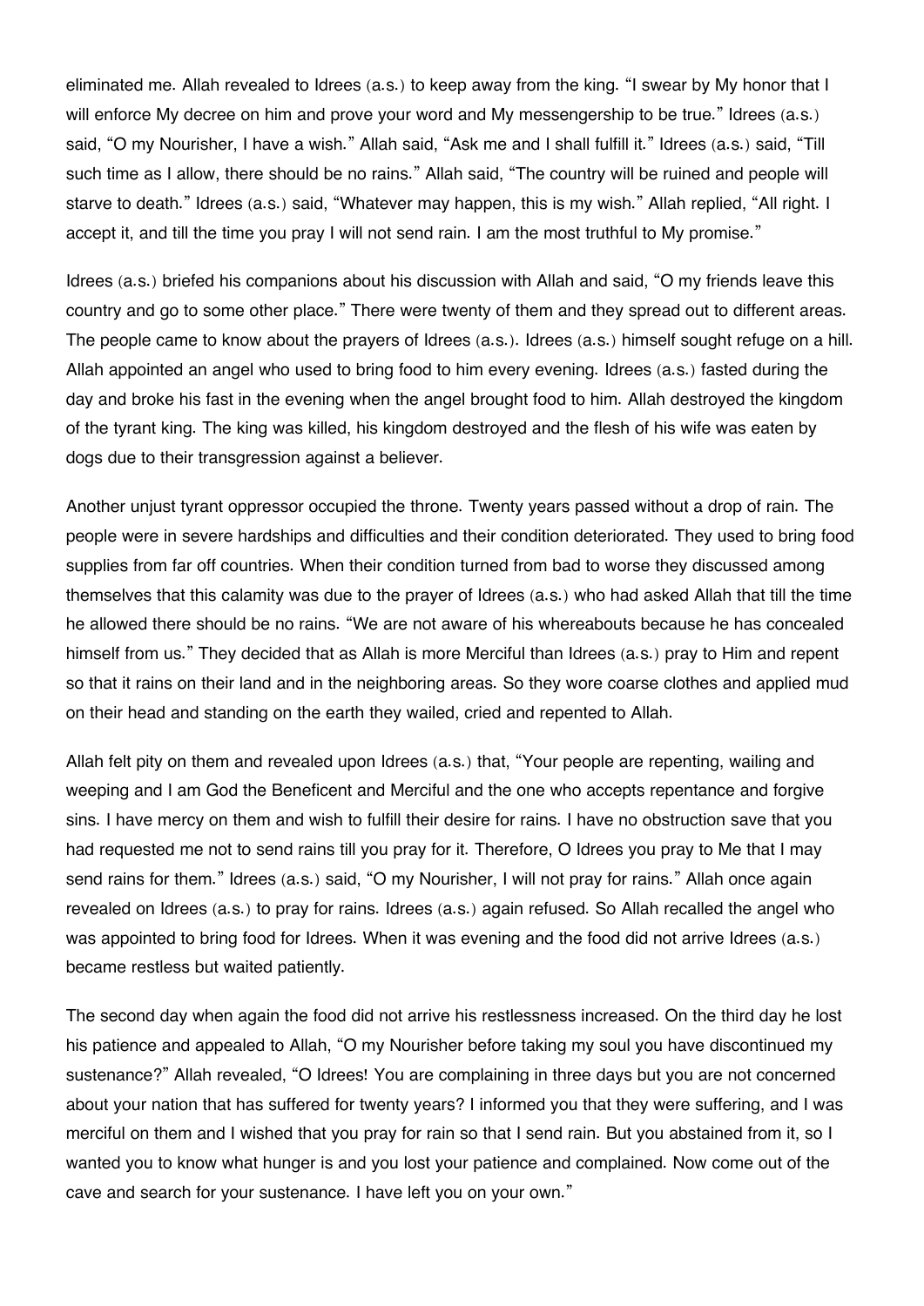eliminated me. Allah revealed to Idrees (a.s.) to keep away from the king. “I swear by My honor that I will enforce My decree on him and prove your word and My messengership to be true.” Idrees (a.s.) said, “O my Nourisher, I have a wish.” Allah said, “Ask me and I shall fulfill it.” Idrees (a.s.) said, “Till such time as I allow, there should be no rains.” Allah said, “The country will be ruined and people will starve to death.” Idrees (a.s.) said, “Whatever may happen, this is my wish.” Allah replied, “All right. I accept it, and till the time you pray I will not send rain. I am the most truthful to My promise.”

Idrees (a.s.) briefed his companions about his discussion with Allah and said, “O my friends leave this country and go to some other place.” There were twenty of them and they spread out to different areas. The people came to know about the prayers of Idrees (a.s.). Idrees (a.s.) himself sought refuge on a hill. Allah appointed an angel who used to bring food to him every evening. Idrees (a.s.) fasted during the day and broke his fast in the evening when the angel brought food to him. Allah destroyed the kingdom of the tyrant king. The king was killed, his kingdom destroyed and the flesh of his wife was eaten by dogs due to their transgression against a believer.

Another unjust tyrant oppressor occupied the throne. Twenty years passed without a drop of rain. The people were in severe hardships and difficulties and their condition deteriorated. They used to bring food supplies from far off countries. When their condition turned from bad to worse they discussed among themselves that this calamity was due to the prayer of Idrees (a.s.) who had asked Allah that till the time he allowed there should be no rains. “We are not aware of his whereabouts because he has concealed himself from us.” They decided that as Allah is more Merciful than Idrees (a.s.) pray to Him and repent so that it rains on their land and in the neighboring areas. So they wore coarse clothes and applied mud on their head and standing on the earth they wailed, cried and repented to Allah.

Allah felt pity on them and revealed upon Idrees (a.s.) that, “Your people are repenting, wailing and weeping and I am God the Beneficent and Merciful and the one who accepts repentance and forgive sins. I have mercy on them and wish to fulfill their desire for rains. I have no obstruction save that you had requested me not to send rains till you pray for it. Therefore, O Idrees you pray to Me that I may send rains for them.” Idrees (a.s.) said, “O my Nourisher, I will not pray for rains.” Allah once again revealed on Idrees (a.s.) to pray for rains. Idrees (a.s.) again refused. So Allah recalled the angel who was appointed to bring food for Idrees. When it was evening and the food did not arrive Idrees (a.s.) became restless but waited patiently.

The second day when again the food did not arrive his restlessness increased. On the third day he lost his patience and appealed to Allah, “O my Nourisher before taking my soul you have discontinued my sustenance?” Allah revealed, “O Idrees! You are complaining in three days but you are not concerned about your nation that has suffered for twenty years? I informed you that they were suffering, and I was merciful on them and I wished that you pray for rain so that I send rain. But you abstained from it, so I wanted you to know what hunger is and you lost your patience and complained. Now come out of the cave and search for your sustenance. I have left you on your own.”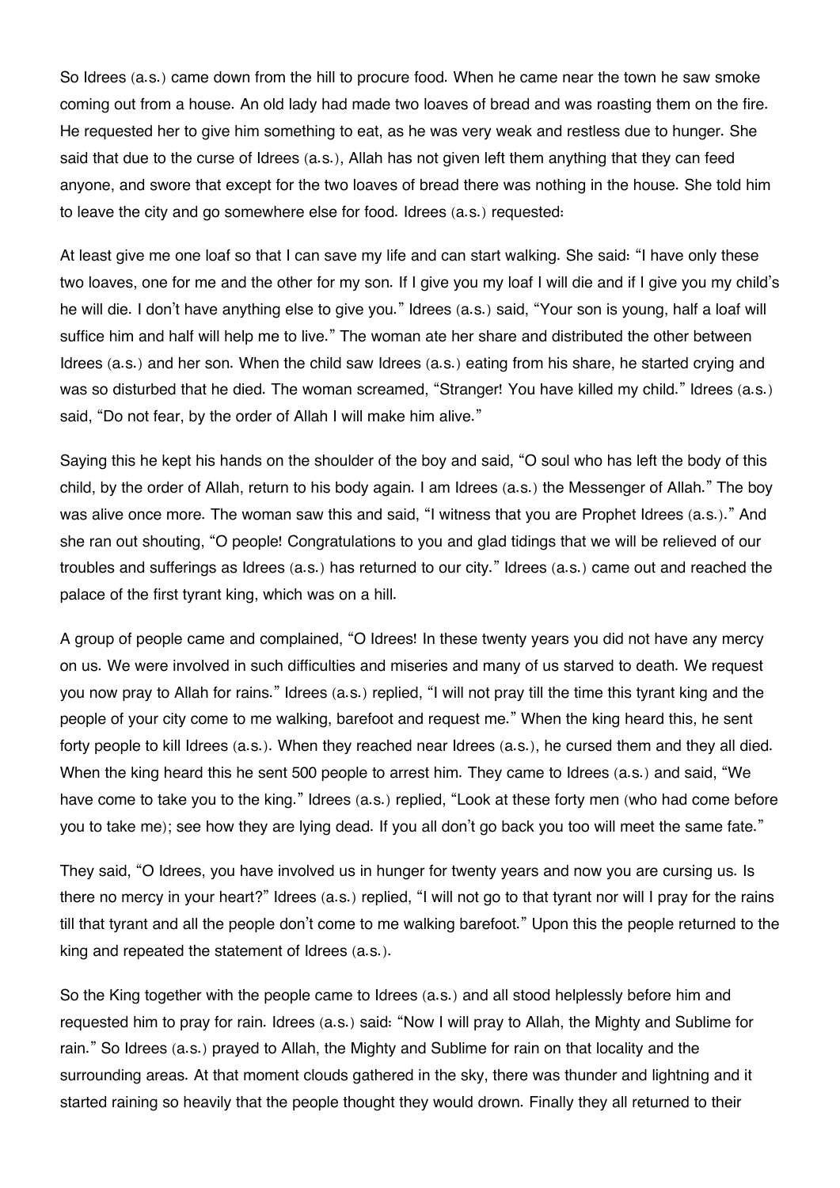So Idrees (a.s.) came down from the hill to procure food. When he came near the town he saw smoke coming out from a house. An old lady had made two loaves of bread and was roasting them on the fire. He requested her to give him something to eat, as he was very weak and restless due to hunger. She said that due to the curse of Idrees (a.s.), Allah has not given left them anything that they can feed anyone, and swore that except for the two loaves of bread there was nothing in the house. She told him to leave the city and go somewhere else for food. Idrees (a.s.) requested:

At least give me one loaf so that I can save my life and can start walking. She said: "I have only these two loaves, one for me and the other for my son. If I give you my loaf I will die and if I give you my child's he will die. I don't have anything else to give you." Idrees (a.s.) said, "Your son is young, half a loaf will suffice him and half will help me to live." The woman ate her share and distributed the other between Idrees (a.s.) and her son. When the child saw Idrees (a.s.) eating from his share, he started crying and was so disturbed that he died. The woman screamed, "Stranger! You have killed my child." Idrees (a.s.) said, "Do not fear, by the order of Allah I will make him alive."

Saying this he kept his hands on the shoulder of the boy and said, "O soul who has left the body of this child, by the order of Allah, return to his body again. I am Idrees (a.s.) the Messenger of Allah." The boy was alive once more. The woman saw this and said, "I witness that you are Prophet Idrees (a.s.)." And she ran out shouting, "O people! Congratulations to you and glad tidings that we will be relieved of our troubles and sufferings as Idrees (a.s.) has returned to our city." Idrees (a.s.) came out and reached the palace of the first tyrant king, which was on a hill.

A group of people came and complained, "O Idrees! In these twenty years you did not have any mercy on us. We were involved in such difficulties and miseries and many of us starved to death. We request you now pray to Allah for rains." Idrees (a.s.) replied, "I will not pray till the time this tyrant king and the people of your city come to me walking, barefoot and request me." When the king heard this, he sent forty people to kill Idrees (a.s.). When they reached near Idrees (a.s.), he cursed them and they all died. When the king heard this he sent 500 people to arrest him. They came to Idrees (a.s.) and said, "We have come to take you to the king." Idrees (a.s.) replied, "Look at these forty men (who had come before you to take me); see how they are lying dead. If you all don't go back you too will meet the same fate."

They said, "O Idrees, you have involved us in hunger for twenty years and now you are cursing us. Is there no mercy in your heart?" Idrees (a.s.) replied, "I will not go to that tyrant nor will I pray for the rains till that tyrant and all the people don't come to me walking barefoot." Upon this the people returned to the king and repeated the statement of Idrees (a.s.).

So the King together with the people came to Idrees (a.s.) and all stood helplessly before him and requested him to pray for rain. Idrees (a.s.) said: "Now I will pray to Allah, the Mighty and Sublime for rain." So Idrees (a.s.) prayed to Allah, the Mighty and Sublime for rain on that locality and the surrounding areas. At that moment clouds gathered in the sky, there was thunder and lightning and it started raining so heavily that the people thought they would drown. Finally they all returned to their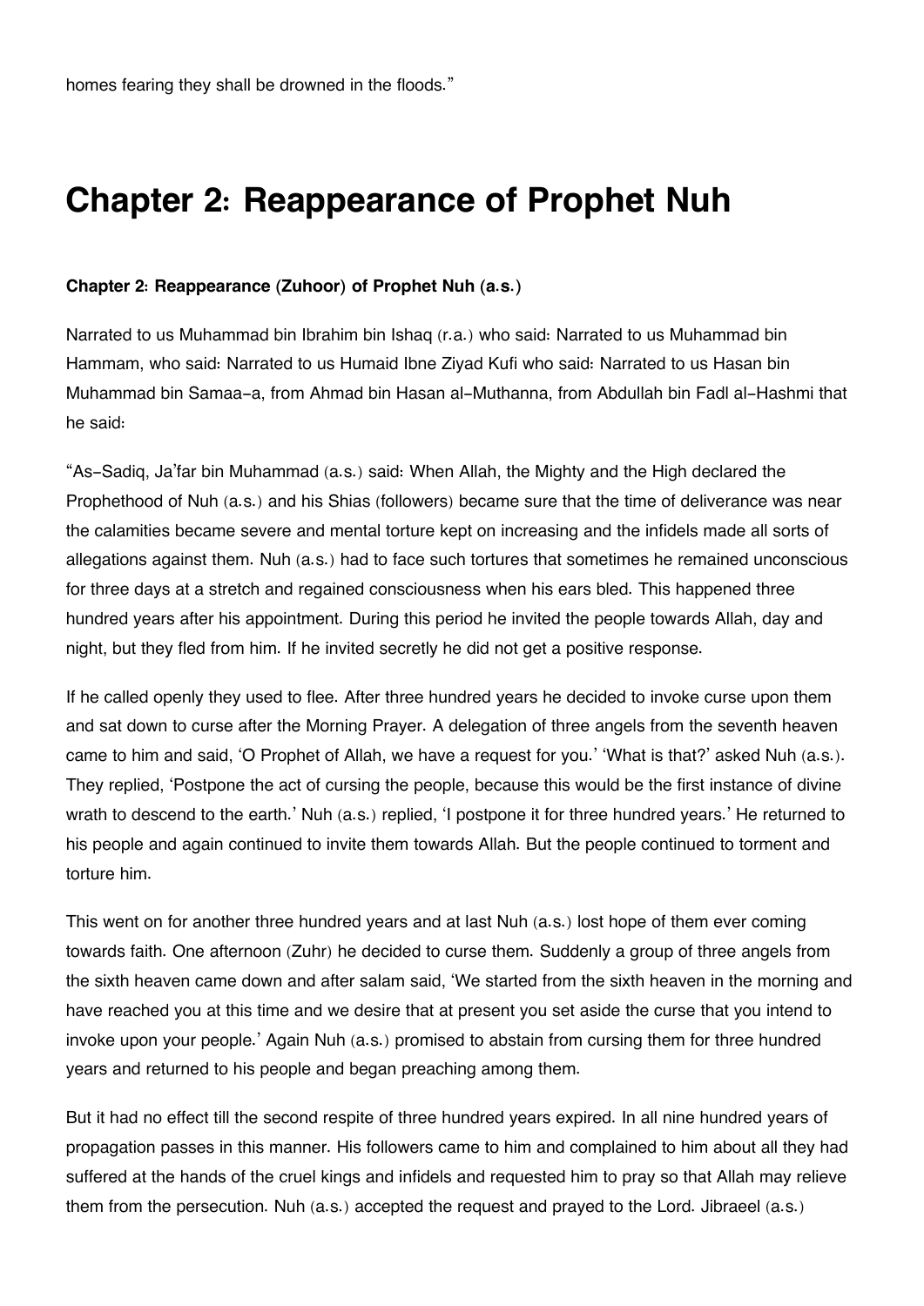homes fearing they shall be drowned in the floods."

# Chapter 2: Reappearance of Prophet Nuh

**Chapter 2: Reappearance (Zuhoor) of Prophet Nuh (a.s.)**

Narrated to us Muhammad bin Ibrahim bin Ishaq (r.a.) who said: Narrated to us Muhammad bin Hammam, who said: Narrated to us Humaid Ibne Ziyad Kufi who said: Narrated to us Hasan bin Muhammad bin Samaa-a, from Ahmad bin Hasan al-Muthanna, from Abdullah bin Fadl al-Hashmi that he said:

"As-Sadiq, Ja'far bin Muhammad (a.s.) said: When Allah, the Mighty and the High declared the Prophethood of Nuh (a.s.) and his Shias (followers) became sure that the time of deliverance was near the calamities became severe and mental torture kept on increasing and the infidels made all sorts of allegations against them. Nuh (a.s.) had to face such tortures that sometimes he remained unconscious for three days at a stretch and regained consciousness when his ears bled. This happened three hundred years after his appointment. During this period he invited the people towards Allah, day and night, but they fled from him. If he invited secretly he did not get a positive response.

If he called openly they used to flee. After three hundred years he decided to invoke curse upon them and sat down to curse after the Morning Prayer. A delegation of three angels from the seventh heaven came to him and said, 'O Prophet of Allah, we have a request for you.' 'What is that?' asked Nuh (a.s.). They replied, 'Postpone the act of cursing the people, because this would be the first instance of divine wrath to descend to the earth.' Nuh (a.s.) replied, 'I postpone it for three hundred years.' He returned to his people and again continued to invite them towards Allah. But the people continued to torment and torture him.

This went on for another three hundred years and at last Nuh (a.s.) lost hope of them ever coming towards faith. One afternoon (Zuhr) he decided to curse them. Suddenly a group of three angels from the sixth heaven came down and after salam said, 'We started from the sixth heaven in the morning and have reached you at this time and we desire that at present you set aside the curse that you intend to invoke upon your people.' Again Nuh (a.s.) promised to abstain from cursing them for three hundred years and returned to his people and began preaching among them.

But it had no effect till the second respite of three hundred years expired. In all nine hundred years of propagation passes in this manner. His followers came to him and complained to him about all they had suffered at the hands of the cruel kings and infidels and requested him to pray so that Allah may relieve them from the persecution. Nuh (a.s.) accepted the request and prayed to the Lord. Jibraeel (a.s.)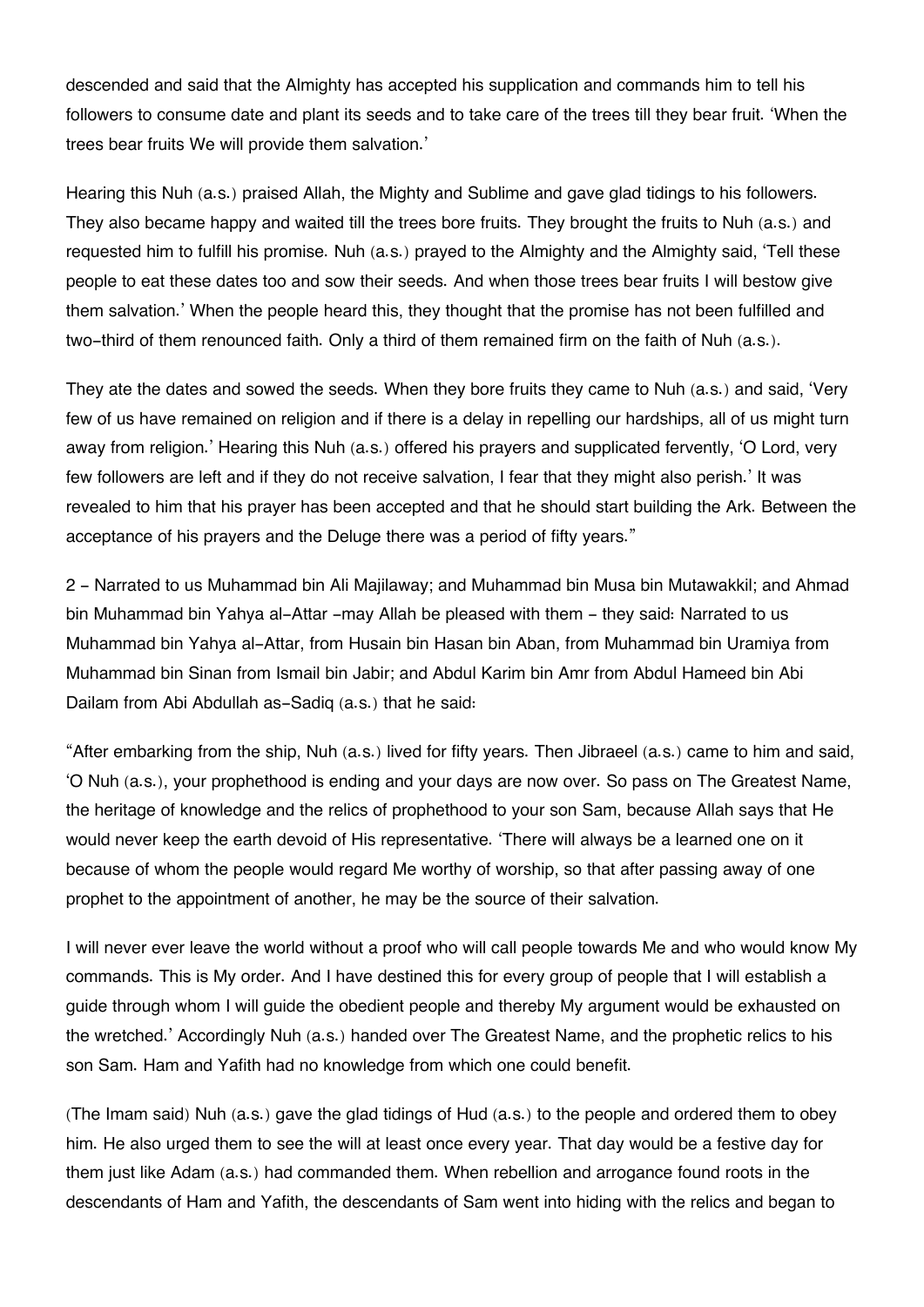descended and said that the Almighty has accepted his supplication and commands him to tell his followers to consume date and plant its seeds and to take care of the trees till they bear fruit. 'When the trees bear fruits We will provide them salvation.'

Hearing this Nuh (a.s.) praised Allah, the Mighty and Sublime and gave glad tidings to his followers. They also became happy and waited till the trees bore fruits. They brought the fruits to Nuh (a.s.) and requested him to fulfill his promise. Nuh (a.s.) prayed to the Almighty and the Almighty said, 'Tell these people to eat these dates too and sow their seeds. And when those trees bear fruits I will bestow give them salvation.' When the people heard this, they thought that the promise has not been fulfilled and two-third of them renounced faith. Only a third of them remained firm on the faith of Nuh (a.s.).

They ate the dates and sowed the seeds. When they bore fruits they came to Nuh (a.s.) and said, 'Very few of us have remained on religion and if there is a delay in repelling our hardships, all of us might turn away from religion.' Hearing this Nuh (a.s.) offered his prayers and supplicated fervently, 'O Lord, very few followers are left and if they do not receive salvation, I fear that they might also perish.' It was revealed to him that his prayer has been accepted and that he should start building the Ark. Between the acceptance of his prayers and the Deluge there was a period of fifty years."

2 - Narrated to us Muhammad bin Ali Majilaway; and Muhammad bin Musa bin Mutawakkil; and Ahmad bin Muhammad bin Yahya al-Attar -may Allah be pleased with them - they said: Narrated to us Muhammad bin Yahya al-Attar, from Husain bin Hasan bin Aban, from Muhammad bin Uramiya from Muhammad bin Sinan from Ismail bin Jabir; and Abdul Karim bin Amr from Abdul Hameed bin Abi Dailam from Abi Abdullah as-Sadiq (a.s.) that he said:

"After embarking from the ship, Nuh (a.s.) lived for fifty years. Then Jibraeel (a.s.) came to him and said, 'O Nuh (a.s.), your prophethood is ending and your days are now over. So pass on The Greatest Name, the heritage of knowledge and the relics of prophethood to your son Sam, because Allah says that He would never keep the earth devoid of His representative. 'There will always be a learned one on it because of whom the people would regard Me worthy of worship, so that after passing away of one prophet to the appointment of another, he may be the source of their salvation.

I will never ever leave the world without a proof who will call people towards Me and who would know My commands. This is My order. And I have destined this for every group of people that I will establish a guide through whom I will guide the obedient people and thereby My argument would be exhausted on the wretched.' Accordingly Nuh (a.s.) handed over The Greatest Name, and the prophetic relics to his son Sam. Ham and Yafith had no knowledge from which one could benefit.

(The Imam said) Nuh (a.s.) gave the glad tidings of Hud (a.s.) to the people and ordered them to obey him. He also urged them to see the will at least once every year. That day would be a festive day for them just like Adam (a.s.) had commanded them. When rebellion and arrogance found roots in the descendants of Ham and Yafith, the descendants of Sam went into hiding with the relics and began to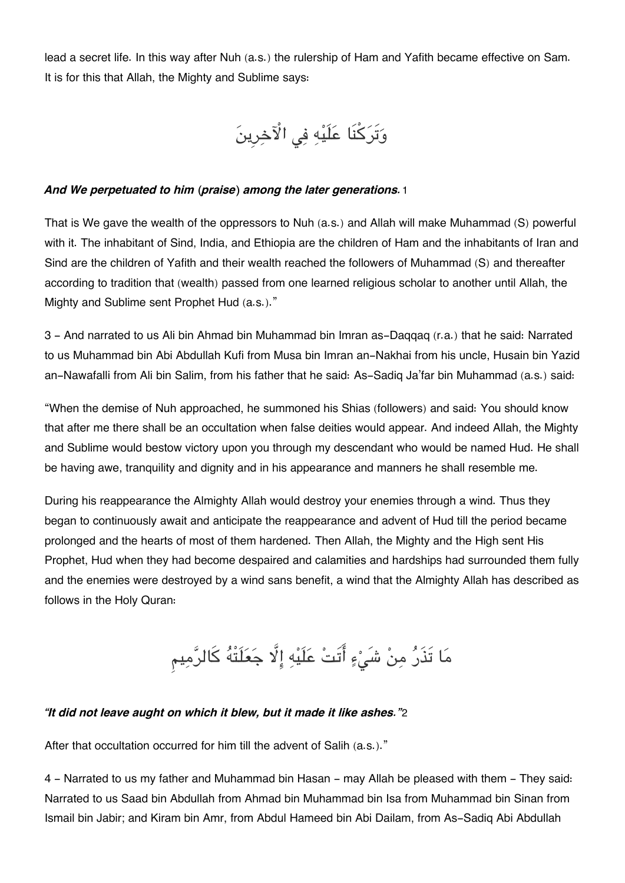lead a secret life. In this way after Nuh (a.s.) the rulership of Ham and Yafith became effective on Sam. It is for this that Allah, the Mighty and Sublime says:

وَتَرَكْنَا عَلَيْهِ فِي الْآخِرِينَ

***And We perpetuated to him (praise) among the later generations.*** 1

That is We gave the wealth of the oppressors to Nuh (a.s.) and Allah will make Muhammad (S) powerful with it. The inhabitant of Sind, India, and Ethiopia are the children of Ham and the inhabitants of Iran and Sind are the children of Yafith and their wealth reached the followers of Muhammad (S) and thereafter according to tradition that (wealth) passed from one learned religious scholar to another until Allah, the Mighty and Sublime sent Prophet Hud (a.s.)."

3 - And narrated to us Ali bin Ahmad bin Muhammad bin Imran as-Daqqaq (r.a.) that he said: Narrated to us Muhammad bin Abi Abdullah Kufi from Musa bin Imran an-Nakhai from his uncle, Husain bin Yazid an-Nawafalli from Ali bin Salim, from his father that he said: As-Sadiq Ja'far bin Muhammad (a.s.) said:

"When the demise of Nuh approached, he summoned his Shias (followers) and said: You should know that after me there shall be an occultation when false deities would appear. And indeed Allah, the Mighty and Sublime would bestow victory upon you through my descendant who would be named Hud. He shall be having awe, tranquility and dignity and in his appearance and manners he shall resemble me.

During his reappearance the Almighty Allah would destroy your enemies through a wind. Thus they began to continuously await and anticipate the reappearance and advent of Hud till the period became prolonged and the hearts of most of them hardened. Then Allah, the Mighty and the High sent His Prophet, Hud when they had become despaired and calamities and hardships had surrounded them fully and the enemies were destroyed by a wind sans benefit, a wind that the Almighty Allah has described as follows in the Holy Quran:

مَا تَذَرُ مِنْ شَيْءٍ أَتَتْ عَلَيْهِ إِلَّا جَعَلَتْهُ كَالرَّمِيمِ

***"It did not leave aught on which it blew, but it made it like ashes."***2

After that occultation occurred for him till the advent of Salih (a.s.)."

4 - Narrated to us my father and Muhammad bin Hasan - may Allah be pleased with them - They said: Narrated to us Saad bin Abdullah from Ahmad bin Muhammad bin Isa from Muhammad bin Sinan from Ismail bin Jabir; and Kiram bin Amr, from Abdul Hameed bin Abi Dailam, from As-Sadiq Abi Abdullah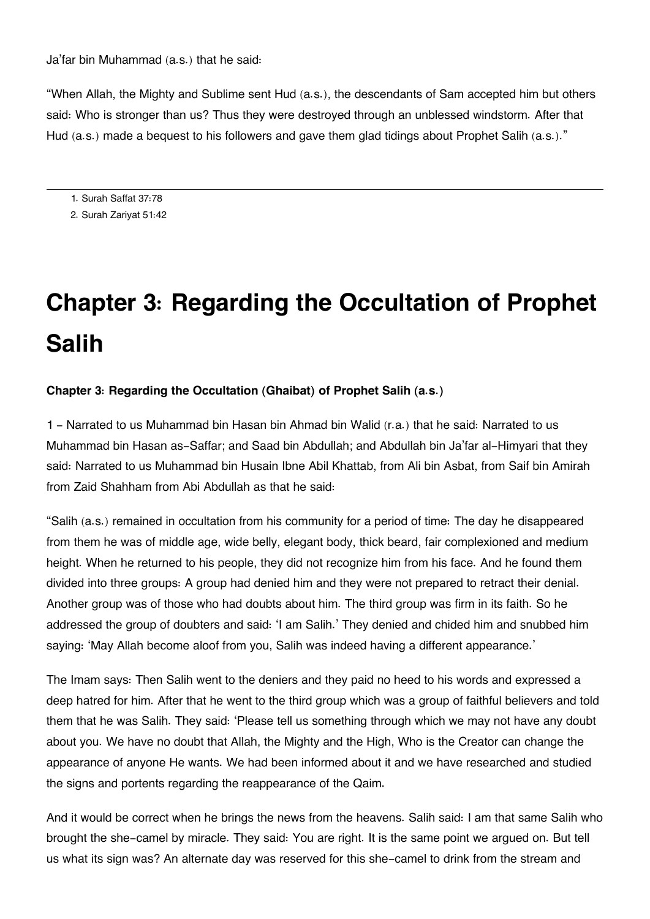Ja'far bin Muhammad (a.s.) that he said:

"When Allah, the Mighty and Sublime sent Hud (a.s.), the descendants of Sam accepted him but others said: Who is stronger than us? Thus they were destroyed through an unblessed windstorm. After that Hud (a.s.) made a bequest to his followers and gave them glad tidings about Prophet Salih (a.s.)."

1. Surah Saffat 37:78
2. Surah Zariyat 51:42

# Chapter 3: Regarding the Occultation of Prophet Salih

**Chapter 3: Regarding the Occultation (Ghaibat) of Prophet Salih (a.s.)**

1 - Narrated to us Muhammad bin Hasan bin Ahmad bin Walid (r.a.) that he said: Narrated to us Muhammad bin Hasan as-Saffar; and Saad bin Abdullah; and Abdullah bin Ja'far al-Himyari that they said: Narrated to us Muhammad bin Husain Ibne Abil Khattab, from Ali bin Asbat, from Saif bin Amirah from Zaid Shahham from Abi Abdullah as that he said:

"Salih (a.s.) remained in occultation from his community for a period of time: The day he disappeared from them he was of middle age, wide belly, elegant body, thick beard, fair complexioned and medium height. When he returned to his people, they did not recognize him from his face. And he found them divided into three groups: A group had denied him and they were not prepared to retract their denial. Another group was of those who had doubts about him. The third group was firm in its faith. So he addressed the group of doubters and said: 'I am Salih.' They denied and chided him and snubbed him saying: 'May Allah become aloof from you, Salih was indeed having a different appearance.'

The Imam says: Then Salih went to the deniers and they paid no heed to his words and expressed a deep hatred for him. After that he went to the third group which was a group of faithful believers and told them that he was Salih. They said: 'Please tell us something through which we may not have any doubt about you. We have no doubt that Allah, the Mighty and the High, Who is the Creator can change the appearance of anyone He wants. We had been informed about it and we have researched and studied the signs and portents regarding the reappearance of the Qaim.

And it would be correct when he brings the news from the heavens. Salih said: I am that same Salih who brought the she-camel by miracle. They said: You are right. It is the same point we argued on. But tell us what its sign was? An alternate day was reserved for this she-camel to drink from the stream and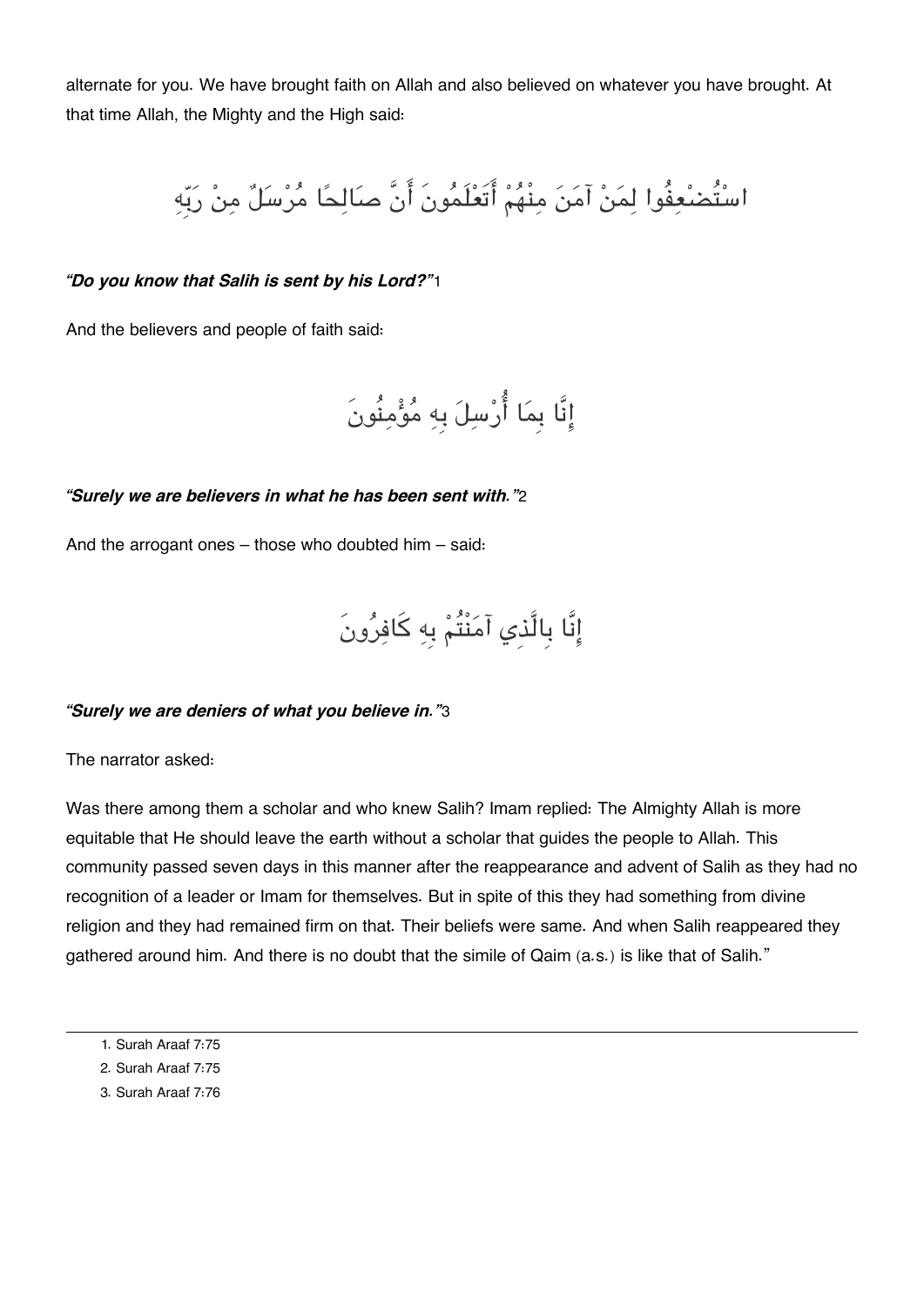alternate for you. We have brought faith on Allah and also believed on whatever you have brought. At that time Allah, the Mighty and the High said:

اسْتُضْعِفُوا لِمَنْ آمَنَ مِنْهُمْ أَتَعْلَمُونَ أَنَّ صَالِحًا مُرْسَلٌ مِنْ رَبِّهِ

***"Do you know that Salih is sent by his Lord?"***[1]

And the believers and people of faith said:

إِنَّا بِمَا أُرْسِلَ بِهِ مُؤْمِنُونَ

***"Surely we are believers in what he has been sent with."***[2]

And the arrogant ones – those who doubted him – said:

إِنَّا بِالَّذِي آمَنْتُمْ بِهِ كَافِرُونَ

***"Surely we are deniers of what you believe in."***[3]

The narrator asked:

Was there among them a scholar and who knew Salih? Imam replied: The Almighty Allah is more equitable that He should leave the earth without a scholar that guides the people to Allah. This community passed seven days in this manner after the reappearance and advent of Salih as they had no recognition of a leader or Imam for themselves. But in spite of this they had something from divine religion and they had remained firm on that. Their beliefs were same. And when Salih reappeared they gathered around him. And there is no doubt that the simile of Qaim (a.s.) is like that of Salih."

---

1. Surah Araaf 7:75
2. Surah Araaf 7:75
3. Surah Araaf 7:76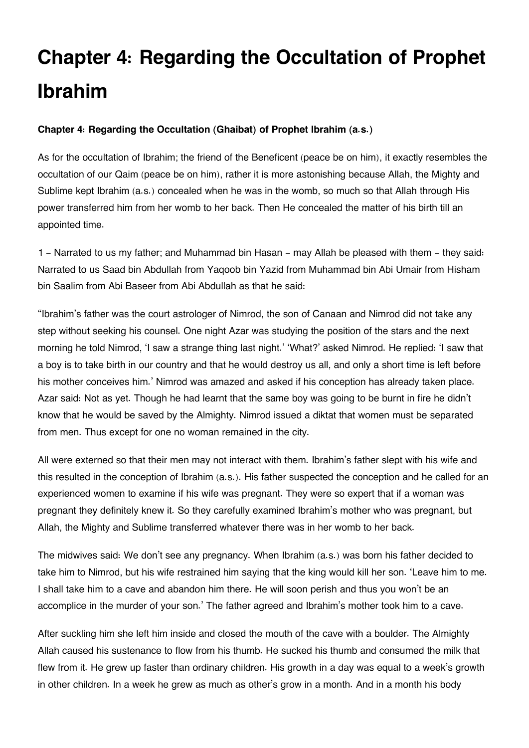# Chapter 4: Regarding the Occultation of Prophet Ibrahim

**Chapter 4: Regarding the Occultation (Ghaibat) of Prophet Ibrahim (a.s.)**

As for the occultation of Ibrahim; the friend of the Beneficent (peace be on him), it exactly resembles the occultation of our Qaim (peace be on him), rather it is more astonishing because Allah, the Mighty and Sublime kept Ibrahim (a.s.) concealed when he was in the womb, so much so that Allah through His power transferred him from her womb to her back. Then He concealed the matter of his birth till an appointed time.

1 – Narrated to us my father; and Muhammad bin Hasan – may Allah be pleased with them – they said: Narrated to us Saad bin Abdullah from Yaqoob bin Yazid from Muhammad bin Abi Umair from Hisham bin Saalim from Abi Baseer from Abi Abdullah as that he said:

"Ibrahim's father was the court astrologer of Nimrod, the son of Canaan and Nimrod did not take any step without seeking his counsel. One night Azar was studying the position of the stars and the next morning he told Nimrod, 'I saw a strange thing last night.' 'What?' asked Nimrod. He replied: 'I saw that a boy is to take birth in our country and that he would destroy us all, and only a short time is left before his mother conceives him.' Nimrod was amazed and asked if his conception has already taken place. Azar said: Not as yet. Though he had learnt that the same boy was going to be burnt in fire he didn't know that he would be saved by the Almighty. Nimrod issued a diktat that women must be separated from men. Thus except for one no woman remained in the city.

All were externed so that their men may not interact with them. Ibrahim's father slept with his wife and this resulted in the conception of Ibrahim (a.s.). His father suspected the conception and he called for an experienced women to examine if his wife was pregnant. They were so expert that if a woman was pregnant they definitely knew it. So they carefully examined Ibrahim's mother who was pregnant, but Allah, the Mighty and Sublime transferred whatever there was in her womb to her back.

The midwives said: We don't see any pregnancy. When Ibrahim (a.s.) was born his father decided to take him to Nimrod, but his wife restrained him saying that the king would kill her son. 'Leave him to me. I shall take him to a cave and abandon him there. He will soon perish and thus you won't be an accomplice in the murder of your son.' The father agreed and Ibrahim's mother took him to a cave.

After suckling him she left him inside and closed the mouth of the cave with a boulder. The Almighty Allah caused his sustenance to flow from his thumb. He sucked his thumb and consumed the milk that flew from it. He grew up faster than ordinary children. His growth in a day was equal to a week's growth in other children. In a week he grew as much as other's grow in a month. And in a month his body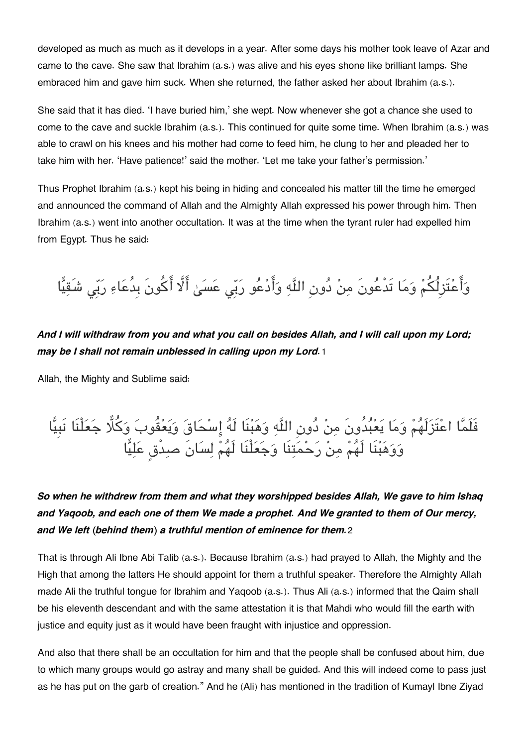developed as much as much as it develops in a year. After some days his mother took leave of Azar and came to the cave. She saw that Ibrahim (a.s.) was alive and his eyes shone like brilliant lamps. She embraced him and gave him suck. When she returned, the father asked her about Ibrahim (a.s.).

She said that it has died. 'I have buried him,' she wept. Now whenever she got a chance she used to come to the cave and suckle Ibrahim (a.s.). This continued for quite some time. When Ibrahim (a.s.) was able to crawl on his knees and his mother had come to feed him, he clung to her and pleaded her to take him with her. 'Have patience!' said the mother. 'Let me take your father's permission.'

Thus Prophet Ibrahim (a.s.) kept his being in hiding and concealed his matter till the time he emerged and announced the command of Allah and the Almighty Allah expressed his power through him. Then Ibrahim (a.s.) went into another occultation. It was at the time when the tyrant ruler had expelled him from Egypt. Thus he said:

وَأَعْتَزِلُكُمْ وَمَا تَدْعُونَ مِنْ دُونِ اللَّهِ وَأَدْعُو رَبِّي عَسَىٰ أَلَّا أَكُونَ بِدُعَاءِ رَبِّي شَقِيًّا

***And I will withdraw from you and what you call on besides Allah, and I will call upon my Lord; may be I shall not remain unblessed in calling upon my Lord.*** [1]

Allah, the Mighty and Sublime said:

فَلَمَّا اعْتَزَلَهُمْ وَمَا يَعْبُدُونَ مِنْ دُونِ اللَّهِ وَهَبْنَا لَهُ إِسْحَاقَ وَيَعْقُوبَ وَكُلًّا جَعَلْنَا نَبِيًّا وَوَهَبْنَا لَهُمْ مِنْ رَحْمَتِنَا وَجَعَلْنَا لَهُمْ لِسَانَ صِدْقٍ عَلِيًّا

***So when he withdrew from them and what they worshipped besides Allah, We gave to him Ishaq and Yaqoob, and each one of them We made a prophet. And We granted to them of Our mercy, and We left (behind them) a truthful mention of eminence for them.*** [2]

That is through Ali Ibne Abi Talib (a.s.). Because Ibrahim (a.s.) had prayed to Allah, the Mighty and the High that among the latters He should appoint for them a truthful speaker. Therefore the Almighty Allah made Ali the truthful tongue for Ibrahim and Yaqoob (a.s.). Thus Ali (a.s.) informed that the Qaim shall be his eleventh descendant and with the same attestation it is that Mahdi who would fill the earth with justice and equity just as it would have been fraught with injustice and oppression.

And also that there shall be an occultation for him and that the people shall be confused about him, due to which many groups would go astray and many shall be guided. And this will indeed come to pass just as he has put on the garb of creation." And he (Ali) has mentioned in the tradition of Kumayl Ibne Ziyad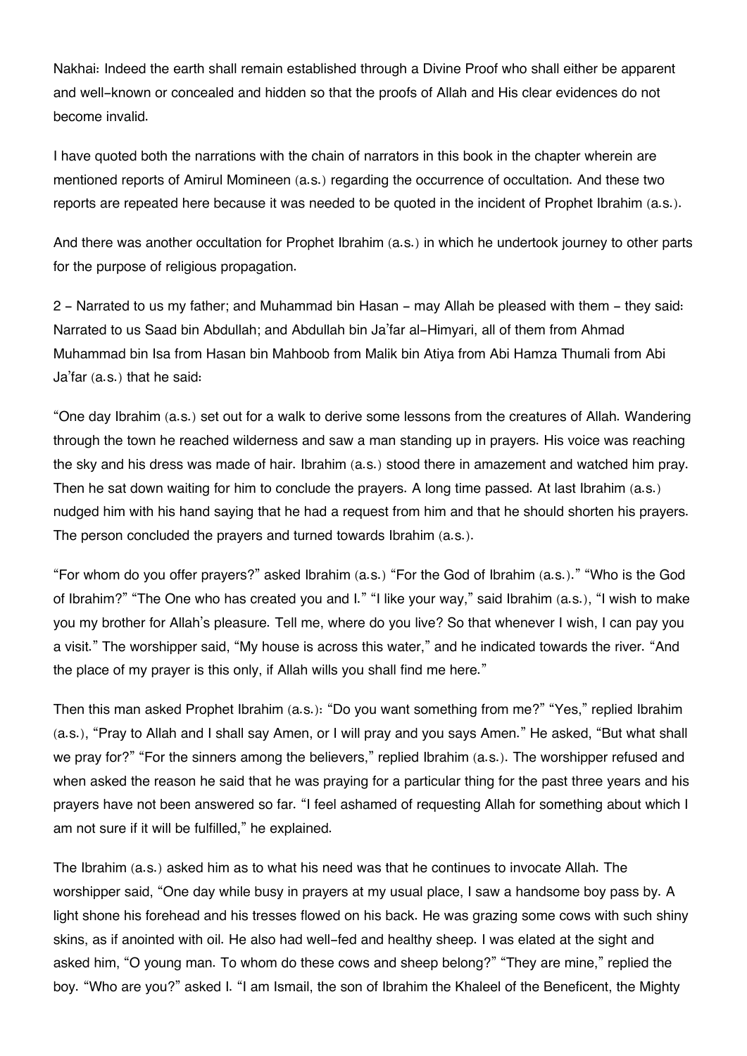Nakhai: Indeed the earth shall remain established through a Divine Proof who shall either be apparent and well-known or concealed and hidden so that the proofs of Allah and His clear evidences do not become invalid.

I have quoted both the narrations with the chain of narrators in this book in the chapter wherein are mentioned reports of Amirul Momineen (a.s.) regarding the occurrence of occultation. And these two reports are repeated here because it was needed to be quoted in the incident of Prophet Ibrahim (a.s.).

And there was another occultation for Prophet Ibrahim (a.s.) in which he undertook journey to other parts for the purpose of religious propagation.

2 – Narrated to us my father; and Muhammad bin Hasan – may Allah be pleased with them – they said: Narrated to us Saad bin Abdullah; and Abdullah bin Ja'far al-Himyari, all of them from Ahmad Muhammad bin Isa from Hasan bin Mahboob from Malik bin Atiya from Abi Hamza Thumali from Abi Ja'far (a.s.) that he said:

"One day Ibrahim (a.s.) set out for a walk to derive some lessons from the creatures of Allah. Wandering through the town he reached wilderness and saw a man standing up in prayers. His voice was reaching the sky and his dress was made of hair. Ibrahim (a.s.) stood there in amazement and watched him pray. Then he sat down waiting for him to conclude the prayers. A long time passed. At last Ibrahim (a.s.) nudged him with his hand saying that he had a request from him and that he should shorten his prayers. The person concluded the prayers and turned towards Ibrahim (a.s.).

"For whom do you offer prayers?" asked Ibrahim (a.s.) "For the God of Ibrahim (a.s.)." "Who is the God of Ibrahim?" "The One who has created you and I." "I like your way," said Ibrahim (a.s.), "I wish to make you my brother for Allah's pleasure. Tell me, where do you live? So that whenever I wish, I can pay you a visit." The worshipper said, "My house is across this water," and he indicated towards the river. "And the place of my prayer is this only, if Allah wills you shall find me here."

Then this man asked Prophet Ibrahim (a.s.): "Do you want something from me?" "Yes," replied Ibrahim (a.s.), "Pray to Allah and I shall say Amen, or I will pray and you says Amen." He asked, "But what shall we pray for?" "For the sinners among the believers," replied Ibrahim (a.s.). The worshipper refused and when asked the reason he said that he was praying for a particular thing for the past three years and his prayers have not been answered so far. "I feel ashamed of requesting Allah for something about which I am not sure if it will be fulfilled," he explained.

The Ibrahim (a.s.) asked him as to what his need was that he continues to invocate Allah. The worshipper said, "One day while busy in prayers at my usual place, I saw a handsome boy pass by. A light shone his forehead and his tresses flowed on his back. He was grazing some cows with such shiny skins, as if anointed with oil. He also had well-fed and healthy sheep. I was elated at the sight and asked him, "O young man. To whom do these cows and sheep belong?" "They are mine," replied the boy. "Who are you?" asked I. "I am Ismail, the son of Ibrahim the Khaleel of the Beneficent, the Mighty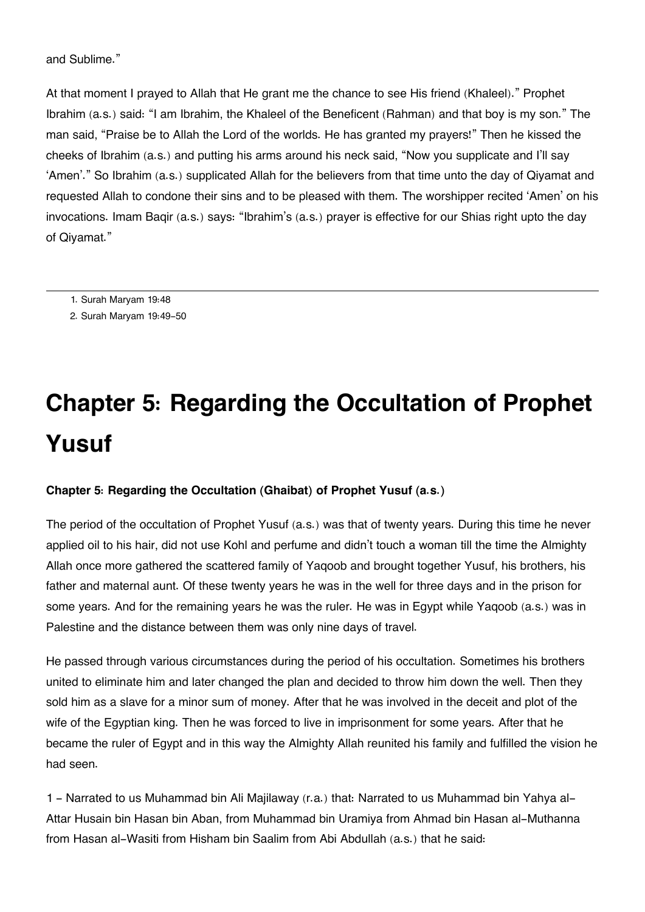and Sublime."

At that moment I prayed to Allah that He grant me the chance to see His friend (Khaleel)." Prophet Ibrahim (a.s.) said: "I am Ibrahim, the Khaleel of the Beneficent (Rahman) and that boy is my son." The man said, "Praise be to Allah the Lord of the worlds. He has granted my prayers!" Then he kissed the cheeks of Ibrahim (a.s.) and putting his arms around his neck said, "Now you supplicate and I'll say 'Amen'." So Ibrahim (a.s.) supplicated Allah for the believers from that time unto the day of Qiyamat and requested Allah to condone their sins and to be pleased with them. The worshipper recited 'Amen' on his invocations. Imam Baqir (a.s.) says: "Ibrahim's (a.s.) prayer is effective for our Shias right upto the day of Qiyamat."

---

1. Surah Maryam 19:48
2. Surah Maryam 19:49-50

# Chapter 5: Regarding the Occultation of Prophet Yusuf

**Chapter 5: Regarding the Occultation (Ghaibat) of Prophet Yusuf (a.s.)**

The period of the occultation of Prophet Yusuf (a.s.) was that of twenty years. During this time he never applied oil to his hair, did not use Kohl and perfume and didn't touch a woman till the time the Almighty Allah once more gathered the scattered family of Yaqoob and brought together Yusuf, his brothers, his father and maternal aunt. Of these twenty years he was in the well for three days and in the prison for some years. And for the remaining years he was the ruler. He was in Egypt while Yaqoob (a.s.) was in Palestine and the distance between them was only nine days of travel.

He passed through various circumstances during the period of his occultation. Sometimes his brothers united to eliminate him and later changed the plan and decided to throw him down the well. Then they sold him as a slave for a minor sum of money. After that he was involved in the deceit and plot of the wife of the Egyptian king. Then he was forced to live in imprisonment for some years. After that he became the ruler of Egypt and in this way the Almighty Allah reunited his family and fulfilled the vision he had seen.

1 - Narrated to us Muhammad bin Ali Majilaway (r.a.) that: Narrated to us Muhammad bin Yahya al-Attar Husain bin Hasan bin Aban, from Muhammad bin Uramiya from Ahmad bin Hasan al-Muthanna from Hasan al-Wasiti from Hisham bin Saalim from Abi Abdullah (a.s.) that he said: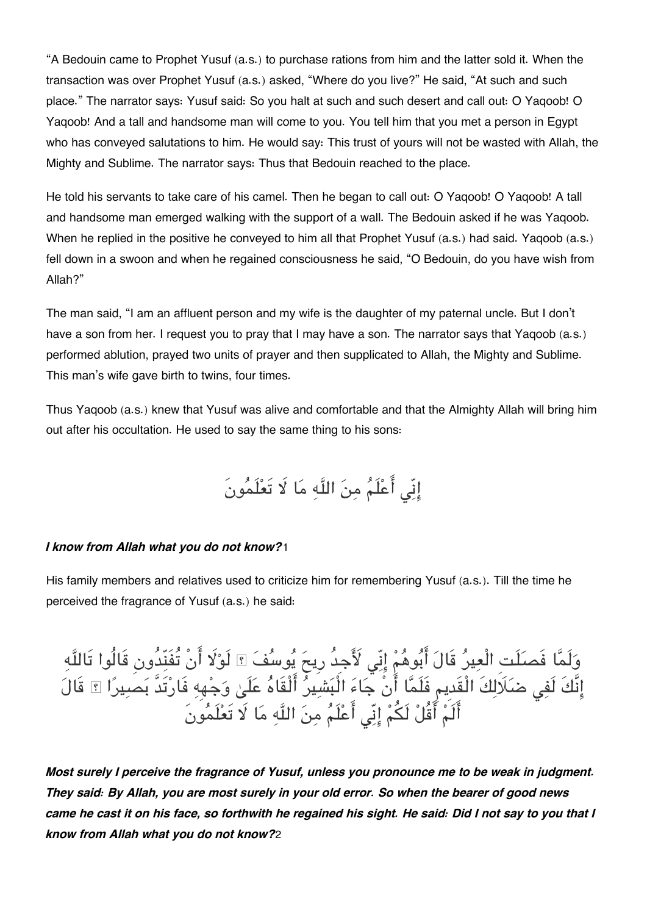"A Bedouin came to Prophet Yusuf (a.s.) to purchase rations from him and the latter sold it. When the transaction was over Prophet Yusuf (a.s.) asked, "Where do you live?" He said, "At such and such place." The narrator says: Yusuf said: So you halt at such and such desert and call out: O Yaqoob! O Yaqoob! And a tall and handsome man will come to you. You tell him that you met a person in Egypt who has conveyed salutations to him. He would say: This trust of yours will not be wasted with Allah, the Mighty and Sublime. The narrator says: Thus that Bedouin reached to the place.

He told his servants to take care of his camel. Then he began to call out: O Yaqoob! O Yaqoob! A tall and handsome man emerged walking with the support of a wall. The Bedouin asked if he was Yaqoob. When he replied in the positive he conveyed to him all that Prophet Yusuf (a.s.) had said. Yaqoob (a.s.) fell down in a swoon and when he regained consciousness he said, "O Bedouin, do you have wish from Allah?"

The man said, "I am an affluent person and my wife is the daughter of my paternal uncle. But I don't have a son from her. I request you to pray that I may have a son. The narrator says that Yaqoob (a.s.) performed ablution, prayed two units of prayer and then supplicated to Allah, the Mighty and Sublime. This man's wife gave birth to twins, four times.

Thus Yaqoob (a.s.) knew that Yusuf was alive and comfortable and that the Almighty Allah will bring him out after his occultation. He used to say the same thing to his sons:

إِنِّي أَعْلَمُ مِنَ اللَّهِ مَا لَا تَعْلَمُونَ

***I know from Allah what you do not know?***[1]

His family members and relatives used to criticize him for remembering Yusuf (a.s.). Till the time he perceived the fragrance of Yusuf (a.s.) he said:

وَلَمَّا فَصَلَتِ الْعِيرُ قَالَ أَبُوهُمْ إِنِّي لَأَجِدُ رِيحَ يُوسُفَ ۖ لَوْلَا أَنْ تُفَنِّدُونِ قَالُوا تَاللَّهِ إِنَّكَ لَفِي ضَلَالِكَ الْقَدِيمِ فَلَمَّا أَنْ جَاءَ الْبَشِيرُ أَلْقَاهُ عَلَىٰ وَجْهِهِ فَارْتَدَّ بَصِيرًا ۖ قَالَ أَلَمْ أَقُلْ لَكُمْ إِنِّي أَعْلَمُ مِنَ اللَّهِ مَا لَا تَعْلَمُونَ

***Most surely I perceive the fragrance of Yusuf, unless you pronounce me to be weak in judgment. They said: By Allah, you are most surely in your old error. So when the bearer of good news came he cast it on his face, so forthwith he regained his sight. He said: Did I not say to you that I know from Allah what you do not know?***[2]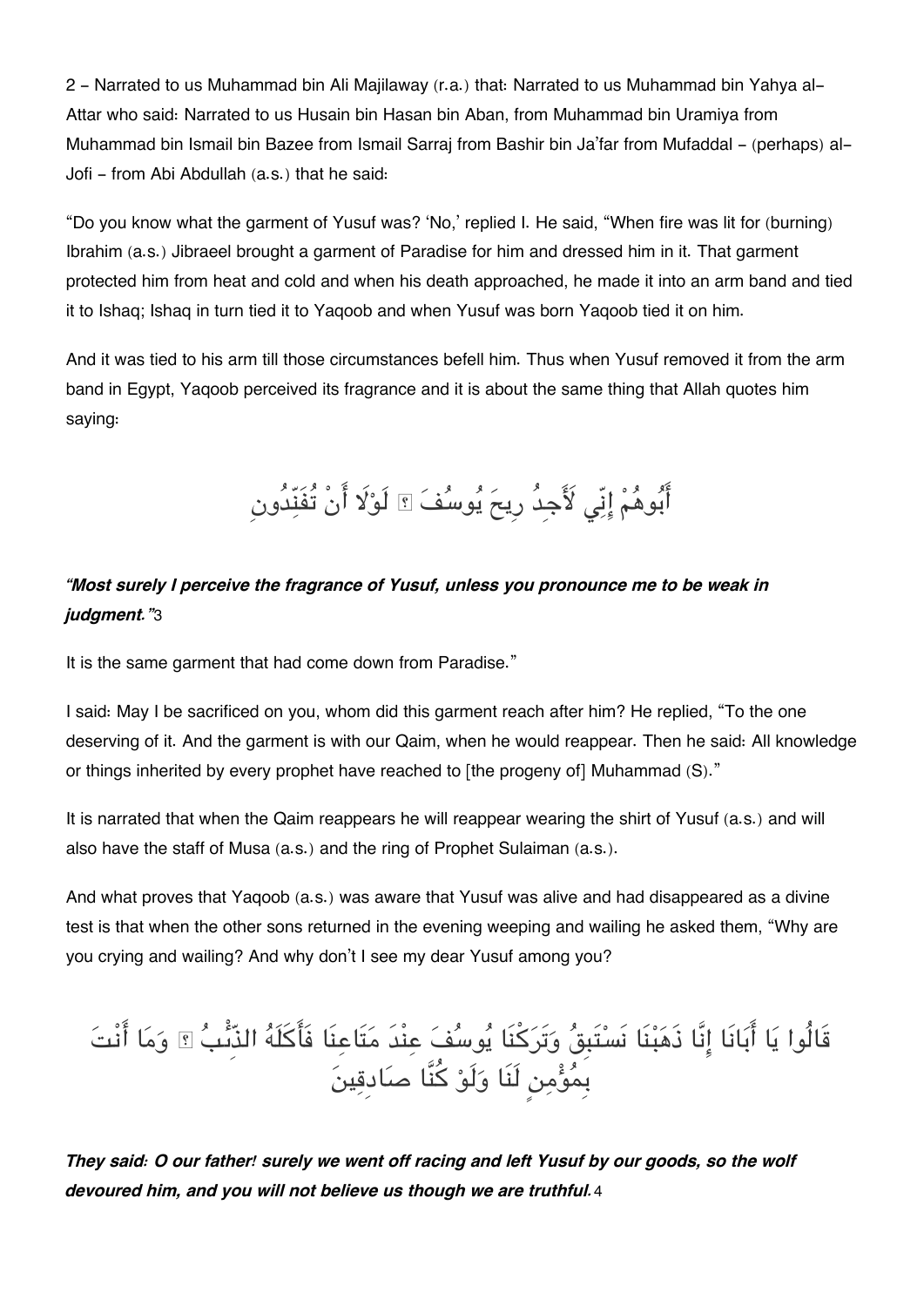2 - Narrated to us Muhammad bin Ali Majilaway (r.a.) that: Narrated to us Muhammad bin Yahya al-Attar who said: Narrated to us Husain bin Hasan bin Aban, from Muhammad bin Uramiya from Muhammad bin Ismail bin Bazee from Ismail Sarraj from Bashir bin Ja'far from Mufaddal - (perhaps) al-Jofi - from Abi Abdullah (a.s.) that he said:

"Do you know what the garment of Yusuf was? 'No,' replied I. He said, "When fire was lit for (burning) Ibrahim (a.s.) Jibraeel brought a garment of Paradise for him and dressed him in it. That garment protected him from heat and cold and when his death approached, he made it into an arm band and tied it to Ishaq; Ishaq in turn tied it to Yaqoob and when Yusuf was born Yaqoob tied it on him.

And it was tied to his arm till those circumstances befell him. Thus when Yusuf removed it from the arm band in Egypt, Yaqoob perceived its fragrance and it is about the same thing that Allah quotes him saying:

أَبُوهُمْ إِنِّي لَأَجِدُ رِيحَ يُوسُفَ ۖ لَوْلَا أَنْ تُفَنِّدُونِ

***"Most surely I perceive the fragrance of Yusuf, unless you pronounce me to be weak in judgment."***3

It is the same garment that had come down from Paradise."

I said: May I be sacrificed on you, whom did this garment reach after him? He replied, "To the one deserving of it. And the garment is with our Qaim, when he would reappear. Then he said: All knowledge or things inherited by every prophet have reached to [the progeny of] Muhammad (S)."

It is narrated that when the Qaim reappears he will reappear wearing the shirt of Yusuf (a.s.) and will also have the staff of Musa (a.s.) and the ring of Prophet Sulaiman (a.s.).

And what proves that Yaqoob (a.s.) was aware that Yusuf was alive and had disappeared as a divine test is that when the other sons returned in the evening weeping and wailing he asked them, "Why are you crying and wailing? And why don't I see my dear Yusuf among you?

قَالُوا يَا أَبَانَا إِنَّا ذَهَبْنَا نَسْتَبِقُ وَتَرَكْنَا يُوسُفَ عِنْدَ مَتَاعِنَا فَأَكَلَهُ الذِّئْبُ ۖ وَمَا أَنْتَ بِمُؤْمِنٍ لَنَا وَلَوْ كُنَّا صَادِقِينَ

***They said: O our father! surely we went off racing and left Yusuf by our goods, so the wolf devoured him, and you will not believe us though we are truthful.***4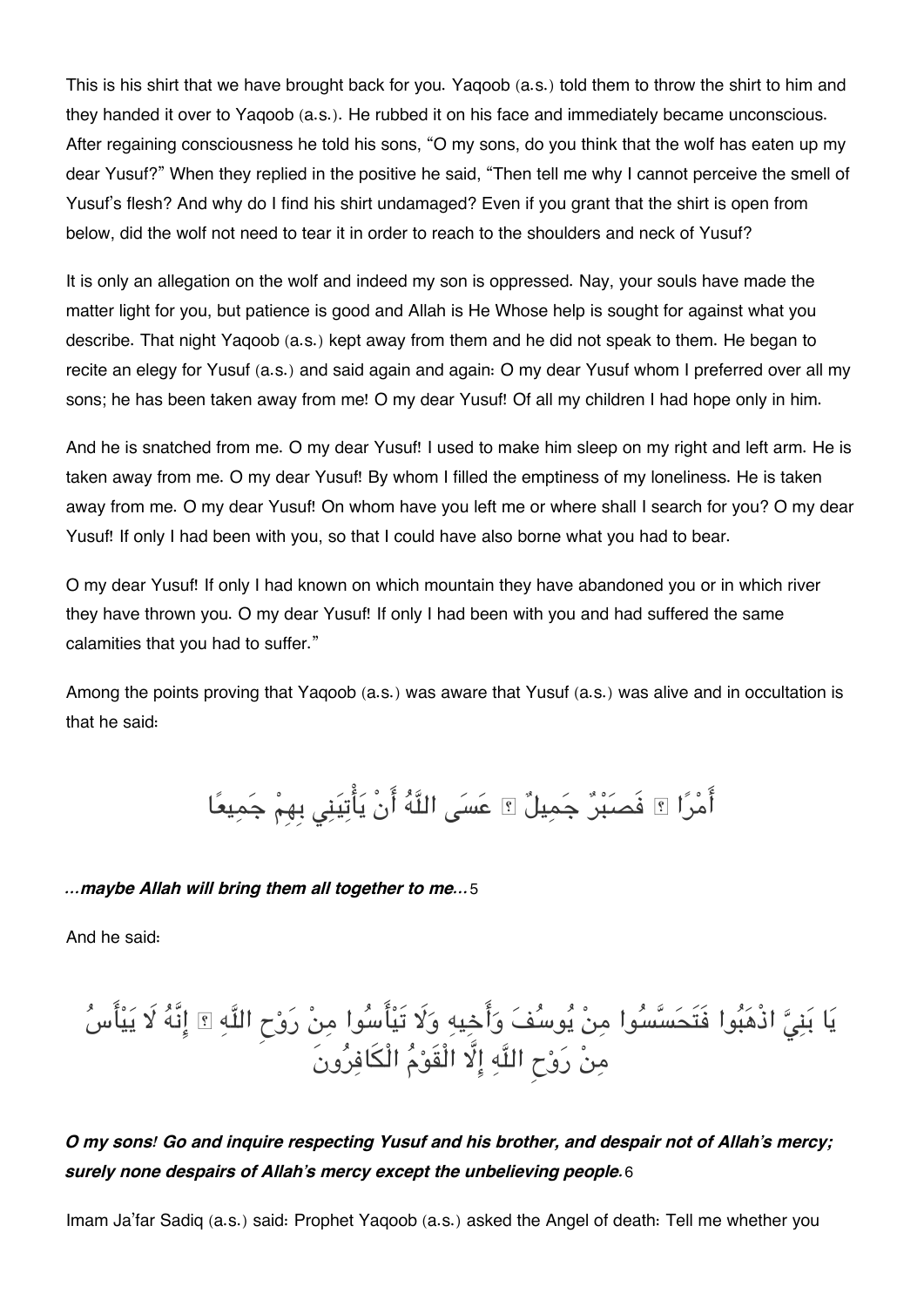This is his shirt that we have brought back for you. Yaqoob (a.s.) told them to throw the shirt to him and they handed it over to Yaqoob (a.s.). He rubbed it on his face and immediately became unconscious. After regaining consciousness he told his sons, “O my sons, do you think that the wolf has eaten up my dear Yusuf?” When they replied in the positive he said, “Then tell me why I cannot perceive the smell of Yusuf’s flesh? And why do I find his shirt undamaged? Even if you grant that the shirt is open from below, did the wolf not need to tear it in order to reach to the shoulders and neck of Yusuf?

It is only an allegation on the wolf and indeed my son is oppressed. Nay, your souls have made the matter light for you, but patience is good and Allah is He Whose help is sought for against what you describe. That night Yaqoob (a.s.) kept away from them and he did not speak to them. He began to recite an elegy for Yusuf (a.s.) and said again and again: O my dear Yusuf whom I preferred over all my sons; he has been taken away from me! O my dear Yusuf! Of all my children I had hope only in him.

And he is snatched from me. O my dear Yusuf! I used to make him sleep on my right and left arm. He is taken away from me. O my dear Yusuf! By whom I filled the emptiness of my loneliness. He is taken away from me. O my dear Yusuf! On whom have you left me or where shall I search for you? O my dear Yusuf! If only I had been with you, so that I could have also borne what you had to bear.

O my dear Yusuf! If only I had known on which mountain they have abandoned you or in which river they have thrown you. O my dear Yusuf! If only I had been with you and had suffered the same calamities that you had to suffer.”

Among the points proving that Yaqoob (a.s.) was aware that Yusuf (a.s.) was alive and in occultation is that he said:

أَمْرًا ۖ فَصَبْرٌ جَمِيلٌ ۖ عَسَى اللَّهُ أَنْ يَأْتِيَنِي بِهِمْ جَمِيعًا

***...maybe Allah will bring them all together to me...*** 5

And he said:

يَا بَنِيَّ اذْهَبُوا فَتَحَسَّسُوا مِنْ يُوسُفَ وَأَخِيهِ وَلَا تَيْأَسُوا مِنْ رَوْحِ اللَّهِ ۖ إِنَّهُ لَا يَيْأَسُ مِنْ رَوْحِ اللَّهِ إِلَّا الْقَوْمُ الْكَافِرُونَ

***O my sons! Go and inquire respecting Yusuf and his brother, and despair not of Allah’s mercy; surely none despairs of Allah’s mercy except the unbelieving people.*** 6

Imam Ja’far Sadiq (a.s.) said: Prophet Yaqoob (a.s.) asked the Angel of death: Tell me whether you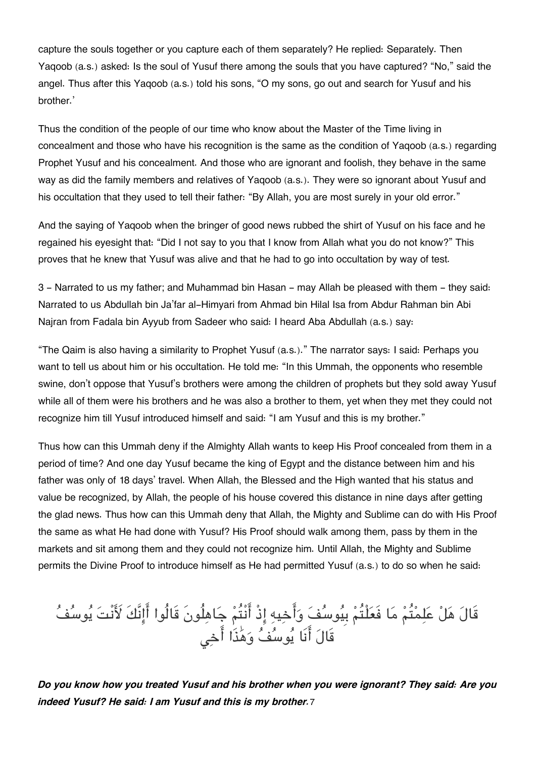capture the souls together or you capture each of them separately? He replied: Separately. Then Yaqoob (a.s.) asked: Is the soul of Yusuf there among the souls that you have captured? "No," said the angel. Thus after this Yaqoob (a.s.) told his sons, "O my sons, go out and search for Yusuf and his brother.'

Thus the condition of the people of our time who know about the Master of the Time living in concealment and those who have his recognition is the same as the condition of Yaqoob (a.s.) regarding Prophet Yusuf and his concealment. And those who are ignorant and foolish, they behave in the same way as did the family members and relatives of Yaqoob (a.s.). They were so ignorant about Yusuf and his occultation that they used to tell their father: "By Allah, you are most surely in your old error."

And the saying of Yaqoob when the bringer of good news rubbed the shirt of Yusuf on his face and he regained his eyesight that: "Did I not say to you that I know from Allah what you do not know?" This proves that he knew that Yusuf was alive and that he had to go into occultation by way of test.

3 - Narrated to us my father; and Muhammad bin Hasan - may Allah be pleased with them - they said: Narrated to us Abdullah bin Ja'far al-Himyari from Ahmad bin Hilal Isa from Abdur Rahman bin Abi Najran from Fadala bin Ayyub from Sadeer who said: I heard Aba Abdullah (a.s.) say:

"The Qaim is also having a similarity to Prophet Yusuf (a.s.)." The narrator says: I said: Perhaps you want to tell us about him or his occultation. He told me: "In this Ummah, the opponents who resemble swine, don't oppose that Yusuf's brothers were among the children of prophets but they sold away Yusuf while all of them were his brothers and he was also a brother to them, yet when they met they could not recognize him till Yusuf introduced himself and said: "I am Yusuf and this is my brother."

Thus how can this Ummah deny if the Almighty Allah wants to keep His Proof concealed from them in a period of time? And one day Yusuf became the king of Egypt and the distance between him and his father was only of 18 days' travel. When Allah, the Blessed and the High wanted that his status and value be recognized, by Allah, the people of his house covered this distance in nine days after getting the glad news. Thus how can this Ummah deny that Allah, the Mighty and Sublime can do with His Proof the same as what He had done with Yusuf? His Proof should walk among them, pass by them in the markets and sit among them and they could not recognize him. Until Allah, the Mighty and Sublime permits the Divine Proof to introduce himself as He had permitted Yusuf (a.s.) to do so when he said:

قَالَ هَلْ عَلِمْتُمْ مَا فَعَلْتُمْ بِيُوسُفَ وَأَخِيهِ إِذْ أَنْتُمْ جَاهِلُونَ قَالُوا أَإِنَّكَ لَأَنْتَ يُوسُفُ قَالَ أَنَا يُوسُفُ وَهَٰذَا أَخِي

***Do you know how you treated Yusuf and his brother when you were ignorant? They said: Are you indeed Yusuf? He said: I am Yusuf and this is my brother.***[7]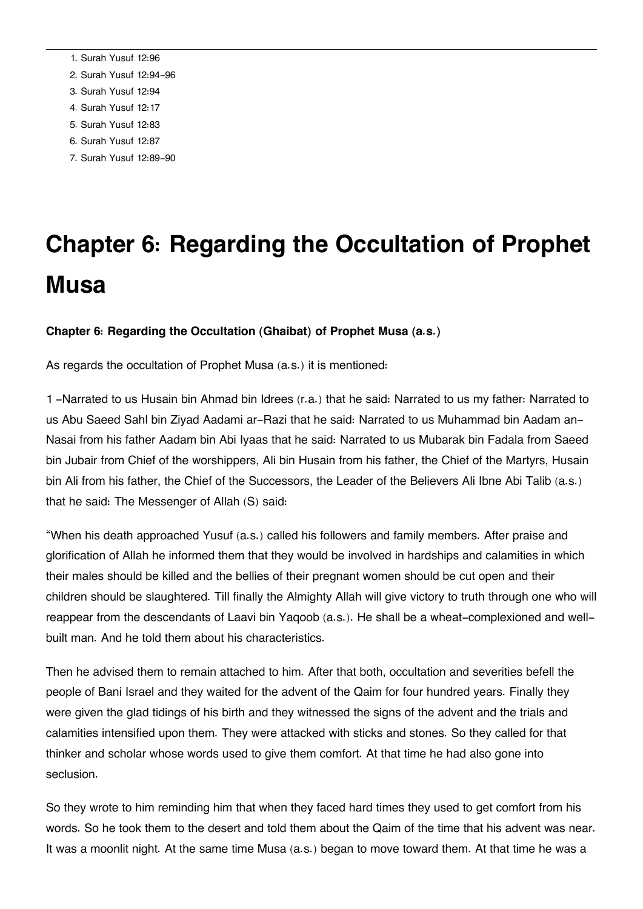1. Surah Yusuf 12:96
2. Surah Yusuf 12:94-96
3. Surah Yusuf 12:94
4. Surah Yusuf 12:17
5. Surah Yusuf 12:83
6. Surah Yusuf 12:87
7. Surah Yusuf 12:89-90

# Chapter 6: Regarding the Occultation of Prophet Musa

**Chapter 6: Regarding the Occultation (Ghaibat) of Prophet Musa (a.s.)**

As regards the occultation of Prophet Musa (a.s.) it is mentioned:

1 -Narrated to us Husain bin Ahmad bin Idrees (r.a.) that he said: Narrated to us my father: Narrated to us Abu Saeed Sahl bin Ziyad Aadami ar-Razi that he said: Narrated to us Muhammad bin Aadam an-Nasai from his father Aadam bin Abi Iyaas that he said: Narrated to us Mubarak bin Fadala from Saeed bin Jubair from Chief of the worshippers, Ali bin Husain from his father, the Chief of the Martyrs, Husain bin Ali from his father, the Chief of the Successors, the Leader of the Believers Ali Ibne Abi Talib (a.s.) that he said: The Messenger of Allah (S) said:

"When his death approached Yusuf (a.s.) called his followers and family members. After praise and glorification of Allah he informed them that they would be involved in hardships and calamities in which their males should be killed and the bellies of their pregnant women should be cut open and their children should be slaughtered. Till finally the Almighty Allah will give victory to truth through one who will reappear from the descendants of Laavi bin Yaqoob (a.s.). He shall be a wheat-complexioned and well-built man. And he told them about his characteristics.

Then he advised them to remain attached to him. After that both, occultation and severities befell the people of Bani Israel and they waited for the advent of the Qaim for four hundred years. Finally they were given the glad tidings of his birth and they witnessed the signs of the advent and the trials and calamities intensified upon them. They were attacked with sticks and stones. So they called for that thinker and scholar whose words used to give them comfort. At that time he had also gone into seclusion.

So they wrote to him reminding him that when they faced hard times they used to get comfort from his words. So he took them to the desert and told them about the Qaim of the time that his advent was near. It was a moonlit night. At the same time Musa (a.s.) began to move toward them. At that time he was a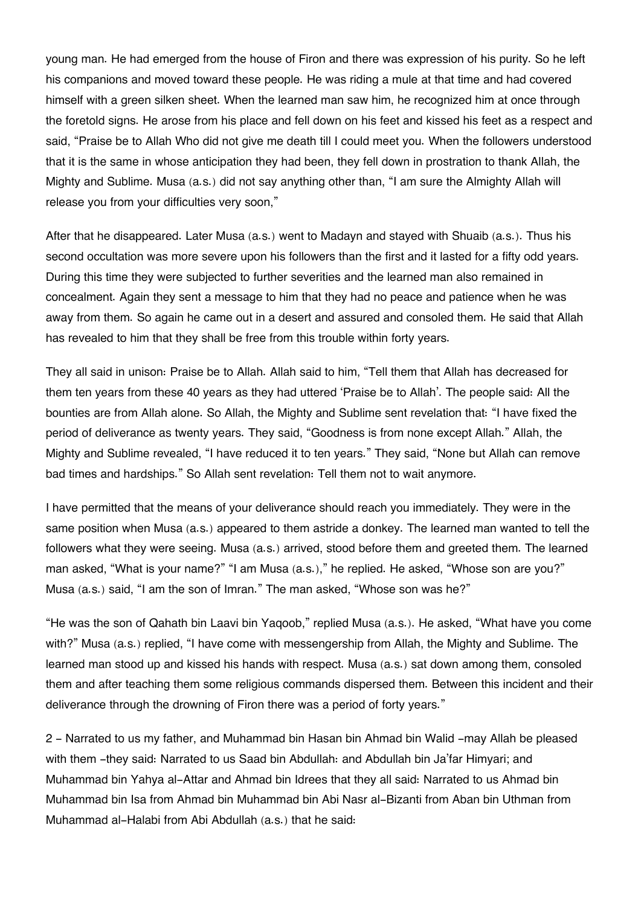young man. He had emerged from the house of Firon and there was expression of his purity. So he left his companions and moved toward these people. He was riding a mule at that time and had covered himself with a green silken sheet. When the learned man saw him, he recognized him at once through the foretold signs. He arose from his place and fell down on his feet and kissed his feet as a respect and said, "Praise be to Allah Who did not give me death till I could meet you. When the followers understood that it is the same in whose anticipation they had been, they fell down in prostration to thank Allah, the Mighty and Sublime. Musa (a.s.) did not say anything other than, "I am sure the Almighty Allah will release you from your difficulties very soon,"

After that he disappeared. Later Musa (a.s.) went to Madayn and stayed with Shuaib (a.s.). Thus his second occultation was more severe upon his followers than the first and it lasted for a fifty odd years. During this time they were subjected to further severities and the learned man also remained in concealment. Again they sent a message to him that they had no peace and patience when he was away from them. So again he came out in a desert and assured and consoled them. He said that Allah has revealed to him that they shall be free from this trouble within forty years.

They all said in unison: Praise be to Allah. Allah said to him, "Tell them that Allah has decreased for them ten years from these 40 years as they had uttered 'Praise be to Allah'. The people said: All the bounties are from Allah alone. So Allah, the Mighty and Sublime sent revelation that: "I have fixed the period of deliverance as twenty years. They said, "Goodness is from none except Allah." Allah, the Mighty and Sublime revealed, "I have reduced it to ten years." They said, "None but Allah can remove bad times and hardships." So Allah sent revelation: Tell them not to wait anymore.

I have permitted that the means of your deliverance should reach you immediately. They were in the same position when Musa (a.s.) appeared to them astride a donkey. The learned man wanted to tell the followers what they were seeing. Musa (a.s.) arrived, stood before them and greeted them. The learned man asked, "What is your name?" "I am Musa (a.s.)," he replied. He asked, "Whose son are you?" Musa (a.s.) said, "I am the son of Imran." The man asked, "Whose son was he?"

"He was the son of Qahath bin Laavi bin Yaqoob," replied Musa (a.s.). He asked, "What have you come with?" Musa (a.s.) replied, "I have come with messengership from Allah, the Mighty and Sublime. The learned man stood up and kissed his hands with respect. Musa (a.s.) sat down among them, consoled them and after teaching them some religious commands dispersed them. Between this incident and their deliverance through the drowning of Firon there was a period of forty years."

2 - Narrated to us my father, and Muhammad bin Hasan bin Ahmad bin Walid -may Allah be pleased with them -they said: Narrated to us Saad bin Abdullah: and Abdullah bin Ja'far Himyari; and Muhammad bin Yahya al-Attar and Ahmad bin Idrees that they all said: Narrated to us Ahmad bin Muhammad bin Isa from Ahmad bin Muhammad bin Abi Nasr al-Bizanti from Aban bin Uthman from Muhammad al-Halabi from Abi Abdullah (a.s.) that he said: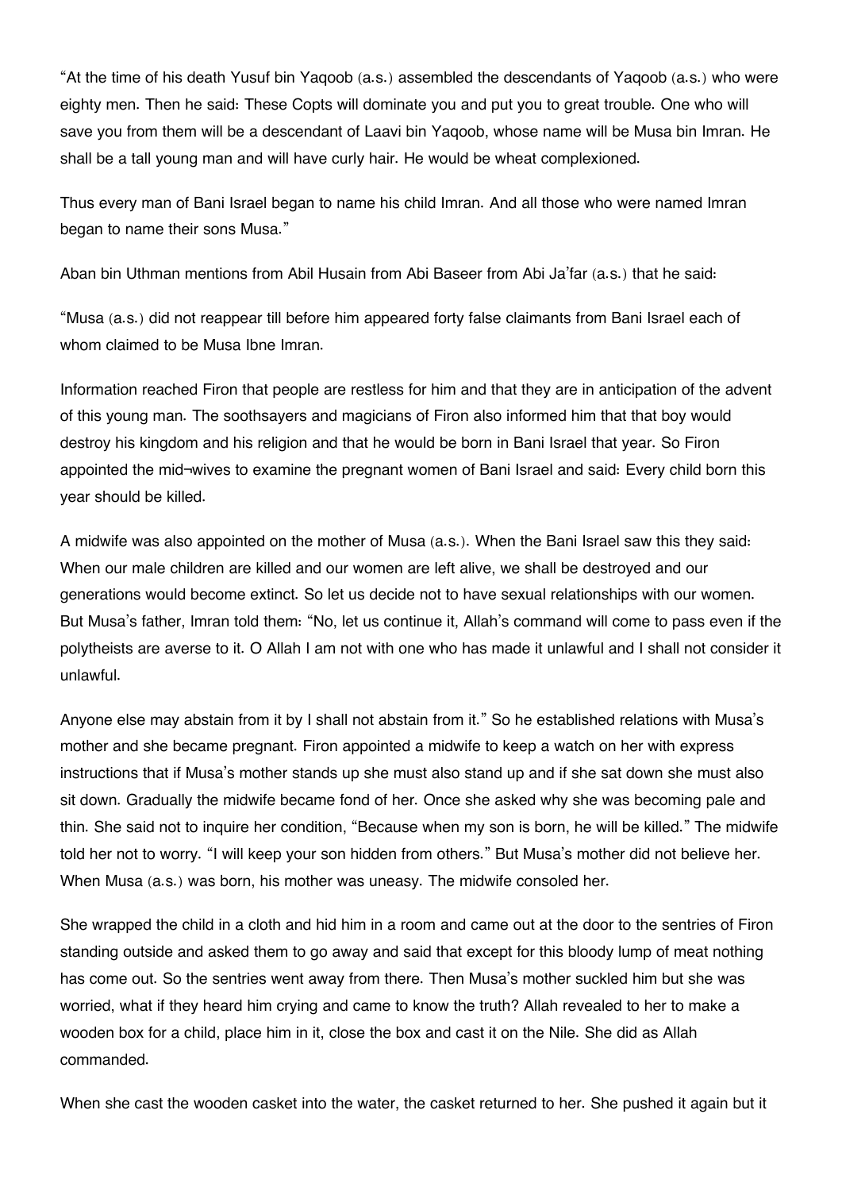"At the time of his death Yusuf bin Yaqoob (a.s.) assembled the descendants of Yaqoob (a.s.) who were eighty men. Then he said: These Copts will dominate you and put you to great trouble. One who will save you from them will be a descendant of Laavi bin Yaqoob, whose name will be Musa bin Imran. He shall be a tall young man and will have curly hair. He would be wheat complexioned.

Thus every man of Bani Israel began to name his child Imran. And all those who were named Imran began to name their sons Musa."

Aban bin Uthman mentions from Abil Husain from Abi Baseer from Abi Ja'far (a.s.) that he said:

"Musa (a.s.) did not reappear till before him appeared forty false claimants from Bani Israel each of whom claimed to be Musa Ibne Imran.

Information reached Firon that people are restless for him and that they are in anticipation of the advent of this young man. The soothsayers and magicians of Firon also informed him that that boy would destroy his kingdom and his religion and that he would be born in Bani Israel that year. So Firon appointed the mid¬wives to examine the pregnant women of Bani Israel and said: Every child born this year should be killed.

A midwife was also appointed on the mother of Musa (a.s.). When the Bani Israel saw this they said: When our male children are killed and our women are left alive, we shall be destroyed and our generations would become extinct. So let us decide not to have sexual relationships with our women. But Musa's father, Imran told them: "No, let us continue it, Allah's command will come to pass even if the polytheists are averse to it. O Allah I am not with one who has made it unlawful and I shall not consider it unlawful.

Anyone else may abstain from it by I shall not abstain from it." So he established relations with Musa's mother and she became pregnant. Firon appointed a midwife to keep a watch on her with express instructions that if Musa's mother stands up she must also stand up and if she sat down she must also sit down. Gradually the midwife became fond of her. Once she asked why she was becoming pale and thin. She said not to inquire her condition, "Because when my son is born, he will be killed." The midwife told her not to worry. "I will keep your son hidden from others." But Musa's mother did not believe her. When Musa (a.s.) was born, his mother was uneasy. The midwife consoled her.

She wrapped the child in a cloth and hid him in a room and came out at the door to the sentries of Firon standing outside and asked them to go away and said that except for this bloody lump of meat nothing has come out. So the sentries went away from there. Then Musa's mother suckled him but she was worried, what if they heard him crying and came to know the truth? Allah revealed to her to make a wooden box for a child, place him in it, close the box and cast it on the Nile. She did as Allah commanded.

When she cast the wooden casket into the water, the casket returned to her. She pushed it again but it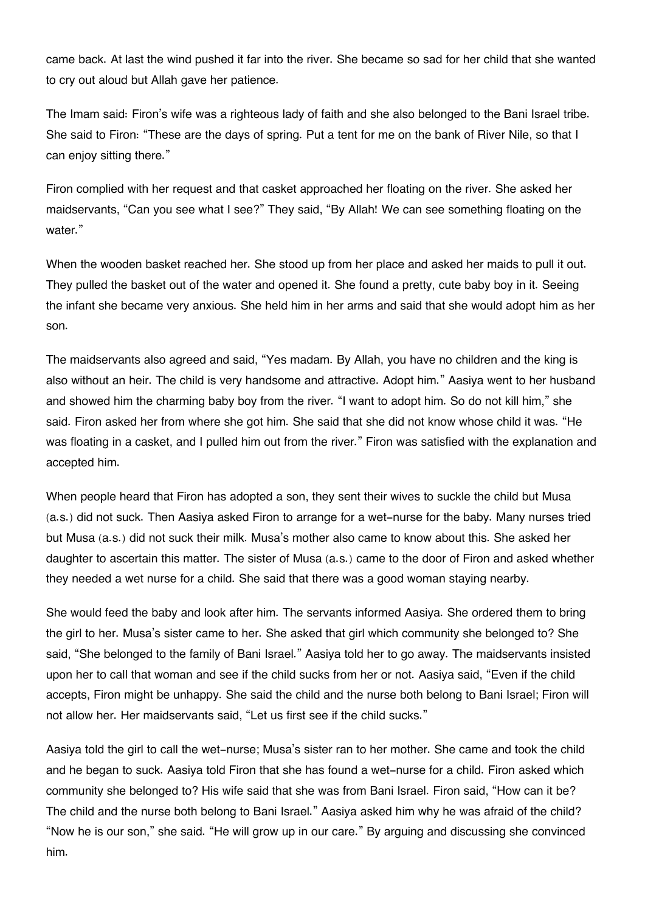came back. At last the wind pushed it far into the river. She became so sad for her child that she wanted to cry out aloud but Allah gave her patience.

The Imam said: Firon's wife was a righteous lady of faith and she also belonged to the Bani Israel tribe. She said to Firon: "These are the days of spring. Put a tent for me on the bank of River Nile, so that I can enjoy sitting there."

Firon complied with her request and that casket approached her floating on the river. She asked her maidservants, "Can you see what I see?" They said, "By Allah! We can see something floating on the water."

When the wooden basket reached her. She stood up from her place and asked her maids to pull it out. They pulled the basket out of the water and opened it. She found a pretty, cute baby boy in it. Seeing the infant she became very anxious. She held him in her arms and said that she would adopt him as her son.

The maidservants also agreed and said, "Yes madam. By Allah, you have no children and the king is also without an heir. The child is very handsome and attractive. Adopt him." Aasiya went to her husband and showed him the charming baby boy from the river. "I want to adopt him. So do not kill him," she said. Firon asked her from where she got him. She said that she did not know whose child it was. "He was floating in a casket, and I pulled him out from the river." Firon was satisfied with the explanation and accepted him.

When people heard that Firon has adopted a son, they sent their wives to suckle the child but Musa (a.s.) did not suck. Then Aasiya asked Firon to arrange for a wet-nurse for the baby. Many nurses tried but Musa (a.s.) did not suck their milk. Musa's mother also came to know about this. She asked her daughter to ascertain this matter. The sister of Musa (a.s.) came to the door of Firon and asked whether they needed a wet nurse for a child. She said that there was a good woman staying nearby.

She would feed the baby and look after him. The servants informed Aasiya. She ordered them to bring the girl to her. Musa's sister came to her. She asked that girl which community she belonged to? She said, "She belonged to the family of Bani Israel." Aasiya told her to go away. The maidservants insisted upon her to call that woman and see if the child sucks from her or not. Aasiya said, "Even if the child accepts, Firon might be unhappy. She said the child and the nurse both belong to Bani Israel; Firon will not allow her. Her maidservants said, "Let us first see if the child sucks."

Aasiya told the girl to call the wet-nurse; Musa's sister ran to her mother. She came and took the child and he began to suck. Aasiya told Firon that she has found a wet-nurse for a child. Firon asked which community she belonged to? His wife said that she was from Bani Israel. Firon said, "How can it be? The child and the nurse both belong to Bani Israel." Aasiya asked him why he was afraid of the child? "Now he is our son," she said. "He will grow up in our care." By arguing and discussing she convinced him.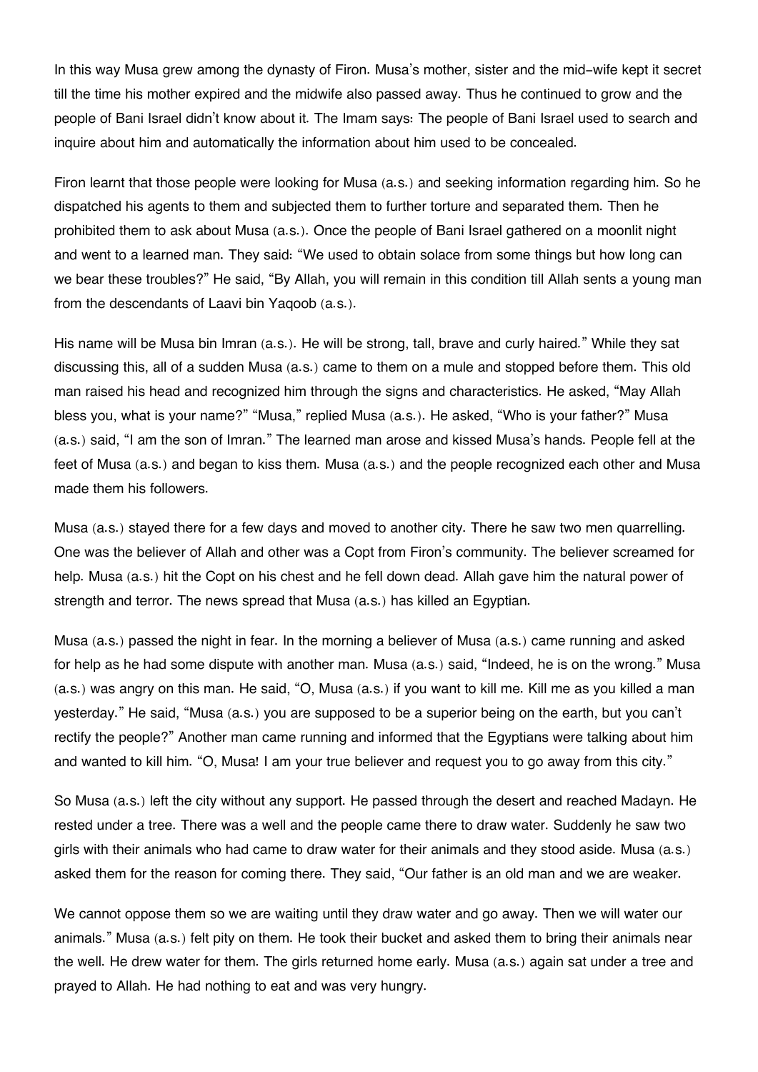In this way Musa grew among the dynasty of Firon. Musa's mother, sister and the mid-wife kept it secret till the time his mother expired and the midwife also passed away. Thus he continued to grow and the people of Bani Israel didn't know about it. The Imam says: The people of Bani Israel used to search and inquire about him and automatically the information about him used to be concealed.

Firon learnt that those people were looking for Musa (a.s.) and seeking information regarding him. So he dispatched his agents to them and subjected them to further torture and separated them. Then he prohibited them to ask about Musa (a.s.). Once the people of Bani Israel gathered on a moonlit night and went to a learned man. They said: "We used to obtain solace from some things but how long can we bear these troubles?" He said, "By Allah, you will remain in this condition till Allah sents a young man from the descendants of Laavi bin Yaqoob (a.s.).

His name will be Musa bin Imran (a.s.). He will be strong, tall, brave and curly haired." While they sat discussing this, all of a sudden Musa (a.s.) came to them on a mule and stopped before them. This old man raised his head and recognized him through the signs and characteristics. He asked, "May Allah bless you, what is your name?" "Musa," replied Musa (a.s.). He asked, "Who is your father?" Musa (a.s.) said, "I am the son of Imran." The learned man arose and kissed Musa's hands. People fell at the feet of Musa (a.s.) and began to kiss them. Musa (a.s.) and the people recognized each other and Musa made them his followers.

Musa (a.s.) stayed there for a few days and moved to another city. There he saw two men quarrelling. One was the believer of Allah and other was a Copt from Firon's community. The believer screamed for help. Musa (a.s.) hit the Copt on his chest and he fell down dead. Allah gave him the natural power of strength and terror. The news spread that Musa (a.s.) has killed an Egyptian.

Musa (a.s.) passed the night in fear. In the morning a believer of Musa (a.s.) came running and asked for help as he had some dispute with another man. Musa (a.s.) said, "Indeed, he is on the wrong." Musa (a.s.) was angry on this man. He said, "O, Musa (a.s.) if you want to kill me. Kill me as you killed a man yesterday." He said, "Musa (a.s.) you are supposed to be a superior being on the earth, but you can't rectify the people?" Another man came running and informed that the Egyptians were talking about him and wanted to kill him. "O, Musa! I am your true believer and request you to go away from this city."

So Musa (a.s.) left the city without any support. He passed through the desert and reached Madayn. He rested under a tree. There was a well and the people came there to draw water. Suddenly he saw two girls with their animals who had came to draw water for their animals and they stood aside. Musa (a.s.) asked them for the reason for coming there. They said, "Our father is an old man and we are weaker.

We cannot oppose them so we are waiting until they draw water and go away. Then we will water our animals." Musa (a.s.) felt pity on them. He took their bucket and asked them to bring their animals near the well. He drew water for them. The girls returned home early. Musa (a.s.) again sat under a tree and prayed to Allah. He had nothing to eat and was very hungry.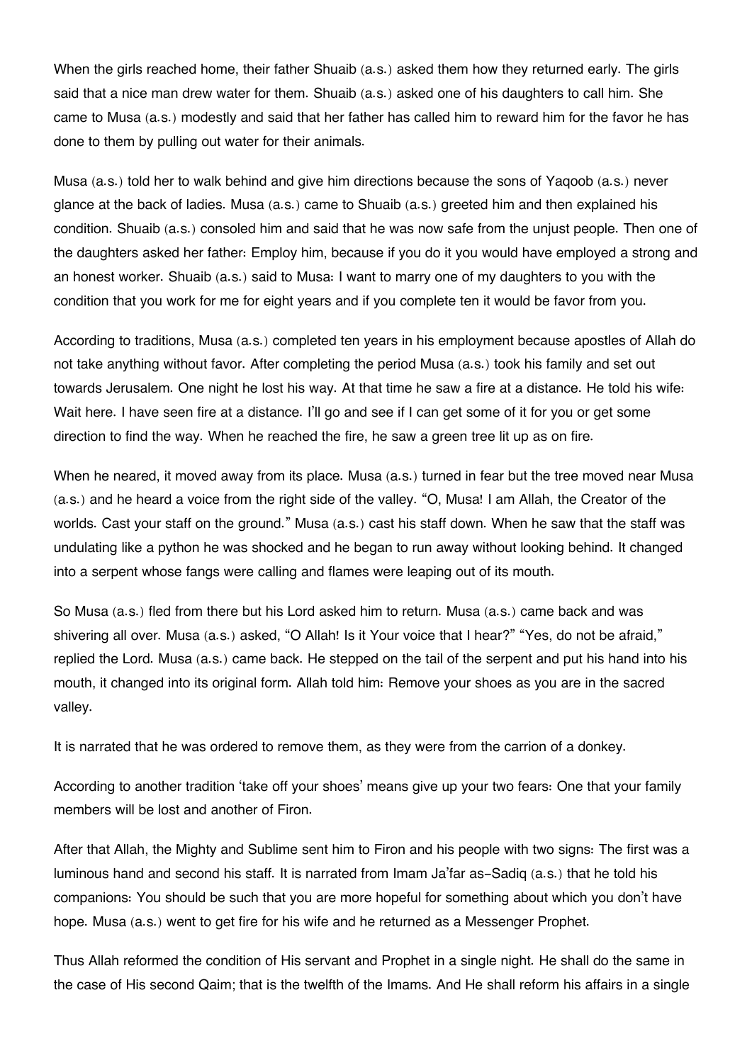When the girls reached home, their father Shuaib (a.s.) asked them how they returned early. The girls said that a nice man drew water for them. Shuaib (a.s.) asked one of his daughters to call him. She came to Musa (a.s.) modestly and said that her father has called him to reward him for the favor he has done to them by pulling out water for their animals.

Musa (a.s.) told her to walk behind and give him directions because the sons of Yaqoob (a.s.) never glance at the back of ladies. Musa (a.s.) came to Shuaib (a.s.) greeted him and then explained his condition. Shuaib (a.s.) consoled him and said that he was now safe from the unjust people. Then one of the daughters asked her father: Employ him, because if you do it you would have employed a strong and an honest worker. Shuaib (a.s.) said to Musa: I want to marry one of my daughters to you with the condition that you work for me for eight years and if you complete ten it would be favor from you.

According to traditions, Musa (a.s.) completed ten years in his employment because apostles of Allah do not take anything without favor. After completing the period Musa (a.s.) took his family and set out towards Jerusalem. One night he lost his way. At that time he saw a fire at a distance. He told his wife: Wait here. I have seen fire at a distance. I'll go and see if I can get some of it for you or get some direction to find the way. When he reached the fire, he saw a green tree lit up as on fire.

When he neared, it moved away from its place. Musa (a.s.) turned in fear but the tree moved near Musa (a.s.) and he heard a voice from the right side of the valley. "O, Musa! I am Allah, the Creator of the worlds. Cast your staff on the ground." Musa (a.s.) cast his staff down. When he saw that the staff was undulating like a python he was shocked and he began to run away without looking behind. It changed into a serpent whose fangs were calling and flames were leaping out of its mouth.

So Musa (a.s.) fled from there but his Lord asked him to return. Musa (a.s.) came back and was shivering all over. Musa (a.s.) asked, "O Allah! Is it Your voice that I hear?" "Yes, do not be afraid," replied the Lord. Musa (a.s.) came back. He stepped on the tail of the serpent and put his hand into his mouth, it changed into its original form. Allah told him: Remove your shoes as you are in the sacred valley.

It is narrated that he was ordered to remove them, as they were from the carrion of a donkey.

According to another tradition 'take off your shoes' means give up your two fears: One that your family members will be lost and another of Firon.

After that Allah, the Mighty and Sublime sent him to Firon and his people with two signs: The first was a luminous hand and second his staff. It is narrated from Imam Ja'far as-Sadiq (a.s.) that he told his companions: You should be such that you are more hopeful for something about which you don't have hope. Musa (a.s.) went to get fire for his wife and he returned as a Messenger Prophet.

Thus Allah reformed the condition of His servant and Prophet in a single night. He shall do the same in the case of His second Qaim; that is the twelfth of the Imams. And He shall reform his affairs in a single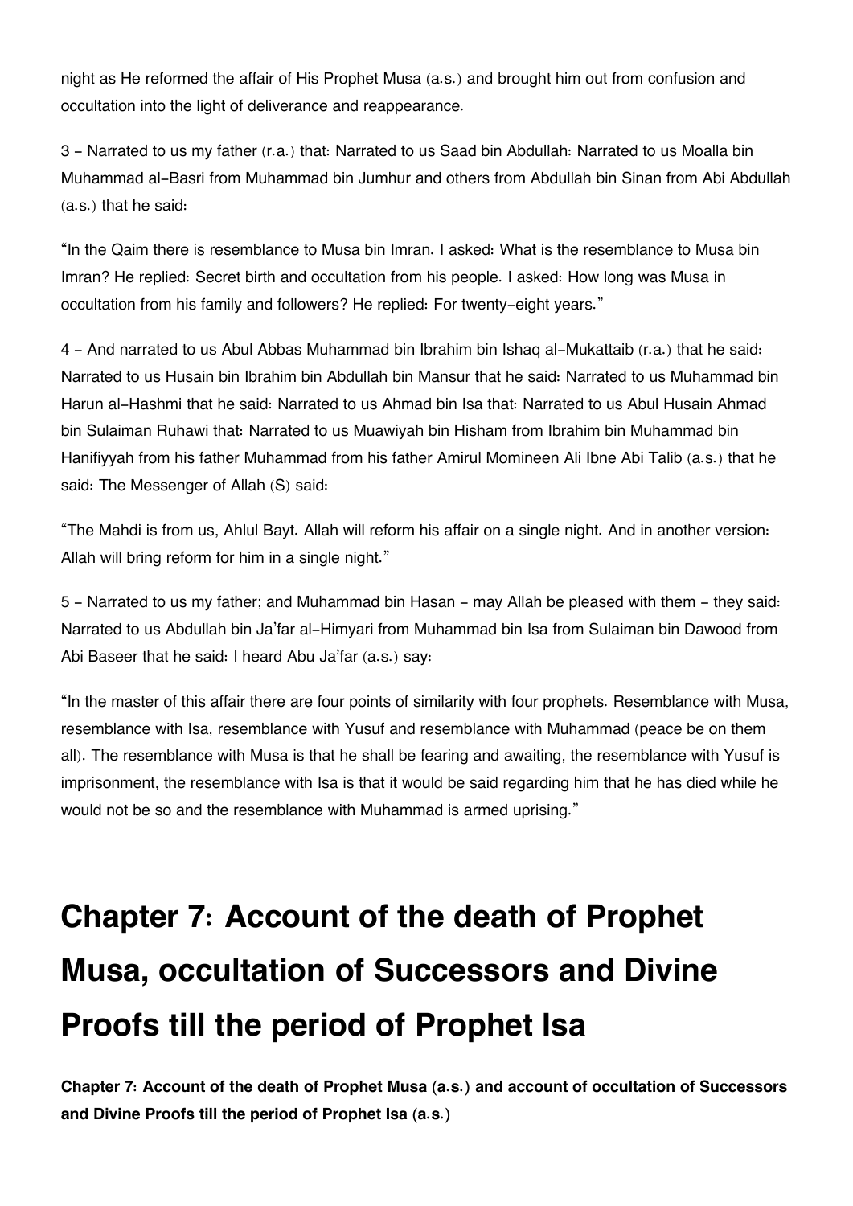night as He reformed the affair of His Prophet Musa (a.s.) and brought him out from confusion and occultation into the light of deliverance and reappearance.

3 - Narrated to us my father (r.a.) that: Narrated to us Saad bin Abdullah: Narrated to us Moalla bin Muhammad al-Basri from Muhammad bin Jumhur and others from Abdullah bin Sinan from Abi Abdullah (a.s.) that he said:

"In the Qaim there is resemblance to Musa bin Imran. I asked: What is the resemblance to Musa bin Imran? He replied: Secret birth and occultation from his people. I asked: How long was Musa in occultation from his family and followers? He replied: For twenty-eight years."

4 - And narrated to us Abul Abbas Muhammad bin Ibrahim bin Ishaq al-Mukattaib (r.a.) that he said: Narrated to us Husain bin Ibrahim bin Abdullah bin Mansur that he said: Narrated to us Muhammad bin Harun al-Hashmi that he said: Narrated to us Ahmad bin Isa that: Narrated to us Abul Husain Ahmad bin Sulaiman Ruhawi that: Narrated to us Muawiyah bin Hisham from Ibrahim bin Muhammad bin Hanifiyyah from his father Muhammad from his father Amirul Momineen Ali Ibne Abi Talib (a.s.) that he said: The Messenger of Allah (S) said:

"The Mahdi is from us, Ahlul Bayt. Allah will reform his affair on a single night. And in another version: Allah will bring reform for him in a single night."

5 - Narrated to us my father; and Muhammad bin Hasan - may Allah be pleased with them - they said: Narrated to us Abdullah bin Ja'far al-Himyari from Muhammad bin Isa from Sulaiman bin Dawood from Abi Baseer that he said: I heard Abu Ja'far (a.s.) say:

"In the master of this affair there are four points of similarity with four prophets. Resemblance with Musa, resemblance with Isa, resemblance with Yusuf and resemblance with Muhammad (peace be on them all). The resemblance with Musa is that he shall be fearing and awaiting, the resemblance with Yusuf is imprisonment, the resemblance with Isa is that it would be said regarding him that he has died while he would not be so and the resemblance with Muhammad is armed uprising."

# Chapter 7: Account of the death of Prophet Musa, occultation of Successors and Divine Proofs till the period of Prophet Isa

**Chapter 7: Account of the death of Prophet Musa (a.s.) and account of occultation of Successors and Divine Proofs till the period of Prophet Isa (a.s.)**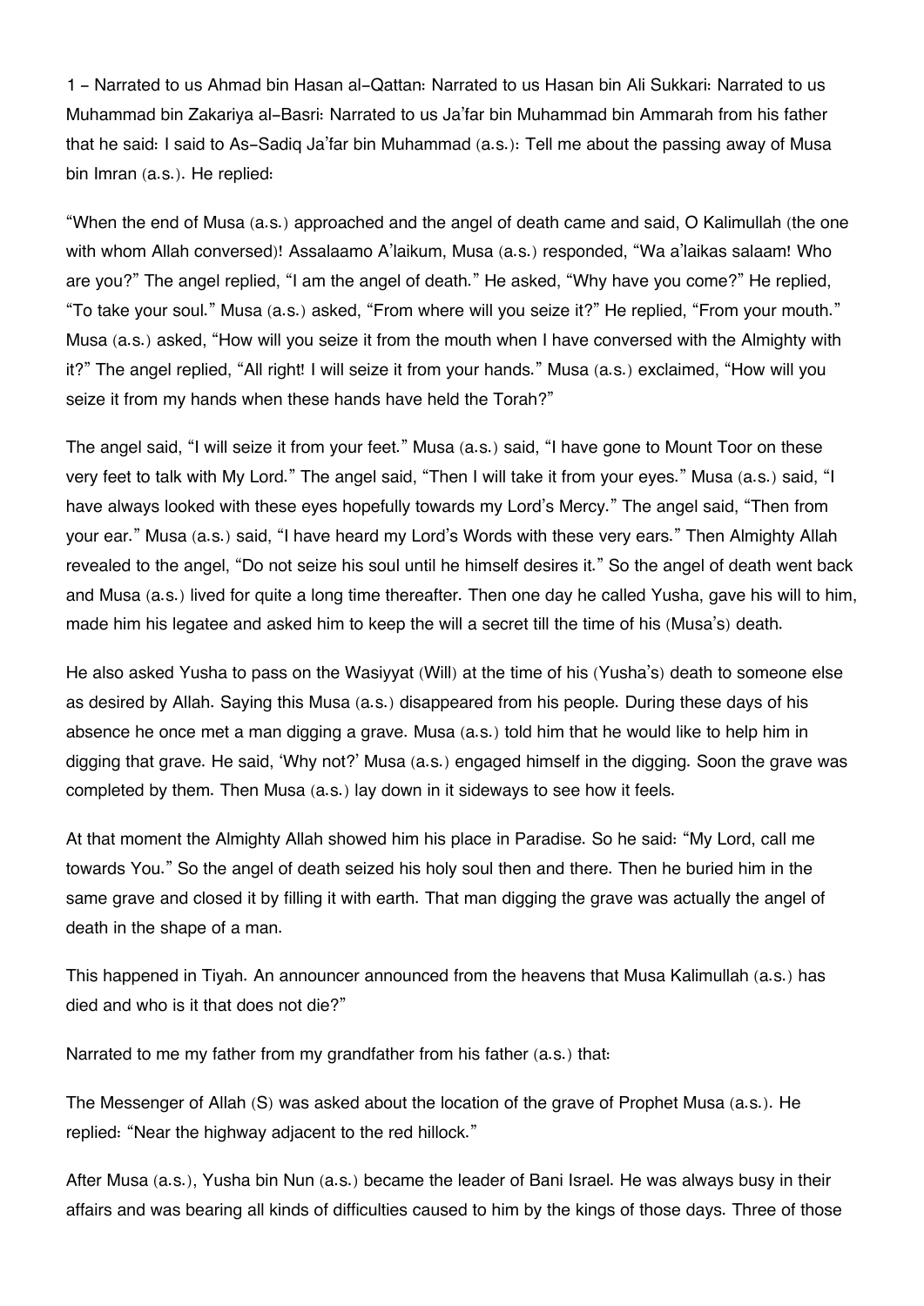1 – Narrated to us Ahmad bin Hasan al-Qattan: Narrated to us Hasan bin Ali Sukkari: Narrated to us Muhammad bin Zakariya al-Basri: Narrated to us Ja'far bin Muhammad bin Ammarah from his father that he said: I said to As-Sadiq Ja'far bin Muhammad (a.s.): Tell me about the passing away of Musa bin Imran (a.s.). He replied:

"When the end of Musa (a.s.) approached and the angel of death came and said, O Kalimullah (the one with whom Allah conversed)! Assalaamo A'laikum, Musa (a.s.) responded, "Wa a'laikas salaam! Who are you?" The angel replied, "I am the angel of death." He asked, "Why have you come?" He replied, "To take your soul." Musa (a.s.) asked, "From where will you seize it?" He replied, "From your mouth." Musa (a.s.) asked, "How will you seize it from the mouth when I have conversed with the Almighty with it?" The angel replied, "All right! I will seize it from your hands." Musa (a.s.) exclaimed, "How will you seize it from my hands when these hands have held the Torah?"

The angel said, "I will seize it from your feet." Musa (a.s.) said, "I have gone to Mount Toor on these very feet to talk with My Lord." The angel said, "Then I will take it from your eyes." Musa (a.s.) said, "I have always looked with these eyes hopefully towards my Lord's Mercy." The angel said, "Then from your ear." Musa (a.s.) said, "I have heard my Lord's Words with these very ears." Then Almighty Allah revealed to the angel, "Do not seize his soul until he himself desires it." So the angel of death went back and Musa (a.s.) lived for quite a long time thereafter. Then one day he called Yusha, gave his will to him, made him his legatee and asked him to keep the will a secret till the time of his (Musa's) death.

He also asked Yusha to pass on the Wasiyyat (Will) at the time of his (Yusha's) death to someone else as desired by Allah. Saying this Musa (a.s.) disappeared from his people. During these days of his absence he once met a man digging a grave. Musa (a.s.) told him that he would like to help him in digging that grave. He said, 'Why not?' Musa (a.s.) engaged himself in the digging. Soon the grave was completed by them. Then Musa (a.s.) lay down in it sideways to see how it feels.

At that moment the Almighty Allah showed him his place in Paradise. So he said: "My Lord, call me towards You." So the angel of death seized his holy soul then and there. Then he buried him in the same grave and closed it by filling it with earth. That man digging the grave was actually the angel of death in the shape of a man.

This happened in Tiyah. An announcer announced from the heavens that Musa Kalimullah (a.s.) has died and who is it that does not die?"

Narrated to me my father from my grandfather from his father (a.s.) that:

The Messenger of Allah (S) was asked about the location of the grave of Prophet Musa (a.s.). He replied: "Near the highway adjacent to the red hillock."

After Musa (a.s.), Yusha bin Nun (a.s.) became the leader of Bani Israel. He was always busy in their affairs and was bearing all kinds of difficulties caused to him by the kings of those days. Three of those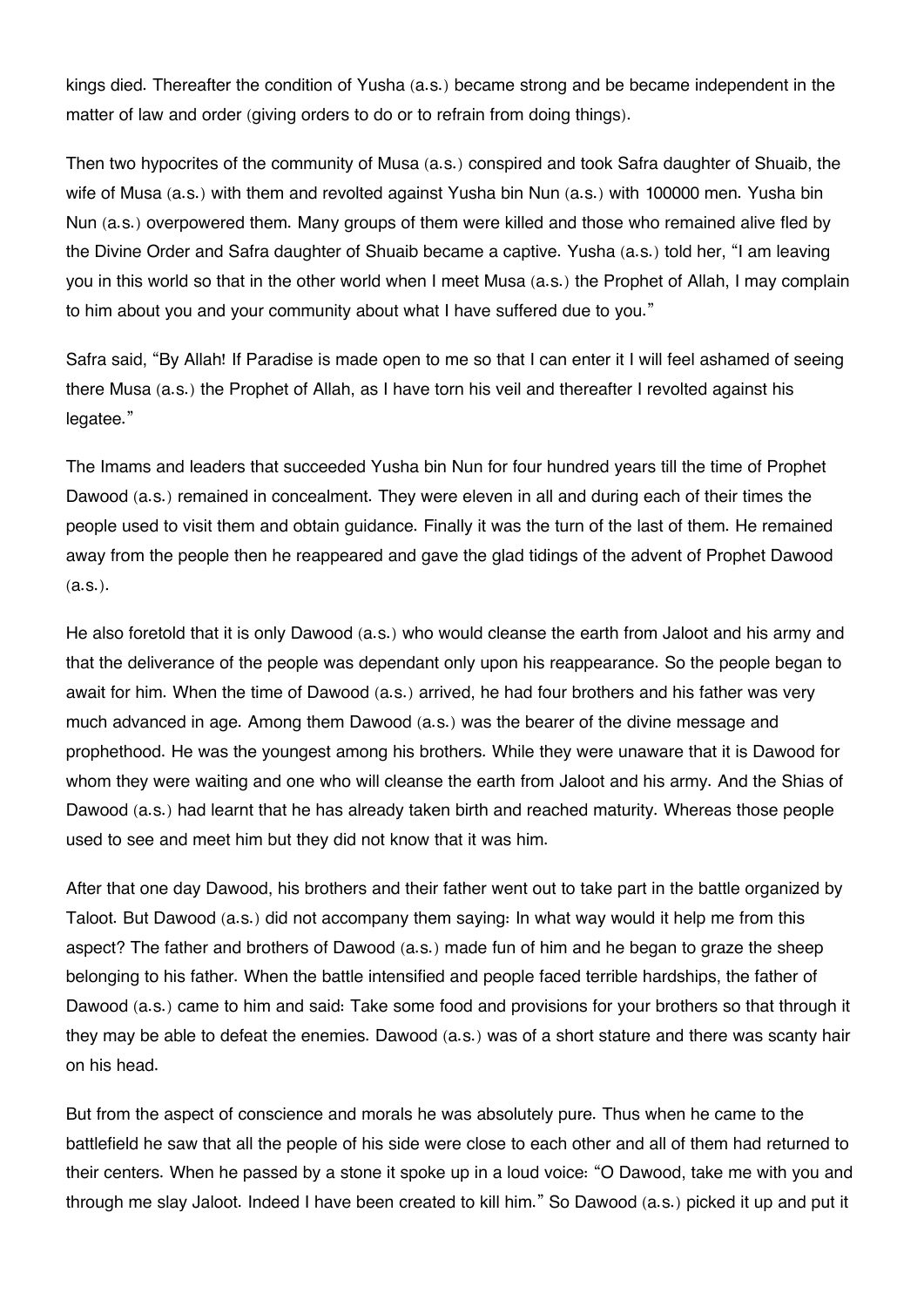kings died. Thereafter the condition of Yusha (a.s.) became strong and be became independent in the matter of law and order (giving orders to do or to refrain from doing things).

Then two hypocrites of the community of Musa (a.s.) conspired and took Safra daughter of Shuaib, the wife of Musa (a.s.) with them and revolted against Yusha bin Nun (a.s.) with 100000 men. Yusha bin Nun (a.s.) overpowered them. Many groups of them were killed and those who remained alive fled by the Divine Order and Safra daughter of Shuaib became a captive. Yusha (a.s.) told her, "I am leaving you in this world so that in the other world when I meet Musa (a.s.) the Prophet of Allah, I may complain to him about you and your community about what I have suffered due to you."

Safra said, "By Allah! If Paradise is made open to me so that I can enter it I will feel ashamed of seeing there Musa (a.s.) the Prophet of Allah, as I have torn his veil and thereafter I revolted against his legatee."

The Imams and leaders that succeeded Yusha bin Nun for four hundred years till the time of Prophet Dawood (a.s.) remained in concealment. They were eleven in all and during each of their times the people used to visit them and obtain guidance. Finally it was the turn of the last of them. He remained away from the people then he reappeared and gave the glad tidings of the advent of Prophet Dawood (a.s.).

He also foretold that it is only Dawood (a.s.) who would cleanse the earth from Jaloot and his army and that the deliverance of the people was dependant only upon his reappearance. So the people began to await for him. When the time of Dawood (a.s.) arrived, he had four brothers and his father was very much advanced in age. Among them Dawood (a.s.) was the bearer of the divine message and prophethood. He was the youngest among his brothers. While they were unaware that it is Dawood for whom they were waiting and one who will cleanse the earth from Jaloot and his army. And the Shias of Dawood (a.s.) had learnt that he has already taken birth and reached maturity. Whereas those people used to see and meet him but they did not know that it was him.

After that one day Dawood, his brothers and their father went out to take part in the battle organized by Taloot. But Dawood (a.s.) did not accompany them saying: In what way would it help me from this aspect? The father and brothers of Dawood (a.s.) made fun of him and he began to graze the sheep belonging to his father. When the battle intensified and people faced terrible hardships, the father of Dawood (a.s.) came to him and said: Take some food and provisions for your brothers so that through it they may be able to defeat the enemies. Dawood (a.s.) was of a short stature and there was scanty hair on his head.

But from the aspect of conscience and morals he was absolutely pure. Thus when he came to the battlefield he saw that all the people of his side were close to each other and all of them had returned to their centers. When he passed by a stone it spoke up in a loud voice: "O Dawood, take me with you and through me slay Jaloot. Indeed I have been created to kill him." So Dawood (a.s.) picked it up and put it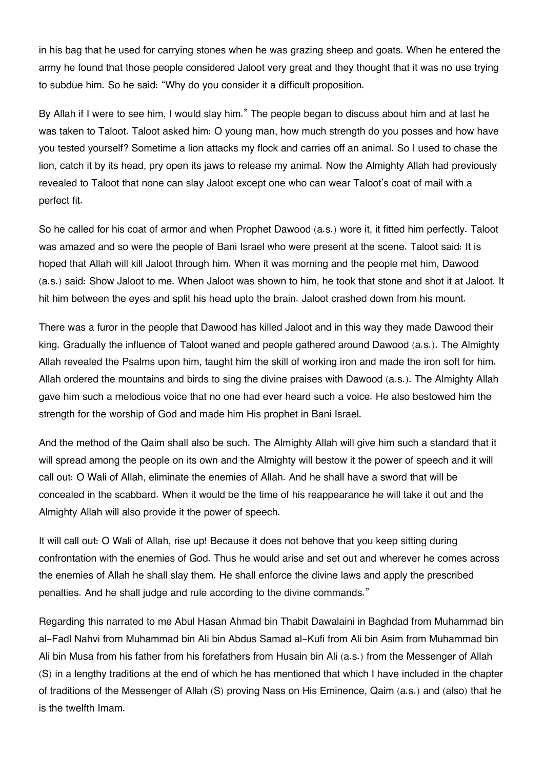in his bag that he used for carrying stones when he was grazing sheep and goats. When he entered the army he found that those people considered Jaloot very great and they thought that it was no use trying to subdue him. So he said: "Why do you consider it a difficult proposition.

By Allah if I were to see him, I would slay him." The people began to discuss about him and at last he was taken to Taloot. Taloot asked him: O young man, how much strength do you posses and how have you tested yourself? Sometime a lion attacks my flock and carries off an animal. So I used to chase the lion, catch it by its head, pry open its jaws to release my animal. Now the Almighty Allah had previously revealed to Taloot that none can slay Jaloot except one who can wear Taloot's coat of mail with a perfect fit.

So he called for his coat of armor and when Prophet Dawood (a.s.) wore it, it fitted him perfectly. Taloot was amazed and so were the people of Bani Israel who were present at the scene. Taloot said: It is hoped that Allah will kill Jaloot through him. When it was morning and the people met him, Dawood (a.s.) said: Show Jaloot to me. When Jaloot was shown to him, he took that stone and shot it at Jaloot. It hit him between the eyes and split his head upto the brain. Jaloot crashed down from his mount.

There was a furor in the people that Dawood has killed Jaloot and in this way they made Dawood their king. Gradually the influence of Taloot waned and people gathered around Dawood (a.s.). The Almighty Allah revealed the Psalms upon him, taught him the skill of working iron and made the iron soft for him. Allah ordered the mountains and birds to sing the divine praises with Dawood (a.s.). The Almighty Allah gave him such a melodious voice that no one had ever heard such a voice. He also bestowed him the strength for the worship of God and made him His prophet in Bani Israel.

And the method of the Qaim shall also be such. The Almighty Allah will give him such a standard that it will spread among the people on its own and the Almighty will bestow it the power of speech and it will call out: O Wali of Allah, eliminate the enemies of Allah. And he shall have a sword that will be concealed in the scabbard. When it would be the time of his reappearance he will take it out and the Almighty Allah will also provide it the power of speech.

It will call out: O Wali of Allah, rise up! Because it does not behove that you keep sitting during confrontation with the enemies of God. Thus he would arise and set out and wherever he comes across the enemies of Allah he shall slay them. He shall enforce the divine laws and apply the prescribed penalties. And he shall judge and rule according to the divine commands."

Regarding this narrated to me Abul Hasan Ahmad bin Thabit Dawalaini in Baghdad from Muhammad bin al-Fadl Nahvi from Muhammad bin Ali bin Abdus Samad al-Kufi from Ali bin Asim from Muhammad bin Ali bin Musa from his father from his forefathers from Husain bin Ali (a.s.) from the Messenger of Allah (S) in a lengthy traditions at the end of which he has mentioned that which I have included in the chapter of traditions of the Messenger of Allah (S) proving Nass on His Eminence, Qaim (a.s.) and (also) that he is the twelfth Imam.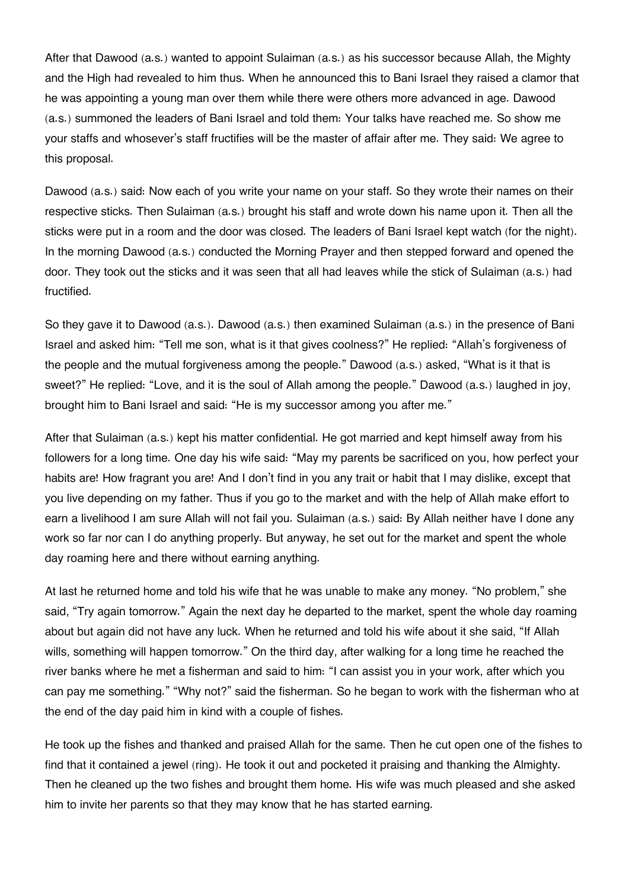After that Dawood (a.s.) wanted to appoint Sulaiman (a.s.) as his successor because Allah, the Mighty and the High had revealed to him thus. When he announced this to Bani Israel they raised a clamor that he was appointing a young man over them while there were others more advanced in age. Dawood (a.s.) summoned the leaders of Bani Israel and told them: Your talks have reached me. So show me your staffs and whosever's staff fructifies will be the master of affair after me. They said: We agree to this proposal.

Dawood (a.s.) said: Now each of you write your name on your staff. So they wrote their names on their respective sticks. Then Sulaiman (a.s.) brought his staff and wrote down his name upon it. Then all the sticks were put in a room and the door was closed. The leaders of Bani Israel kept watch (for the night). In the morning Dawood (a.s.) conducted the Morning Prayer and then stepped forward and opened the door. They took out the sticks and it was seen that all had leaves while the stick of Sulaiman (a.s.) had fructified.

So they gave it to Dawood (a.s.). Dawood (a.s.) then examined Sulaiman (a.s.) in the presence of Bani Israel and asked him: "Tell me son, what is it that gives coolness?" He replied: "Allah's forgiveness of the people and the mutual forgiveness among the people." Dawood (a.s.) asked, "What is it that is sweet?" He replied: "Love, and it is the soul of Allah among the people." Dawood (a.s.) laughed in joy, brought him to Bani Israel and said: "He is my successor among you after me."

After that Sulaiman (a.s.) kept his matter confidential. He got married and kept himself away from his followers for a long time. One day his wife said: "May my parents be sacrificed on you, how perfect your habits are! How fragrant you are! And I don't find in you any trait or habit that I may dislike, except that you live depending on my father. Thus if you go to the market and with the help of Allah make effort to earn a livelihood I am sure Allah will not fail you. Sulaiman (a.s.) said: By Allah neither have I done any work so far nor can I do anything properly. But anyway, he set out for the market and spent the whole day roaming here and there without earning anything.

At last he returned home and told his wife that he was unable to make any money. "No problem," she said, "Try again tomorrow." Again the next day he departed to the market, spent the whole day roaming about but again did not have any luck. When he returned and told his wife about it she said, "If Allah wills, something will happen tomorrow." On the third day, after walking for a long time he reached the river banks where he met a fisherman and said to him: "I can assist you in your work, after which you can pay me something." "Why not?" said the fisherman. So he began to work with the fisherman who at the end of the day paid him in kind with a couple of fishes.

He took up the fishes and thanked and praised Allah for the same. Then he cut open one of the fishes to find that it contained a jewel (ring). He took it out and pocketed it praising and thanking the Almighty. Then he cleaned up the two fishes and brought them home. His wife was much pleased and she asked him to invite her parents so that they may know that he has started earning.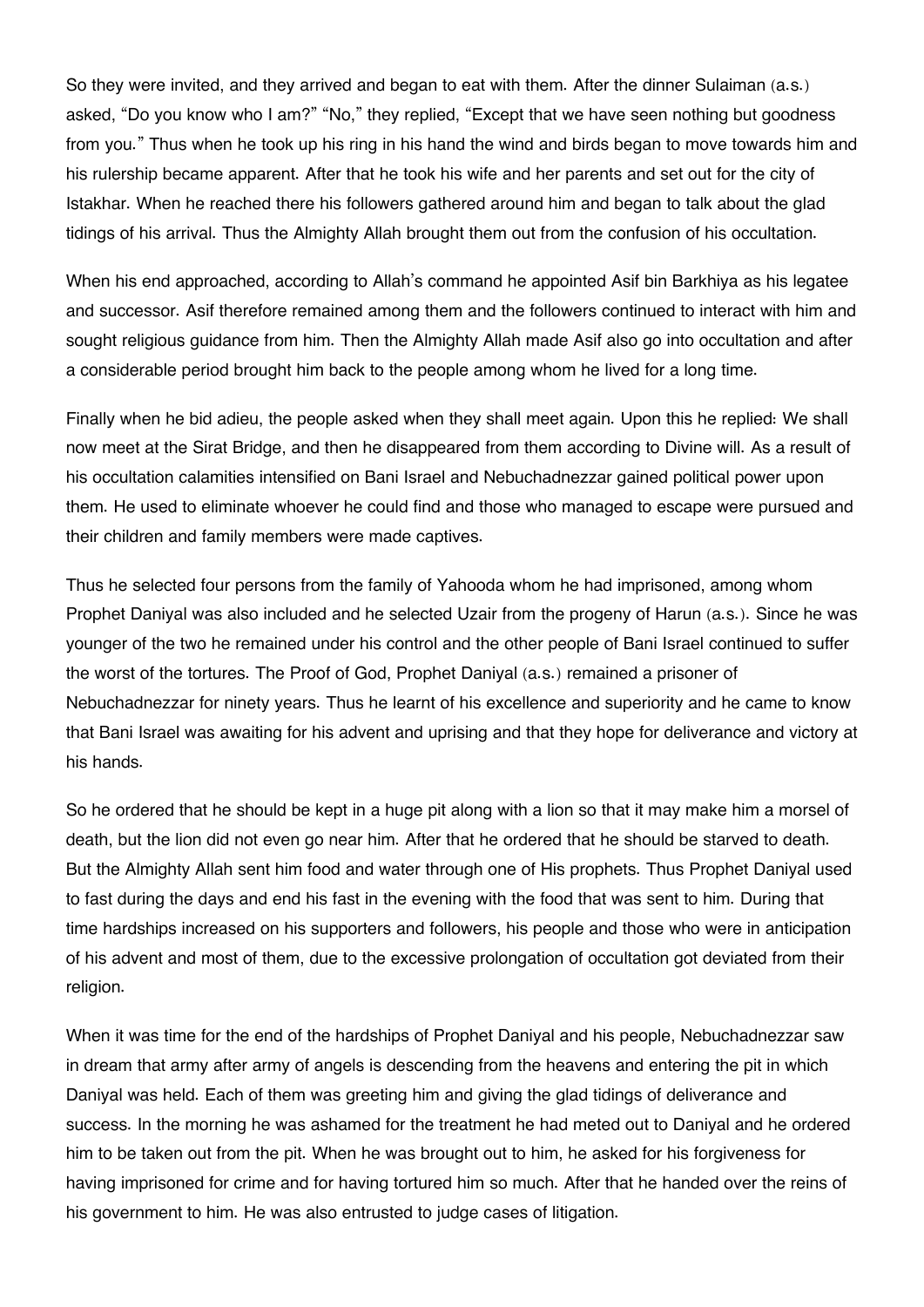So they were invited, and they arrived and began to eat with them. After the dinner Sulaiman (a.s.) asked, "Do you know who I am?" "No," they replied, "Except that we have seen nothing but goodness from you." Thus when he took up his ring in his hand the wind and birds began to move towards him and his rulership became apparent. After that he took his wife and her parents and set out for the city of Istakhar. When he reached there his followers gathered around him and began to talk about the glad tidings of his arrival. Thus the Almighty Allah brought them out from the confusion of his occultation.

When his end approached, according to Allah's command he appointed Asif bin Barkhiya as his legatee and successor. Asif therefore remained among them and the followers continued to interact with him and sought religious guidance from him. Then the Almighty Allah made Asif also go into occultation and after a considerable period brought him back to the people among whom he lived for a long time.

Finally when he bid adieu, the people asked when they shall meet again. Upon this he replied: We shall now meet at the Sirat Bridge, and then he disappeared from them according to Divine will. As a result of his occultation calamities intensified on Bani Israel and Nebuchadnezzar gained political power upon them. He used to eliminate whoever he could find and those who managed to escape were pursued and their children and family members were made captives.

Thus he selected four persons from the family of Yahooda whom he had imprisoned, among whom Prophet Daniyal was also included and he selected Uzair from the progeny of Harun (a.s.). Since he was younger of the two he remained under his control and the other people of Bani Israel continued to suffer the worst of the tortures. The Proof of God, Prophet Daniyal (a.s.) remained a prisoner of Nebuchadnezzar for ninety years. Thus he learnt of his excellence and superiority and he came to know that Bani Israel was awaiting for his advent and uprising and that they hope for deliverance and victory at his hands.

So he ordered that he should be kept in a huge pit along with a lion so that it may make him a morsel of death, but the lion did not even go near him. After that he ordered that he should be starved to death. But the Almighty Allah sent him food and water through one of His prophets. Thus Prophet Daniyal used to fast during the days and end his fast in the evening with the food that was sent to him. During that time hardships increased on his supporters and followers, his people and those who were in anticipation of his advent and most of them, due to the excessive prolongation of occultation got deviated from their religion.

When it was time for the end of the hardships of Prophet Daniyal and his people, Nebuchadnezzar saw in dream that army after army of angels is descending from the heavens and entering the pit in which Daniyal was held. Each of them was greeting him and giving the glad tidings of deliverance and success. In the morning he was ashamed for the treatment he had meted out to Daniyal and he ordered him to be taken out from the pit. When he was brought out to him, he asked for his forgiveness for having imprisoned for crime and for having tortured him so much. After that he handed over the reins of his government to him. He was also entrusted to judge cases of litigation.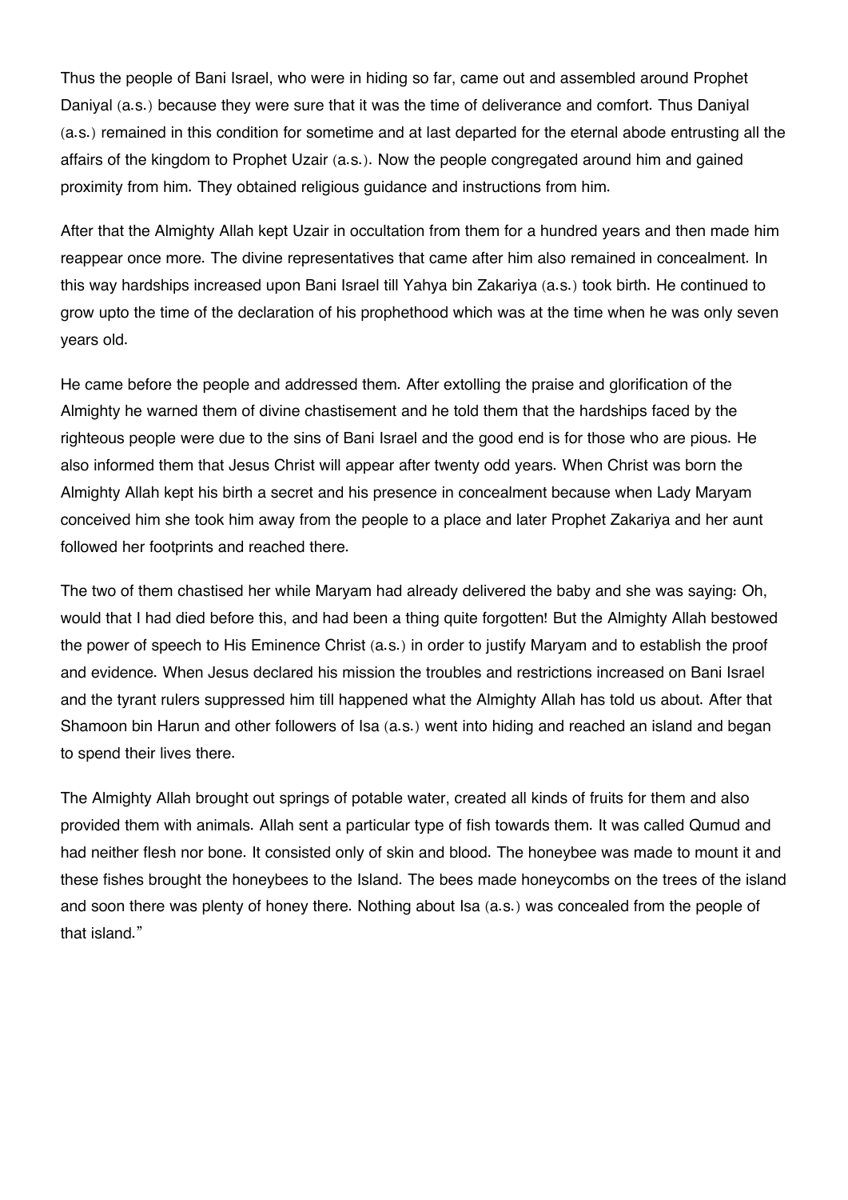Thus the people of Bani Israel, who were in hiding so far, came out and assembled around Prophet Daniyal (a.s.) because they were sure that it was the time of deliverance and comfort. Thus Daniyal (a.s.) remained in this condition for sometime and at last departed for the eternal abode entrusting all the affairs of the kingdom to Prophet Uzair (a.s.). Now the people congregated around him and gained proximity from him. They obtained religious guidance and instructions from him.

After that the Almighty Allah kept Uzair in occultation from them for a hundred years and then made him reappear once more. The divine representatives that came after him also remained in concealment. In this way hardships increased upon Bani Israel till Yahya bin Zakariya (a.s.) took birth. He continued to grow upto the time of the declaration of his prophethood which was at the time when he was only seven years old.

He came before the people and addressed them. After extolling the praise and glorification of the Almighty he warned them of divine chastisement and he told them that the hardships faced by the righteous people were due to the sins of Bani Israel and the good end is for those who are pious. He also informed them that Jesus Christ will appear after twenty odd years. When Christ was born the Almighty Allah kept his birth a secret and his presence in concealment because when Lady Maryam conceived him she took him away from the people to a place and later Prophet Zakariya and her aunt followed her footprints and reached there.

The two of them chastised her while Maryam had already delivered the baby and she was saying: Oh, would that I had died before this, and had been a thing quite forgotten! But the Almighty Allah bestowed the power of speech to His Eminence Christ (a.s.) in order to justify Maryam and to establish the proof and evidence. When Jesus declared his mission the troubles and restrictions increased on Bani Israel and the tyrant rulers suppressed him till happened what the Almighty Allah has told us about. After that Shamoon bin Harun and other followers of Isa (a.s.) went into hiding and reached an island and began to spend their lives there.

The Almighty Allah brought out springs of potable water, created all kinds of fruits for them and also provided them with animals. Allah sent a particular type of fish towards them. It was called Qumud and had neither flesh nor bone. It consisted only of skin and blood. The honeybee was made to mount it and these fishes brought the honeybees to the Island. The bees made honeycombs on the trees of the island and soon there was plenty of honey there. Nothing about Isa (a.s.) was concealed from the people of that island."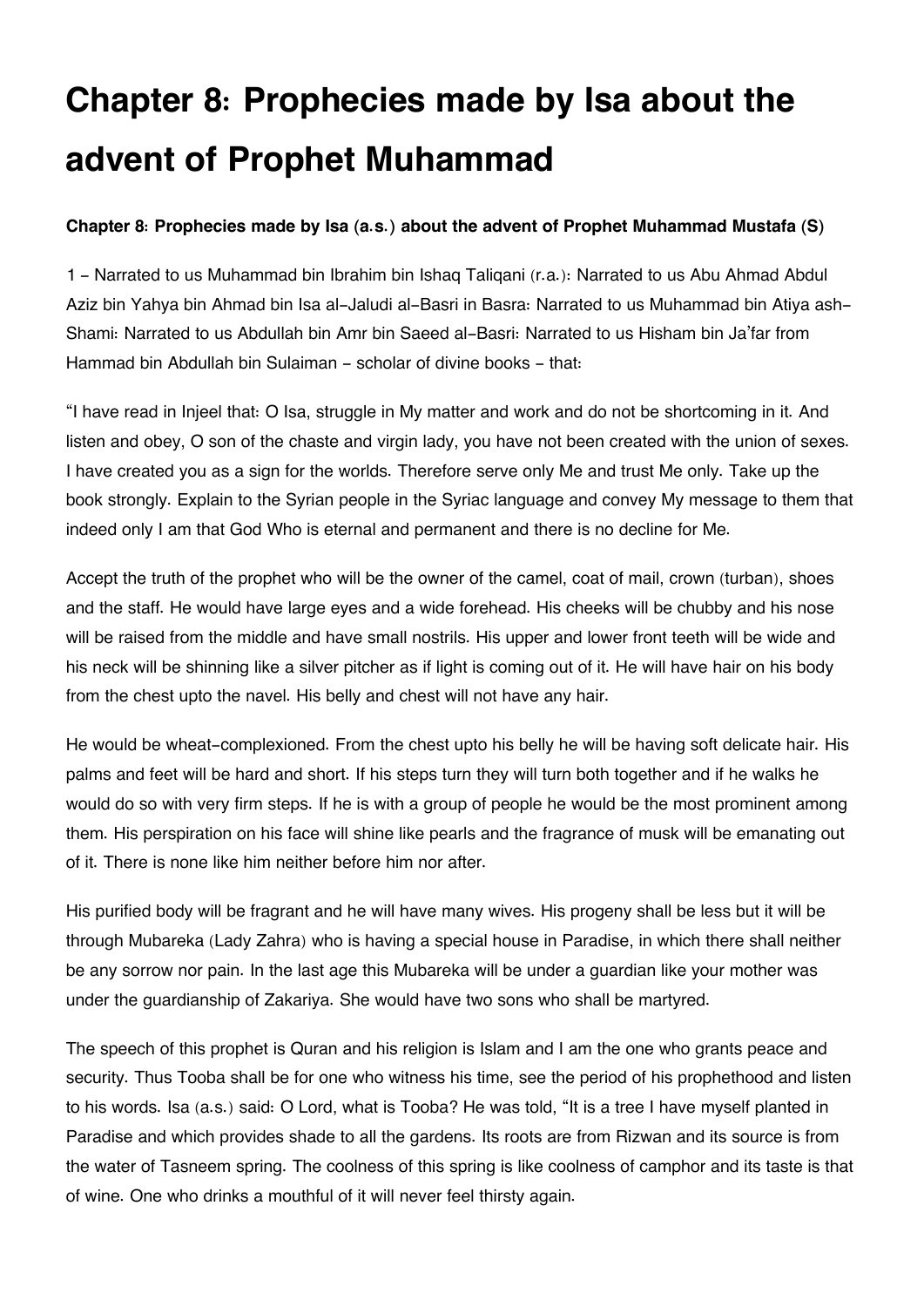# Chapter 8: Prophecies made by Isa about the advent of Prophet Muhammad

**Chapter 8: Prophecies made by Isa (a.s.) about the advent of Prophet Muhammad Mustafa (S)**

1 - Narrated to us Muhammad bin Ibrahim bin Ishaq Taliqani (r.a.): Narrated to us Abu Ahmad Abdul Aziz bin Yahya bin Ahmad bin Isa al-Jaludi al-Basri in Basra: Narrated to us Muhammad bin Atiya ash-Shami: Narrated to us Abdullah bin Amr bin Saeed al-Basri: Narrated to us Hisham bin Ja'far from Hammad bin Abdullah bin Sulaiman - scholar of divine books - that:

"I have read in Injeel that: O Isa, struggle in My matter and work and do not be shortcoming in it. And listen and obey, O son of the chaste and virgin lady, you have not been created with the union of sexes. I have created you as a sign for the worlds. Therefore serve only Me and trust Me only. Take up the book strongly. Explain to the Syrian people in the Syriac language and convey My message to them that indeed only I am that God Who is eternal and permanent and there is no decline for Me.

Accept the truth of the prophet who will be the owner of the camel, coat of mail, crown (turban), shoes and the staff. He would have large eyes and a wide forehead. His cheeks will be chubby and his nose will be raised from the middle and have small nostrils. His upper and lower front teeth will be wide and his neck will be shinning like a silver pitcher as if light is coming out of it. He will have hair on his body from the chest upto the navel. His belly and chest will not have any hair.

He would be wheat-complexioned. From the chest upto his belly he will be having soft delicate hair. His palms and feet will be hard and short. If his steps turn they will turn both together and if he walks he would do so with very firm steps. If he is with a group of people he would be the most prominent among them. His perspiration on his face will shine like pearls and the fragrance of musk will be emanating out of it. There is none like him neither before him nor after.

His purified body will be fragrant and he will have many wives. His progeny shall be less but it will be through Mubareka (Lady Zahra) who is having a special house in Paradise, in which there shall neither be any sorrow nor pain. In the last age this Mubareka will be under a guardian like your mother was under the guardianship of Zakariya. She would have two sons who shall be martyred.

The speech of this prophet is Quran and his religion is Islam and I am the one who grants peace and security. Thus Tooba shall be for one who witness his time, see the period of his prophethood and listen to his words. Isa (a.s.) said: O Lord, what is Tooba? He was told, "It is a tree I have myself planted in Paradise and which provides shade to all the gardens. Its roots are from Rizwan and its source is from the water of Tasneem spring. The coolness of this spring is like coolness of camphor and its taste is that of wine. One who drinks a mouthful of it will never feel thirsty again.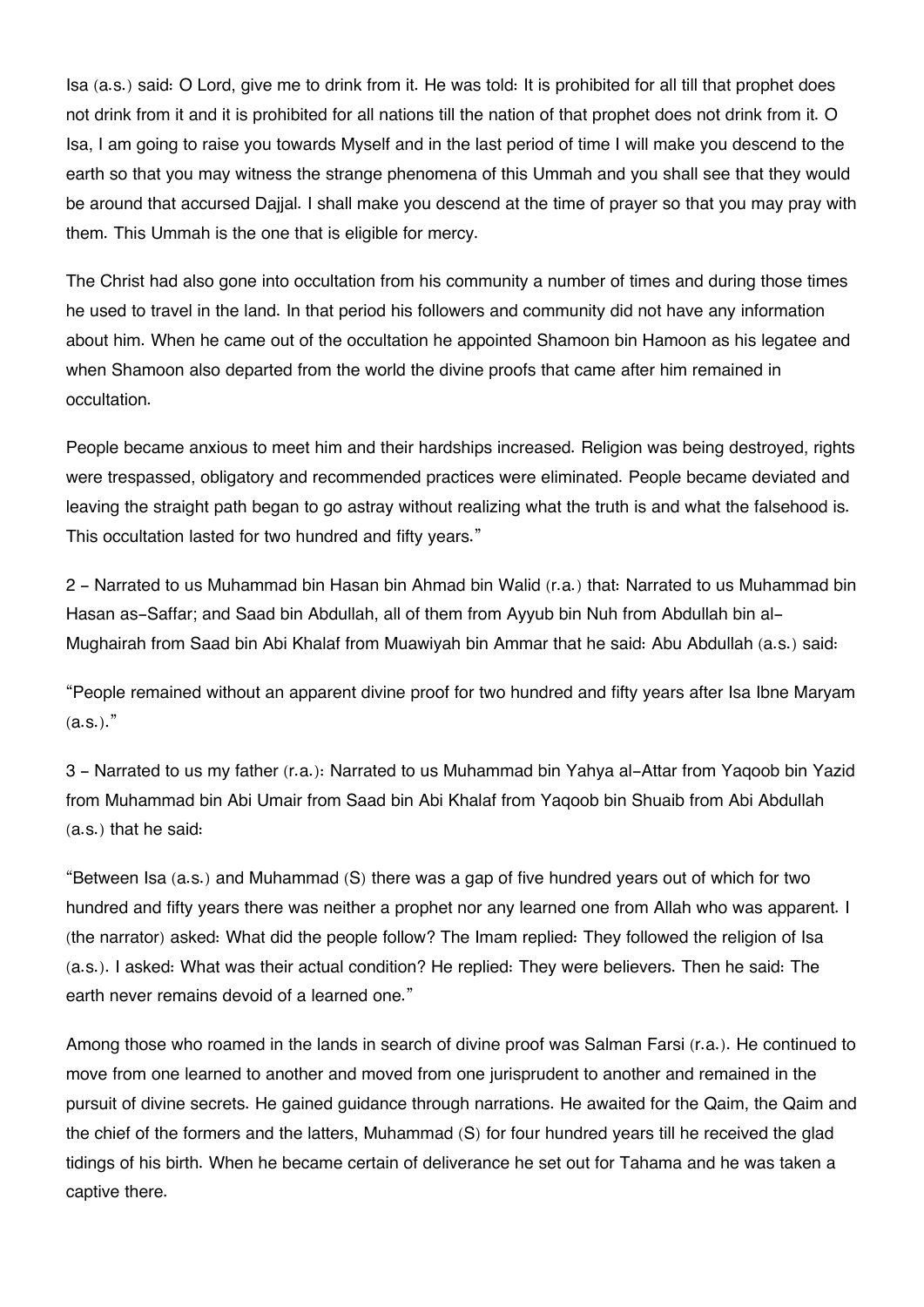Isa (a.s.) said: O Lord, give me to drink from it. He was told: It is prohibited for all till that prophet does not drink from it and it is prohibited for all nations till the nation of that prophet does not drink from it. O Isa, I am going to raise you towards Myself and in the last period of time I will make you descend to the earth so that you may witness the strange phenomena of this Ummah and you shall see that they would be around that accursed Dajjal. I shall make you descend at the time of prayer so that you may pray with them. This Ummah is the one that is eligible for mercy.

The Christ had also gone into occultation from his community a number of times and during those times he used to travel in the land. In that period his followers and community did not have any information about him. When he came out of the occultation he appointed Shamoon bin Hamoon as his legatee and when Shamoon also departed from the world the divine proofs that came after him remained in occultation.

People became anxious to meet him and their hardships increased. Religion was being destroyed, rights were trespassed, obligatory and recommended practices were eliminated. People became deviated and leaving the straight path began to go astray without realizing what the truth is and what the falsehood is. This occultation lasted for two hundred and fifty years."

2 - Narrated to us Muhammad bin Hasan bin Ahmad bin Walid (r.a.) that: Narrated to us Muhammad bin Hasan as-Saffar; and Saad bin Abdullah, all of them from Ayyub bin Nuh from Abdullah bin al-Mughairah from Saad bin Abi Khalaf from Muawiyah bin Ammar that he said: Abu Abdullah (a.s.) said:

"People remained without an apparent divine proof for two hundred and fifty years after Isa Ibne Maryam (a.s.)."

3 - Narrated to us my father (r.a.): Narrated to us Muhammad bin Yahya al-Attar from Yaqoob bin Yazid from Muhammad bin Abi Umair from Saad bin Abi Khalaf from Yaqoob bin Shuaib from Abi Abdullah (a.s.) that he said:

"Between Isa (a.s.) and Muhammad (S) there was a gap of five hundred years out of which for two hundred and fifty years there was neither a prophet nor any learned one from Allah who was apparent. I (the narrator) asked: What did the people follow? The Imam replied: They followed the religion of Isa (a.s.). I asked: What was their actual condition? He replied: They were believers. Then he said: The earth never remains devoid of a learned one."

Among those who roamed in the lands in search of divine proof was Salman Farsi (r.a.). He continued to move from one learned to another and moved from one jurisprudent to another and remained in the pursuit of divine secrets. He gained guidance through narrations. He awaited for the Qaim, the Qaim and the chief of the formers and the latters, Muhammad (S) for four hundred years till he received the glad tidings of his birth. When he became certain of deliverance he set out for Tahama and he was taken a captive there.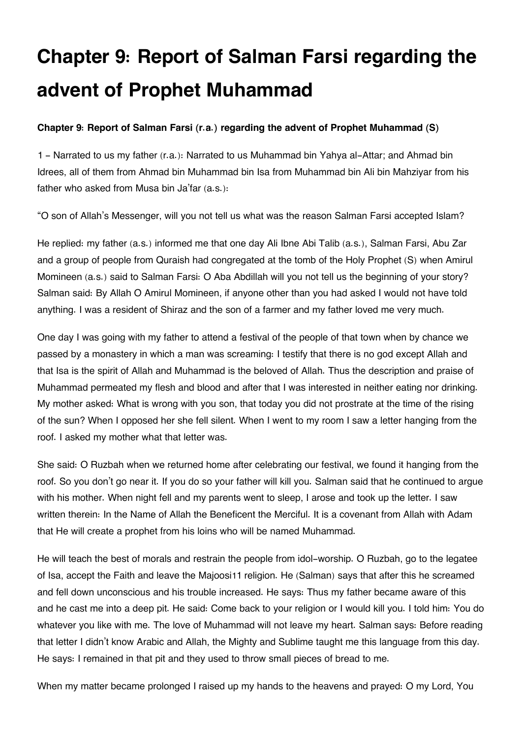# Chapter 9: Report of Salman Farsi regarding the advent of Prophet Muhammad

**Chapter 9: Report of Salman Farsi (r.a.) regarding the advent of Prophet Muhammad (S)**

1 - Narrated to us my father (r.a.): Narrated to us Muhammad bin Yahya al-Attar; and Ahmad bin Idrees, all of them from Ahmad bin Muhammad bin Isa from Muhammad bin Ali bin Mahziyar from his father who asked from Musa bin Ja'far (a.s.):

"O son of Allah's Messenger, will you not tell us what was the reason Salman Farsi accepted Islam?

He replied: my father (a.s.) informed me that one day Ali Ibne Abi Talib (a.s.), Salman Farsi, Abu Zar and a group of people from Quraish had congregated at the tomb of the Holy Prophet (S) when Amirul Momineen (a.s.) said to Salman Farsi: O Aba Abdillah will you not tell us the beginning of your story? Salman said: By Allah O Amirul Momineen, if anyone other than you had asked I would not have told anything. I was a resident of Shiraz and the son of a farmer and my father loved me very much.

One day I was going with my father to attend a festival of the people of that town when by chance we passed by a monastery in which a man was screaming: I testify that there is no god except Allah and that Isa is the spirit of Allah and Muhammad is the beloved of Allah. Thus the description and praise of Muhammad permeated my flesh and blood and after that I was interested in neither eating nor drinking. My mother asked: What is wrong with you son, that today you did not prostrate at the time of the rising of the sun? When I opposed her she fell silent. When I went to my room I saw a letter hanging from the roof. I asked my mother what that letter was.

She said: O Ruzbah when we returned home after celebrating our festival, we found it hanging from the roof. So you don't go near it. If you do so your father will kill you. Salman said that he continued to argue with his mother. When night fell and my parents went to sleep, I arose and took up the letter. I saw written therein: In the Name of Allah the Beneficent the Merciful. It is a covenant from Allah with Adam that He will create a prophet from his loins who will be named Muhammad.

He will teach the best of morals and restrain the people from idol-worship. O Ruzbah, go to the legatee of Isa, accept the Faith and leave the Majoosi[11] religion. He (Salman) says that after this he screamed and fell down unconscious and his trouble increased. He says: Thus my father became aware of this and he cast me into a deep pit. He said: Come back to your religion or I would kill you. I told him: You do whatever you like with me. The love of Muhammad will not leave my heart. Salman says: Before reading that letter I didn't know Arabic and Allah, the Mighty and Sublime taught me this language from this day. He says: I remained in that pit and they used to throw small pieces of bread to me.

When my matter became prolonged I raised up my hands to the heavens and prayed: O my Lord, You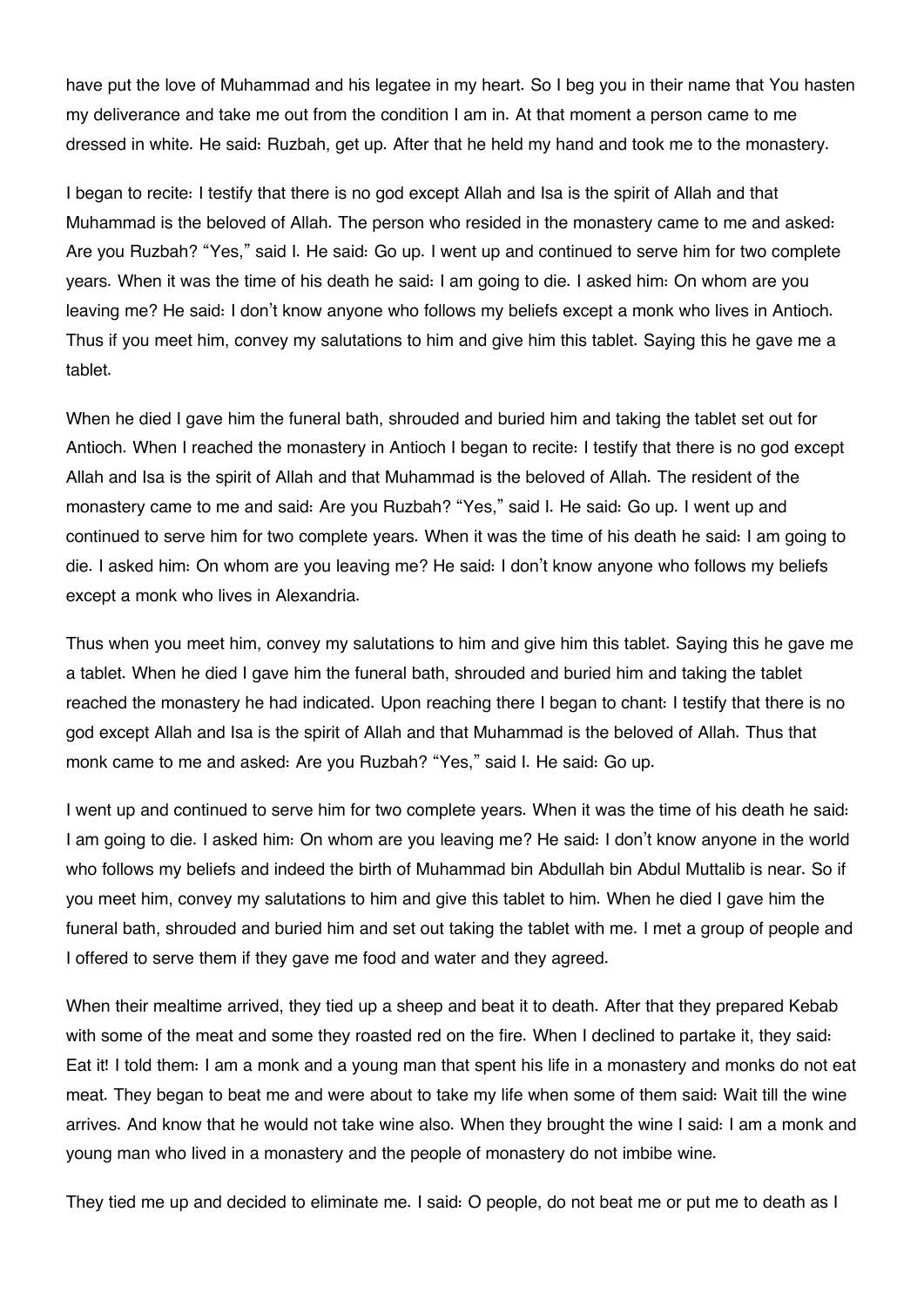have put the love of Muhammad and his legatee in my heart. So I beg you in their name that You hasten my deliverance and take me out from the condition I am in. At that moment a person came to me dressed in white. He said: Ruzbah, get up. After that he held my hand and took me to the monastery.

I began to recite: I testify that there is no god except Allah and Isa is the spirit of Allah and that Muhammad is the beloved of Allah. The person who resided in the monastery came to me and asked: Are you Ruzbah? "Yes," said I. He said: Go up. I went up and continued to serve him for two complete years. When it was the time of his death he said: I am going to die. I asked him: On whom are you leaving me? He said: I don't know anyone who follows my beliefs except a monk who lives in Antioch. Thus if you meet him, convey my salutations to him and give him this tablet. Saying this he gave me a tablet.

When he died I gave him the funeral bath, shrouded and buried him and taking the tablet set out for Antioch. When I reached the monastery in Antioch I began to recite: I testify that there is no god except Allah and Isa is the spirit of Allah and that Muhammad is the beloved of Allah. The resident of the monastery came to me and said: Are you Ruzbah? "Yes," said I. He said: Go up. I went up and continued to serve him for two complete years. When it was the time of his death he said: I am going to die. I asked him: On whom are you leaving me? He said: I don't know anyone who follows my beliefs except a monk who lives in Alexandria.

Thus when you meet him, convey my salutations to him and give him this tablet. Saying this he gave me a tablet. When he died I gave him the funeral bath, shrouded and buried him and taking the tablet reached the monastery he had indicated. Upon reaching there I began to chant: I testify that there is no god except Allah and Isa is the spirit of Allah and that Muhammad is the beloved of Allah. Thus that monk came to me and asked: Are you Ruzbah? "Yes," said I. He said: Go up.

I went up and continued to serve him for two complete years. When it was the time of his death he said: I am going to die. I asked him: On whom are you leaving me? He said: I don't know anyone in the world who follows my beliefs and indeed the birth of Muhammad bin Abdullah bin Abdul Muttalib is near. So if you meet him, convey my salutations to him and give this tablet to him. When he died I gave him the funeral bath, shrouded and buried him and set out taking the tablet with me. I met a group of people and I offered to serve them if they gave me food and water and they agreed.

When their mealtime arrived, they tied up a sheep and beat it to death. After that they prepared Kebab with some of the meat and some they roasted red on the fire. When I declined to partake it, they said: Eat it! I told them: I am a monk and a young man that spent his life in a monastery and monks do not eat meat. They began to beat me and were about to take my life when some of them said: Wait till the wine arrives. And know that he would not take wine also. When they brought the wine I said: I am a monk and young man who lived in a monastery and the people of monastery do not imbibe wine.

They tied me up and decided to eliminate me. I said: O people, do not beat me or put me to death as I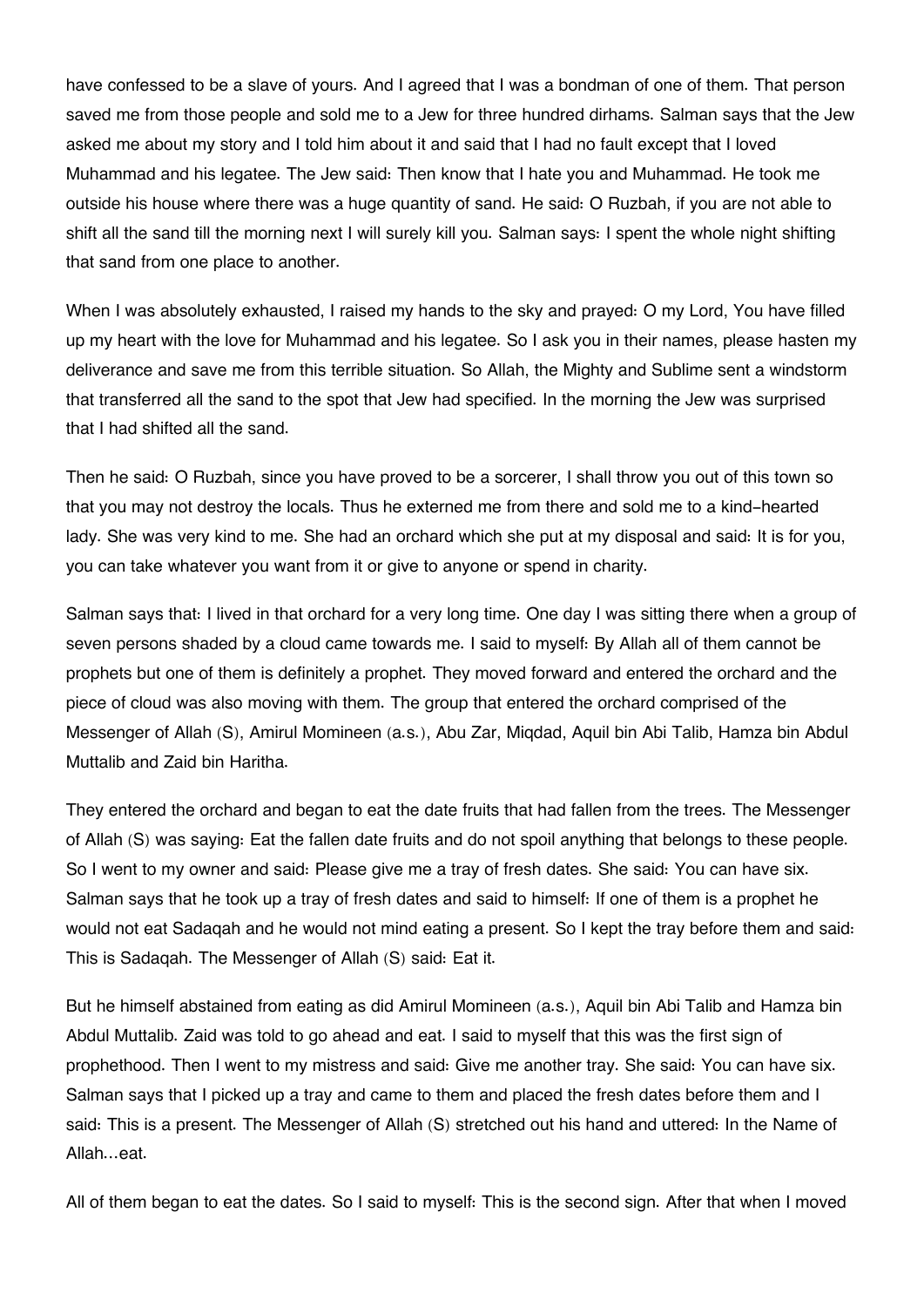have confessed to be a slave of yours. And I agreed that I was a bondman of one of them. That person saved me from those people and sold me to a Jew for three hundred dirhams. Salman says that the Jew asked me about my story and I told him about it and said that I had no fault except that I loved Muhammad and his legatee. The Jew said: Then know that I hate you and Muhammad. He took me outside his house where there was a huge quantity of sand. He said: O Ruzbah, if you are not able to shift all the sand till the morning next I will surely kill you. Salman says: I spent the whole night shifting that sand from one place to another.

When I was absolutely exhausted, I raised my hands to the sky and prayed: O my Lord, You have filled up my heart with the love for Muhammad and his legatee. So I ask you in their names, please hasten my deliverance and save me from this terrible situation. So Allah, the Mighty and Sublime sent a windstorm that transferred all the sand to the spot that Jew had specified. In the morning the Jew was surprised that I had shifted all the sand.

Then he said: O Ruzbah, since you have proved to be a sorcerer, I shall throw you out of this town so that you may not destroy the locals. Thus he externed me from there and sold me to a kind-hearted lady. She was very kind to me. She had an orchard which she put at my disposal and said: It is for you, you can take whatever you want from it or give to anyone or spend in charity.

Salman says that: I lived in that orchard for a very long time. One day I was sitting there when a group of seven persons shaded by a cloud came towards me. I said to myself: By Allah all of them cannot be prophets but one of them is definitely a prophet. They moved forward and entered the orchard and the piece of cloud was also moving with them. The group that entered the orchard comprised of the Messenger of Allah (S), Amirul Momineen (a.s.), Abu Zar, Miqdad, Aquil bin Abi Talib, Hamza bin Abdul Muttalib and Zaid bin Haritha.

They entered the orchard and began to eat the date fruits that had fallen from the trees. The Messenger of Allah (S) was saying: Eat the fallen date fruits and do not spoil anything that belongs to these people. So I went to my owner and said: Please give me a tray of fresh dates. She said: You can have six. Salman says that he took up a tray of fresh dates and said to himself: If one of them is a prophet he would not eat Sadaqah and he would not mind eating a present. So I kept the tray before them and said: This is Sadaqah. The Messenger of Allah (S) said: Eat it.

But he himself abstained from eating as did Amirul Momineen (a.s.), Aquil bin Abi Talib and Hamza bin Abdul Muttalib. Zaid was told to go ahead and eat. I said to myself that this was the first sign of prophethood. Then I went to my mistress and said: Give me another tray. She said: You can have six. Salman says that I picked up a tray and came to them and placed the fresh dates before them and I said: This is a present. The Messenger of Allah (S) stretched out his hand and uttered: In the Name of Allah...eat.

All of them began to eat the dates. So I said to myself: This is the second sign. After that when I moved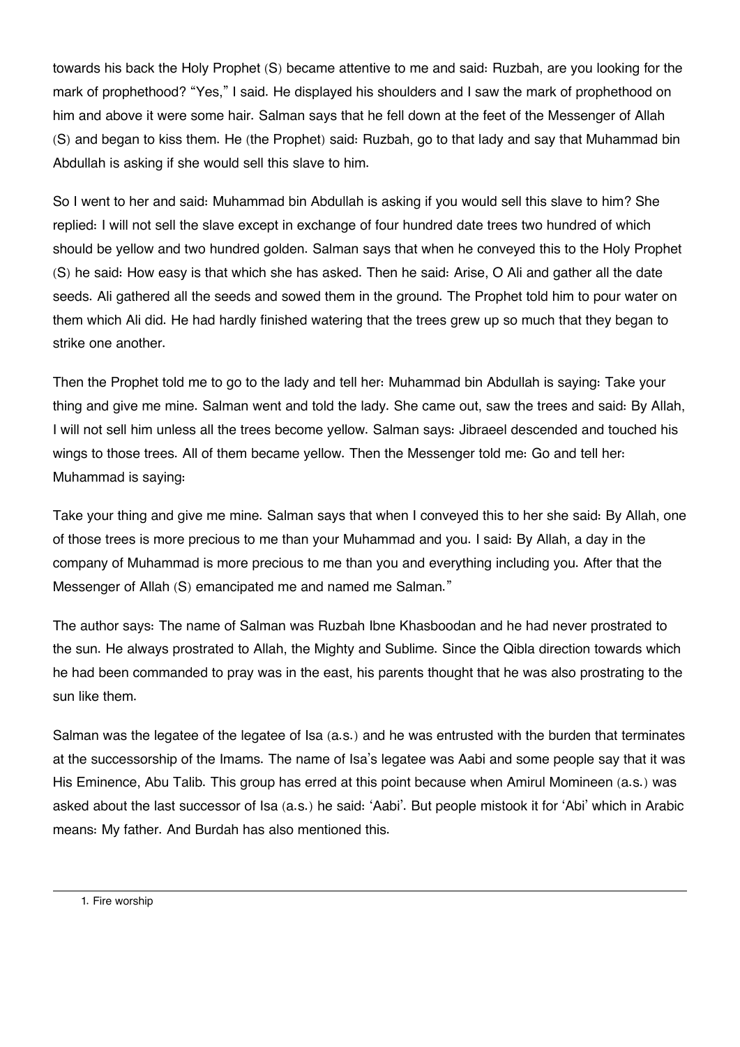towards his back the Holy Prophet (S) became attentive to me and said: Ruzbah, are you looking for the mark of prophethood? "Yes," I said. He displayed his shoulders and I saw the mark of prophethood on him and above it were some hair. Salman says that he fell down at the feet of the Messenger of Allah (S) and began to kiss them. He (the Prophet) said: Ruzbah, go to that lady and say that Muhammad bin Abdullah is asking if she would sell this slave to him.

So I went to her and said: Muhammad bin Abdullah is asking if you would sell this slave to him? She replied: I will not sell the slave except in exchange of four hundred date trees two hundred of which should be yellow and two hundred golden. Salman says that when he conveyed this to the Holy Prophet (S) he said: How easy is that which she has asked. Then he said: Arise, O Ali and gather all the date seeds. Ali gathered all the seeds and sowed them in the ground. The Prophet told him to pour water on them which Ali did. He had hardly finished watering that the trees grew up so much that they began to strike one another.

Then the Prophet told me to go to the lady and tell her: Muhammad bin Abdullah is saying: Take your thing and give me mine. Salman went and told the lady. She came out, saw the trees and said: By Allah, I will not sell him unless all the trees become yellow. Salman says: Jibraeel descended and touched his wings to those trees. All of them became yellow. Then the Messenger told me: Go and tell her: Muhammad is saying:

Take your thing and give me mine. Salman says that when I conveyed this to her she said: By Allah, one of those trees is more precious to me than your Muhammad and you. I said: By Allah, a day in the company of Muhammad is more precious to me than you and everything including you. After that the Messenger of Allah (S) emancipated me and named me Salman."

The author says: The name of Salman was Ruzbah Ibne Khasboodan and he had never prostrated to the sun. He always prostrated to Allah, the Mighty and Sublime. Since the Qibla direction towards which he had been commanded to pray was in the east, his parents thought that he was also prostrating to the sun like them.

Salman was the legatee of the legatee of Isa (a.s.) and he was entrusted with the burden that terminates at the successorship of the Imams. The name of Isa's legatee was Aabi and some people say that it was His Eminence, Abu Talib. This group has erred at this point because when Amirul Momineen (a.s.) was asked about the last successor of Isa (a.s.) he said: 'Aabi'. But people mistook it for 'Abi' which in Arabic means: My father. And Burdah has also mentioned this.

---

1. Fire worship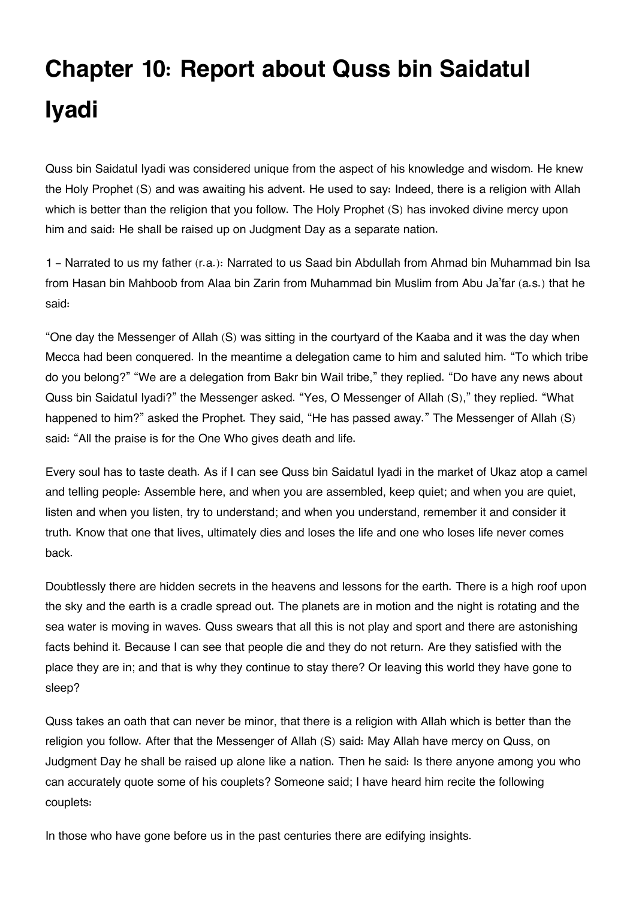# Chapter 10: Report about Quss bin Saidatul Iyadi

Quss bin Saidatul Iyadi was considered unique from the aspect of his knowledge and wisdom. He knew the Holy Prophet (S) and was awaiting his advent. He used to say: Indeed, there is a religion with Allah which is better than the religion that you follow. The Holy Prophet (S) has invoked divine mercy upon him and said: He shall be raised up on Judgment Day as a separate nation.

1 – Narrated to us my father (r.a.): Narrated to us Saad bin Abdullah from Ahmad bin Muhammad bin Isa from Hasan bin Mahboob from Alaa bin Zarin from Muhammad bin Muslim from Abu Ja'far (a.s.) that he said:

"One day the Messenger of Allah (S) was sitting in the courtyard of the Kaaba and it was the day when Mecca had been conquered. In the meantime a delegation came to him and saluted him. "To which tribe do you belong?" "We are a delegation from Bakr bin Wail tribe," they replied. "Do have any news about Quss bin Saidatul Iyadi?" the Messenger asked. "Yes, O Messenger of Allah (S)," they replied. "What happened to him?" asked the Prophet. They said, "He has passed away." The Messenger of Allah (S) said: "All the praise is for the One Who gives death and life.

Every soul has to taste death. As if I can see Quss bin Saidatul Iyadi in the market of Ukaz atop a camel and telling people: Assemble here, and when you are assembled, keep quiet; and when you are quiet, listen and when you listen, try to understand; and when you understand, remember it and consider it truth. Know that one that lives, ultimately dies and loses the life and one who loses life never comes back.

Doubtlessly there are hidden secrets in the heavens and lessons for the earth. There is a high roof upon the sky and the earth is a cradle spread out. The planets are in motion and the night is rotating and the sea water is moving in waves. Quss swears that all this is not play and sport and there are astonishing facts behind it. Because I can see that people die and they do not return. Are they satisfied with the place they are in; and that is why they continue to stay there? Or leaving this world they have gone to sleep?

Quss takes an oath that can never be minor, that there is a religion with Allah which is better than the religion you follow. After that the Messenger of Allah (S) said: May Allah have mercy on Quss, on Judgment Day he shall be raised up alone like a nation. Then he said: Is there anyone among you who can accurately quote some of his couplets? Someone said; I have heard him recite the following couplets:

In those who have gone before us in the past centuries there are edifying insights.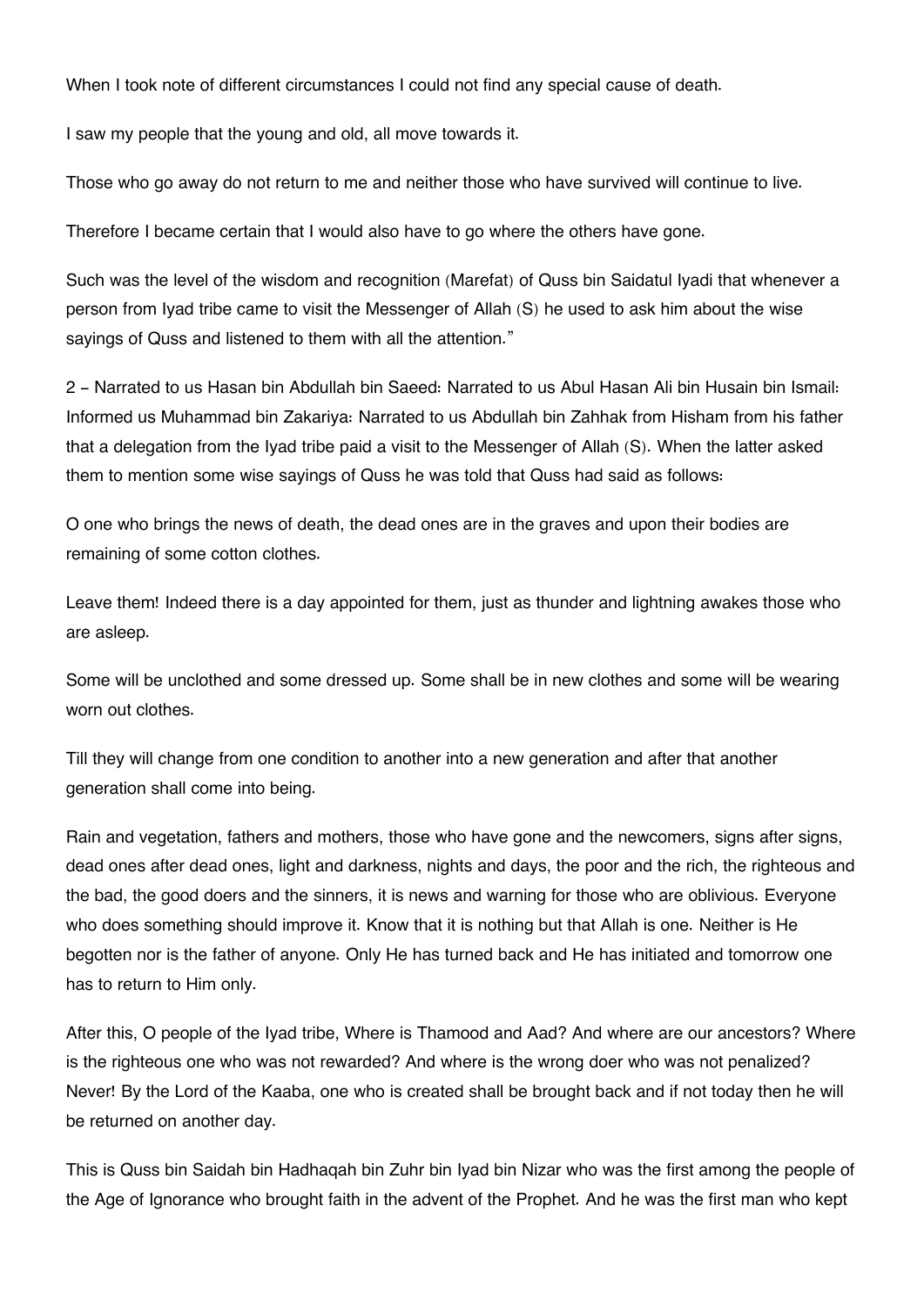When I took note of different circumstances I could not find any special cause of death.

I saw my people that the young and old, all move towards it.

Those who go away do not return to me and neither those who have survived will continue to live.

Therefore I became certain that I would also have to go where the others have gone.

Such was the level of the wisdom and recognition (Marefat) of Quss bin Saidatul Iyadi that whenever a person from Iyad tribe came to visit the Messenger of Allah (S) he used to ask him about the wise sayings of Quss and listened to them with all the attention."

2 - Narrated to us Hasan bin Abdullah bin Saeed: Narrated to us Abul Hasan Ali bin Husain bin Ismail: Informed us Muhammad bin Zakariya: Narrated to us Abdullah bin Zahhak from Hisham from his father that a delegation from the Iyad tribe paid a visit to the Messenger of Allah (S). When the latter asked them to mention some wise sayings of Quss he was told that Quss had said as follows:

O one who brings the news of death, the dead ones are in the graves and upon their bodies are remaining of some cotton clothes.

Leave them! Indeed there is a day appointed for them, just as thunder and lightning awakes those who are asleep.

Some will be unclothed and some dressed up. Some shall be in new clothes and some will be wearing worn out clothes.

Till they will change from one condition to another into a new generation and after that another generation shall come into being.

Rain and vegetation, fathers and mothers, those who have gone and the newcomers, signs after signs, dead ones after dead ones, light and darkness, nights and days, the poor and the rich, the righteous and the bad, the good doers and the sinners, it is news and warning for those who are oblivious. Everyone who does something should improve it. Know that it is nothing but that Allah is one. Neither is He begotten nor is the father of anyone. Only He has turned back and He has initiated and tomorrow one has to return to Him only.

After this, O people of the Iyad tribe, Where is Thamood and Aad? And where are our ancestors? Where is the righteous one who was not rewarded? And where is the wrong doer who was not penalized? Never! By the Lord of the Kaaba, one who is created shall be brought back and if not today then he will be returned on another day.

This is Quss bin Saidah bin Hadhaqah bin Zuhr bin Iyad bin Nizar who was the first among the people of the Age of Ignorance who brought faith in the advent of the Prophet. And he was the first man who kept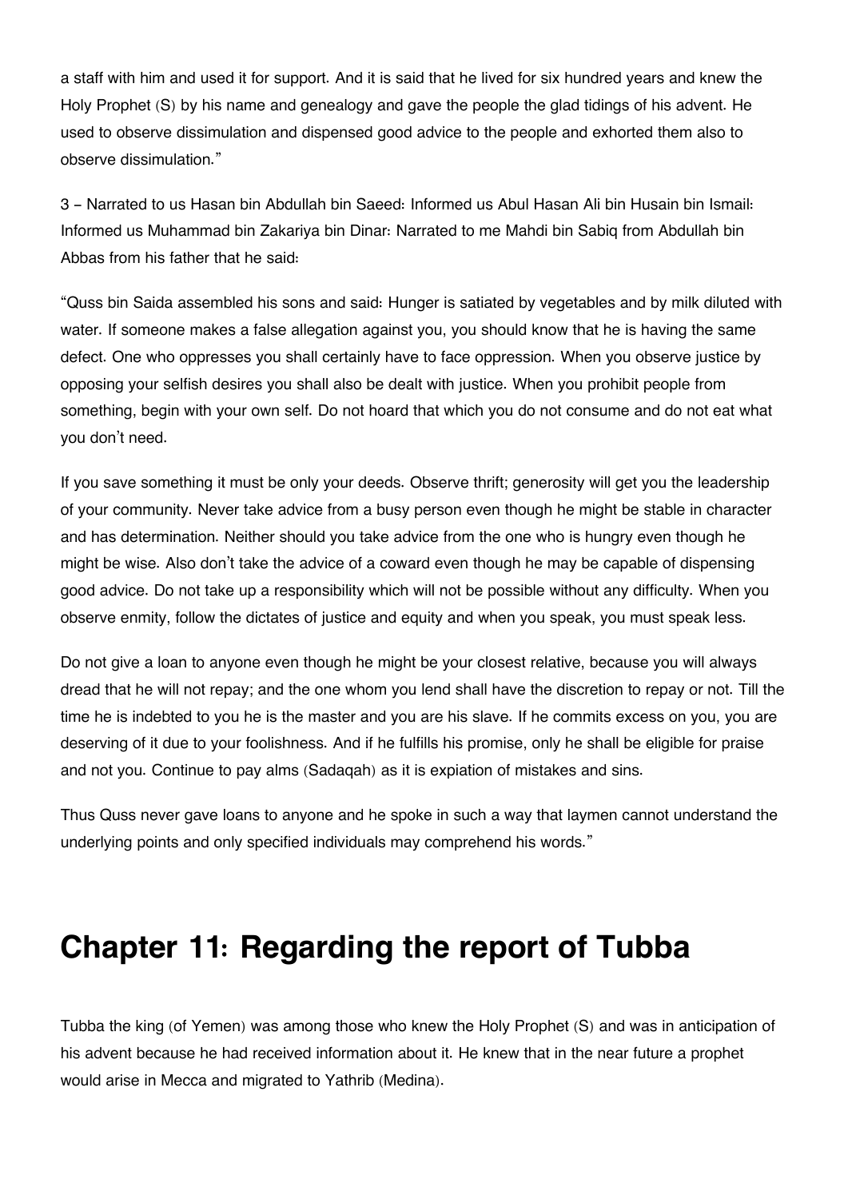a staff with him and used it for support. And it is said that he lived for six hundred years and knew the Holy Prophet (S) by his name and genealogy and gave the people the glad tidings of his advent. He used to observe dissimulation and dispensed good advice to the people and exhorted them also to observe dissimulation."

3 – Narrated to us Hasan bin Abdullah bin Saeed: Informed us Abul Hasan Ali bin Husain bin Ismail: Informed us Muhammad bin Zakariya bin Dinar: Narrated to me Mahdi bin Sabiq from Abdullah bin Abbas from his father that he said:

"Quss bin Saida assembled his sons and said: Hunger is satiated by vegetables and by milk diluted with water. If someone makes a false allegation against you, you should know that he is having the same defect. One who oppresses you shall certainly have to face oppression. When you observe justice by opposing your selfish desires you shall also be dealt with justice. When you prohibit people from something, begin with your own self. Do not hoard that which you do not consume and do not eat what you don't need.

If you save something it must be only your deeds. Observe thrift; generosity will get you the leadership of your community. Never take advice from a busy person even though he might be stable in character and has determination. Neither should you take advice from the one who is hungry even though he might be wise. Also don't take the advice of a coward even though he may be capable of dispensing good advice. Do not take up a responsibility which will not be possible without any difficulty. When you observe enmity, follow the dictates of justice and equity and when you speak, you must speak less.

Do not give a loan to anyone even though he might be your closest relative, because you will always dread that he will not repay; and the one whom you lend shall have the discretion to repay or not. Till the time he is indebted to you he is the master and you are his slave. If he commits excess on you, you are deserving of it due to your foolishness. And if he fulfills his promise, only he shall be eligible for praise and not you. Continue to pay alms (Sadaqah) as it is expiation of mistakes and sins.

Thus Quss never gave loans to anyone and he spoke in such a way that laymen cannot understand the underlying points and only specified individuals may comprehend his words."

## Chapter 11: Regarding the report of Tubba

Tubba the king (of Yemen) was among those who knew the Holy Prophet (S) and was in anticipation of his advent because he had received information about it. He knew that in the near future a prophet would arise in Mecca and migrated to Yathrib (Medina).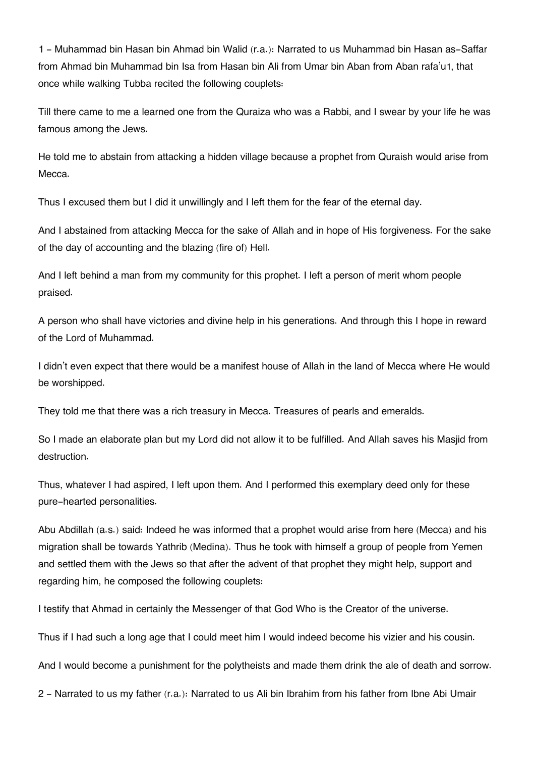1 - Muhammad bin Hasan bin Ahmad bin Walid (r.a.): Narrated to us Muhammad bin Hasan as-Saffar from Ahmad bin Muhammad bin Isa from Hasan bin Ali from Umar bin Aban from Aban rafa'u1, that once while walking Tubba recited the following couplets:

Till there came to me a learned one from the Quraiza who was a Rabbi, and I swear by your life he was famous among the Jews.

He told me to abstain from attacking a hidden village because a prophet from Quraish would arise from Mecca.

Thus I excused them but I did it unwillingly and I left them for the fear of the eternal day.

And I abstained from attacking Mecca for the sake of Allah and in hope of His forgiveness. For the sake of the day of accounting and the blazing (fire of) Hell.

And I left behind a man from my community for this prophet. I left a person of merit whom people praised.

A person who shall have victories and divine help in his generations. And through this I hope in reward of the Lord of Muhammad.

I didn't even expect that there would be a manifest house of Allah in the land of Mecca where He would be worshipped.

They told me that there was a rich treasury in Mecca. Treasures of pearls and emeralds.

So I made an elaborate plan but my Lord did not allow it to be fulfilled. And Allah saves his Masjid from destruction.

Thus, whatever I had aspired, I left upon them. And I performed this exemplary deed only for these pure-hearted personalities.

Abu Abdillah (a.s.) said: Indeed he was informed that a prophet would arise from here (Mecca) and his migration shall be towards Yathrib (Medina). Thus he took with himself a group of people from Yemen and settled them with the Jews so that after the advent of that prophet they might help, support and regarding him, he composed the following couplets:

I testify that Ahmad in certainly the Messenger of that God Who is the Creator of the universe.

Thus if I had such a long age that I could meet him I would indeed become his vizier and his cousin.

And I would become a punishment for the polytheists and made them drink the ale of death and sorrow.

2 - Narrated to us my father (r.a.): Narrated to us Ali bin Ibrahim from his father from Ibne Abi Umair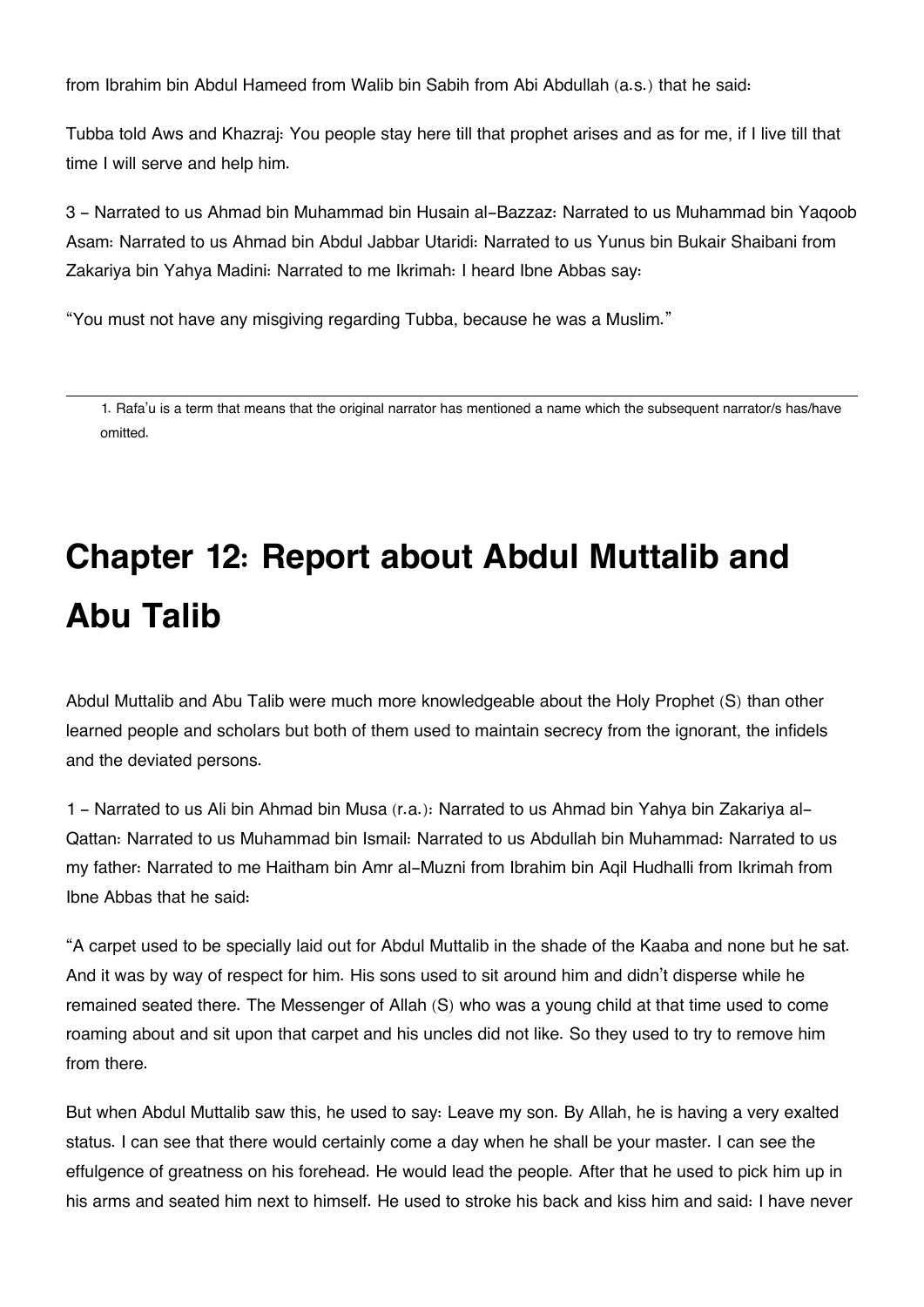from Ibrahim bin Abdul Hameed from Walib bin Sabih from Abi Abdullah (a.s.) that he said:

Tubba told Aws and Khazraj: You people stay here till that prophet arises and as for me, if I live till that time I will serve and help him.

3 - Narrated to us Ahmad bin Muhammad bin Husain al-Bazzaz: Narrated to us Muhammad bin Yaqoob Asam: Narrated to us Ahmad bin Abdul Jabbar Utaridi: Narrated to us Yunus bin Bukair Shaibani from Zakariya bin Yahya Madini: Narrated to me Ikrimah: I heard Ibne Abbas say:

"You must not have any misgiving regarding Tubba, because he was a Muslim."

---

1. Rafa'u is a term that means that the original narrator has mentioned a name which the subsequent narrator/s has/have omitted.

# Chapter 12: Report about Abdul Muttalib and Abu Talib

Abdul Muttalib and Abu Talib were much more knowledgeable about the Holy Prophet (S) than other learned people and scholars but both of them used to maintain secrecy from the ignorant, the infidels and the deviated persons.

1 - Narrated to us Ali bin Ahmad bin Musa (r.a.): Narrated to us Ahmad bin Yahya bin Zakariya al-Qattan: Narrated to us Muhammad bin Ismail: Narrated to us Abdullah bin Muhammad: Narrated to us my father: Narrated to me Haitham bin Amr al-Muzni from Ibrahim bin Aqil Hudhalli from Ikrimah from Ibne Abbas that he said:

"A carpet used to be specially laid out for Abdul Muttalib in the shade of the Kaaba and none but he sat. And it was by way of respect for him. His sons used to sit around him and didn't disperse while he remained seated there. The Messenger of Allah (S) who was a young child at that time used to come roaming about and sit upon that carpet and his uncles did not like. So they used to try to remove him from there.

But when Abdul Muttalib saw this, he used to say: Leave my son. By Allah, he is having a very exalted status. I can see that there would certainly come a day when he shall be your master. I can see the effulgence of greatness on his forehead. He would lead the people. After that he used to pick him up in his arms and seated him next to himself. He used to stroke his back and kiss him and said: I have never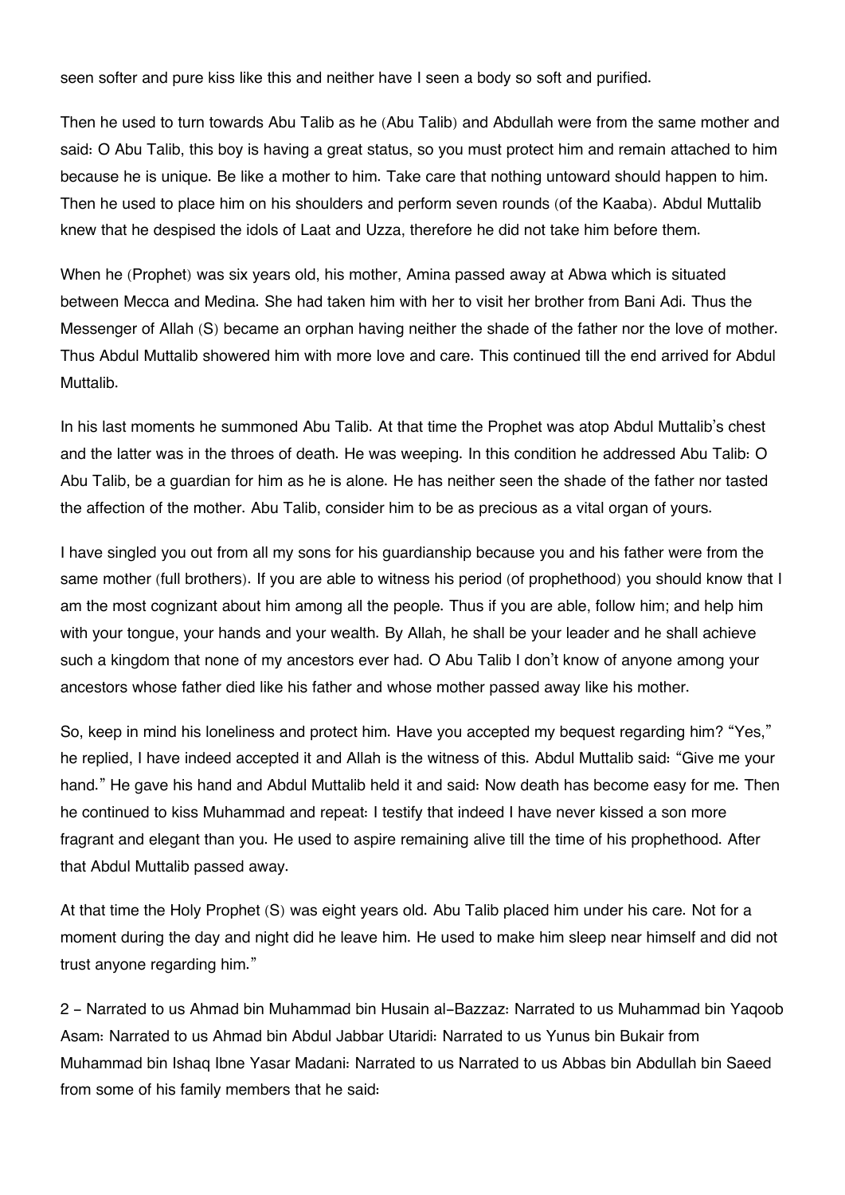seen softer and pure kiss like this and neither have I seen a body so soft and purified.

Then he used to turn towards Abu Talib as he (Abu Talib) and Abdullah were from the same mother and said: O Abu Talib, this boy is having a great status, so you must protect him and remain attached to him because he is unique. Be like a mother to him. Take care that nothing untoward should happen to him. Then he used to place him on his shoulders and perform seven rounds (of the Kaaba). Abdul Muttalib knew that he despised the idols of Laat and Uzza, therefore he did not take him before them.

When he (Prophet) was six years old, his mother, Amina passed away at Abwa which is situated between Mecca and Medina. She had taken him with her to visit her brother from Bani Adi. Thus the Messenger of Allah (S) became an orphan having neither the shade of the father nor the love of mother. Thus Abdul Muttalib showered him with more love and care. This continued till the end arrived for Abdul Muttalib.

In his last moments he summoned Abu Talib. At that time the Prophet was atop Abdul Muttalib's chest and the latter was in the throes of death. He was weeping. In this condition he addressed Abu Talib: O Abu Talib, be a guardian for him as he is alone. He has neither seen the shade of the father nor tasted the affection of the mother. Abu Talib, consider him to be as precious as a vital organ of yours.

I have singled you out from all my sons for his guardianship because you and his father were from the same mother (full brothers). If you are able to witness his period (of prophethood) you should know that I am the most cognizant about him among all the people. Thus if you are able, follow him; and help him with your tongue, your hands and your wealth. By Allah, he shall be your leader and he shall achieve such a kingdom that none of my ancestors ever had. O Abu Talib I don't know of anyone among your ancestors whose father died like his father and whose mother passed away like his mother.

So, keep in mind his loneliness and protect him. Have you accepted my bequest regarding him? "Yes," he replied, I have indeed accepted it and Allah is the witness of this. Abdul Muttalib said: "Give me your hand." He gave his hand and Abdul Muttalib held it and said: Now death has become easy for me. Then he continued to kiss Muhammad and repeat: I testify that indeed I have never kissed a son more fragrant and elegant than you. He used to aspire remaining alive till the time of his prophethood. After that Abdul Muttalib passed away.

At that time the Holy Prophet (S) was eight years old. Abu Talib placed him under his care. Not for a moment during the day and night did he leave him. He used to make him sleep near himself and did not trust anyone regarding him."

2 - Narrated to us Ahmad bin Muhammad bin Husain al-Bazzaz: Narrated to us Muhammad bin Yaqoob Asam: Narrated to us Ahmad bin Abdul Jabbar Utaridi: Narrated to us Yunus bin Bukair from Muhammad bin Ishaq Ibne Yasar Madani: Narrated to us Narrated to us Abbas bin Abdullah bin Saeed from some of his family members that he said: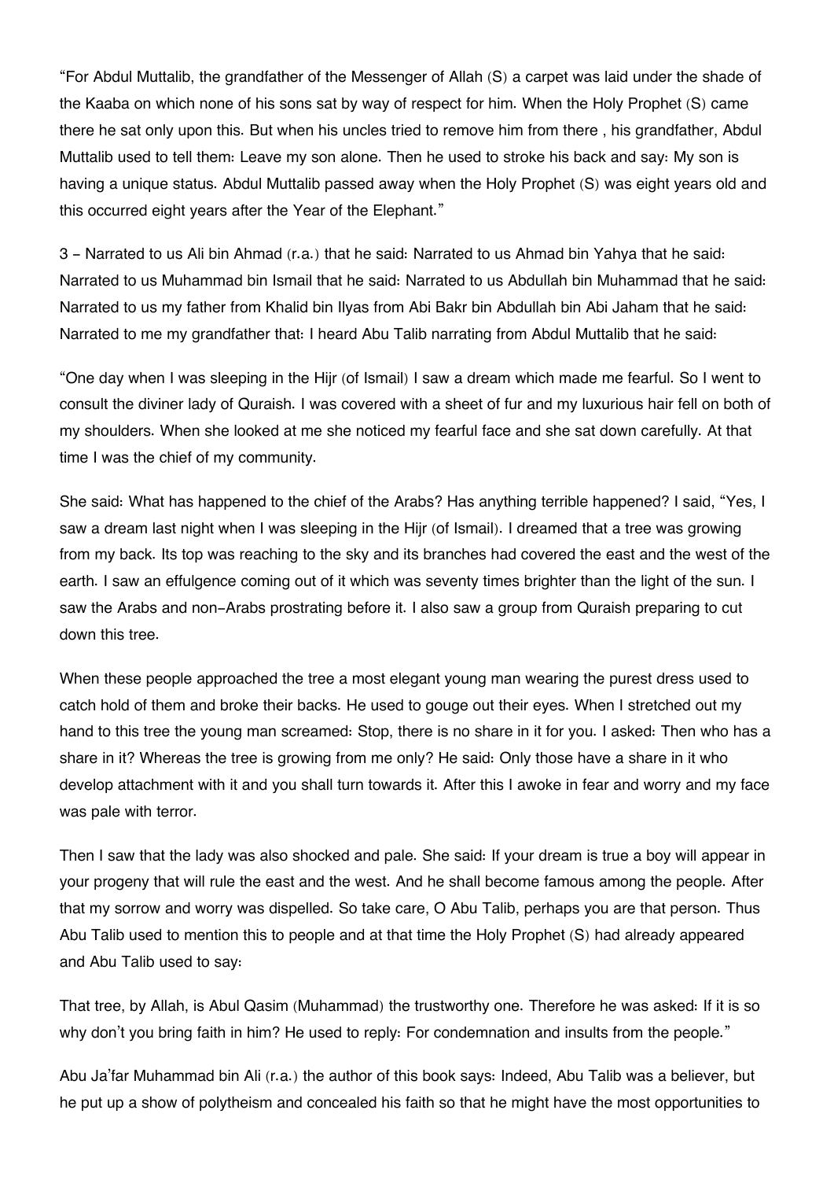"For Abdul Muttalib, the grandfather of the Messenger of Allah (S) a carpet was laid under the shade of the Kaaba on which none of his sons sat by way of respect for him. When the Holy Prophet (S) came there he sat only upon this. But when his uncles tried to remove him from there , his grandfather, Abdul Muttalib used to tell them: Leave my son alone. Then he used to stroke his back and say: My son is having a unique status. Abdul Muttalib passed away when the Holy Prophet (S) was eight years old and this occurred eight years after the Year of the Elephant."

3 – Narrated to us Ali bin Ahmad (r.a.) that he said: Narrated to us Ahmad bin Yahya that he said: Narrated to us Muhammad bin Ismail that he said: Narrated to us Abdullah bin Muhammad that he said: Narrated to us my father from Khalid bin Ilyas from Abi Bakr bin Abdullah bin Abi Jaham that he said: Narrated to me my grandfather that: I heard Abu Talib narrating from Abdul Muttalib that he said:

"One day when I was sleeping in the Hijr (of Ismail) I saw a dream which made me fearful. So I went to consult the diviner lady of Quraish. I was covered with a sheet of fur and my luxurious hair fell on both of my shoulders. When she looked at me she noticed my fearful face and she sat down carefully. At that time I was the chief of my community.

She said: What has happened to the chief of the Arabs? Has anything terrible happened? I said, "Yes, I saw a dream last night when I was sleeping in the Hijr (of Ismail). I dreamed that a tree was growing from my back. Its top was reaching to the sky and its branches had covered the east and the west of the earth. I saw an effulgence coming out of it which was seventy times brighter than the light of the sun. I saw the Arabs and non-Arabs prostrating before it. I also saw a group from Quraish preparing to cut down this tree.

When these people approached the tree a most elegant young man wearing the purest dress used to catch hold of them and broke their backs. He used to gouge out their eyes. When I stretched out my hand to this tree the young man screamed: Stop, there is no share in it for you. I asked: Then who has a share in it? Whereas the tree is growing from me only? He said: Only those have a share in it who develop attachment with it and you shall turn towards it. After this I awoke in fear and worry and my face was pale with terror.

Then I saw that the lady was also shocked and pale. She said: If your dream is true a boy will appear in your progeny that will rule the east and the west. And he shall become famous among the people. After that my sorrow and worry was dispelled. So take care, O Abu Talib, perhaps you are that person. Thus Abu Talib used to mention this to people and at that time the Holy Prophet (S) had already appeared and Abu Talib used to say:

That tree, by Allah, is Abul Qasim (Muhammad) the trustworthy one. Therefore he was asked: If it is so why don't you bring faith in him? He used to reply: For condemnation and insults from the people."

Abu Ja'far Muhammad bin Ali (r.a.) the author of this book says: Indeed, Abu Talib was a believer, but he put up a show of polytheism and concealed his faith so that he might have the most opportunities to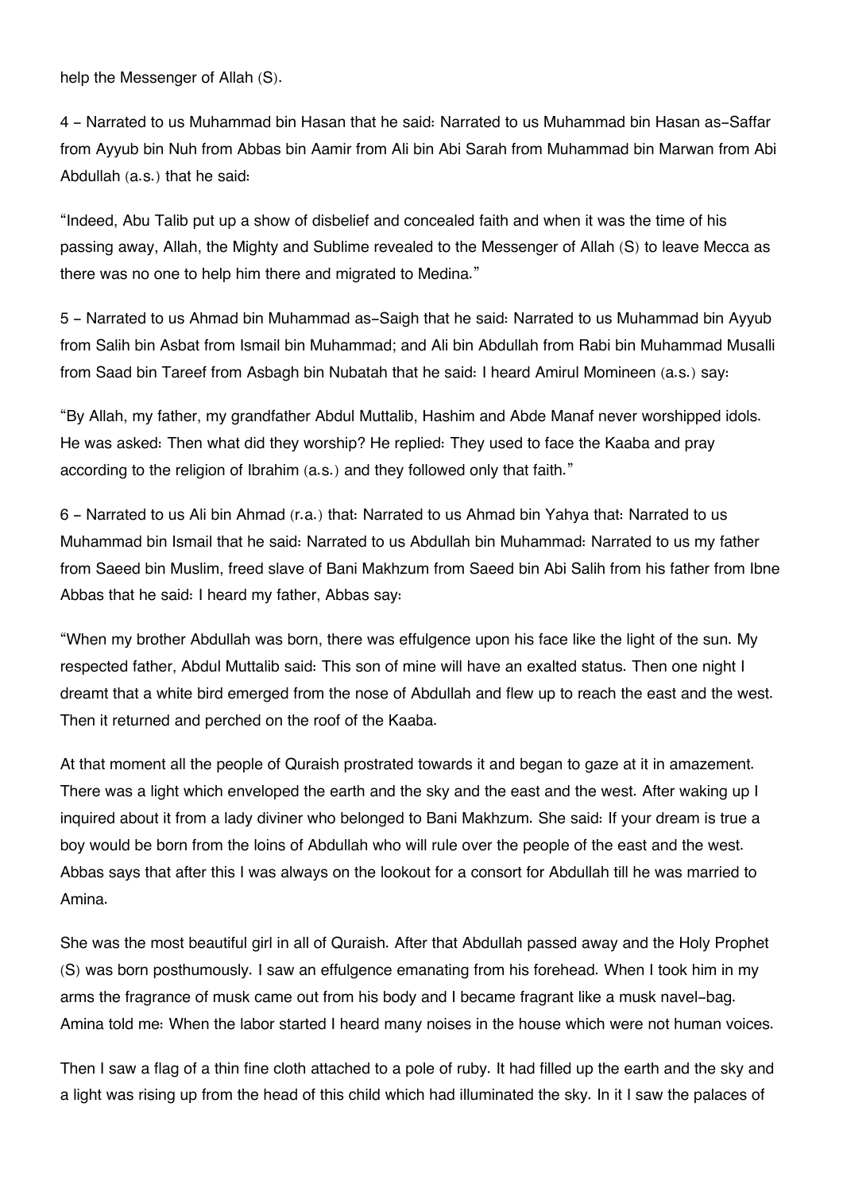help the Messenger of Allah (S).

4 – Narrated to us Muhammad bin Hasan that he said: Narrated to us Muhammad bin Hasan as-Saffar from Ayyub bin Nuh from Abbas bin Aamir from Ali bin Abi Sarah from Muhammad bin Marwan from Abi Abdullah (a.s.) that he said:

"Indeed, Abu Talib put up a show of disbelief and concealed faith and when it was the time of his passing away, Allah, the Mighty and Sublime revealed to the Messenger of Allah (S) to leave Mecca as there was no one to help him there and migrated to Medina."

5 – Narrated to us Ahmad bin Muhammad as-Saigh that he said: Narrated to us Muhammad bin Ayyub from Salih bin Asbat from Ismail bin Muhammad; and Ali bin Abdullah from Rabi bin Muhammad Musalli from Saad bin Tareef from Asbagh bin Nubatah that he said: I heard Amirul Momineen (a.s.) say:

"By Allah, my father, my grandfather Abdul Muttalib, Hashim and Abde Manaf never worshipped idols. He was asked: Then what did they worship? He replied: They used to face the Kaaba and pray according to the religion of Ibrahim (a.s.) and they followed only that faith."

6 – Narrated to us Ali bin Ahmad (r.a.) that: Narrated to us Ahmad bin Yahya that: Narrated to us Muhammad bin Ismail that he said: Narrated to us Abdullah bin Muhammad: Narrated to us my father from Saeed bin Muslim, freed slave of Bani Makhzum from Saeed bin Abi Salih from his father from Ibne Abbas that he said: I heard my father, Abbas say:

"When my brother Abdullah was born, there was effulgence upon his face like the light of the sun. My respected father, Abdul Muttalib said: This son of mine will have an exalted status. Then one night I dreamt that a white bird emerged from the nose of Abdullah and flew up to reach the east and the west. Then it returned and perched on the roof of the Kaaba.

At that moment all the people of Quraish prostrated towards it and began to gaze at it in amazement. There was a light which enveloped the earth and the sky and the east and the west. After waking up I inquired about it from a lady diviner who belonged to Bani Makhzum. She said: If your dream is true a boy would be born from the loins of Abdullah who will rule over the people of the east and the west. Abbas says that after this I was always on the lookout for a consort for Abdullah till he was married to Amina.

She was the most beautiful girl in all of Quraish. After that Abdullah passed away and the Holy Prophet (S) was born posthumously. I saw an effulgence emanating from his forehead. When I took him in my arms the fragrance of musk came out from his body and I became fragrant like a musk navel-bag. Amina told me: When the labor started I heard many noises in the house which were not human voices.

Then I saw a flag of a thin fine cloth attached to a pole of ruby. It had filled up the earth and the sky and a light was rising up from the head of this child which had illuminated the sky. In it I saw the palaces of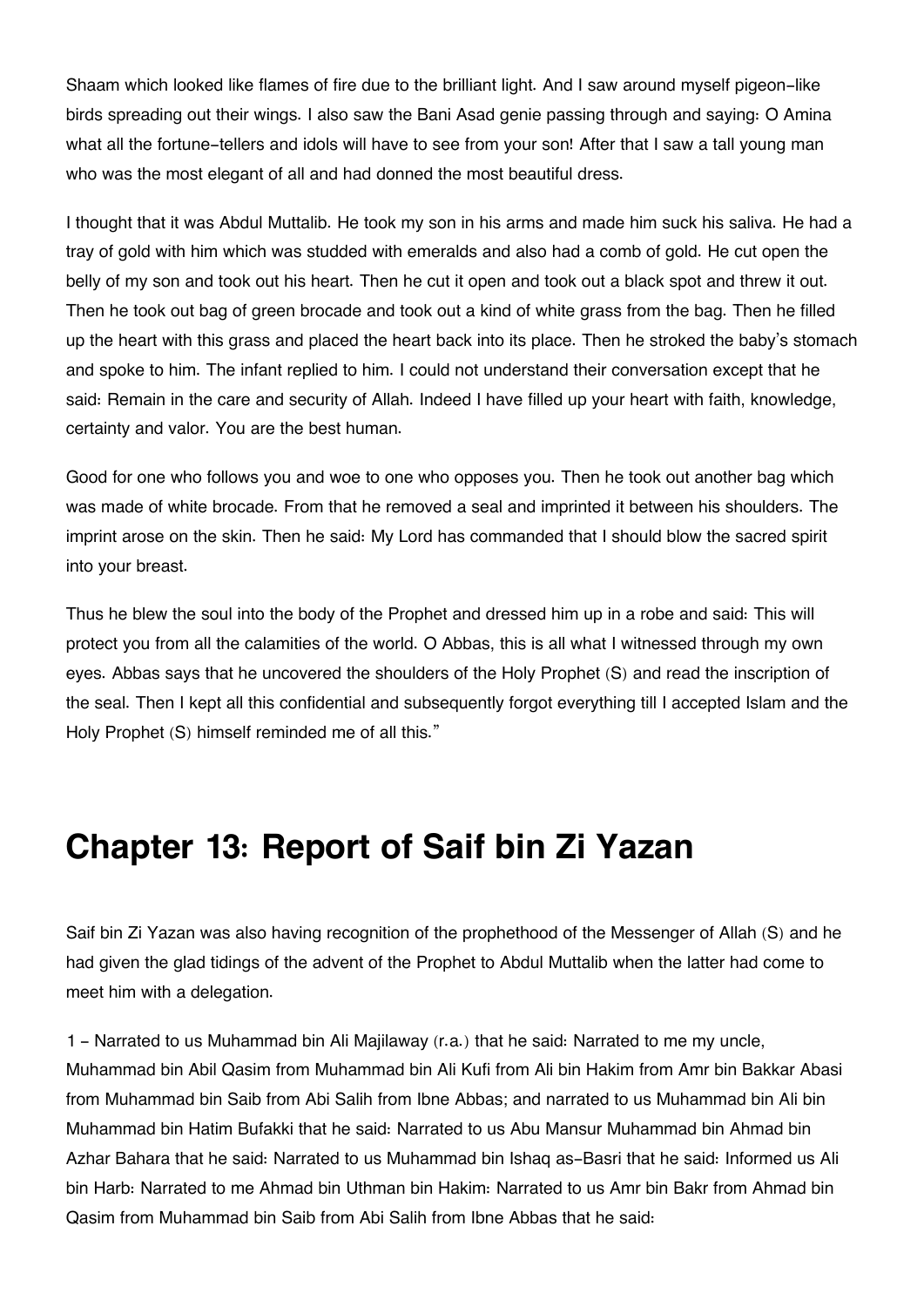Shaam which looked like flames of fire due to the brilliant light. And I saw around myself pigeon-like birds spreading out their wings. I also saw the Bani Asad genie passing through and saying: O Amina what all the fortune-tellers and idols will have to see from your son! After that I saw a tall young man who was the most elegant of all and had donned the most beautiful dress.

I thought that it was Abdul Muttalib. He took my son in his arms and made him suck his saliva. He had a tray of gold with him which was studded with emeralds and also had a comb of gold. He cut open the belly of my son and took out his heart. Then he cut it open and took out a black spot and threw it out. Then he took out bag of green brocade and took out a kind of white grass from the bag. Then he filled up the heart with this grass and placed the heart back into its place. Then he stroked the baby's stomach and spoke to him. The infant replied to him. I could not understand their conversation except that he said: Remain in the care and security of Allah. Indeed I have filled up your heart with faith, knowledge, certainty and valor. You are the best human.

Good for one who follows you and woe to one who opposes you. Then he took out another bag which was made of white brocade. From that he removed a seal and imprinted it between his shoulders. The imprint arose on the skin. Then he said: My Lord has commanded that I should blow the sacred spirit into your breast.

Thus he blew the soul into the body of the Prophet and dressed him up in a robe and said: This will protect you from all the calamities of the world. O Abbas, this is all what I witnessed through my own eyes. Abbas says that he uncovered the shoulders of the Holy Prophet (S) and read the inscription of the seal. Then I kept all this confidential and subsequently forgot everything till I accepted Islam and the Holy Prophet (S) himself reminded me of all this."

# Chapter 13: Report of Saif bin Zi Yazan

Saif bin Zi Yazan was also having recognition of the prophethood of the Messenger of Allah (S) and he had given the glad tidings of the advent of the Prophet to Abdul Muttalib when the latter had come to meet him with a delegation.

1 - Narrated to us Muhammad bin Ali Majilaway (r.a.) that he said: Narrated to me my uncle, Muhammad bin Abil Qasim from Muhammad bin Ali Kufi from Ali bin Hakim from Amr bin Bakkar Abasi from Muhammad bin Saib from Abi Salih from Ibne Abbas; and narrated to us Muhammad bin Ali bin Muhammad bin Hatim Bufakki that he said: Narrated to us Abu Mansur Muhammad bin Ahmad bin Azhar Bahara that he said: Narrated to us Muhammad bin Ishaq as-Basri that he said: Informed us Ali bin Harb: Narrated to me Ahmad bin Uthman bin Hakim: Narrated to us Amr bin Bakr from Ahmad bin Qasim from Muhammad bin Saib from Abi Salih from Ibne Abbas that he said: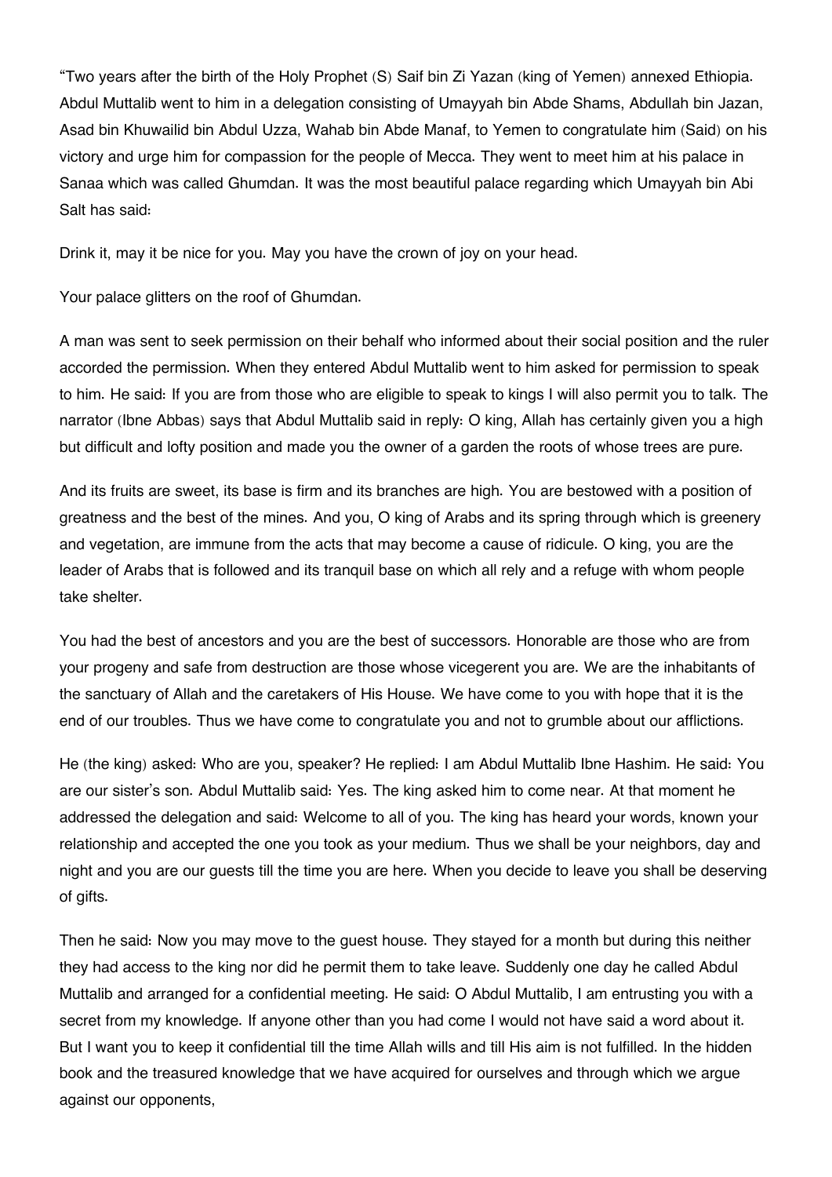"Two years after the birth of the Holy Prophet (S) Saif bin Zi Yazan (king of Yemen) annexed Ethiopia. Abdul Muttalib went to him in a delegation consisting of Umayyah bin Abde Shams, Abdullah bin Jazan, Asad bin Khuwailid bin Abdul Uzza, Wahab bin Abde Manaf, to Yemen to congratulate him (Said) on his victory and urge him for compassion for the people of Mecca. They went to meet him at his palace in Sanaa which was called Ghumdan. It was the most beautiful palace regarding which Umayyah bin Abi Salt has said:

Drink it, may it be nice for you. May you have the crown of joy on your head.

Your palace glitters on the roof of Ghumdan.

A man was sent to seek permission on their behalf who informed about their social position and the ruler accorded the permission. When they entered Abdul Muttalib went to him asked for permission to speak to him. He said: If you are from those who are eligible to speak to kings I will also permit you to talk. The narrator (Ibne Abbas) says that Abdul Muttalib said in reply: O king, Allah has certainly given you a high but difficult and lofty position and made you the owner of a garden the roots of whose trees are pure.

And its fruits are sweet, its base is firm and its branches are high. You are bestowed with a position of greatness and the best of the mines. And you, O king of Arabs and its spring through which is greenery and vegetation, are immune from the acts that may become a cause of ridicule. O king, you are the leader of Arabs that is followed and its tranquil base on which all rely and a refuge with whom people take shelter.

You had the best of ancestors and you are the best of successors. Honorable are those who are from your progeny and safe from destruction are those whose vicegerent you are. We are the inhabitants of the sanctuary of Allah and the caretakers of His House. We have come to you with hope that it is the end of our troubles. Thus we have come to congratulate you and not to grumble about our afflictions.

He (the king) asked: Who are you, speaker? He replied: I am Abdul Muttalib Ibne Hashim. He said: You are our sister's son. Abdul Muttalib said: Yes. The king asked him to come near. At that moment he addressed the delegation and said: Welcome to all of you. The king has heard your words, known your relationship and accepted the one you took as your medium. Thus we shall be your neighbors, day and night and you are our guests till the time you are here. When you decide to leave you shall be deserving of gifts.

Then he said: Now you may move to the guest house. They stayed for a month but during this neither they had access to the king nor did he permit them to take leave. Suddenly one day he called Abdul Muttalib and arranged for a confidential meeting. He said: O Abdul Muttalib, I am entrusting you with a secret from my knowledge. If anyone other than you had come I would not have said a word about it. But I want you to keep it confidential till the time Allah wills and till His aim is not fulfilled. In the hidden book and the treasured knowledge that we have acquired for ourselves and through which we argue against our opponents,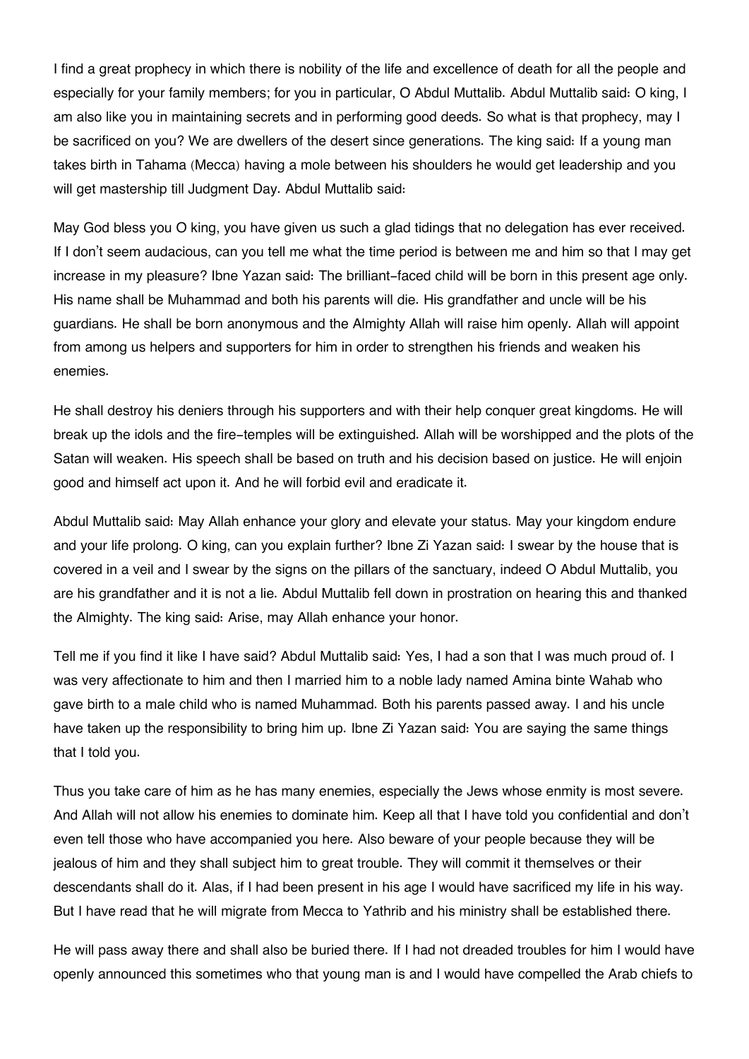I find a great prophecy in which there is nobility of the life and excellence of death for all the people and especially for your family members; for you in particular, O Abdul Muttalib. Abdul Muttalib said: O king, I am also like you in maintaining secrets and in performing good deeds. So what is that prophecy, may I be sacrificed on you? We are dwellers of the desert since generations. The king said: If a young man takes birth in Tahama (Mecca) having a mole between his shoulders he would get leadership and you will get mastership till Judgment Day. Abdul Muttalib said:

May God bless you O king, you have given us such a glad tidings that no delegation has ever received. If I don't seem audacious, can you tell me what the time period is between me and him so that I may get increase in my pleasure? Ibne Yazan said: The brilliant-faced child will be born in this present age only. His name shall be Muhammad and both his parents will die. His grandfather and uncle will be his guardians. He shall be born anonymous and the Almighty Allah will raise him openly. Allah will appoint from among us helpers and supporters for him in order to strengthen his friends and weaken his enemies.

He shall destroy his deniers through his supporters and with their help conquer great kingdoms. He will break up the idols and the fire-temples will be extinguished. Allah will be worshipped and the plots of the Satan will weaken. His speech shall be based on truth and his decision based on justice. He will enjoin good and himself act upon it. And he will forbid evil and eradicate it.

Abdul Muttalib said: May Allah enhance your glory and elevate your status. May your kingdom endure and your life prolong. O king, can you explain further? Ibne Zi Yazan said: I swear by the house that is covered in a veil and I swear by the signs on the pillars of the sanctuary, indeed O Abdul Muttalib, you are his grandfather and it is not a lie. Abdul Muttalib fell down in prostration on hearing this and thanked the Almighty. The king said: Arise, may Allah enhance your honor.

Tell me if you find it like I have said? Abdul Muttalib said: Yes, I had a son that I was much proud of. I was very affectionate to him and then I married him to a noble lady named Amina binte Wahab who gave birth to a male child who is named Muhammad. Both his parents passed away. I and his uncle have taken up the responsibility to bring him up. Ibne Zi Yazan said: You are saying the same things that I told you.

Thus you take care of him as he has many enemies, especially the Jews whose enmity is most severe. And Allah will not allow his enemies to dominate him. Keep all that I have told you confidential and don't even tell those who have accompanied you here. Also beware of your people because they will be jealous of him and they shall subject him to great trouble. They will commit it themselves or their descendants shall do it. Alas, if I had been present in his age I would have sacrificed my life in his way. But I have read that he will migrate from Mecca to Yathrib and his ministry shall be established there.

He will pass away there and shall also be buried there. If I had not dreaded troubles for him I would have openly announced this sometimes who that young man is and I would have compelled the Arab chiefs to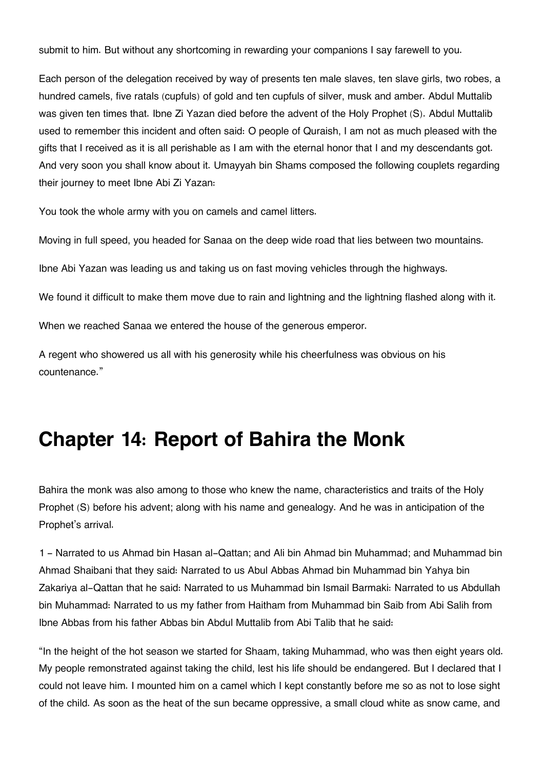submit to him. But without any shortcoming in rewarding your companions I say farewell to you.

Each person of the delegation received by way of presents ten male slaves, ten slave girls, two robes, a hundred camels, five ratals (cupfuls) of gold and ten cupfuls of silver, musk and amber. Abdul Muttalib was given ten times that. Ibne Zi Yazan died before the advent of the Holy Prophet (S). Abdul Muttalib used to remember this incident and often said: O people of Quraish, I am not as much pleased with the gifts that I received as it is all perishable as I am with the eternal honor that I and my descendants got. And very soon you shall know about it. Umayyah bin Shams composed the following couplets regarding their journey to meet Ibne Abi Zi Yazan:

You took the whole army with you on camels and camel litters.

Moving in full speed, you headed for Sanaa on the deep wide road that lies between two mountains.

Ibne Abi Yazan was leading us and taking us on fast moving vehicles through the highways.

We found it difficult to make them move due to rain and lightning and the lightning flashed along with it.

When we reached Sanaa we entered the house of the generous emperor.

A regent who showered us all with his generosity while his cheerfulness was obvious on his countenance."

# Chapter 14: Report of Bahira the Monk

Bahira the monk was also among to those who knew the name, characteristics and traits of the Holy Prophet (S) before his advent; along with his name and genealogy. And he was in anticipation of the Prophet's arrival.

1 - Narrated to us Ahmad bin Hasan al-Qattan; and Ali bin Ahmad bin Muhammad; and Muhammad bin Ahmad Shaibani that they said: Narrated to us Abul Abbas Ahmad bin Muhammad bin Yahya bin Zakariya al-Qattan that he said: Narrated to us Muhammad bin Ismail Barmaki: Narrated to us Abdullah bin Muhammad: Narrated to us my father from Haitham from Muhammad bin Saib from Abi Salih from Ibne Abbas from his father Abbas bin Abdul Muttalib from Abi Talib that he said:

"In the height of the hot season we started for Shaam, taking Muhammad, who was then eight years old. My people remonstrated against taking the child, lest his life should be endangered. But I declared that I could not leave him. I mounted him on a camel which I kept constantly before me so as not to lose sight of the child. As soon as the heat of the sun became oppressive, a small cloud white as snow came, and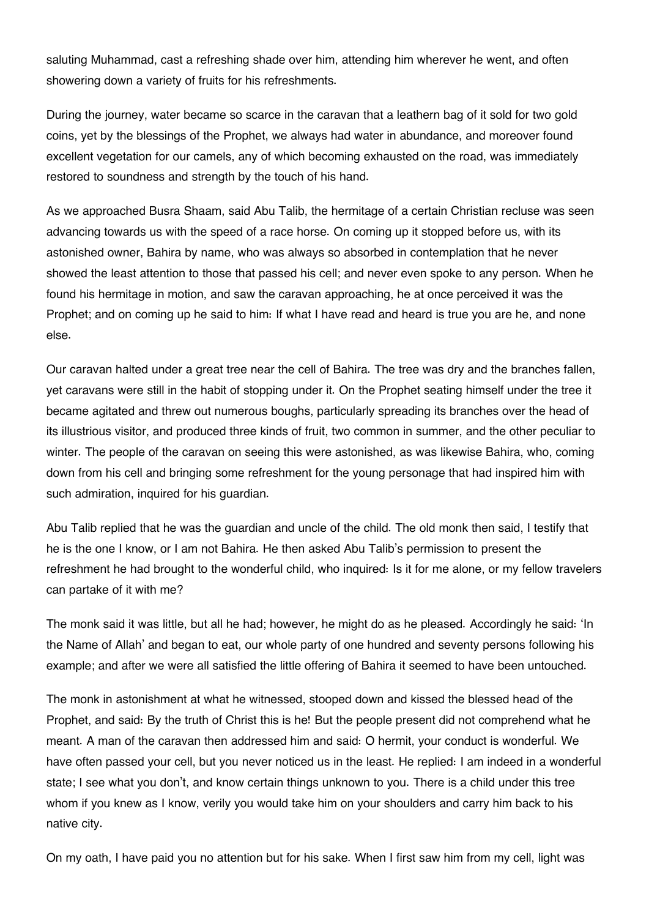saluting Muhammad, cast a refreshing shade over him, attending him wherever he went, and often showering down a variety of fruits for his refreshments.

During the journey, water became so scarce in the caravan that a leathern bag of it sold for two gold coins, yet by the blessings of the Prophet, we always had water in abundance, and moreover found excellent vegetation for our camels, any of which becoming exhausted on the road, was immediately restored to soundness and strength by the touch of his hand.

As we approached Busra Shaam, said Abu Talib, the hermitage of a certain Christian recluse was seen advancing towards us with the speed of a race horse. On coming up it stopped before us, with its astonished owner, Bahira by name, who was always so absorbed in contemplation that he never showed the least attention to those that passed his cell; and never even spoke to any person. When he found his hermitage in motion, and saw the caravan approaching, he at once perceived it was the Prophet; and on coming up he said to him: If what I have read and heard is true you are he, and none else.

Our caravan halted under a great tree near the cell of Bahira. The tree was dry and the branches fallen, yet caravans were still in the habit of stopping under it. On the Prophet seating himself under the tree it became agitated and threw out numerous boughs, particularly spreading its branches over the head of its illustrious visitor, and produced three kinds of fruit, two common in summer, and the other peculiar to winter. The people of the caravan on seeing this were astonished, as was likewise Bahira, who, coming down from his cell and bringing some refreshment for the young personage that had inspired him with such admiration, inquired for his guardian.

Abu Talib replied that he was the guardian and uncle of the child. The old monk then said, I testify that he is the one I know, or I am not Bahira. He then asked Abu Talib's permission to present the refreshment he had brought to the wonderful child, who inquired: Is it for me alone, or my fellow travelers can partake of it with me?

The monk said it was little, but all he had; however, he might do as he pleased. Accordingly he said: 'In the Name of Allah' and began to eat, our whole party of one hundred and seventy persons following his example; and after we were all satisfied the little offering of Bahira it seemed to have been untouched.

The monk in astonishment at what he witnessed, stooped down and kissed the blessed head of the Prophet, and said: By the truth of Christ this is he! But the people present did not comprehend what he meant. A man of the caravan then addressed him and said: O hermit, your conduct is wonderful. We have often passed your cell, but you never noticed us in the least. He replied: I am indeed in a wonderful state; I see what you don't, and know certain things unknown to you. There is a child under this tree whom if you knew as I know, verily you would take him on your shoulders and carry him back to his native city.

On my oath, I have paid you no attention but for his sake. When I first saw him from my cell, light was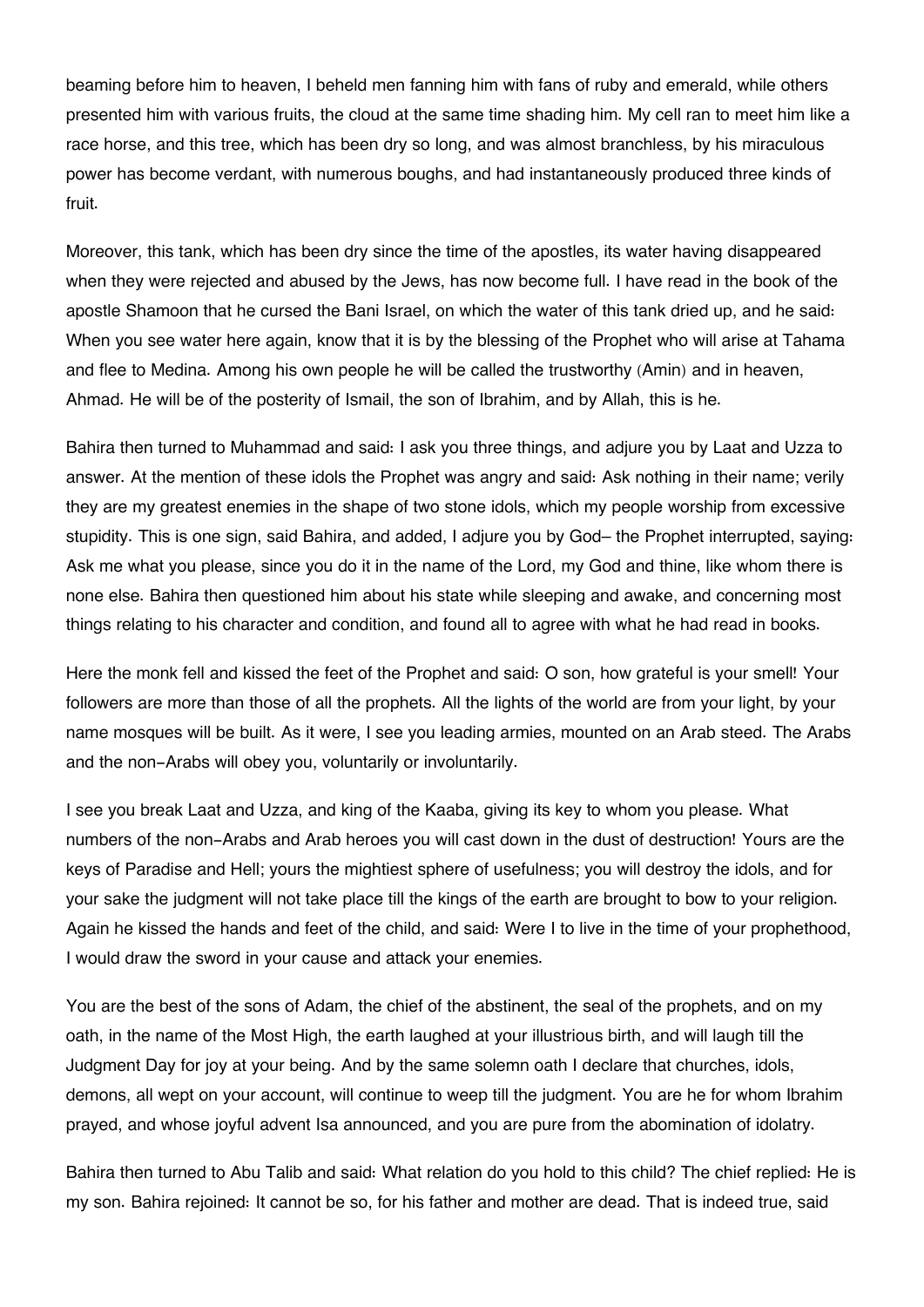beaming before him to heaven, I beheld men fanning him with fans of ruby and emerald, while others presented him with various fruits, the cloud at the same time shading him. My cell ran to meet him like a race horse, and this tree, which has been dry so long, and was almost branchless, by his miraculous power has become verdant, with numerous boughs, and had instantaneously produced three kinds of fruit.

Moreover, this tank, which has been dry since the time of the apostles, its water having disappeared when they were rejected and abused by the Jews, has now become full. I have read in the book of the apostle Shamoon that he cursed the Bani Israel, on which the water of this tank dried up, and he said: When you see water here again, know that it is by the blessing of the Prophet who will arise at Tahama and flee to Medina. Among his own people he will be called the trustworthy (Amin) and in heaven, Ahmad. He will be of the posterity of Ismail, the son of Ibrahim, and by Allah, this is he.

Bahira then turned to Muhammad and said: I ask you three things, and adjure you by Laat and Uzza to answer. At the mention of these idols the Prophet was angry and said: Ask nothing in their name; verily they are my greatest enemies in the shape of two stone idols, which my people worship from excessive stupidity. This is one sign, said Bahira, and added, I adjure you by God– the Prophet interrupted, saying: Ask me what you please, since you do it in the name of the Lord, my God and thine, like whom there is none else. Bahira then questioned him about his state while sleeping and awake, and concerning most things relating to his character and condition, and found all to agree with what he had read in books.

Here the monk fell and kissed the feet of the Prophet and said: O son, how grateful is your smell! Your followers are more than those of all the prophets. All the lights of the world are from your light, by your name mosques will be built. As it were, I see you leading armies, mounted on an Arab steed. The Arabs and the non-Arabs will obey you, voluntarily or involuntarily.

I see you break Laat and Uzza, and king of the Kaaba, giving its key to whom you please. What numbers of the non-Arabs and Arab heroes you will cast down in the dust of destruction! Yours are the keys of Paradise and Hell; yours the mightiest sphere of usefulness; you will destroy the idols, and for your sake the judgment will not take place till the kings of the earth are brought to bow to your religion. Again he kissed the hands and feet of the child, and said: Were I to live in the time of your prophethood, I would draw the sword in your cause and attack your enemies.

You are the best of the sons of Adam, the chief of the abstinent, the seal of the prophets, and on my oath, in the name of the Most High, the earth laughed at your illustrious birth, and will laugh till the Judgment Day for joy at your being. And by the same solemn oath I declare that churches, idols, demons, all wept on your account, will continue to weep till the judgment. You are he for whom Ibrahim prayed, and whose joyful advent Isa announced, and you are pure from the abomination of idolatry.

Bahira then turned to Abu Talib and said: What relation do you hold to this child? The chief replied: He is my son. Bahira rejoined: It cannot be so, for his father and mother are dead. That is indeed true, said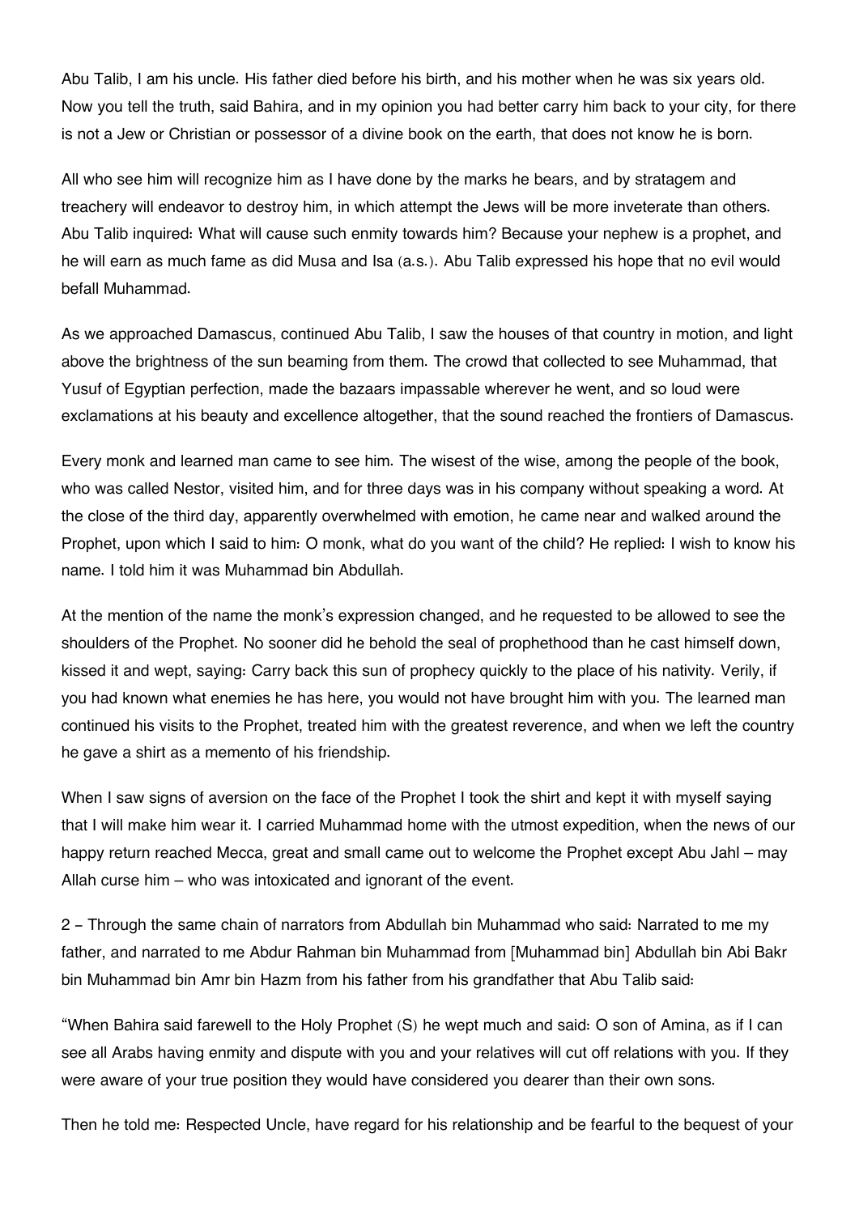Abu Talib, I am his uncle. His father died before his birth, and his mother when he was six years old. Now you tell the truth, said Bahira, and in my opinion you had better carry him back to your city, for there is not a Jew or Christian or possessor of a divine book on the earth, that does not know he is born.

All who see him will recognize him as I have done by the marks he bears, and by stratagem and treachery will endeavor to destroy him, in which attempt the Jews will be more inveterate than others. Abu Talib inquired: What will cause such enmity towards him? Because your nephew is a prophet, and he will earn as much fame as did Musa and Isa (a.s.). Abu Talib expressed his hope that no evil would befall Muhammad.

As we approached Damascus, continued Abu Talib, I saw the houses of that country in motion, and light above the brightness of the sun beaming from them. The crowd that collected to see Muhammad, that Yusuf of Egyptian perfection, made the bazaars impassable wherever he went, and so loud were exclamations at his beauty and excellence altogether, that the sound reached the frontiers of Damascus.

Every monk and learned man came to see him. The wisest of the wise, among the people of the book, who was called Nestor, visited him, and for three days was in his company without speaking a word. At the close of the third day, apparently overwhelmed with emotion, he came near and walked around the Prophet, upon which I said to him: O monk, what do you want of the child? He replied: I wish to know his name. I told him it was Muhammad bin Abdullah.

At the mention of the name the monk's expression changed, and he requested to be allowed to see the shoulders of the Prophet. No sooner did he behold the seal of prophethood than he cast himself down, kissed it and wept, saying: Carry back this sun of prophecy quickly to the place of his nativity. Verily, if you had known what enemies he has here, you would not have brought him with you. The learned man continued his visits to the Prophet, treated him with the greatest reverence, and when we left the country he gave a shirt as a memento of his friendship.

When I saw signs of aversion on the face of the Prophet I took the shirt and kept it with myself saying that I will make him wear it. I carried Muhammad home with the utmost expedition, when the news of our happy return reached Mecca, great and small came out to welcome the Prophet except Abu Jahl – may Allah curse him – who was intoxicated and ignorant of the event.

2 – Through the same chain of narrators from Abdullah bin Muhammad who said: Narrated to me my father, and narrated to me Abdur Rahman bin Muhammad from [Muhammad bin] Abdullah bin Abi Bakr bin Muhammad bin Amr bin Hazm from his father from his grandfather that Abu Talib said:

"When Bahira said farewell to the Holy Prophet (S) he wept much and said: O son of Amina, as if I can see all Arabs having enmity and dispute with you and your relatives will cut off relations with you. If they were aware of your true position they would have considered you dearer than their own sons.

Then he told me: Respected Uncle, have regard for his relationship and be fearful to the bequest of your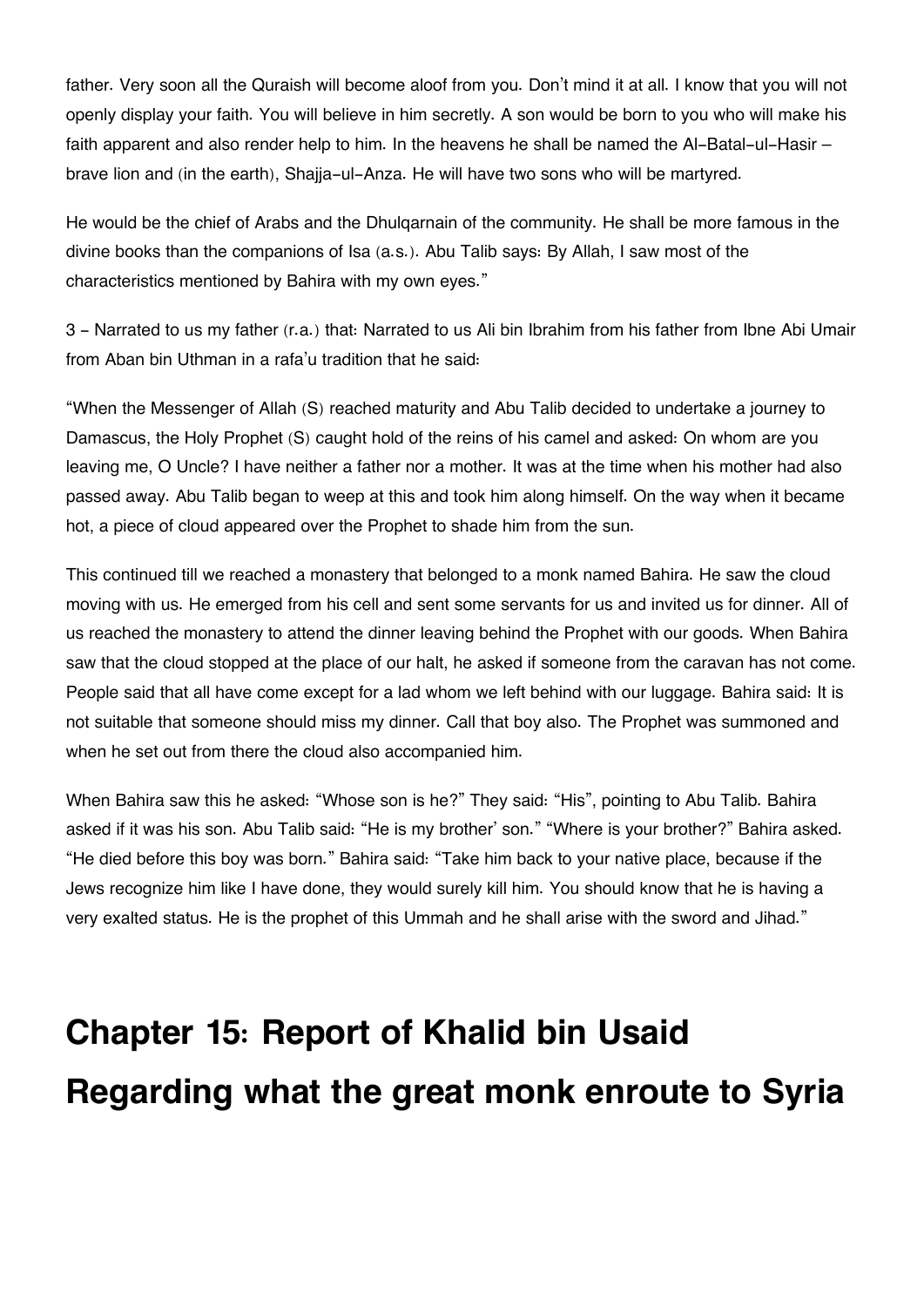father. Very soon all the Quraish will become aloof from you. Don't mind it at all. I know that you will not openly display your faith. You will believe in him secretly. A son would be born to you who will make his faith apparent and also render help to him. In the heavens he shall be named the Al-Batal-ul-Hasir – brave lion and (in the earth), Shajja-ul-Anza. He will have two sons who will be martyred.

He would be the chief of Arabs and the Dhulqarnain of the community. He shall be more famous in the divine books than the companions of Isa (a.s.). Abu Talib says: By Allah, I saw most of the characteristics mentioned by Bahira with my own eyes."

3 - Narrated to us my father (r.a.) that: Narrated to us Ali bin Ibrahim from his father from Ibne Abi Umair from Aban bin Uthman in a rafa'u tradition that he said:

"When the Messenger of Allah (S) reached maturity and Abu Talib decided to undertake a journey to Damascus, the Holy Prophet (S) caught hold of the reins of his camel and asked: On whom are you leaving me, O Uncle? I have neither a father nor a mother. It was at the time when his mother had also passed away. Abu Talib began to weep at this and took him along himself. On the way when it became hot, a piece of cloud appeared over the Prophet to shade him from the sun.

This continued till we reached a monastery that belonged to a monk named Bahira. He saw the cloud moving with us. He emerged from his cell and sent some servants for us and invited us for dinner. All of us reached the monastery to attend the dinner leaving behind the Prophet with our goods. When Bahira saw that the cloud stopped at the place of our halt, he asked if someone from the caravan has not come. People said that all have come except for a lad whom we left behind with our luggage. Bahira said: It is not suitable that someone should miss my dinner. Call that boy also. The Prophet was summoned and when he set out from there the cloud also accompanied him.

When Bahira saw this he asked: "Whose son is he?" They said: "His", pointing to Abu Talib. Bahira asked if it was his son. Abu Talib said: "He is my brother' son." "Where is your brother?" Bahira asked. "He died before this boy was born." Bahira said: "Take him back to your native place, because if the Jews recognize him like I have done, they would surely kill him. You should know that he is having a very exalted status. He is the prophet of this Ummah and he shall arise with the sword and Jihad."

# Chapter 15: Report of Khalid bin Usaid Regarding what the great monk enroute to Syria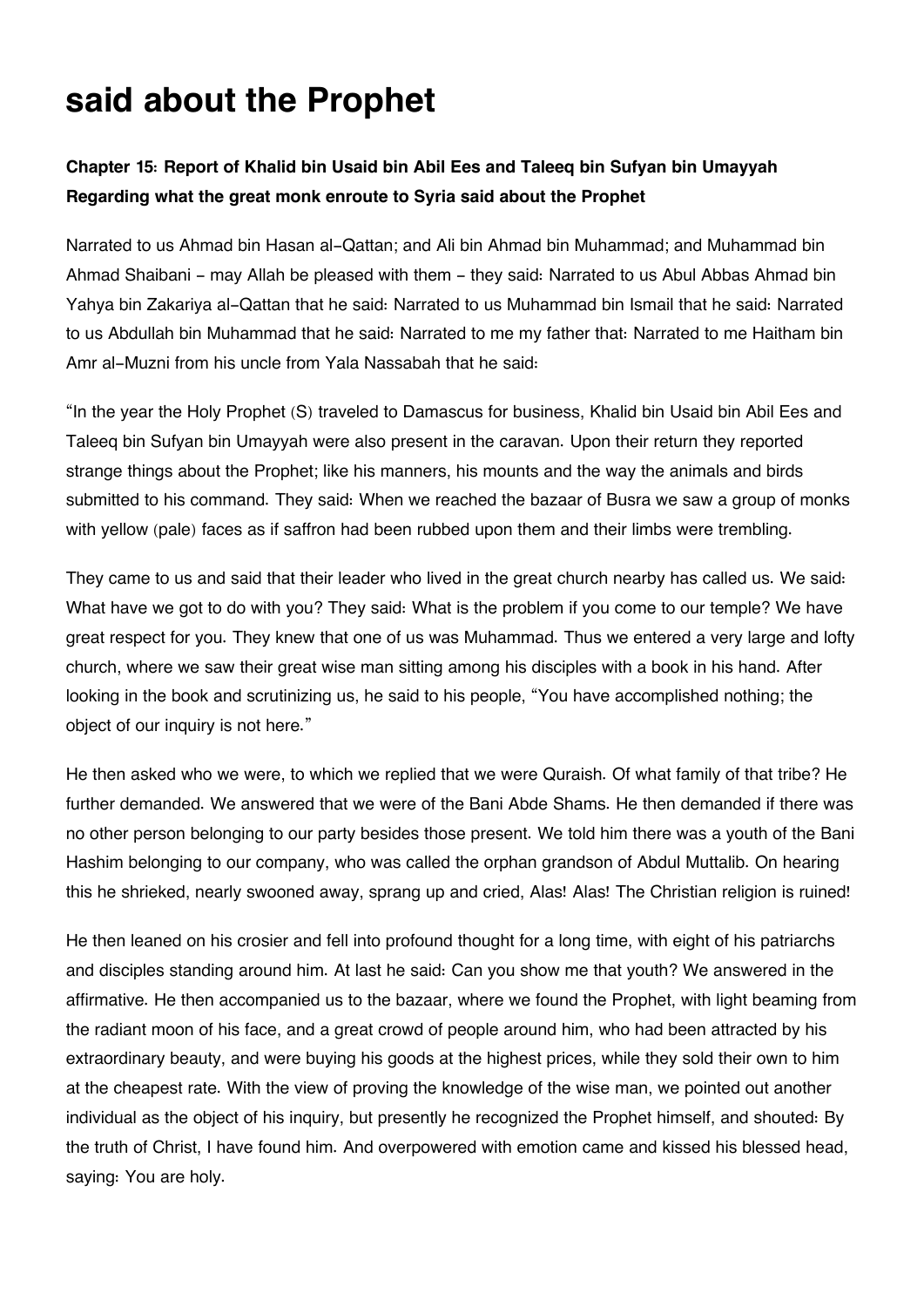# said about the Prophet

### Chapter 15: Report of Khalid bin Usaid bin Abil Ees and Taleeq bin Sufyan bin Umayyah Regarding what the great monk enroute to Syria said about the Prophet

Narrated to us Ahmad bin Hasan al-Qattan; and Ali bin Ahmad bin Muhammad; and Muhammad bin Ahmad Shaibani - may Allah be pleased with them - they said: Narrated to us Abul Abbas Ahmad bin Yahya bin Zakariya al-Qattan that he said: Narrated to us Muhammad bin Ismail that he said: Narrated to us Abdullah bin Muhammad that he said: Narrated to me my father that: Narrated to me Haitham bin Amr al-Muzni from his uncle from Yala Nassabah that he said:

"In the year the Holy Prophet (S) traveled to Damascus for business, Khalid bin Usaid bin Abil Ees and Taleeq bin Sufyan bin Umayyah were also present in the caravan. Upon their return they reported strange things about the Prophet; like his manners, his mounts and the way the animals and birds submitted to his command. They said: When we reached the bazaar of Busra we saw a group of monks with yellow (pale) faces as if saffron had been rubbed upon them and their limbs were trembling.

They came to us and said that their leader who lived in the great church nearby has called us. We said: What have we got to do with you? They said: What is the problem if you come to our temple? We have great respect for you. They knew that one of us was Muhammad. Thus we entered a very large and lofty church, where we saw their great wise man sitting among his disciples with a book in his hand. After looking in the book and scrutinizing us, he said to his people, "You have accomplished nothing; the object of our inquiry is not here."

He then asked who we were, to which we replied that we were Quraish. Of what family of that tribe? He further demanded. We answered that we were of the Bani Abde Shams. He then demanded if there was no other person belonging to our party besides those present. We told him there was a youth of the Bani Hashim belonging to our company, who was called the orphan grandson of Abdul Muttalib. On hearing this he shrieked, nearly swooned away, sprang up and cried, Alas! Alas! The Christian religion is ruined!

He then leaned on his crosier and fell into profound thought for a long time, with eight of his patriarchs and disciples standing around him. At last he said: Can you show me that youth? We answered in the affirmative. He then accompanied us to the bazaar, where we found the Prophet, with light beaming from the radiant moon of his face, and a great crowd of people around him, who had been attracted by his extraordinary beauty, and were buying his goods at the highest prices, while they sold their own to him at the cheapest rate. With the view of proving the knowledge of the wise man, we pointed out another individual as the object of his inquiry, but presently he recognized the Prophet himself, and shouted: By the truth of Christ, I have found him. And overpowered with emotion came and kissed his blessed head, saying: You are holy.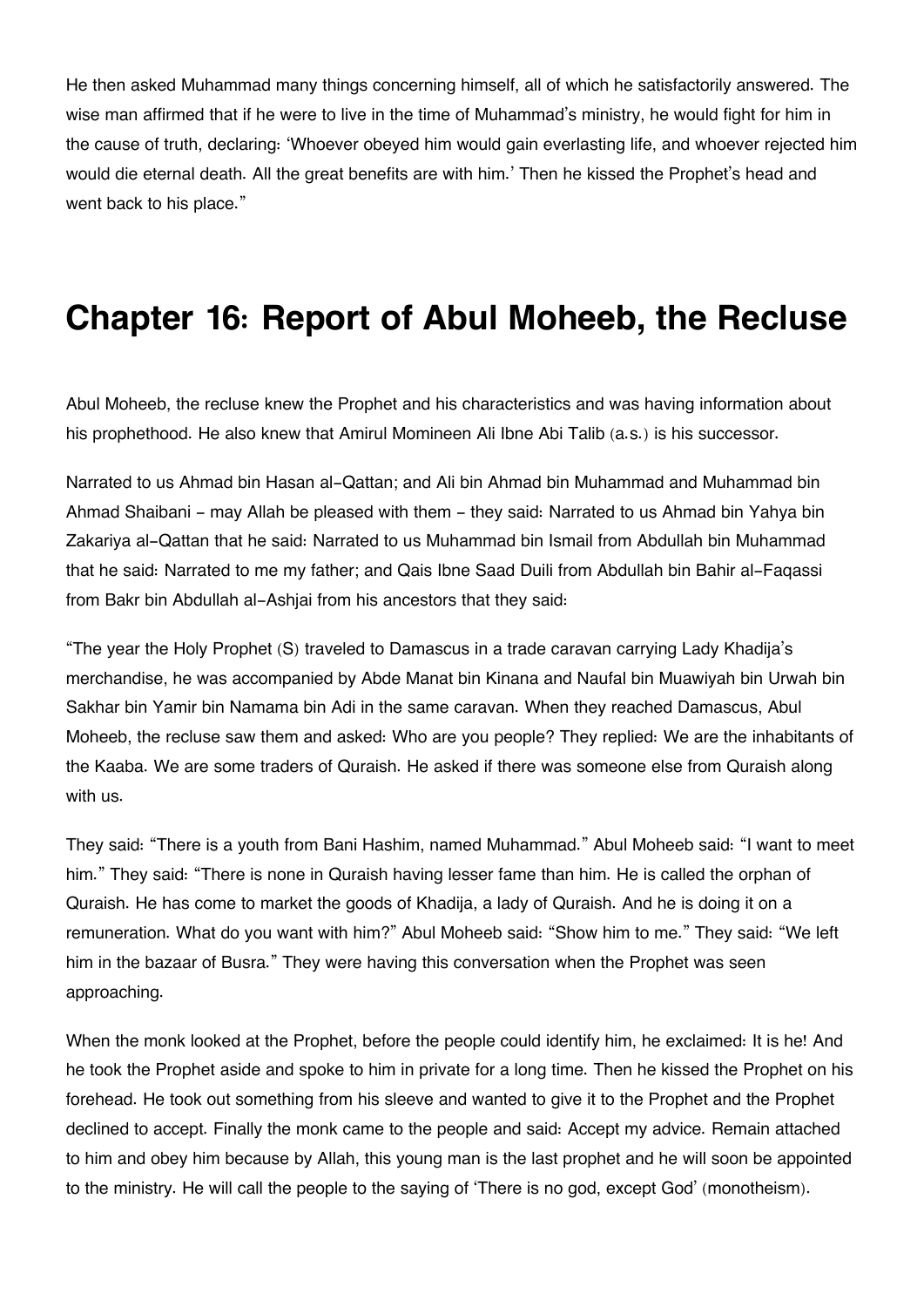He then asked Muhammad many things concerning himself, all of which he satisfactorily answered. The wise man affirmed that if he were to live in the time of Muhammad's ministry, he would fight for him in the cause of truth, declaring: 'Whoever obeyed him would gain everlasting life, and whoever rejected him would die eternal death. All the great benefits are with him.' Then he kissed the Prophet's head and went back to his place."

# Chapter 16: Report of Abul Moheeb, the Recluse

Abul Moheeb, the recluse knew the Prophet and his characteristics and was having information about his prophethood. He also knew that Amirul Momineen Ali Ibne Abi Talib (a.s.) is his successor.

Narrated to us Ahmad bin Hasan al-Qattan; and Ali bin Ahmad bin Muhammad and Muhammad bin Ahmad Shaibani - may Allah be pleased with them - they said: Narrated to us Ahmad bin Yahya bin Zakariya al-Qattan that he said: Narrated to us Muhammad bin Ismail from Abdullah bin Muhammad that he said: Narrated to me my father; and Qais Ibne Saad Duili from Abdullah bin Bahir al-Faqassi from Bakr bin Abdullah al-Ashjai from his ancestors that they said:

"The year the Holy Prophet (S) traveled to Damascus in a trade caravan carrying Lady Khadija's merchandise, he was accompanied by Abde Manat bin Kinana and Naufal bin Muawiyah bin Urwah bin Sakhar bin Yamir bin Namama bin Adi in the same caravan. When they reached Damascus, Abul Moheeb, the recluse saw them and asked: Who are you people? They replied: We are the inhabitants of the Kaaba. We are some traders of Quraish. He asked if there was someone else from Quraish along with us.

They said: "There is a youth from Bani Hashim, named Muhammad." Abul Moheeb said: "I want to meet him." They said: "There is none in Quraish having lesser fame than him. He is called the orphan of Quraish. He has come to market the goods of Khadija, a lady of Quraish. And he is doing it on a remuneration. What do you want with him?" Abul Moheeb said: "Show him to me." They said: "We left him in the bazaar of Busra." They were having this conversation when the Prophet was seen approaching.

When the monk looked at the Prophet, before the people could identify him, he exclaimed: It is he! And he took the Prophet aside and spoke to him in private for a long time. Then he kissed the Prophet on his forehead. He took out something from his sleeve and wanted to give it to the Prophet and the Prophet declined to accept. Finally the monk came to the people and said: Accept my advice. Remain attached to him and obey him because by Allah, this young man is the last prophet and he will soon be appointed to the ministry. He will call the people to the saying of 'There is no god, except God' (monotheism).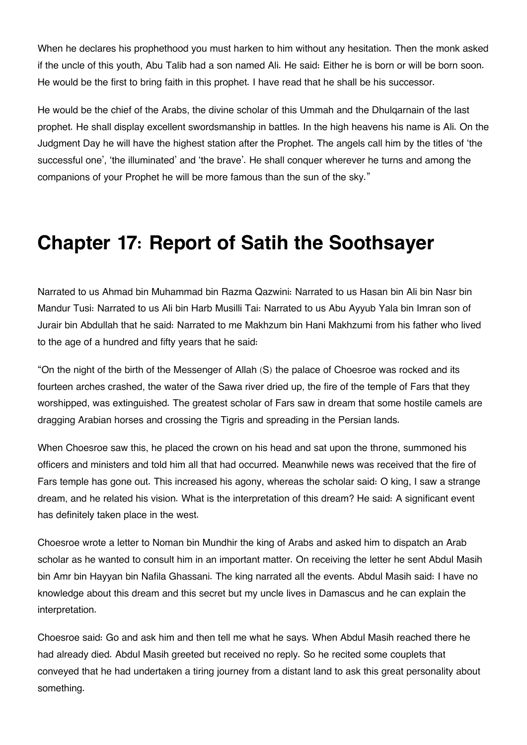When he declares his prophethood you must harken to him without any hesitation. Then the monk asked if the uncle of this youth, Abu Talib had a son named Ali. He said: Either he is born or will be born soon. He would be the first to bring faith in this prophet. I have read that he shall be his successor.

He would be the chief of the Arabs, the divine scholar of this Ummah and the Dhulqarnain of the last prophet. He shall display excellent swordsmanship in battles. In the high heavens his name is Ali. On the Judgment Day he will have the highest station after the Prophet. The angels call him by the titles of 'the successful one', 'the illuminated' and 'the brave'. He shall conquer wherever he turns and among the companions of your Prophet he will be more famous than the sun of the sky."

# Chapter 17: Report of Satih the Soothsayer

Narrated to us Ahmad bin Muhammad bin Razma Qazwini: Narrated to us Hasan bin Ali bin Nasr bin Mandur Tusi: Narrated to us Ali bin Harb Musilli Tai: Narrated to us Abu Ayyub Yala bin Imran son of Jurair bin Abdullah that he said: Narrated to me Makhzum bin Hani Makhzumi from his father who lived to the age of a hundred and fifty years that he said:

"On the night of the birth of the Messenger of Allah (S) the palace of Choesroe was rocked and its fourteen arches crashed, the water of the Sawa river dried up, the fire of the temple of Fars that they worshipped, was extinguished. The greatest scholar of Fars saw in dream that some hostile camels are dragging Arabian horses and crossing the Tigris and spreading in the Persian lands.

When Choesroe saw this, he placed the crown on his head and sat upon the throne, summoned his officers and ministers and told him all that had occurred. Meanwhile news was received that the fire of Fars temple has gone out. This increased his agony, whereas the scholar said: O king, I saw a strange dream, and he related his vision. What is the interpretation of this dream? He said: A significant event has definitely taken place in the west.

Choesroe wrote a letter to Noman bin Mundhir the king of Arabs and asked him to dispatch an Arab scholar as he wanted to consult him in an important matter. On receiving the letter he sent Abdul Masih bin Amr bin Hayyan bin Nafila Ghassani. The king narrated all the events. Abdul Masih said: I have no knowledge about this dream and this secret but my uncle lives in Damascus and he can explain the interpretation.

Choesroe said: Go and ask him and then tell me what he says. When Abdul Masih reached there he had already died. Abdul Masih greeted but received no reply. So he recited some couplets that conveyed that he had undertaken a tiring journey from a distant land to ask this great personality about something.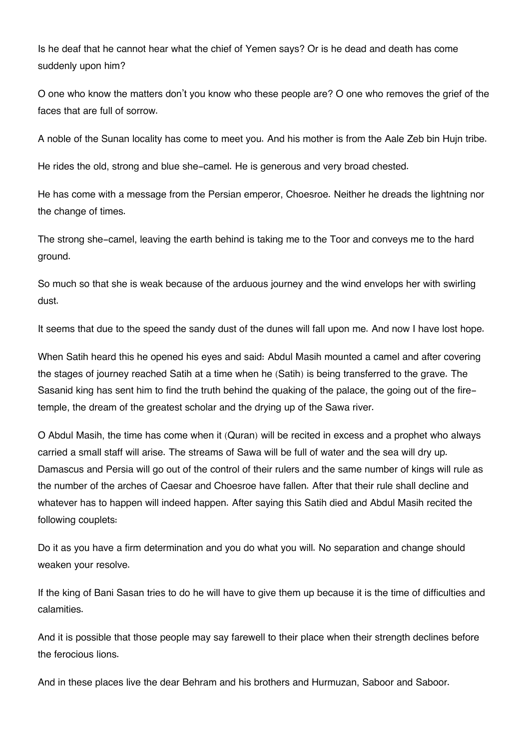Is he deaf that he cannot hear what the chief of Yemen says? Or is he dead and death has come suddenly upon him?

O one who know the matters don't you know who these people are? O one who removes the grief of the faces that are full of sorrow.

A noble of the Sunan locality has come to meet you. And his mother is from the Aale Zeb bin Hujn tribe.

He rides the old, strong and blue she-camel. He is generous and very broad chested.

He has come with a message from the Persian emperor, Choesroe. Neither he dreads the lightning nor the change of times.

The strong she-camel, leaving the earth behind is taking me to the Toor and conveys me to the hard ground.

So much so that she is weak because of the arduous journey and the wind envelops her with swirling dust.

It seems that due to the speed the sandy dust of the dunes will fall upon me. And now I have lost hope.

When Satih heard this he opened his eyes and said: Abdul Masih mounted a camel and after covering the stages of journey reached Satih at a time when he (Satih) is being transferred to the grave. The Sasanid king has sent him to find the truth behind the quaking of the palace, the going out of the fire-temple, the dream of the greatest scholar and the drying up of the Sawa river.

O Abdul Masih, the time has come when it (Quran) will be recited in excess and a prophet who always carried a small staff will arise. The streams of Sawa will be full of water and the sea will dry up. Damascus and Persia will go out of the control of their rulers and the same number of kings will rule as the number of the arches of Caesar and Choesroe have fallen. After that their rule shall decline and whatever has to happen will indeed happen. After saying this Satih died and Abdul Masih recited the following couplets:

Do it as you have a firm determination and you do what you will. No separation and change should weaken your resolve.

If the king of Bani Sasan tries to do he will have to give them up because it is the time of difficulties and calamities.

And it is possible that those people may say farewell to their place when their strength declines before the ferocious lions.

And in these places live the dear Behram and his brothers and Hurmuzan, Saboor and Saboor.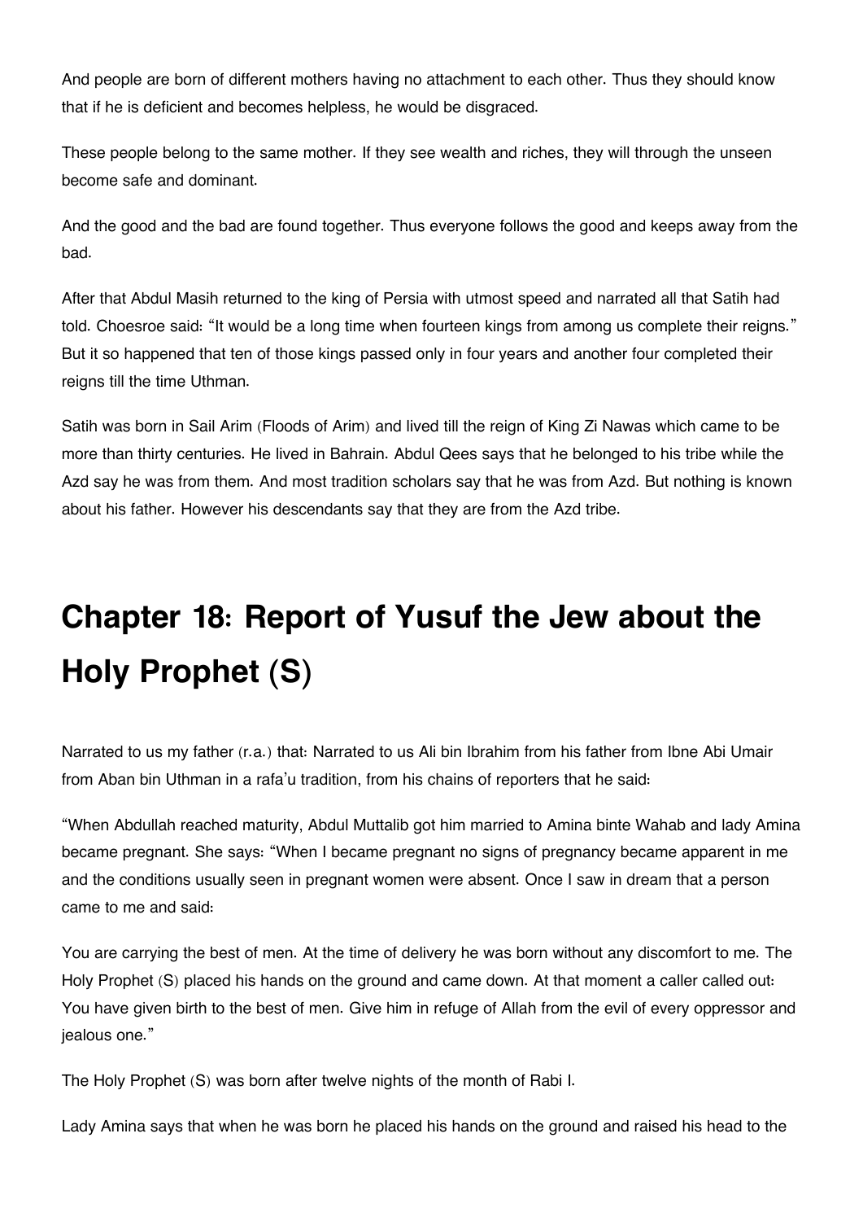And people are born of different mothers having no attachment to each other. Thus they should know that if he is deficient and becomes helpless, he would be disgraced.

These people belong to the same mother. If they see wealth and riches, they will through the unseen become safe and dominant.

And the good and the bad are found together. Thus everyone follows the good and keeps away from the bad.

After that Abdul Masih returned to the king of Persia with utmost speed and narrated all that Satih had told. Choesroe said: "It would be a long time when fourteen kings from among us complete their reigns." But it so happened that ten of those kings passed only in four years and another four completed their reigns till the time Uthman.

Satih was born in Sail Arim (Floods of Arim) and lived till the reign of King Zi Nawas which came to be more than thirty centuries. He lived in Bahrain. Abdul Qees says that he belonged to his tribe while the Azd say he was from them. And most tradition scholars say that he was from Azd. But nothing is known about his father. However his descendants say that they are from the Azd tribe.

# Chapter 18: Report of Yusuf the Jew about the Holy Prophet (S)

Narrated to us my father (r.a.) that: Narrated to us Ali bin Ibrahim from his father from Ibne Abi Umair from Aban bin Uthman in a rafa'u tradition, from his chains of reporters that he said:

"When Abdullah reached maturity, Abdul Muttalib got him married to Amina binte Wahab and lady Amina became pregnant. She says: "When I became pregnant no signs of pregnancy became apparent in me and the conditions usually seen in pregnant women were absent. Once I saw in dream that a person came to me and said:

You are carrying the best of men. At the time of delivery he was born without any discomfort to me. The Holy Prophet (S) placed his hands on the ground and came down. At that moment a caller called out: You have given birth to the best of men. Give him in refuge of Allah from the evil of every oppressor and jealous one."

The Holy Prophet (S) was born after twelve nights of the month of Rabi I.

Lady Amina says that when he was born he placed his hands on the ground and raised his head to the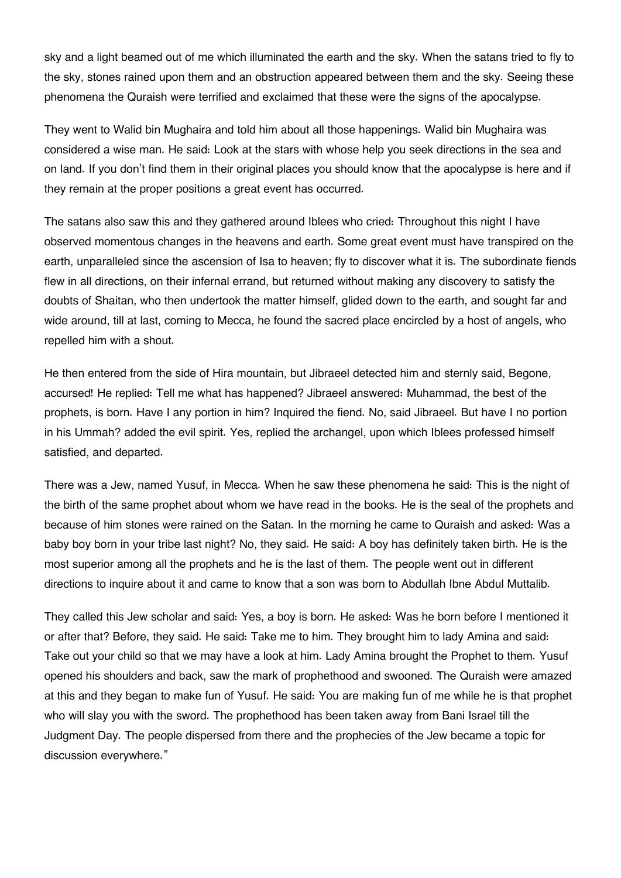sky and a light beamed out of me which illuminated the earth and the sky. When the satans tried to fly to the sky, stones rained upon them and an obstruction appeared between them and the sky. Seeing these phenomena the Quraish were terrified and exclaimed that these were the signs of the apocalypse.

They went to Walid bin Mughaira and told him about all those happenings. Walid bin Mughaira was considered a wise man. He said: Look at the stars with whose help you seek directions in the sea and on land. If you don't find them in their original places you should know that the apocalypse is here and if they remain at the proper positions a great event has occurred.

The satans also saw this and they gathered around Iblees who cried: Throughout this night I have observed momentous changes in the heavens and earth. Some great event must have transpired on the earth, unparalleled since the ascension of Isa to heaven; fly to discover what it is. The subordinate fiends flew in all directions, on their infernal errand, but returned without making any discovery to satisfy the doubts of Shaitan, who then undertook the matter himself, glided down to the earth, and sought far and wide around, till at last, coming to Mecca, he found the sacred place encircled by a host of angels, who repelled him with a shout.

He then entered from the side of Hira mountain, but Jibraeel detected him and sternly said, Begone, accursed! He replied: Tell me what has happened? Jibraeel answered: Muhammad, the best of the prophets, is born. Have I any portion in him? Inquired the fiend. No, said Jibraeel. But have I no portion in his Ummah? added the evil spirit. Yes, replied the archangel, upon which Iblees professed himself satisfied, and departed.

There was a Jew, named Yusuf, in Mecca. When he saw these phenomena he said: This is the night of the birth of the same prophet about whom we have read in the books. He is the seal of the prophets and because of him stones were rained on the Satan. In the morning he came to Quraish and asked: Was a baby boy born in your tribe last night? No, they said. He said: A boy has definitely taken birth. He is the most superior among all the prophets and he is the last of them. The people went out in different directions to inquire about it and came to know that a son was born to Abdullah Ibne Abdul Muttalib.

They called this Jew scholar and said: Yes, a boy is born. He asked: Was he born before I mentioned it or after that? Before, they said. He said: Take me to him. They brought him to lady Amina and said: Take out your child so that we may have a look at him. Lady Amina brought the Prophet to them. Yusuf opened his shoulders and back, saw the mark of prophethood and swooned. The Quraish were amazed at this and they began to make fun of Yusuf. He said: You are making fun of me while he is that prophet who will slay you with the sword. The prophethood has been taken away from Bani Israel till the Judgment Day. The people dispersed from there and the prophecies of the Jew became a topic for discussion everywhere."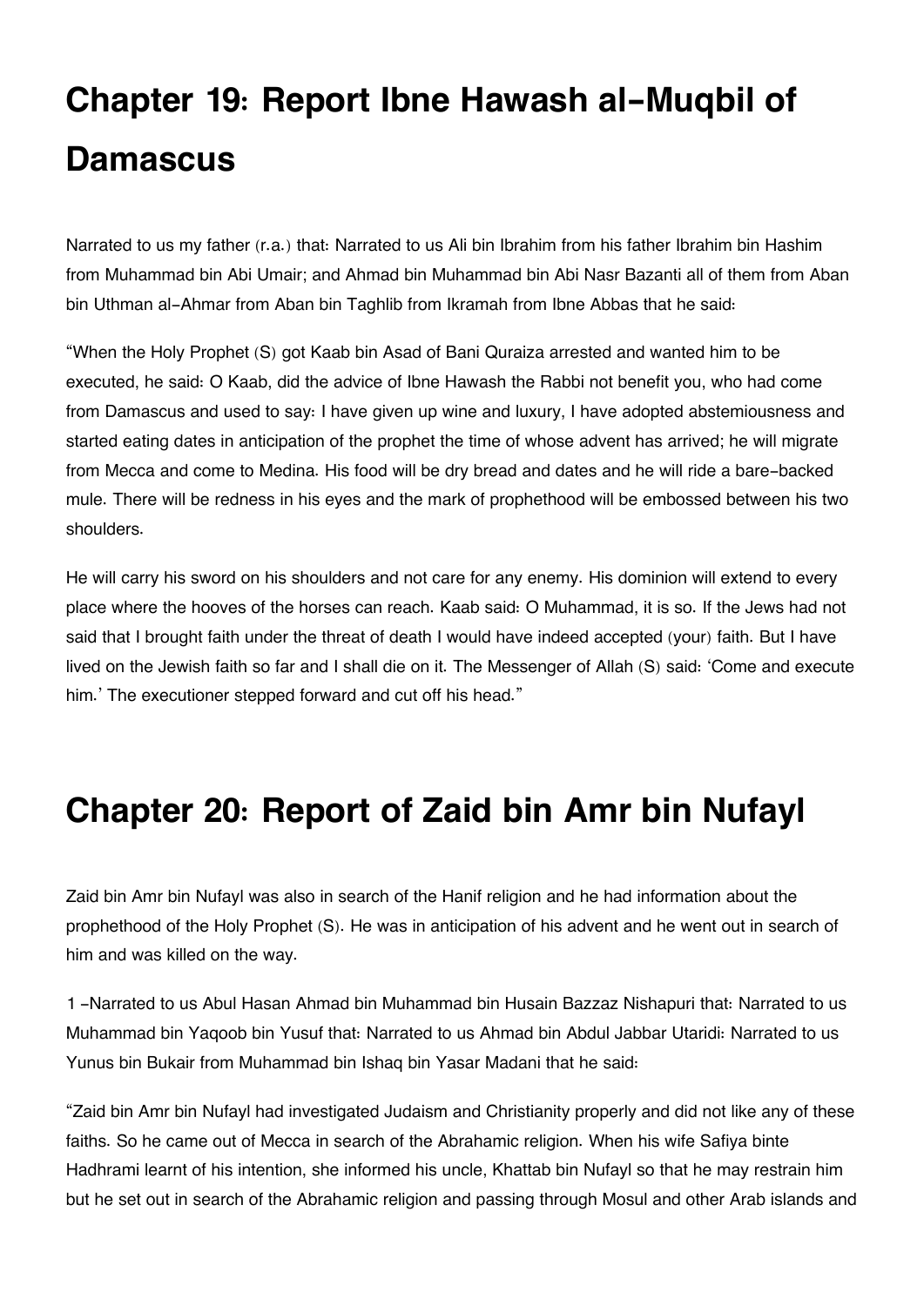# Chapter 19: Report Ibne Hawash al-Muqbil of Damascus

Narrated to us my father (r.a.) that: Narrated to us Ali bin Ibrahim from his father Ibrahim bin Hashim from Muhammad bin Abi Umair; and Ahmad bin Muhammad bin Abi Nasr Bazanti all of them from Aban bin Uthman al-Ahmar from Aban bin Taghlib from Ikramah from Ibne Abbas that he said:

"When the Holy Prophet (S) got Kaab bin Asad of Bani Quraiza arrested and wanted him to be executed, he said: O Kaab, did the advice of Ibne Hawash the Rabbi not benefit you, who had come from Damascus and used to say: I have given up wine and luxury, I have adopted abstemiousness and started eating dates in anticipation of the prophet the time of whose advent has arrived; he will migrate from Mecca and come to Medina. His food will be dry bread and dates and he will ride a bare-backed mule. There will be redness in his eyes and the mark of prophethood will be embossed between his two shoulders.

He will carry his sword on his shoulders and not care for any enemy. His dominion will extend to every place where the hooves of the horses can reach. Kaab said: O Muhammad, it is so. If the Jews had not said that I brought faith under the threat of death I would have indeed accepted (your) faith. But I have lived on the Jewish faith so far and I shall die on it. The Messenger of Allah (S) said: 'Come and execute him.' The executioner stepped forward and cut off his head."

# Chapter 20: Report of Zaid bin Amr bin Nufayl

Zaid bin Amr bin Nufayl was also in search of the Hanif religion and he had information about the prophethood of the Holy Prophet (S). He was in anticipation of his advent and he went out in search of him and was killed on the way.

1 -Narrated to us Abul Hasan Ahmad bin Muhammad bin Husain Bazzaz Nishapuri that: Narrated to us Muhammad bin Yaqoob bin Yusuf that: Narrated to us Ahmad bin Abdul Jabbar Utaridi: Narrated to us Yunus bin Bukair from Muhammad bin Ishaq bin Yasar Madani that he said:

"Zaid bin Amr bin Nufayl had investigated Judaism and Christianity properly and did not like any of these faiths. So he came out of Mecca in search of the Abrahamic religion. When his wife Safiya binte Hadhrami learnt of his intention, she informed his uncle, Khattab bin Nufayl so that he may restrain him but he set out in search of the Abrahamic religion and passing through Mosul and other Arab islands and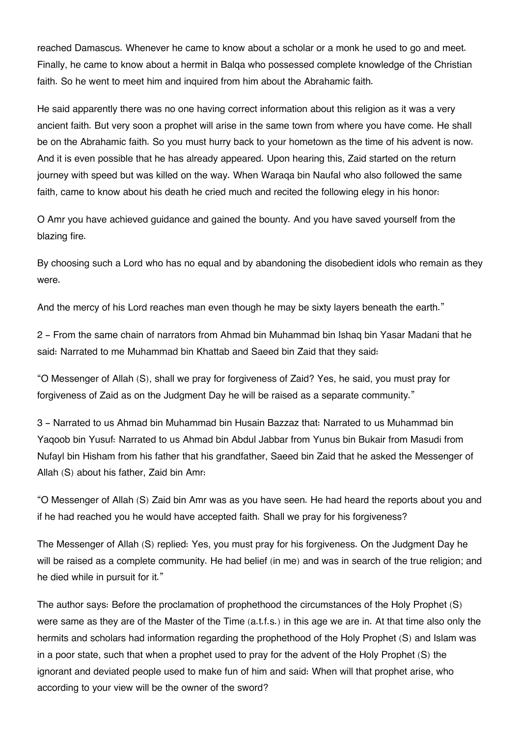reached Damascus. Whenever he came to know about a scholar or a monk he used to go and meet. Finally, he came to know about a hermit in Balqa who possessed complete knowledge of the Christian faith. So he went to meet him and inquired from him about the Abrahamic faith.

He said apparently there was no one having correct information about this religion as it was a very ancient faith. But very soon a prophet will arise in the same town from where you have come. He shall be on the Abrahamic faith. So you must hurry back to your hometown as the time of his advent is now. And it is even possible that he has already appeared. Upon hearing this, Zaid started on the return journey with speed but was killed on the way. When Waraqa bin Naufal who also followed the same faith, came to know about his death he cried much and recited the following elegy in his honor:

O Amr you have achieved guidance and gained the bounty. And you have saved yourself from the blazing fire.

By choosing such a Lord who has no equal and by abandoning the disobedient idols who remain as they were.

And the mercy of his Lord reaches man even though he may be sixty layers beneath the earth."

2 – From the same chain of narrators from Ahmad bin Muhammad bin Ishaq bin Yasar Madani that he said: Narrated to me Muhammad bin Khattab and Saeed bin Zaid that they said:

"O Messenger of Allah (S), shall we pray for forgiveness of Zaid? Yes, he said, you must pray for forgiveness of Zaid as on the Judgment Day he will be raised as a separate community."

3 – Narrated to us Ahmad bin Muhammad bin Husain Bazzaz that: Narrated to us Muhammad bin Yaqoob bin Yusuf: Narrated to us Ahmad bin Abdul Jabbar from Yunus bin Bukair from Masudi from Nufayl bin Hisham from his father that his grandfather, Saeed bin Zaid that he asked the Messenger of Allah (S) about his father, Zaid bin Amr:

"O Messenger of Allah (S) Zaid bin Amr was as you have seen. He had heard the reports about you and if he had reached you he would have accepted faith. Shall we pray for his forgiveness?

The Messenger of Allah (S) replied: Yes, you must pray for his forgiveness. On the Judgment Day he will be raised as a complete community. He had belief (in me) and was in search of the true religion; and he died while in pursuit for it."

The author says: Before the proclamation of prophethood the circumstances of the Holy Prophet (S) were same as they are of the Master of the Time (a.t.f.s.) in this age we are in. At that time also only the hermits and scholars had information regarding the prophethood of the Holy Prophet (S) and Islam was in a poor state, such that when a prophet used to pray for the advent of the Holy Prophet (S) the ignorant and deviated people used to make fun of him and said: When will that prophet arise, who according to your view will be the owner of the sword?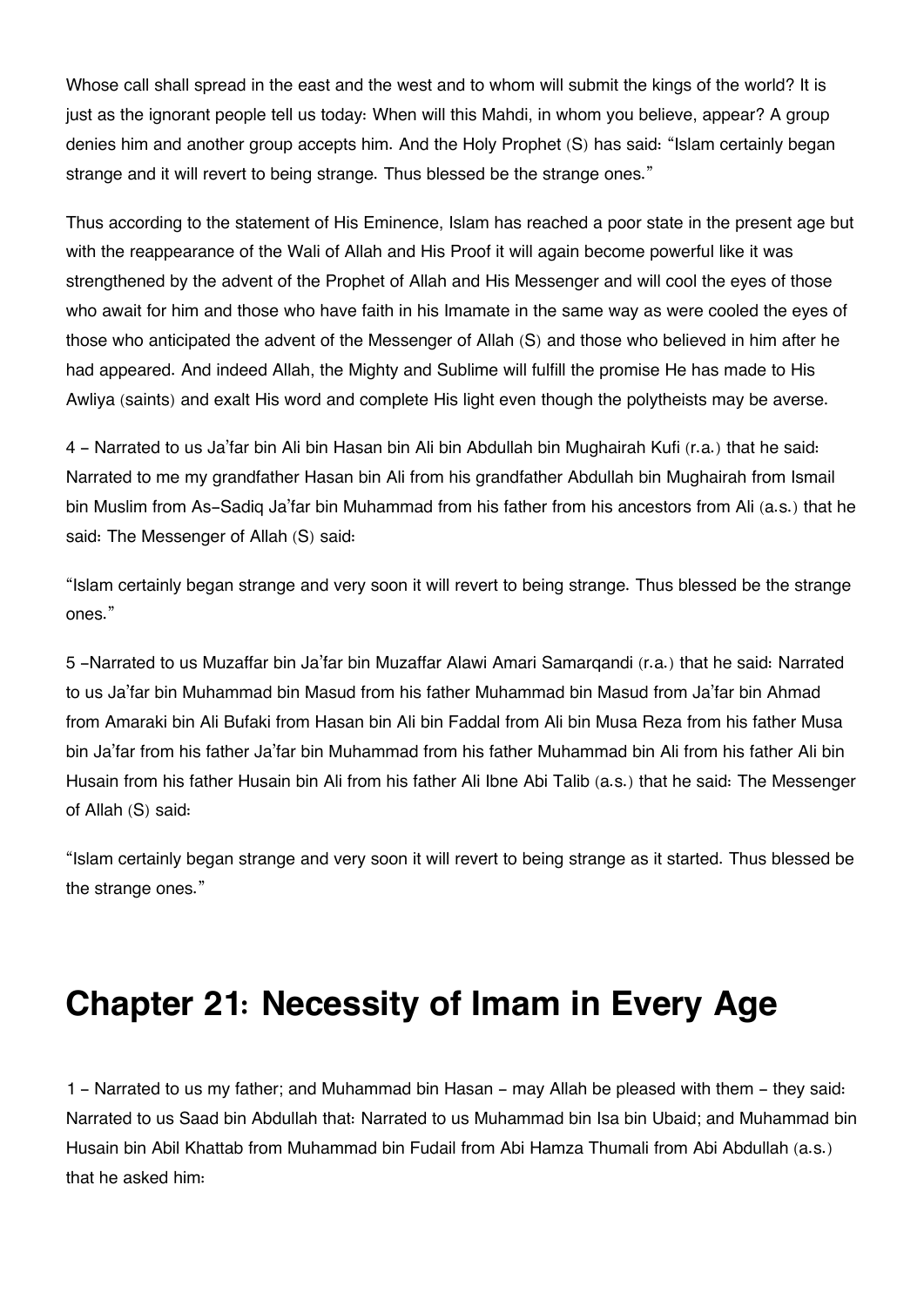Whose call shall spread in the east and the west and to whom will submit the kings of the world? It is just as the ignorant people tell us today: When will this Mahdi, in whom you believe, appear? A group denies him and another group accepts him. And the Holy Prophet (S) has said: "Islam certainly began strange and it will revert to being strange. Thus blessed be the strange ones."

Thus according to the statement of His Eminence, Islam has reached a poor state in the present age but with the reappearance of the Wali of Allah and His Proof it will again become powerful like it was strengthened by the advent of the Prophet of Allah and His Messenger and will cool the eyes of those who await for him and those who have faith in his Imamate in the same way as were cooled the eyes of those who anticipated the advent of the Messenger of Allah (S) and those who believed in him after he had appeared. And indeed Allah, the Mighty and Sublime will fulfill the promise He has made to His Awliya (saints) and exalt His word and complete His light even though the polytheists may be averse.

4 - Narrated to us Ja'far bin Ali bin Hasan bin Ali bin Abdullah bin Mughairah Kufi (r.a.) that he said: Narrated to me my grandfather Hasan bin Ali from his grandfather Abdullah bin Mughairah from Ismail bin Muslim from As-Sadiq Ja'far bin Muhammad from his father from his ancestors from Ali (a.s.) that he said: The Messenger of Allah (S) said:

"Islam certainly began strange and very soon it will revert to being strange. Thus blessed be the strange ones."

5 -Narrated to us Muzaffar bin Ja'far bin Muzaffar Alawi Amari Samarqandi (r.a.) that he said: Narrated to us Ja'far bin Muhammad bin Masud from his father Muhammad bin Masud from Ja'far bin Ahmad from Amaraki bin Ali Bufaki from Hasan bin Ali bin Faddal from Ali bin Musa Reza from his father Musa bin Ja'far from his father Ja'far bin Muhammad from his father Muhammad bin Ali from his father Ali bin Husain from his father Husain bin Ali from his father Ali Ibne Abi Talib (a.s.) that he said: The Messenger of Allah (S) said:

"Islam certainly began strange and very soon it will revert to being strange as it started. Thus blessed be the strange ones."

# Chapter 21: Necessity of Imam in Every Age

1 - Narrated to us my father; and Muhammad bin Hasan - may Allah be pleased with them - they said: Narrated to us Saad bin Abdullah that: Narrated to us Muhammad bin Isa bin Ubaid; and Muhammad bin Husain bin Abil Khattab from Muhammad bin Fudail from Abi Hamza Thumali from Abi Abdullah (a.s.) that he asked him: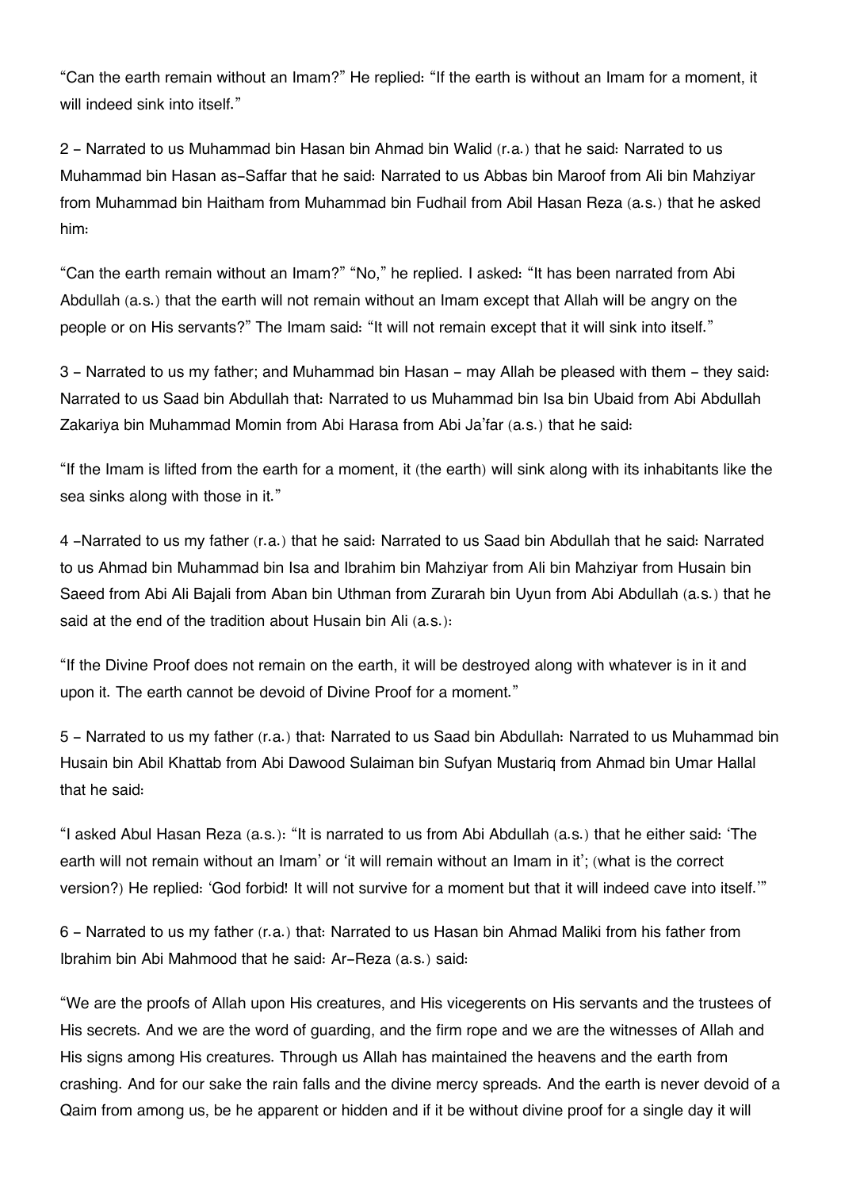“Can the earth remain without an Imam?” He replied: “If the earth is without an Imam for a moment, it will indeed sink into itself.”

2 - Narrated to us Muhammad bin Hasan bin Ahmad bin Walid (r.a.) that he said: Narrated to us Muhammad bin Hasan as-Saffar that he said: Narrated to us Abbas bin Maroof from Ali bin Mahziyar from Muhammad bin Haitham from Muhammad bin Fudhail from Abil Hasan Reza (a.s.) that he asked him:

“Can the earth remain without an Imam?” “No,” he replied. I asked: “It has been narrated from Abi Abdullah (a.s.) that the earth will not remain without an Imam except that Allah will be angry on the people or on His servants?” The Imam said: “It will not remain except that it will sink into itself.”

3 - Narrated to us my father; and Muhammad bin Hasan - may Allah be pleased with them - they said: Narrated to us Saad bin Abdullah that: Narrated to us Muhammad bin Isa bin Ubaid from Abi Abdullah Zakariya bin Muhammad Momin from Abi Harasa from Abi Ja’far (a.s.) that he said:

“If the Imam is lifted from the earth for a moment, it (the earth) will sink along with its inhabitants like the sea sinks along with those in it.”

4 -Narrated to us my father (r.a.) that he said: Narrated to us Saad bin Abdullah that he said: Narrated to us Ahmad bin Muhammad bin Isa and Ibrahim bin Mahziyar from Ali bin Mahziyar from Husain bin Saeed from Abi Ali Bajali from Aban bin Uthman from Zurarah bin Uyun from Abi Abdullah (a.s.) that he said at the end of the tradition about Husain bin Ali (a.s.):

“If the Divine Proof does not remain on the earth, it will be destroyed along with whatever is in it and upon it. The earth cannot be devoid of Divine Proof for a moment.”

5 - Narrated to us my father (r.a.) that: Narrated to us Saad bin Abdullah: Narrated to us Muhammad bin Husain bin Abil Khattab from Abi Dawood Sulaiman bin Sufyan Mustariq from Ahmad bin Umar Hallal that he said:

“I asked Abul Hasan Reza (a.s.): “It is narrated to us from Abi Abdullah (a.s.) that he either said: ‘The earth will not remain without an Imam’ or ‘it will remain without an Imam in it’; (what is the correct version?) He replied: ‘God forbid! It will not survive for a moment but that it will indeed cave into itself.’”

6 - Narrated to us my father (r.a.) that: Narrated to us Hasan bin Ahmad Maliki from his father from Ibrahim bin Abi Mahmood that he said: Ar-Reza (a.s.) said:

“We are the proofs of Allah upon His creatures, and His vicegerents on His servants and the trustees of His secrets. And we are the word of guarding, and the firm rope and we are the witnesses of Allah and His signs among His creatures. Through us Allah has maintained the heavens and the earth from crashing. And for our sake the rain falls and the divine mercy spreads. And the earth is never devoid of a Qaim from among us, be he apparent or hidden and if it be without divine proof for a single day it will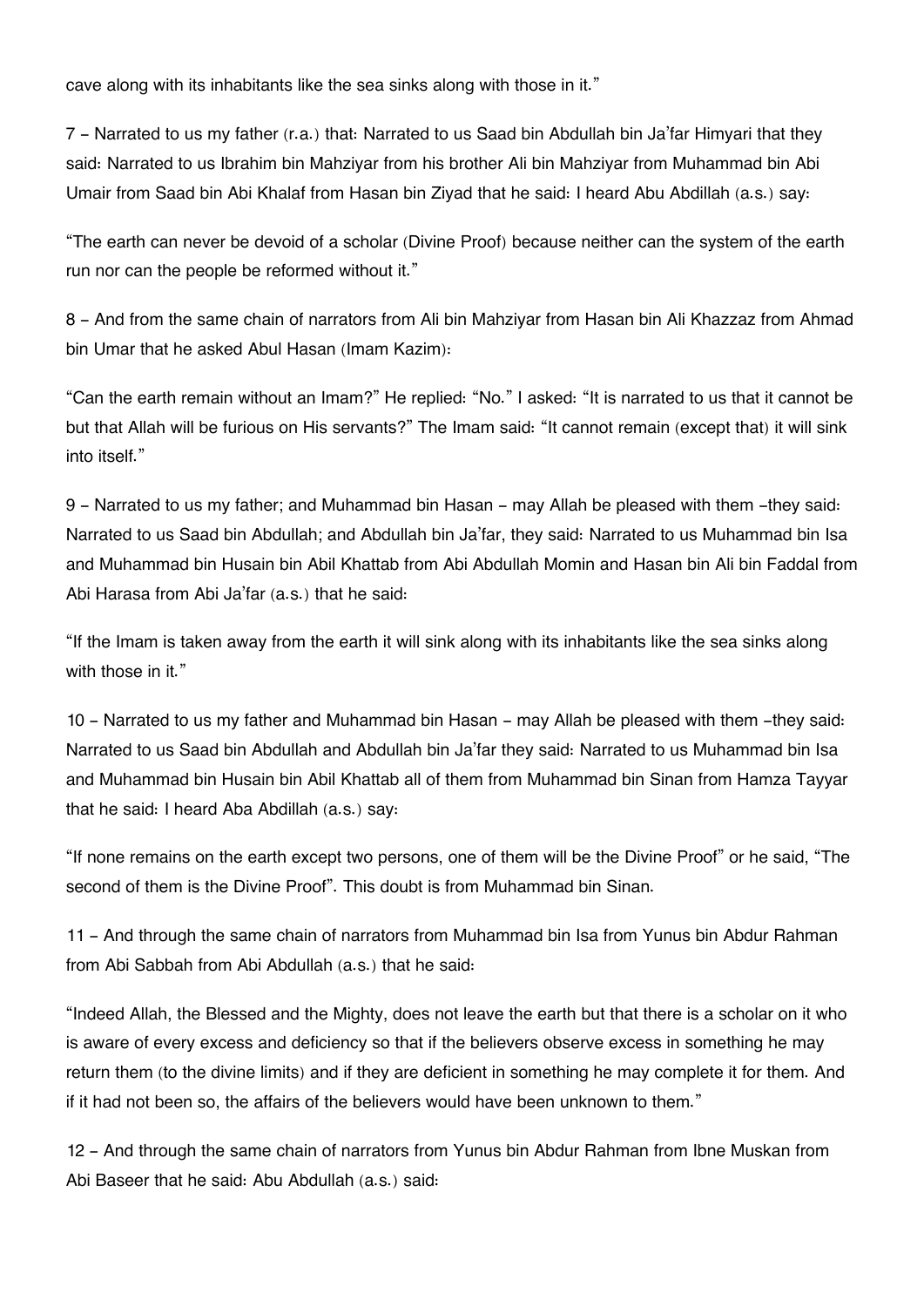cave along with its inhabitants like the sea sinks along with those in it."

7 – Narrated to us my father (r.a.) that: Narrated to us Saad bin Abdullah bin Ja'far Himyari that they said: Narrated to us Ibrahim bin Mahziyar from his brother Ali bin Mahziyar from Muhammad bin Abi Umair from Saad bin Abi Khalaf from Hasan bin Ziyad that he said: I heard Abu Abdillah (a.s.) say:

"The earth can never be devoid of a scholar (Divine Proof) because neither can the system of the earth run nor can the people be reformed without it."

8 – And from the same chain of narrators from Ali bin Mahziyar from Hasan bin Ali Khazzaz from Ahmad bin Umar that he asked Abul Hasan (Imam Kazim):

"Can the earth remain without an Imam?" He replied: "No." I asked: "It is narrated to us that it cannot be but that Allah will be furious on His servants?" The Imam said: "It cannot remain (except that) it will sink into itself."

9 – Narrated to us my father; and Muhammad bin Hasan – may Allah be pleased with them –they said: Narrated to us Saad bin Abdullah; and Abdullah bin Ja'far, they said: Narrated to us Muhammad bin Isa and Muhammad bin Husain bin Abil Khattab from Abi Abdullah Momin and Hasan bin Ali bin Faddal from Abi Harasa from Abi Ja'far (a.s.) that he said:

"If the Imam is taken away from the earth it will sink along with its inhabitants like the sea sinks along with those in it."

10 – Narrated to us my father and Muhammad bin Hasan – may Allah be pleased with them –they said: Narrated to us Saad bin Abdullah and Abdullah bin Ja'far they said: Narrated to us Muhammad bin Isa and Muhammad bin Husain bin Abil Khattab all of them from Muhammad bin Sinan from Hamza Tayyar that he said: I heard Aba Abdillah (a.s.) say:

"If none remains on the earth except two persons, one of them will be the Divine Proof" or he said, "The second of them is the Divine Proof". This doubt is from Muhammad bin Sinan.

11 – And through the same chain of narrators from Muhammad bin Isa from Yunus bin Abdur Rahman from Abi Sabbah from Abi Abdullah (a.s.) that he said:

"Indeed Allah, the Blessed and the Mighty, does not leave the earth but that there is a scholar on it who is aware of every excess and deficiency so that if the believers observe excess in something he may return them (to the divine limits) and if they are deficient in something he may complete it for them. And if it had not been so, the affairs of the believers would have been unknown to them."

12 – And through the same chain of narrators from Yunus bin Abdur Rahman from Ibne Muskan from Abi Baseer that he said: Abu Abdullah (a.s.) said: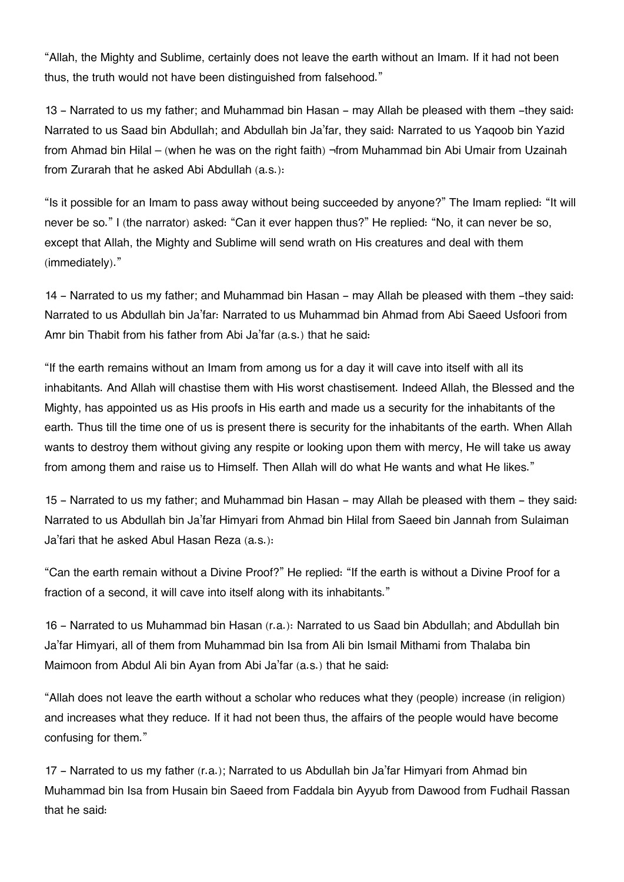"Allah, the Mighty and Sublime, certainly does not leave the earth without an Imam. If it had not been thus, the truth would not have been distinguished from falsehood."

13 – Narrated to us my father; and Muhammad bin Hasan – may Allah be pleased with them –they said: Narrated to us Saad bin Abdullah; and Abdullah bin Ja'far, they said: Narrated to us Yaqoob bin Yazid from Ahmad bin Hilal – (when he was on the right faith) ¬from Muhammad bin Abi Umair from Uzainah from Zurarah that he asked Abi Abdullah (a.s.):

"Is it possible for an Imam to pass away without being succeeded by anyone?" The Imam replied: "It will never be so." I (the narrator) asked: "Can it ever happen thus?" He replied: "No, it can never be so, except that Allah, the Mighty and Sublime will send wrath on His creatures and deal with them (immediately)."

14 – Narrated to us my father; and Muhammad bin Hasan – may Allah be pleased with them –they said: Narrated to us Abdullah bin Ja'far: Narrated to us Muhammad bin Ahmad from Abi Saeed Usfoori from Amr bin Thabit from his father from Abi Ja'far (a.s.) that he said:

"If the earth remains without an Imam from among us for a day it will cave into itself with all its inhabitants. And Allah will chastise them with His worst chastisement. Indeed Allah, the Blessed and the Mighty, has appointed us as His proofs in His earth and made us a security for the inhabitants of the earth. Thus till the time one of us is present there is security for the inhabitants of the earth. When Allah wants to destroy them without giving any respite or looking upon them with mercy, He will take us away from among them and raise us to Himself. Then Allah will do what He wants and what He likes."

15 – Narrated to us my father; and Muhammad bin Hasan – may Allah be pleased with them – they said: Narrated to us Abdullah bin Ja'far Himyari from Ahmad bin Hilal from Saeed bin Jannah from Sulaiman Ja'fari that he asked Abul Hasan Reza (a.s.):

"Can the earth remain without a Divine Proof?" He replied: "If the earth is without a Divine Proof for a fraction of a second, it will cave into itself along with its inhabitants."

16 – Narrated to us Muhammad bin Hasan (r.a.): Narrated to us Saad bin Abdullah; and Abdullah bin Ja'far Himyari, all of them from Muhammad bin Isa from Ali bin Ismail Mithami from Thalaba bin Maimoon from Abdul Ali bin Ayan from Abi Ja'far (a.s.) that he said:

"Allah does not leave the earth without a scholar who reduces what they (people) increase (in religion) and increases what they reduce. If it had not been thus, the affairs of the people would have become confusing for them."

17 – Narrated to us my father (r.a.); Narrated to us Abdullah bin Ja'far Himyari from Ahmad bin Muhammad bin Isa from Husain bin Saeed from Faddala bin Ayyub from Dawood from Fudhail Rassan that he said: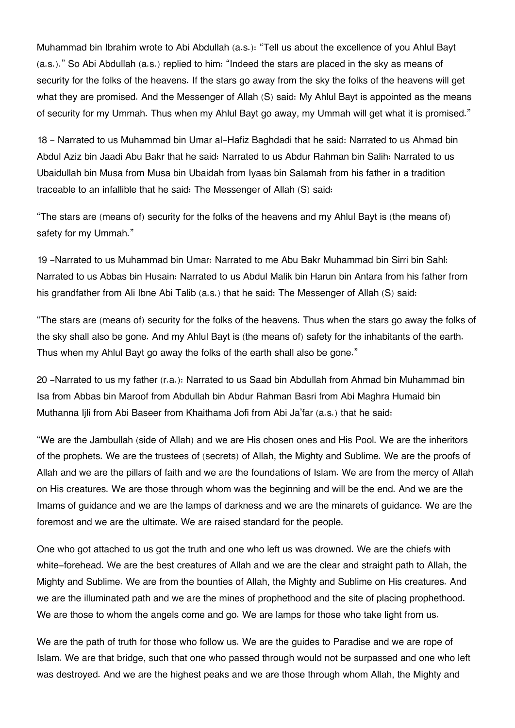Muhammad bin Ibrahim wrote to Abi Abdullah (a.s.): "Tell us about the excellence of you Ahlul Bayt (a.s.)." So Abi Abdullah (a.s.) replied to him: "Indeed the stars are placed in the sky as means of security for the folks of the heavens. If the stars go away from the sky the folks of the heavens will get what they are promised. And the Messenger of Allah (S) said: My Ahlul Bayt is appointed as the means of security for my Ummah. Thus when my Ahlul Bayt go away, my Ummah will get what it is promised."

18 - Narrated to us Muhammad bin Umar al-Hafiz Baghdadi that he said: Narrated to us Ahmad bin Abdul Aziz bin Jaadi Abu Bakr that he said: Narrated to us Abdur Rahman bin Salih: Narrated to us Ubaidullah bin Musa from Musa bin Ubaidah from Iyaas bin Salamah from his father in a tradition traceable to an infallible that he said: The Messenger of Allah (S) said:

"The stars are (means of) security for the folks of the heavens and my Ahlul Bayt is (the means of) safety for my Ummah."

19 -Narrated to us Muhammad bin Umar: Narrated to me Abu Bakr Muhammad bin Sirri bin Sahl: Narrated to us Abbas bin Husain: Narrated to us Abdul Malik bin Harun bin Antara from his father from his grandfather from Ali Ibne Abi Talib (a.s.) that he said: The Messenger of Allah (S) said:

"The stars are (means of) security for the folks of the heavens. Thus when the stars go away the folks of the sky shall also be gone. And my Ahlul Bayt is (the means of) safety for the inhabitants of the earth. Thus when my Ahlul Bayt go away the folks of the earth shall also be gone."

20 -Narrated to us my father (r.a.): Narrated to us Saad bin Abdullah from Ahmad bin Muhammad bin Isa from Abbas bin Maroof from Abdullah bin Abdur Rahman Basri from Abi Maghra Humaid bin Muthanna Ijli from Abi Baseer from Khaithama Jofi from Abi Ja'far (a.s.) that he said:

"We are the Jambullah (side of Allah) and we are His chosen ones and His Pool. We are the inheritors of the prophets. We are the trustees of (secrets) of Allah, the Mighty and Sublime. We are the proofs of Allah and we are the pillars of faith and we are the foundations of Islam. We are from the mercy of Allah on His creatures. We are those through whom was the beginning and will be the end. And we are the Imams of guidance and we are the lamps of darkness and we are the minarets of guidance. We are the foremost and we are the ultimate. We are raised standard for the people.

One who got attached to us got the truth and one who left us was drowned. We are the chiefs with white-forehead. We are the best creatures of Allah and we are the clear and straight path to Allah, the Mighty and Sublime. We are from the bounties of Allah, the Mighty and Sublime on His creatures. And we are the illuminated path and we are the mines of prophethood and the site of placing prophethood. We are those to whom the angels come and go. We are lamps for those who take light from us.

We are the path of truth for those who follow us. We are the guides to Paradise and we are rope of Islam. We are that bridge, such that one who passed through would not be surpassed and one who left was destroyed. And we are the highest peaks and we are those through whom Allah, the Mighty and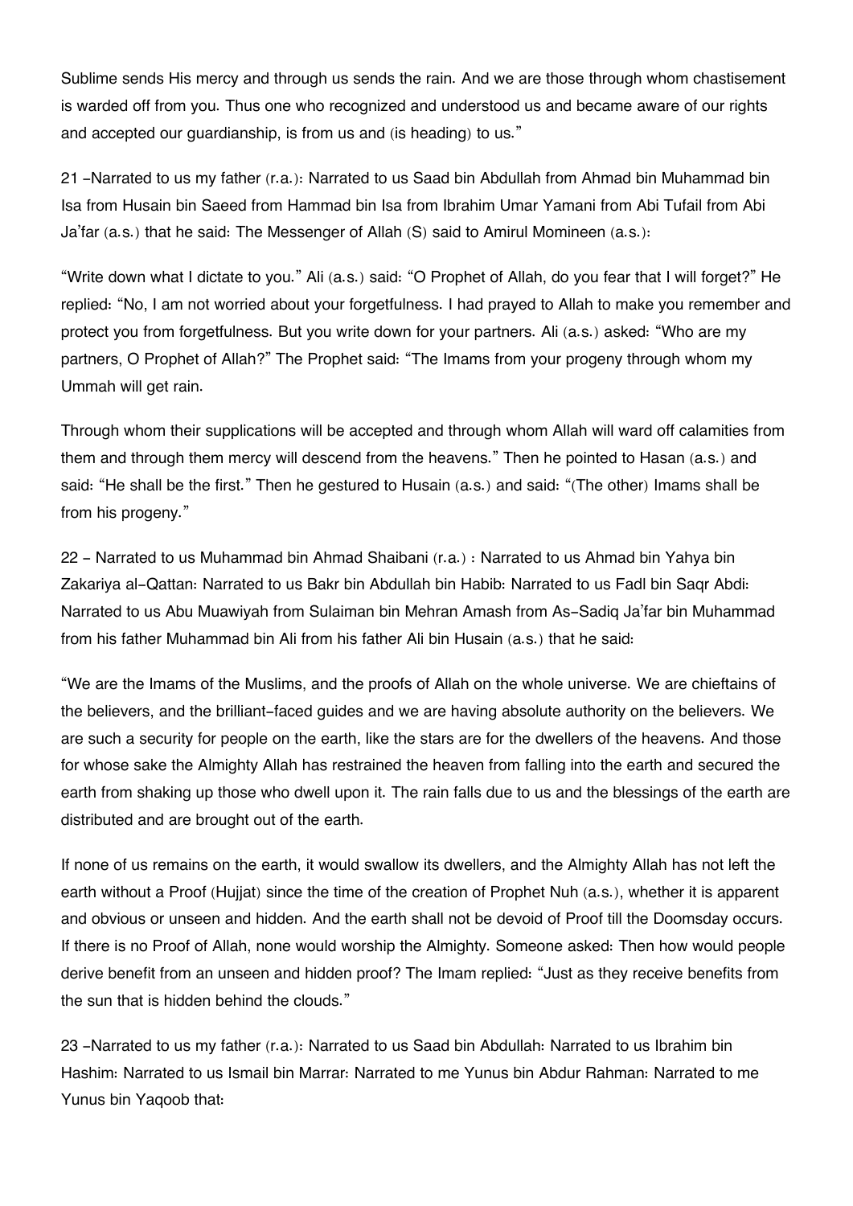Sublime sends His mercy and through us sends the rain. And we are those through whom chastisement is warded off from you. Thus one who recognized and understood us and became aware of our rights and accepted our guardianship, is from us and (is heading) to us."

21 -Narrated to us my father (r.a.): Narrated to us Saad bin Abdullah from Ahmad bin Muhammad bin Isa from Husain bin Saeed from Hammad bin Isa from Ibrahim Umar Yamani from Abi Tufail from Abi Ja'far (a.s.) that he said: The Messenger of Allah (S) said to Amirul Momineen (a.s.):

"Write down what I dictate to you." Ali (a.s.) said: "O Prophet of Allah, do you fear that I will forget?" He replied: "No, I am not worried about your forgetfulness. I had prayed to Allah to make you remember and protect you from forgetfulness. But you write down for your partners. Ali (a.s.) asked: "Who are my partners, O Prophet of Allah?" The Prophet said: "The Imams from your progeny through whom my Ummah will get rain.

Through whom their supplications will be accepted and through whom Allah will ward off calamities from them and through them mercy will descend from the heavens." Then he pointed to Hasan (a.s.) and said: "He shall be the first." Then he gestured to Husain (a.s.) and said: "(The other) Imams shall be from his progeny."

22 - Narrated to us Muhammad bin Ahmad Shaibani (r.a.) : Narrated to us Ahmad bin Yahya bin Zakariya al-Qattan: Narrated to us Bakr bin Abdullah bin Habib: Narrated to us Fadl bin Saqr Abdi: Narrated to us Abu Muawiyah from Sulaiman bin Mehran Amash from As-Sadiq Ja'far bin Muhammad from his father Muhammad bin Ali from his father Ali bin Husain (a.s.) that he said:

"We are the Imams of the Muslims, and the proofs of Allah on the whole universe. We are chieftains of the believers, and the brilliant-faced guides and we are having absolute authority on the believers. We are such a security for people on the earth, like the stars are for the dwellers of the heavens. And those for whose sake the Almighty Allah has restrained the heaven from falling into the earth and secured the earth from shaking up those who dwell upon it. The rain falls due to us and the blessings of the earth are distributed and are brought out of the earth.

If none of us remains on the earth, it would swallow its dwellers, and the Almighty Allah has not left the earth without a Proof (Hujjat) since the time of the creation of Prophet Nuh (a.s.), whether it is apparent and obvious or unseen and hidden. And the earth shall not be devoid of Proof till the Doomsday occurs. If there is no Proof of Allah, none would worship the Almighty. Someone asked: Then how would people derive benefit from an unseen and hidden proof? The Imam replied: "Just as they receive benefits from the sun that is hidden behind the clouds."

23 -Narrated to us my father (r.a.): Narrated to us Saad bin Abdullah: Narrated to us Ibrahim bin Hashim: Narrated to us Ismail bin Marrar: Narrated to me Yunus bin Abdur Rahman: Narrated to me Yunus bin Yaqoob that: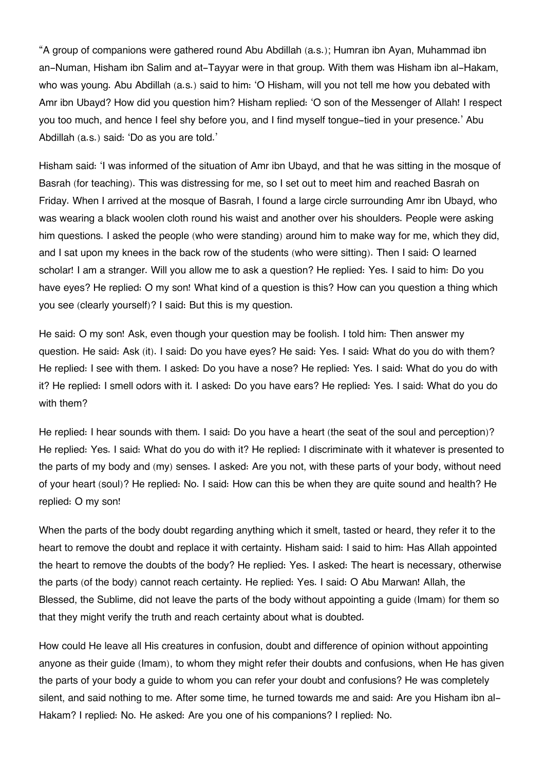"A group of companions were gathered round Abu Abdillah (a.s.); Humran ibn Ayan, Muhammad ibn an-Numan, Hisham ibn Salim and at-Tayyar were in that group. With them was Hisham ibn al-Hakam, who was young. Abu Abdillah (a.s.) said to him: 'O Hisham, will you not tell me how you debated with Amr ibn Ubayd? How did you question him? Hisham replied: 'O son of the Messenger of Allah! I respect you too much, and hence I feel shy before you, and I find myself tongue-tied in your presence.' Abu Abdillah (a.s.) said: 'Do as you are told.'

Hisham said: 'I was informed of the situation of Amr ibn Ubayd, and that he was sitting in the mosque of Basrah (for teaching). This was distressing for me, so I set out to meet him and reached Basrah on Friday. When I arrived at the mosque of Basrah, I found a large circle surrounding Amr ibn Ubayd, who was wearing a black woolen cloth round his waist and another over his shoulders. People were asking him questions. I asked the people (who were standing) around him to make way for me, which they did, and I sat upon my knees in the back row of the students (who were sitting). Then I said: O learned scholar! I am a stranger. Will you allow me to ask a question? He replied: Yes. I said to him: Do you have eyes? He replied: O my son! What kind of a question is this? How can you question a thing which you see (clearly yourself)? I said: But this is my question.

He said: O my son! Ask, even though your question may be foolish. I told him: Then answer my question. He said: Ask (it). I said: Do you have eyes? He said: Yes. I said: What do you do with them? He replied: I see with them. I asked: Do you have a nose? He replied: Yes. I said: What do you do with it? He replied: I smell odors with it. I asked: Do you have ears? He replied: Yes. I said: What do you do with them?

He replied: I hear sounds with them. I said: Do you have a heart (the seat of the soul and perception)? He replied: Yes. I said: What do you do with it? He replied: I discriminate with it whatever is presented to the parts of my body and (my) senses. I asked: Are you not, with these parts of your body, without need of your heart (soul)? He replied: No. I said: How can this be when they are quite sound and health? He replied: O my son!

When the parts of the body doubt regarding anything which it smelt, tasted or heard, they refer it to the heart to remove the doubt and replace it with certainty. Hisham said: I said to him: Has Allah appointed the heart to remove the doubts of the body? He replied: Yes. I asked: The heart is necessary, otherwise the parts (of the body) cannot reach certainty. He replied: Yes. I said: O Abu Marwan! Allah, the Blessed, the Sublime, did not leave the parts of the body without appointing a guide (Imam) for them so that they might verify the truth and reach certainty about what is doubted.

How could He leave all His creatures in confusion, doubt and difference of opinion without appointing anyone as their guide (Imam), to whom they might refer their doubts and confusions, when He has given the parts of your body a guide to whom you can refer your doubt and confusions? He was completely silent, and said nothing to me. After some time, he turned towards me and said: Are you Hisham ibn al-Hakam? I replied: No. He asked: Are you one of his companions? I replied: No.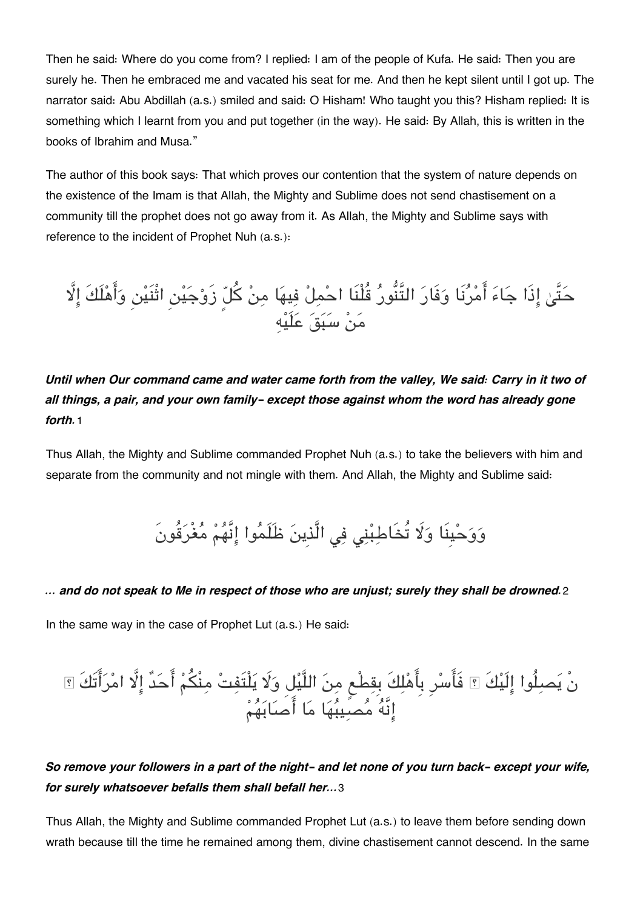Then he said: Where do you come from? I replied: I am of the people of Kufa. He said: Then you are surely he. Then he embraced me and vacated his seat for me. And then he kept silent until I got up. The narrator said: Abu Abdillah (a.s.) smiled and said: O Hisham! Who taught you this? Hisham replied: It is something which I learnt from you and put together (in the way). He said: By Allah, this is written in the books of Ibrahim and Musa."

The author of this book says: That which proves our contention that the system of nature depends on the existence of the Imam is that Allah, the Mighty and Sublime does not send chastisement on a community till the prophet does not go away from it. As Allah, the Mighty and Sublime says with reference to the incident of Prophet Nuh (a.s.):

حَتَّىٰ إِذَا جَاءَ أَمْرُنَا وَفَارَ التَّنُّورُ قُلْنَا احْمِلْ فِيهَا مِنْ كُلٍّ زَوْجَيْنِ اثْنَيْنِ وَأَهْلَكَ إِلَّا مَنْ سَبَقَ عَلَيْهِ

***Until when Our command came and water came forth from the valley, We said: Carry in it two of all things, a pair, and your own family- except those against whom the word has already gone forth.*** 1

Thus Allah, the Mighty and Sublime commanded Prophet Nuh (a.s.) to take the believers with him and separate from the community and not mingle with them. And Allah, the Mighty and Sublime said:

وَوَحْيِنَا وَلَا تُخَاطِبْنِي فِي الَّذِينَ ظَلَمُوا إِنَّهُمْ مُغْرَقُونَ

***... and do not speak to Me in respect of those who are unjust; surely they shall be drowned.*** 2

In the same way in the case of Prophet Lut (a.s.) He said:

نْ يَصِلُوا إِلَيْكَ ۖ فَأَسْرِ بِأَهْلِكَ بِقِطْعٍ مِنَ اللَّيْلِ وَلَا يَلْتَفِتْ مِنْكُمْ أَحَدٌ إِلَّا امْرَأَتَكَ ۖ إِنَّهُ مُصِيبُهَا مَا أَصَابَهُمْ

***So remove your followers in a part of the night- and let none of you turn back- except your wife, for surely whatsoever befalls them shall befall her...*** 3

Thus Allah, the Mighty and Sublime commanded Prophet Lut (a.s.) to leave them before sending down wrath because till the time he remained among them, divine chastisement cannot descend. In the same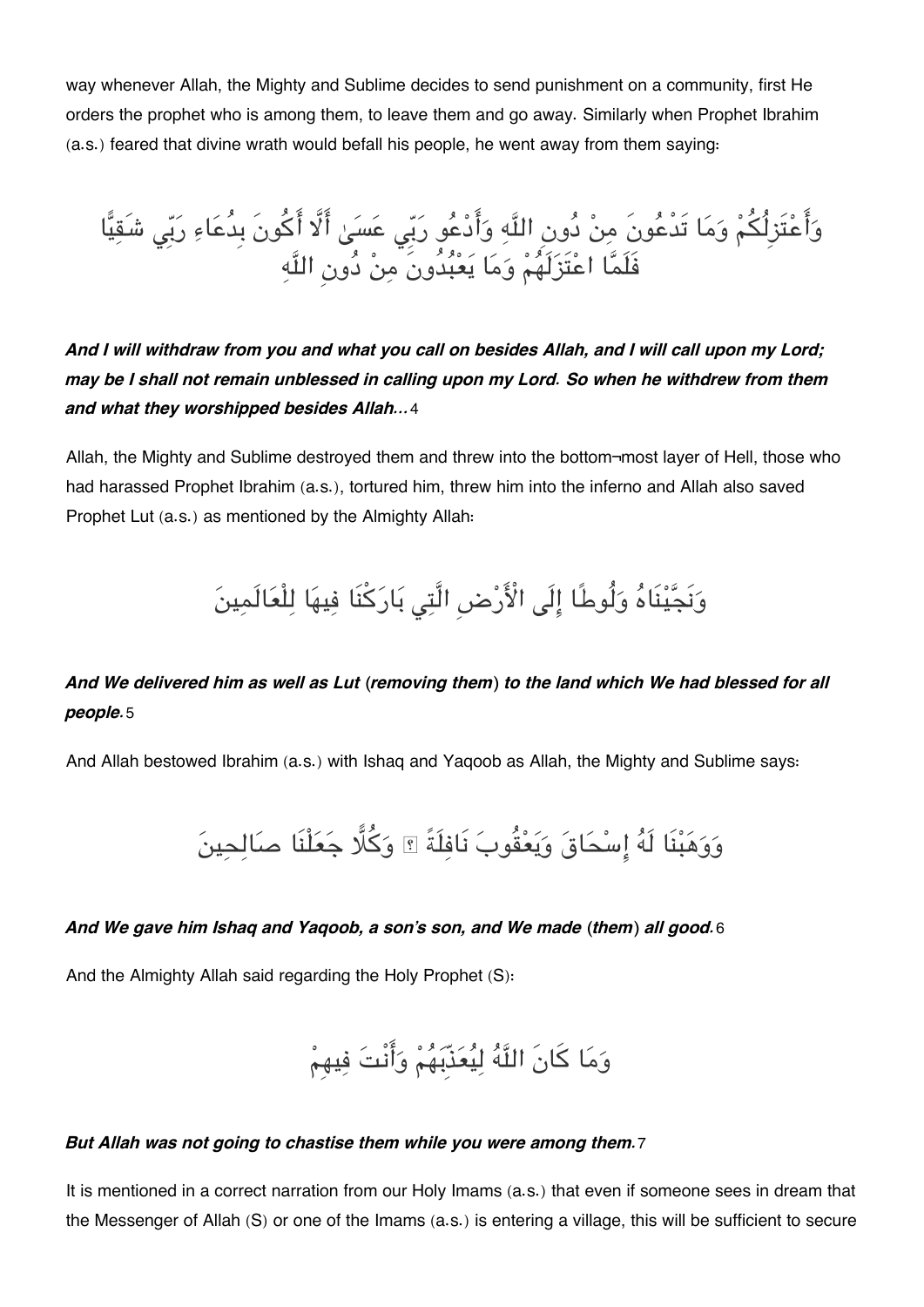way whenever Allah, the Mighty and Sublime decides to send punishment on a community, first He orders the prophet who is among them, to leave them and go away. Similarly when Prophet Ibrahim (a.s.) feared that divine wrath would befall his people, he went away from them saying:

وَأَعْتَزِلُكُمْ وَمَا تَدْعُونَ مِنْ دُونِ اللَّهِ وَأَدْعُو رَبِّي عَسَىٰ أَلَّا أَكُونَ بِدُعَاءِ رَبِّي شَقِيًّا فَلَمَّا اعْتَزَلَهُمْ وَمَا يَعْبُدُونَ مِنْ دُونِ اللَّهِ

***And I will withdraw from you and what you call on besides Allah, and I will call upon my Lord; may be I shall not remain unblessed in calling upon my Lord. So when he withdrew from them and what they worshipped besides Allah...*** 4

Allah, the Mighty and Sublime destroyed them and threw into the bottom¬most layer of Hell, those who had harassed Prophet Ibrahim (a.s.), tortured him, threw him into the inferno and Allah also saved Prophet Lut (a.s.) as mentioned by the Almighty Allah:

وَنَجَّيْنَاهُ وَلُوطًا إِلَى الْأَرْضِ الَّتِي بَارَكْنَا فِيهَا لِلْعَالَمِينَ

***And We delivered him as well as Lut (removing them) to the land which We had blessed for all people.*** 5

And Allah bestowed Ibrahim (a.s.) with Ishaq and Yaqoob as Allah, the Mighty and Sublime says:

وَوَهَبْنَا لَهُ إِسْحَاقَ وَيَعْقُوبَ نَافِلَةً ۖ وَكُلًّا جَعَلْنَا صَالِحِينَ

***And We gave him Ishaq and Yaqoob, a son's son, and We made (them) all good.*** 6

And the Almighty Allah said regarding the Holy Prophet (S):

وَمَا كَانَ اللَّهُ لِيُعَذِّبَهُمْ وَأَنْتَ فِيهِمْ

***But Allah was not going to chastise them while you were among them.*** 7

It is mentioned in a correct narration from our Holy Imams (a.s.) that even if someone sees in dream that the Messenger of Allah (S) or one of the Imams (a.s.) is entering a village, this will be sufficient to secure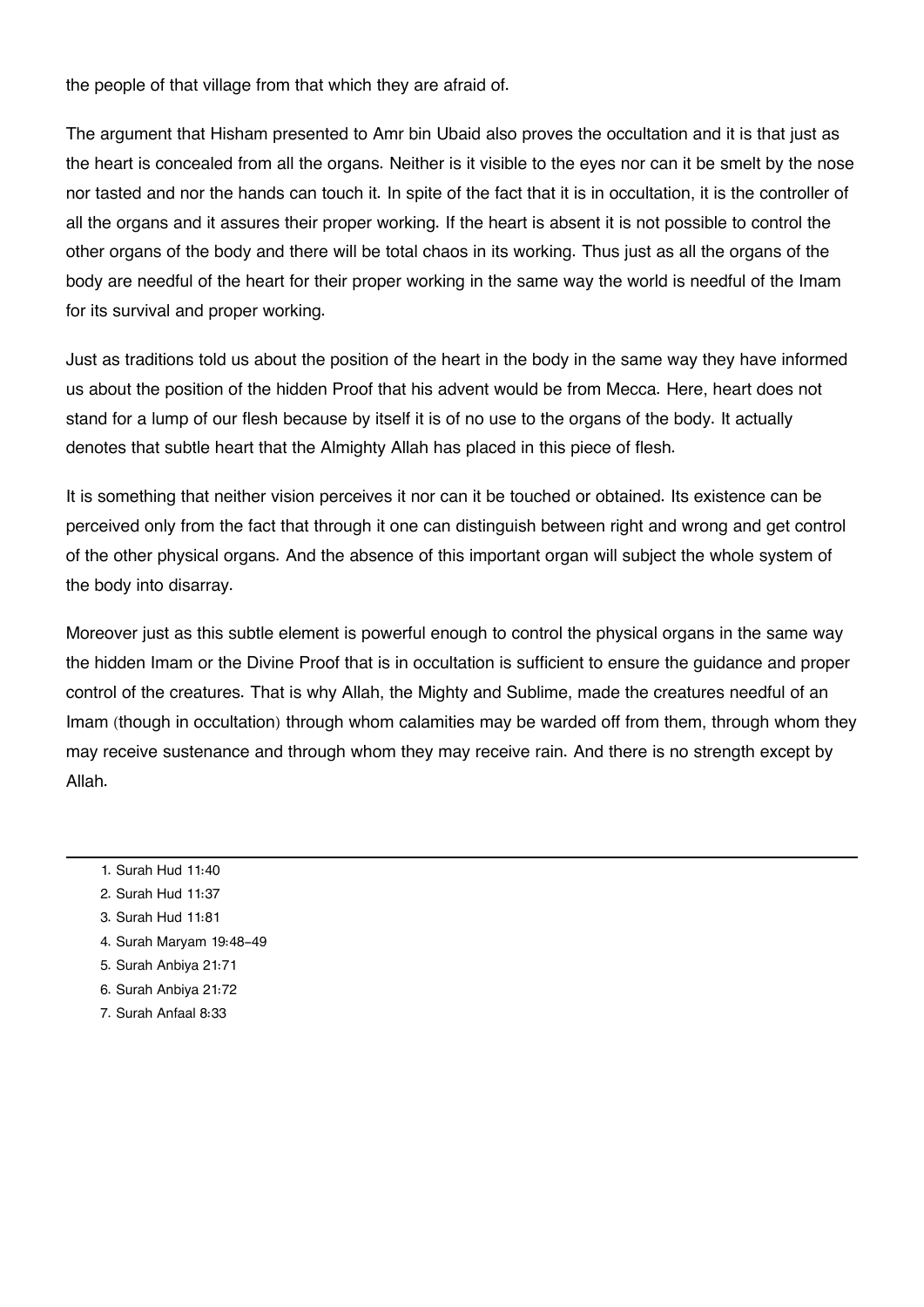the people of that village from that which they are afraid of.

The argument that Hisham presented to Amr bin Ubaid also proves the occultation and it is that just as the heart is concealed from all the organs. Neither is it visible to the eyes nor can it be smelt by the nose nor tasted and nor the hands can touch it. In spite of the fact that it is in occultation, it is the controller of all the organs and it assures their proper working. If the heart is absent it is not possible to control the other organs of the body and there will be total chaos in its working. Thus just as all the organs of the body are needful of the heart for their proper working in the same way the world is needful of the Imam for its survival and proper working.

Just as traditions told us about the position of the heart in the body in the same way they have informed us about the position of the hidden Proof that his advent would be from Mecca. Here, heart does not stand for a lump of our flesh because by itself it is of no use to the organs of the body. It actually denotes that subtle heart that the Almighty Allah has placed in this piece of flesh.

It is something that neither vision perceives it nor can it be touched or obtained. Its existence can be perceived only from the fact that through it one can distinguish between right and wrong and get control of the other physical organs. And the absence of this important organ will subject the whole system of the body into disarray.

Moreover just as this subtle element is powerful enough to control the physical organs in the same way the hidden Imam or the Divine Proof that is in occultation is sufficient to ensure the guidance and proper control of the creatures. That is why Allah, the Mighty and Sublime, made the creatures needful of an Imam (though in occultation) through whom calamities may be warded off from them, through whom they may receive sustenance and through whom they may receive rain. And there is no strength except by Allah.

---

1. Surah Hud 11:40
2. Surah Hud 11:37
3. Surah Hud 11:81
4. Surah Maryam 19:48-49
5. Surah Anbiya 21:71
6. Surah Anbiya 21:72
7. Surah Anfaal 8:33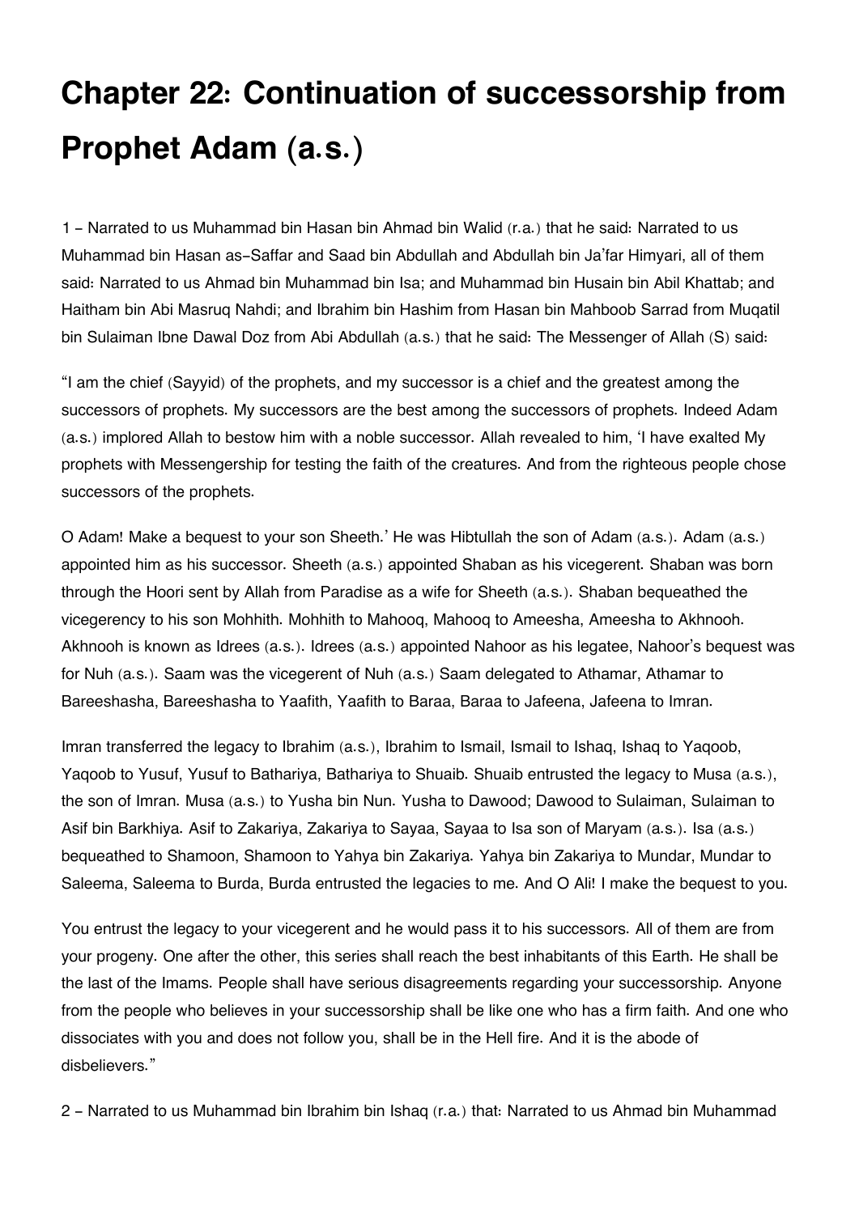# Chapter 22: Continuation of successorship from Prophet Adam (a.s.)

1 - Narrated to us Muhammad bin Hasan bin Ahmad bin Walid (r.a.) that he said: Narrated to us Muhammad bin Hasan as-Saffar and Saad bin Abdullah and Abdullah bin Ja'far Himyari, all of them said: Narrated to us Ahmad bin Muhammad bin Isa; and Muhammad bin Husain bin Abil Khattab; and Haitham bin Abi Masruq Nahdi; and Ibrahim bin Hashim from Hasan bin Mahboob Sarrad from Muqatil bin Sulaiman Ibne Dawal Doz from Abi Abdullah (a.s.) that he said: The Messenger of Allah (S) said:

"I am the chief (Sayyid) of the prophets, and my successor is a chief and the greatest among the successors of prophets. My successors are the best among the successors of prophets. Indeed Adam (a.s.) implored Allah to bestow him with a noble successor. Allah revealed to him, 'I have exalted My prophets with Messengership for testing the faith of the creatures. And from the righteous people chose successors of the prophets.

O Adam! Make a bequest to your son Sheeth.' He was Hibtullah the son of Adam (a.s.). Adam (a.s.) appointed him as his successor. Sheeth (a.s.) appointed Shaban as his vicegerent. Shaban was born through the Hoori sent by Allah from Paradise as a wife for Sheeth (a.s.). Shaban bequeathed the vicegerency to his son Mohhith. Mohhith to Mahooq, Mahooq to Ameesha, Ameesha to Akhnooh. Akhnooh is known as Idrees (a.s.). Idrees (a.s.) appointed Nahoor as his legatee, Nahoor's bequest was for Nuh (a.s.). Saam was the vicegerent of Nuh (a.s.) Saam delegated to Athamar, Athamar to Bareeshasha, Bareeshasha to Yaafith, Yaafith to Baraa, Baraa to Jafeena, Jafeena to Imran.

Imran transferred the legacy to Ibrahim (a.s.), Ibrahim to Ismail, Ismail to Ishaq, Ishaq to Yaqoob, Yaqoob to Yusuf, Yusuf to Bathariya, Bathariya to Shuaib. Shuaib entrusted the legacy to Musa (a.s.), the son of Imran. Musa (a.s.) to Yusha bin Nun. Yusha to Dawood; Dawood to Sulaiman, Sulaiman to Asif bin Barkhiya. Asif to Zakariya, Zakariya to Sayaa, Sayaa to Isa son of Maryam (a.s.). Isa (a.s.) bequeathed to Shamoon, Shamoon to Yahya bin Zakariya. Yahya bin Zakariya to Mundar, Mundar to Saleema, Saleema to Burda, Burda entrusted the legacies to me. And O Ali! I make the bequest to you.

You entrust the legacy to your vicegerent and he would pass it to his successors. All of them are from your progeny. One after the other, this series shall reach the best inhabitants of this Earth. He shall be the last of the Imams. People shall have serious disagreements regarding your successorship. Anyone from the people who believes in your successorship shall be like one who has a firm faith. And one who dissociates with you and does not follow you, shall be in the Hell fire. And it is the abode of disbelievers."

2 - Narrated to us Muhammad bin Ibrahim bin Ishaq (r.a.) that: Narrated to us Ahmad bin Muhammad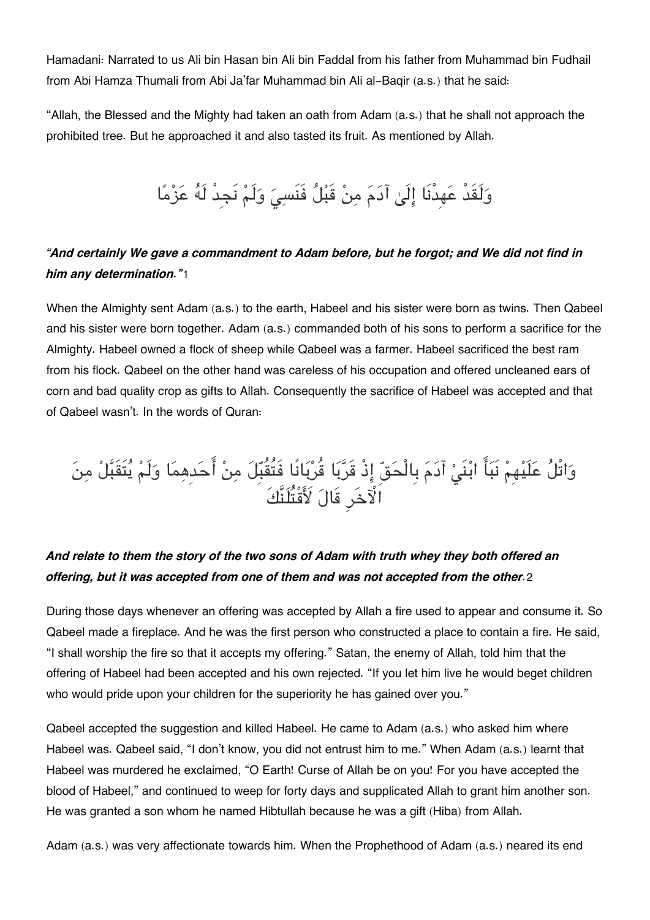Hamadani: Narrated to us Ali bin Hasan bin Ali bin Faddal from his father from Muhammad bin Fudhail from Abi Hamza Thumali from Abi Ja'far Muhammad bin Ali al-Baqir (a.s.) that he said:

"Allah, the Blessed and the Mighty had taken an oath from Adam (a.s.) that he shall not approach the prohibited tree. But he approached it and also tasted its fruit. As mentioned by Allah.

وَلَقَدْ عَهِدْنَا إِلَىٰ آدَمَ مِنْ قَبْلُ فَنَسِيَ وَلَمْ نَجِدْ لَهُ عَزْمًا

***"And certainly We gave a commandment to Adam before, but he forgot; and We did not find in him any determination."*** 1

When the Almighty sent Adam (a.s.) to the earth, Habeel and his sister were born as twins. Then Qabeel and his sister were born together. Adam (a.s.) commanded both of his sons to perform a sacrifice for the Almighty. Habeel owned a flock of sheep while Qabeel was a farmer. Habeel sacrificed the best ram from his flock. Qabeel on the other hand was careless of his occupation and offered uncleaned ears of corn and bad quality crop as gifts to Allah. Consequently the sacrifice of Habeel was accepted and that of Qabeel wasn't. In the words of Quran:

وَاتْلُ عَلَيْهِمْ نَبَأَ ابْنَيْ آدَمَ بِالْحَقِّ إِذْ قَرَّبَا قُرْبَانًا فَتُقُبِّلَ مِنْ أَحَدِهِمَا وَلَمْ يُتَقَبَّلْ مِنَ الْآخَرِ قَالَ لَأَقْتُلَنَّكَ

***And relate to them the story of the two sons of Adam with truth whey they both offered an offering, but it was accepted from one of them and was not accepted from the other.*** 2

During those days whenever an offering was accepted by Allah a fire used to appear and consume it. So Qabeel made a fireplace. And he was the first person who constructed a place to contain a fire. He said, "I shall worship the fire so that it accepts my offering." Satan, the enemy of Allah, told him that the offering of Habeel had been accepted and his own rejected. "If you let him live he would beget children who would pride upon your children for the superiority he has gained over you."

Qabeel accepted the suggestion and killed Habeel. He came to Adam (a.s.) who asked him where Habeel was. Qabeel said, "I don't know, you did not entrust him to me." When Adam (a.s.) learnt that Habeel was murdered he exclaimed, "O Earth! Curse of Allah be on you! For you have accepted the blood of Habeel," and continued to weep for forty days and supplicated Allah to grant him another son. He was granted a son whom he named Hibtullah because he was a gift (Hiba) from Allah.

Adam (a.s.) was very affectionate towards him. When the Prophethood of Adam (a.s.) neared its end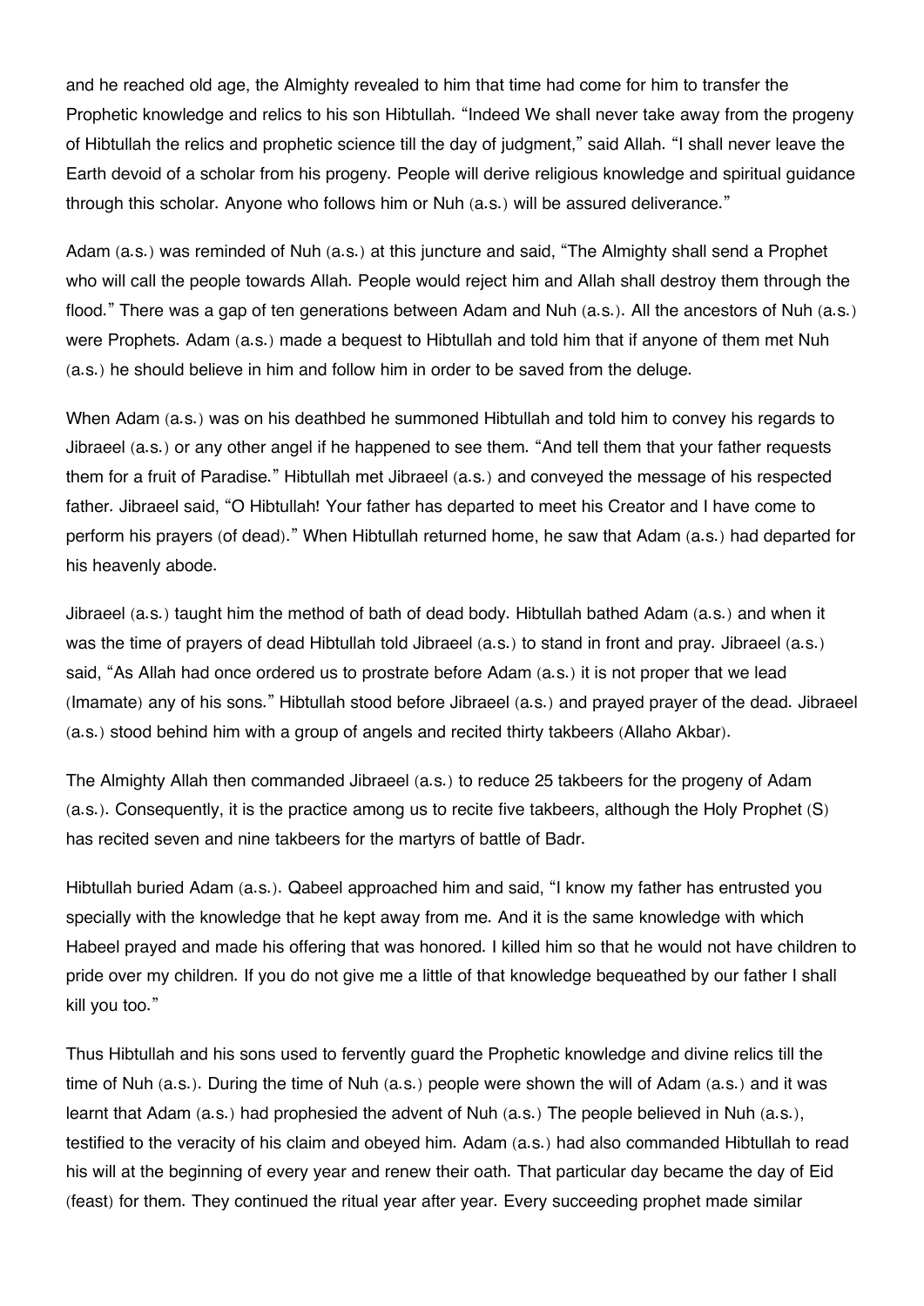and he reached old age, the Almighty revealed to him that time had come for him to transfer the Prophetic knowledge and relics to his son Hibtullah. "Indeed We shall never take away from the progeny of Hibtullah the relics and prophetic science till the day of judgment," said Allah. "I shall never leave the Earth devoid of a scholar from his progeny. People will derive religious knowledge and spiritual guidance through this scholar. Anyone who follows him or Nuh (a.s.) will be assured deliverance."

Adam (a.s.) was reminded of Nuh (a.s.) at this juncture and said, "The Almighty shall send a Prophet who will call the people towards Allah. People would reject him and Allah shall destroy them through the flood." There was a gap of ten generations between Adam and Nuh (a.s.). All the ancestors of Nuh (a.s.) were Prophets. Adam (a.s.) made a bequest to Hibtullah and told him that if anyone of them met Nuh (a.s.) he should believe in him and follow him in order to be saved from the deluge.

When Adam (a.s.) was on his deathbed he summoned Hibtullah and told him to convey his regards to Jibraeel (a.s.) or any other angel if he happened to see them. "And tell them that your father requests them for a fruit of Paradise." Hibtullah met Jibraeel (a.s.) and conveyed the message of his respected father. Jibraeel said, "O Hibtullah! Your father has departed to meet his Creator and I have come to perform his prayers (of dead)." When Hibtullah returned home, he saw that Adam (a.s.) had departed for his heavenly abode.

Jibraeel (a.s.) taught him the method of bath of dead body. Hibtullah bathed Adam (a.s.) and when it was the time of prayers of dead Hibtullah told Jibraeel (a.s.) to stand in front and pray. Jibraeel (a.s.) said, "As Allah had once ordered us to prostrate before Adam (a.s.) it is not proper that we lead (Imamate) any of his sons." Hibtullah stood before Jibraeel (a.s.) and prayed prayer of the dead. Jibraeel (a.s.) stood behind him with a group of angels and recited thirty takbeers (Allaho Akbar).

The Almighty Allah then commanded Jibraeel (a.s.) to reduce 25 takbeers for the progeny of Adam (a.s.). Consequently, it is the practice among us to recite five takbeers, although the Holy Prophet (S) has recited seven and nine takbeers for the martyrs of battle of Badr.

Hibtullah buried Adam (a.s.). Qabeel approached him and said, "I know my father has entrusted you specially with the knowledge that he kept away from me. And it is the same knowledge with which Habeel prayed and made his offering that was honored. I killed him so that he would not have children to pride over my children. If you do not give me a little of that knowledge bequeathed by our father I shall kill you too."

Thus Hibtullah and his sons used to fervently guard the Prophetic knowledge and divine relics till the time of Nuh (a.s.). During the time of Nuh (a.s.) people were shown the will of Adam (a.s.) and it was learnt that Adam (a.s.) had prophesied the advent of Nuh (a.s.) The people believed in Nuh (a.s.), testified to the veracity of his claim and obeyed him. Adam (a.s.) had also commanded Hibtullah to read his will at the beginning of every year and renew their oath. That particular day became the day of Eid (feast) for them. They continued the ritual year after year. Every succeeding prophet made similar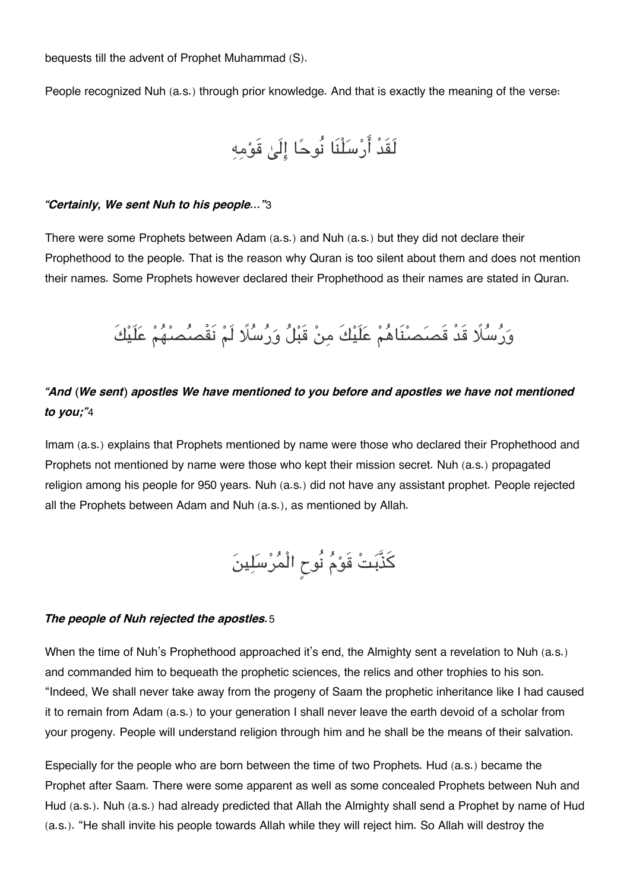bequests till the advent of Prophet Muhammad (S).

People recognized Nuh (a.s.) through prior knowledge. And that is exactly the meaning of the verse:

لَقَدْ أَرْسَلْنَا نُوحًا إِلَىٰ قَوْمِهِ

***"Certainly, We sent Nuh to his people..."***3

There were some Prophets between Adam (a.s.) and Nuh (a.s.) but they did not declare their Prophethood to the people. That is the reason why Quran is too silent about them and does not mention their names. Some Prophets however declared their Prophethood as their names are stated in Quran.

وَرُسُلًا قَدْ قَصَصْنَاهُمْ عَلَيْكَ مِنْ قَبْلُ وَرُسُلًا لَمْ نَقْصُصْهُمْ عَلَيْكَ

***"And (We sent) apostles We have mentioned to you before and apostles we have not mentioned to you;"***4

Imam (a.s.) explains that Prophets mentioned by name were those who declared their Prophethood and Prophets not mentioned by name were those who kept their mission secret. Nuh (a.s.) propagated religion among his people for 950 years. Nuh (a.s.) did not have any assistant prophet. People rejected all the Prophets between Adam and Nuh (a.s.), as mentioned by Allah.

كَذَّبَتْ قَوْمُ نُوحٍ الْمُرْسَلِينَ

***The people of Nuh rejected the apostles.***5

When the time of Nuh's Prophethood approached it's end, the Almighty sent a revelation to Nuh (a.s.) and commanded him to bequeath the prophetic sciences, the relics and other trophies to his son. "Indeed, We shall never take away from the progeny of Saam the prophetic inheritance like I had caused it to remain from Adam (a.s.) to your generation I shall never leave the earth devoid of a scholar from your progeny. People will understand religion through him and he shall be the means of their salvation.

Especially for the people who are born between the time of two Prophets. Hud (a.s.) became the Prophet after Saam. There were some apparent as well as some concealed Prophets between Nuh and Hud (a.s.). Nuh (a.s.) had already predicted that Allah the Almighty shall send a Prophet by name of Hud (a.s.). "He shall invite his people towards Allah while they will reject him. So Allah will destroy the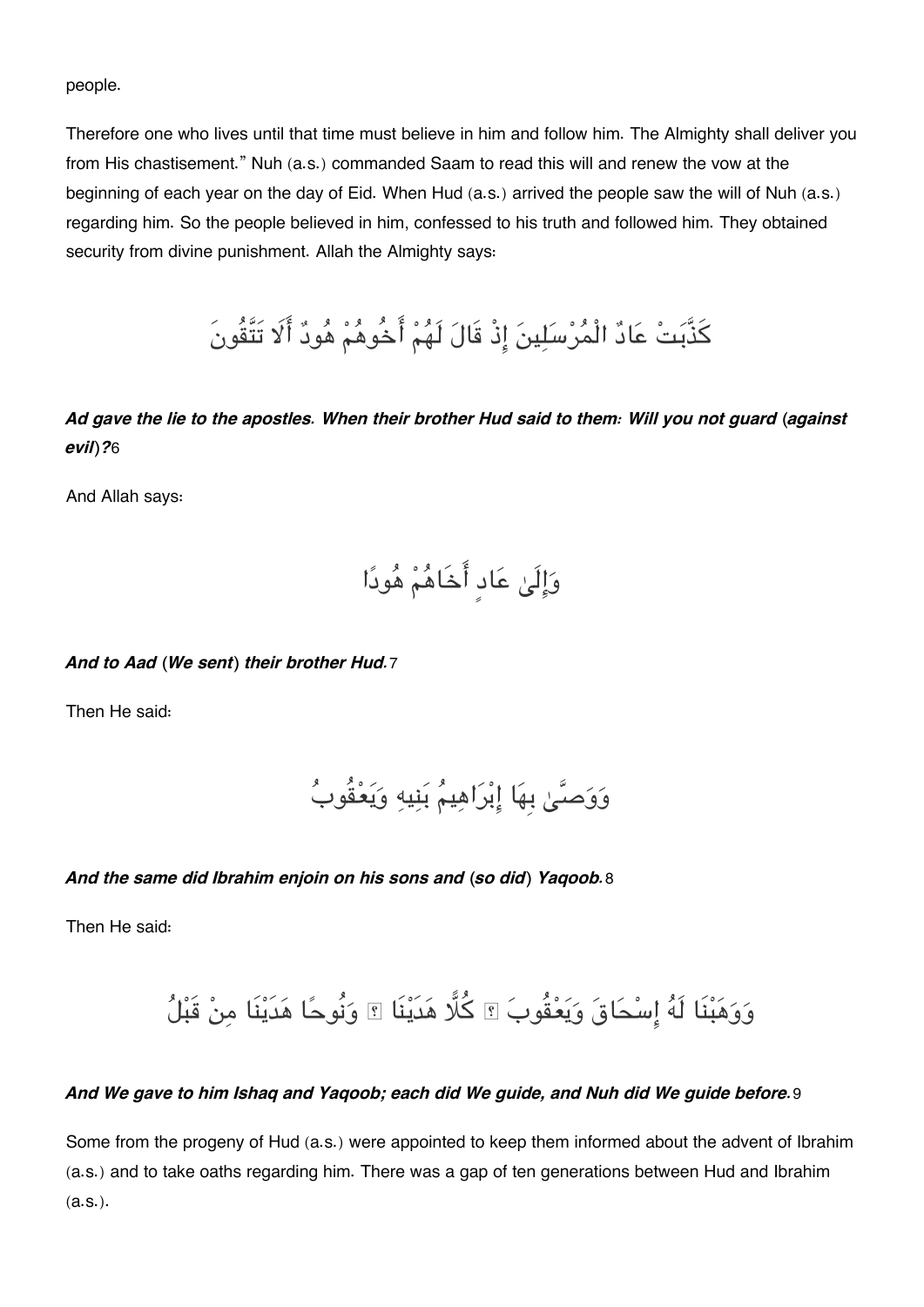people.

Therefore one who lives until that time must believe in him and follow him. The Almighty shall deliver you from His chastisement." Nuh (a.s.) commanded Saam to read this will and renew the vow at the beginning of each year on the day of Eid. When Hud (a.s.) arrived the people saw the will of Nuh (a.s.) regarding him. So the people believed in him, confessed to his truth and followed him. They obtained security from divine punishment. Allah the Almighty says:

كَذَّبَتْ عَادٌ الْمُرْسَلِينَ إِذْ قَالَ لَهُمْ أَخُوهُمْ هُودٌ أَلَا تَتَّقُونَ

***Ad gave the lie to the apostles. When their brother Hud said to them: Will you not guard (against evil)?***6

And Allah says:

وَإِلَىٰ عَادٍ أَخَاهُمْ هُودًا

***And to Aad (We sent) their brother Hud.***7

Then He said:

وَوَصَّىٰ بِهَا إِبْرَاهِيمُ بَنِيهِ وَيَعْقُوبُ

***And the same did Ibrahim enjoin on his sons and (so did) Yaqoob.***8

Then He said:

وَوَهَبْنَا لَهُ إِسْحَاقَ وَيَعْقُوبَ ۚ كُلًّا هَدَيْنَا ۚ وَنُوحًا هَدَيْنَا مِنْ قَبْلُ

***And We gave to him Ishaq and Yaqoob; each did We guide, and Nuh did We guide before.***9

Some from the progeny of Hud (a.s.) were appointed to keep them informed about the advent of Ibrahim (a.s.) and to take oaths regarding him. There was a gap of ten generations between Hud and Ibrahim (a.s.).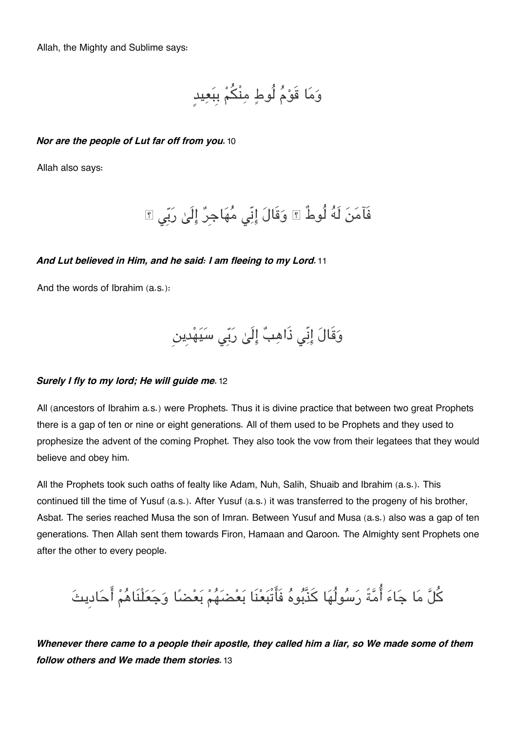Allah, the Mighty and Sublime says:

وَمَا قَوْمُ لُوطٍ مِنْكُمْ بِبَعِيدٍ

***Nor are the people of Lut far off from you.*** 10

Allah also says:

فَآمَنَ لَهُ لُوطٌ ۘ وَقَالَ إِنِّي مُهَاجِرٌ إِلَىٰ رَبِّي ۖ

***And Lut believed in Him, and he said: I am fleeing to my Lord.*** 11

And the words of Ibrahim (a.s.):

وَقَالَ إِنِّي ذَاهِبٌ إِلَىٰ رَبِّي سَيَهْدِينِ

***Surely I fly to my lord; He will guide me.*** 12

All (ancestors of Ibrahim a.s.) were Prophets. Thus it is divine practice that between two great Prophets there is a gap of ten or nine or eight generations. All of them used to be Prophets and they used to prophesize the advent of the coming Prophet. They also took the vow from their legatees that they would believe and obey him.

All the Prophets took such oaths of fealty like Adam, Nuh, Salih, Shuaib and Ibrahim (a.s.). This continued till the time of Yusuf (a.s.). After Yusuf (a.s.) it was transferred to the progeny of his brother, Asbat. The series reached Musa the son of Imran. Between Yusuf and Musa (a.s.) also was a gap of ten generations. Then Allah sent them towards Firon, Hamaan and Qaroon. The Almighty sent Prophets one after the other to every people.

كُلَّ مَا جَاءَ أُمَّةً رَسُولُهَا كَذَّبُوهُ فَأَتْبَعْنَا بَعْضَهُمْ بَعْضًا وَجَعَلْنَاهُمْ أَحَادِيثَ

***Whenever there came to a people their apostle, they called him a liar, so We made some of them follow others and We made them stories.*** 13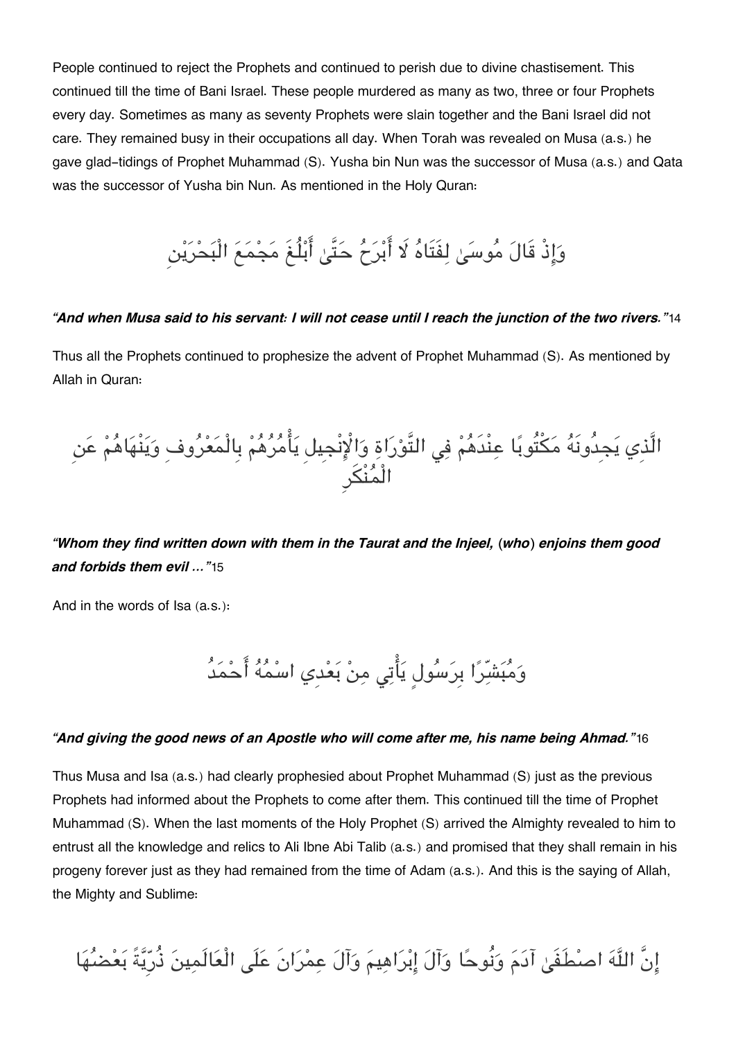People continued to reject the Prophets and continued to perish due to divine chastisement. This continued till the time of Bani Israel. These people murdered as many as two, three or four Prophets every day. Sometimes as many as seventy Prophets were slain together and the Bani Israel did not care. They remained busy in their occupations all day. When Torah was revealed on Musa (a.s.) he gave glad-tidings of Prophet Muhammad (S). Yusha bin Nun was the successor of Musa (a.s.) and Qata was the successor of Yusha bin Nun. As mentioned in the Holy Quran:

وَإِذْ قَالَ مُوسَىٰ لِفَتَاهُ لَا أَبْرَحُ حَتَّىٰ أَبْلُغَ مَجْمَعَ الْبَحْرَيْنِ

***"And when Musa said to his servant: I will not cease until I reach the junction of the two rivers."*** 14

Thus all the Prophets continued to prophesize the advent of Prophet Muhammad (S). As mentioned by Allah in Quran:

الَّذِي يَجِدُونَهُ مَكْتُوبًا عِنْدَهُمْ فِي التَّوْرَاةِ وَالْإِنْجِيلِ يَأْمُرُهُمْ بِالْمَعْرُوفِ وَيَنْهَاهُمْ عَنِ الْمُنْكَرِ

***"Whom they find written down with them in the Taurat and the Injeel, (who) enjoins them good and forbids them evil …"*** 15

And in the words of Isa (a.s.):

وَمُبَشِّرًا بِرَسُولٍ يَأْتِي مِنْ بَعْدِي اسْمُهُ أَحْمَدُ

***"And giving the good news of an Apostle who will come after me, his name being Ahmad."*** 16

Thus Musa and Isa (a.s.) had clearly prophesied about Prophet Muhammad (S) just as the previous Prophets had informed about the Prophets to come after them. This continued till the time of Prophet Muhammad (S). When the last moments of the Holy Prophet (S) arrived the Almighty revealed to him to entrust all the knowledge and relics to Ali Ibne Abi Talib (a.s.) and promised that they shall remain in his progeny forever just as they had remained from the time of Adam (a.s.). And this is the saying of Allah, the Mighty and Sublime:

إِنَّ اللَّهَ اصْطَفَىٰ آدَمَ وَنُوحًا وَآلَ إِبْرَاهِيمَ وَآلَ عِمْرَانَ عَلَى الْعَالَمِينَ ذُرِّيَّةً بَعْضُهَا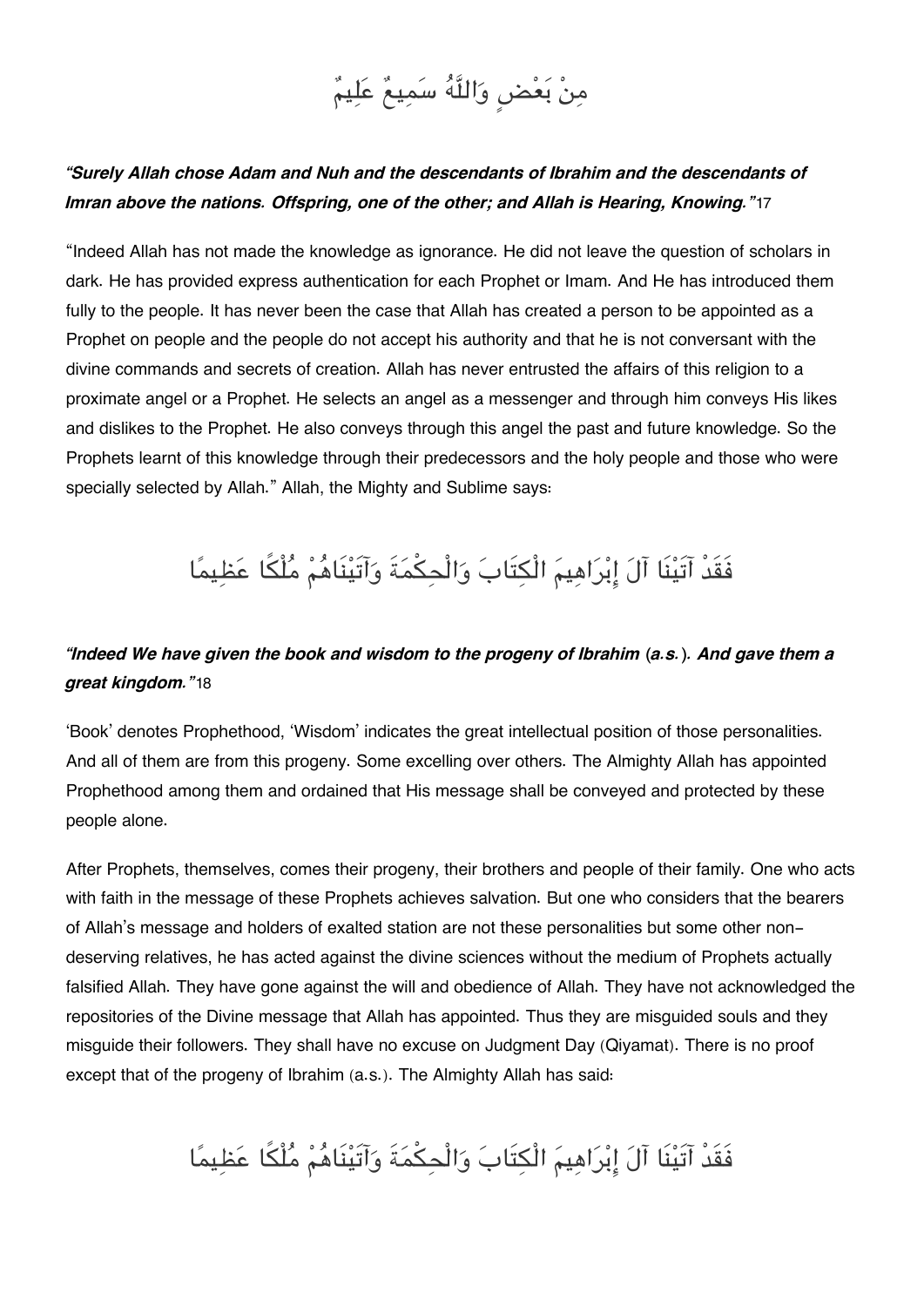مِنْ بَعْضٍ وَاللَّهُ سَمِيعٌ عَلِيمٌ

***"Surely Allah chose Adam and Nuh and the descendants of Ibrahim and the descendants of Imran above the nations. Offspring, one of the other; and Allah is Hearing, Knowing."***17

"Indeed Allah has not made the knowledge as ignorance. He did not leave the question of scholars in dark. He has provided express authentication for each Prophet or Imam. And He has introduced them fully to the people. It has never been the case that Allah has created a person to be appointed as a Prophet on people and the people do not accept his authority and that he is not conversant with the divine commands and secrets of creation. Allah has never entrusted the affairs of this religion to a proximate angel or a Prophet. He selects an angel as a messenger and through him conveys His likes and dislikes to the Prophet. He also conveys through this angel the past and future knowledge. So the Prophets learnt of this knowledge through their predecessors and the holy people and those who were specially selected by Allah." Allah, the Mighty and Sublime says:

فَقَدْ آتَيْنَا آلَ إِبْرَاهِيمَ الْكِتَابَ وَالْحِكْمَةَ وَآتَيْنَاهُمْ مُلْكًا عَظِيمًا

***"Indeed We have given the book and wisdom to the progeny of Ibrahim (a.s.). And gave them a great kingdom."***18

'Book' denotes Prophethood, 'Wisdom' indicates the great intellectual position of those personalities. And all of them are from this progeny. Some excelling over others. The Almighty Allah has appointed Prophethood among them and ordained that His message shall be conveyed and protected by these people alone.

After Prophets, themselves, comes their progeny, their brothers and people of their family. One who acts with faith in the message of these Prophets achieves salvation. But one who considers that the bearers of Allah's message and holders of exalted station are not these personalities but some other non-deserving relatives, he has acted against the divine sciences without the medium of Prophets actually falsified Allah. They have gone against the will and obedience of Allah. They have not acknowledged the repositories of the Divine message that Allah has appointed. Thus they are misguided souls and they misguide their followers. They shall have no excuse on Judgment Day (Qiyamat). There is no proof except that of the progeny of Ibrahim (a.s.). The Almighty Allah has said:

فَقَدْ آتَيْنَا آلَ إِبْرَاهِيمَ الْكِتَابَ وَالْحِكْمَةَ وَآتَيْنَاهُمْ مُلْكًا عَظِيمًا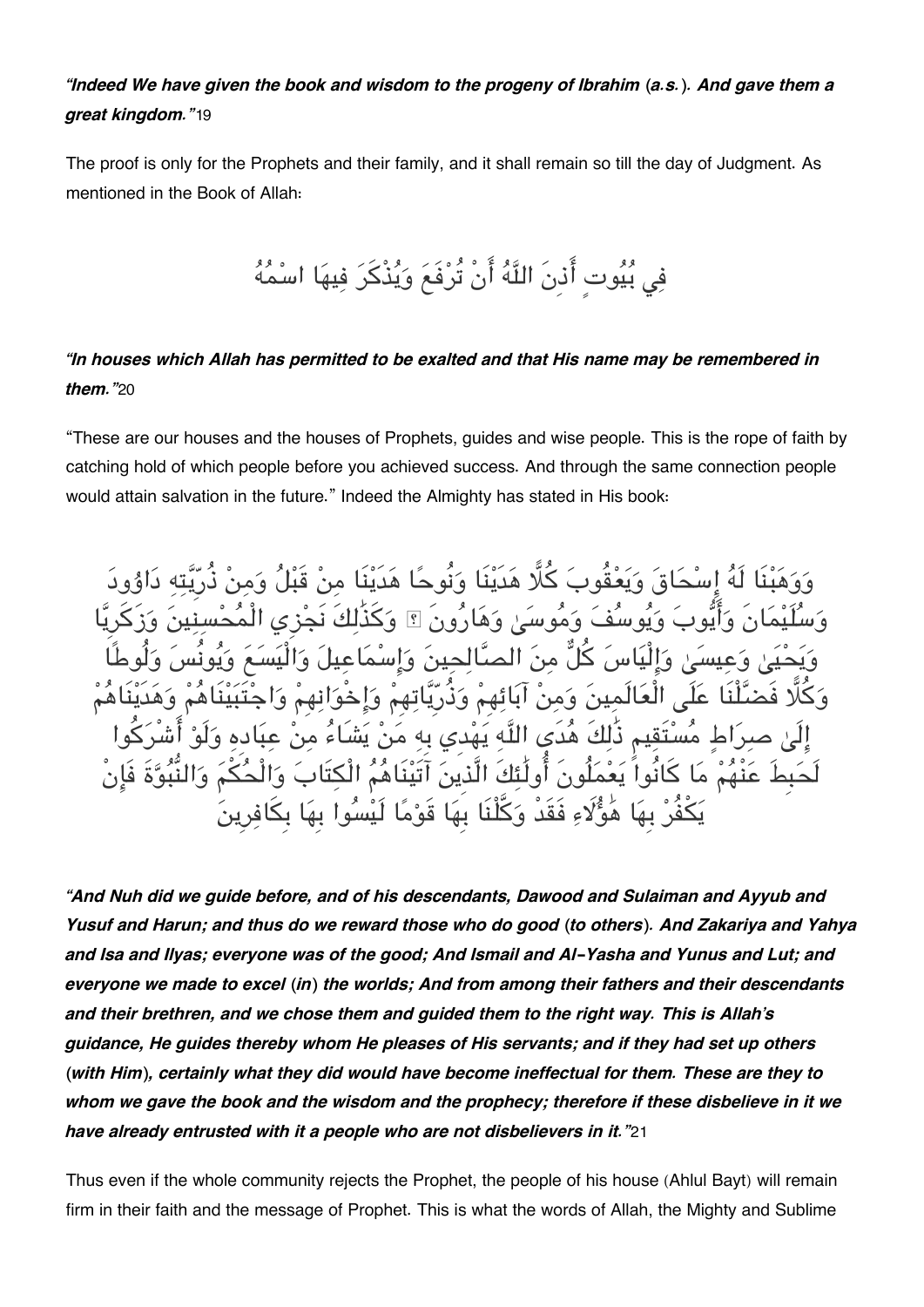*“Indeed We have given the book and wisdom to the progeny of Ibrahim (a.s.). And gave them a great kingdom.”*19

The proof is only for the Prophets and their family, and it shall remain so till the day of Judgment. As mentioned in the Book of Allah:

فِي بُيُوتٍ أَذِنَ اللَّهُ أَنْ تُرْفَعَ وَيُذْكَرَ فِيهَا اسْمُهُ

*“In houses which Allah has permitted to be exalted and that His name may be remembered in them.”*20

“These are our houses and the houses of Prophets, guides and wise people. This is the rope of faith by catching hold of which people before you achieved success. And through the same connection people would attain salvation in the future.” Indeed the Almighty has stated in His book:

وَوَهَبْنَا لَهُ إِسْحَاقَ وَيَعْقُوبَ كُلًّا هَدَيْنَا وَنُوحًا هَدَيْنَا مِنْ قَبْلُ وَمِنْ ذُرِّيَّتِهِ دَاوُودَ وَسُلَيْمَانَ وَأَيُّوبَ وَيُوسُفَ وَمُوسَىٰ وَهَارُونَ ۚ وَكَذَٰلِكَ نَجْزِي الْمُحْسِنِينَ وَزَكَرِيَّا وَيَحْيَىٰ وَعِيسَىٰ وَإِلْيَاسَ كُلٌّ مِنَ الصَّالِحِينَ وَإِسْمَاعِيلَ وَالْيَسَعَ وَيُونُسَ وَلُوطًا وَكُلًّا فَضَّلْنَا عَلَى الْعَالَمِينَ وَمِنْ آبَائِهِمْ وَذُرِّيَّاتِهِمْ وَإِخْوَانِهِمْ وَاجْتَبَيْنَاهُمْ وَهَدَيْنَاهُمْ إِلَىٰ صِرَاطٍ مُسْتَقِيمٍ ذَٰلِكَ هُدَى اللَّهِ يَهْدِي بِهِ مَنْ يَشَاءُ مِنْ عِبَادِهِ وَلَوْ أَشْرَكُوا لَحَبِطَ عَنْهُمْ مَا كَانُوا يَعْمَلُونَ أُولَٰئِكَ الَّذِينَ آتَيْنَاهُمُ الْكِتَابَ وَالْحُكْمَ وَالنُّبُوَّةَ فَإِنْ يَكْفُرْ بِهَا هَٰؤُلَاءِ فَقَدْ وَكَّلْنَا بِهَا قَوْمًا لَيْسُوا بِهَا بِكَافِرِينَ

*“And Nuh did we guide before, and of his descendants, Dawood and Sulaiman and Ayyub and Yusuf and Harun; and thus do we reward those who do good (to others). And Zakariya and Yahya and Isa and Ilyas; everyone was of the good; And Ismail and Al-Yasha and Yunus and Lut; and everyone we made to excel (in) the worlds; And from among their fathers and their descendants and their brethren, and we chose them and guided them to the right way. This is Allah’s guidance, He guides thereby whom He pleases of His servants; and if they had set up others (with Him), certainly what they did would have become ineffectual for them. These are they to whom we gave the book and the wisdom and the prophecy; therefore if these disbelieve in it we have already entrusted with it a people who are not disbelievers in it.”*21

Thus even if the whole community rejects the Prophet, the people of his house (Ahlul Bayt) will remain firm in their faith and the message of Prophet. This is what the words of Allah, the Mighty and Sublime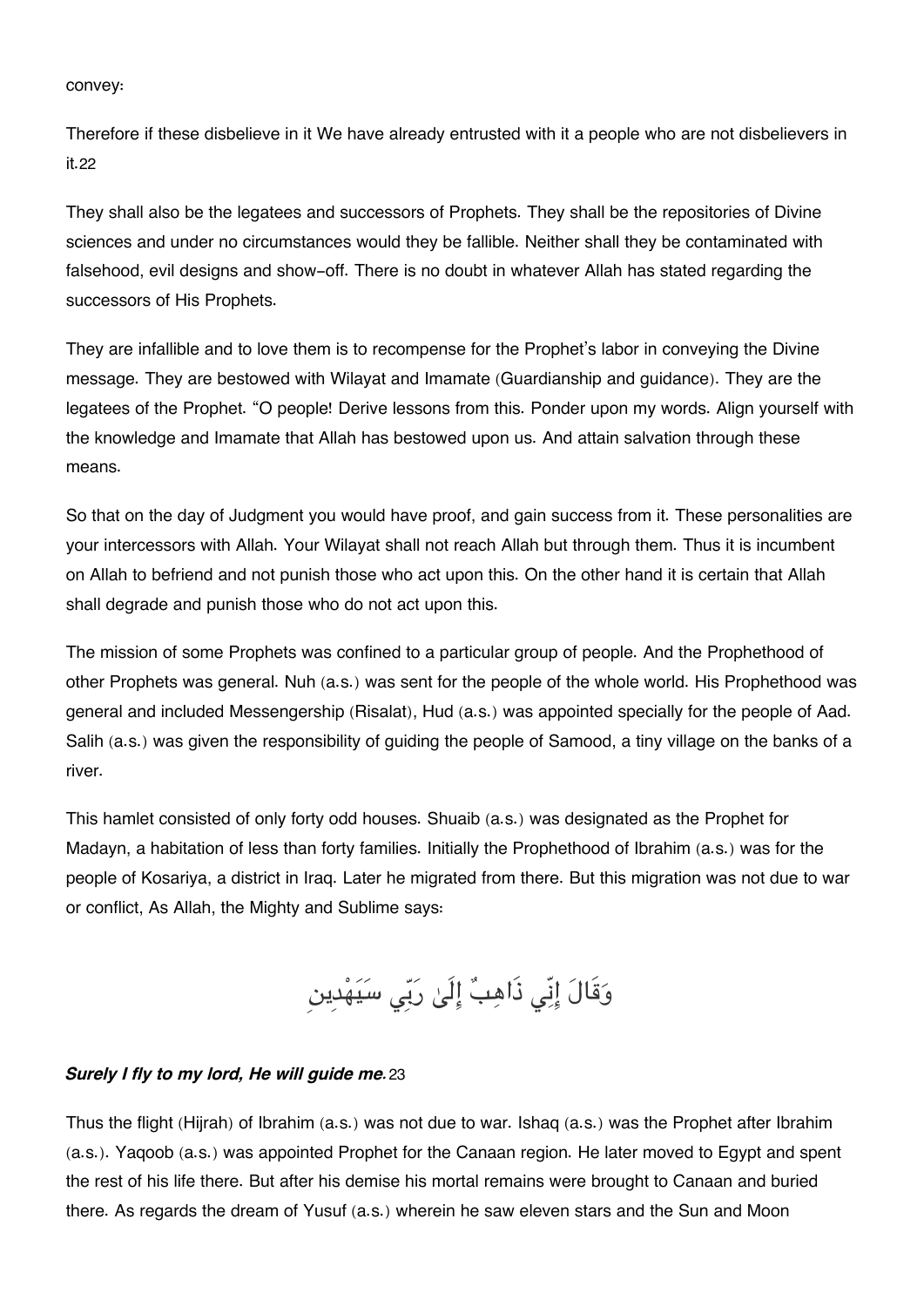convey:

Therefore if these disbelieve in it We have already entrusted with it a people who are not disbelievers in it.22

They shall also be the legatees and successors of Prophets. They shall be the repositories of Divine sciences and under no circumstances would they be fallible. Neither shall they be contaminated with falsehood, evil designs and show-off. There is no doubt in whatever Allah has stated regarding the successors of His Prophets.

They are infallible and to love them is to recompense for the Prophet's labor in conveying the Divine message. They are bestowed with Wilayat and Imamate (Guardianship and guidance). They are the legatees of the Prophet. "O people! Derive lessons from this. Ponder upon my words. Align yourself with the knowledge and Imamate that Allah has bestowed upon us. And attain salvation through these means.

So that on the day of Judgment you would have proof, and gain success from it. These personalities are your intercessors with Allah. Your Wilayat shall not reach Allah but through them. Thus it is incumbent on Allah to befriend and not punish those who act upon this. On the other hand it is certain that Allah shall degrade and punish those who do not act upon this.

The mission of some Prophets was confined to a particular group of people. And the Prophethood of other Prophets was general. Nuh (a.s.) was sent for the people of the whole world. His Prophethood was general and included Messengership (Risalat), Hud (a.s.) was appointed specially for the people of Aad. Salih (a.s.) was given the responsibility of guiding the people of Samood, a tiny village on the banks of a river.

This hamlet consisted of only forty odd houses. Shuaib (a.s.) was designated as the Prophet for Madayn, a habitation of less than forty families. Initially the Prophethood of Ibrahim (a.s.) was for the people of Kosariya, a district in Iraq. Later he migrated from there. But this migration was not due to war or conflict, As Allah, the Mighty and Sublime says:

وَقَالَ إِنِّي ذَاهِبٌ إِلَىٰ رَبِّي سَيَهْدِينِ

***Surely I fly to my lord, He will guide me.*** 23

Thus the flight (Hijrah) of Ibrahim (a.s.) was not due to war. Ishaq (a.s.) was the Prophet after Ibrahim (a.s.). Yaqoob (a.s.) was appointed Prophet for the Canaan region. He later moved to Egypt and spent the rest of his life there. But after his demise his mortal remains were brought to Canaan and buried there. As regards the dream of Yusuf (a.s.) wherein he saw eleven stars and the Sun and Moon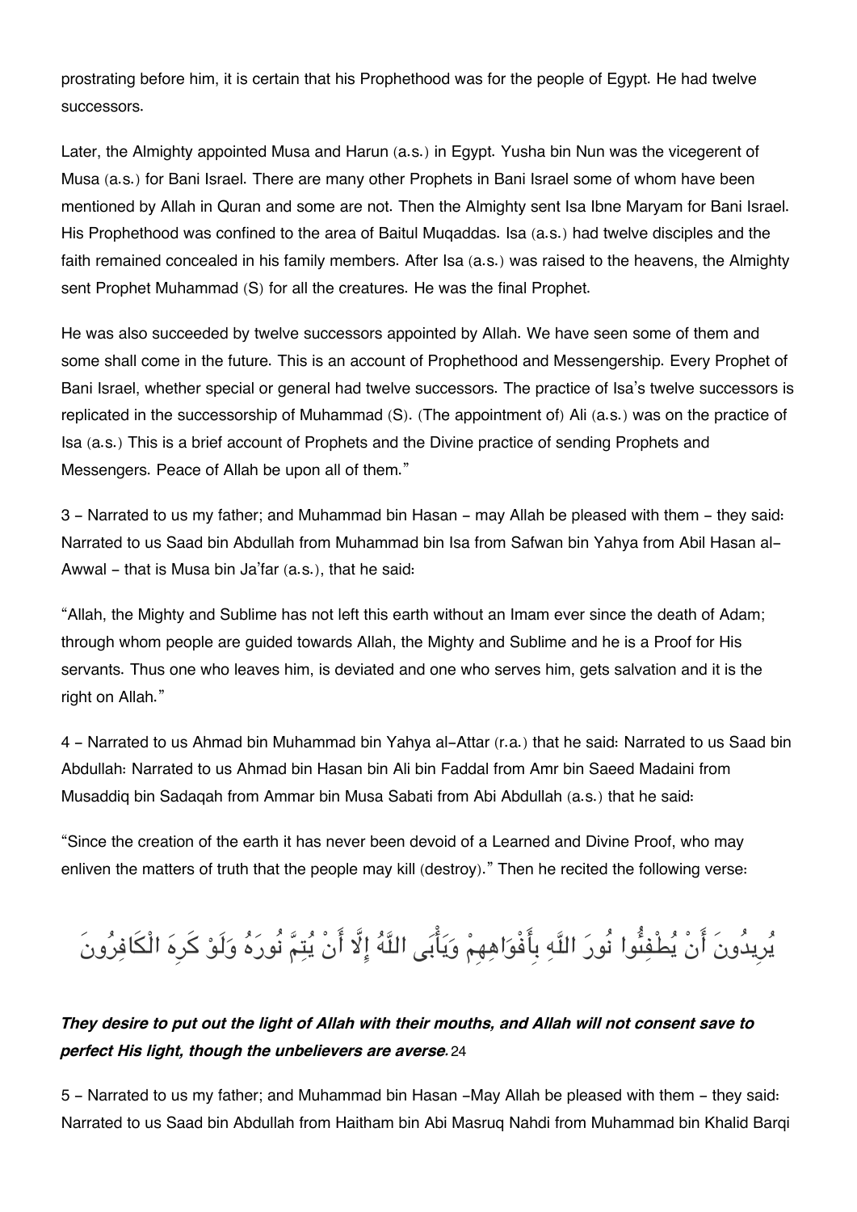prostrating before him, it is certain that his Prophethood was for the people of Egypt. He had twelve successors.

Later, the Almighty appointed Musa and Harun (a.s.) in Egypt. Yusha bin Nun was the vicegerent of Musa (a.s.) for Bani Israel. There are many other Prophets in Bani Israel some of whom have been mentioned by Allah in Quran and some are not. Then the Almighty sent Isa Ibne Maryam for Bani Israel. His Prophethood was confined to the area of Baitul Muqaddas. Isa (a.s.) had twelve disciples and the faith remained concealed in his family members. After Isa (a.s.) was raised to the heavens, the Almighty sent Prophet Muhammad (S) for all the creatures. He was the final Prophet.

He was also succeeded by twelve successors appointed by Allah. We have seen some of them and some shall come in the future. This is an account of Prophethood and Messengership. Every Prophet of Bani Israel, whether special or general had twelve successors. The practice of Isa's twelve successors is replicated in the successorship of Muhammad (S). (The appointment of) Ali (a.s.) was on the practice of Isa (a.s.) This is a brief account of Prophets and the Divine practice of sending Prophets and Messengers. Peace of Allah be upon all of them."

3 - Narrated to us my father; and Muhammad bin Hasan - may Allah be pleased with them - they said: Narrated to us Saad bin Abdullah from Muhammad bin Isa from Safwan bin Yahya from Abil Hasan al-Awwal - that is Musa bin Ja'far (a.s.), that he said:

"Allah, the Mighty and Sublime has not left this earth without an Imam ever since the death of Adam; through whom people are guided towards Allah, the Mighty and Sublime and he is a Proof for His servants. Thus one who leaves him, is deviated and one who serves him, gets salvation and it is the right on Allah."

4 - Narrated to us Ahmad bin Muhammad bin Yahya al-Attar (r.a.) that he said: Narrated to us Saad bin Abdullah: Narrated to us Ahmad bin Hasan bin Ali bin Faddal from Amr bin Saeed Madaini from Musaddiq bin Sadaqah from Ammar bin Musa Sabati from Abi Abdullah (a.s.) that he said:

"Since the creation of the earth it has never been devoid of a Learned and Divine Proof, who may enliven the matters of truth that the people may kill (destroy)." Then he recited the following verse:

يُرِيدُونَ أَنْ يُطْفِئُوا نُورَ اللَّهِ بِأَفْوَاهِهِمْ وَيَأْبَى اللَّهُ إِلَّا أَنْ يُتِمَّ نُورَهُ وَلَوْ كَرِهَ الْكَافِرُونَ

***They desire to put out the light of Allah with their mouths, and Allah will not consent save to perfect His light, though the unbelievers are averse.*** 24

5 - Narrated to us my father; and Muhammad bin Hasan -May Allah be pleased with them - they said: Narrated to us Saad bin Abdullah from Haitham bin Abi Masruq Nahdi from Muhammad bin Khalid Barqi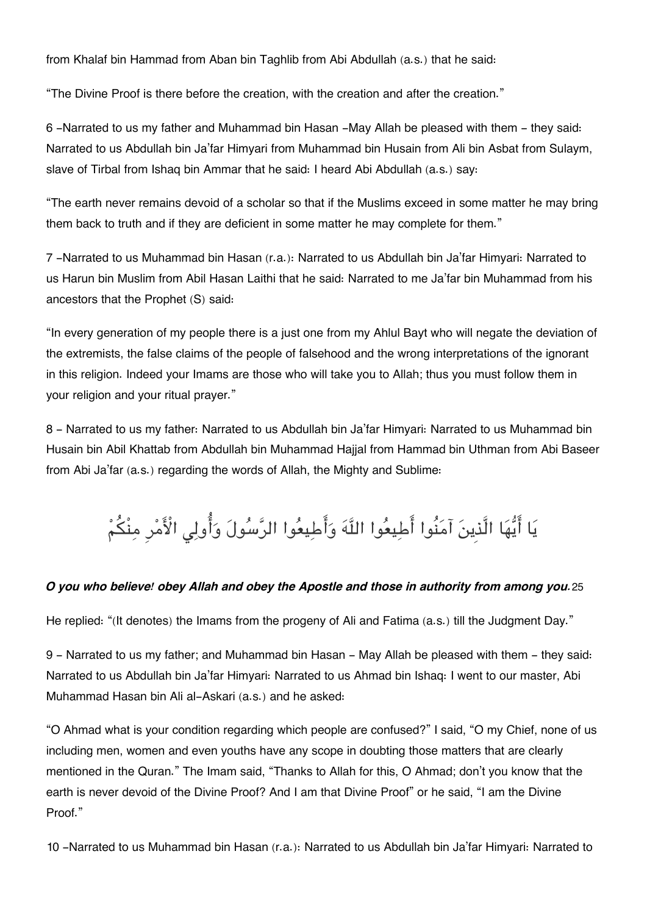from Khalaf bin Hammad from Aban bin Taghlib from Abi Abdullah (a.s.) that he said:

“The Divine Proof is there before the creation, with the creation and after the creation.”

6 –Narrated to us my father and Muhammad bin Hasan –May Allah be pleased with them – they said: Narrated to us Abdullah bin Ja’far Himyari from Muhammad bin Husain from Ali bin Asbat from Sulaym, slave of Tirbal from Ishaq bin Ammar that he said: I heard Abi Abdullah (a.s.) say:

“The earth never remains devoid of a scholar so that if the Muslims exceed in some matter he may bring them back to truth and if they are deficient in some matter he may complete for them.”

7 –Narrated to us Muhammad bin Hasan (r.a.): Narrated to us Abdullah bin Ja’far Himyari: Narrated to us Harun bin Muslim from Abil Hasan Laithi that he said: Narrated to me Ja’far bin Muhammad from his ancestors that the Prophet (S) said:

“In every generation of my people there is a just one from my Ahlul Bayt who will negate the deviation of the extremists, the false claims of the people of falsehood and the wrong interpretations of the ignorant in this religion. Indeed your Imams are those who will take you to Allah; thus you must follow them in your religion and your ritual prayer.”

8 – Narrated to us my father: Narrated to us Abdullah bin Ja’far Himyari: Narrated to us Muhammad bin Husain bin Abil Khattab from Abdullah bin Muhammad Hajjal from Hammad bin Uthman from Abi Baseer from Abi Ja’far (a.s.) regarding the words of Allah, the Mighty and Sublime:

يَا أَيُّهَا الَّذِينَ آمَنُوا أَطِيعُوا اللَّهَ وَأَطِيعُوا الرَّسُولَ وَأُولِي الْأَمْرِ مِنْكُمْ

***O you who believe! obey Allah and obey the Apostle and those in authority from among you.*** 25

He replied: “(It denotes) the Imams from the progeny of Ali and Fatima (a.s.) till the Judgment Day.”

9 – Narrated to us my father; and Muhammad bin Hasan – May Allah be pleased with them – they said: Narrated to us Abdullah bin Ja’far Himyari: Narrated to us Ahmad bin Ishaq: I went to our master, Abi Muhammad Hasan bin Ali al-Askari (a.s.) and he asked:

“O Ahmad what is your condition regarding which people are confused?” I said, “O my Chief, none of us including men, women and even youths have any scope in doubting those matters that are clearly mentioned in the Quran.” The Imam said, “Thanks to Allah for this, O Ahmad; don’t you know that the earth is never devoid of the Divine Proof? And I am that Divine Proof” or he said, “I am the Divine Proof.”

10 –Narrated to us Muhammad bin Hasan (r.a.): Narrated to us Abdullah bin Ja’far Himyari: Narrated to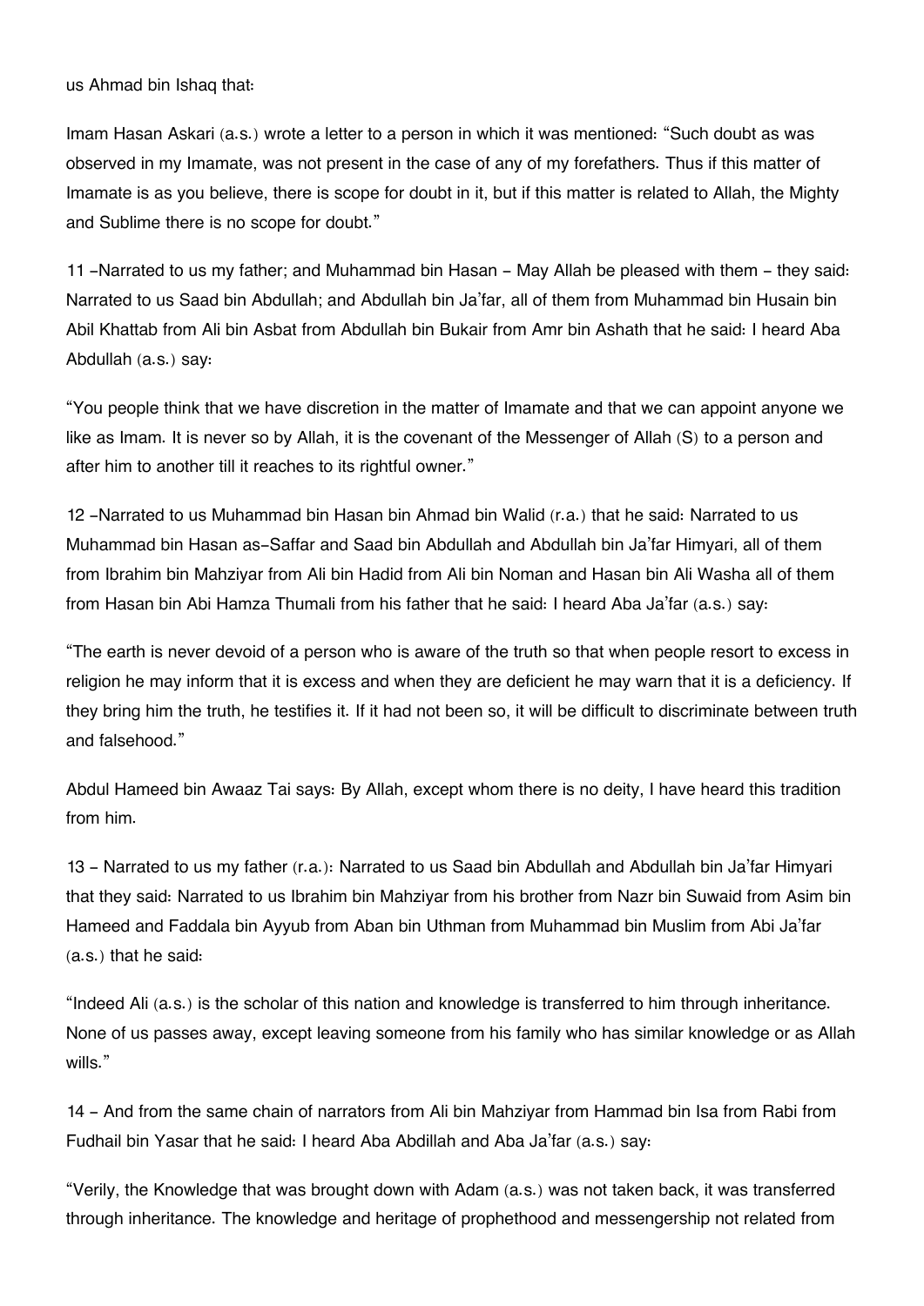us Ahmad bin Ishaq that:

Imam Hasan Askari (a.s.) wrote a letter to a person in which it was mentioned: "Such doubt as was observed in my Imamate, was not present in the case of any of my forefathers. Thus if this matter of Imamate is as you believe, there is scope for doubt in it, but if this matter is related to Allah, the Mighty and Sublime there is no scope for doubt."

11 –Narrated to us my father; and Muhammad bin Hasan – May Allah be pleased with them – they said: Narrated to us Saad bin Abdullah; and Abdullah bin Ja'far, all of them from Muhammad bin Husain bin Abil Khattab from Ali bin Asbat from Abdullah bin Bukair from Amr bin Ashath that he said: I heard Aba Abdullah (a.s.) say:

"You people think that we have discretion in the matter of Imamate and that we can appoint anyone we like as Imam. It is never so by Allah, it is the covenant of the Messenger of Allah (S) to a person and after him to another till it reaches to its rightful owner."

12 –Narrated to us Muhammad bin Hasan bin Ahmad bin Walid (r.a.) that he said: Narrated to us Muhammad bin Hasan as-Saffar and Saad bin Abdullah and Abdullah bin Ja'far Himyari, all of them from Ibrahim bin Mahziyar from Ali bin Hadid from Ali bin Noman and Hasan bin Ali Washa all of them from Hasan bin Abi Hamza Thumali from his father that he said: I heard Aba Ja'far (a.s.) say:

"The earth is never devoid of a person who is aware of the truth so that when people resort to excess in religion he may inform that it is excess and when they are deficient he may warn that it is a deficiency. If they bring him the truth, he testifies it. If it had not been so, it will be difficult to discriminate between truth and falsehood."

Abdul Hameed bin Awaaz Tai says: By Allah, except whom there is no deity, I have heard this tradition from him.

13 – Narrated to us my father (r.a.): Narrated to us Saad bin Abdullah and Abdullah bin Ja'far Himyari that they said: Narrated to us Ibrahim bin Mahziyar from his brother from Nazr bin Suwaid from Asim bin Hameed and Faddala bin Ayyub from Aban bin Uthman from Muhammad bin Muslim from Abi Ja'far (a.s.) that he said:

"Indeed Ali (a.s.) is the scholar of this nation and knowledge is transferred to him through inheritance. None of us passes away, except leaving someone from his family who has similar knowledge or as Allah wills."

14 – And from the same chain of narrators from Ali bin Mahziyar from Hammad bin Isa from Rabi from Fudhail bin Yasar that he said: I heard Aba Abdillah and Aba Ja'far (a.s.) say:

"Verily, the Knowledge that was brought down with Adam (a.s.) was not taken back, it was transferred through inheritance. The knowledge and heritage of prophethood and messengership not related from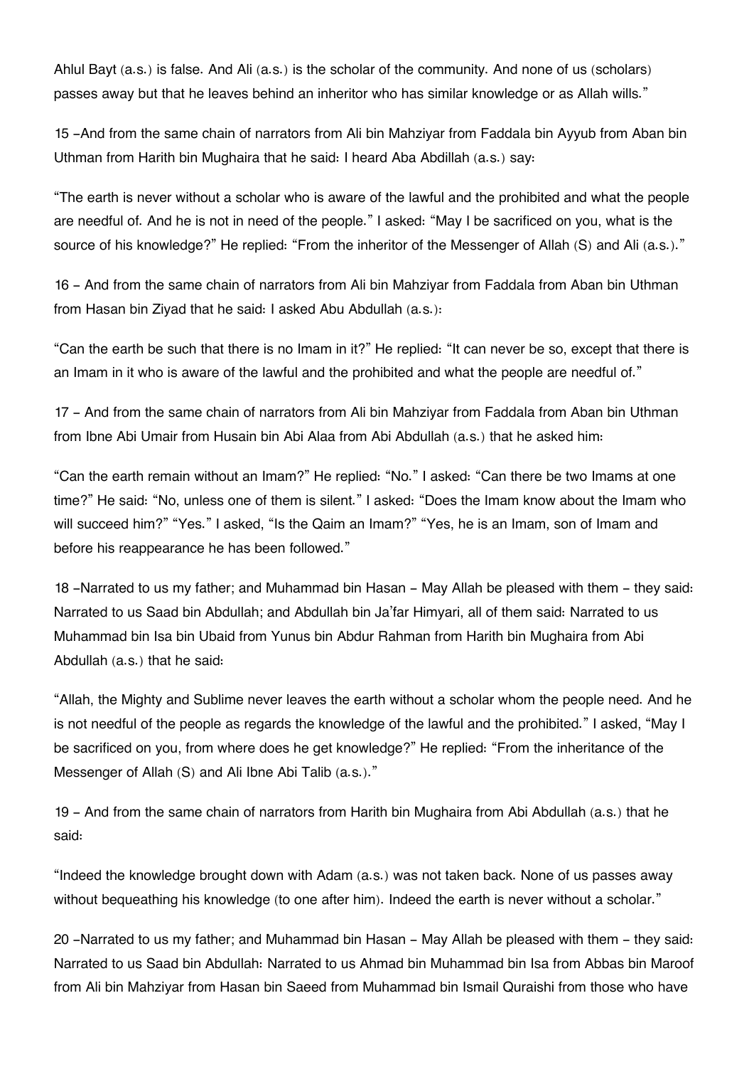Ahlul Bayt (a.s.) is false. And Ali (a.s.) is the scholar of the community. And none of us (scholars) passes away but that he leaves behind an inheritor who has similar knowledge or as Allah wills."

15 –And from the same chain of narrators from Ali bin Mahziyar from Faddala bin Ayyub from Aban bin Uthman from Harith bin Mughaira that he said: I heard Aba Abdillah (a.s.) say:

"The earth is never without a scholar who is aware of the lawful and the prohibited and what the people are needful of. And he is not in need of the people." I asked: "May I be sacrificed on you, what is the source of his knowledge?" He replied: "From the inheritor of the Messenger of Allah (S) and Ali (a.s.)."

16 – And from the same chain of narrators from Ali bin Mahziyar from Faddala from Aban bin Uthman from Hasan bin Ziyad that he said: I asked Abu Abdullah (a.s.):

"Can the earth be such that there is no Imam in it?" He replied: "It can never be so, except that there is an Imam in it who is aware of the lawful and the prohibited and what the people are needful of."

17 – And from the same chain of narrators from Ali bin Mahziyar from Faddala from Aban bin Uthman from Ibne Abi Umair from Husain bin Abi Alaa from Abi Abdullah (a.s.) that he asked him:

"Can the earth remain without an Imam?" He replied: "No." I asked: "Can there be two Imams at one time?" He said: "No, unless one of them is silent." I asked: "Does the Imam know about the Imam who will succeed him?" "Yes." I asked, "Is the Qaim an Imam?" "Yes, he is an Imam, son of Imam and before his reappearance he has been followed."

18 –Narrated to us my father; and Muhammad bin Hasan – May Allah be pleased with them – they said: Narrated to us Saad bin Abdullah; and Abdullah bin Ja'far Himyari, all of them said: Narrated to us Muhammad bin Isa bin Ubaid from Yunus bin Abdur Rahman from Harith bin Mughaira from Abi Abdullah (a.s.) that he said:

"Allah, the Mighty and Sublime never leaves the earth without a scholar whom the people need. And he is not needful of the people as regards the knowledge of the lawful and the prohibited." I asked, "May I be sacrificed on you, from where does he get knowledge?" He replied: "From the inheritance of the Messenger of Allah (S) and Ali Ibne Abi Talib (a.s.)."

19 – And from the same chain of narrators from Harith bin Mughaira from Abi Abdullah (a.s.) that he said:

"Indeed the knowledge brought down with Adam (a.s.) was not taken back. None of us passes away without bequeathing his knowledge (to one after him). Indeed the earth is never without a scholar."

20 –Narrated to us my father; and Muhammad bin Hasan – May Allah be pleased with them – they said: Narrated to us Saad bin Abdullah: Narrated to us Ahmad bin Muhammad bin Isa from Abbas bin Maroof from Ali bin Mahziyar from Hasan bin Saeed from Muhammad bin Ismail Quraishi from those who have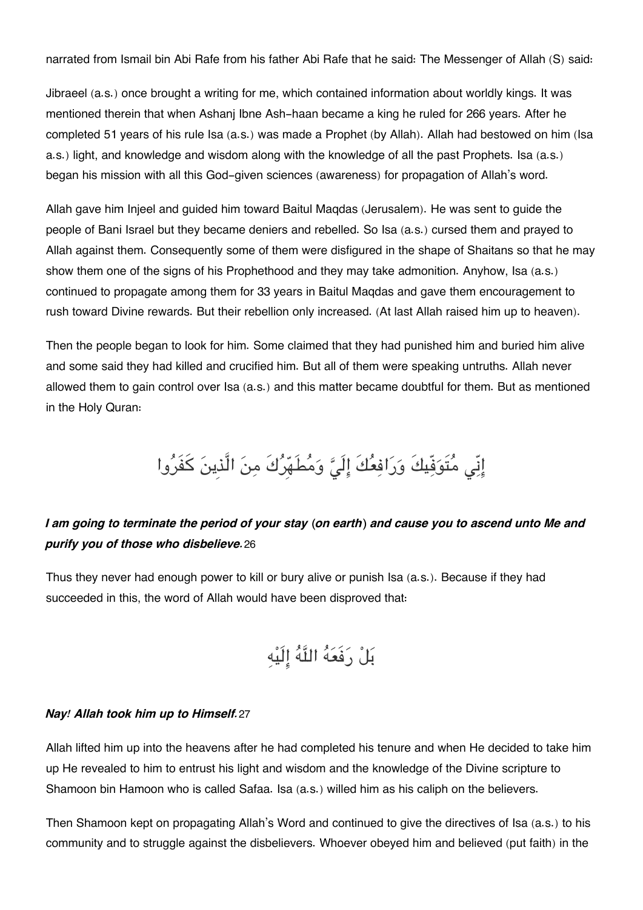narrated from Ismail bin Abi Rafe from his father Abi Rafe that he said: The Messenger of Allah (S) said:

Jibraeel (a.s.) once brought a writing for me, which contained information about worldly kings. It was mentioned therein that when Ashanj Ibne Ash-haan became a king he ruled for 266 years. After he completed 51 years of his rule Isa (a.s.) was made a Prophet (by Allah). Allah had bestowed on him (Isa a.s.) light, and knowledge and wisdom along with the knowledge of all the past Prophets. Isa (a.s.) began his mission with all this God-given sciences (awareness) for propagation of Allah's word.

Allah gave him Injeel and guided him toward Baitul Maqdas (Jerusalem). He was sent to guide the people of Bani Israel but they became deniers and rebelled. So Isa (a.s.) cursed them and prayed to Allah against them. Consequently some of them were disfigured in the shape of Shaitans so that he may show them one of the signs of his Prophethood and they may take admonition. Anyhow, Isa (a.s.) continued to propagate among them for 33 years in Baitul Maqdas and gave them encouragement to rush toward Divine rewards. But their rebellion only increased. (At last Allah raised him up to heaven).

Then the people began to look for him. Some claimed that they had punished him and buried him alive and some said they had killed and crucified him. But all of them were speaking untruths. Allah never allowed them to gain control over Isa (a.s.) and this matter became doubtful for them. But as mentioned in the Holy Quran:

إِنِّي مُتَوَفِّيكَ وَرَافِعُكَ إِلَيَّ وَمُطَهِّرُكَ مِنَ الَّذِينَ كَفَرُوا

***I am going to terminate the period of your stay (on earth) and cause you to ascend unto Me and purify you of those who disbelieve.*** 26

Thus they never had enough power to kill or bury alive or punish Isa (a.s.). Because if they had succeeded in this, the word of Allah would have been disproved that:

بَلْ رَفَعَهُ اللَّهُ إِلَيْهِ

***Nay! Allah took him up to Himself.*** 27

Allah lifted him up into the heavens after he had completed his tenure and when He decided to take him up He revealed to him to entrust his light and wisdom and the knowledge of the Divine scripture to Shamoon bin Hamoon who is called Safaa. Isa (a.s.) willed him as his caliph on the believers.

Then Shamoon kept on propagating Allah's Word and continued to give the directives of Isa (a.s.) to his community and to struggle against the disbelievers. Whoever obeyed him and believed (put faith) in the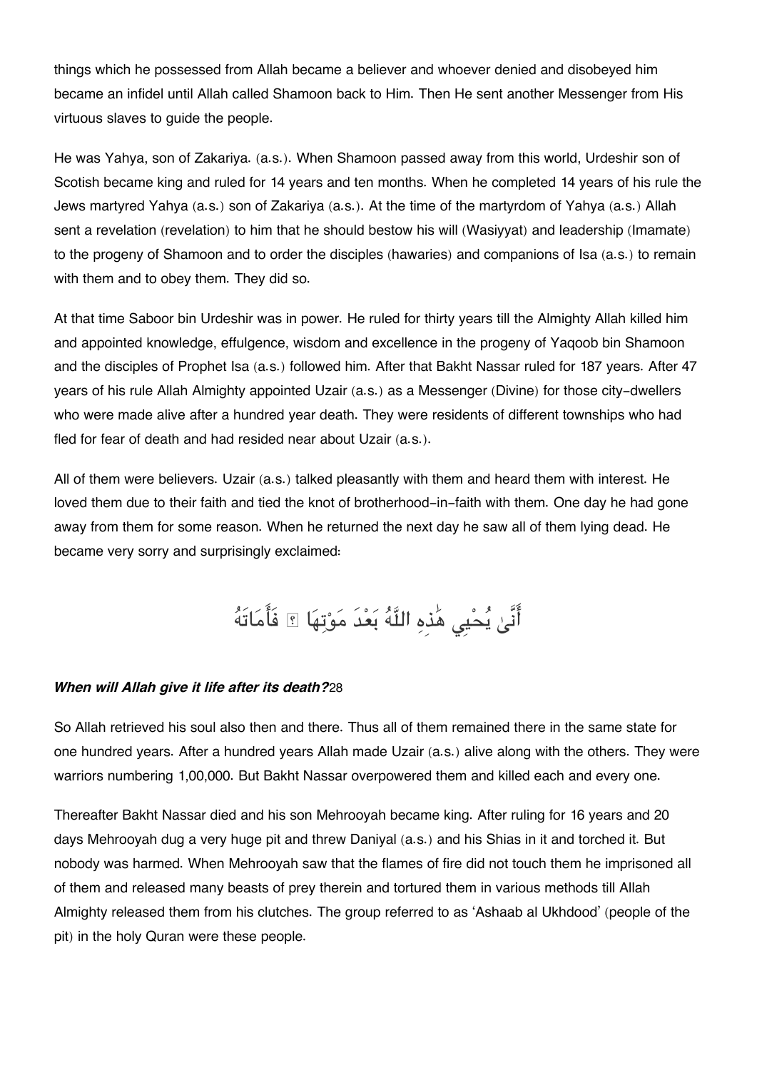things which he possessed from Allah became a believer and whoever denied and disobeyed him became an infidel until Allah called Shamoon back to Him. Then He sent another Messenger from His virtuous slaves to guide the people.

He was Yahya, son of Zakariya. (a.s.). When Shamoon passed away from this world, Urdeshir son of Scotish became king and ruled for 14 years and ten months. When he completed 14 years of his rule the Jews martyred Yahya (a.s.) son of Zakariya (a.s.). At the time of the martyrdom of Yahya (a.s.) Allah sent a revelation (revelation) to him that he should bestow his will (Wasiyyat) and leadership (Imamate) to the progeny of Shamoon and to order the disciples (hawaries) and companions of Isa (a.s.) to remain with them and to obey them. They did so.

At that time Saboor bin Urdeshir was in power. He ruled for thirty years till the Almighty Allah killed him and appointed knowledge, effulgence, wisdom and excellence in the progeny of Yaqoob bin Shamoon and the disciples of Prophet Isa (a.s.) followed him. After that Bakht Nassar ruled for 187 years. After 47 years of his rule Allah Almighty appointed Uzair (a.s.) as a Messenger (Divine) for those city-dwellers who were made alive after a hundred year death. They were residents of different townships who had fled for fear of death and had resided near about Uzair (a.s.).

All of them were believers. Uzair (a.s.) talked pleasantly with them and heard them with interest. He loved them due to their faith and tied the knot of brotherhood-in-faith with them. One day he had gone away from them for some reason. When he returned the next day he saw all of them lying dead. He became very sorry and surprisingly exclaimed:

أَنَّىٰ يُحْيِي هَٰذِهِ اللَّهُ بَعْدَ مَوْتِهَا ۖ فَأَمَاتَهُ

***When will Allah give it life after its death?***28

So Allah retrieved his soul also then and there. Thus all of them remained there in the same state for one hundred years. After a hundred years Allah made Uzair (a.s.) alive along with the others. They were warriors numbering 1,00,000. But Bakht Nassar overpowered them and killed each and every one.

Thereafter Bakht Nassar died and his son Mehrooyah became king. After ruling for 16 years and 20 days Mehrooyah dug a very huge pit and threw Daniyal (a.s.) and his Shias in it and torched it. But nobody was harmed. When Mehrooyah saw that the flames of fire did not touch them he imprisoned all of them and released many beasts of prey therein and tortured them in various methods till Allah Almighty released them from his clutches. The group referred to as 'Ashaab al Ukhdood' (people of the pit) in the holy Quran were these people.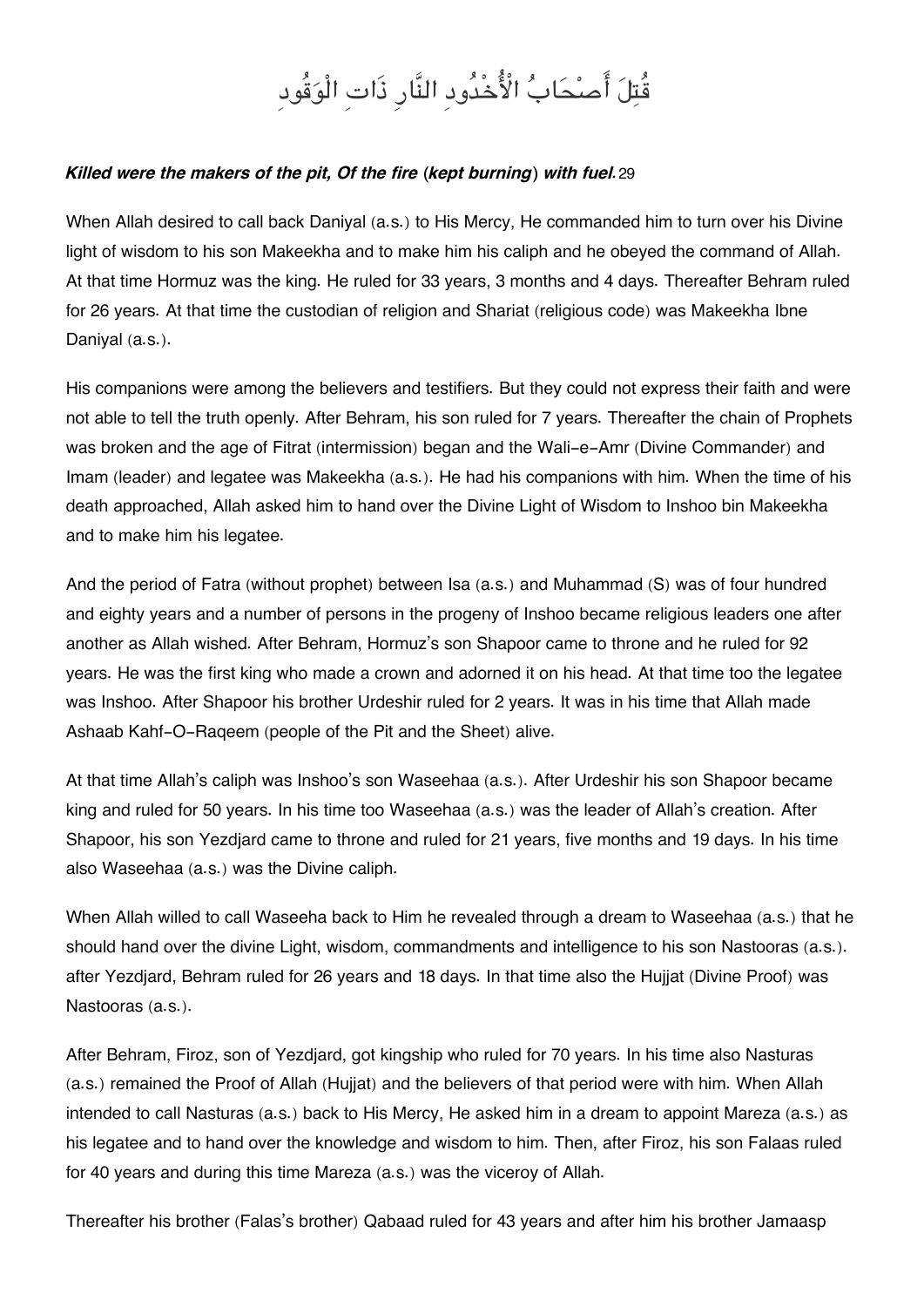قُتِلَ أَصْحَابُ الْأُخْدُودِ النَّارِ ذَاتِ الْوَقُودِ

***Killed were the makers of the pit, Of the fire (kept burning) with fuel.*** 29

When Allah desired to call back Daniyal (a.s.) to His Mercy, He commanded him to turn over his Divine light of wisdom to his son Makeekha and to make him his caliph and he obeyed the command of Allah. At that time Hormuz was the king. He ruled for 33 years, 3 months and 4 days. Thereafter Behram ruled for 26 years. At that time the custodian of religion and Shariat (religious code) was Makeekha Ibne Daniyal (a.s.).

His companions were among the believers and testifiers. But they could not express their faith and were not able to tell the truth openly. After Behram, his son ruled for 7 years. Thereafter the chain of Prophets was broken and the age of Fitrat (intermission) began and the Wali-e-Amr (Divine Commander) and Imam (leader) and legatee was Makeekha (a.s.). He had his companions with him. When the time of his death approached, Allah asked him to hand over the Divine Light of Wisdom to Inshoo bin Makeekha and to make him his legatee.

And the period of Fatra (without prophet) between Isa (a.s.) and Muhammad (S) was of four hundred and eighty years and a number of persons in the progeny of Inshoo became religious leaders one after another as Allah wished. After Behram, Hormuz's son Shapoor came to throne and he ruled for 92 years. He was the first king who made a crown and adorned it on his head. At that time too the legatee was Inshoo. After Shapoor his brother Urdeshir ruled for 2 years. It was in his time that Allah made Ashaab Kahf-O-Raqeem (people of the Pit and the Sheet) alive.

At that time Allah's caliph was Inshoo's son Waseehaa (a.s.). After Urdeshir his son Shapoor became king and ruled for 50 years. In his time too Waseehaa (a.s.) was the leader of Allah's creation. After Shapoor, his son Yezdjard came to throne and ruled for 21 years, five months and 19 days. In his time also Waseehaa (a.s.) was the Divine caliph.

When Allah willed to call Waseeha back to Him he revealed through a dream to Waseehaa (a.s.) that he should hand over the divine Light, wisdom, commandments and intelligence to his son Nastooras (a.s.). after Yezdjard, Behram ruled for 26 years and 18 days. In that time also the Hujjat (Divine Proof) was Nastooras (a.s.).

After Behram, Firoz, son of Yezdjard, got kingship who ruled for 70 years. In his time also Nasturas (a.s.) remained the Proof of Allah (Hujjat) and the believers of that period were with him. When Allah intended to call Nasturas (a.s.) back to His Mercy, He asked him in a dream to appoint Mareza (a.s.) as his legatee and to hand over the knowledge and wisdom to him. Then, after Firoz, his son Falaas ruled for 40 years and during this time Mareza (a.s.) was the viceroy of Allah.

Thereafter his brother (Falas's brother) Qabaad ruled for 43 years and after him his brother Jamaasp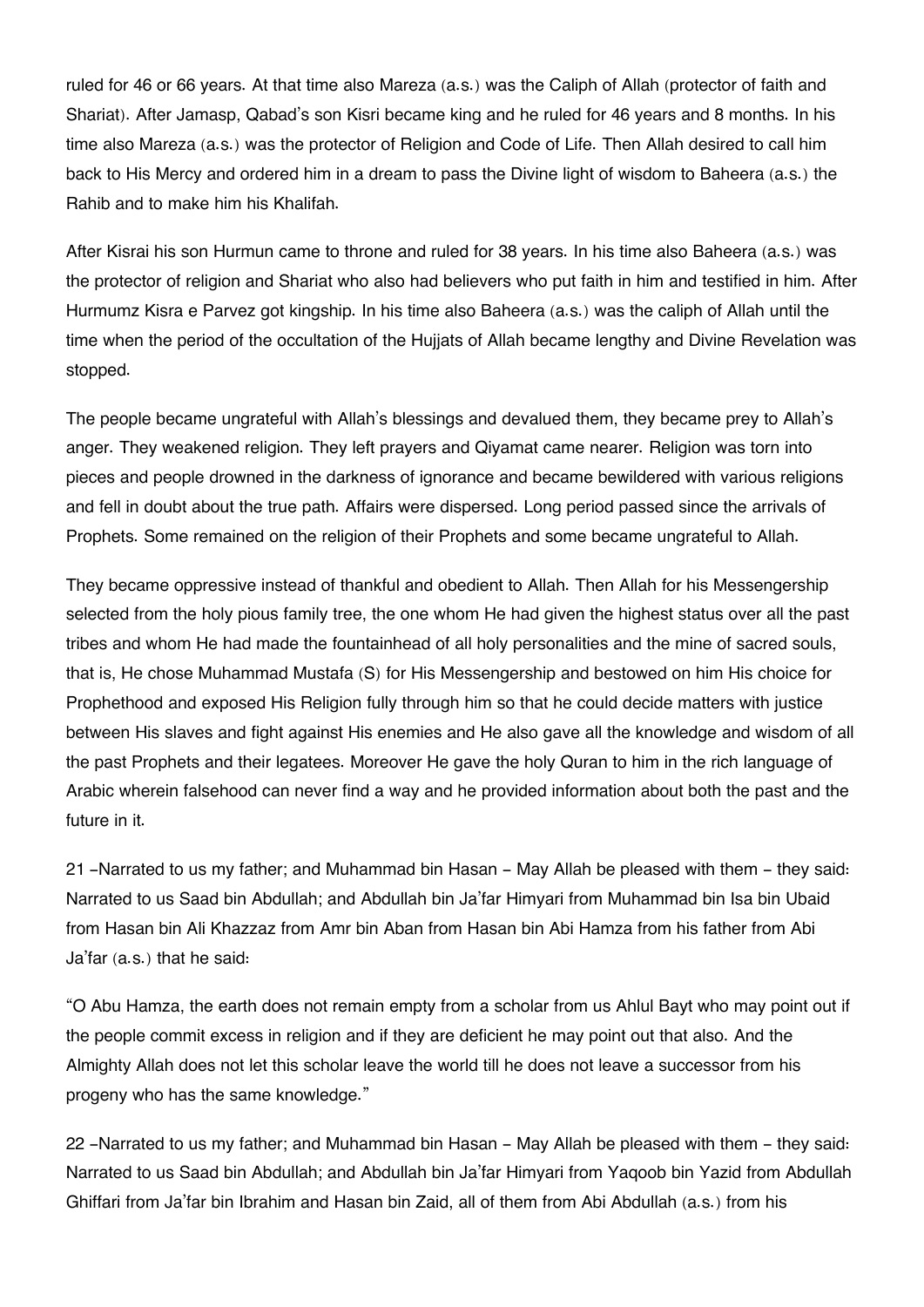ruled for 46 or 66 years. At that time also Mareza (a.s.) was the Caliph of Allah (protector of faith and Shariat). After Jamasp, Qabad's son Kisri became king and he ruled for 46 years and 8 months. In his time also Mareza (a.s.) was the protector of Religion and Code of Life. Then Allah desired to call him back to His Mercy and ordered him in a dream to pass the Divine light of wisdom to Baheera (a.s.) the Rahib and to make him his Khalifah.

After Kisrai his son Hurmun came to throne and ruled for 38 years. In his time also Baheera (a.s.) was the protector of religion and Shariat who also had believers who put faith in him and testified in him. After Hurmumz Kisra e Parvez got kingship. In his time also Baheera (a.s.) was the caliph of Allah until the time when the period of the occultation of the Hujjats of Allah became lengthy and Divine Revelation was stopped.

The people became ungrateful with Allah's blessings and devalued them, they became prey to Allah's anger. They weakened religion. They left prayers and Qiyamat came nearer. Religion was torn into pieces and people drowned in the darkness of ignorance and became bewildered with various religions and fell in doubt about the true path. Affairs were dispersed. Long period passed since the arrivals of Prophets. Some remained on the religion of their Prophets and some became ungrateful to Allah.

They became oppressive instead of thankful and obedient to Allah. Then Allah for his Messengership selected from the holy pious family tree, the one whom He had given the highest status over all the past tribes and whom He had made the fountainhead of all holy personalities and the mine of sacred souls, that is, He chose Muhammad Mustafa (S) for His Messengership and bestowed on him His choice for Prophethood and exposed His Religion fully through him so that he could decide matters with justice between His slaves and fight against His enemies and He also gave all the knowledge and wisdom of all the past Prophets and their legatees. Moreover He gave the holy Quran to him in the rich language of Arabic wherein falsehood can never find a way and he provided information about both the past and the future in it.

21 –Narrated to us my father; and Muhammad bin Hasan – May Allah be pleased with them – they said: Narrated to us Saad bin Abdullah; and Abdullah bin Ja'far Himyari from Muhammad bin Isa bin Ubaid from Hasan bin Ali Khazzaz from Amr bin Aban from Hasan bin Abi Hamza from his father from Abi Ja'far (a.s.) that he said:

"O Abu Hamza, the earth does not remain empty from a scholar from us Ahlul Bayt who may point out if the people commit excess in religion and if they are deficient he may point out that also. And the Almighty Allah does not let this scholar leave the world till he does not leave a successor from his progeny who has the same knowledge."

22 –Narrated to us my father; and Muhammad bin Hasan – May Allah be pleased with them – they said: Narrated to us Saad bin Abdullah; and Abdullah bin Ja'far Himyari from Yaqoob bin Yazid from Abdullah Ghiffari from Ja'far bin Ibrahim and Hasan bin Zaid, all of them from Abi Abdullah (a.s.) from his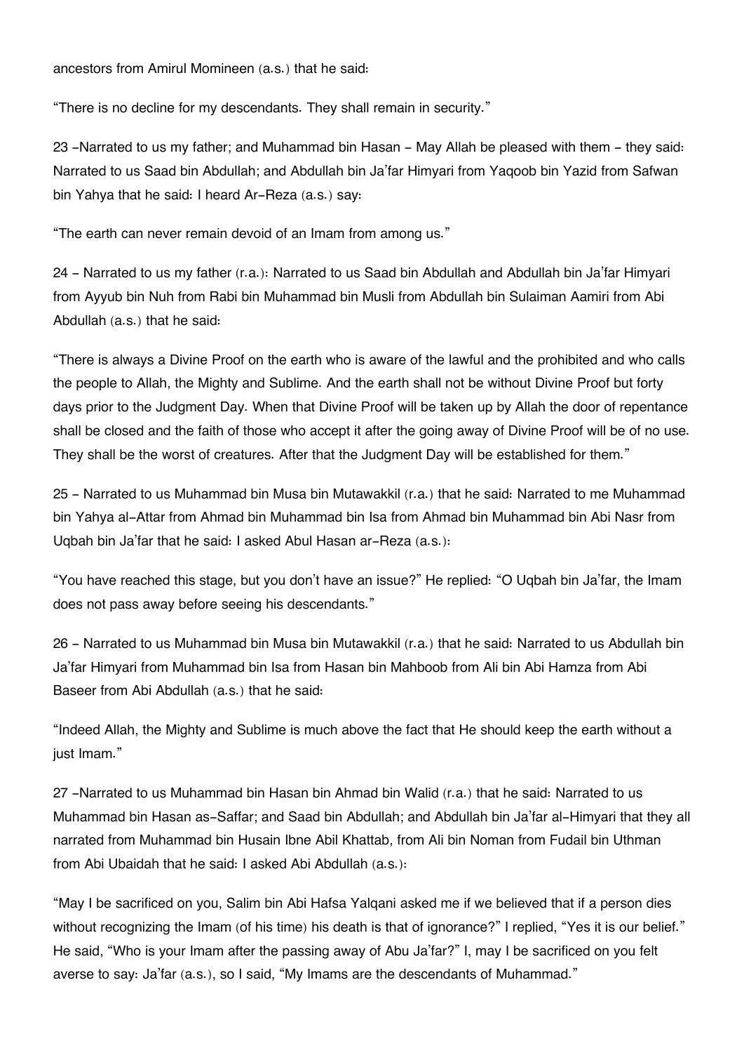ancestors from Amirul Momineen (a.s.) that he said:

"There is no decline for my descendants. They shall remain in security."

23 –Narrated to us my father; and Muhammad bin Hasan – May Allah be pleased with them – they said: Narrated to us Saad bin Abdullah; and Abdullah bin Ja'far Himyari from Yaqoob bin Yazid from Safwan bin Yahya that he said: I heard Ar-Reza (a.s.) say:

"The earth can never remain devoid of an Imam from among us."

24 – Narrated to us my father (r.a.): Narrated to us Saad bin Abdullah and Abdullah bin Ja'far Himyari from Ayyub bin Nuh from Rabi bin Muhammad bin Musli from Abdullah bin Sulaiman Aamiri from Abi Abdullah (a.s.) that he said:

"There is always a Divine Proof on the earth who is aware of the lawful and the prohibited and who calls the people to Allah, the Mighty and Sublime. And the earth shall not be without Divine Proof but forty days prior to the Judgment Day. When that Divine Proof will be taken up by Allah the door of repentance shall be closed and the faith of those who accept it after the going away of Divine Proof will be of no use. They shall be the worst of creatures. After that the Judgment Day will be established for them."

25 – Narrated to us Muhammad bin Musa bin Mutawakkil (r.a.) that he said: Narrated to me Muhammad bin Yahya al-Attar from Ahmad bin Muhammad bin Isa from Ahmad bin Muhammad bin Abi Nasr from Uqbah bin Ja'far that he said: I asked Abul Hasan ar-Reza (a.s.):

"You have reached this stage, but you don't have an issue?" He replied: "O Uqbah bin Ja'far, the Imam does not pass away before seeing his descendants."

26 – Narrated to us Muhammad bin Musa bin Mutawakkil (r.a.) that he said: Narrated to us Abdullah bin Ja'far Himyari from Muhammad bin Isa from Hasan bin Mahboob from Ali bin Abi Hamza from Abi Baseer from Abi Abdullah (a.s.) that he said:

"Indeed Allah, the Mighty and Sublime is much above the fact that He should keep the earth without a just Imam."

27 –Narrated to us Muhammad bin Hasan bin Ahmad bin Walid (r.a.) that he said: Narrated to us Muhammad bin Hasan as-Saffar; and Saad bin Abdullah; and Abdullah bin Ja'far al-Himyari that they all narrated from Muhammad bin Husain Ibne Abil Khattab, from Ali bin Noman from Fudail bin Uthman from Abi Ubaidah that he said: I asked Abi Abdullah (a.s.):

"May I be sacrificed on you, Salim bin Abi Hafsa Yalqani asked me if we believed that if a person dies without recognizing the Imam (of his time) his death is that of ignorance?" I replied, "Yes it is our belief." He said, "Who is your Imam after the passing away of Abu Ja'far?" I, may I be sacrificed on you felt averse to say: Ja'far (a.s.), so I said, "My Imams are the descendants of Muhammad."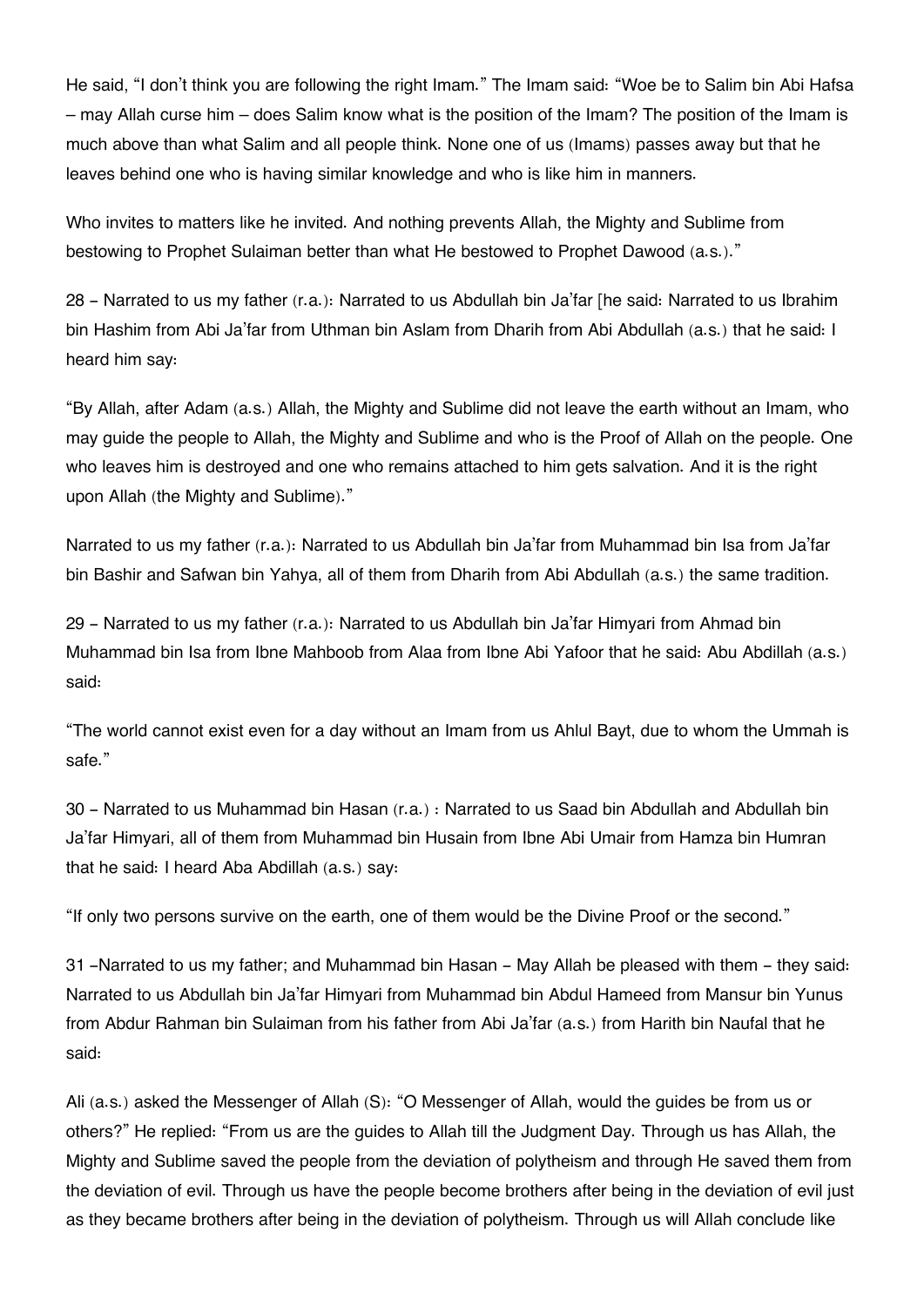He said, "I don't think you are following the right Imam." The Imam said: "Woe be to Salim bin Abi Hafsa – may Allah curse him – does Salim know what is the position of the Imam? The position of the Imam is much above than what Salim and all people think. None one of us (Imams) passes away but that he leaves behind one who is having similar knowledge and who is like him in manners.

Who invites to matters like he invited. And nothing prevents Allah, the Mighty and Sublime from bestowing to Prophet Sulaiman better than what He bestowed to Prophet Dawood (a.s.)."

28 – Narrated to us my father (r.a.): Narrated to us Abdullah bin Ja'far [he said: Narrated to us Ibrahim bin Hashim from Abi Ja'far from Uthman bin Aslam from Dharih from Abi Abdullah (a.s.) that he said: I heard him say:

"By Allah, after Adam (a.s.) Allah, the Mighty and Sublime did not leave the earth without an Imam, who may guide the people to Allah, the Mighty and Sublime and who is the Proof of Allah on the people. One who leaves him is destroyed and one who remains attached to him gets salvation. And it is the right upon Allah (the Mighty and Sublime)."

Narrated to us my father (r.a.): Narrated to us Abdullah bin Ja'far from Muhammad bin Isa from Ja'far bin Bashir and Safwan bin Yahya, all of them from Dharih from Abi Abdullah (a.s.) the same tradition.

29 – Narrated to us my father (r.a.): Narrated to us Abdullah bin Ja'far Himyari from Ahmad bin Muhammad bin Isa from Ibne Mahboob from Alaa from Ibne Abi Yafoor that he said: Abu Abdillah (a.s.) said:

"The world cannot exist even for a day without an Imam from us Ahlul Bayt, due to whom the Ummah is safe."

30 – Narrated to us Muhammad bin Hasan (r.a.) : Narrated to us Saad bin Abdullah and Abdullah bin Ja'far Himyari, all of them from Muhammad bin Husain from Ibne Abi Umair from Hamza bin Humran that he said: I heard Aba Abdillah (a.s.) say:

"If only two persons survive on the earth, one of them would be the Divine Proof or the second."

31 –Narrated to us my father; and Muhammad bin Hasan – May Allah be pleased with them – they said: Narrated to us Abdullah bin Ja'far Himyari from Muhammad bin Abdul Hameed from Mansur bin Yunus from Abdur Rahman bin Sulaiman from his father from Abi Ja'far (a.s.) from Harith bin Naufal that he said:

Ali (a.s.) asked the Messenger of Allah (S): "O Messenger of Allah, would the guides be from us or others?" He replied: "From us are the guides to Allah till the Judgment Day. Through us has Allah, the Mighty and Sublime saved the people from the deviation of polytheism and through He saved them from the deviation of evil. Through us have the people become brothers after being in the deviation of evil just as they became brothers after being in the deviation of polytheism. Through us will Allah conclude like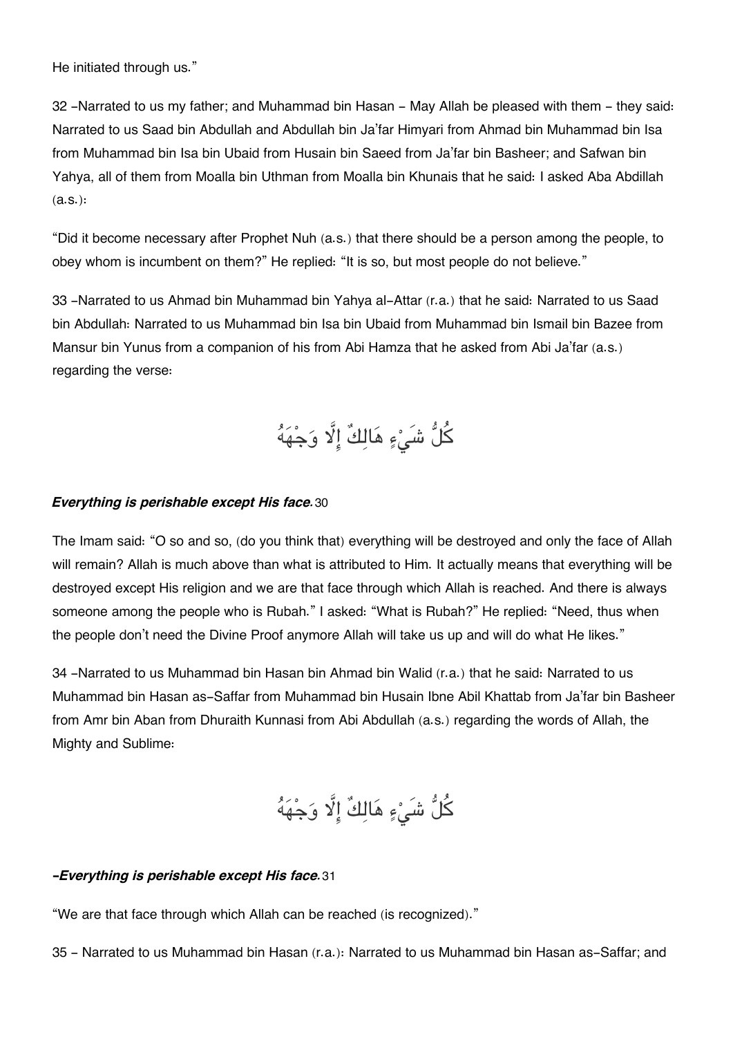He initiated through us."

32 -Narrated to us my father; and Muhammad bin Hasan - May Allah be pleased with them - they said: Narrated to us Saad bin Abdullah and Abdullah bin Ja'far Himyari from Ahmad bin Muhammad bin Isa from Muhammad bin Isa bin Ubaid from Husain bin Saeed from Ja'far bin Basheer; and Safwan bin Yahya, all of them from Moalla bin Uthman from Moalla bin Khunais that he said: I asked Aba Abdillah (a.s.):

"Did it become necessary after Prophet Nuh (a.s.) that there should be a person among the people, to obey whom is incumbent on them?" He replied: "It is so, but most people do not believe."

33 -Narrated to us Ahmad bin Muhammad bin Yahya al-Attar (r.a.) that he said: Narrated to us Saad bin Abdullah: Narrated to us Muhammad bin Isa bin Ubaid from Muhammad bin Ismail bin Bazee from Mansur bin Yunus from a companion of his from Abi Hamza that he asked from Abi Ja'far (a.s.) regarding the verse:

كُلُّ شَيْءٍ هَالِكٌ إِلَّا وَجْهَهُ

***Everything is perishable except His face.*** 30

The Imam said: "O so and so, (do you think that) everything will be destroyed and only the face of Allah will remain? Allah is much above than what is attributed to Him. It actually means that everything will be destroyed except His religion and we are that face through which Allah is reached. And there is always someone among the people who is Rubah." I asked: "What is Rubah?" He replied: "Need, thus when the people don't need the Divine Proof anymore Allah will take us up and will do what He likes."

34 -Narrated to us Muhammad bin Hasan bin Ahmad bin Walid (r.a.) that he said: Narrated to us Muhammad bin Hasan as-Saffar from Muhammad bin Husain Ibne Abil Khattab from Ja'far bin Basheer from Amr bin Aban from Dhuraith Kunnasi from Abi Abdullah (a.s.) regarding the words of Allah, the Mighty and Sublime:

كُلُّ شَيْءٍ هَالِكٌ إِلَّا وَجْهَهُ

***-Everything is perishable except His face.*** 31

"We are that face through which Allah can be reached (is recognized)."

35 - Narrated to us Muhammad bin Hasan (r.a.): Narrated to us Muhammad bin Hasan as-Saffar; and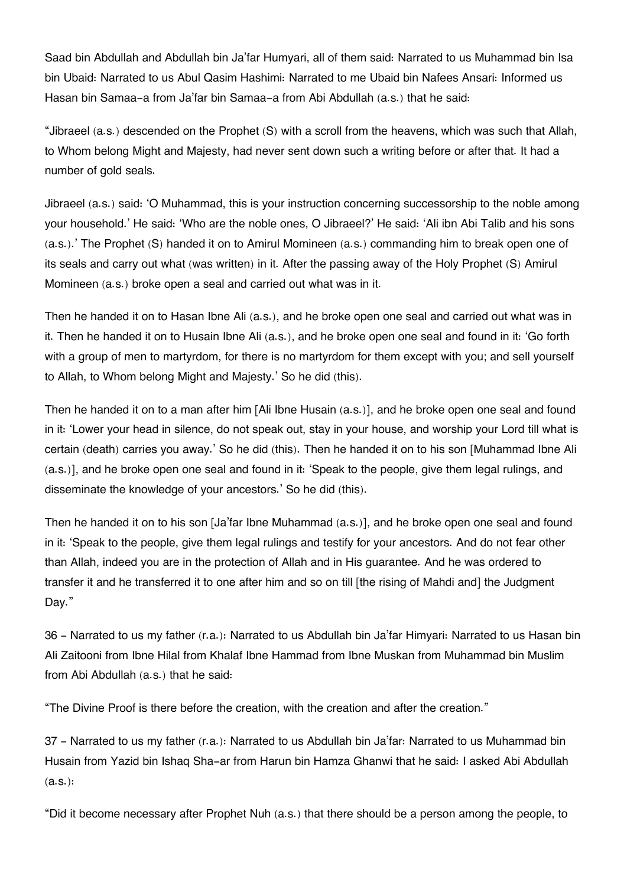Saad bin Abdullah and Abdullah bin Ja'far Humyari, all of them said: Narrated to us Muhammad bin Isa bin Ubaid: Narrated to us Abul Qasim Hashimi: Narrated to me Ubaid bin Nafees Ansari: Informed us Hasan bin Samaa-a from Ja'far bin Samaa-a from Abi Abdullah (a.s.) that he said:

"Jibraeel (a.s.) descended on the Prophet (S) with a scroll from the heavens, which was such that Allah, to Whom belong Might and Majesty, had never sent down such a writing before or after that. It had a number of gold seals.

Jibraeel (a.s.) said: 'O Muhammad, this is your instruction concerning successorship to the noble among your household.' He said: 'Who are the noble ones, O Jibraeel?' He said: 'Ali ibn Abi Talib and his sons (a.s.).' The Prophet (S) handed it on to Amirul Momineen (a.s.) commanding him to break open one of its seals and carry out what (was written) in it. After the passing away of the Holy Prophet (S) Amirul Momineen (a.s.) broke open a seal and carried out what was in it.

Then he handed it on to Hasan Ibne Ali (a.s.), and he broke open one seal and carried out what was in it. Then he handed it on to Husain Ibne Ali (a.s.), and he broke open one seal and found in it: 'Go forth with a group of men to martyrdom, for there is no martyrdom for them except with you; and sell yourself to Allah, to Whom belong Might and Majesty.' So he did (this).

Then he handed it on to a man after him [Ali Ibne Husain (a.s.)], and he broke open one seal and found in it: 'Lower your head in silence, do not speak out, stay in your house, and worship your Lord till what is certain (death) carries you away.' So he did (this). Then he handed it on to his son [Muhammad Ibne Ali (a.s.)], and he broke open one seal and found in it: 'Speak to the people, give them legal rulings, and disseminate the knowledge of your ancestors.' So he did (this).

Then he handed it on to his son [Ja'far Ibne Muhammad (a.s.)], and he broke open one seal and found in it: 'Speak to the people, give them legal rulings and testify for your ancestors. And do not fear other than Allah, indeed you are in the protection of Allah and in His guarantee. And he was ordered to transfer it and he transferred it to one after him and so on till [the rising of Mahdi and] the Judgment Day."

36 - Narrated to us my father (r.a.): Narrated to us Abdullah bin Ja'far Himyari: Narrated to us Hasan bin Ali Zaitooni from Ibne Hilal from Khalaf Ibne Hammad from Ibne Muskan from Muhammad bin Muslim from Abi Abdullah (a.s.) that he said:

"The Divine Proof is there before the creation, with the creation and after the creation."

37 - Narrated to us my father (r.a.): Narrated to us Abdullah bin Ja'far: Narrated to us Muhammad bin Husain from Yazid bin Ishaq Sha-ar from Harun bin Hamza Ghanwi that he said: I asked Abi Abdullah (a.s.):

"Did it become necessary after Prophet Nuh (a.s.) that there should be a person among the people, to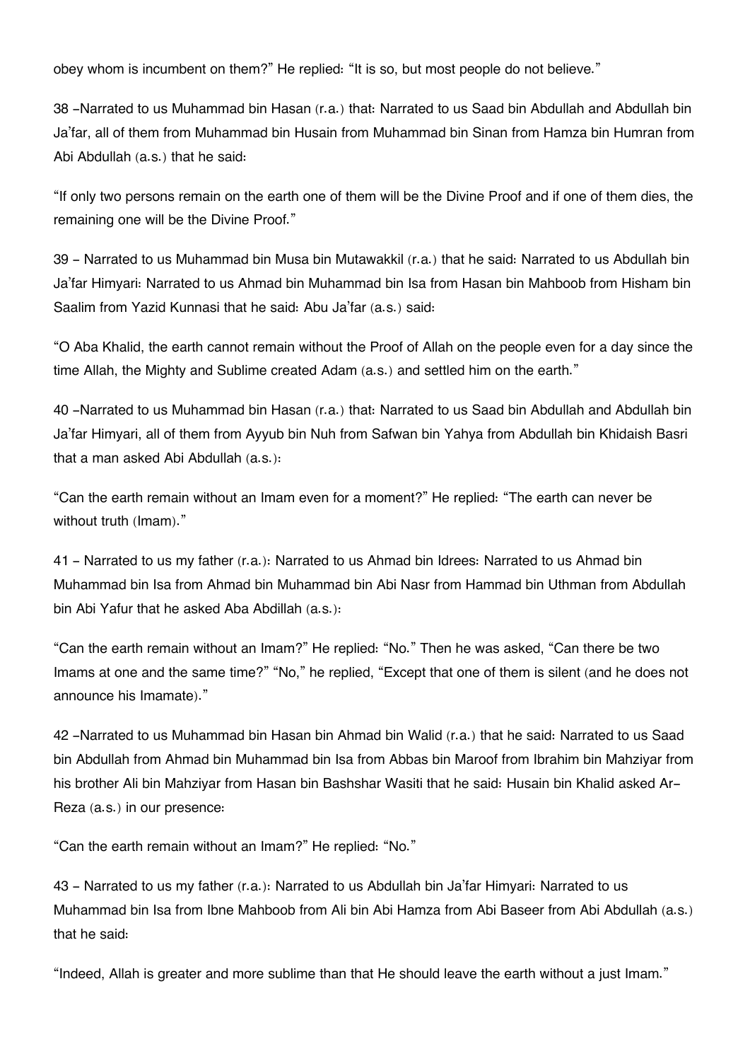obey whom is incumbent on them?" He replied: "It is so, but most people do not believe."

38 –Narrated to us Muhammad bin Hasan (r.a.) that: Narrated to us Saad bin Abdullah and Abdullah bin Ja'far, all of them from Muhammad bin Husain from Muhammad bin Sinan from Hamza bin Humran from Abi Abdullah (a.s.) that he said:

"If only two persons remain on the earth one of them will be the Divine Proof and if one of them dies, the remaining one will be the Divine Proof."

39 – Narrated to us Muhammad bin Musa bin Mutawakkil (r.a.) that he said: Narrated to us Abdullah bin Ja'far Himyari: Narrated to us Ahmad bin Muhammad bin Isa from Hasan bin Mahboob from Hisham bin Saalim from Yazid Kunnasi that he said: Abu Ja'far (a.s.) said:

"O Aba Khalid, the earth cannot remain without the Proof of Allah on the people even for a day since the time Allah, the Mighty and Sublime created Adam (a.s.) and settled him on the earth."

40 –Narrated to us Muhammad bin Hasan (r.a.) that: Narrated to us Saad bin Abdullah and Abdullah bin Ja'far Himyari, all of them from Ayyub bin Nuh from Safwan bin Yahya from Abdullah bin Khidaish Basri that a man asked Abi Abdullah (a.s.):

"Can the earth remain without an Imam even for a moment?" He replied: "The earth can never be without truth (Imam)."

41 – Narrated to us my father (r.a.): Narrated to us Ahmad bin Idrees: Narrated to us Ahmad bin Muhammad bin Isa from Ahmad bin Muhammad bin Abi Nasr from Hammad bin Uthman from Abdullah bin Abi Yafur that he asked Aba Abdillah (a.s.):

"Can the earth remain without an Imam?" He replied: "No." Then he was asked, "Can there be two Imams at one and the same time?" "No," he replied, "Except that one of them is silent (and he does not announce his Imamate)."

42 –Narrated to us Muhammad bin Hasan bin Ahmad bin Walid (r.a.) that he said: Narrated to us Saad bin Abdullah from Ahmad bin Muhammad bin Isa from Abbas bin Maroof from Ibrahim bin Mahziyar from his brother Ali bin Mahziyar from Hasan bin Bashshar Wasiti that he said: Husain bin Khalid asked Ar-Reza (a.s.) in our presence:

"Can the earth remain without an Imam?" He replied: "No."

43 – Narrated to us my father (r.a.): Narrated to us Abdullah bin Ja'far Himyari: Narrated to us Muhammad bin Isa from Ibne Mahboob from Ali bin Abi Hamza from Abi Baseer from Abi Abdullah (a.s.) that he said:

"Indeed, Allah is greater and more sublime than that He should leave the earth without a just Imam."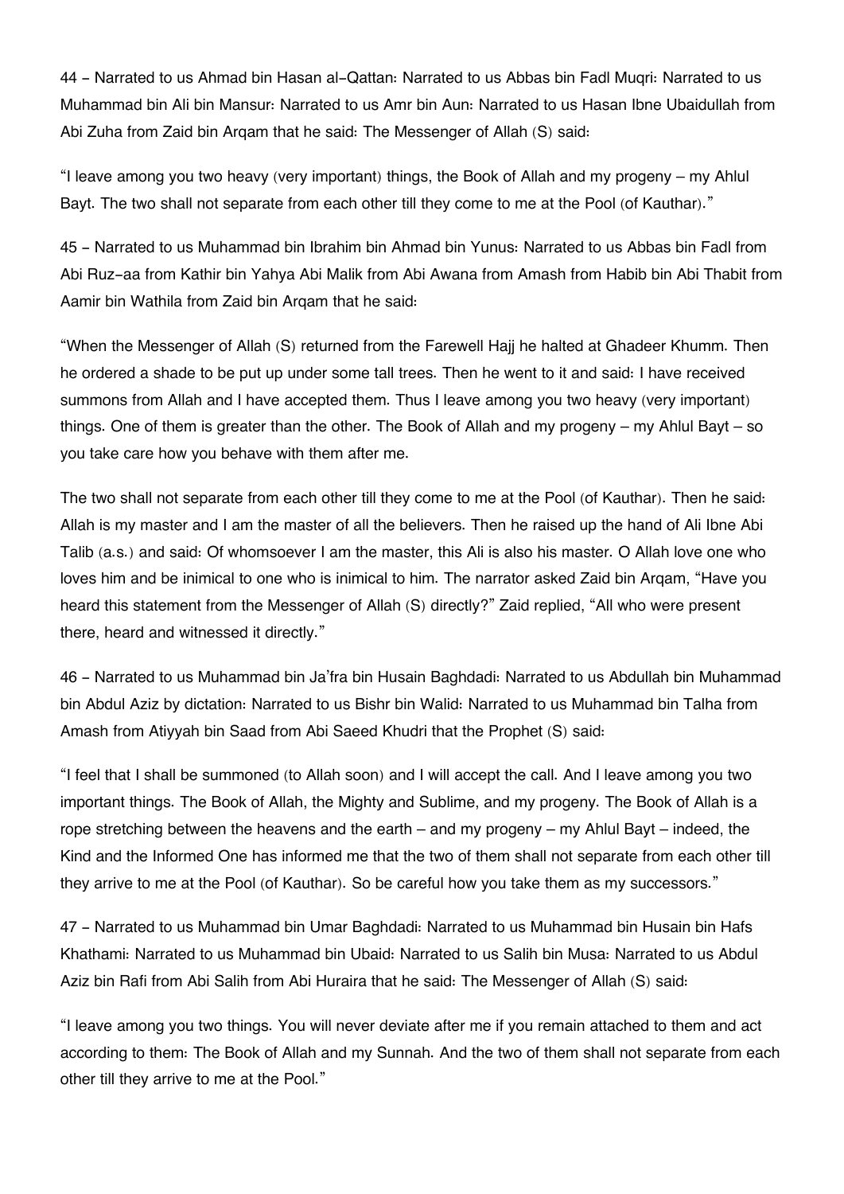44 – Narrated to us Ahmad bin Hasan al-Qattan: Narrated to us Abbas bin Fadl Muqri: Narrated to us Muhammad bin Ali bin Mansur: Narrated to us Amr bin Aun: Narrated to us Hasan Ibne Ubaidullah from Abi Zuha from Zaid bin Arqam that he said: The Messenger of Allah (S) said:

"I leave among you two heavy (very important) things, the Book of Allah and my progeny – my Ahlul Bayt. The two shall not separate from each other till they come to me at the Pool (of Kauthar)."

45 – Narrated to us Muhammad bin Ibrahim bin Ahmad bin Yunus: Narrated to us Abbas bin Fadl from Abi Ruz-aa from Kathir bin Yahya Abi Malik from Abi Awana from Amash from Habib bin Abi Thabit from Aamir bin Wathila from Zaid bin Arqam that he said:

"When the Messenger of Allah (S) returned from the Farewell Hajj he halted at Ghadeer Khumm. Then he ordered a shade to be put up under some tall trees. Then he went to it and said: I have received summons from Allah and I have accepted them. Thus I leave among you two heavy (very important) things. One of them is greater than the other. The Book of Allah and my progeny – my Ahlul Bayt – so you take care how you behave with them after me.

The two shall not separate from each other till they come to me at the Pool (of Kauthar). Then he said: Allah is my master and I am the master of all the believers. Then he raised up the hand of Ali Ibne Abi Talib (a.s.) and said: Of whomsoever I am the master, this Ali is also his master. O Allah love one who loves him and be inimical to one who is inimical to him. The narrator asked Zaid bin Arqam, "Have you heard this statement from the Messenger of Allah (S) directly?" Zaid replied, "All who were present there, heard and witnessed it directly."

46 – Narrated to us Muhammad bin Ja'fra bin Husain Baghdadi: Narrated to us Abdullah bin Muhammad bin Abdul Aziz by dictation: Narrated to us Bishr bin Walid: Narrated to us Muhammad bin Talha from Amash from Atiyyah bin Saad from Abi Saeed Khudri that the Prophet (S) said:

"I feel that I shall be summoned (to Allah soon) and I will accept the call. And I leave among you two important things. The Book of Allah, the Mighty and Sublime, and my progeny. The Book of Allah is a rope stretching between the heavens and the earth – and my progeny – my Ahlul Bayt – indeed, the Kind and the Informed One has informed me that the two of them shall not separate from each other till they arrive to me at the Pool (of Kauthar). So be careful how you take them as my successors."

47 – Narrated to us Muhammad bin Umar Baghdadi: Narrated to us Muhammad bin Husain bin Hafs Khathami: Narrated to us Muhammad bin Ubaid: Narrated to us Salih bin Musa: Narrated to us Abdul Aziz bin Rafi from Abi Salih from Abi Huraira that he said: The Messenger of Allah (S) said:

"I leave among you two things. You will never deviate after me if you remain attached to them and act according to them: The Book of Allah and my Sunnah. And the two of them shall not separate from each other till they arrive to me at the Pool."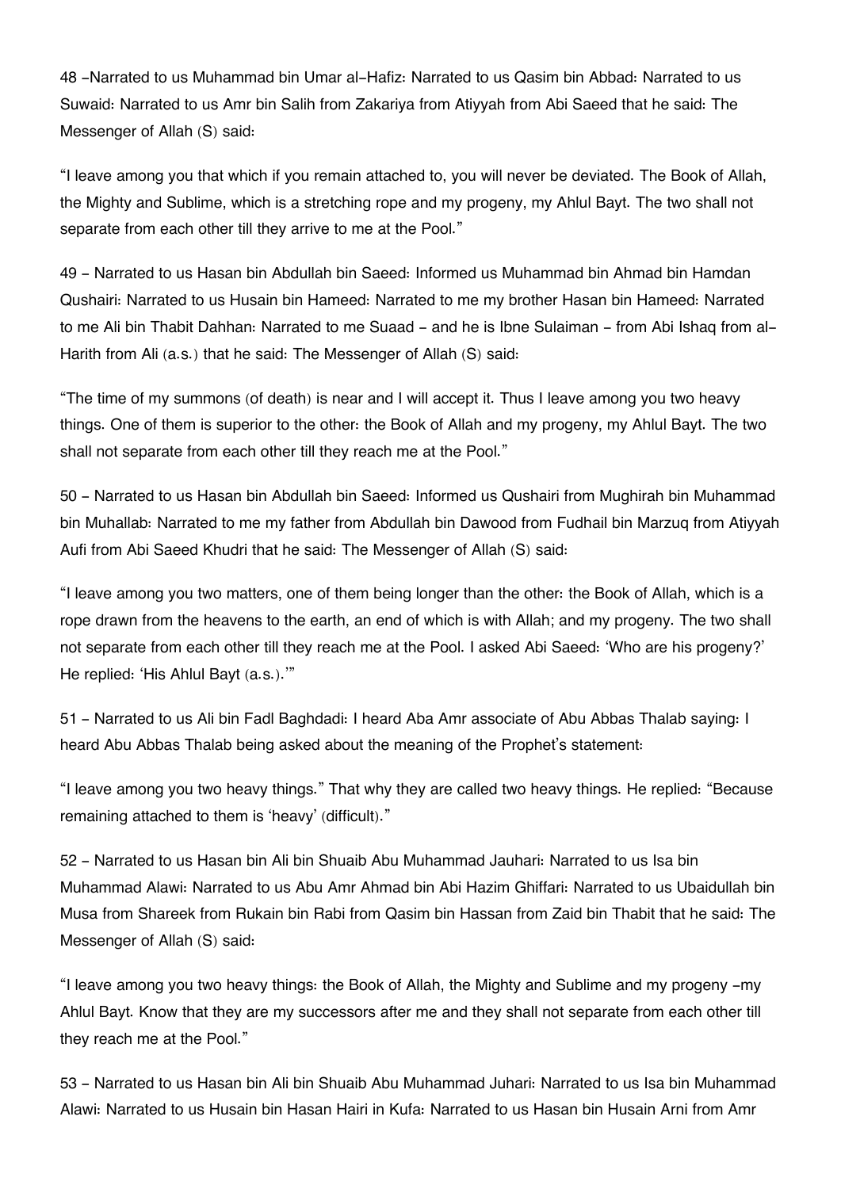48 –Narrated to us Muhammad bin Umar al-Hafiz: Narrated to us Qasim bin Abbad: Narrated to us Suwaid: Narrated to us Amr bin Salih from Zakariya from Atiyyah from Abi Saeed that he said: The Messenger of Allah (S) said:

"I leave among you that which if you remain attached to, you will never be deviated. The Book of Allah, the Mighty and Sublime, which is a stretching rope and my progeny, my Ahlul Bayt. The two shall not separate from each other till they arrive to me at the Pool."

49 – Narrated to us Hasan bin Abdullah bin Saeed: Informed us Muhammad bin Ahmad bin Hamdan Qushairi: Narrated to us Husain bin Hameed: Narrated to me my brother Hasan bin Hameed: Narrated to me Ali bin Thabit Dahhan: Narrated to me Suaad – and he is Ibne Sulaiman – from Abi Ishaq from al-Harith from Ali (a.s.) that he said: The Messenger of Allah (S) said:

"The time of my summons (of death) is near and I will accept it. Thus I leave among you two heavy things. One of them is superior to the other: the Book of Allah and my progeny, my Ahlul Bayt. The two shall not separate from each other till they reach me at the Pool."

50 – Narrated to us Hasan bin Abdullah bin Saeed: Informed us Qushairi from Mughirah bin Muhammad bin Muhallab: Narrated to me my father from Abdullah bin Dawood from Fudhail bin Marzuq from Atiyyah Aufi from Abi Saeed Khudri that he said: The Messenger of Allah (S) said:

"I leave among you two matters, one of them being longer than the other: the Book of Allah, which is a rope drawn from the heavens to the earth, an end of which is with Allah; and my progeny. The two shall not separate from each other till they reach me at the Pool. I asked Abi Saeed: 'Who are his progeny?' He replied: 'His Ahlul Bayt (a.s.).'"

51 – Narrated to us Ali bin Fadl Baghdadi: I heard Aba Amr associate of Abu Abbas Thalab saying: I heard Abu Abbas Thalab being asked about the meaning of the Prophet's statement:

"I leave among you two heavy things." That why they are called two heavy things. He replied: "Because remaining attached to them is 'heavy' (difficult)."

52 – Narrated to us Hasan bin Ali bin Shuaib Abu Muhammad Jauhari: Narrated to us Isa bin Muhammad Alawi: Narrated to us Abu Amr Ahmad bin Abi Hazim Ghiffari: Narrated to us Ubaidullah bin Musa from Shareek from Rukain bin Rabi from Qasim bin Hassan from Zaid bin Thabit that he said: The Messenger of Allah (S) said:

"I leave among you two heavy things: the Book of Allah, the Mighty and Sublime and my progeny –my Ahlul Bayt. Know that they are my successors after me and they shall not separate from each other till they reach me at the Pool."

53 – Narrated to us Hasan bin Ali bin Shuaib Abu Muhammad Juhari: Narrated to us Isa bin Muhammad Alawi: Narrated to us Husain bin Hasan Hairi in Kufa: Narrated to us Hasan bin Husain Arni from Amr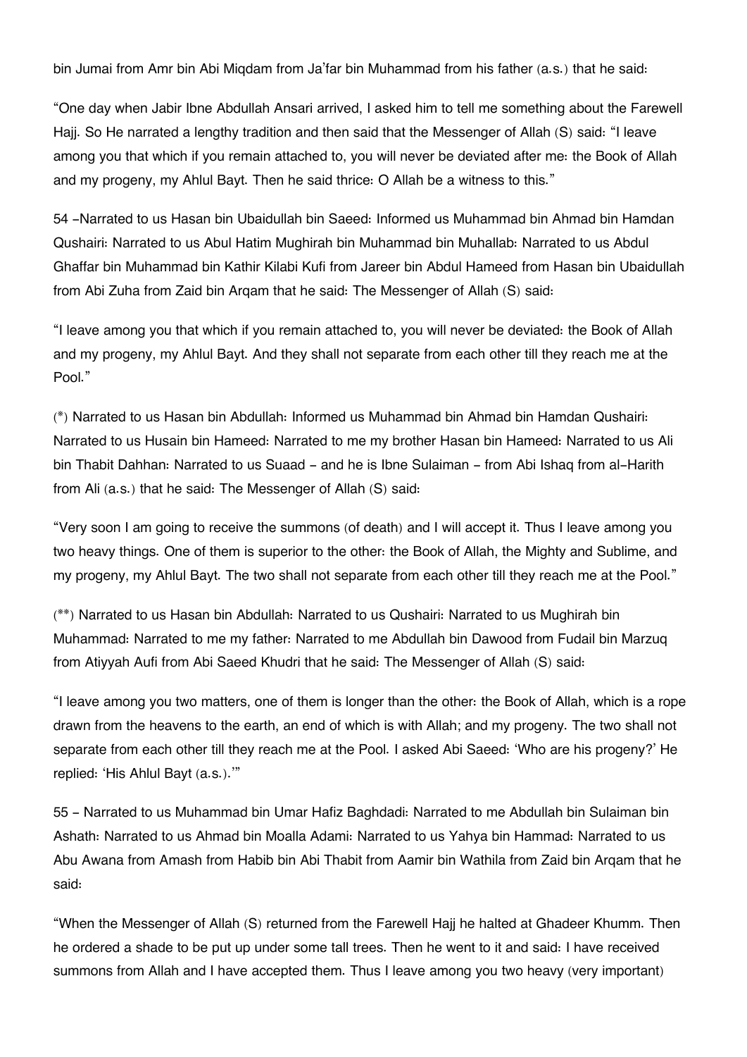bin Jumai from Amr bin Abi Miqdam from Ja'far bin Muhammad from his father (a.s.) that he said:

"One day when Jabir Ibne Abdullah Ansari arrived, I asked him to tell me something about the Farewell Hajj. So He narrated a lengthy tradition and then said that the Messenger of Allah (S) said: "I leave among you that which if you remain attached to, you will never be deviated after me: the Book of Allah and my progeny, my Ahlul Bayt. Then he said thrice: O Allah be a witness to this."

54 -Narrated to us Hasan bin Ubaidullah bin Saeed: Informed us Muhammad bin Ahmad bin Hamdan Qushairi: Narrated to us Abul Hatim Mughirah bin Muhammad bin Muhallab: Narrated to us Abdul Ghaffar bin Muhammad bin Kathir Kilabi Kufi from Jareer bin Abdul Hameed from Hasan bin Ubaidullah from Abi Zuha from Zaid bin Arqam that he said: The Messenger of Allah (S) said:

"I leave among you that which if you remain attached to, you will never be deviated: the Book of Allah and my progeny, my Ahlul Bayt. And they shall not separate from each other till they reach me at the Pool."

(*) Narrated to us Hasan bin Abdullah: Informed us Muhammad bin Ahmad bin Hamdan Qushairi: Narrated to us Husain bin Hameed: Narrated to me my brother Hasan bin Hameed: Narrated to us Ali bin Thabit Dahhan: Narrated to us Suaad - and he is Ibne Sulaiman - from Abi Ishaq from al-Harith from Ali (a.s.) that he said: The Messenger of Allah (S) said:

"Very soon I am going to receive the summons (of death) and I will accept it. Thus I leave among you two heavy things. One of them is superior to the other: the Book of Allah, the Mighty and Sublime, and my progeny, my Ahlul Bayt. The two shall not separate from each other till they reach me at the Pool."

(**) Narrated to us Hasan bin Abdullah: Narrated to us Qushairi: Narrated to us Mughirah bin Muhammad: Narrated to me my father: Narrated to me Abdullah bin Dawood from Fudail bin Marzuq from Atiyyah Aufi from Abi Saeed Khudri that he said: The Messenger of Allah (S) said:

"I leave among you two matters, one of them is longer than the other: the Book of Allah, which is a rope drawn from the heavens to the earth, an end of which is with Allah; and my progeny. The two shall not separate from each other till they reach me at the Pool. I asked Abi Saeed: 'Who are his progeny?' He replied: 'His Ahlul Bayt (a.s.).'"

55 - Narrated to us Muhammad bin Umar Hafiz Baghdadi: Narrated to me Abdullah bin Sulaiman bin Ashath: Narrated to us Ahmad bin Moalla Adami: Narrated to us Yahya bin Hammad: Narrated to us Abu Awana from Amash from Habib bin Abi Thabit from Aamir bin Wathila from Zaid bin Arqam that he said:

"When the Messenger of Allah (S) returned from the Farewell Hajj he halted at Ghadeer Khumm. Then he ordered a shade to be put up under some tall trees. Then he went to it and said: I have received summons from Allah and I have accepted them. Thus I leave among you two heavy (very important)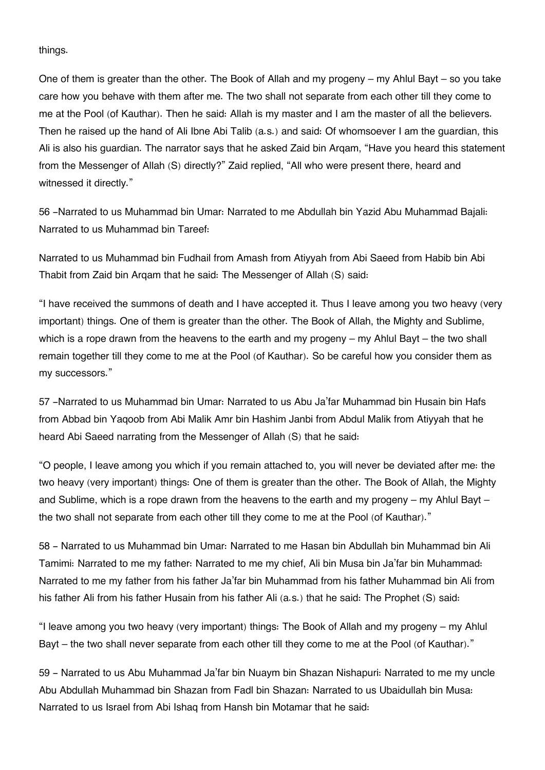things.

One of them is greater than the other. The Book of Allah and my progeny – my Ahlul Bayt – so you take care how you behave with them after me. The two shall not separate from each other till they come to me at the Pool (of Kauthar). Then he said: Allah is my master and I am the master of all the believers. Then he raised up the hand of Ali Ibne Abi Talib (a.s.) and said: Of whomsoever I am the guardian, this Ali is also his guardian. The narrator says that he asked Zaid bin Arqam, "Have you heard this statement from the Messenger of Allah (S) directly?" Zaid replied, "All who were present there, heard and witnessed it directly."

56 –Narrated to us Muhammad bin Umar: Narrated to me Abdullah bin Yazid Abu Muhammad Bajali: Narrated to us Muhammad bin Tareef:

Narrated to us Muhammad bin Fudhail from Amash from Atiyyah from Abi Saeed from Habib bin Abi Thabit from Zaid bin Arqam that he said: The Messenger of Allah (S) said:

"I have received the summons of death and I have accepted it. Thus I leave among you two heavy (very important) things. One of them is greater than the other. The Book of Allah, the Mighty and Sublime, which is a rope drawn from the heavens to the earth and my progeny – my Ahlul Bayt – the two shall remain together till they come to me at the Pool (of Kauthar). So be careful how you consider them as my successors."

57 –Narrated to us Muhammad bin Umar: Narrated to us Abu Ja'far Muhammad bin Husain bin Hafs from Abbad bin Yaqoob from Abi Malik Amr bin Hashim Janbi from Abdul Malik from Atiyyah that he heard Abi Saeed narrating from the Messenger of Allah (S) that he said:

"O people, I leave among you which if you remain attached to, you will never be deviated after me: the two heavy (very important) things: One of them is greater than the other. The Book of Allah, the Mighty and Sublime, which is a rope drawn from the heavens to the earth and my progeny – my Ahlul Bayt – the two shall not separate from each other till they come to me at the Pool (of Kauthar)."

58 – Narrated to us Muhammad bin Umar: Narrated to me Hasan bin Abdullah bin Muhammad bin Ali Tamimi: Narrated to me my father: Narrated to me my chief, Ali bin Musa bin Ja'far bin Muhammad: Narrated to me my father from his father Ja'far bin Muhammad from his father Muhammad bin Ali from his father Ali from his father Husain from his father Ali (a.s.) that he said: The Prophet (S) said:

"I leave among you two heavy (very important) things: The Book of Allah and my progeny – my Ahlul Bayt – the two shall never separate from each other till they come to me at the Pool (of Kauthar)."

59 – Narrated to us Abu Muhammad Ja'far bin Nuaym bin Shazan Nishapuri: Narrated to me my uncle Abu Abdullah Muhammad bin Shazan from Fadl bin Shazan: Narrated to us Ubaidullah bin Musa: Narrated to us Israel from Abi Ishaq from Hansh bin Motamar that he said: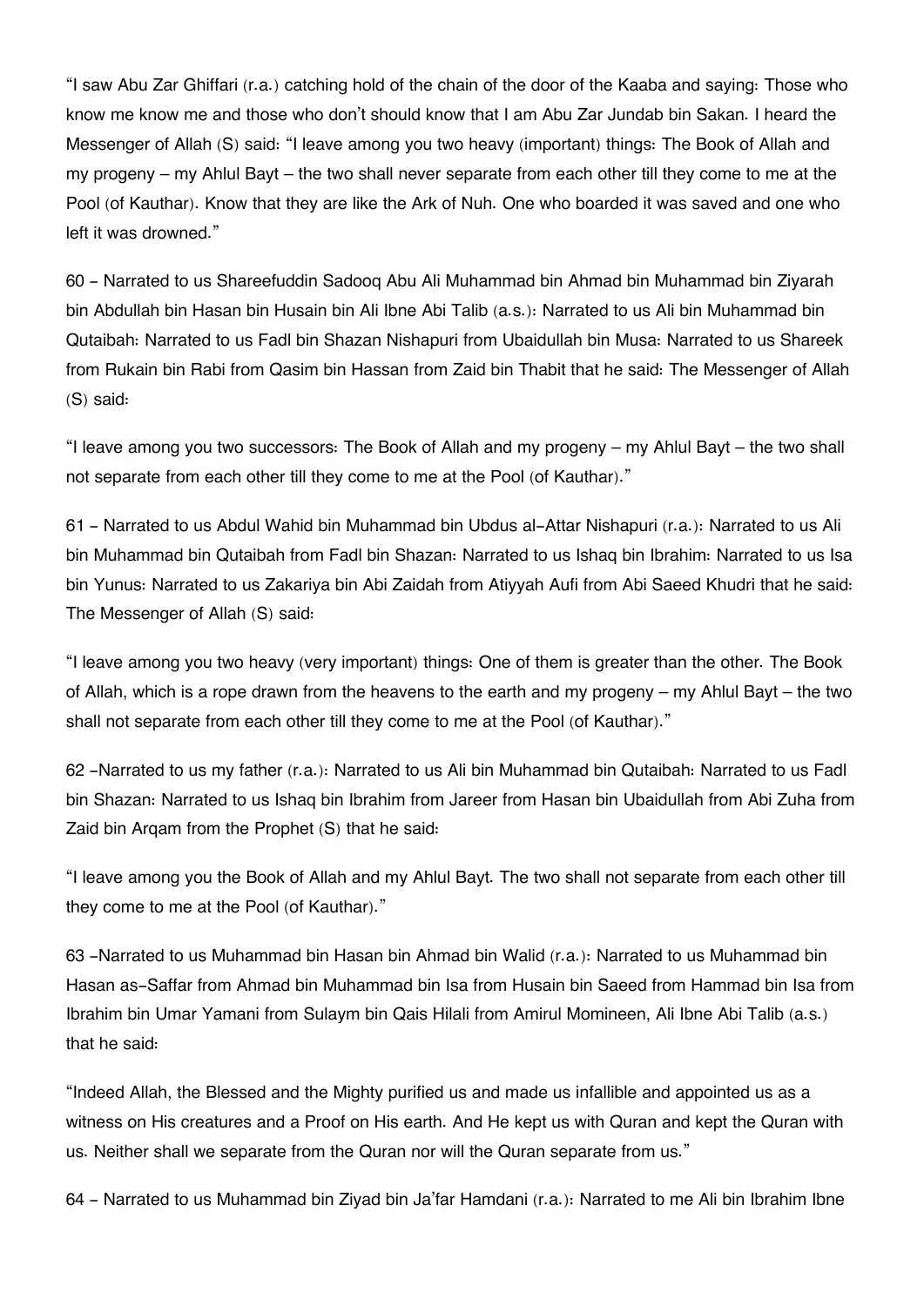"I saw Abu Zar Ghiffari (r.a.) catching hold of the chain of the door of the Kaaba and saying: Those who know me know me and those who don't should know that I am Abu Zar Jundab bin Sakan. I heard the Messenger of Allah (S) said: "I leave among you two heavy (important) things: The Book of Allah and my progeny – my Ahlul Bayt – the two shall never separate from each other till they come to me at the Pool (of Kauthar). Know that they are like the Ark of Nuh. One who boarded it was saved and one who left it was drowned."

60 - Narrated to us Shareefuddin Sadooq Abu Ali Muhammad bin Ahmad bin Muhammad bin Ziyarah bin Abdullah bin Hasan bin Husain bin Ali Ibne Abi Talib (a.s.): Narrated to us Ali bin Muhammad bin Qutaibah: Narrated to us Fadl bin Shazan Nishapuri from Ubaidullah bin Musa: Narrated to us Shareek from Rukain bin Rabi from Qasim bin Hassan from Zaid bin Thabit that he said: The Messenger of Allah (S) said:

"I leave among you two successors: The Book of Allah and my progeny – my Ahlul Bayt – the two shall not separate from each other till they come to me at the Pool (of Kauthar)."

61 - Narrated to us Abdul Wahid bin Muhammad bin Ubdus al-Attar Nishapuri (r.a.): Narrated to us Ali bin Muhammad bin Qutaibah from Fadl bin Shazan: Narrated to us Ishaq bin Ibrahim: Narrated to us Isa bin Yunus: Narrated to us Zakariya bin Abi Zaidah from Atiyyah Aufi from Abi Saeed Khudri that he said: The Messenger of Allah (S) said:

"I leave among you two heavy (very important) things: One of them is greater than the other. The Book of Allah, which is a rope drawn from the heavens to the earth and my progeny – my Ahlul Bayt – the two shall not separate from each other till they come to me at the Pool (of Kauthar)."

62 -Narrated to us my father (r.a.): Narrated to us Ali bin Muhammad bin Qutaibah: Narrated to us Fadl bin Shazan: Narrated to us Ishaq bin Ibrahim from Jareer from Hasan bin Ubaidullah from Abi Zuha from Zaid bin Arqam from the Prophet (S) that he said:

"I leave among you the Book of Allah and my Ahlul Bayt. The two shall not separate from each other till they come to me at the Pool (of Kauthar)."

63 -Narrated to us Muhammad bin Hasan bin Ahmad bin Walid (r.a.): Narrated to us Muhammad bin Hasan as-Saffar from Ahmad bin Muhammad bin Isa from Husain bin Saeed from Hammad bin Isa from Ibrahim bin Umar Yamani from Sulaym bin Qais Hilali from Amirul Momineen, Ali Ibne Abi Talib (a.s.) that he said:

"Indeed Allah, the Blessed and the Mighty purified us and made us infallible and appointed us as a witness on His creatures and a Proof on His earth. And He kept us with Quran and kept the Quran with us. Neither shall we separate from the Quran nor will the Quran separate from us."

64 - Narrated to us Muhammad bin Ziyad bin Ja'far Hamdani (r.a.): Narrated to me Ali bin Ibrahim Ibne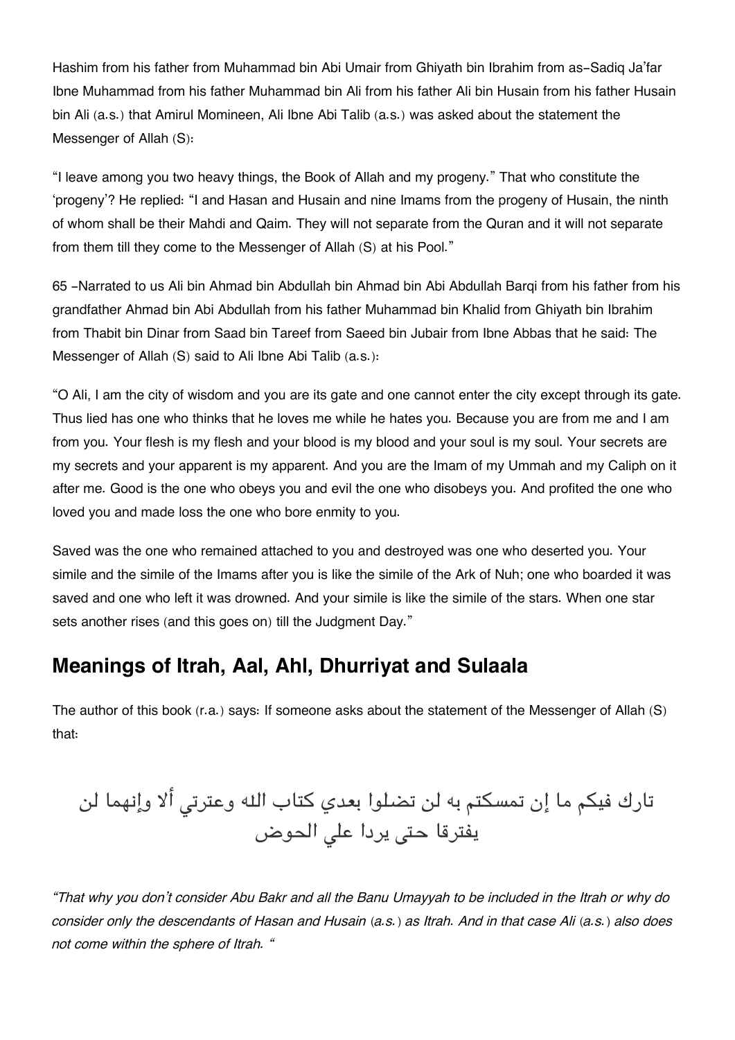Hashim from his father from Muhammad bin Abi Umair from Ghiyath bin Ibrahim from as-Sadiq Ja'far Ibne Muhammad from his father Muhammad bin Ali from his father Ali bin Husain from his father Husain bin Ali (a.s.) that Amirul Momineen, Ali Ibne Abi Talib (a.s.) was asked about the statement the Messenger of Allah (S):

"I leave among you two heavy things, the Book of Allah and my progeny." That who constitute the 'progeny'? He replied: "I and Hasan and Husain and nine Imams from the progeny of Husain, the ninth of whom shall be their Mahdi and Qaim. They will not separate from the Quran and it will not separate from them till they come to the Messenger of Allah (S) at his Pool."

65 -Narrated to us Ali bin Ahmad bin Abdullah bin Ahmad bin Abi Abdullah Barqi from his father from his grandfather Ahmad bin Abi Abdullah from his father Muhammad bin Khalid from Ghiyath bin Ibrahim from Thabit bin Dinar from Saad bin Tareef from Saeed bin Jubair from Ibne Abbas that he said: The Messenger of Allah (S) said to Ali Ibne Abi Talib (a.s.):

"O Ali, I am the city of wisdom and you are its gate and one cannot enter the city except through its gate. Thus lied has one who thinks that he loves me while he hates you. Because you are from me and I am from you. Your flesh is my flesh and your blood is my blood and your soul is my soul. Your secrets are my secrets and your apparent is my apparent. And you are the Imam of my Ummah and my Caliph on it after me. Good is the one who obeys you and evil the one who disobeys you. And profited the one who loved you and made loss the one who bore enmity to you.

Saved was the one who remained attached to you and destroyed was one who deserted you. Your simile and the simile of the Imams after you is like the simile of the Ark of Nuh; one who boarded it was saved and one who left it was drowned. And your simile is like the simile of the stars. When one star sets another rises (and this goes on) till the Judgment Day."

## Meanings of Itrah, Aal, Ahl, Dhurriyat and Sulaala

The author of this book (r.a.) says: If someone asks about the statement of the Messenger of Allah (S) that:

تارك فيكم ما إن تمسكتم به لن تضلوا بعدي كتاب الله وعترتي ألا وإنهما لن يفترقا حتى يردا علي الحوض

*"That why you don't consider Abu Bakr and all the Banu Umayyah to be included in the Itrah or why do consider only the descendants of Hasan and Husain (a.s.) as Itrah. And in that case Ali (a.s.) also does not come within the sphere of Itrah. "*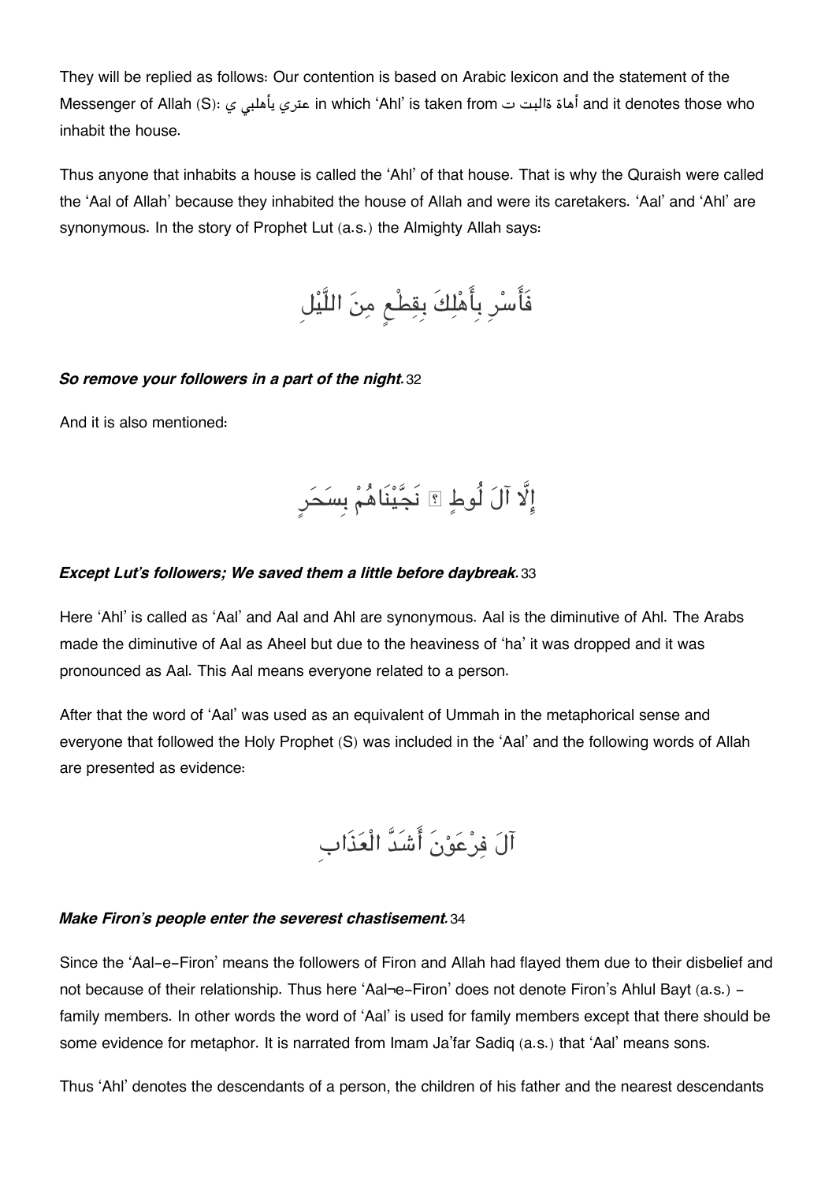They will be replied as follows: Our contention is based on Arabic lexicon and the statement of the Messenger of Allah (S): عتري يأهلبي ي in which 'Ahl' is taken from أهاة ةالبت ت and it denotes those who inhabit the house.

Thus anyone that inhabits a house is called the 'Ahl' of that house. That is why the Quraish were called the 'Aal of Allah' because they inhabited the house of Allah and were its caretakers. 'Aal' and 'Ahl' are synonymous. In the story of Prophet Lut (a.s.) the Almighty Allah says:

فَأَسْرِ بِأَهْلِكَ بِقِطْعٍ مِنَ اللَّيْلِ

***So remove your followers in a part of the night.*** 32

And it is also mentioned:

إِلَّا آلَ لُوطٍ ۖ نَجَّيْنَاهُمْ بِسَحَرٍ

***Except Lut's followers; We saved them a little before daybreak.*** 33

Here 'Ahl' is called as 'Aal' and Aal and Ahl are synonymous. Aal is the diminutive of Ahl. The Arabs made the diminutive of Aal as Aheel but due to the heaviness of 'ha' it was dropped and it was pronounced as Aal. This Aal means everyone related to a person.

After that the word of 'Aal' was used as an equivalent of Ummah in the metaphorical sense and everyone that followed the Holy Prophet (S) was included in the 'Aal' and the following words of Allah are presented as evidence:

آلَ فِرْعَوْنَ أَشَدَّ الْعَذَابِ

***Make Firon's people enter the severest chastisement.*** 34

Since the 'Aal-e-Firon' means the followers of Firon and Allah had flayed them due to their disbelief and not because of their relationship. Thus here 'Aal¬e-Firon' does not denote Firon's Ahlul Bayt (a.s.) - family members. In other words the word of 'Aal' is used for family members except that there should be some evidence for metaphor. It is narrated from Imam Ja'far Sadiq (a.s.) that 'Aal' means sons.

Thus 'Ahl' denotes the descendants of a person, the children of his father and the nearest descendants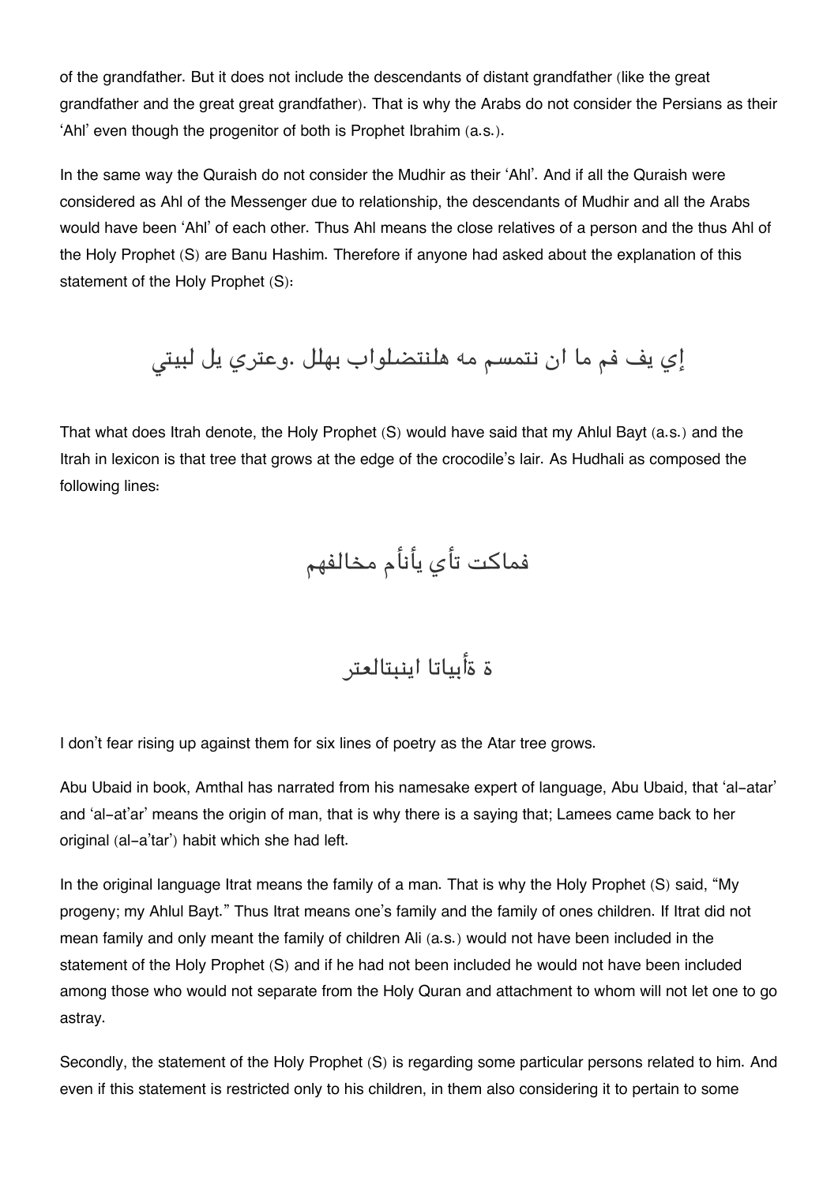of the grandfather. But it does not include the descendants of distant grandfather (like the great grandfather and the great great grandfather). That is why the Arabs do not consider the Persians as their 'Ahl' even though the progenitor of both is Prophet Ibrahim (a.s.).

In the same way the Quraish do not consider the Mudhir as their 'Ahl'. And if all the Quraish were considered as Ahl of the Messenger due to relationship, the descendants of Mudhir and all the Arabs would have been 'Ahl' of each other. Thus Ahl means the close relatives of a person and the thus Ahl of the Holy Prophet (S) are Banu Hashim. Therefore if anyone had asked about the explanation of this statement of the Holy Prophet (S):

إي يف فم ما ان نتمسم مه هلنتضلواب بهلل .وعتري يل لبيتي

That what does Itrah denote, the Holy Prophet (S) would have said that my Ahlul Bayt (a.s.) and the Itrah in lexicon is that tree that grows at the edge of the crocodile's lair. As Hudhali as composed the following lines:

فماكت تأي يأنأم مخالفهم

ة ةأبياتا اينبتالعتر

I don't fear rising up against them for six lines of poetry as the Atar tree grows.

Abu Ubaid in book, Amthal has narrated from his namesake expert of language, Abu Ubaid, that 'al-atar' and 'al-at'ar' means the origin of man, that is why there is a saying that; Lamees came back to her original (al-a'tar') habit which she had left.

In the original language Itrat means the family of a man. That is why the Holy Prophet (S) said, "My progeny; my Ahlul Bayt." Thus Itrat means one's family and the family of ones children. If Itrat did not mean family and only meant the family of children Ali (a.s.) would not have been included in the statement of the Holy Prophet (S) and if he had not been included he would not have been included among those who would not separate from the Holy Quran and attachment to whom will not let one to go astray.

Secondly, the statement of the Holy Prophet (S) is regarding some particular persons related to him. And even if this statement is restricted only to his children, in them also considering it to pertain to some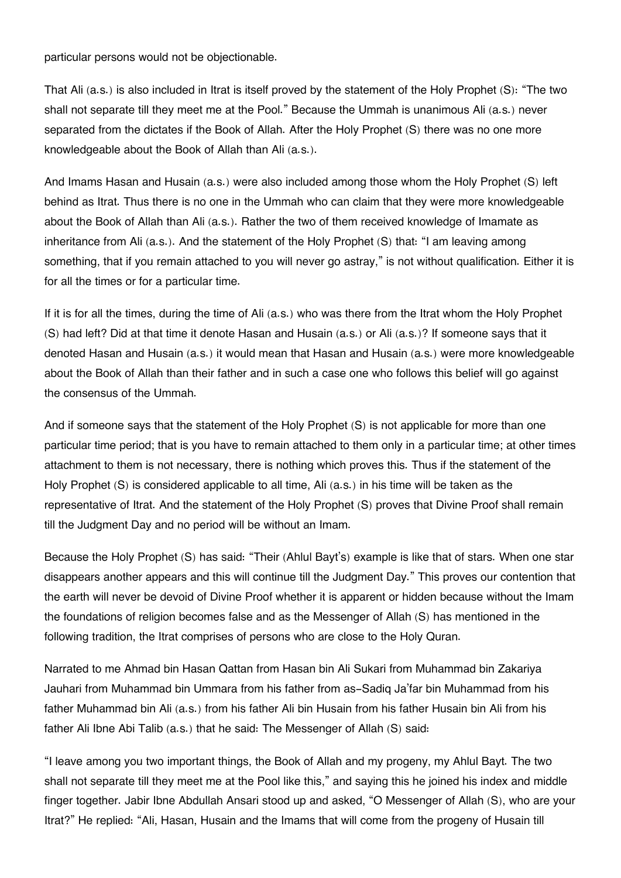particular persons would not be objectionable.

That Ali (a.s.) is also included in Itrat is itself proved by the statement of the Holy Prophet (S): "The two shall not separate till they meet me at the Pool." Because the Ummah is unanimous Ali (a.s.) never separated from the dictates if the Book of Allah. After the Holy Prophet (S) there was no one more knowledgeable about the Book of Allah than Ali (a.s.).

And Imams Hasan and Husain (a.s.) were also included among those whom the Holy Prophet (S) left behind as Itrat. Thus there is no one in the Ummah who can claim that they were more knowledgeable about the Book of Allah than Ali (a.s.). Rather the two of them received knowledge of Imamate as inheritance from Ali (a.s.). And the statement of the Holy Prophet (S) that: "I am leaving among something, that if you remain attached to you will never go astray," is not without qualification. Either it is for all the times or for a particular time.

If it is for all the times, during the time of Ali (a.s.) who was there from the Itrat whom the Holy Prophet (S) had left? Did at that time it denote Hasan and Husain (a.s.) or Ali (a.s.)? If someone says that it denoted Hasan and Husain (a.s.) it would mean that Hasan and Husain (a.s.) were more knowledgeable about the Book of Allah than their father and in such a case one who follows this belief will go against the consensus of the Ummah.

And if someone says that the statement of the Holy Prophet (S) is not applicable for more than one particular time period; that is you have to remain attached to them only in a particular time; at other times attachment to them is not necessary, there is nothing which proves this. Thus if the statement of the Holy Prophet (S) is considered applicable to all time, Ali (a.s.) in his time will be taken as the representative of Itrat. And the statement of the Holy Prophet (S) proves that Divine Proof shall remain till the Judgment Day and no period will be without an Imam.

Because the Holy Prophet (S) has said: "Their (Ahlul Bayt's) example is like that of stars. When one star disappears another appears and this will continue till the Judgment Day." This proves our contention that the earth will never be devoid of Divine Proof whether it is apparent or hidden because without the Imam the foundations of religion becomes false and as the Messenger of Allah (S) has mentioned in the following tradition, the Itrat comprises of persons who are close to the Holy Quran.

Narrated to me Ahmad bin Hasan Qattan from Hasan bin Ali Sukari from Muhammad bin Zakariya Jauhari from Muhammad bin Ummara from his father from as-Sadiq Ja'far bin Muhammad from his father Muhammad bin Ali (a.s.) from his father Ali bin Husain from his father Husain bin Ali from his father Ali Ibne Abi Talib (a.s.) that he said: The Messenger of Allah (S) said:

"I leave among you two important things, the Book of Allah and my progeny, my Ahlul Bayt. The two shall not separate till they meet me at the Pool like this," and saying this he joined his index and middle finger together. Jabir Ibne Abdullah Ansari stood up and asked, "O Messenger of Allah (S), who are your Itrat?" He replied: "Ali, Hasan, Husain and the Imams that will come from the progeny of Husain till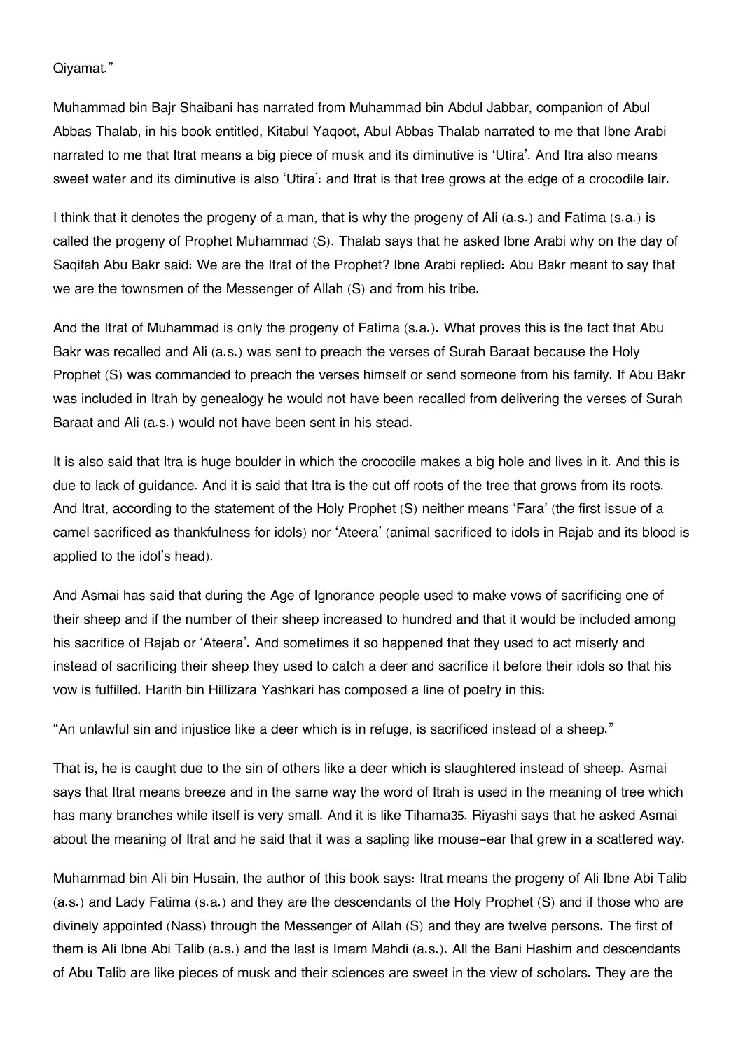Qiyamat."

Muhammad bin Bajr Shaibani has narrated from Muhammad bin Abdul Jabbar, companion of Abul Abbas Thalab, in his book entitled, Kitabul Yaqoot, Abul Abbas Thalab narrated to me that Ibne Arabi narrated to me that Itrat means a big piece of musk and its diminutive is 'Utira'. And Itra also means sweet water and its diminutive is also 'Utira': and Itrat is that tree grows at the edge of a crocodile lair.

I think that it denotes the progeny of a man, that is why the progeny of Ali (a.s.) and Fatima (s.a.) is called the progeny of Prophet Muhammad (S). Thalab says that he asked Ibne Arabi why on the day of Saqifah Abu Bakr said: We are the Itrat of the Prophet? Ibne Arabi replied: Abu Bakr meant to say that we are the townsmen of the Messenger of Allah (S) and from his tribe.

And the Itrat of Muhammad is only the progeny of Fatima (s.a.). What proves this is the fact that Abu Bakr was recalled and Ali (a.s.) was sent to preach the verses of Surah Baraat because the Holy Prophet (S) was commanded to preach the verses himself or send someone from his family. If Abu Bakr was included in Itrah by genealogy he would not have been recalled from delivering the verses of Surah Baraat and Ali (a.s.) would not have been sent in his stead.

It is also said that Itra is huge boulder in which the crocodile makes a big hole and lives in it. And this is due to lack of guidance. And it is said that Itra is the cut off roots of the tree that grows from its roots. And Itrat, according to the statement of the Holy Prophet (S) neither means 'Fara' (the first issue of a camel sacrificed as thankfulness for idols) nor 'Ateera' (animal sacrificed to idols in Rajab and its blood is applied to the idol's head).

And Asmai has said that during the Age of Ignorance people used to make vows of sacrificing one of their sheep and if the number of their sheep increased to hundred and that it would be included among his sacrifice of Rajab or 'Ateera'. And sometimes it so happened that they used to act miserly and instead of sacrificing their sheep they used to catch a deer and sacrifice it before their idols so that his vow is fulfilled. Harith bin Hillizara Yashkari has composed a line of poetry in this:

"An unlawful sin and injustice like a deer which is in refuge, is sacrificed instead of a sheep."

That is, he is caught due to the sin of others like a deer which is slaughtered instead of sheep. Asmai says that Itrat means breeze and in the same way the word of Itrah is used in the meaning of tree which has many branches while itself is very small. And it is like Tihama[35]. Riyashi says that he asked Asmai about the meaning of Itrat and he said that it was a sapling like mouse-ear that grew in a scattered way.

Muhammad bin Ali bin Husain, the author of this book says: Itrat means the progeny of Ali Ibne Abi Talib (a.s.) and Lady Fatima (s.a.) and they are the descendants of the Holy Prophet (S) and if those who are divinely appointed (Nass) through the Messenger of Allah (S) and they are twelve persons. The first of them is Ali Ibne Abi Talib (a.s.) and the last is Imam Mahdi (a.s.). All the Bani Hashim and descendants of Abu Talib are like pieces of musk and their sciences are sweet in the view of scholars. They are the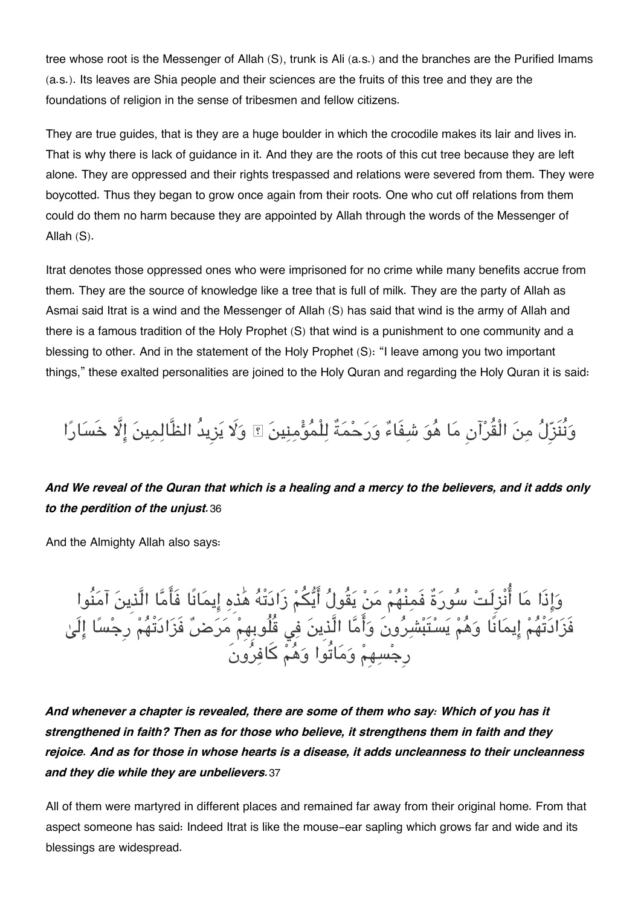tree whose root is the Messenger of Allah (S), trunk is Ali (a.s.) and the branches are the Purified Imams (a.s.). Its leaves are Shia people and their sciences are the fruits of this tree and they are the foundations of religion in the sense of tribesmen and fellow citizens.

They are true guides, that is they are a huge boulder in which the crocodile makes its lair and lives in. That is why there is lack of guidance in it. And they are the roots of this cut tree because they are left alone. They are oppressed and their rights trespassed and relations were severed from them. They were boycotted. Thus they began to grow once again from their roots. One who cut off relations from them could do them no harm because they are appointed by Allah through the words of the Messenger of Allah (S).

Itrat denotes those oppressed ones who were imprisoned for no crime while many benefits accrue from them. They are the source of knowledge like a tree that is full of milk. They are the party of Allah as Asmai said Itrat is a wind and the Messenger of Allah (S) has said that wind is the army of Allah and there is a famous tradition of the Holy Prophet (S) that wind is a punishment to one community and a blessing to other. And in the statement of the Holy Prophet (S): "I leave among you two important things," these exalted personalities are joined to the Holy Quran and regarding the Holy Quran it is said:

وَنُنَزِّلُ مِنَ الْقُرْآنِ مَا هُوَ شِفَاءٌ وَرَحْمَةٌ لِلْمُؤْمِنِينَ ۙ وَلَا يَزِيدُ الظَّالِمِينَ إِلَّا خَسَارًا

***And We reveal of the Quran that which is a healing and a mercy to the believers, and it adds only to the perdition of the unjust.*** 36

And the Almighty Allah also says:

وَإِذَا مَا أُنْزِلَتْ سُورَةٌ فَمِنْهُمْ مَنْ يَقُولُ أَيُّكُمْ زَادَتْهُ هَٰذِهِ إِيمَانًا فَأَمَّا الَّذِينَ آمَنُوا فَزَادَتْهُمْ إِيمَانًا وَهُمْ يَسْتَبْشِرُونَ وَأَمَّا الَّذِينَ فِي قُلُوبِهِمْ مَرَضٌ فَزَادَتْهُمْ رِجْسًا إِلَىٰ رِجْسِهِمْ وَمَاتُوا وَهُمْ كَافِرُونَ

***And whenever a chapter is revealed, there are some of them who say: Which of you has it strengthened in faith? Then as for those who believe, it strengthens them in faith and they rejoice. And as for those in whose hearts is a disease, it adds uncleanness to their uncleanness and they die while they are unbelievers.*** 37

All of them were martyred in different places and remained far away from their original home. From that aspect someone has said: Indeed Itrat is like the mouse-ear sapling which grows far and wide and its blessings are widespread.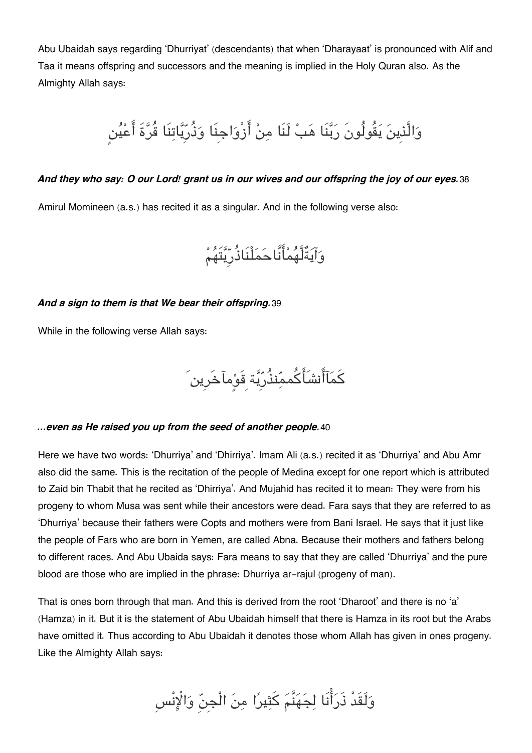Abu Ubaidah says regarding 'Dhurriyat' (descendants) that when 'Dharayaat' is pronounced with Alif and Taa it means offspring and successors and the meaning is implied in the Holy Quran also. As the Almighty Allah says:

وَالَّذِينَ يَقُولُونَ رَبَّنَا هَبْ لَنَا مِنْ أَزْوَاجِنَا وَذُرِّيَّاتِنَا قُرَّةَ أَعْيُنٍ

***And they who say: O our Lord! grant us in our wives and our offspring the joy of our eyes.*** 38

Amirul Momineen (a.s.) has recited it as a singular. And in the following verse also:

وَآيَةٌ لَهُمْ أَنَّا حَمَلْنَا ذُرِّيَّتَهُمْ

***And a sign to them is that We bear their offspring.*** 39

While in the following verse Allah says:

كَمَا أَنشَأَكُم مِّن ذُرِّيَّةِ قَوْمٍ آخَرِينَ

***...even as He raised you up from the seed of another people.*** 40

Here we have two words: 'Dhurriya' and 'Dhirriya'. Imam Ali (a.s.) recited it as 'Dhurriya' and Abu Amr also did the same. This is the recitation of the people of Medina except for one report which is attributed to Zaid bin Thabit that he recited as 'Dhirriya'. And Mujahid has recited it to mean: They were from his progeny to whom Musa was sent while their ancestors were dead. Fara says that they are referred to as 'Dhurriya' because their fathers were Copts and mothers were from Bani Israel. He says that it just like the people of Fars who are born in Yemen, are called Abna. Because their mothers and fathers belong to different races. And Abu Ubaida says: Fara means to say that they are called 'Dhurriya' and the pure blood are those who are implied in the phrase: Dhurriya ar-rajul (progeny of man).

That is ones born through that man. And this is derived from the root 'Dharoot' and there is no 'a' (Hamza) in it. But it is the statement of Abu Ubaidah himself that there is Hamza in its root but the Arabs have omitted it. Thus according to Abu Ubaidah it denotes those whom Allah has given in ones progeny. Like the Almighty Allah says:

وَلَقَدْ ذَرَأْنَا لِجَهَنَّمَ كَثِيرًا مِنَ الْجِنِّ وَالْإِنْسِ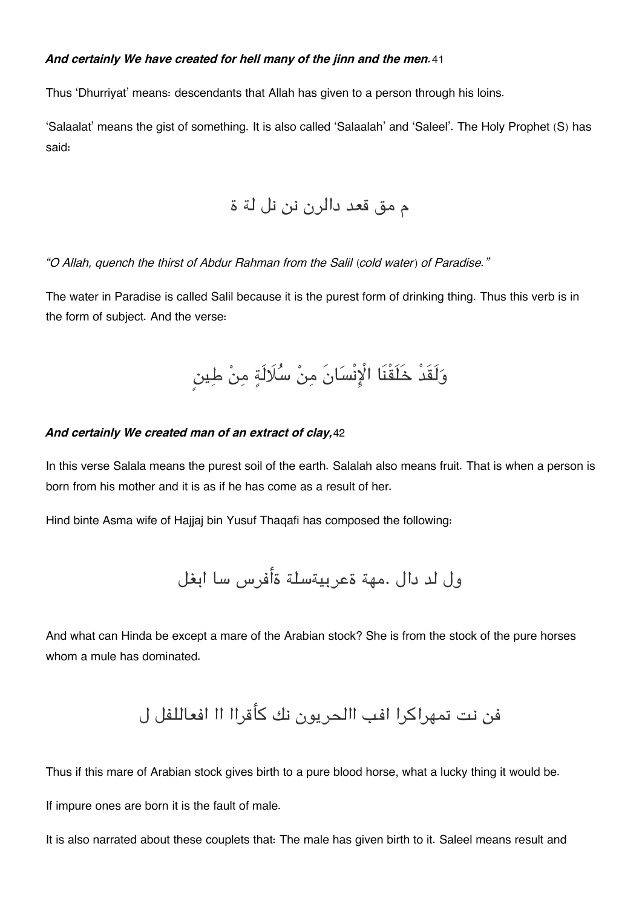***And certainly We have created for hell many of the jinn and the men.***[41]

Thus 'Dhurriyat' means: descendants that Allah has given to a person through his loins.

'Salaalat' means the gist of something. It is also called 'Salaalah' and 'Saleel'. The Holy Prophet (S) has said:

م مق قعد دالرن نن نل لة ة

*"O Allah, quench the thirst of Abdur Rahman from the Salil (cold water) of Paradise."*

The water in Paradise is called Salil because it is the purest form of drinking thing. Thus this verb is in the form of subject. And the verse:

وَلَقَدْ خَلَقْنَا الْإِنْسَانَ مِنْ سُلَالَةٍ مِنْ طِينٍ

***And certainly We created man of an extract of clay,***[42]

In this verse Salala means the purest soil of the earth. Salalah also means fruit. That is when a person is born from his mother and it is as if he has come as a result of her.

Hind binte Asma wife of Hajjaj bin Yusuf Thaqafi has composed the following:

ول لد دال .مهة ةعربيةسلة ةأفرس سا ابغل

And what can Hinda be except a mare of the Arabian stock? She is from the stock of the pure horses whom a mule has dominated.

فن نت تمهراكرا افب االحريون نك كأقراا اا افعاللفل ل

Thus if this mare of Arabian stock gives birth to a pure blood horse, what a lucky thing it would be.

If impure ones are born it is the fault of male.

It is also narrated about these couplets that: The male has given birth to it. Saleel means result and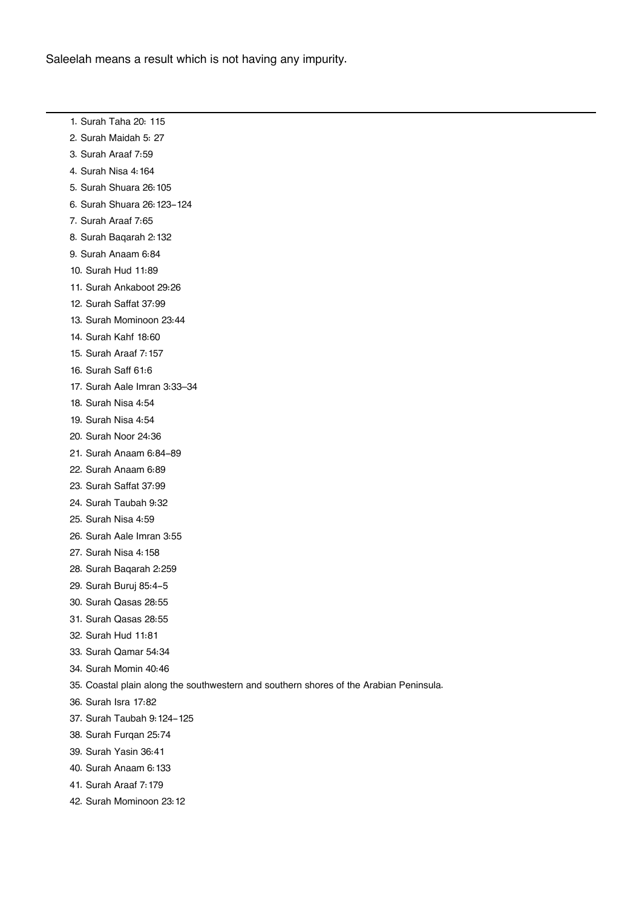Saleelah means a result which is not having any impurity.

---

1. Surah Taha 20: 115
2. Surah Maidah 5: 27
3. Surah Araaf 7:59
4. Surah Nisa 4:164
5. Surah Shuara 26:105
6. Surah Shuara 26:123–124
7. Surah Araaf 7:65
8. Surah Baqarah 2:132
9. Surah Anaam 6:84
10. Surah Hud 11:89
11. Surah Ankaboot 29:26
12. Surah Saffat 37:99
13. Surah Mominoon 23:44
14. Surah Kahf 18:60
15. Surah Araaf 7:157
16. Surah Saff 61:6
17. Surah Aale Imran 3:33–34
18. Surah Nisa 4:54
19. Surah Nisa 4:54
20. Surah Noor 24:36
21. Surah Anaam 6:84–89
22. Surah Anaam 6:89
23. Surah Saffat 37:99
24. Surah Taubah 9:32
25. Surah Nisa 4:59
26. Surah Aale Imran 3:55
27. Surah Nisa 4:158
28. Surah Baqarah 2:259
29. Surah Buruj 85:4–5
30. Surah Qasas 28:55
31. Surah Qasas 28:55
32. Surah Hud 11:81
33. Surah Qamar 54:34
34. Surah Momin 40:46
35. Coastal plain along the southwestern and southern shores of the Arabian Peninsula.
36. Surah Isra 17:82
37. Surah Taubah 9:124–125
38. Surah Furqan 25:74
39. Surah Yasin 36:41
40. Surah Anaam 6:133
41. Surah Araaf 7:179
42. Surah Mominoon 23:12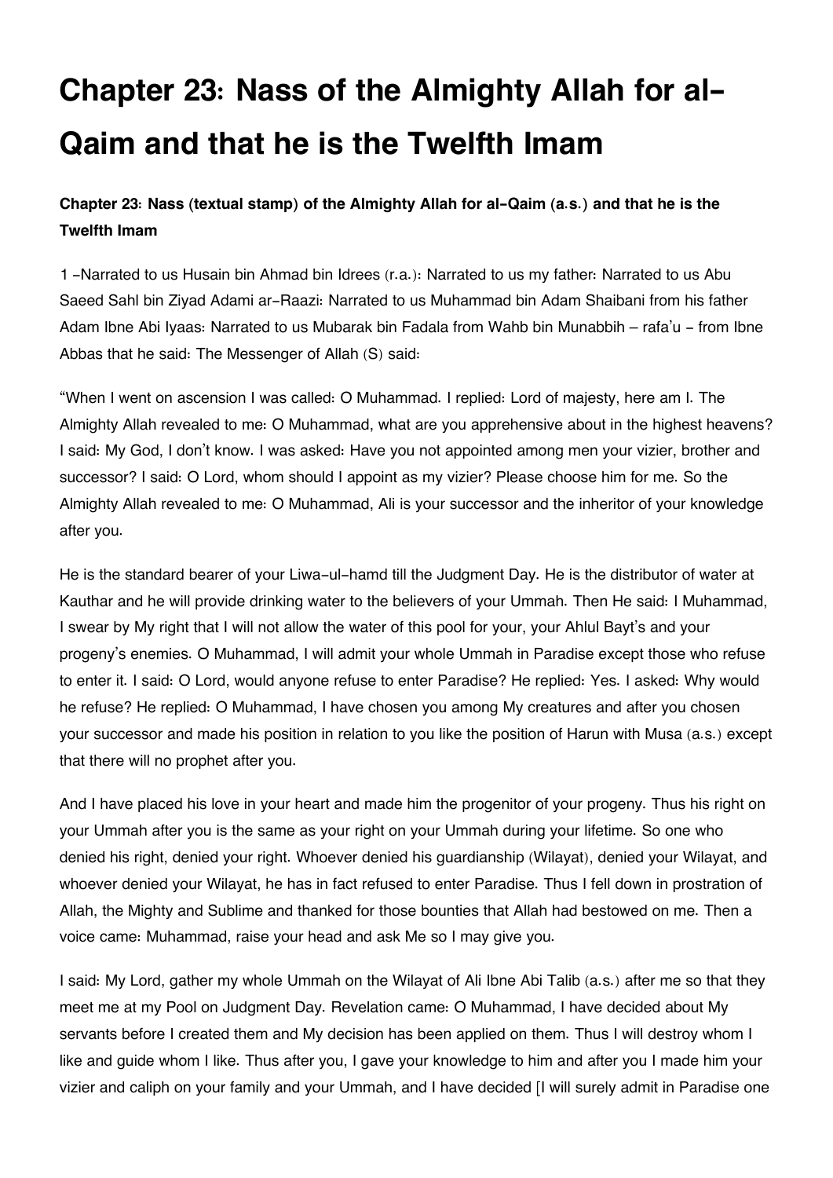# Chapter 23: Nass of the Almighty Allah for al-Qaim and that he is the Twelfth Imam

### Chapter 23: Nass (textual stamp) of the Almighty Allah for al-Qaim (a.s.) and that he is the Twelfth Imam

1 -Narrated to us Husain bin Ahmad bin Idrees (r.a.): Narrated to us my father: Narrated to us Abu Saeed Sahl bin Ziyad Adami ar-Raazi: Narrated to us Muhammad bin Adam Shaibani from his father Adam Ibne Abi Iyaas: Narrated to us Mubarak bin Fadala from Wahb bin Munabbih – rafa'u - from Ibne Abbas that he said: The Messenger of Allah (S) said:

"When I went on ascension I was called: O Muhammad. I replied: Lord of majesty, here am I. The Almighty Allah revealed to me: O Muhammad, what are you apprehensive about in the highest heavens? I said: My God, I don't know. I was asked: Have you not appointed among men your vizier, brother and successor? I said: O Lord, whom should I appoint as my vizier? Please choose him for me. So the Almighty Allah revealed to me: O Muhammad, Ali is your successor and the inheritor of your knowledge after you.

He is the standard bearer of your Liwa-ul-hamd till the Judgment Day. He is the distributor of water at Kauthar and he will provide drinking water to the believers of your Ummah. Then He said: I Muhammad, I swear by My right that I will not allow the water of this pool for your, your Ahlul Bayt's and your progeny's enemies. O Muhammad, I will admit your whole Ummah in Paradise except those who refuse to enter it. I said: O Lord, would anyone refuse to enter Paradise? He replied: Yes. I asked: Why would he refuse? He replied: O Muhammad, I have chosen you among My creatures and after you chosen your successor and made his position in relation to you like the position of Harun with Musa (a.s.) except that there will no prophet after you.

And I have placed his love in your heart and made him the progenitor of your progeny. Thus his right on your Ummah after you is the same as your right on your Ummah during your lifetime. So one who denied his right, denied your right. Whoever denied his guardianship (Wilayat), denied your Wilayat, and whoever denied your Wilayat, he has in fact refused to enter Paradise. Thus I fell down in prostration of Allah, the Mighty and Sublime and thanked for those bounties that Allah had bestowed on me. Then a voice came: Muhammad, raise your head and ask Me so I may give you.

I said: My Lord, gather my whole Ummah on the Wilayat of Ali Ibne Abi Talib (a.s.) after me so that they meet me at my Pool on Judgment Day. Revelation came: O Muhammad, I have decided about My servants before I created them and My decision has been applied on them. Thus I will destroy whom I like and guide whom I like. Thus after you, I gave your knowledge to him and after you I made him your vizier and caliph on your family and your Ummah, and I have decided [I will surely admit in Paradise one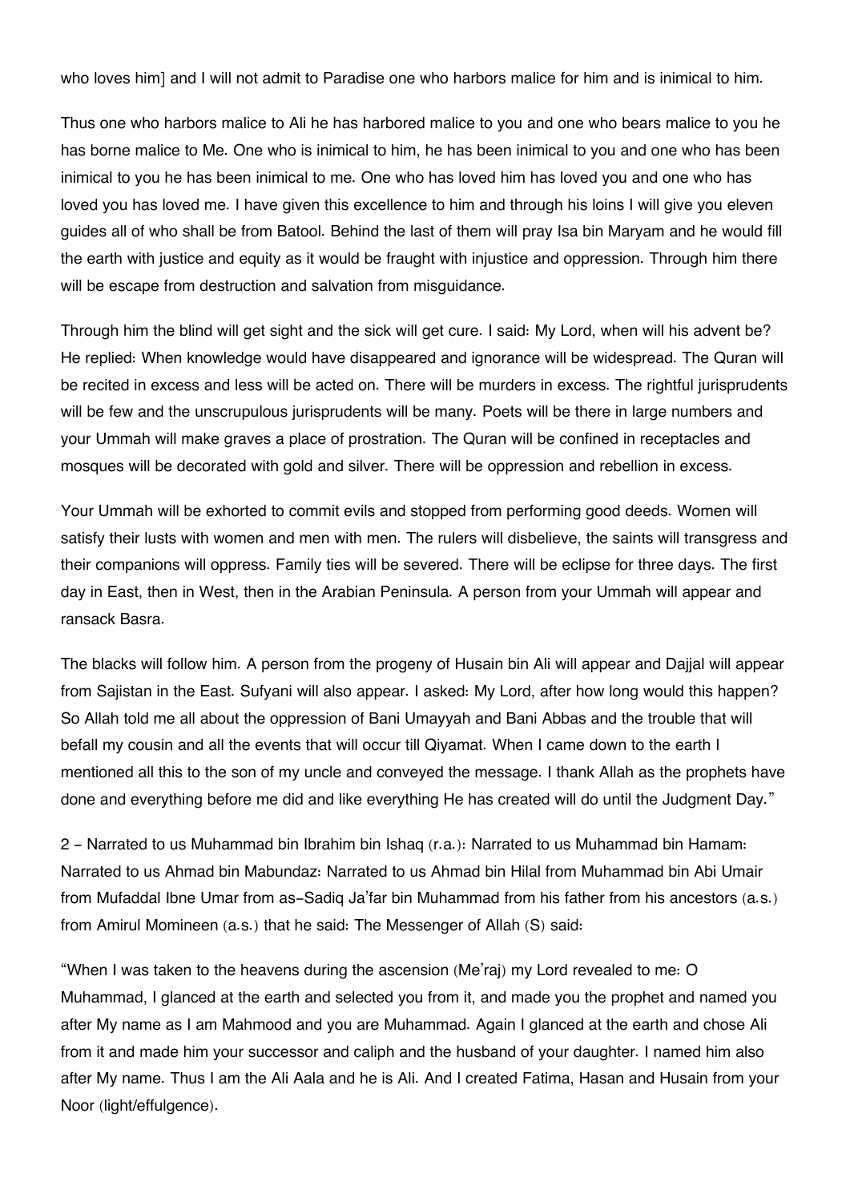who loves him] and I will not admit to Paradise one who harbors malice for him and is inimical to him.

Thus one who harbors malice to Ali he has harbored malice to you and one who bears malice to you he has borne malice to Me. One who is inimical to him, he has been inimical to you and one who has been inimical to you he has been inimical to me. One who has loved him has loved you and one who has loved you has loved me. I have given this excellence to him and through his loins I will give you eleven guides all of who shall be from Batool. Behind the last of them will pray Isa bin Maryam and he would fill the earth with justice and equity as it would be fraught with injustice and oppression. Through him there will be escape from destruction and salvation from misguidance.

Through him the blind will get sight and the sick will get cure. I said: My Lord, when will his advent be? He replied: When knowledge would have disappeared and ignorance will be widespread. The Quran will be recited in excess and less will be acted on. There will be murders in excess. The rightful jurisprudents will be few and the unscrupulous jurisprudents will be many. Poets will be there in large numbers and your Ummah will make graves a place of prostration. The Quran will be confined in receptacles and mosques will be decorated with gold and silver. There will be oppression and rebellion in excess.

Your Ummah will be exhorted to commit evils and stopped from performing good deeds. Women will satisfy their lusts with women and men with men. The rulers will disbelieve, the saints will transgress and their companions will oppress. Family ties will be severed. There will be eclipse for three days. The first day in East, then in West, then in the Arabian Peninsula. A person from your Ummah will appear and ransack Basra.

The blacks will follow him. A person from the progeny of Husain bin Ali will appear and Dajjal will appear from Sajistan in the East. Sufyani will also appear. I asked: My Lord, after how long would this happen? So Allah told me all about the oppression of Bani Umayyah and Bani Abbas and the trouble that will befall my cousin and all the events that will occur till Qiyamat. When I came down to the earth I mentioned all this to the son of my uncle and conveyed the message. I thank Allah as the prophets have done and everything before me did and like everything He has created will do until the Judgment Day."

2 - Narrated to us Muhammad bin Ibrahim bin Ishaq (r.a.): Narrated to us Muhammad bin Hamam: Narrated to us Ahmad bin Mabundaz: Narrated to us Ahmad bin Hilal from Muhammad bin Abi Umair from Mufaddal Ibne Umar from as-Sadiq Ja'far bin Muhammad from his father from his ancestors (a.s.) from Amirul Momineen (a.s.) that he said: The Messenger of Allah (S) said:

"When I was taken to the heavens during the ascension (Me'raj) my Lord revealed to me: O Muhammad, I glanced at the earth and selected you from it, and made you the prophet and named you after My name as I am Mahmood and you are Muhammad. Again I glanced at the earth and chose Ali from it and made him your successor and caliph and the husband of your daughter. I named him also after My name. Thus I am the Ali Aala and he is Ali. And I created Fatima, Hasan and Husain from your Noor (light/effulgence).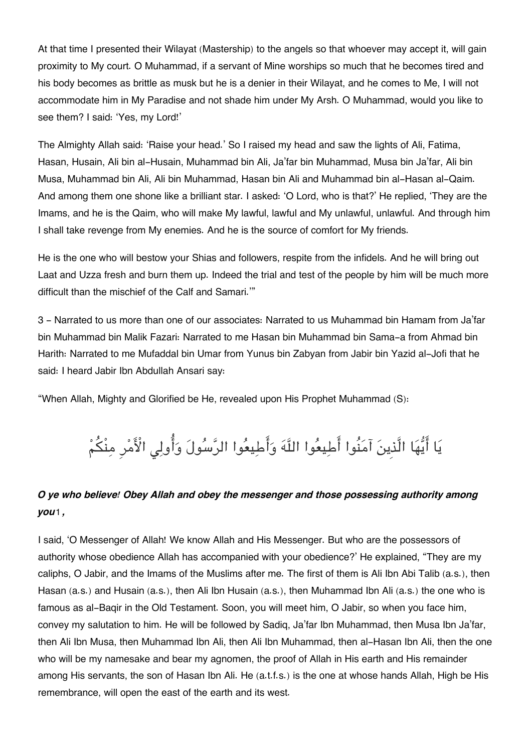At that time I presented their Wilayat (Mastership) to the angels so that whoever may accept it, will gain proximity to My court. O Muhammad, if a servant of Mine worships so much that he becomes tired and his body becomes as brittle as musk but he is a denier in their Wilayat, and he comes to Me, I will not accommodate him in My Paradise and not shade him under My Arsh. O Muhammad, would you like to see them? I said: 'Yes, my Lord!'

The Almighty Allah said: 'Raise your head.' So I raised my head and saw the lights of Ali, Fatima, Hasan, Husain, Ali bin al-Husain, Muhammad bin Ali, Ja'far bin Muhammad, Musa bin Ja'far, Ali bin Musa, Muhammad bin Ali, Ali bin Muhammad, Hasan bin Ali and Muhammad bin al-Hasan al-Qaim. And among them one shone like a brilliant star. I asked: 'O Lord, who is that?' He replied, 'They are the Imams, and he is the Qaim, who will make My lawful, lawful and My unlawful, unlawful. And through him I shall take revenge from My enemies. And he is the source of comfort for My friends.

He is the one who will bestow your Shias and followers, respite from the infidels. And he will bring out Laat and Uzza fresh and burn them up. Indeed the trial and test of the people by him will be much more difficult than the mischief of the Calf and Samari.'"

3 - Narrated to us more than one of our associates: Narrated to us Muhammad bin Hamam from Ja'far bin Muhammad bin Malik Fazari: Narrated to me Hasan bin Muhammad bin Sama-a from Ahmad bin Harith: Narrated to me Mufaddal bin Umar from Yunus bin Zabyan from Jabir bin Yazid al-Jofi that he said: I heard Jabir Ibn Abdullah Ansari say:

"When Allah, Mighty and Glorified be He, revealed upon His Prophet Muhammad (S):

يَا أَيُّهَا الَّذِينَ آمَنُوا أَطِيعُوا اللَّهَ وَأَطِيعُوا الرَّسُولَ وَأُولِي الْأَمْرِ مِنْكُمْ

***O ye who believe! Obey Allah and obey the messenger and those possessing authority among you*[1]*,***

I said, 'O Messenger of Allah! We know Allah and His Messenger. But who are the possessors of authority whose obedience Allah has accompanied with your obedience?' He explained, "They are my caliphs, O Jabir, and the Imams of the Muslims after me. The first of them is Ali Ibn Abi Talib (a.s.), then Hasan (a.s.) and Husain (a.s.), then Ali Ibn Husain (a.s.), then Muhammad Ibn Ali (a.s.) the one who is famous as al-Baqir in the Old Testament. Soon, you will meet him, O Jabir, so when you face him, convey my salutation to him. He will be followed by Sadiq, Ja'far Ibn Muhammad, then Musa Ibn Ja'far, then Ali Ibn Musa, then Muhammad Ibn Ali, then Ali Ibn Muhammad, then al-Hasan Ibn Ali, then the one who will be my namesake and bear my agnomen, the proof of Allah in His earth and His remainder among His servants, the son of Hasan Ibn Ali. He (a.t.f.s.) is the one at whose hands Allah, High be His remembrance, will open the east of the earth and its west.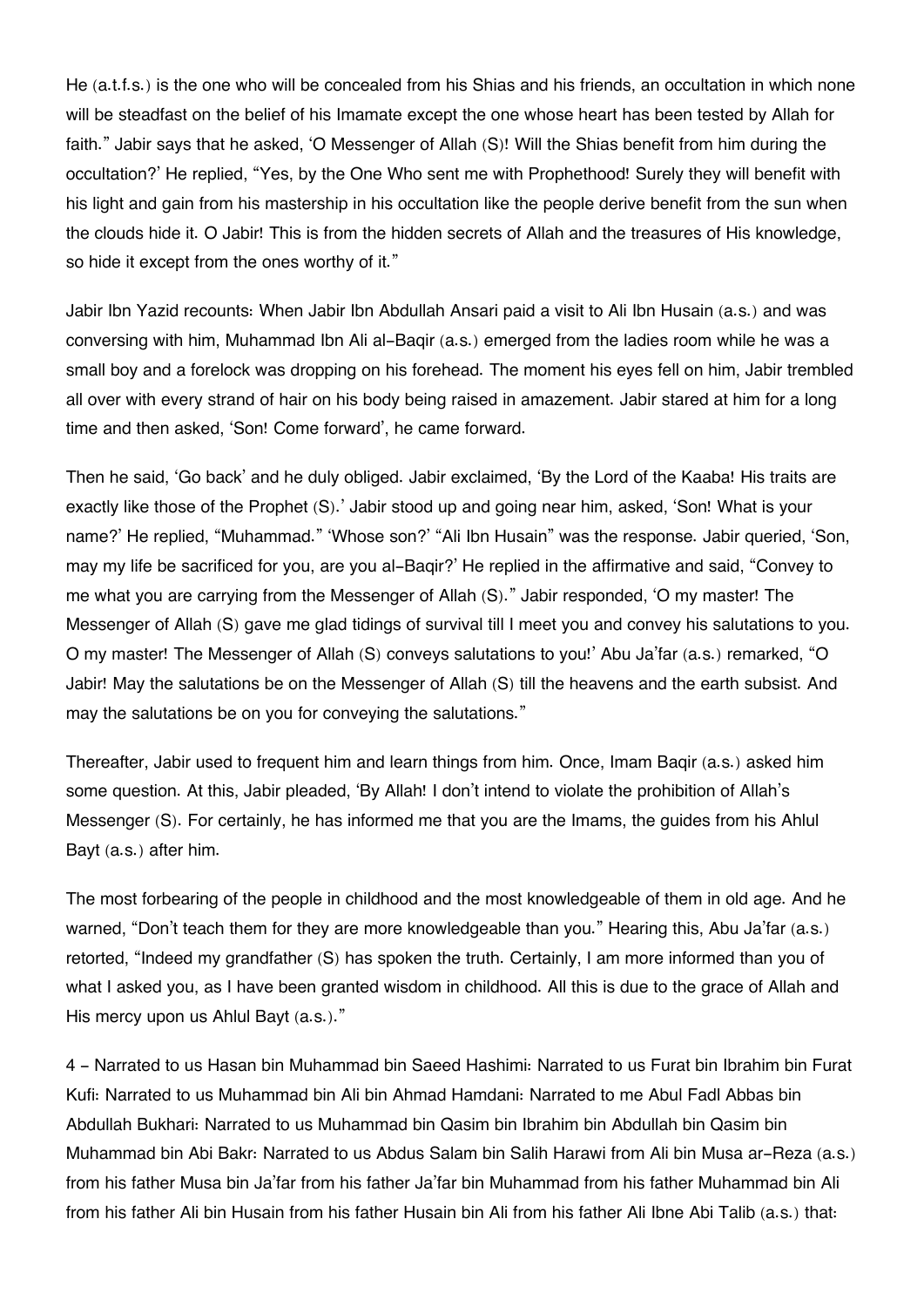He (a.t.f.s.) is the one who will be concealed from his Shias and his friends, an occultation in which none will be steadfast on the belief of his Imamate except the one whose heart has been tested by Allah for faith." Jabir says that he asked, 'O Messenger of Allah (S)! Will the Shias benefit from him during the occultation?' He replied, "Yes, by the One Who sent me with Prophethood! Surely they will benefit with his light and gain from his mastership in his occultation like the people derive benefit from the sun when the clouds hide it. O Jabir! This is from the hidden secrets of Allah and the treasures of His knowledge, so hide it except from the ones worthy of it."

Jabir Ibn Yazid recounts: When Jabir Ibn Abdullah Ansari paid a visit to Ali Ibn Husain (a.s.) and was conversing with him, Muhammad Ibn Ali al-Baqir (a.s.) emerged from the ladies room while he was a small boy and a forelock was dropping on his forehead. The moment his eyes fell on him, Jabir trembled all over with every strand of hair on his body being raised in amazement. Jabir stared at him for a long time and then asked, 'Son! Come forward', he came forward.

Then he said, 'Go back' and he duly obliged. Jabir exclaimed, 'By the Lord of the Kaaba! His traits are exactly like those of the Prophet (S).' Jabir stood up and going near him, asked, 'Son! What is your name?' He replied, "Muhammad." 'Whose son?' "Ali Ibn Husain" was the response. Jabir queried, 'Son, may my life be sacrificed for you, are you al-Baqir?' He replied in the affirmative and said, "Convey to me what you are carrying from the Messenger of Allah (S)." Jabir responded, 'O my master! The Messenger of Allah (S) gave me glad tidings of survival till I meet you and convey his salutations to you. O my master! The Messenger of Allah (S) conveys salutations to you!' Abu Ja'far (a.s.) remarked, "O Jabir! May the salutations be on the Messenger of Allah (S) till the heavens and the earth subsist. And may the salutations be on you for conveying the salutations."

Thereafter, Jabir used to frequent him and learn things from him. Once, Imam Baqir (a.s.) asked him some question. At this, Jabir pleaded, 'By Allah! I don't intend to violate the prohibition of Allah's Messenger (S). For certainly, he has informed me that you are the Imams, the guides from his Ahlul Bayt (a.s.) after him.

The most forbearing of the people in childhood and the most knowledgeable of them in old age. And he warned, "Don't teach them for they are more knowledgeable than you." Hearing this, Abu Ja'far (a.s.) retorted, "Indeed my grandfather (S) has spoken the truth. Certainly, I am more informed than you of what I asked you, as I have been granted wisdom in childhood. All this is due to the grace of Allah and His mercy upon us Ahlul Bayt (a.s.)."

4 - Narrated to us Hasan bin Muhammad bin Saeed Hashimi: Narrated to us Furat bin Ibrahim bin Furat Kufi: Narrated to us Muhammad bin Ali bin Ahmad Hamdani: Narrated to me Abul Fadl Abbas bin Abdullah Bukhari: Narrated to us Muhammad bin Qasim bin Ibrahim bin Abdullah bin Qasim bin Muhammad bin Abi Bakr: Narrated to us Abdus Salam bin Salih Harawi from Ali bin Musa ar-Reza (a.s.) from his father Musa bin Ja'far from his father Ja'far bin Muhammad from his father Muhammad bin Ali from his father Ali bin Husain from his father Husain bin Ali from his father Ali Ibne Abi Talib (a.s.) that: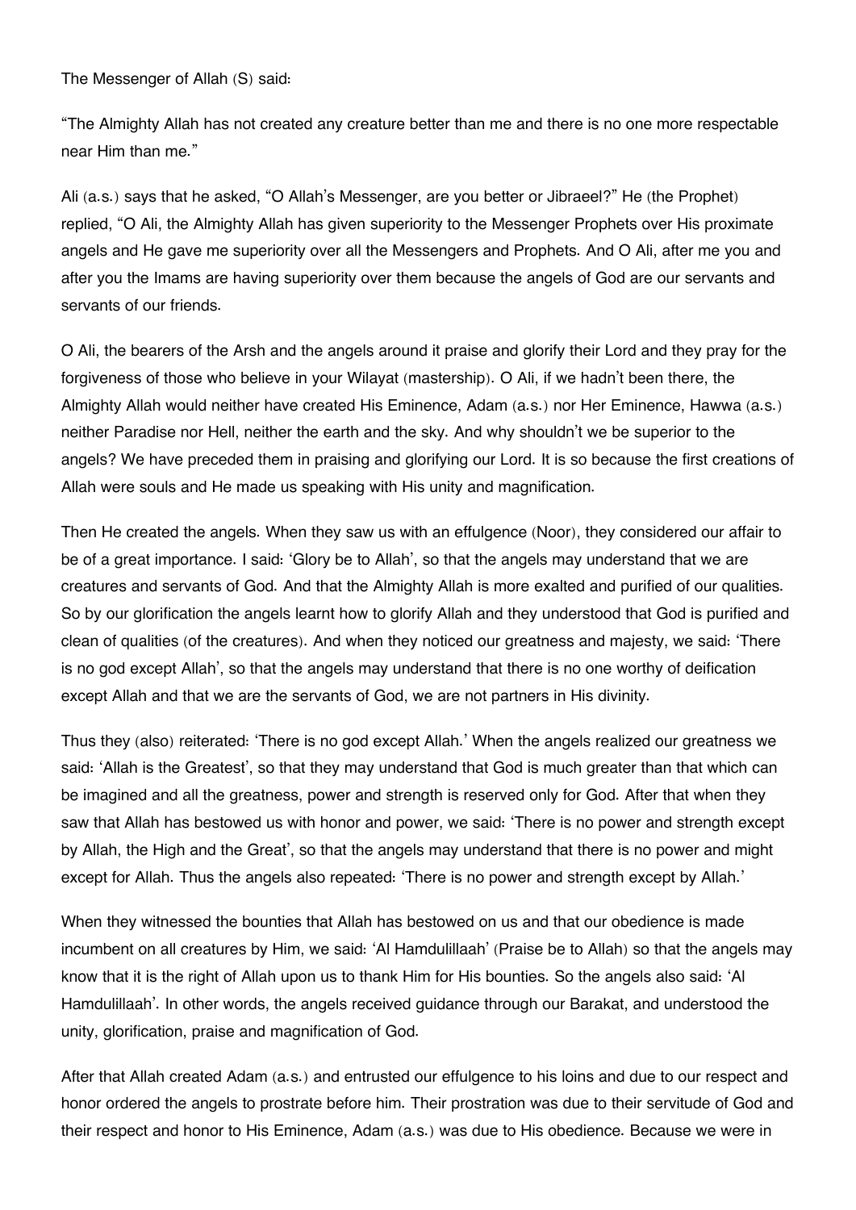The Messenger of Allah (S) said:

"The Almighty Allah has not created any creature better than me and there is no one more respectable near Him than me."

Ali (a.s.) says that he asked, "O Allah's Messenger, are you better or Jibraeel?" He (the Prophet) replied, "O Ali, the Almighty Allah has given superiority to the Messenger Prophets over His proximate angels and He gave me superiority over all the Messengers and Prophets. And O Ali, after me you and after you the Imams are having superiority over them because the angels of God are our servants and servants of our friends.

O Ali, the bearers of the Arsh and the angels around it praise and glorify their Lord and they pray for the forgiveness of those who believe in your Wilayat (mastership). O Ali, if we hadn't been there, the Almighty Allah would neither have created His Eminence, Adam (a.s.) nor Her Eminence, Hawwa (a.s.) neither Paradise nor Hell, neither the earth and the sky. And why shouldn't we be superior to the angels? We have preceded them in praising and glorifying our Lord. It is so because the first creations of Allah were souls and He made us speaking with His unity and magnification.

Then He created the angels. When they saw us with an effulgence (Noor), they considered our affair to be of a great importance. I said: 'Glory be to Allah', so that the angels may understand that we are creatures and servants of God. And that the Almighty Allah is more exalted and purified of our qualities. So by our glorification the angels learnt how to glorify Allah and they understood that God is purified and clean of qualities (of the creatures). And when they noticed our greatness and majesty, we said: 'There is no god except Allah', so that the angels may understand that there is no one worthy of deification except Allah and that we are the servants of God, we are not partners in His divinity.

Thus they (also) reiterated: 'There is no god except Allah.' When the angels realized our greatness we said: 'Allah is the Greatest', so that they may understand that God is much greater than that which can be imagined and all the greatness, power and strength is reserved only for God. After that when they saw that Allah has bestowed us with honor and power, we said: 'There is no power and strength except by Allah, the High and the Great', so that the angels may understand that there is no power and might except for Allah. Thus the angels also repeated: 'There is no power and strength except by Allah.'

When they witnessed the bounties that Allah has bestowed on us and that our obedience is made incumbent on all creatures by Him, we said: 'Al Hamdulillaah' (Praise be to Allah) so that the angels may know that it is the right of Allah upon us to thank Him for His bounties. So the angels also said: 'Al Hamdulillaah'. In other words, the angels received guidance through our Barakat, and understood the unity, glorification, praise and magnification of God.

After that Allah created Adam (a.s.) and entrusted our effulgence to his loins and due to our respect and honor ordered the angels to prostrate before him. Their prostration was due to their servitude of God and their respect and honor to His Eminence, Adam (a.s.) was due to His obedience. Because we were in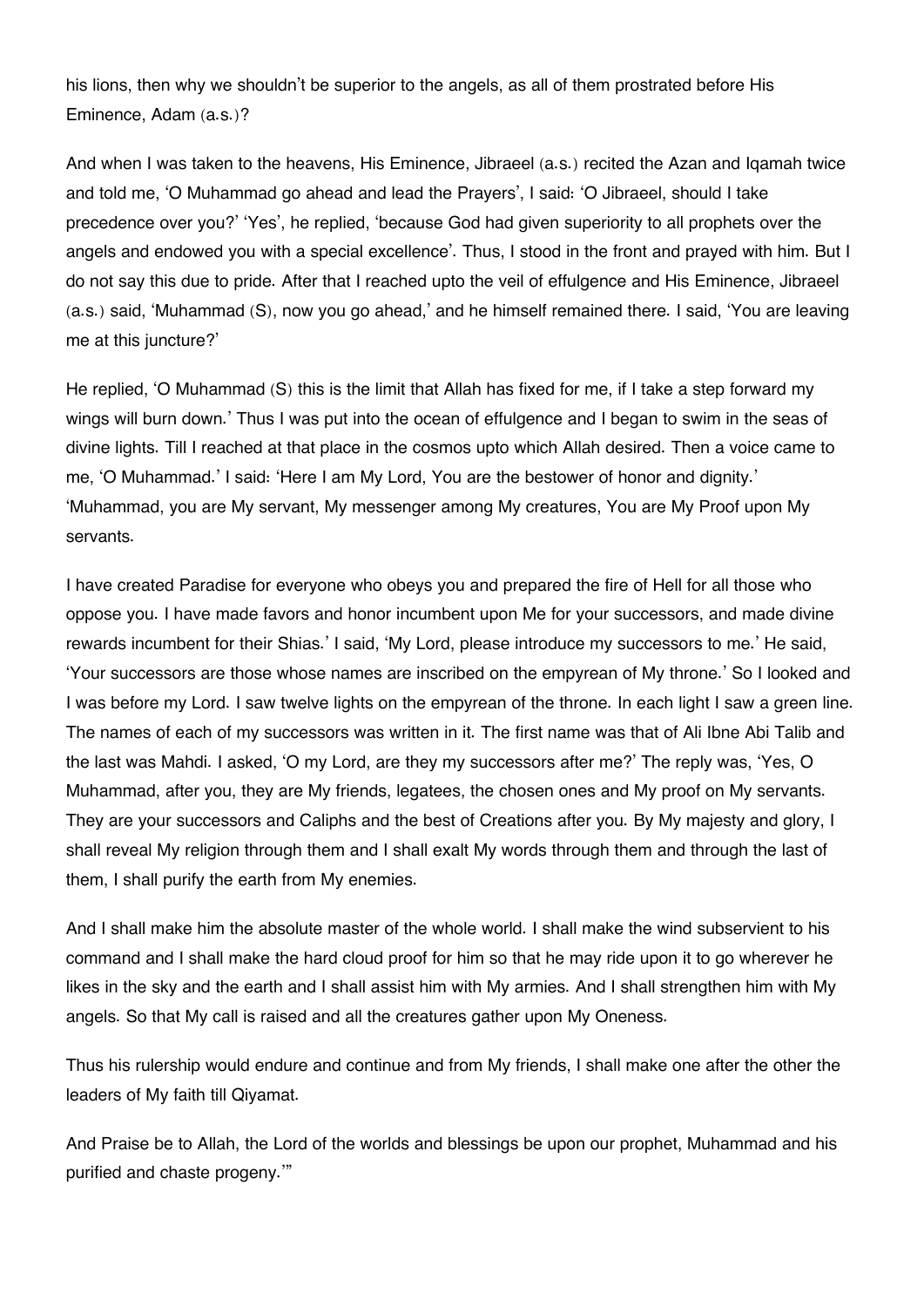his lions, then why we shouldn't be superior to the angels, as all of them prostrated before His Eminence, Adam (a.s.)?

And when I was taken to the heavens, His Eminence, Jibraeel (a.s.) recited the Azan and Iqamah twice and told me, 'O Muhammad go ahead and lead the Prayers', I said: 'O Jibraeel, should I take precedence over you?' 'Yes', he replied, 'because God had given superiority to all prophets over the angels and endowed you with a special excellence'. Thus, I stood in the front and prayed with him. But I do not say this due to pride. After that I reached upto the veil of effulgence and His Eminence, Jibraeel (a.s.) said, 'Muhammad (S), now you go ahead,' and he himself remained there. I said, 'You are leaving me at this juncture?'

He replied, 'O Muhammad (S) this is the limit that Allah has fixed for me, if I take a step forward my wings will burn down.' Thus I was put into the ocean of effulgence and I began to swim in the seas of divine lights. Till I reached at that place in the cosmos upto which Allah desired. Then a voice came to me, 'O Muhammad.' I said: 'Here I am My Lord, You are the bestower of honor and dignity.' 'Muhammad, you are My servant, My messenger among My creatures, You are My Proof upon My servants.

I have created Paradise for everyone who obeys you and prepared the fire of Hell for all those who oppose you. I have made favors and honor incumbent upon Me for your successors, and made divine rewards incumbent for their Shias.' I said, 'My Lord, please introduce my successors to me.' He said, 'Your successors are those whose names are inscribed on the empyrean of My throne.' So I looked and I was before my Lord. I saw twelve lights on the empyrean of the throne. In each light I saw a green line. The names of each of my successors was written in it. The first name was that of Ali Ibne Abi Talib and the last was Mahdi. I asked, 'O my Lord, are they my successors after me?' The reply was, 'Yes, O Muhammad, after you, they are My friends, legatees, the chosen ones and My proof on My servants. They are your successors and Caliphs and the best of Creations after you. By My majesty and glory, I shall reveal My religion through them and I shall exalt My words through them and through the last of them, I shall purify the earth from My enemies.

And I shall make him the absolute master of the whole world. I shall make the wind subservient to his command and I shall make the hard cloud proof for him so that he may ride upon it to go wherever he likes in the sky and the earth and I shall assist him with My armies. And I shall strengthen him with My angels. So that My call is raised and all the creatures gather upon My Oneness.

Thus his rulership would endure and continue and from My friends, I shall make one after the other the leaders of My faith till Qiyamat.

And Praise be to Allah, the Lord of the worlds and blessings be upon our prophet, Muhammad and his purified and chaste progeny.'"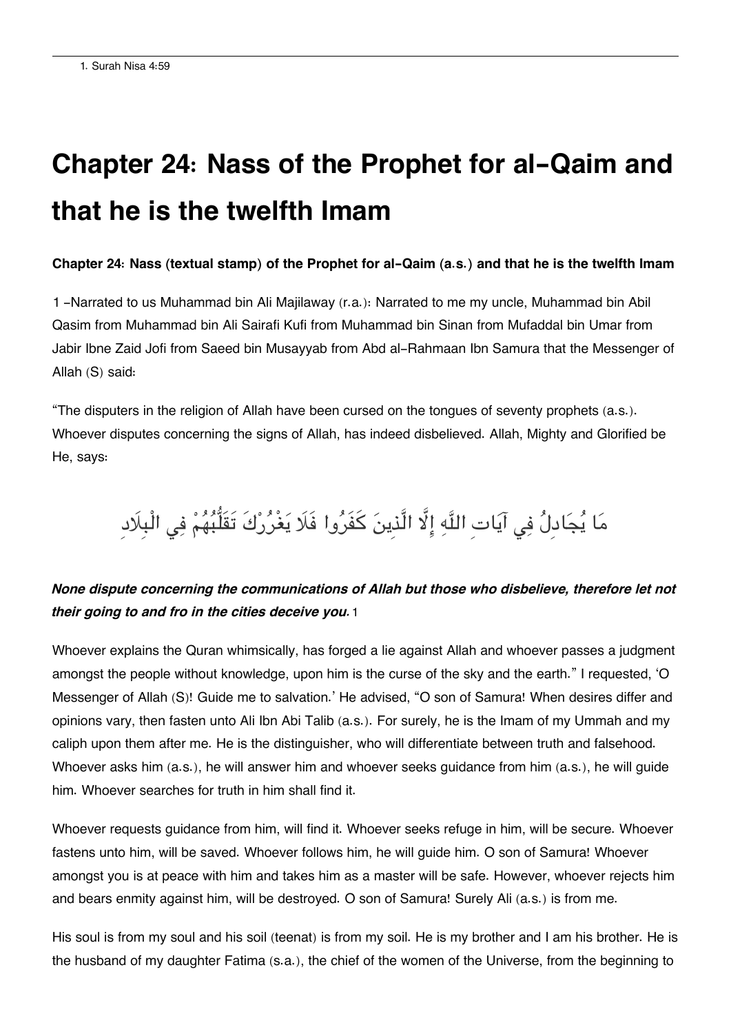1. Surah Nisa 4:59

# Chapter 24: Nass of the Prophet for al-Qaim and that he is the twelfth Imam

**Chapter 24: Nass (textual stamp) of the Prophet for al-Qaim (a.s.) and that he is the twelfth Imam**

1 -Narrated to us Muhammad bin Ali Majilaway (r.a.): Narrated to me my uncle, Muhammad bin Abil Qasim from Muhammad bin Ali Sairafi Kufi from Muhammad bin Sinan from Mufaddal bin Umar from Jabir Ibne Zaid Jofi from Saeed bin Musayyab from Abd al-Rahmaan Ibn Samura that the Messenger of Allah (S) said:

"The disputers in the religion of Allah have been cursed on the tongues of seventy prophets (a.s.). Whoever disputes concerning the signs of Allah, has indeed disbelieved. Allah, Mighty and Glorified be He, says:

مَا يُجَادِلُ فِي آيَاتِ اللَّهِ إِلَّا الَّذِينَ كَفَرُوا فَلَا يَغْرُرْكَ تَقَلُّبُهُمْ فِي الْبِلَادِ

***None dispute concerning the communications of Allah but those who disbelieve, therefore let not their going to and fro in the cities deceive you.*** 1

Whoever explains the Quran whimsically, has forged a lie against Allah and whoever passes a judgment amongst the people without knowledge, upon him is the curse of the sky and the earth." I requested, 'O Messenger of Allah (S)! Guide me to salvation.' He advised, "O son of Samura! When desires differ and opinions vary, then fasten unto Ali Ibn Abi Talib (a.s.). For surely, he is the Imam of my Ummah and my caliph upon them after me. He is the distinguisher, who will differentiate between truth and falsehood. Whoever asks him (a.s.), he will answer him and whoever seeks guidance from him (a.s.), he will guide him. Whoever searches for truth in him shall find it.

Whoever requests guidance from him, will find it. Whoever seeks refuge in him, will be secure. Whoever fastens unto him, will be saved. Whoever follows him, he will guide him. O son of Samura! Whoever amongst you is at peace with him and takes him as a master will be safe. However, whoever rejects him and bears enmity against him, will be destroyed. O son of Samura! Surely Ali (a.s.) is from me.

His soul is from my soul and his soil (teenat) is from my soil. He is my brother and I am his brother. He is the husband of my daughter Fatima (s.a.), the chief of the women of the Universe, from the beginning to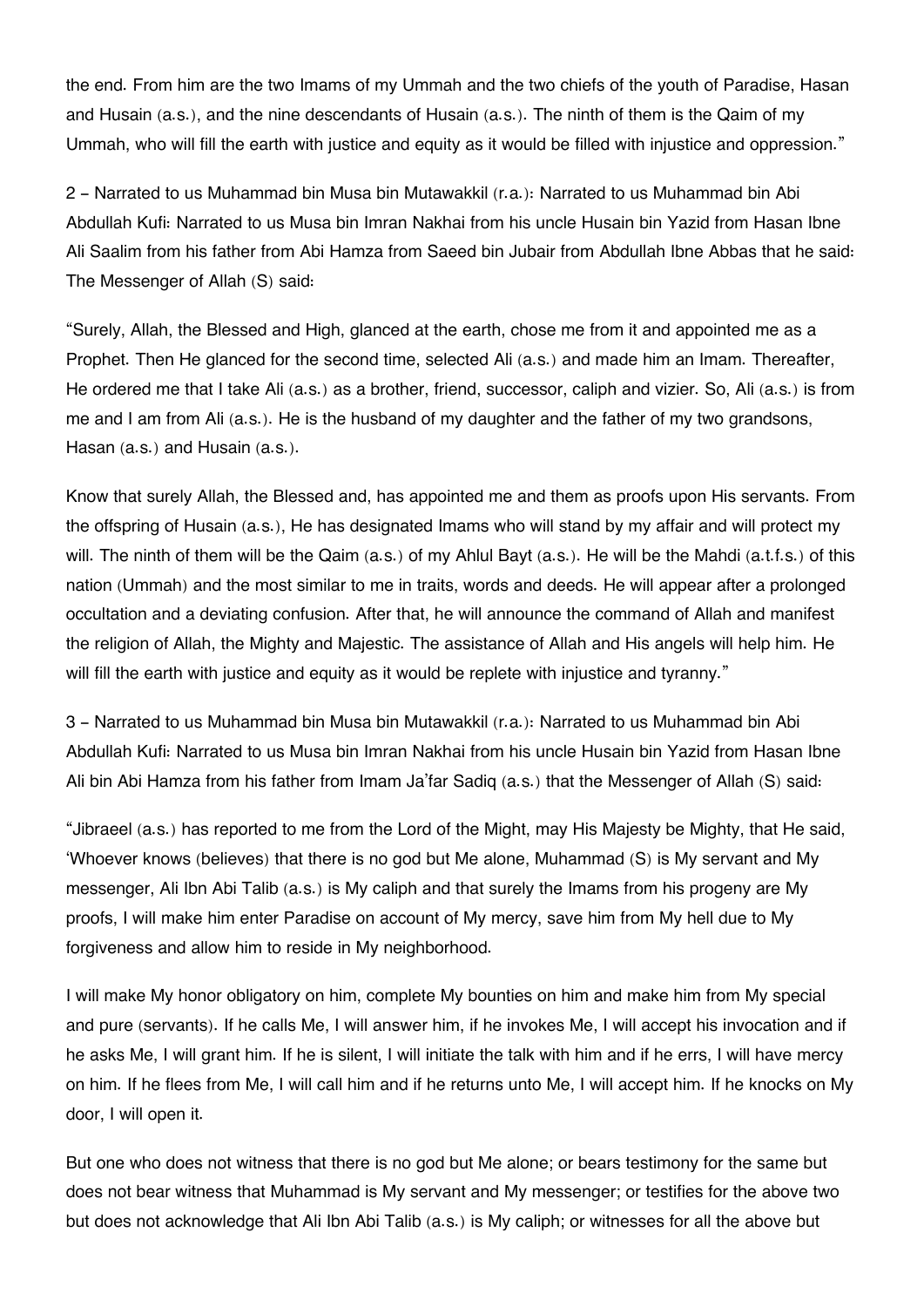the end. From him are the two Imams of my Ummah and the two chiefs of the youth of Paradise, Hasan and Husain (a.s.), and the nine descendants of Husain (a.s.). The ninth of them is the Qaim of my Ummah, who will fill the earth with justice and equity as it would be filled with injustice and oppression."

2 – Narrated to us Muhammad bin Musa bin Mutawakkil (r.a.): Narrated to us Muhammad bin Abi Abdullah Kufi: Narrated to us Musa bin Imran Nakhai from his uncle Husain bin Yazid from Hasan Ibne Ali Saalim from his father from Abi Hamza from Saeed bin Jubair from Abdullah Ibne Abbas that he said: The Messenger of Allah (S) said:

"Surely, Allah, the Blessed and High, glanced at the earth, chose me from it and appointed me as a Prophet. Then He glanced for the second time, selected Ali (a.s.) and made him an Imam. Thereafter, He ordered me that I take Ali (a.s.) as a brother, friend, successor, caliph and vizier. So, Ali (a.s.) is from me and I am from Ali (a.s.). He is the husband of my daughter and the father of my two grandsons, Hasan (a.s.) and Husain (a.s.).

Know that surely Allah, the Blessed and, has appointed me and them as proofs upon His servants. From the offspring of Husain (a.s.), He has designated Imams who will stand by my affair and will protect my will. The ninth of them will be the Qaim (a.s.) of my Ahlul Bayt (a.s.). He will be the Mahdi (a.t.f.s.) of this nation (Ummah) and the most similar to me in traits, words and deeds. He will appear after a prolonged occultation and a deviating confusion. After that, he will announce the command of Allah and manifest the religion of Allah, the Mighty and Majestic. The assistance of Allah and His angels will help him. He will fill the earth with justice and equity as it would be replete with injustice and tyranny."

3 – Narrated to us Muhammad bin Musa bin Mutawakkil (r.a.): Narrated to us Muhammad bin Abi Abdullah Kufi: Narrated to us Musa bin Imran Nakhai from his uncle Husain bin Yazid from Hasan Ibne Ali bin Abi Hamza from his father from Imam Ja'far Sadiq (a.s.) that the Messenger of Allah (S) said:

"Jibraeel (a.s.) has reported to me from the Lord of the Might, may His Majesty be Mighty, that He said, 'Whoever knows (believes) that there is no god but Me alone, Muhammad (S) is My servant and My messenger, Ali Ibn Abi Talib (a.s.) is My caliph and that surely the Imams from his progeny are My proofs, I will make him enter Paradise on account of My mercy, save him from My hell due to My forgiveness and allow him to reside in My neighborhood.

I will make My honor obligatory on him, complete My bounties on him and make him from My special and pure (servants). If he calls Me, I will answer him, if he invokes Me, I will accept his invocation and if he asks Me, I will grant him. If he is silent, I will initiate the talk with him and if he errs, I will have mercy on him. If he flees from Me, I will call him and if he returns unto Me, I will accept him. If he knocks on My door, I will open it.

But one who does not witness that there is no god but Me alone; or bears testimony for the same but does not bear witness that Muhammad is My servant and My messenger; or testifies for the above two but does not acknowledge that Ali Ibn Abi Talib (a.s.) is My caliph; or witnesses for all the above but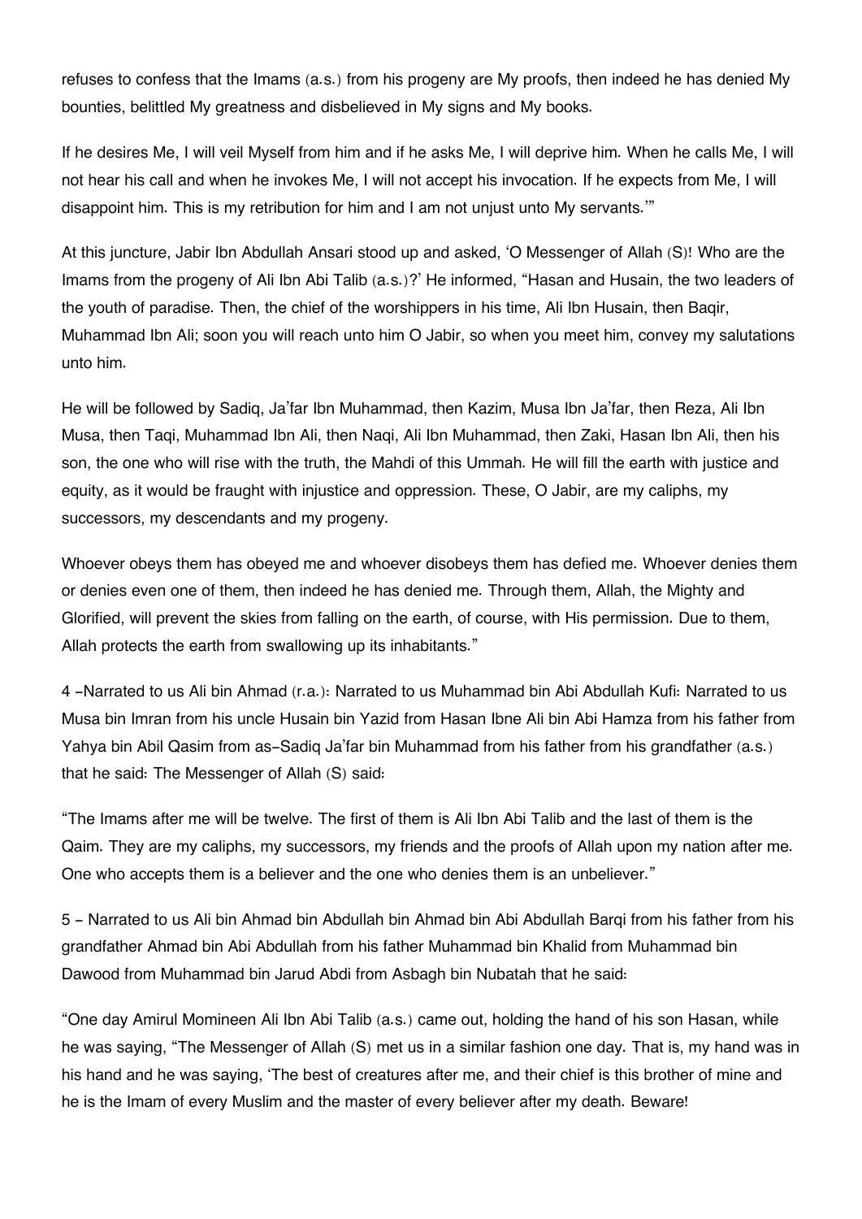refuses to confess that the Imams (a.s.) from his progeny are My proofs, then indeed he has denied My bounties, belittled My greatness and disbelieved in My signs and My books.

If he desires Me, I will veil Myself from him and if he asks Me, I will deprive him. When he calls Me, I will not hear his call and when he invokes Me, I will not accept his invocation. If he expects from Me, I will disappoint him. This is my retribution for him and I am not unjust unto My servants.'"

At this juncture, Jabir Ibn Abdullah Ansari stood up and asked, 'O Messenger of Allah (S)! Who are the Imams from the progeny of Ali Ibn Abi Talib (a.s.)?' He informed, "Hasan and Husain, the two leaders of the youth of paradise. Then, the chief of the worshippers in his time, Ali Ibn Husain, then Baqir, Muhammad Ibn Ali; soon you will reach unto him O Jabir, so when you meet him, convey my salutations unto him.

He will be followed by Sadiq, Ja'far Ibn Muhammad, then Kazim, Musa Ibn Ja'far, then Reza, Ali Ibn Musa, then Taqi, Muhammad Ibn Ali, then Naqi, Ali Ibn Muhammad, then Zaki, Hasan Ibn Ali, then his son, the one who will rise with the truth, the Mahdi of this Ummah. He will fill the earth with justice and equity, as it would be fraught with injustice and oppression. These, O Jabir, are my caliphs, my successors, my descendants and my progeny.

Whoever obeys them has obeyed me and whoever disobeys them has defied me. Whoever denies them or denies even one of them, then indeed he has denied me. Through them, Allah, the Mighty and Glorified, will prevent the skies from falling on the earth, of course, with His permission. Due to them, Allah protects the earth from swallowing up its inhabitants."

4 -Narrated to us Ali bin Ahmad (r.a.): Narrated to us Muhammad bin Abi Abdullah Kufi: Narrated to us Musa bin Imran from his uncle Husain bin Yazid from Hasan Ibne Ali bin Abi Hamza from his father from Yahya bin Abil Qasim from as-Sadiq Ja'far bin Muhammad from his father from his grandfather (a.s.) that he said: The Messenger of Allah (S) said:

"The Imams after me will be twelve. The first of them is Ali Ibn Abi Talib and the last of them is the Qaim. They are my caliphs, my successors, my friends and the proofs of Allah upon my nation after me. One who accepts them is a believer and the one who denies them is an unbeliever."

5 - Narrated to us Ali bin Ahmad bin Abdullah bin Ahmad bin Abi Abdullah Barqi from his father from his grandfather Ahmad bin Abi Abdullah from his father Muhammad bin Khalid from Muhammad bin Dawood from Muhammad bin Jarud Abdi from Asbagh bin Nubatah that he said:

"One day Amirul Momineen Ali Ibn Abi Talib (a.s.) came out, holding the hand of his son Hasan, while he was saying, "The Messenger of Allah (S) met us in a similar fashion one day. That is, my hand was in his hand and he was saying, 'The best of creatures after me, and their chief is this brother of mine and he is the Imam of every Muslim and the master of every believer after my death. Beware!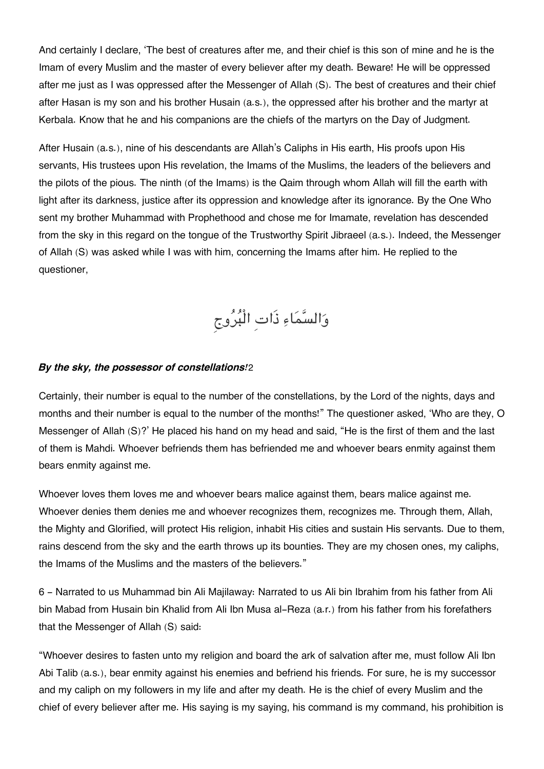And certainly I declare, 'The best of creatures after me, and their chief is this son of mine and he is the Imam of every Muslim and the master of every believer after my death. Beware! He will be oppressed after me just as I was oppressed after the Messenger of Allah (S). The best of creatures and their chief after Hasan is my son and his brother Husain (a.s.), the oppressed after his brother and the martyr at Kerbala. Know that he and his companions are the chiefs of the martyrs on the Day of Judgment.

After Husain (a.s.), nine of his descendants are Allah's Caliphs in His earth, His proofs upon His servants, His trustees upon His revelation, the Imams of the Muslims, the leaders of the believers and the pilots of the pious. The ninth (of the Imams) is the Qaim through whom Allah will fill the earth with light after its darkness, justice after its oppression and knowledge after its ignorance. By the One Who sent my brother Muhammad with Prophethood and chose me for Imamate, revelation has descended from the sky in this regard on the tongue of the Trustworthy Spirit Jibraeel (a.s.). Indeed, the Messenger of Allah (S) was asked while I was with him, concerning the Imams after him. He replied to the questioner,

وَالسَّمَاءِ ذَاتِ الْبُرُوجِ

***By the sky, the possessor of constellations!***2

Certainly, their number is equal to the number of the constellations, by the Lord of the nights, days and months and their number is equal to the number of the months!" The questioner asked, 'Who are they, O Messenger of Allah (S)?' He placed his hand on my head and said, "He is the first of them and the last of them is Mahdi. Whoever befriends them has befriended me and whoever bears enmity against them bears enmity against me.

Whoever loves them loves me and whoever bears malice against them, bears malice against me. Whoever denies them denies me and whoever recognizes them, recognizes me. Through them, Allah, the Mighty and Glorified, will protect His religion, inhabit His cities and sustain His servants. Due to them, rains descend from the sky and the earth throws up its bounties. They are my chosen ones, my caliphs, the Imams of the Muslims and the masters of the believers."

6 - Narrated to us Muhammad bin Ali Majilaway: Narrated to us Ali bin Ibrahim from his father from Ali bin Mabad from Husain bin Khalid from Ali Ibn Musa al-Reza (a.r.) from his father from his forefathers that the Messenger of Allah (S) said:

"Whoever desires to fasten unto my religion and board the ark of salvation after me, must follow Ali Ibn Abi Talib (a.s.), bear enmity against his enemies and befriend his friends. For sure, he is my successor and my caliph on my followers in my life and after my death. He is the chief of every Muslim and the chief of every believer after me. His saying is my saying, his command is my command, his prohibition is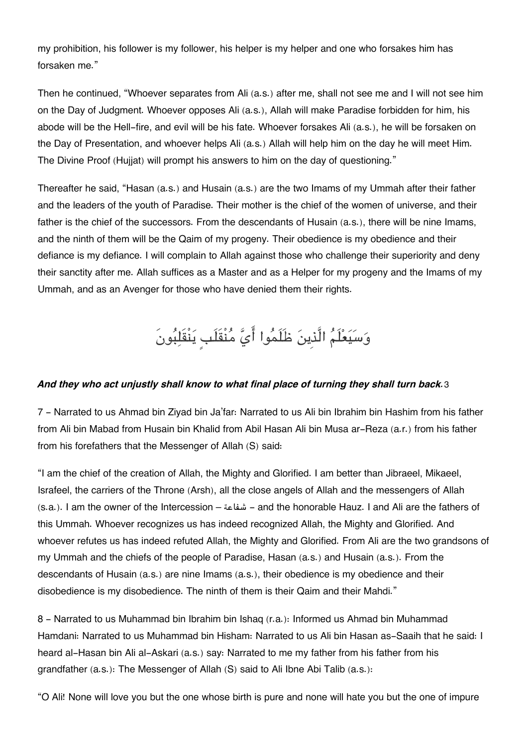my prohibition, his follower is my follower, his helper is my helper and one who forsakes him has forsaken me."

Then he continued, "Whoever separates from Ali (a.s.) after me, shall not see me and I will not see him on the Day of Judgment. Whoever opposes Ali (a.s.), Allah will make Paradise forbidden for him, his abode will be the Hell-fire, and evil will be his fate. Whoever forsakes Ali (a.s.), he will be forsaken on the Day of Presentation, and whoever helps Ali (a.s.) Allah will help him on the day he will meet Him. The Divine Proof (Hujjat) will prompt his answers to him on the day of questioning."

Thereafter he said, "Hasan (a.s.) and Husain (a.s.) are the two Imams of my Ummah after their father and the leaders of the youth of Paradise. Their mother is the chief of the women of universe, and their father is the chief of the successors. From the descendants of Husain (a.s.), there will be nine Imams, and the ninth of them will be the Qaim of my progeny. Their obedience is my obedience and their defiance is my defiance. I will complain to Allah against those who challenge their superiority and deny their sanctity after me. Allah suffices as a Master and as a Helper for my progeny and the Imams of my Ummah, and as an Avenger for those who have denied them their rights.

وَسَيَعْلَمُ الَّذِينَ ظَلَمُوا أَيَّ مُنْقَلَبٍ يَنْقَلِبُونَ

***And they who act unjustly shall know to what final place of turning they shall turn back.***[3]

7 - Narrated to us Ahmad bin Ziyad bin Ja'far: Narrated to us Ali bin Ibrahim bin Hashim from his father from Ali bin Mabad from Husain bin Khalid from Abil Hasan Ali bin Musa ar-Reza (a.r.) from his father from his forefathers that the Messenger of Allah (S) said:

"I am the chief of the creation of Allah, the Mighty and Glorified. I am better than Jibraeel, Mikaeel, Israfeel, the carriers of the Throne (Arsh), all the close angels of Allah and the messengers of Allah (s.a.). I am the owner of the Intercession – شفاعة – and the honorable Hauz. I and Ali are the fathers of this Ummah. Whoever recognizes us has indeed recognized Allah, the Mighty and Glorified. And whoever refutes us has indeed refuted Allah, the Mighty and Glorified. From Ali are the two grandsons of my Ummah and the chiefs of the people of Paradise, Hasan (a.s.) and Husain (a.s.). From the descendants of Husain (a.s.) are nine Imams (a.s.), their obedience is my obedience and their disobedience is my disobedience. The ninth of them is their Qaim and their Mahdi."

8 - Narrated to us Muhammad bin Ibrahim bin Ishaq (r.a.): Informed us Ahmad bin Muhammad Hamdani: Narrated to us Muhammad bin Hisham: Narrated to us Ali bin Hasan as-Saaih that he said: I heard al-Hasan bin Ali al-Askari (a.s.) say: Narrated to me my father from his father from his grandfather (a.s.): The Messenger of Allah (S) said to Ali Ibne Abi Talib (a.s.):

"O Ali! None will love you but the one whose birth is pure and none will hate you but the one of impure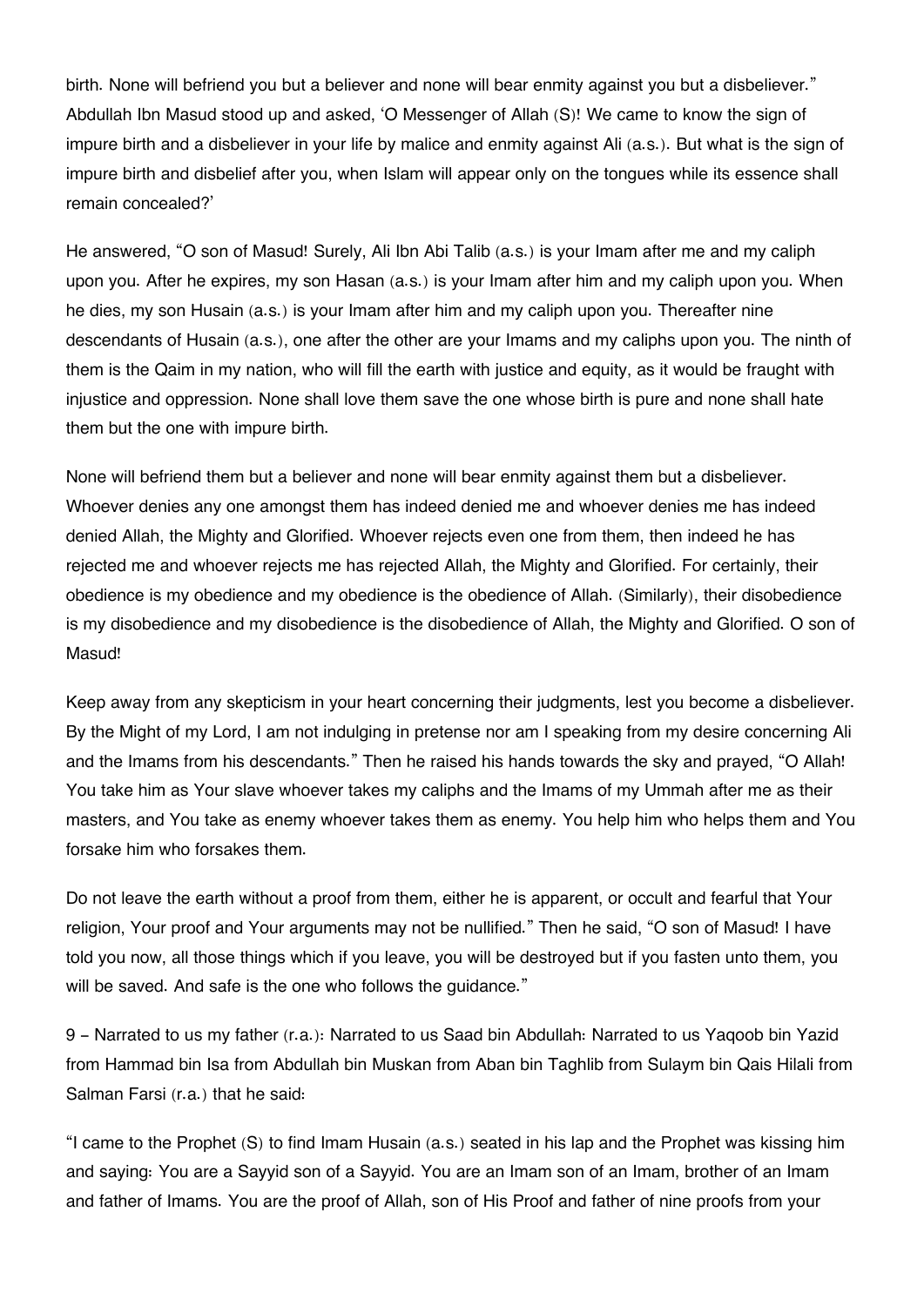birth. None will befriend you but a believer and none will bear enmity against you but a disbeliever." Abdullah Ibn Masud stood up and asked, 'O Messenger of Allah (S)! We came to know the sign of impure birth and a disbeliever in your life by malice and enmity against Ali (a.s.). But what is the sign of impure birth and disbelief after you, when Islam will appear only on the tongues while its essence shall remain concealed?'

He answered, "O son of Masud! Surely, Ali Ibn Abi Talib (a.s.) is your Imam after me and my caliph upon you. After he expires, my son Hasan (a.s.) is your Imam after him and my caliph upon you. When he dies, my son Husain (a.s.) is your Imam after him and my caliph upon you. Thereafter nine descendants of Husain (a.s.), one after the other are your Imams and my caliphs upon you. The ninth of them is the Qaim in my nation, who will fill the earth with justice and equity, as it would be fraught with injustice and oppression. None shall love them save the one whose birth is pure and none shall hate them but the one with impure birth.

None will befriend them but a believer and none will bear enmity against them but a disbeliever. Whoever denies any one amongst them has indeed denied me and whoever denies me has indeed denied Allah, the Mighty and Glorified. Whoever rejects even one from them, then indeed he has rejected me and whoever rejects me has rejected Allah, the Mighty and Glorified. For certainly, their obedience is my obedience and my obedience is the obedience of Allah. (Similarly), their disobedience is my disobedience and my disobedience is the disobedience of Allah, the Mighty and Glorified. O son of Masud!

Keep away from any skepticism in your heart concerning their judgments, lest you become a disbeliever. By the Might of my Lord, I am not indulging in pretense nor am I speaking from my desire concerning Ali and the Imams from his descendants." Then he raised his hands towards the sky and prayed, "O Allah! You take him as Your slave whoever takes my caliphs and the Imams of my Ummah after me as their masters, and You take as enemy whoever takes them as enemy. You help him who helps them and You forsake him who forsakes them.

Do not leave the earth without a proof from them, either he is apparent, or occult and fearful that Your religion, Your proof and Your arguments may not be nullified." Then he said, "O son of Masud! I have told you now, all those things which if you leave, you will be destroyed but if you fasten unto them, you will be saved. And safe is the one who follows the guidance."

9 – Narrated to us my father (r.a.): Narrated to us Saad bin Abdullah: Narrated to us Yaqoob bin Yazid from Hammad bin Isa from Abdullah bin Muskan from Aban bin Taghlib from Sulaym bin Qais Hilali from Salman Farsi (r.a.) that he said:

"I came to the Prophet (S) to find Imam Husain (a.s.) seated in his lap and the Prophet was kissing him and saying: You are a Sayyid son of a Sayyid. You are an Imam son of an Imam, brother of an Imam and father of Imams. You are the proof of Allah, son of His Proof and father of nine proofs from your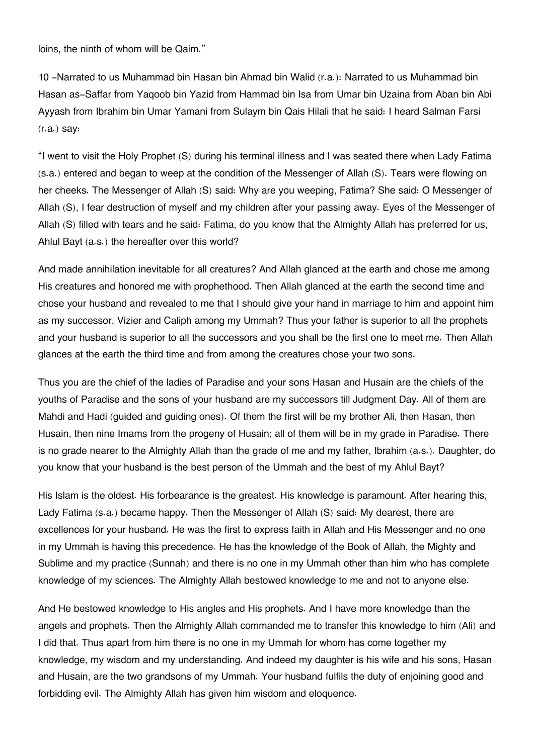loins, the ninth of whom will be Qaim."

10 -Narrated to us Muhammad bin Hasan bin Ahmad bin Walid (r.a.): Narrated to us Muhammad bin Hasan as-Saffar from Yaqoob bin Yazid from Hammad bin Isa from Umar bin Uzaina from Aban bin Abi Ayyash from Ibrahim bin Umar Yamani from Sulaym bin Qais Hilali that he said: I heard Salman Farsi (r.a.) say:

"I went to visit the Holy Prophet (S) during his terminal illness and I was seated there when Lady Fatima (s.a.) entered and began to weep at the condition of the Messenger of Allah (S). Tears were flowing on her cheeks. The Messenger of Allah (S) said: Why are you weeping, Fatima? She said: O Messenger of Allah (S), I fear destruction of myself and my children after your passing away. Eyes of the Messenger of Allah (S) filled with tears and he said: Fatima, do you know that the Almighty Allah has preferred for us, Ahlul Bayt (a.s.) the hereafter over this world?

And made annihilation inevitable for all creatures? And Allah glanced at the earth and chose me among His creatures and honored me with prophethood. Then Allah glanced at the earth the second time and chose your husband and revealed to me that I should give your hand in marriage to him and appoint him as my successor, Vizier and Caliph among my Ummah? Thus your father is superior to all the prophets and your husband is superior to all the successors and you shall be the first one to meet me. Then Allah glances at the earth the third time and from among the creatures chose your two sons.

Thus you are the chief of the ladies of Paradise and your sons Hasan and Husain are the chiefs of the youths of Paradise and the sons of your husband are my successors till Judgment Day. All of them are Mahdi and Hadi (guided and guiding ones). Of them the first will be my brother Ali, then Hasan, then Husain, then nine Imams from the progeny of Husain; all of them will be in my grade in Paradise. There is no grade nearer to the Almighty Allah than the grade of me and my father, Ibrahim (a.s.). Daughter, do you know that your husband is the best person of the Ummah and the best of my Ahlul Bayt?

His Islam is the oldest. His forbearance is the greatest. His knowledge is paramount. After hearing this, Lady Fatima (s.a.) became happy. Then the Messenger of Allah (S) said: My dearest, there are excellences for your husband. He was the first to express faith in Allah and His Messenger and no one in my Ummah is having this precedence. He has the knowledge of the Book of Allah, the Mighty and Sublime and my practice (Sunnah) and there is no one in my Ummah other than him who has complete knowledge of my sciences. The Almighty Allah bestowed knowledge to me and not to anyone else.

And He bestowed knowledge to His angles and His prophets. And I have more knowledge than the angels and prophets. Then the Almighty Allah commanded me to transfer this knowledge to him (Ali) and I did that. Thus apart from him there is no one in my Ummah for whom has come together my knowledge, my wisdom and my understanding. And indeed my daughter is his wife and his sons, Hasan and Husain, are the two grandsons of my Ummah. Your husband fulfils the duty of enjoining good and forbidding evil. The Almighty Allah has given him wisdom and eloquence.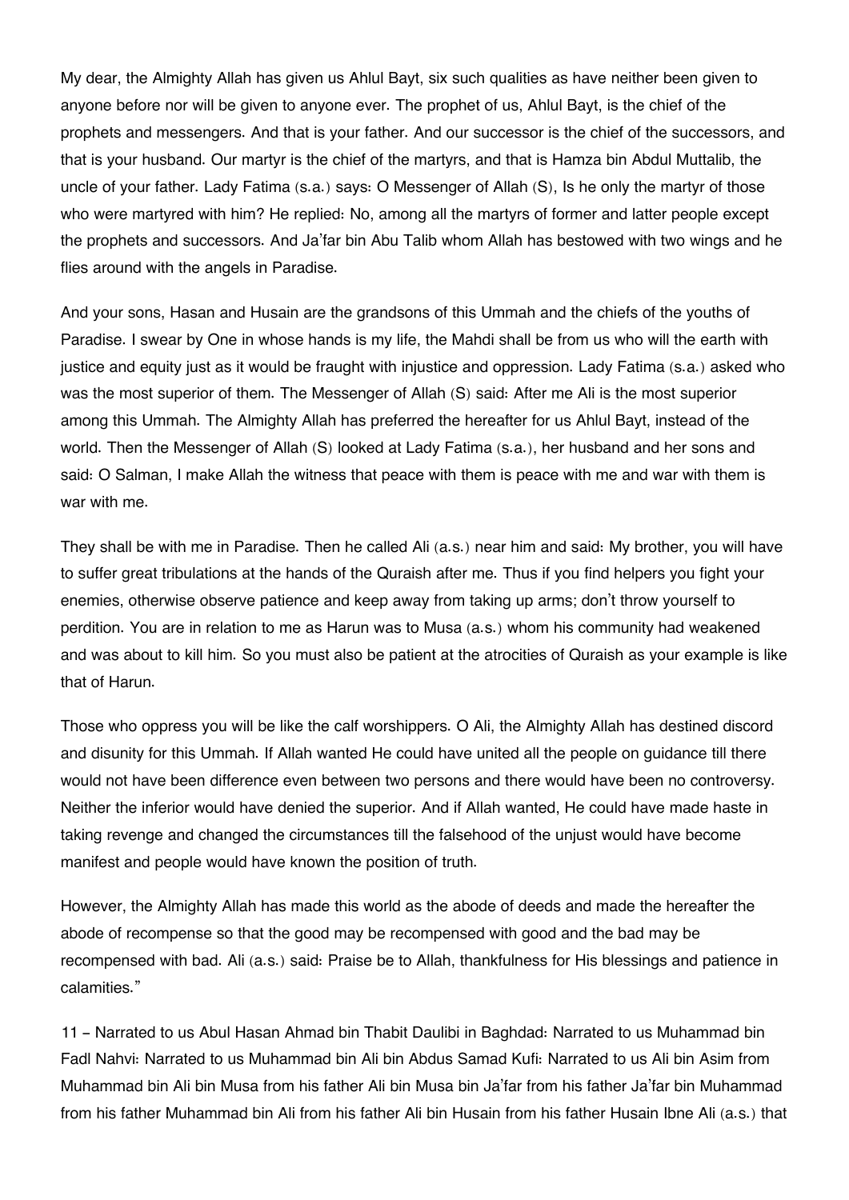My dear, the Almighty Allah has given us Ahlul Bayt, six such qualities as have neither been given to anyone before nor will be given to anyone ever. The prophet of us, Ahlul Bayt, is the chief of the prophets and messengers. And that is your father. And our successor is the chief of the successors, and that is your husband. Our martyr is the chief of the martyrs, and that is Hamza bin Abdul Muttalib, the uncle of your father. Lady Fatima (s.a.) says: O Messenger of Allah (S), Is he only the martyr of those who were martyred with him? He replied: No, among all the martyrs of former and latter people except the prophets and successors. And Ja'far bin Abu Talib whom Allah has bestowed with two wings and he flies around with the angels in Paradise.

And your sons, Hasan and Husain are the grandsons of this Ummah and the chiefs of the youths of Paradise. I swear by One in whose hands is my life, the Mahdi shall be from us who will the earth with justice and equity just as it would be fraught with injustice and oppression. Lady Fatima (s.a.) asked who was the most superior of them. The Messenger of Allah (S) said: After me Ali is the most superior among this Ummah. The Almighty Allah has preferred the hereafter for us Ahlul Bayt, instead of the world. Then the Messenger of Allah (S) looked at Lady Fatima (s.a.), her husband and her sons and said: O Salman, I make Allah the witness that peace with them is peace with me and war with them is war with me.

They shall be with me in Paradise. Then he called Ali (a.s.) near him and said: My brother, you will have to suffer great tribulations at the hands of the Quraish after me. Thus if you find helpers you fight your enemies, otherwise observe patience and keep away from taking up arms; don't throw yourself to perdition. You are in relation to me as Harun was to Musa (a.s.) whom his community had weakened and was about to kill him. So you must also be patient at the atrocities of Quraish as your example is like that of Harun.

Those who oppress you will be like the calf worshippers. O Ali, the Almighty Allah has destined discord and disunity for this Ummah. If Allah wanted He could have united all the people on guidance till there would not have been difference even between two persons and there would have been no controversy. Neither the inferior would have denied the superior. And if Allah wanted, He could have made haste in taking revenge and changed the circumstances till the falsehood of the unjust would have become manifest and people would have known the position of truth.

However, the Almighty Allah has made this world as the abode of deeds and made the hereafter the abode of recompense so that the good may be recompensed with good and the bad may be recompensed with bad. Ali (a.s.) said: Praise be to Allah, thankfulness for His blessings and patience in calamities."

11 – Narrated to us Abul Hasan Ahmad bin Thabit Daulibi in Baghdad: Narrated to us Muhammad bin Fadl Nahvi: Narrated to us Muhammad bin Ali bin Abdus Samad Kufi: Narrated to us Ali bin Asim from Muhammad bin Ali bin Musa from his father Ali bin Musa bin Ja'far from his father Ja'far bin Muhammad from his father Muhammad bin Ali from his father Ali bin Husain from his father Husain Ibne Ali (a.s.) that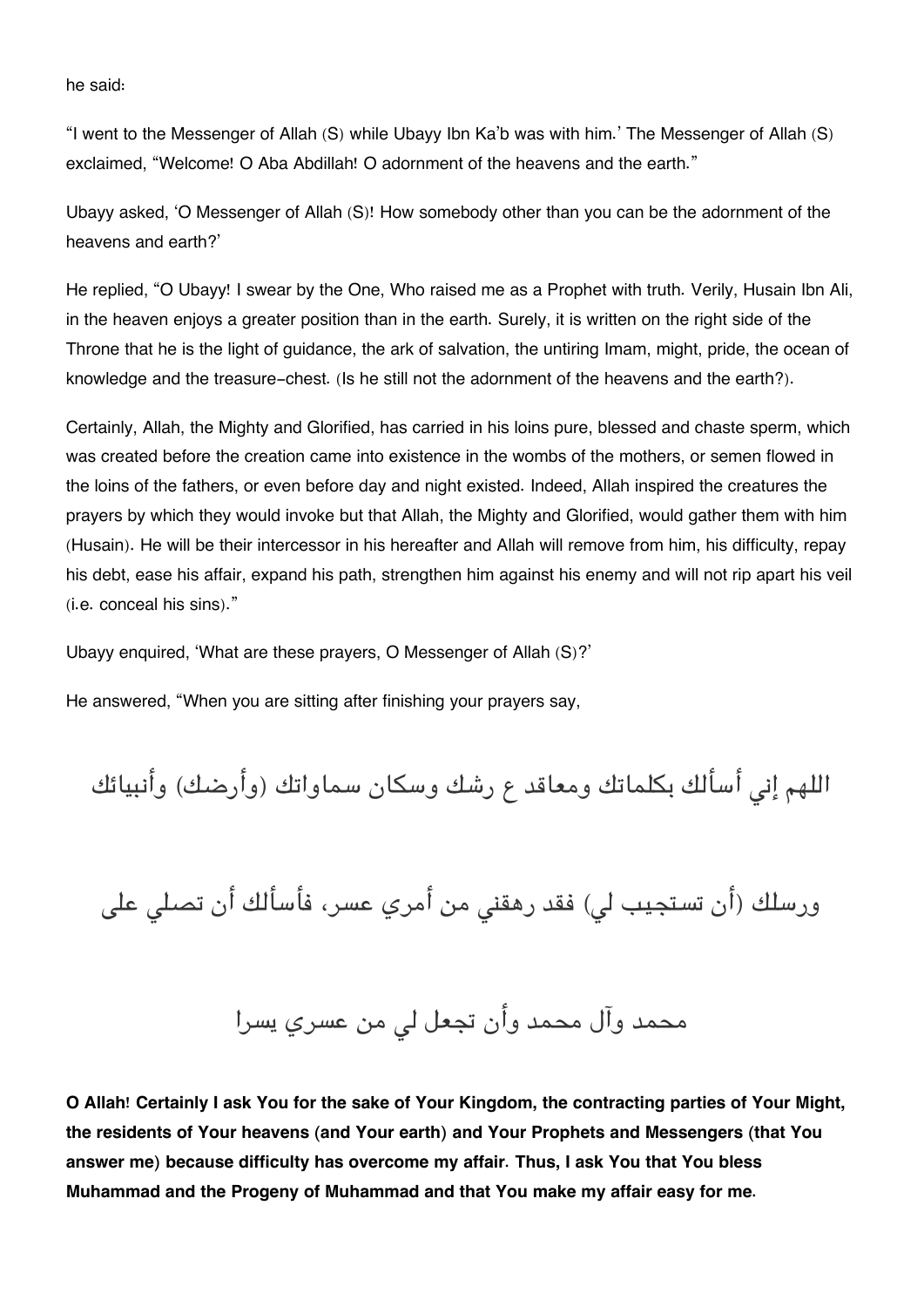he said:

"I went to the Messenger of Allah (S) while Ubayy Ibn Ka'b was with him.' The Messenger of Allah (S) exclaimed, "Welcome! O Aba Abdillah! O adornment of the heavens and the earth."

Ubayy asked, 'O Messenger of Allah (S)! How somebody other than you can be the adornment of the heavens and earth?'

He replied, "O Ubayy! I swear by the One, Who raised me as a Prophet with truth. Verily, Husain Ibn Ali, in the heaven enjoys a greater position than in the earth. Surely, it is written on the right side of the Throne that he is the light of guidance, the ark of salvation, the untiring Imam, might, pride, the ocean of knowledge and the treasure-chest. (Is he still not the adornment of the heavens and the earth?).

Certainly, Allah, the Mighty and Glorified, has carried in his loins pure, blessed and chaste sperm, which was created before the creation came into existence in the wombs of the mothers, or semen flowed in the loins of the fathers, or even before day and night existed. Indeed, Allah inspired the creatures the prayers by which they would invoke but that Allah, the Mighty and Glorified, would gather them with him (Husain). He will be their intercessor in his hereafter and Allah will remove from him, his difficulty, repay his debt, ease his affair, expand his path, strengthen him against his enemy and will not rip apart his veil (i.e. conceal his sins)."

Ubayy enquired, 'What are these prayers, O Messenger of Allah (S)?'

He answered, "When you are sitting after finishing your prayers say,

اللهم إني أسألك بكلماتك ومعاقد ع رشك وسكان سماواتك (وأرضك) وأنبيائك

ورسلك (أن تستجيب لي) فقد رهقني من أمري عسر، فأسألك أن تصلي على

محمد وآل محمد وأن تجعل لي من عسري يسرا

**O Allah! Certainly I ask You for the sake of Your Kingdom, the contracting parties of Your Might, the residents of Your heavens (and Your earth) and Your Prophets and Messengers (that You answer me) because difficulty has overcome my affair. Thus, I ask You that You bless Muhammad and the Progeny of Muhammad and that You make my affair easy for me.**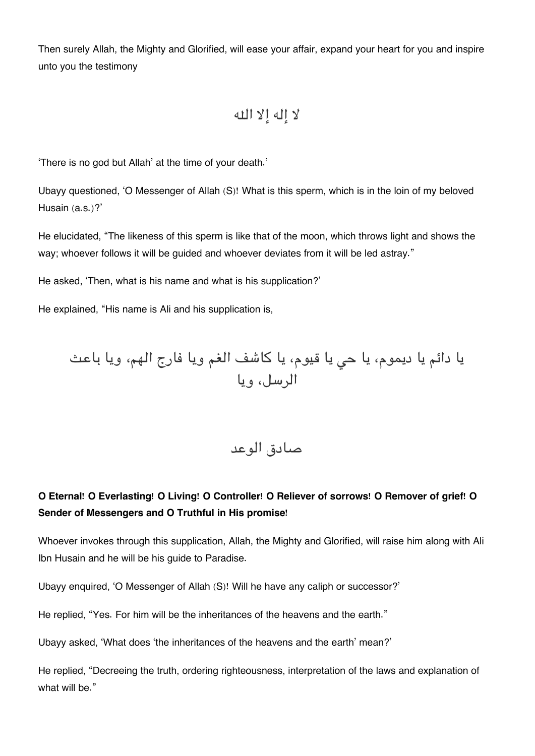Then surely Allah, the Mighty and Glorified, will ease your affair, expand your heart for you and inspire unto you the testimony

لا إله إلا الله

'There is no god but Allah' at the time of your death.'

Ubayy questioned, 'O Messenger of Allah (S)! What is this sperm, which is in the loin of my beloved Husain (a.s.)?'

He elucidated, "The likeness of this sperm is like that of the moon, which throws light and shows the way; whoever follows it will be guided and whoever deviates from it will be led astray."

He asked, 'Then, what is his name and what is his supplication?'

He explained, "His name is Ali and his supplication is,

يا دائم يا ديموم، يا حي يا قيوم، يا كاشف الغم ويا فارج الهم، ويا باعث الرسل، ويا

صادق الوعد

**O Eternal! O Everlasting! O Living! O Controller! O Reliever of sorrows! O Remover of grief! O Sender of Messengers and O Truthful in His promise!**

Whoever invokes through this supplication, Allah, the Mighty and Glorified, will raise him along with Ali Ibn Husain and he will be his guide to Paradise.

Ubayy enquired, 'O Messenger of Allah (S)! Will he have any caliph or successor?'

He replied, "Yes. For him will be the inheritances of the heavens and the earth."

Ubayy asked, 'What does 'the inheritances of the heavens and the earth' mean?'

He replied, "Decreeing the truth, ordering righteousness, interpretation of the laws and explanation of what will be."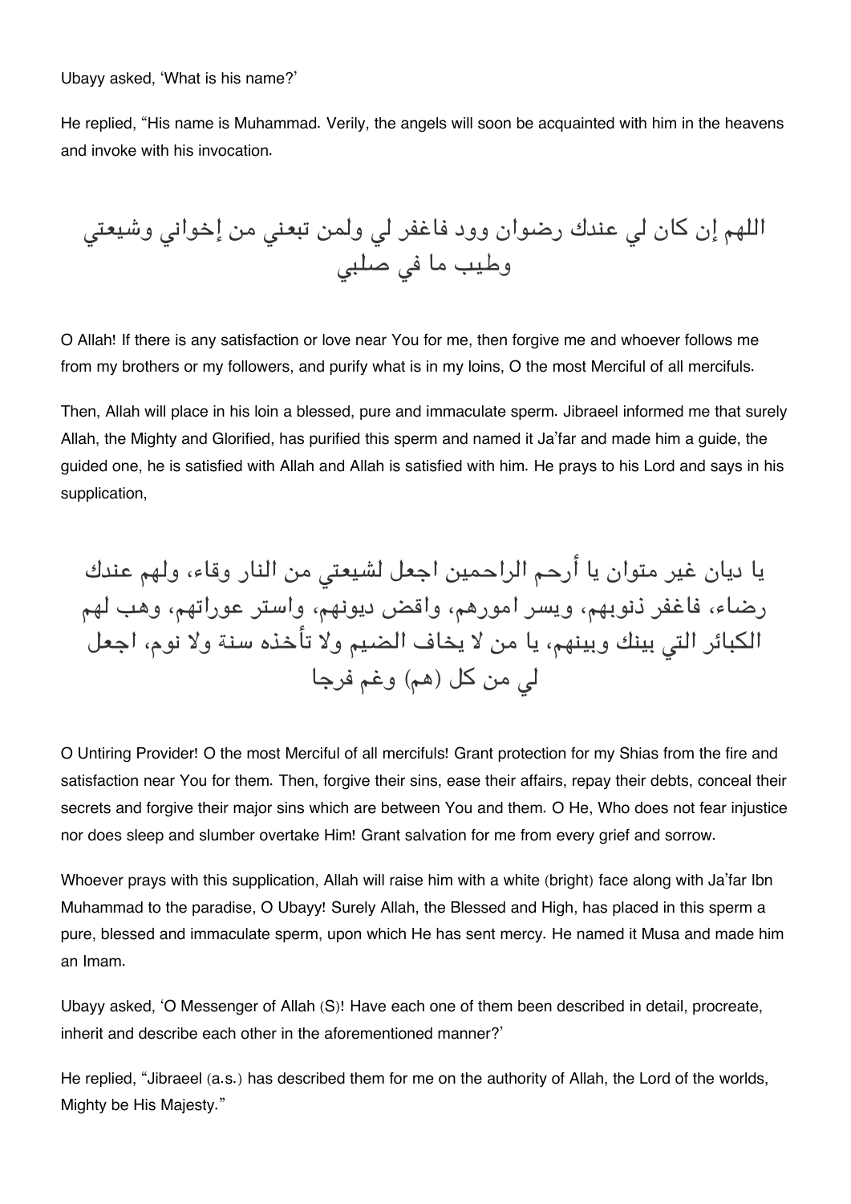Ubayy asked, 'What is his name?'

He replied, "His name is Muhammad. Verily, the angels will soon be acquainted with him in the heavens and invoke with his invocation.

اللهم إن كان لي عندك رضوان وود فاغفر لي ولمن تبعني من إخواني وشيعتي وطيب ما في صلبي

O Allah! If there is any satisfaction or love near You for me, then forgive me and whoever follows me from my brothers or my followers, and purify what is in my loins, O the most Merciful of all mercifuls.

Then, Allah will place in his loin a blessed, pure and immaculate sperm. Jibraeel informed me that surely Allah, the Mighty and Glorified, has purified this sperm and named it Ja'far and made him a guide, the guided one, he is satisfied with Allah and Allah is satisfied with him. He prays to his Lord and says in his supplication,

يا ديان غير متوان يا أرحم الراحمين اجعل لشيعتي من النار وقاء، ولهم عندك رضاء، فاغفر ذنوبهم، ويسر امورهم، واقض ديونهم، واستر عوراتهم، وهب لهم الكبائر التي بينك وبينهم، يا من لا يخاف الضيم ولا تأخذه سنة ولا نوم، اجعل لي من كل (هم) وغم فرجا

O Untiring Provider! O the most Merciful of all mercifuls! Grant protection for my Shias from the fire and satisfaction near You for them. Then, forgive their sins, ease their affairs, repay their debts, conceal their secrets and forgive their major sins which are between You and them. O He, Who does not fear injustice nor does sleep and slumber overtake Him! Grant salvation for me from every grief and sorrow.

Whoever prays with this supplication, Allah will raise him with a white (bright) face along with Ja'far Ibn Muhammad to the paradise, O Ubayy! Surely Allah, the Blessed and High, has placed in this sperm a pure, blessed and immaculate sperm, upon which He has sent mercy. He named it Musa and made him an Imam.

Ubayy asked, 'O Messenger of Allah (S)! Have each one of them been described in detail, procreate, inherit and describe each other in the aforementioned manner?'

He replied, "Jibraeel (a.s.) has described them for me on the authority of Allah, the Lord of the worlds, Mighty be His Majesty."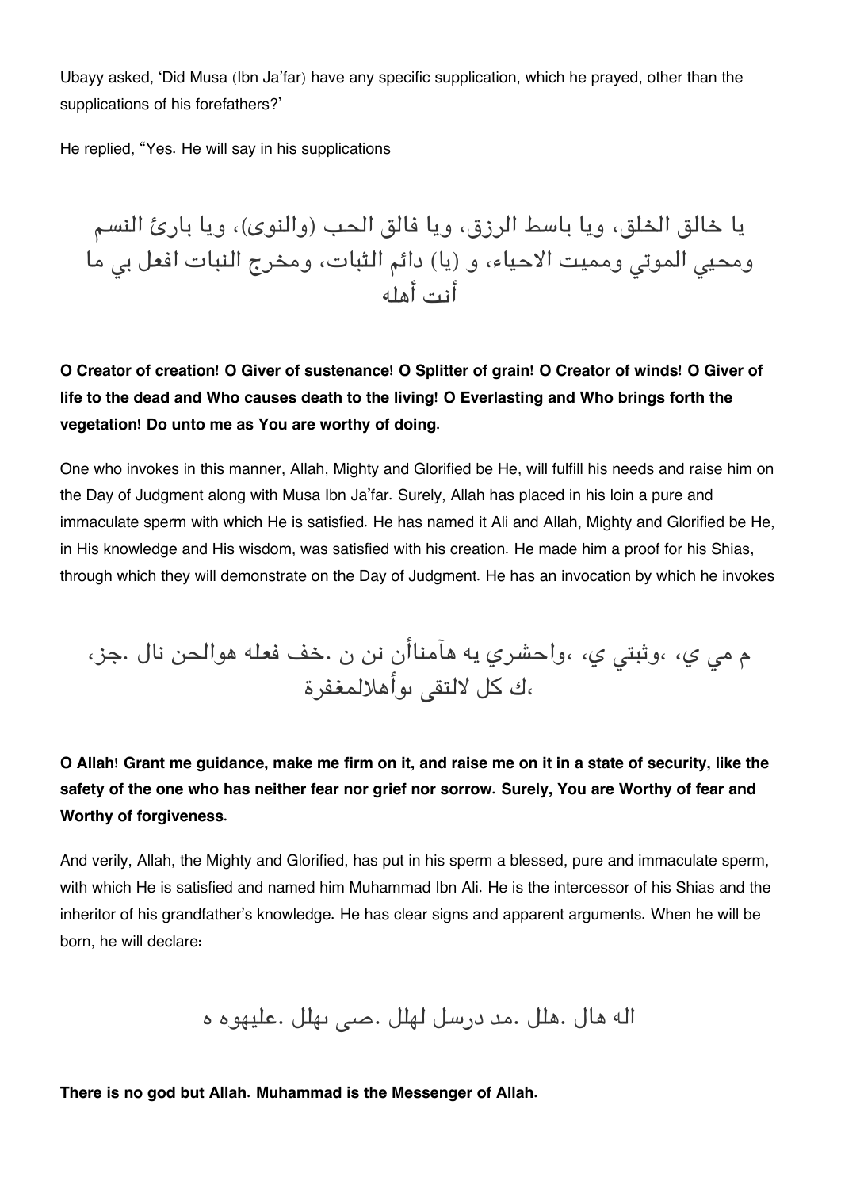Ubayy asked, 'Did Musa (Ibn Ja'far) have any specific supplication, which he prayed, other than the supplications of his forefathers?'

He replied, "Yes. He will say in his supplications

يا خالق الخلق، ويا باسط الرزق، ويا فالق الحب (والنوى)، ويا بارئ النسم ومحيي الموتي ومميت الاحياء، و (يا) دائم الثبات، ومخرج النبات افعل بي ما أنت أهله

**O Creator of creation! O Giver of sustenance! O Splitter of grain! O Creator of winds! O Giver of life to the dead and Who causes death to the living! O Everlasting and Who brings forth the vegetation! Do unto me as You are worthy of doing.**

One who invokes in this manner, Allah, Mighty and Glorified be He, will fulfill his needs and raise him on the Day of Judgment along with Musa Ibn Ja'far. Surely, Allah has placed in his loin a pure and immaculate sperm with which He is satisfied. He has named it Ali and Allah, Mighty and Glorified be He, in His knowledge and His wisdom, was satisfied with his creation. He made him a proof for his Shias, through which they will demonstrate on the Day of Judgment. He has an invocation by which he invokes

م مي ي، ،وثبتي ي، ،واحشري يه هآمناأن نن ن .خف فعله هوالحن نال .جز، ،ك كل لالتقى بوأهلالمغفرة

**O Allah! Grant me guidance, make me firm on it, and raise me on it in a state of security, like the safety of the one who has neither fear nor grief nor sorrow. Surely, You are Worthy of fear and Worthy of forgiveness.**

And verily, Allah, the Mighty and Glorified, has put in his sperm a blessed, pure and immaculate sperm, with which He is satisfied and named him Muhammad Ibn Ali. He is the intercessor of his Shias and the inheritor of his grandfather's knowledge. He has clear signs and apparent arguments. When he will be born, he will declare:

اله هال .هلل .مد درسل لهلل .صى بهلل .عليهوه ه

**There is no god but Allah. Muhammad is the Messenger of Allah.**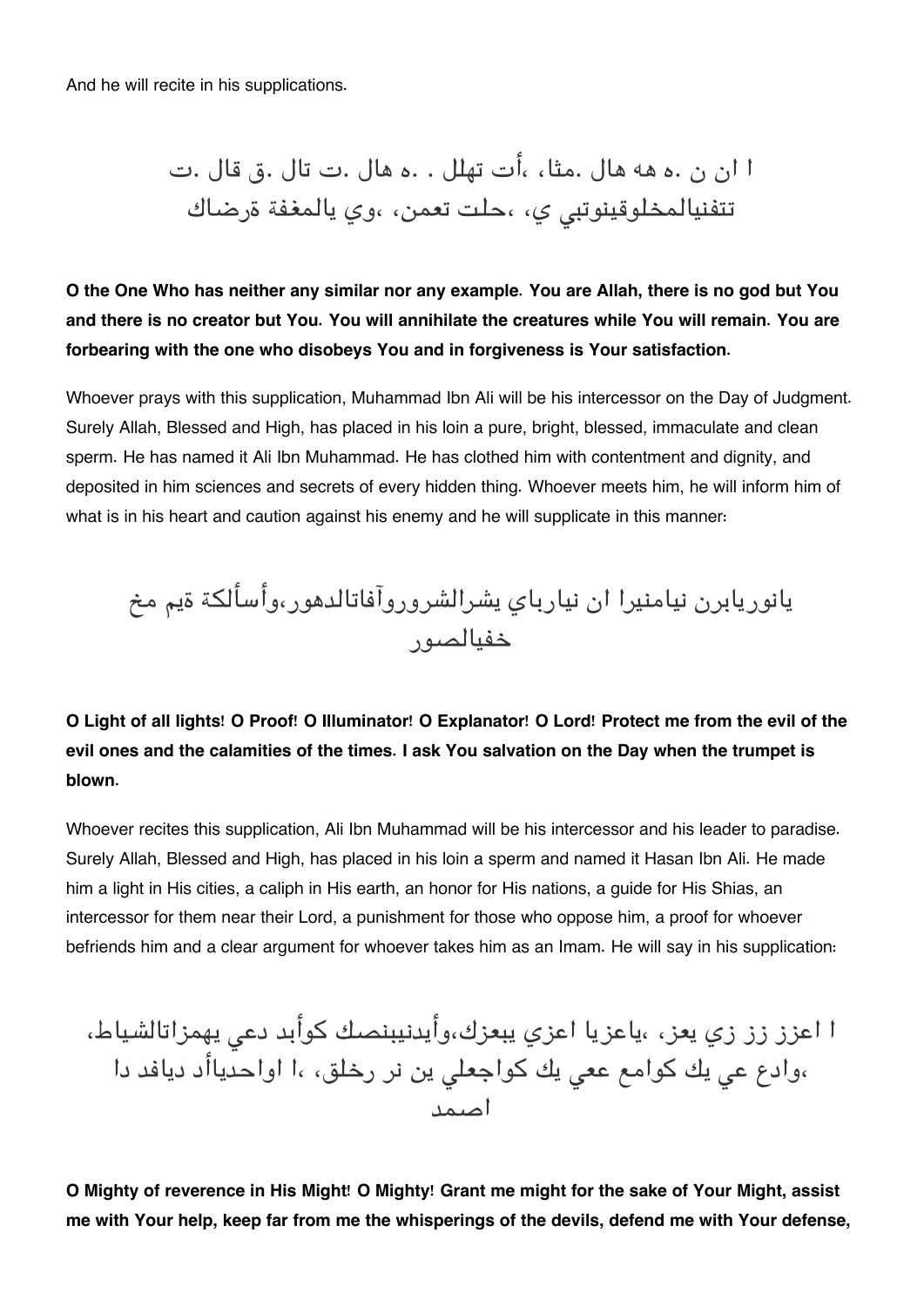And he will recite in his supplications.

ا ان ن .ه هه هال .مثا، ،أت تهلل . .ه هال .ت تال .ق قال .ت تتفنيالمخلوقينوتبي ي، ،حلت تعمن، ،وي يالمغفة ةرضاك

**O the One Who has neither any similar nor any example. You are Allah, there is no god but You and there is no creator but You. You will annihilate the creatures while You will remain. You are forbearing with the one who disobeys You and in forgiveness is Your satisfaction.**

Whoever prays with this supplication, Muhammad Ibn Ali will be his intercessor on the Day of Judgment. Surely Allah, Blessed and High, has placed in his loin a pure, bright, blessed, immaculate and clean sperm. He has named it Ali Ibn Muhammad. He has clothed him with contentment and dignity, and deposited in him sciences and secrets of every hidden thing. Whoever meets him, he will inform him of what is in his heart and caution against his enemy and he will supplicate in this manner:

يانوريابرن نيامنيرا ان نيارباي يشرالشروروآفاتالدهور،وأسألكة ةيم مخ خفيالصور

**O Light of all lights! O Proof! O Illuminator! O Explanator! O Lord! Protect me from the evil of the evil ones and the calamities of the times. I ask You salvation on the Day when the trumpet is blown.**

Whoever recites this supplication, Ali Ibn Muhammad will be his intercessor and his leader to paradise. Surely Allah, Blessed and High, has placed in his loin a sperm and named it Hasan Ibn Ali. He made him a light in His cities, a caliph in His earth, an honor for His nations, a guide for His Shias, an intercessor for them near their Lord, a punishment for those who oppose him, a proof for whoever befriends him and a clear argument for whoever takes him as an Imam. He will say in his supplication:

ا اعزز زز زي يعز، ،ياعزيا اعزي يبعزك،وأيدنيبنصك كوأبد دعي يهمزاتالشياط، ،وادع عي يك كوامع ععي يك كواجعلي ين نر رخلق، ،ا اواحدياأد ديافد دا اصمد

**O Mighty of reverence in His Might! O Mighty! Grant me might for the sake of Your Might, assist me with Your help, keep far from me the whisperings of the devils, defend me with Your defense,**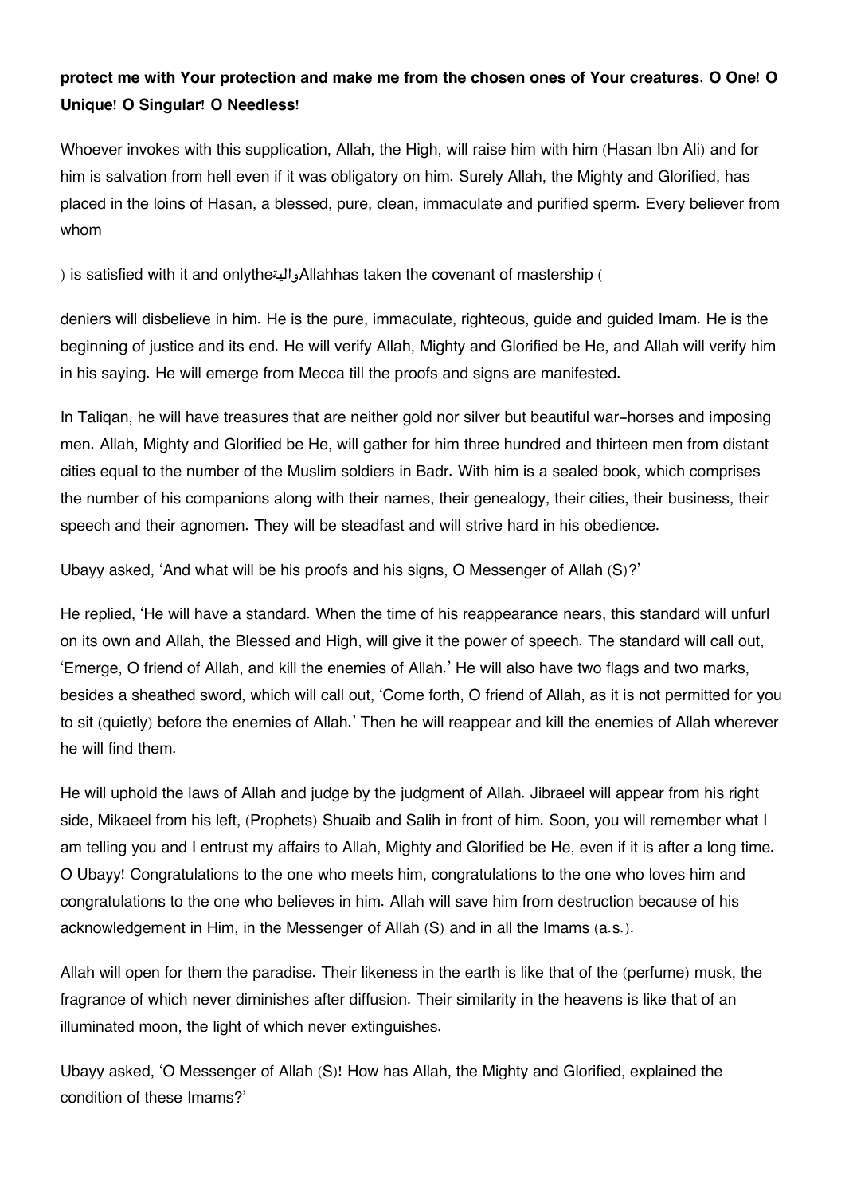**protect me with Your protection and make me from the chosen ones of Your creatures. O One! O Unique! O Singular! O Needless!**

Whoever invokes with this supplication, Allah, the High, will raise him with him (Hasan Ibn Ali) and for him is salvation from hell even if it was obligatory on him. Surely Allah, the Mighty and Glorified, has placed in the loins of Hasan, a blessed, pure, clean, immaculate and purified sperm. Every believer from whom

) is satisfied with it and onlytheواليةAllahhas taken the covenant of mastership (

deniers will disbelieve in him. He is the pure, immaculate, righteous, guide and guided Imam. He is the beginning of justice and its end. He will verify Allah, Mighty and Glorified be He, and Allah will verify him in his saying. He will emerge from Mecca till the proofs and signs are manifested.

In Taliqan, he will have treasures that are neither gold nor silver but beautiful war-horses and imposing men. Allah, Mighty and Glorified be He, will gather for him three hundred and thirteen men from distant cities equal to the number of the Muslim soldiers in Badr. With him is a sealed book, which comprises the number of his companions along with their names, their genealogy, their cities, their business, their speech and their agnomen. They will be steadfast and will strive hard in his obedience.

Ubayy asked, 'And what will be his proofs and his signs, O Messenger of Allah (S)?'

He replied, 'He will have a standard. When the time of his reappearance nears, this standard will unfurl on its own and Allah, the Blessed and High, will give it the power of speech. The standard will call out, 'Emerge, O friend of Allah, and kill the enemies of Allah.' He will also have two flags and two marks, besides a sheathed sword, which will call out, 'Come forth, O friend of Allah, as it is not permitted for you to sit (quietly) before the enemies of Allah.' Then he will reappear and kill the enemies of Allah wherever he will find them.

He will uphold the laws of Allah and judge by the judgment of Allah. Jibraeel will appear from his right side, Mikaeel from his left, (Prophets) Shuaib and Salih in front of him. Soon, you will remember what I am telling you and I entrust my affairs to Allah, Mighty and Glorified be He, even if it is after a long time. O Ubayy! Congratulations to the one who meets him, congratulations to the one who loves him and congratulations to the one who believes in him. Allah will save him from destruction because of his acknowledgement in Him, in the Messenger of Allah (S) and in all the Imams (a.s.).

Allah will open for them the paradise. Their likeness in the earth is like that of the (perfume) musk, the fragrance of which never diminishes after diffusion. Their similarity in the heavens is like that of an illuminated moon, the light of which never extinguishes.

Ubayy asked, 'O Messenger of Allah (S)! How has Allah, the Mighty and Glorified, explained the condition of these Imams?'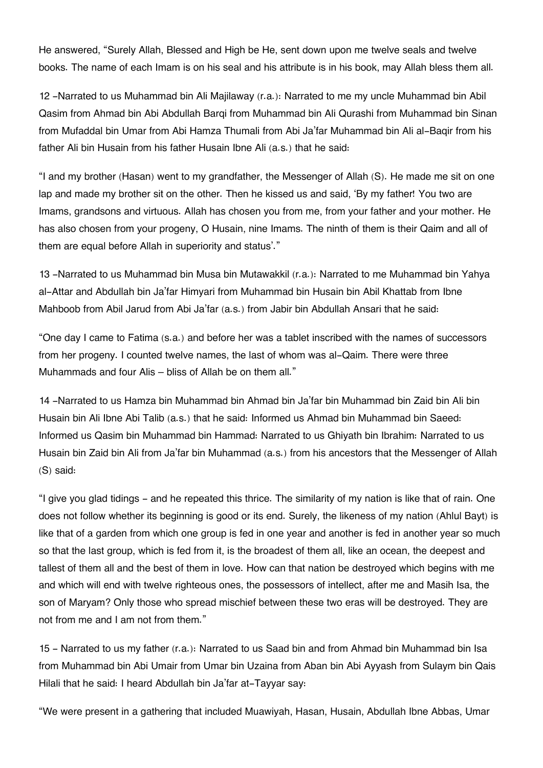He answered, "Surely Allah, Blessed and High be He, sent down upon me twelve seals and twelve books. The name of each Imam is on his seal and his attribute is in his book, may Allah bless them all.

12 -Narrated to us Muhammad bin Ali Majilaway (r.a.): Narrated to me my uncle Muhammad bin Abil Qasim from Ahmad bin Abi Abdullah Barqi from Muhammad bin Ali Qurashi from Muhammad bin Sinan from Mufaddal bin Umar from Abi Hamza Thumali from Abi Ja'far Muhammad bin Ali al-Baqir from his father Ali bin Husain from his father Husain Ibne Ali (a.s.) that he said:

"I and my brother (Hasan) went to my grandfather, the Messenger of Allah (S). He made me sit on one lap and made my brother sit on the other. Then he kissed us and said, 'By my father! You two are Imams, grandsons and virtuous. Allah has chosen you from me, from your father and your mother. He has also chosen from your progeny, O Husain, nine Imams. The ninth of them is their Qaim and all of them are equal before Allah in superiority and status'."

13 -Narrated to us Muhammad bin Musa bin Mutawakkil (r.a.): Narrated to me Muhammad bin Yahya al-Attar and Abdullah bin Ja'far Himyari from Muhammad bin Husain bin Abil Khattab from Ibne Mahboob from Abil Jarud from Abi Ja'far (a.s.) from Jabir bin Abdullah Ansari that he said:

"One day I came to Fatima (s.a.) and before her was a tablet inscribed with the names of successors from her progeny. I counted twelve names, the last of whom was al-Qaim. There were three Muhammads and four Alis – bliss of Allah be on them all."

14 -Narrated to us Hamza bin Muhammad bin Ahmad bin Ja'far bin Muhammad bin Zaid bin Ali bin Husain bin Ali Ibne Abi Talib (a.s.) that he said: Informed us Ahmad bin Muhammad bin Saeed: Informed us Qasim bin Muhammad bin Hammad: Narrated to us Ghiyath bin Ibrahim: Narrated to us Husain bin Zaid bin Ali from Ja'far bin Muhammad (a.s.) from his ancestors that the Messenger of Allah (S) said:

"I give you glad tidings - and he repeated this thrice. The similarity of my nation is like that of rain. One does not follow whether its beginning is good or its end. Surely, the likeness of my nation (Ahlul Bayt) is like that of a garden from which one group is fed in one year and another is fed in another year so much so that the last group, which is fed from it, is the broadest of them all, like an ocean, the deepest and tallest of them all and the best of them in love. How can that nation be destroyed which begins with me and which will end with twelve righteous ones, the possessors of intellect, after me and Masih Isa, the son of Maryam? Only those who spread mischief between these two eras will be destroyed. They are not from me and I am not from them."

15 - Narrated to us my father (r.a.): Narrated to us Saad bin and from Ahmad bin Muhammad bin Isa from Muhammad bin Abi Umair from Umar bin Uzaina from Aban bin Abi Ayyash from Sulaym bin Qais Hilali that he said: I heard Abdullah bin Ja'far at-Tayyar say:

"We were present in a gathering that included Muawiyah, Hasan, Husain, Abdullah Ibne Abbas, Umar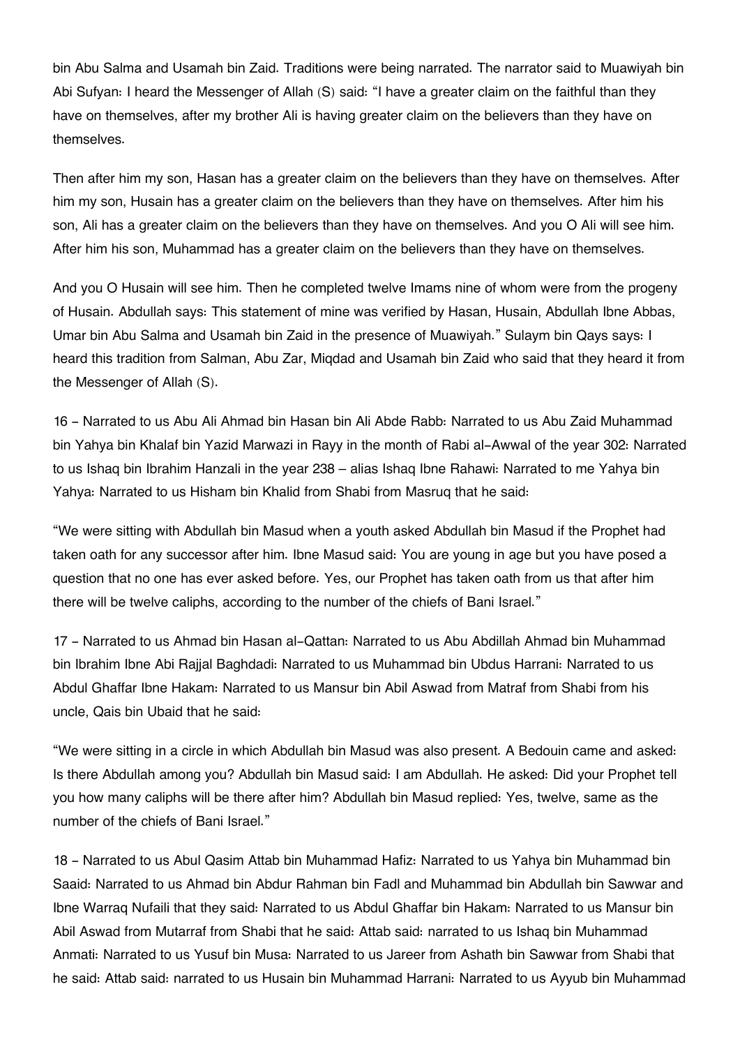bin Abu Salma and Usamah bin Zaid. Traditions were being narrated. The narrator said to Muawiyah bin Abi Sufyan: I heard the Messenger of Allah (S) said: "I have a greater claim on the faithful than they have on themselves, after my brother Ali is having greater claim on the believers than they have on themselves.

Then after him my son, Hasan has a greater claim on the believers than they have on themselves. After him my son, Husain has a greater claim on the believers than they have on themselves. After him his son, Ali has a greater claim on the believers than they have on themselves. And you O Ali will see him. After him his son, Muhammad has a greater claim on the believers than they have on themselves.

And you O Husain will see him. Then he completed twelve Imams nine of whom were from the progeny of Husain. Abdullah says: This statement of mine was verified by Hasan, Husain, Abdullah Ibne Abbas, Umar bin Abu Salma and Usamah bin Zaid in the presence of Muawiyah." Sulaym bin Qays says: I heard this tradition from Salman, Abu Zar, Miqdad and Usamah bin Zaid who said that they heard it from the Messenger of Allah (S).

16 - Narrated to us Abu Ali Ahmad bin Hasan bin Ali Abde Rabb: Narrated to us Abu Zaid Muhammad bin Yahya bin Khalaf bin Yazid Marwazi in Rayy in the month of Rabi al-Awwal of the year 302: Narrated to us Ishaq bin Ibrahim Hanzali in the year 238 – alias Ishaq Ibne Rahawi: Narrated to me Yahya bin Yahya: Narrated to us Hisham bin Khalid from Shabi from Masruq that he said:

"We were sitting with Abdullah bin Masud when a youth asked Abdullah bin Masud if the Prophet had taken oath for any successor after him. Ibne Masud said: You are young in age but you have posed a question that no one has ever asked before. Yes, our Prophet has taken oath from us that after him there will be twelve caliphs, according to the number of the chiefs of Bani Israel."

17 - Narrated to us Ahmad bin Hasan al-Qattan: Narrated to us Abu Abdillah Ahmad bin Muhammad bin Ibrahim Ibne Abi Rajjal Baghdadi: Narrated to us Muhammad bin Ubdus Harrani: Narrated to us Abdul Ghaffar Ibne Hakam: Narrated to us Mansur bin Abil Aswad from Matraf from Shabi from his uncle, Qais bin Ubaid that he said:

"We were sitting in a circle in which Abdullah bin Masud was also present. A Bedouin came and asked: Is there Abdullah among you? Abdullah bin Masud said: I am Abdullah. He asked: Did your Prophet tell you how many caliphs will be there after him? Abdullah bin Masud replied: Yes, twelve, same as the number of the chiefs of Bani Israel."

18 - Narrated to us Abul Qasim Attab bin Muhammad Hafiz: Narrated to us Yahya bin Muhammad bin Saaid: Narrated to us Ahmad bin Abdur Rahman bin Fadl and Muhammad bin Abdullah bin Sawwar and Ibne Warraq Nufaili that they said: Narrated to us Abdul Ghaffar bin Hakam: Narrated to us Mansur bin Abil Aswad from Mutarraf from Shabi that he said: Attab said: narrated to us Ishaq bin Muhammad Anmati: Narrated to us Yusuf bin Musa: Narrated to us Jareer from Ashath bin Sawwar from Shabi that he said: Attab said: narrated to us Husain bin Muhammad Harrani: Narrated to us Ayyub bin Muhammad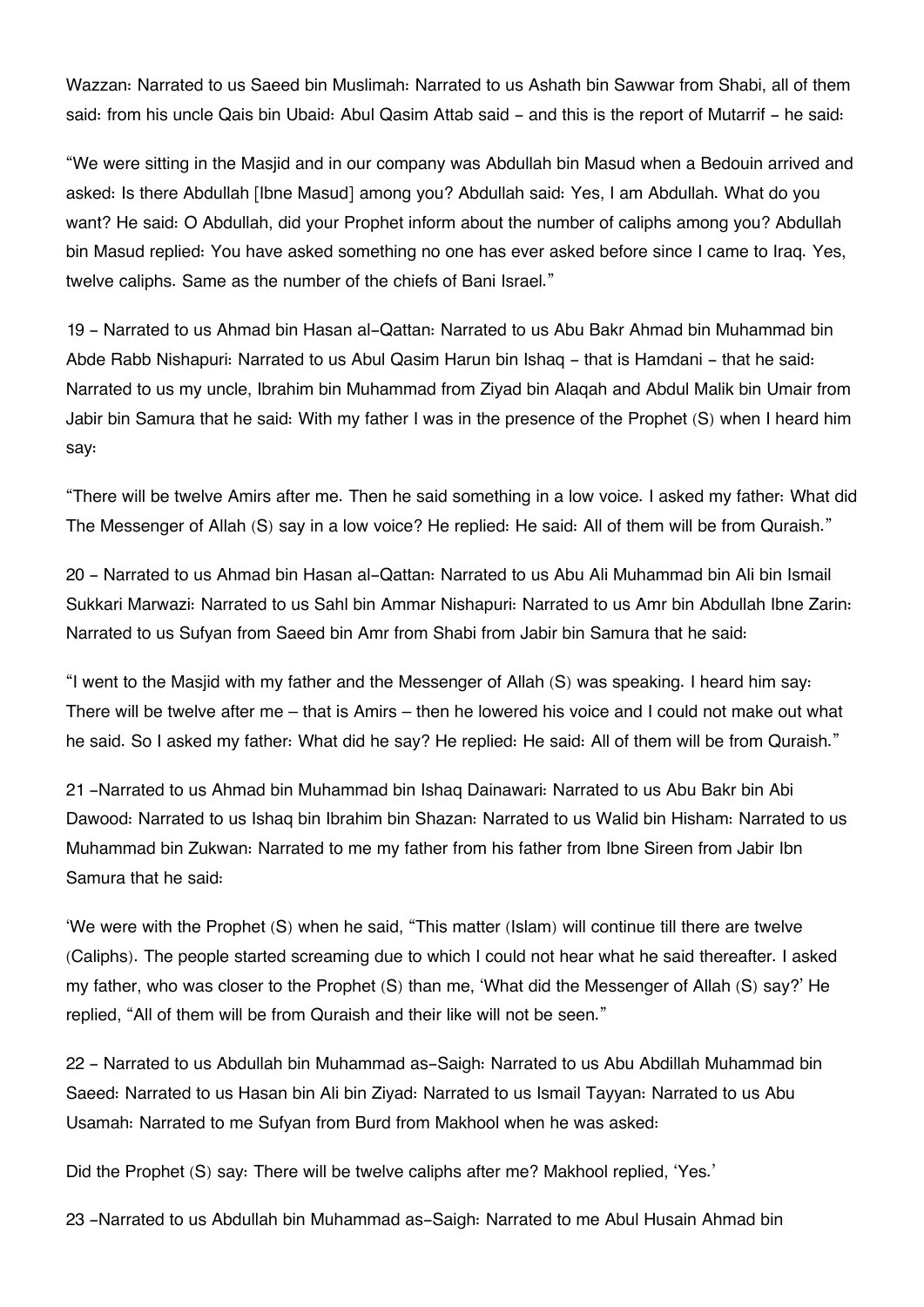Wazzan: Narrated to us Saeed bin Muslimah: Narrated to us Ashath bin Sawwar from Shabi, all of them said: from his uncle Qais bin Ubaid: Abul Qasim Attab said – and this is the report of Mutarrif – he said:

"We were sitting in the Masjid and in our company was Abdullah bin Masud when a Bedouin arrived and asked: Is there Abdullah [Ibne Masud] among you? Abdullah said: Yes, I am Abdullah. What do you want? He said: O Abdullah, did your Prophet inform about the number of caliphs among you? Abdullah bin Masud replied: You have asked something no one has ever asked before since I came to Iraq. Yes, twelve caliphs. Same as the number of the chiefs of Bani Israel."

19 – Narrated to us Ahmad bin Hasan al-Qattan: Narrated to us Abu Bakr Ahmad bin Muhammad bin Abde Rabb Nishapuri: Narrated to us Abul Qasim Harun bin Ishaq – that is Hamdani – that he said: Narrated to us my uncle, Ibrahim bin Muhammad from Ziyad bin Alaqah and Abdul Malik bin Umair from Jabir bin Samura that he said: With my father I was in the presence of the Prophet (S) when I heard him say:

"There will be twelve Amirs after me. Then he said something in a low voice. I asked my father: What did The Messenger of Allah (S) say in a low voice? He replied: He said: All of them will be from Quraish."

20 – Narrated to us Ahmad bin Hasan al-Qattan: Narrated to us Abu Ali Muhammad bin Ali bin Ismail Sukkari Marwazi: Narrated to us Sahl bin Ammar Nishapuri: Narrated to us Amr bin Abdullah Ibne Zarin: Narrated to us Sufyan from Saeed bin Amr from Shabi from Jabir bin Samura that he said:

"I went to the Masjid with my father and the Messenger of Allah (S) was speaking. I heard him say: There will be twelve after me – that is Amirs – then he lowered his voice and I could not make out what he said. So I asked my father: What did he say? He replied: He said: All of them will be from Quraish."

21 –Narrated to us Ahmad bin Muhammad bin Ishaq Dainawari: Narrated to us Abu Bakr bin Abi Dawood: Narrated to us Ishaq bin Ibrahim bin Shazan: Narrated to us Walid bin Hisham: Narrated to us Muhammad bin Zukwan: Narrated to me my father from his father from Ibne Sireen from Jabir Ibn Samura that he said:

'We were with the Prophet (S) when he said, "This matter (Islam) will continue till there are twelve (Caliphs). The people started screaming due to which I could not hear what he said thereafter. I asked my father, who was closer to the Prophet (S) than me, 'What did the Messenger of Allah (S) say?' He replied, "All of them will be from Quraish and their like will not be seen."

22 – Narrated to us Abdullah bin Muhammad as-Saigh: Narrated to us Abu Abdillah Muhammad bin Saeed: Narrated to us Hasan bin Ali bin Ziyad: Narrated to us Ismail Tayyan: Narrated to us Abu Usamah: Narrated to me Sufyan from Burd from Makhool when he was asked:

Did the Prophet (S) say: There will be twelve caliphs after me? Makhool replied, 'Yes.'

23 –Narrated to us Abdullah bin Muhammad as-Saigh: Narrated to me Abul Husain Ahmad bin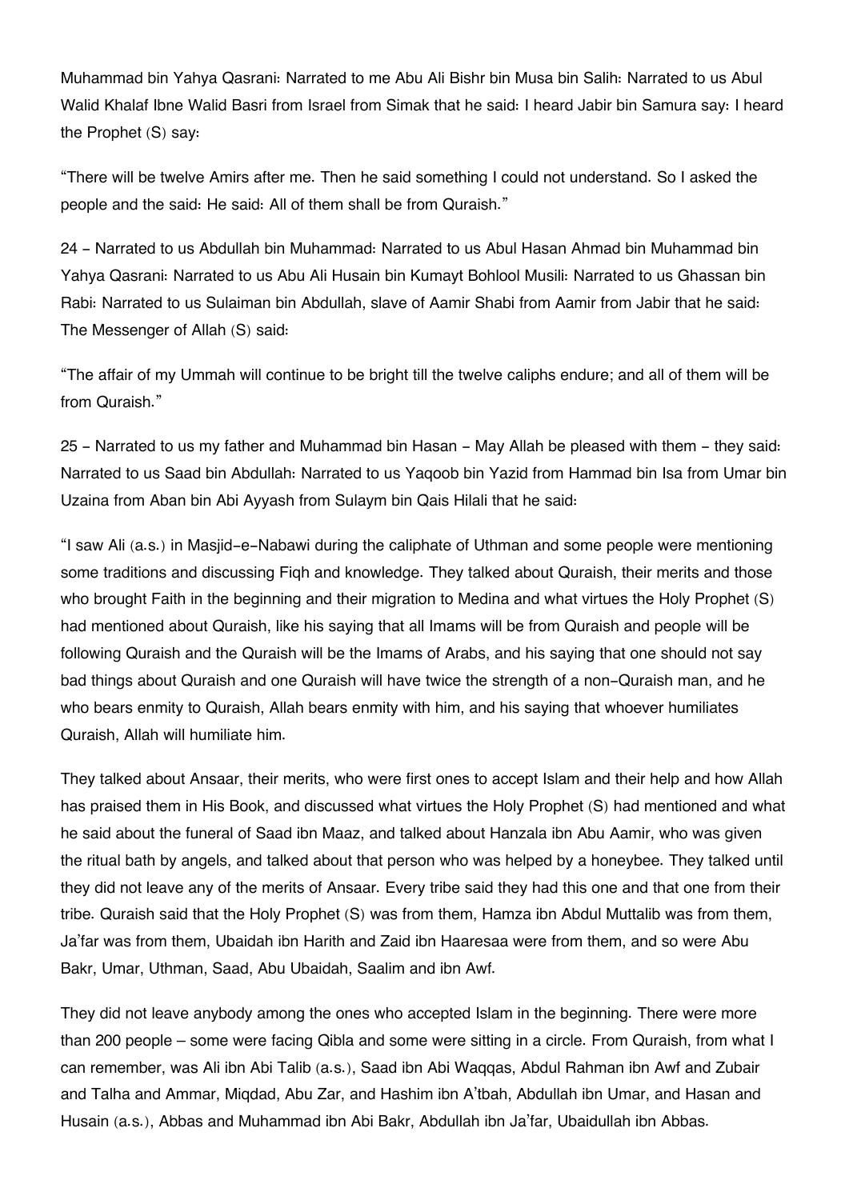Muhammad bin Yahya Qasrani: Narrated to me Abu Ali Bishr bin Musa bin Salih: Narrated to us Abul Walid Khalaf Ibne Walid Basri from Israel from Simak that he said: I heard Jabir bin Samura say: I heard the Prophet (S) say:

"There will be twelve Amirs after me. Then he said something I could not understand. So I asked the people and the said: He said: All of them shall be from Quraish."

24 – Narrated to us Abdullah bin Muhammad: Narrated to us Abul Hasan Ahmad bin Muhammad bin Yahya Qasrani: Narrated to us Abu Ali Husain bin Kumayt Bohlool Musili: Narrated to us Ghassan bin Rabi: Narrated to us Sulaiman bin Abdullah, slave of Aamir Shabi from Aamir from Jabir that he said: The Messenger of Allah (S) said:

"The affair of my Ummah will continue to be bright till the twelve caliphs endure; and all of them will be from Quraish."

25 – Narrated to us my father and Muhammad bin Hasan – May Allah be pleased with them – they said: Narrated to us Saad bin Abdullah: Narrated to us Yaqoob bin Yazid from Hammad bin Isa from Umar bin Uzaina from Aban bin Abi Ayyash from Sulaym bin Qais Hilali that he said:

"I saw Ali (a.s.) in Masjid-e-Nabawi during the caliphate of Uthman and some people were mentioning some traditions and discussing Fiqh and knowledge. They talked about Quraish, their merits and those who brought Faith in the beginning and their migration to Medina and what virtues the Holy Prophet (S) had mentioned about Quraish, like his saying that all Imams will be from Quraish and people will be following Quraish and the Quraish will be the Imams of Arabs, and his saying that one should not say bad things about Quraish and one Quraish will have twice the strength of a non-Quraish man, and he who bears enmity to Quraish, Allah bears enmity with him, and his saying that whoever humiliates Quraish, Allah will humiliate him.

They talked about Ansaar, their merits, who were first ones to accept Islam and their help and how Allah has praised them in His Book, and discussed what virtues the Holy Prophet (S) had mentioned and what he said about the funeral of Saad ibn Maaz, and talked about Hanzala ibn Abu Aamir, who was given the ritual bath by angels, and talked about that person who was helped by a honeybee. They talked until they did not leave any of the merits of Ansaar. Every tribe said they had this one and that one from their tribe. Quraish said that the Holy Prophet (S) was from them, Hamza ibn Abdul Muttalib was from them, Ja'far was from them, Ubaidah ibn Harith and Zaid ibn Haaresaa were from them, and so were Abu Bakr, Umar, Uthman, Saad, Abu Ubaidah, Saalim and ibn Awf.

They did not leave anybody among the ones who accepted Islam in the beginning. There were more than 200 people – some were facing Qibla and some were sitting in a circle. From Quraish, from what I can remember, was Ali ibn Abi Talib (a.s.), Saad ibn Abi Waqqas, Abdul Rahman ibn Awf and Zubair and Talha and Ammar, Miqdad, Abu Zar, and Hashim ibn A'tbah, Abdullah ibn Umar, and Hasan and Husain (a.s.), Abbas and Muhammad ibn Abi Bakr, Abdullah ibn Ja'far, Ubaidullah ibn Abbas.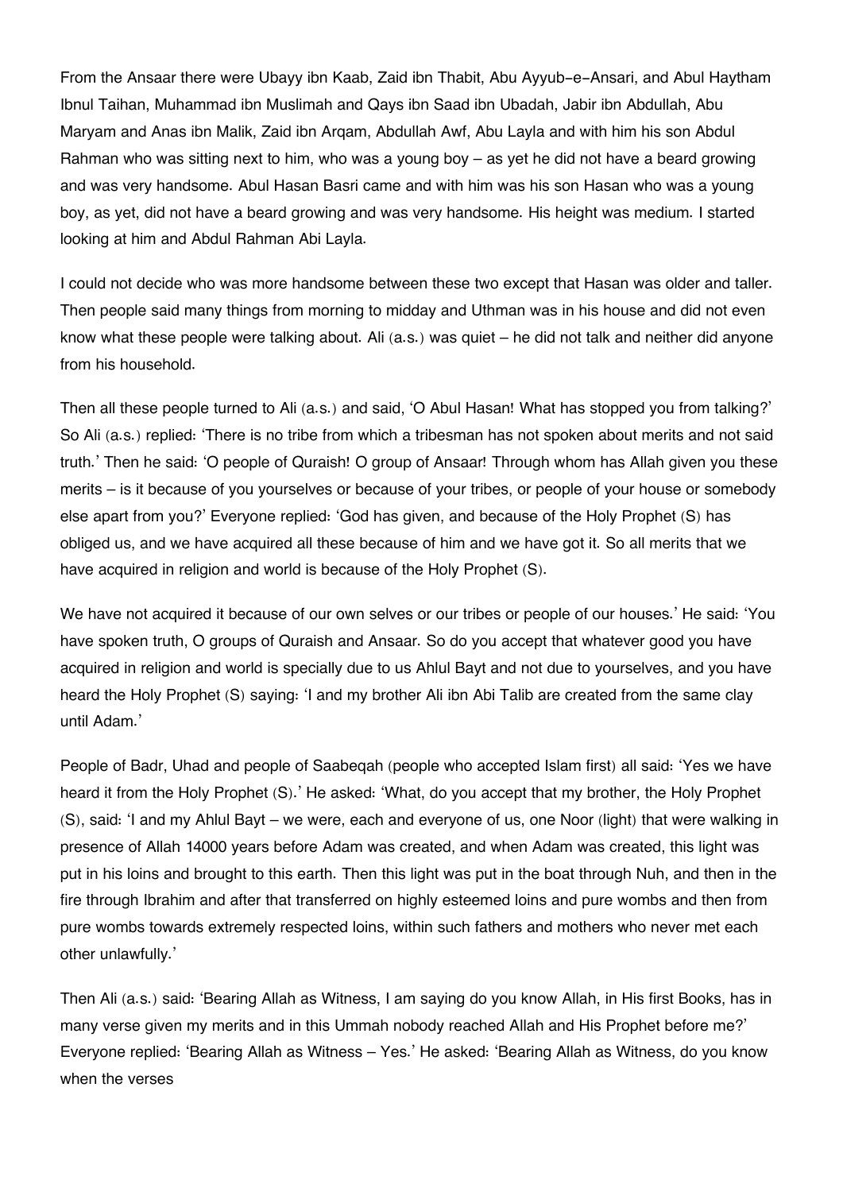From the Ansaar there were Ubayy ibn Kaab, Zaid ibn Thabit, Abu Ayyub-e-Ansari, and Abul Haytham Ibnul Taihan, Muhammad ibn Muslimah and Qays ibn Saad ibn Ubadah, Jabir ibn Abdullah, Abu Maryam and Anas ibn Malik, Zaid ibn Arqam, Abdullah Awf, Abu Layla and with him his son Abdul Rahman who was sitting next to him, who was a young boy – as yet he did not have a beard growing and was very handsome. Abul Hasan Basri came and with him was his son Hasan who was a young boy, as yet, did not have a beard growing and was very handsome. His height was medium. I started looking at him and Abdul Rahman Abi Layla.

I could not decide who was more handsome between these two except that Hasan was older and taller. Then people said many things from morning to midday and Uthman was in his house and did not even know what these people were talking about. Ali (a.s.) was quiet – he did not talk and neither did anyone from his household.

Then all these people turned to Ali (a.s.) and said, 'O Abul Hasan! What has stopped you from talking?' So Ali (a.s.) replied: 'There is no tribe from which a tribesman has not spoken about merits and not said truth.' Then he said: 'O people of Quraish! O group of Ansaar! Through whom has Allah given you these merits – is it because of you yourselves or because of your tribes, or people of your house or somebody else apart from you?' Everyone replied: 'God has given, and because of the Holy Prophet (S) has obliged us, and we have acquired all these because of him and we have got it. So all merits that we have acquired in religion and world is because of the Holy Prophet (S).

We have not acquired it because of our own selves or our tribes or people of our houses.' He said: 'You have spoken truth, O groups of Quraish and Ansaar. So do you accept that whatever good you have acquired in religion and world is specially due to us Ahlul Bayt and not due to yourselves, and you have heard the Holy Prophet (S) saying: 'I and my brother Ali ibn Abi Talib are created from the same clay until Adam.'

People of Badr, Uhad and people of Saabeqah (people who accepted Islam first) all said: 'Yes we have heard it from the Holy Prophet (S).' He asked: 'What, do you accept that my brother, the Holy Prophet (S), said: 'I and my Ahlul Bayt – we were, each and everyone of us, one Noor (light) that were walking in presence of Allah 14000 years before Adam was created, and when Adam was created, this light was put in his loins and brought to this earth. Then this light was put in the boat through Nuh, and then in the fire through Ibrahim and after that transferred on highly esteemed loins and pure wombs and then from pure wombs towards extremely respected loins, within such fathers and mothers who never met each other unlawfully.'

Then Ali (a.s.) said: 'Bearing Allah as Witness, I am saying do you know Allah, in His first Books, has in many verse given my merits and in this Ummah nobody reached Allah and His Prophet before me?' Everyone replied: 'Bearing Allah as Witness – Yes.' He asked: 'Bearing Allah as Witness, do you know when the verses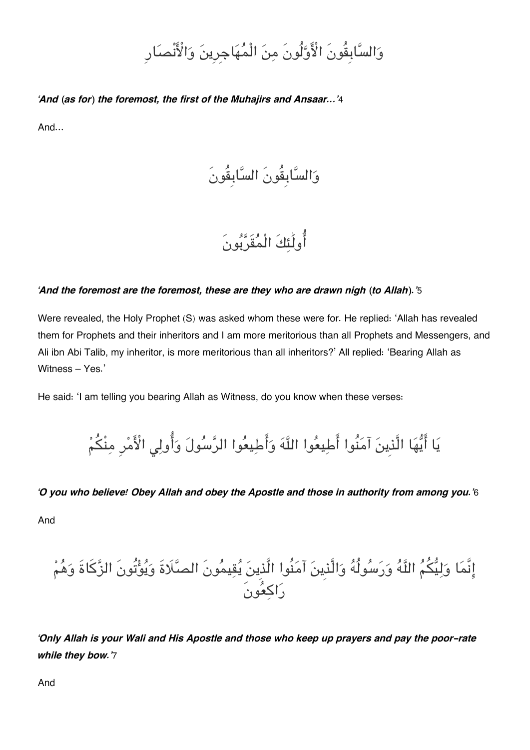وَالسَّابِقُونَ الْأَوَّلُونَ مِنَ الْمُهَاجِرِينَ وَالْأَنْصَارِ

***'And* (*as for*) *the foremost, the first of the Muhajirs and Ansaar…'***4

And…

وَالسَّابِقُونَ السَّابِقُونَ

أُولَٰئِكَ الْمُقَرَّبُونَ

***'And the foremost are the foremost, these are they who are drawn nigh* (*to Allah*).'**5

Were revealed, the Holy Prophet (S) was asked whom these were for. He replied: 'Allah has revealed them for Prophets and their inheritors and I am more meritorious than all Prophets and Messengers, and Ali ibn Abi Talib, my inheritor, is more meritorious than all inheritors?' All replied: 'Bearing Allah as Witness – Yes.'

He said: 'I am telling you bearing Allah as Witness, do you know when these verses:

يَا أَيُّهَا الَّذِينَ آمَنُوا أَطِيعُوا اللَّهَ وَأَطِيعُوا الرَّسُولَ وَأُولِي الْأَمْرِ مِنْكُمْ

***'O you who believe! Obey Allah and obey the Apostle and those in authority from among you.'***6

And

إِنَّمَا وَلِيُّكُمُ اللَّهُ وَرَسُولُهُ وَالَّذِينَ آمَنُوا الَّذِينَ يُقِيمُونَ الصَّلَاةَ وَيُؤْتُونَ الزَّكَاةَ وَهُمْ رَاكِعُونَ

***'Only Allah is your Wali and His Apostle and those who keep up prayers and pay the poor-rate while they bow.'***7

And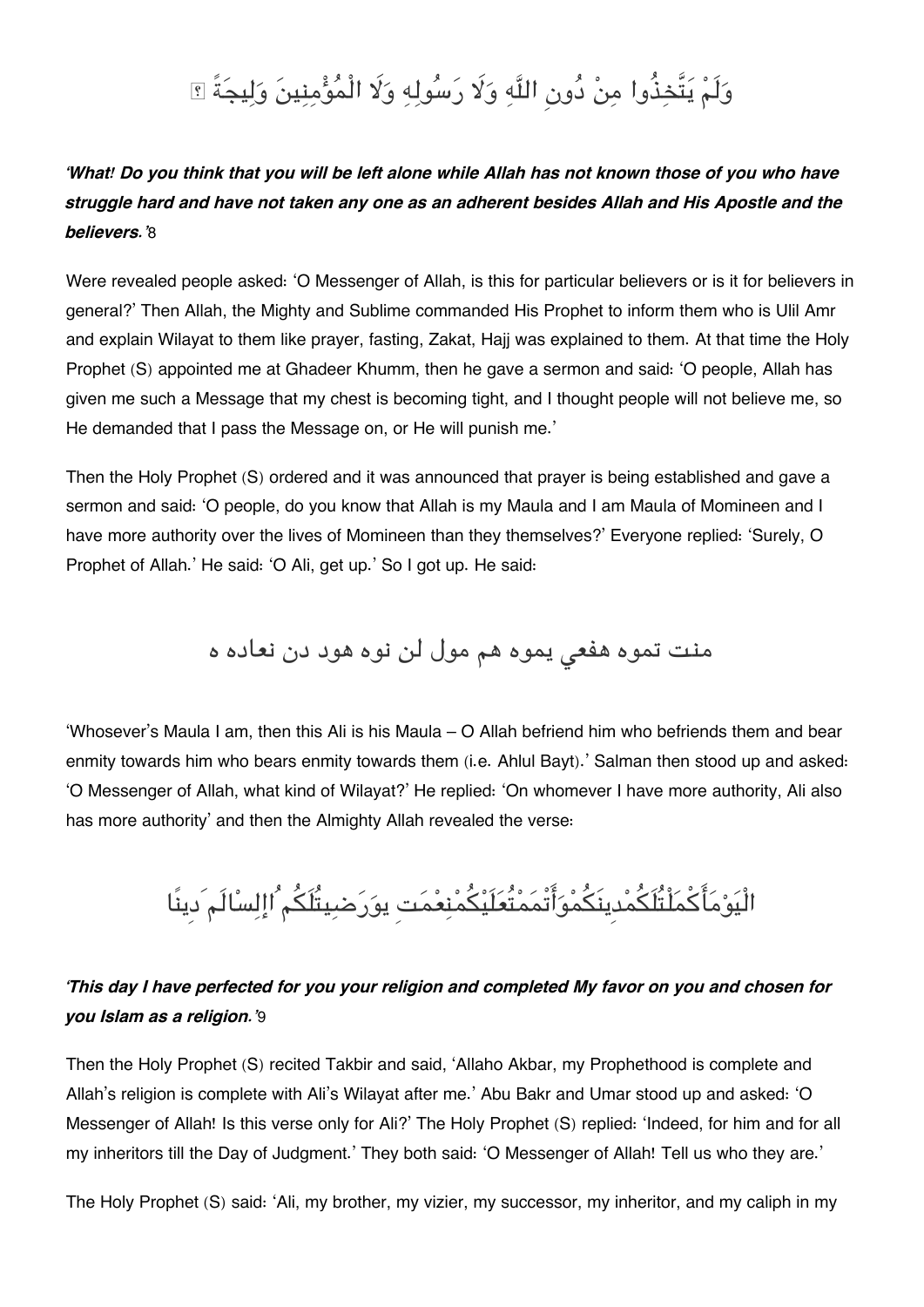وَلَمْ يَتَّخِذُوا مِنْ دُونِ اللَّهِ وَلَا رَسُولِهِ وَلَا الْمُؤْمِنِينَ وَلِيجَةً ؟

***'What! Do you think that you will be left alone while Allah has not known those of you who have struggle hard and have not taken any one as an adherent besides Allah and His Apostle and the believers.'***8

Were revealed people asked: 'O Messenger of Allah, is this for particular believers or is it for believers in general?' Then Allah, the Mighty and Sublime commanded His Prophet to inform them who is Ulil Amr and explain Wilayat to them like prayer, fasting, Zakat, Hajj was explained to them. At that time the Holy Prophet (S) appointed me at Ghadeer Khumm, then he gave a sermon and said: 'O people, Allah has given me such a Message that my chest is becoming tight, and I thought people will not believe me, so He demanded that I pass the Message on, or He will punish me.'

Then the Holy Prophet (S) ordered and it was announced that prayer is being established and gave a sermon and said: 'O people, do you know that Allah is my Maula and I am Maula of Momineen and I have more authority over the lives of Momineen than they themselves?' Everyone replied: 'Surely, O Prophet of Allah.' He said: 'O Ali, get up.' So I got up. He said:

منت تموه هفعي يموه هم مول لن نوه هود دن نعاده ه

'Whosever's Maula I am, then this Ali is his Maula – O Allah befriend him who befriends them and bear enmity towards him who bears enmity towards them (i.e. Ahlul Bayt).' Salman then stood up and asked: 'O Messenger of Allah, what kind of Wilayat?' He replied: 'On whomever I have more authority, Ali also has more authority' and then the Almighty Allah revealed the verse:

الْيَوْمَأَكْمَلْتُلَكُمْدِينَكُمْوَأَتْمَمْتُعَلَيْكُمْنِعْمَتِ يوَرَضِيتُلَكُمُ الإِسْلَامَ دِينًا

***'This day I have perfected for you your religion and completed My favor on you and chosen for you Islam as a religion.'***9

Then the Holy Prophet (S) recited Takbir and said, 'Allaho Akbar, my Prophethood is complete and Allah's religion is complete with Ali's Wilayat after me.' Abu Bakr and Umar stood up and asked: 'O Messenger of Allah! Is this verse only for Ali?' The Holy Prophet (S) replied: 'Indeed, for him and for all my inheritors till the Day of Judgment.' They both said: 'O Messenger of Allah! Tell us who they are.'

The Holy Prophet (S) said: 'Ali, my brother, my vizier, my successor, my inheritor, and my caliph in my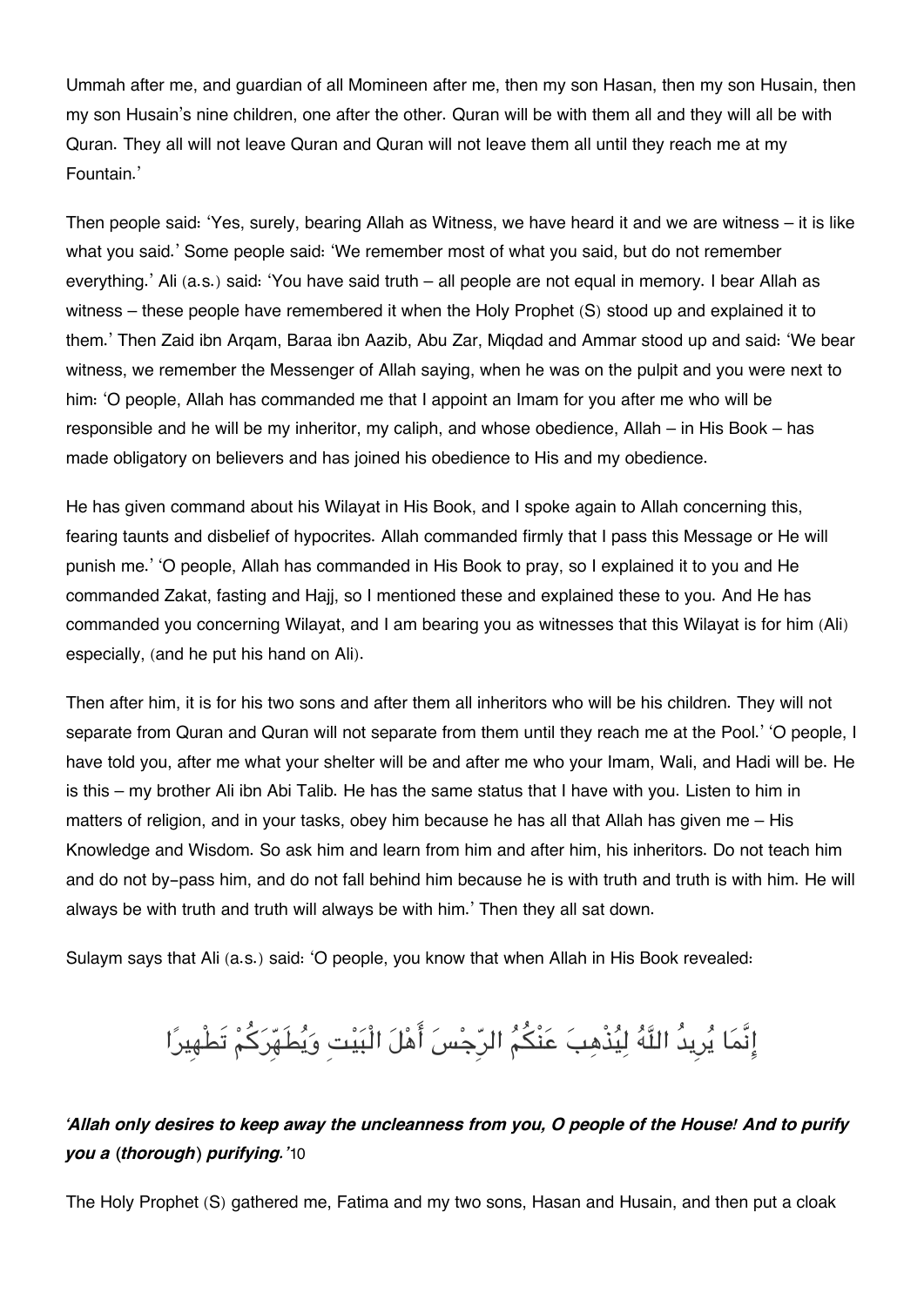Ummah after me, and guardian of all Momineen after me, then my son Hasan, then my son Husain, then my son Husain's nine children, one after the other. Quran will be with them all and they will all be with Quran. They all will not leave Quran and Quran will not leave them all until they reach me at my Fountain.'

Then people said: 'Yes, surely, bearing Allah as Witness, we have heard it and we are witness – it is like what you said.' Some people said: 'We remember most of what you said, but do not remember everything.' Ali (a.s.) said: 'You have said truth – all people are not equal in memory. I bear Allah as witness – these people have remembered it when the Holy Prophet (S) stood up and explained it to them.' Then Zaid ibn Arqam, Baraa ibn Aazib, Abu Zar, Miqdad and Ammar stood up and said: 'We bear witness, we remember the Messenger of Allah saying, when he was on the pulpit and you were next to him: 'O people, Allah has commanded me that I appoint an Imam for you after me who will be responsible and he will be my inheritor, my caliph, and whose obedience, Allah – in His Book – has made obligatory on believers and has joined his obedience to His and my obedience.

He has given command about his Wilayat in His Book, and I spoke again to Allah concerning this, fearing taunts and disbelief of hypocrites. Allah commanded firmly that I pass this Message or He will punish me.' 'O people, Allah has commanded in His Book to pray, so I explained it to you and He commanded Zakat, fasting and Hajj, so I mentioned these and explained these to you. And He has commanded you concerning Wilayat, and I am bearing you as witnesses that this Wilayat is for him (Ali) especially, (and he put his hand on Ali).

Then after him, it is for his two sons and after them all inheritors who will be his children. They will not separate from Quran and Quran will not separate from them until they reach me at the Pool.' 'O people, I have told you, after me what your shelter will be and after me who your Imam, Wali, and Hadi will be. He is this – my brother Ali ibn Abi Talib. He has the same status that I have with you. Listen to him in matters of religion, and in your tasks, obey him because he has all that Allah has given me – His Knowledge and Wisdom. So ask him and learn from him and after him, his inheritors. Do not teach him and do not by-pass him, and do not fall behind him because he is with truth and truth is with him. He will always be with truth and truth will always be with him.' Then they all sat down.

Sulaym says that Ali (a.s.) said: 'O people, you know that when Allah in His Book revealed:

إِنَّمَا يُرِيدُ اللَّهُ لِيُذْهِبَ عَنْكُمُ الرِّجْسَ أَهْلَ الْبَيْتِ وَيُطَهِّرَكُمْ تَطْهِيرًا

***'Allah only desires to keep away the uncleanness from you, O people of the House! And to purify you a (thorough) purifying.'***[10]

The Holy Prophet (S) gathered me, Fatima and my two sons, Hasan and Husain, and then put a cloak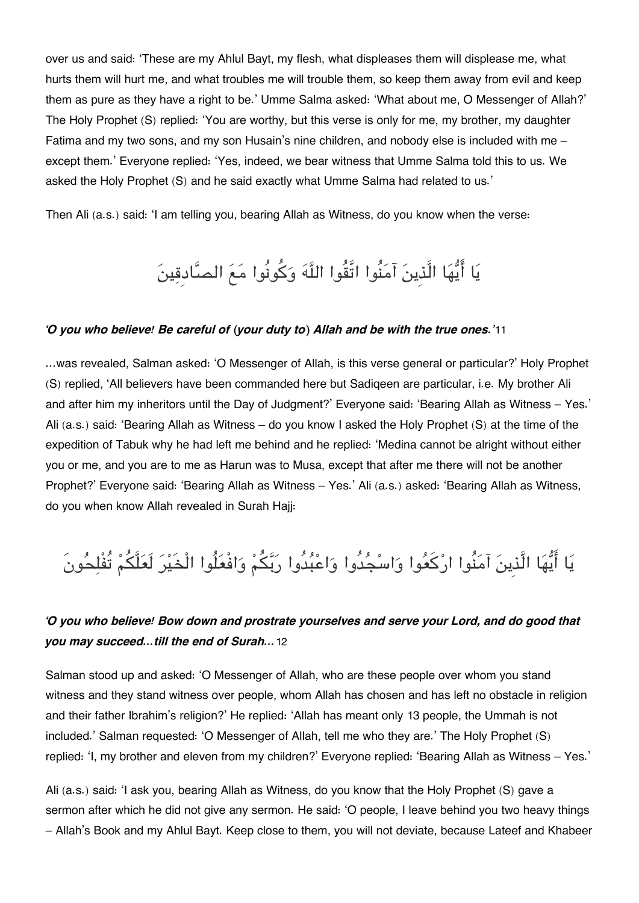over us and said: 'These are my Ahlul Bayt, my flesh, what displeases them will displease me, what hurts them will hurt me, and what troubles me will trouble them, so keep them away from evil and keep them as pure as they have a right to be.' Umme Salma asked: 'What about me, O Messenger of Allah?' The Holy Prophet (S) replied: 'You are worthy, but this verse is only for me, my brother, my daughter Fatima and my two sons, and my son Husain's nine children, and nobody else is included with me – except them.' Everyone replied: 'Yes, indeed, we bear witness that Umme Salma told this to us. We asked the Holy Prophet (S) and he said exactly what Umme Salma had related to us.'

Then Ali (a.s.) said: 'I am telling you, bearing Allah as Witness, do you know when the verse:

يَا أَيُّهَا الَّذِينَ آمَنُوا اتَّقُوا اللَّهَ وَكُونُوا مَعَ الصَّادِقِينَ

***'O you who believe! Be careful of (your duty to) Allah and be with the true ones.'***11

...was revealed, Salman asked: 'O Messenger of Allah, is this verse general or particular?' Holy Prophet (S) replied, 'All believers have been commanded here but Sadiqeen are particular, i.e. My brother Ali and after him my inheritors until the Day of Judgment?' Everyone said: 'Bearing Allah as Witness – Yes.' Ali (a.s.) said: 'Bearing Allah as Witness – do you know I asked the Holy Prophet (S) at the time of the expedition of Tabuk why he had left me behind and he replied: 'Medina cannot be alright without either you or me, and you are to me as Harun was to Musa, except that after me there will not be another Prophet?' Everyone said: 'Bearing Allah as Witness – Yes.' Ali (a.s.) asked: 'Bearing Allah as Witness, do you when know Allah revealed in Surah Hajj:

يَا أَيُّهَا الَّذِينَ آمَنُوا ارْكَعُوا وَاسْجُدُوا وَاعْبُدُوا رَبَّكُمْ وَافْعَلُوا الْخَيْرَ لَعَلَّكُمْ تُفْلِحُونَ

***'O you who believe! Bow down and prostrate yourselves and serve your Lord, and do good that you may succeed...till the end of Surah...***12

Salman stood up and asked: 'O Messenger of Allah, who are these people over whom you stand witness and they stand witness over people, whom Allah has chosen and has left no obstacle in religion and their father Ibrahim's religion?' He replied: 'Allah has meant only 13 people, the Ummah is not included.' Salman requested: 'O Messenger of Allah, tell me who they are.' The Holy Prophet (S) replied: 'I, my brother and eleven from my children?' Everyone replied: 'Bearing Allah as Witness – Yes.'

Ali (a.s.) said: 'I ask you, bearing Allah as Witness, do you know that the Holy Prophet (S) gave a sermon after which he did not give any sermon. He said: 'O people, I leave behind you two heavy things – Allah's Book and my Ahlul Bayt. Keep close to them, you will not deviate, because Lateef and Khabeer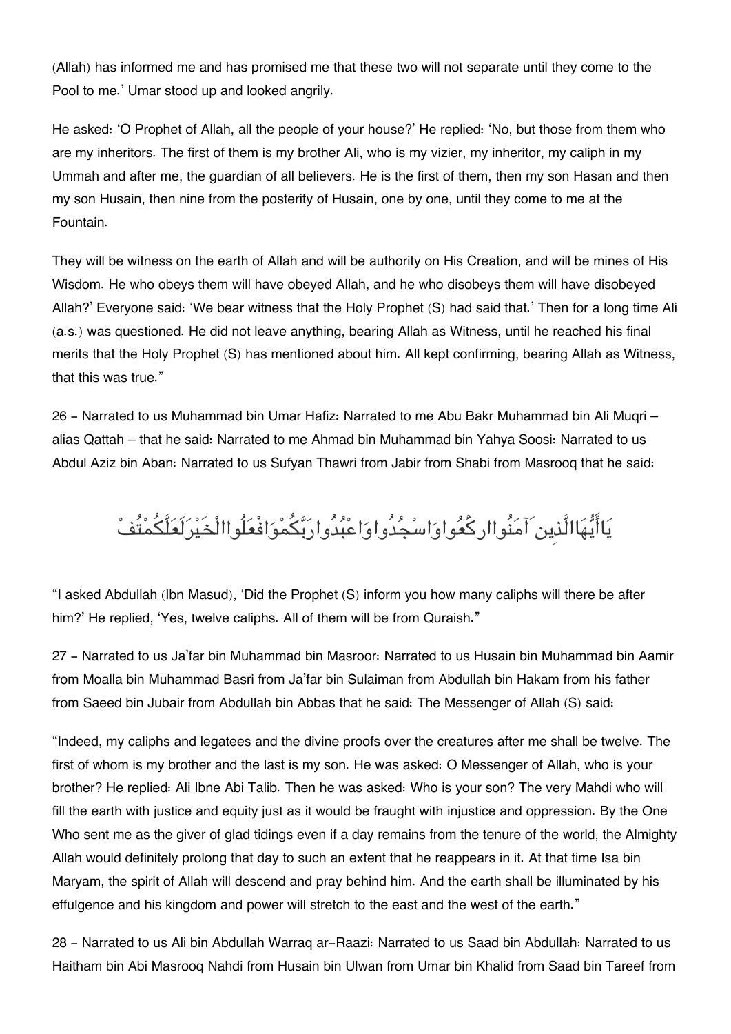(Allah) has informed me and has promised me that these two will not separate until they come to the Pool to me.' Umar stood up and looked angrily.

He asked: 'O Prophet of Allah, all the people of your house?' He replied: 'No, but those from them who are my inheritors. The first of them is my brother Ali, who is my vizier, my inheritor, my caliph in my Ummah and after me, the guardian of all believers. He is the first of them, then my son Hasan and then my son Husain, then nine from the posterity of Husain, one by one, until they come to me at the Fountain.

They will be witness on the earth of Allah and will be authority on His Creation, and will be mines of His Wisdom. He who obeys them will have obeyed Allah, and he who disobeys them will have disobeyed Allah?' Everyone said: 'We bear witness that the Holy Prophet (S) had said that.' Then for a long time Ali (a.s.) was questioned. He did not leave anything, bearing Allah as Witness, until he reached his final merits that the Holy Prophet (S) has mentioned about him. All kept confirming, bearing Allah as Witness, that this was true."

26 - Narrated to us Muhammad bin Umar Hafiz: Narrated to me Abu Bakr Muhammad bin Ali Muqri – alias Qattah – that he said: Narrated to me Ahmad bin Muhammad bin Yahya Soosi: Narrated to us Abdul Aziz bin Aban: Narrated to us Sufyan Thawri from Jabir from Shabi from Masrooq that he said:

يَاأَيُّهَاالَّذِينَ آمَنُواارْكَعُواوَاسْجُدُواوَاعْبُدُوارَبَّكُمْوَافْعَلُواالْخَيْرَلَعَلَّكُمْتُفْ

"I asked Abdullah (Ibn Masud), 'Did the Prophet (S) inform you how many caliphs will there be after him?' He replied, 'Yes, twelve caliphs. All of them will be from Quraish."

27 - Narrated to us Ja'far bin Muhammad bin Masroor: Narrated to us Husain bin Muhammad bin Aamir from Moalla bin Muhammad Basri from Ja'far bin Sulaiman from Abdullah bin Hakam from his father from Saeed bin Jubair from Abdullah bin Abbas that he said: The Messenger of Allah (S) said:

"Indeed, my caliphs and legatees and the divine proofs over the creatures after me shall be twelve. The first of whom is my brother and the last is my son. He was asked: O Messenger of Allah, who is your brother? He replied: Ali Ibne Abi Talib. Then he was asked: Who is your son? The very Mahdi who will fill the earth with justice and equity just as it would be fraught with injustice and oppression. By the One Who sent me as the giver of glad tidings even if a day remains from the tenure of the world, the Almighty Allah would definitely prolong that day to such an extent that he reappears in it. At that time Isa bin Maryam, the spirit of Allah will descend and pray behind him. And the earth shall be illuminated by his effulgence and his kingdom and power will stretch to the east and the west of the earth."

28 - Narrated to us Ali bin Abdullah Warraq ar-Raazi: Narrated to us Saad bin Abdullah: Narrated to us Haitham bin Abi Masrooq Nahdi from Husain bin Ulwan from Umar bin Khalid from Saad bin Tareef from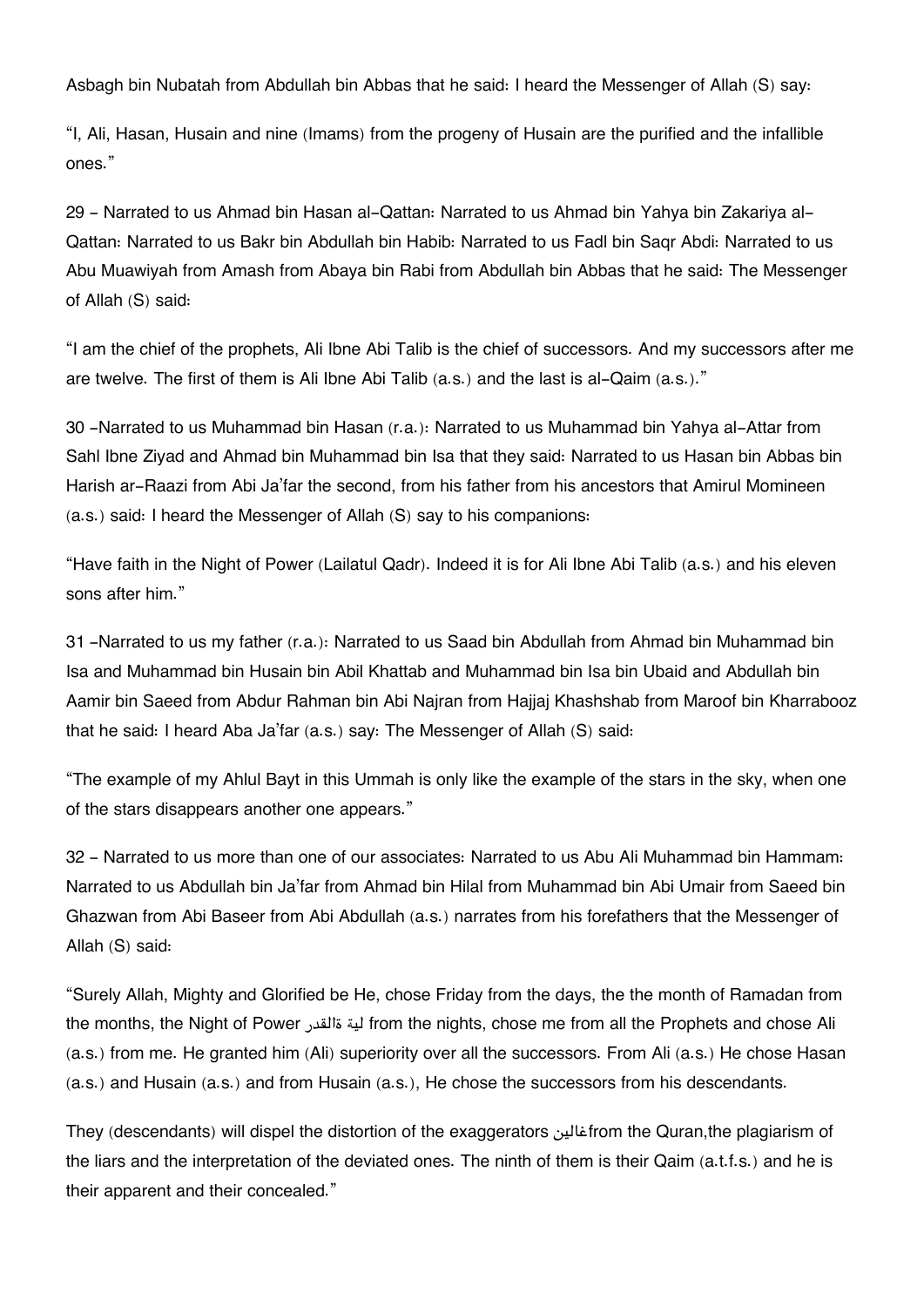Asbagh bin Nubatah from Abdullah bin Abbas that he said: I heard the Messenger of Allah (S) say:

"I, Ali, Hasan, Husain and nine (Imams) from the progeny of Husain are the purified and the infallible ones."

29 - Narrated to us Ahmad bin Hasan al-Qattan: Narrated to us Ahmad bin Yahya bin Zakariya al-Qattan: Narrated to us Bakr bin Abdullah bin Habib: Narrated to us Fadl bin Saqr Abdi: Narrated to us Abu Muawiyah from Amash from Abaya bin Rabi from Abdullah bin Abbas that he said: The Messenger of Allah (S) said:

"I am the chief of the prophets, Ali Ibne Abi Talib is the chief of successors. And my successors after me are twelve. The first of them is Ali Ibne Abi Talib (a.s.) and the last is al-Qaim (a.s.)."

30 -Narrated to us Muhammad bin Hasan (r.a.): Narrated to us Muhammad bin Yahya al-Attar from Sahl Ibne Ziyad and Ahmad bin Muhammad bin Isa that they said: Narrated to us Hasan bin Abbas bin Harish ar-Raazi from Abi Ja'far the second, from his father from his ancestors that Amirul Momineen (a.s.) said: I heard the Messenger of Allah (S) say to his companions:

"Have faith in the Night of Power (Lailatul Qadr). Indeed it is for Ali Ibne Abi Talib (a.s.) and his eleven sons after him."

31 -Narrated to us my father (r.a.): Narrated to us Saad bin Abdullah from Ahmad bin Muhammad bin Isa and Muhammad bin Husain bin Abil Khattab and Muhammad bin Isa bin Ubaid and Abdullah bin Aamir bin Saeed from Abdur Rahman bin Abi Najran from Hajjaj Khashshab from Maroof bin Kharrabooz that he said: I heard Aba Ja'far (a.s.) say: The Messenger of Allah (S) said:

"The example of my Ahlul Bayt in this Ummah is only like the example of the stars in the sky, when one of the stars disappears another one appears."

32 - Narrated to us more than one of our associates: Narrated to us Abu Ali Muhammad bin Hammam: Narrated to us Abdullah bin Ja'far from Ahmad bin Hilal from Muhammad bin Abi Umair from Saeed bin Ghazwan from Abi Baseer from Abi Abdullah (a.s.) narrates from his forefathers that the Messenger of Allah (S) said:

"Surely Allah, Mighty and Glorified be He, chose Friday from the days, the the month of Ramadan from the months, the Night of Power لية ةالقدر from the nights, chose me from all the Prophets and chose Ali (a.s.) from me. He granted him (Ali) superiority over all the successors. From Ali (a.s.) He chose Hasan (a.s.) and Husain (a.s.) and from Husain (a.s.), He chose the successors from his descendants.

They (descendants) will dispel the distortion of the exaggerators غالينfrom the Quran,the plagiarism of the liars and the interpretation of the deviated ones. The ninth of them is their Qaim (a.t.f.s.) and he is their apparent and their concealed."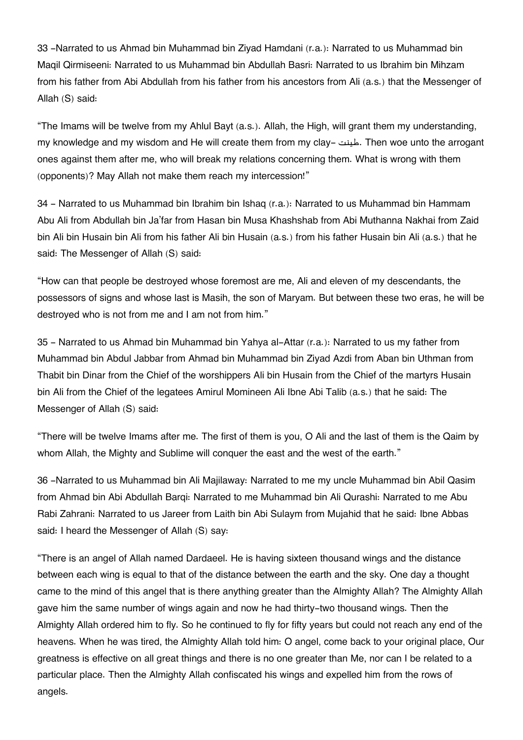33 -Narrated to us Ahmad bin Muhammad bin Ziyad Hamdani (r.a.): Narrated to us Muhammad bin Maqil Qirmiseeni: Narrated to us Muhammad bin Abdullah Basri: Narrated to us Ibrahim bin Mihzam from his father from Abi Abdullah from his father from his ancestors from Ali (a.s.) that the Messenger of Allah (S) said:

"The Imams will be twelve from my Ahlul Bayt (a.s.). Allah, the High, will grant them my understanding, my knowledge and my wisdom and He will create them from my clay- طينت. Then woe unto the arrogant ones against them after me, who will break my relations concerning them. What is wrong with them (opponents)? May Allah not make them reach my intercession!"

34 - Narrated to us Muhammad bin Ibrahim bin Ishaq (r.a.): Narrated to us Muhammad bin Hammam Abu Ali from Abdullah bin Ja'far from Hasan bin Musa Khashshab from Abi Muthanna Nakhai from Zaid bin Ali bin Husain bin Ali from his father Ali bin Husain (a.s.) from his father Husain bin Ali (a.s.) that he said: The Messenger of Allah (S) said:

"How can that people be destroyed whose foremost are me, Ali and eleven of my descendants, the possessors of signs and whose last is Masih, the son of Maryam. But between these two eras, he will be destroyed who is not from me and I am not from him."

35 - Narrated to us Ahmad bin Muhammad bin Yahya al-Attar (r.a.): Narrated to us my father from Muhammad bin Abdul Jabbar from Ahmad bin Muhammad bin Ziyad Azdi from Aban bin Uthman from Thabit bin Dinar from the Chief of the worshippers Ali bin Husain from the Chief of the martyrs Husain bin Ali from the Chief of the legatees Amirul Momineen Ali Ibne Abi Talib (a.s.) that he said: The Messenger of Allah (S) said:

"There will be twelve Imams after me. The first of them is you, O Ali and the last of them is the Qaim by whom Allah, the Mighty and Sublime will conquer the east and the west of the earth."

36 -Narrated to us Muhammad bin Ali Majilaway: Narrated to me my uncle Muhammad bin Abil Qasim from Ahmad bin Abi Abdullah Barqi: Narrated to me Muhammad bin Ali Qurashi: Narrated to me Abu Rabi Zahrani: Narrated to us Jareer from Laith bin Abi Sulaym from Mujahid that he said: Ibne Abbas said: I heard the Messenger of Allah (S) say:

"There is an angel of Allah named Dardaeel. He is having sixteen thousand wings and the distance between each wing is equal to that of the distance between the earth and the sky. One day a thought came to the mind of this angel that is there anything greater than the Almighty Allah? The Almighty Allah gave him the same number of wings again and now he had thirty-two thousand wings. Then the Almighty Allah ordered him to fly. So he continued to fly for fifty years but could not reach any end of the heavens. When he was tired, the Almighty Allah told him: O angel, come back to your original place, Our greatness is effective on all great things and there is no one greater than Me, nor can I be related to a particular place. Then the Almighty Allah confiscated his wings and expelled him from the rows of angels.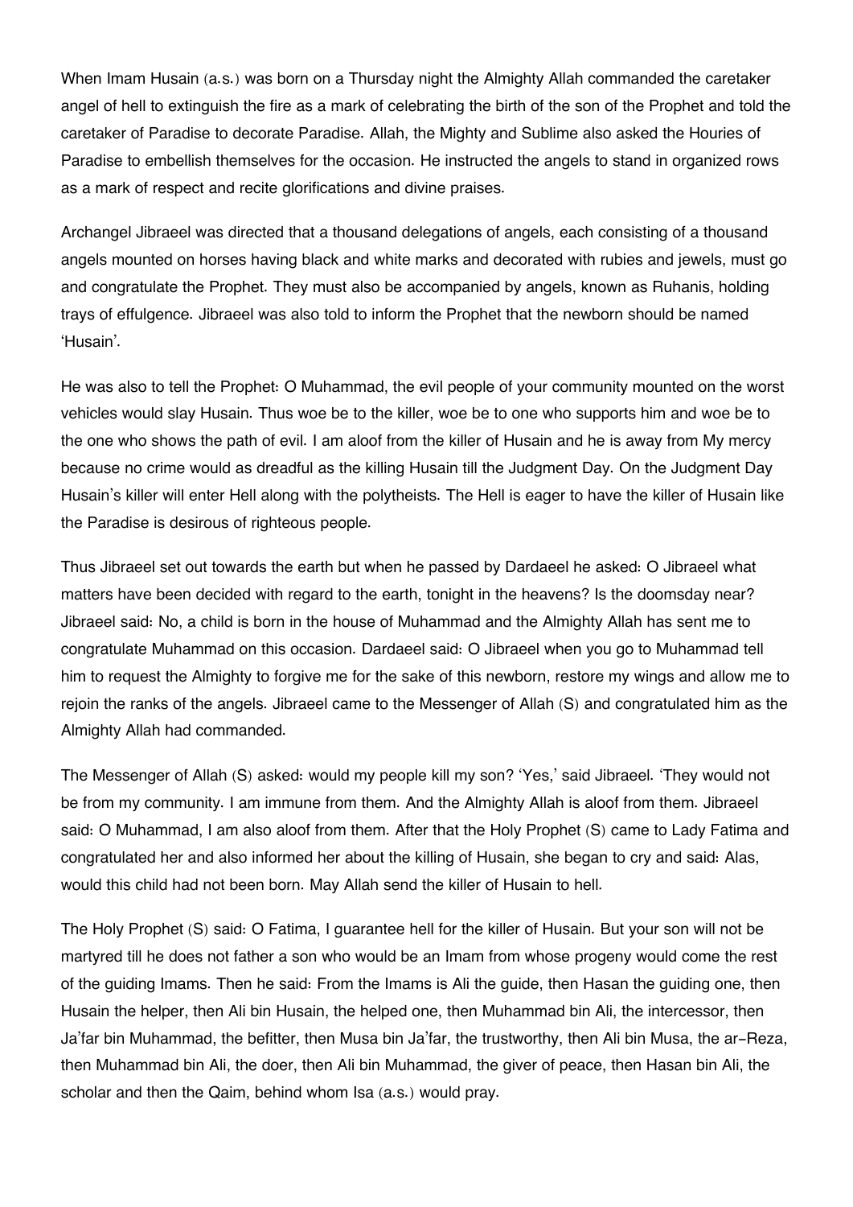When Imam Husain (a.s.) was born on a Thursday night the Almighty Allah commanded the caretaker angel of hell to extinguish the fire as a mark of celebrating the birth of the son of the Prophet and told the caretaker of Paradise to decorate Paradise. Allah, the Mighty and Sublime also asked the Houries of Paradise to embellish themselves for the occasion. He instructed the angels to stand in organized rows as a mark of respect and recite glorifications and divine praises.

Archangel Jibraeel was directed that a thousand delegations of angels, each consisting of a thousand angels mounted on horses having black and white marks and decorated with rubies and jewels, must go and congratulate the Prophet. They must also be accompanied by angels, known as Ruhanis, holding trays of effulgence. Jibraeel was also told to inform the Prophet that the newborn should be named 'Husain'.

He was also to tell the Prophet: O Muhammad, the evil people of your community mounted on the worst vehicles would slay Husain. Thus woe be to the killer, woe be to one who supports him and woe be to the one who shows the path of evil. I am aloof from the killer of Husain and he is away from My mercy because no crime would as dreadful as the killing Husain till the Judgment Day. On the Judgment Day Husain's killer will enter Hell along with the polytheists. The Hell is eager to have the killer of Husain like the Paradise is desirous of righteous people.

Thus Jibraeel set out towards the earth but when he passed by Dardaeel he asked: O Jibraeel what matters have been decided with regard to the earth, tonight in the heavens? Is the doomsday near? Jibraeel said: No, a child is born in the house of Muhammad and the Almighty Allah has sent me to congratulate Muhammad on this occasion. Dardaeel said: O Jibraeel when you go to Muhammad tell him to request the Almighty to forgive me for the sake of this newborn, restore my wings and allow me to rejoin the ranks of the angels. Jibraeel came to the Messenger of Allah (S) and congratulated him as the Almighty Allah had commanded.

The Messenger of Allah (S) asked: would my people kill my son? 'Yes,' said Jibraeel. 'They would not be from my community. I am immune from them. And the Almighty Allah is aloof from them. Jibraeel said: O Muhammad, I am also aloof from them. After that the Holy Prophet (S) came to Lady Fatima and congratulated her and also informed her about the killing of Husain, she began to cry and said: Alas, would this child had not been born. May Allah send the killer of Husain to hell.

The Holy Prophet (S) said: O Fatima, I guarantee hell for the killer of Husain. But your son will not be martyred till he does not father a son who would be an Imam from whose progeny would come the rest of the guiding Imams. Then he said: From the Imams is Ali the guide, then Hasan the guiding one, then Husain the helper, then Ali bin Husain, the helped one, then Muhammad bin Ali, the intercessor, then Ja'far bin Muhammad, the befitter, then Musa bin Ja'far, the trustworthy, then Ali bin Musa, the ar-Reza, then Muhammad bin Ali, the doer, then Ali bin Muhammad, the giver of peace, then Hasan bin Ali, the scholar and then the Qaim, behind whom Isa (a.s.) would pray.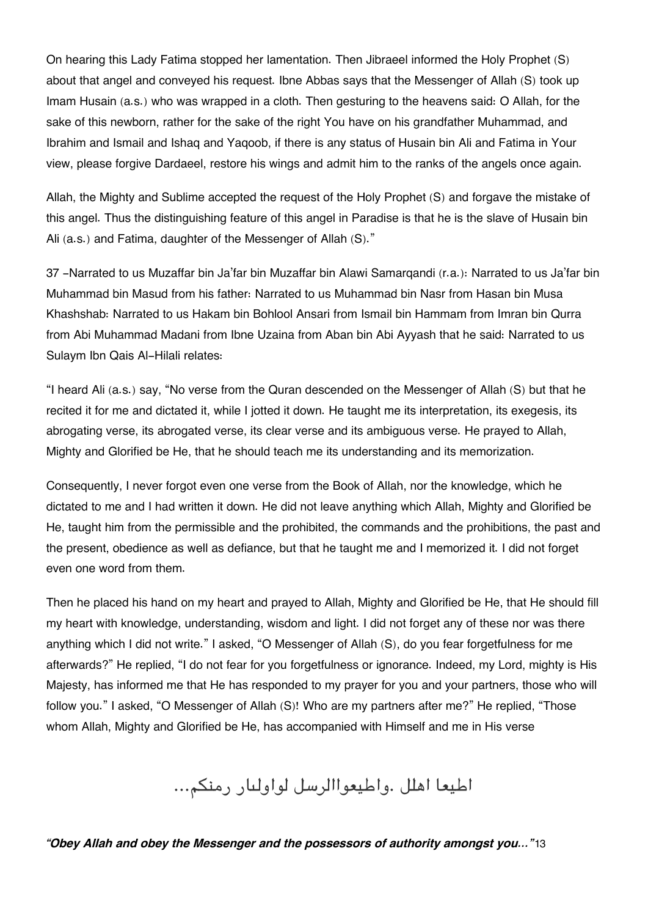On hearing this Lady Fatima stopped her lamentation. Then Jibraeel informed the Holy Prophet (S) about that angel and conveyed his request. Ibne Abbas says that the Messenger of Allah (S) took up Imam Husain (a.s.) who was wrapped in a cloth. Then gesturing to the heavens said: O Allah, for the sake of this newborn, rather for the sake of the right You have on his grandfather Muhammad, and Ibrahim and Ismail and Ishaq and Yaqoob, if there is any status of Husain bin Ali and Fatima in Your view, please forgive Dardaeel, restore his wings and admit him to the ranks of the angels once again.

Allah, the Mighty and Sublime accepted the request of the Holy Prophet (S) and forgave the mistake of this angel. Thus the distinguishing feature of this angel in Paradise is that he is the slave of Husain bin Ali (a.s.) and Fatima, daughter of the Messenger of Allah (S)."

37 -Narrated to us Muzaffar bin Ja'far bin Muzaffar bin Alawi Samarqandi (r.a.): Narrated to us Ja'far bin Muhammad bin Masud from his father: Narrated to us Muhammad bin Nasr from Hasan bin Musa Khashshab: Narrated to us Hakam bin Bohlool Ansari from Ismail bin Hammam from Imran bin Qurra from Abi Muhammad Madani from Ibne Uzaina from Aban bin Abi Ayyash that he said: Narrated to us Sulaym Ibn Qais Al-Hilali relates:

"I heard Ali (a.s.) say, "No verse from the Quran descended on the Messenger of Allah (S) but that he recited it for me and dictated it, while I jotted it down. He taught me its interpretation, its exegesis, its abrogating verse, its abrogated verse, its clear verse and its ambiguous verse. He prayed to Allah, Mighty and Glorified be He, that he should teach me its understanding and its memorization.

Consequently, I never forgot even one verse from the Book of Allah, nor the knowledge, which he dictated to me and I had written it down. He did not leave anything which Allah, Mighty and Glorified be He, taught him from the permissible and the prohibited, the commands and the prohibitions, the past and the present, obedience as well as defiance, but that he taught me and I memorized it. I did not forget even one word from them.

Then he placed his hand on my heart and prayed to Allah, Mighty and Glorified be He, that He should fill my heart with knowledge, understanding, wisdom and light. I did not forget any of these nor was there anything which I did not write." I asked, "O Messenger of Allah (S), do you fear forgetfulness for me afterwards?" He replied, "I do not fear for you forgetfulness or ignorance. Indeed, my Lord, mighty is His Majesty, has informed me that He has responded to my prayer for you and your partners, those who will follow you." I asked, "O Messenger of Allah (S)! Who are my partners after me?" He replied, "Those whom Allah, Mighty and Glorified be He, has accompanied with Himself and me in His verse

اطیعا اهلل .واطیعواالرسل لواولىار رمنكم...

***"Obey Allah and obey the Messenger and the possessors of authority amongst you..."***13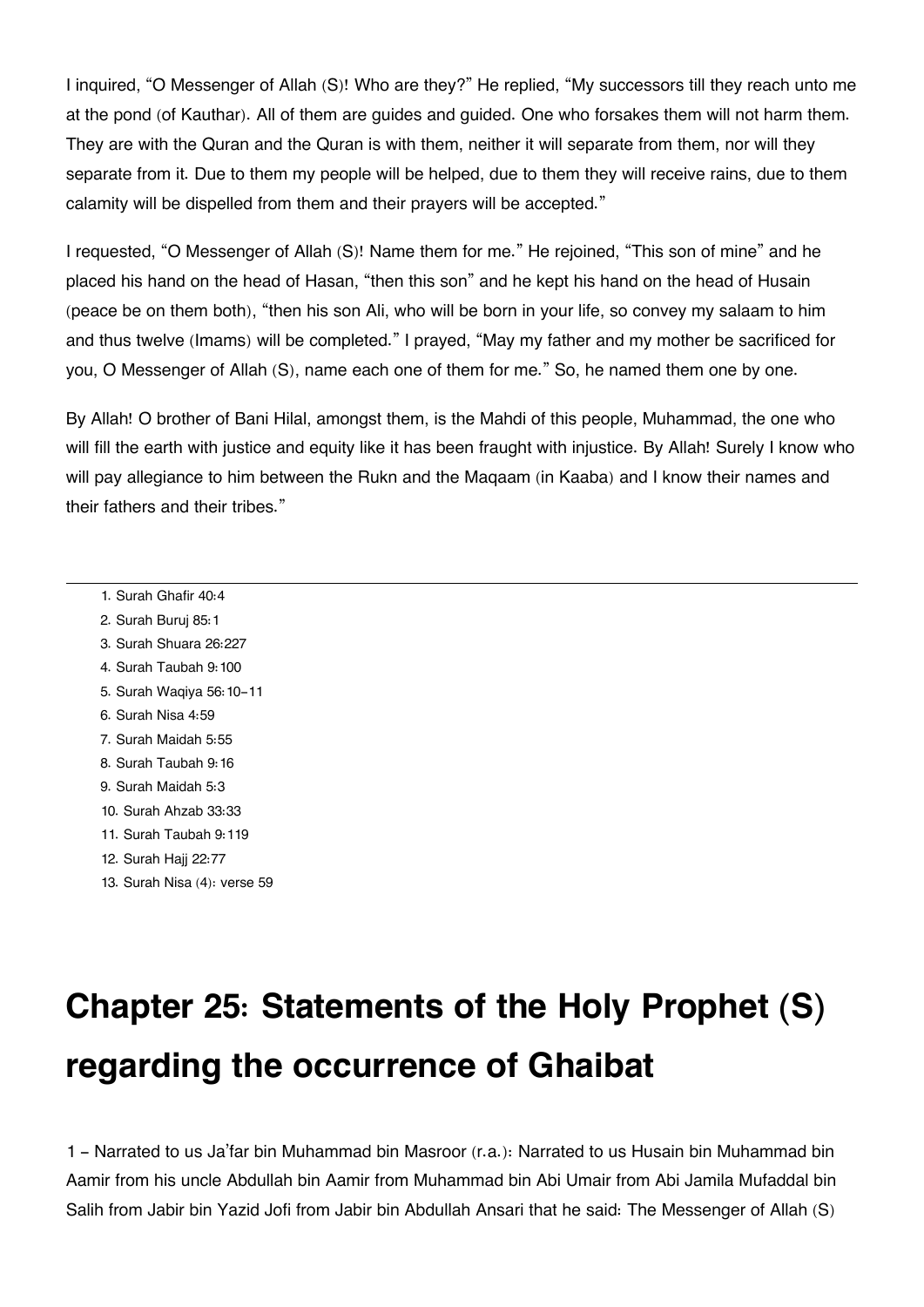I inquired, "O Messenger of Allah (S)! Who are they?" He replied, "My successors till they reach unto me at the pond (of Kauthar). All of them are guides and guided. One who forsakes them will not harm them. They are with the Quran and the Quran is with them, neither it will separate from them, nor will they separate from it. Due to them my people will be helped, due to them they will receive rains, due to them calamity will be dispelled from them and their prayers will be accepted."

I requested, "O Messenger of Allah (S)! Name them for me." He rejoined, "This son of mine" and he placed his hand on the head of Hasan, "then this son" and he kept his hand on the head of Husain (peace be on them both), "then his son Ali, who will be born in your life, so convey my salaam to him and thus twelve (Imams) will be completed." I prayed, "May my father and my mother be sacrificed for you, O Messenger of Allah (S), name each one of them for me." So, he named them one by one.

By Allah! O brother of Bani Hilal, amongst them, is the Mahdi of this people, Muhammad, the one who will fill the earth with justice and equity like it has been fraught with injustice. By Allah! Surely I know who will pay allegiance to him between the Rukn and the Maqaam (in Kaaba) and I know their names and their fathers and their tribes."

---

1. Surah Ghafir 40:4
2. Surah Buruj 85:1
3. Surah Shuara 26:227
4. Surah Taubah 9:100
5. Surah Waqiya 56:10-11
6. Surah Nisa 4:59
7. Surah Maidah 5:55
8. Surah Taubah 9:16
9. Surah Maidah 5:3
10. Surah Ahzab 33:33
11. Surah Taubah 9:119
12. Surah Hajj 22:77
13. Surah Nisa (4): verse 59

# Chapter 25: Statements of the Holy Prophet (S) regarding the occurrence of Ghaibat

1 - Narrated to us Ja'far bin Muhammad bin Masroor (r.a.): Narrated to us Husain bin Muhammad bin Aamir from his uncle Abdullah bin Aamir from Muhammad bin Abi Umair from Abi Jamila Mufaddal bin Salih from Jabir bin Yazid Jofi from Jabir bin Abdullah Ansari that he said: The Messenger of Allah (S)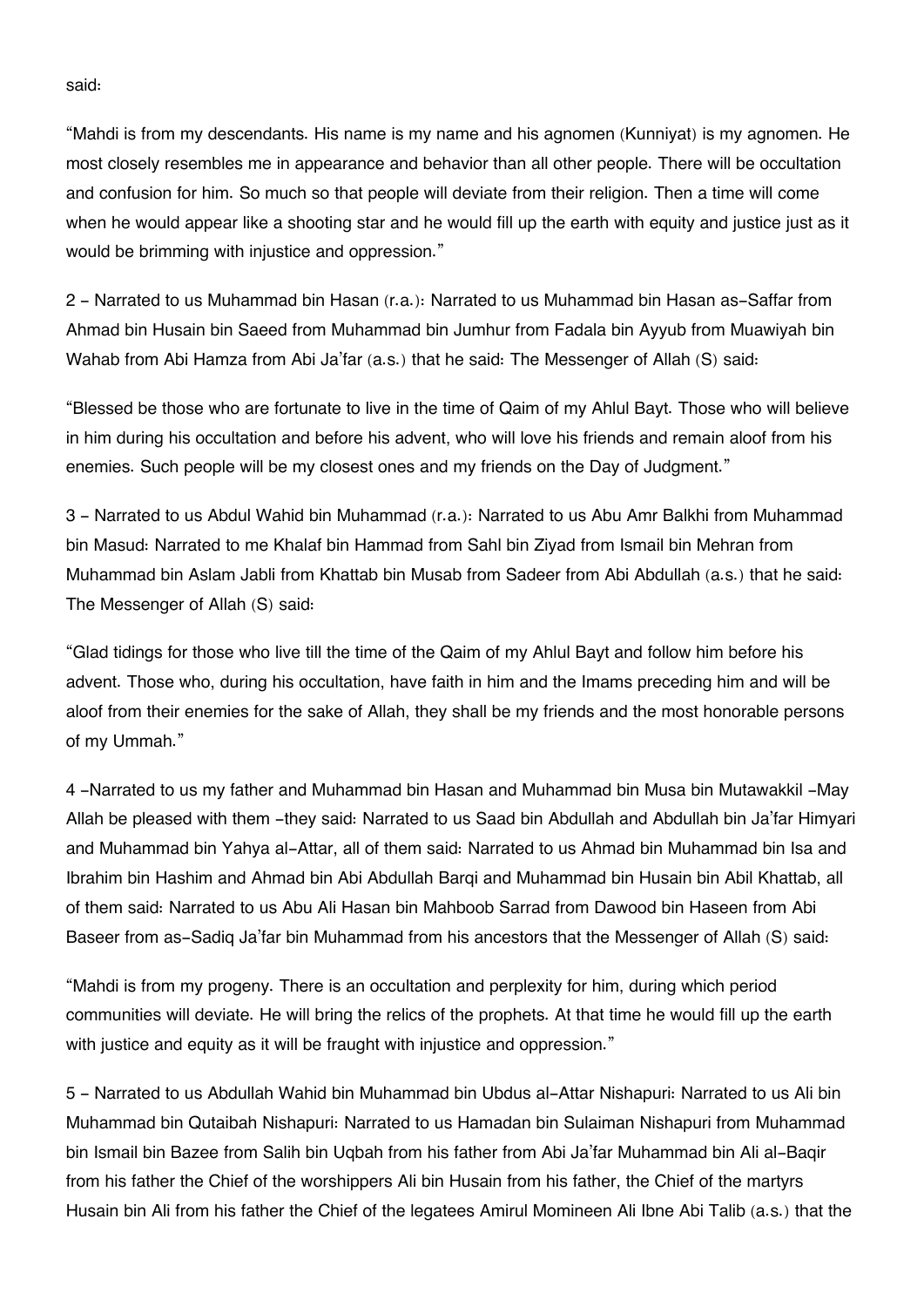said:

“Mahdi is from my descendants. His name is my name and his agnomen (Kunniyat) is my agnomen. He most closely resembles me in appearance and behavior than all other people. There will be occultation and confusion for him. So much so that people will deviate from their religion. Then a time will come when he would appear like a shooting star and he would fill up the earth with equity and justice just as it would be brimming with injustice and oppression.”

2 - Narrated to us Muhammad bin Hasan (r.a.): Narrated to us Muhammad bin Hasan as-Saffar from Ahmad bin Husain bin Saeed from Muhammad bin Jumhur from Fadala bin Ayyub from Muawiyah bin Wahab from Abi Hamza from Abi Ja’far (a.s.) that he said: The Messenger of Allah (S) said:

“Blessed be those who are fortunate to live in the time of Qaim of my Ahlul Bayt. Those who will believe in him during his occultation and before his advent, who will love his friends and remain aloof from his enemies. Such people will be my closest ones and my friends on the Day of Judgment.”

3 - Narrated to us Abdul Wahid bin Muhammad (r.a.): Narrated to us Abu Amr Balkhi from Muhammad bin Masud: Narrated to me Khalaf bin Hammad from Sahl bin Ziyad from Ismail bin Mehran from Muhammad bin Aslam Jabli from Khattab bin Musab from Sadeer from Abi Abdullah (a.s.) that he said: The Messenger of Allah (S) said:

“Glad tidings for those who live till the time of the Qaim of my Ahlul Bayt and follow him before his advent. Those who, during his occultation, have faith in him and the Imams preceding him and will be aloof from their enemies for the sake of Allah, they shall be my friends and the most honorable persons of my Ummah.”

4 -Narrated to us my father and Muhammad bin Hasan and Muhammad bin Musa bin Mutawakkil -May Allah be pleased with them -they said: Narrated to us Saad bin Abdullah and Abdullah bin Ja’far Himyari and Muhammad bin Yahya al-Attar, all of them said: Narrated to us Ahmad bin Muhammad bin Isa and Ibrahim bin Hashim and Ahmad bin Abi Abdullah Barqi and Muhammad bin Husain bin Abil Khattab, all of them said: Narrated to us Abu Ali Hasan bin Mahboob Sarrad from Dawood bin Haseen from Abi Baseer from as-Sadiq Ja’far bin Muhammad from his ancestors that the Messenger of Allah (S) said:

“Mahdi is from my progeny. There is an occultation and perplexity for him, during which period communities will deviate. He will bring the relics of the prophets. At that time he would fill up the earth with justice and equity as it will be fraught with injustice and oppression.”

5 - Narrated to us Abdullah Wahid bin Muhammad bin Ubdus al-Attar Nishapuri: Narrated to us Ali bin Muhammad bin Qutaibah Nishapuri: Narrated to us Hamadan bin Sulaiman Nishapuri from Muhammad bin Ismail bin Bazee from Salih bin Uqbah from his father from Abi Ja’far Muhammad bin Ali al-Baqir from his father the Chief of the worshippers Ali bin Husain from his father, the Chief of the martyrs Husain bin Ali from his father the Chief of the legatees Amirul Momineen Ali Ibne Abi Talib (a.s.) that the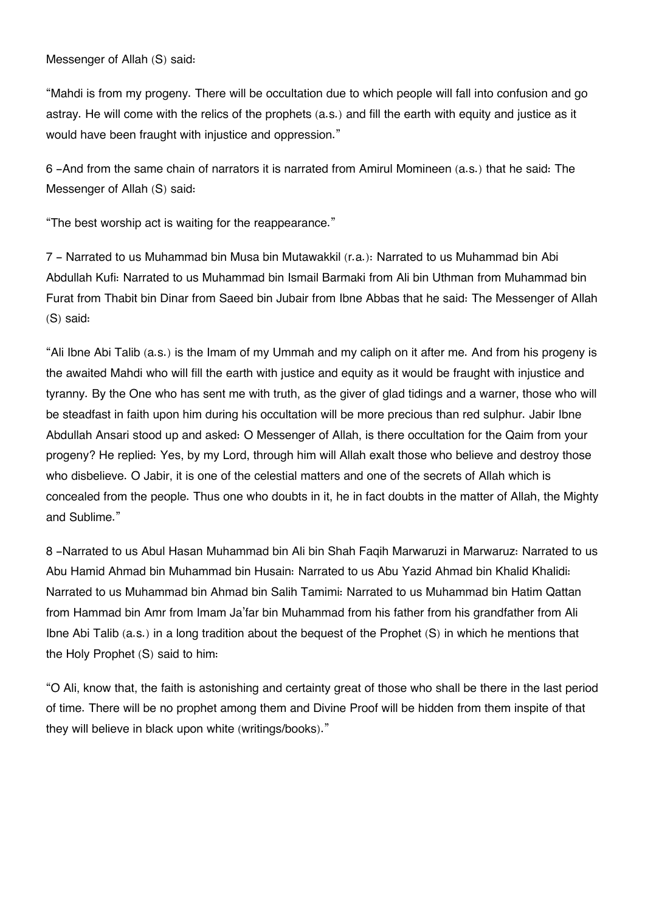Messenger of Allah (S) said:

"Mahdi is from my progeny. There will be occultation due to which people will fall into confusion and go astray. He will come with the relics of the prophets (a.s.) and fill the earth with equity and justice as it would have been fraught with injustice and oppression."

6 –And from the same chain of narrators it is narrated from Amirul Momineen (a.s.) that he said: The Messenger of Allah (S) said:

"The best worship act is waiting for the reappearance."

7 – Narrated to us Muhammad bin Musa bin Mutawakkil (r.a.): Narrated to us Muhammad bin Abi Abdullah Kufi: Narrated to us Muhammad bin Ismail Barmaki from Ali bin Uthman from Muhammad bin Furat from Thabit bin Dinar from Saeed bin Jubair from Ibne Abbas that he said: The Messenger of Allah (S) said:

"Ali Ibne Abi Talib (a.s.) is the Imam of my Ummah and my caliph on it after me. And from his progeny is the awaited Mahdi who will fill the earth with justice and equity as it would be fraught with injustice and tyranny. By the One who has sent me with truth, as the giver of glad tidings and a warner, those who will be steadfast in faith upon him during his occultation will be more precious than red sulphur. Jabir Ibne Abdullah Ansari stood up and asked: O Messenger of Allah, is there occultation for the Qaim from your progeny? He replied: Yes, by my Lord, through him will Allah exalt those who believe and destroy those who disbelieve. O Jabir, it is one of the celestial matters and one of the secrets of Allah which is concealed from the people. Thus one who doubts in it, he in fact doubts in the matter of Allah, the Mighty and Sublime."

8 –Narrated to us Abul Hasan Muhammad bin Ali bin Shah Faqih Marwaruzi in Marwaruz: Narrated to us Abu Hamid Ahmad bin Muhammad bin Husain: Narrated to us Abu Yazid Ahmad bin Khalid Khalidi: Narrated to us Muhammad bin Ahmad bin Salih Tamimi: Narrated to us Muhammad bin Hatim Qattan from Hammad bin Amr from Imam Ja'far bin Muhammad from his father from his grandfather from Ali Ibne Abi Talib (a.s.) in a long tradition about the bequest of the Prophet (S) in which he mentions that the Holy Prophet (S) said to him:

"O Ali, know that, the faith is astonishing and certainty great of those who shall be there in the last period of time. There will be no prophet among them and Divine Proof will be hidden from them inspite of that they will believe in black upon white (writings/books)."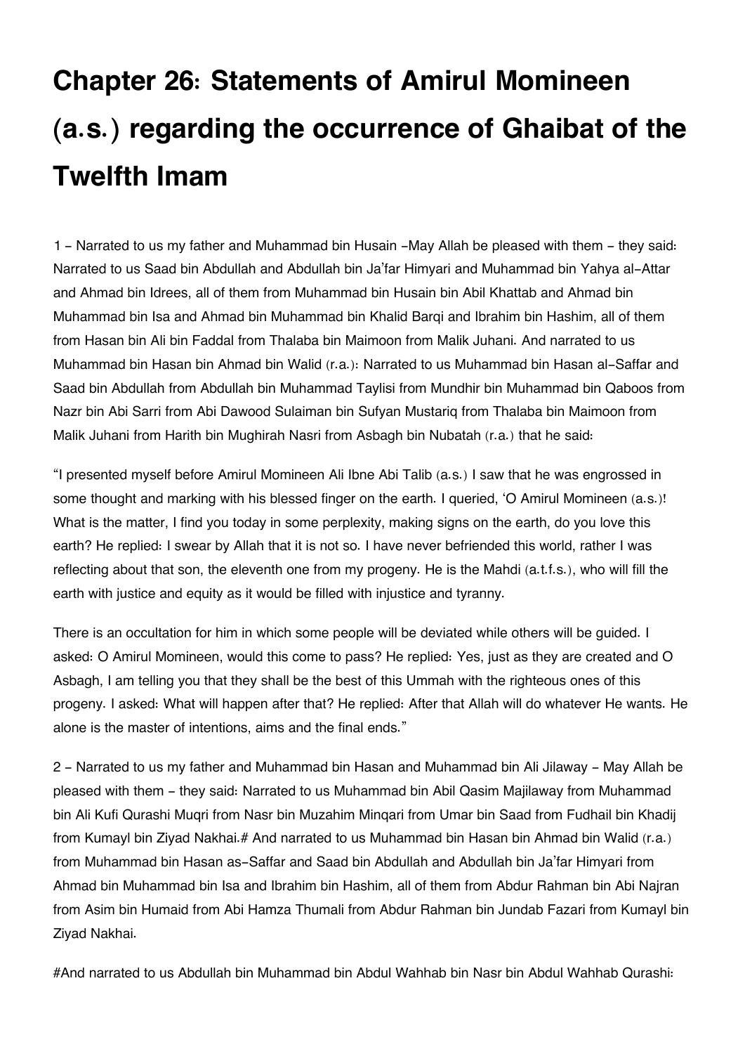# Chapter 26: Statements of Amirul Momineen (a.s.) regarding the occurrence of Ghaibat of the Twelfth Imam

1 - Narrated to us my father and Muhammad bin Husain -May Allah be pleased with them - they said: Narrated to us Saad bin Abdullah and Abdullah bin Ja'far Himyari and Muhammad bin Yahya al-Attar and Ahmad bin Idrees, all of them from Muhammad bin Husain bin Abil Khattab and Ahmad bin Muhammad bin Isa and Ahmad bin Muhammad bin Khalid Barqi and Ibrahim bin Hashim, all of them from Hasan bin Ali bin Faddal from Thalaba bin Maimoon from Malik Juhani. And narrated to us Muhammad bin Hasan bin Ahmad bin Walid (r.a.): Narrated to us Muhammad bin Hasan al-Saffar and Saad bin Abdullah from Abdullah bin Muhammad Taylisi from Mundhir bin Muhammad bin Qaboos from Nazr bin Abi Sarri from Abi Dawood Sulaiman bin Sufyan Mustariq from Thalaba bin Maimoon from Malik Juhani from Harith bin Mughirah Nasri from Asbagh bin Nubatah (r.a.) that he said:

"I presented myself before Amirul Momineen Ali Ibne Abi Talib (a.s.) I saw that he was engrossed in some thought and marking with his blessed finger on the earth. I queried, 'O Amirul Momineen (a.s.)! What is the matter, I find you today in some perplexity, making signs on the earth, do you love this earth? He replied: I swear by Allah that it is not so. I have never befriended this world, rather I was reflecting about that son, the eleventh one from my progeny. He is the Mahdi (a.t.f.s.), who will fill the earth with justice and equity as it would be filled with injustice and tyranny.

There is an occultation for him in which some people will be deviated while others will be guided. I asked: O Amirul Momineen, would this come to pass? He replied: Yes, just as they are created and O Asbagh, I am telling you that they shall be the best of this Ummah with the righteous ones of this progeny. I asked: What will happen after that? He replied: After that Allah will do whatever He wants. He alone is the master of intentions, aims and the final ends."

2 - Narrated to us my father and Muhammad bin Hasan and Muhammad bin Ali Jilaway - May Allah be pleased with them - they said: Narrated to us Muhammad bin Abil Qasim Majilaway from Muhammad bin Ali Kufi Qurashi Muqri from Nasr bin Muzahim Minqari from Umar bin Saad from Fudhail bin Khadij from Kumayl bin Ziyad Nakhai.# And narrated to us Muhammad bin Hasan bin Ahmad bin Walid (r.a.) from Muhammad bin Hasan as-Saffar and Saad bin Abdullah and Abdullah bin Ja'far Himyari from Ahmad bin Muhammad bin Isa and Ibrahim bin Hashim, all of them from Abdur Rahman bin Abi Najran from Asim bin Humaid from Abi Hamza Thumali from Abdur Rahman bin Jundab Fazari from Kumayl bin Ziyad Nakhai.

#And narrated to us Abdullah bin Muhammad bin Abdul Wahhab bin Nasr bin Abdul Wahhab Qurashi: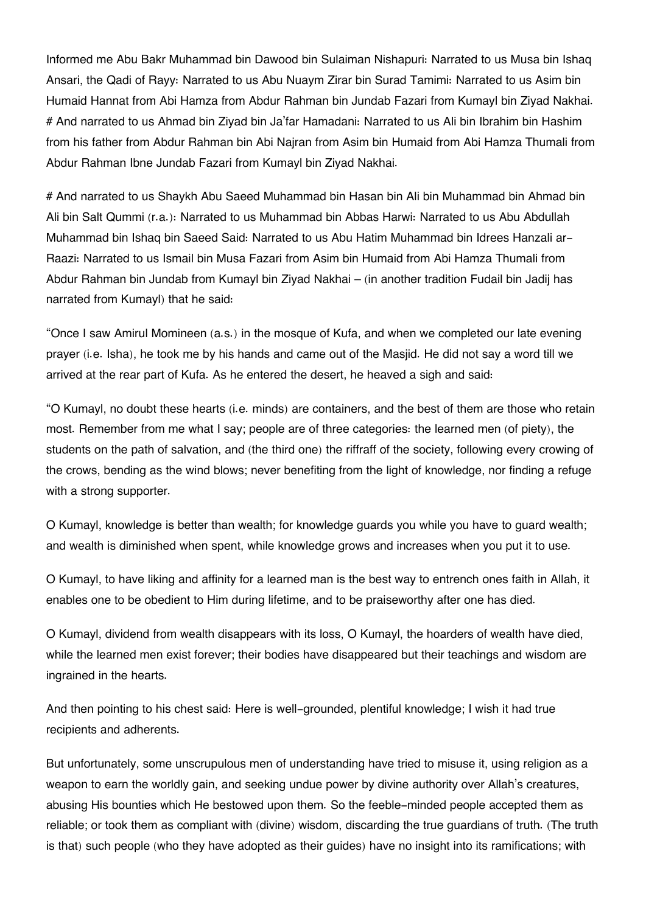Informed me Abu Bakr Muhammad bin Dawood bin Sulaiman Nishapuri: Narrated to us Musa bin Ishaq Ansari, the Qadi of Rayy: Narrated to us Abu Nuaym Zirar bin Surad Tamimi: Narrated to us Asim bin Humaid Hannat from Abi Hamza from Abdur Rahman bin Jundab Fazari from Kumayl bin Ziyad Nakhai. # And narrated to us Ahmad bin Ziyad bin Ja'far Hamadani: Narrated to us Ali bin Ibrahim bin Hashim from his father from Abdur Rahman bin Abi Najran from Asim bin Humaid from Abi Hamza Thumali from Abdur Rahman Ibne Jundab Fazari from Kumayl bin Ziyad Nakhai.

# And narrated to us Shaykh Abu Saeed Muhammad bin Hasan bin Ali bin Muhammad bin Ahmad bin Ali bin Salt Qummi (r.a.): Narrated to us Muhammad bin Abbas Harwi: Narrated to us Abu Abdullah Muhammad bin Ishaq bin Saeed Said: Narrated to us Abu Hatim Muhammad bin Idrees Hanzali ar-Raazi: Narrated to us Ismail bin Musa Fazari from Asim bin Humaid from Abi Hamza Thumali from Abdur Rahman bin Jundab from Kumayl bin Ziyad Nakhai – (in another tradition Fudail bin Jadij has narrated from Kumayl) that he said:

"Once I saw Amirul Momineen (a.s.) in the mosque of Kufa, and when we completed our late evening prayer (i.e. Isha), he took me by his hands and came out of the Masjid. He did not say a word till we arrived at the rear part of Kufa. As he entered the desert, he heaved a sigh and said:

"O Kumayl, no doubt these hearts (i.e. minds) are containers, and the best of them are those who retain most. Remember from me what I say; people are of three categories: the learned men (of piety), the students on the path of salvation, and (the third one) the riffraff of the society, following every crowing of the crows, bending as the wind blows; never benefiting from the light of knowledge, nor finding a refuge with a strong supporter.

O Kumayl, knowledge is better than wealth; for knowledge guards you while you have to guard wealth; and wealth is diminished when spent, while knowledge grows and increases when you put it to use.

O Kumayl, to have liking and affinity for a learned man is the best way to entrench ones faith in Allah, it enables one to be obedient to Him during lifetime, and to be praiseworthy after one has died.

O Kumayl, dividend from wealth disappears with its loss, O Kumayl, the hoarders of wealth have died, while the learned men exist forever; their bodies have disappeared but their teachings and wisdom are ingrained in the hearts.

And then pointing to his chest said: Here is well-grounded, plentiful knowledge; I wish it had true recipients and adherents.

But unfortunately, some unscrupulous men of understanding have tried to misuse it, using religion as a weapon to earn the worldly gain, and seeking undue power by divine authority over Allah's creatures, abusing His bounties which He bestowed upon them. So the feeble-minded people accepted them as reliable; or took them as compliant with (divine) wisdom, discarding the true guardians of truth. (The truth is that) such people (who they have adopted as their guides) have no insight into its ramifications; with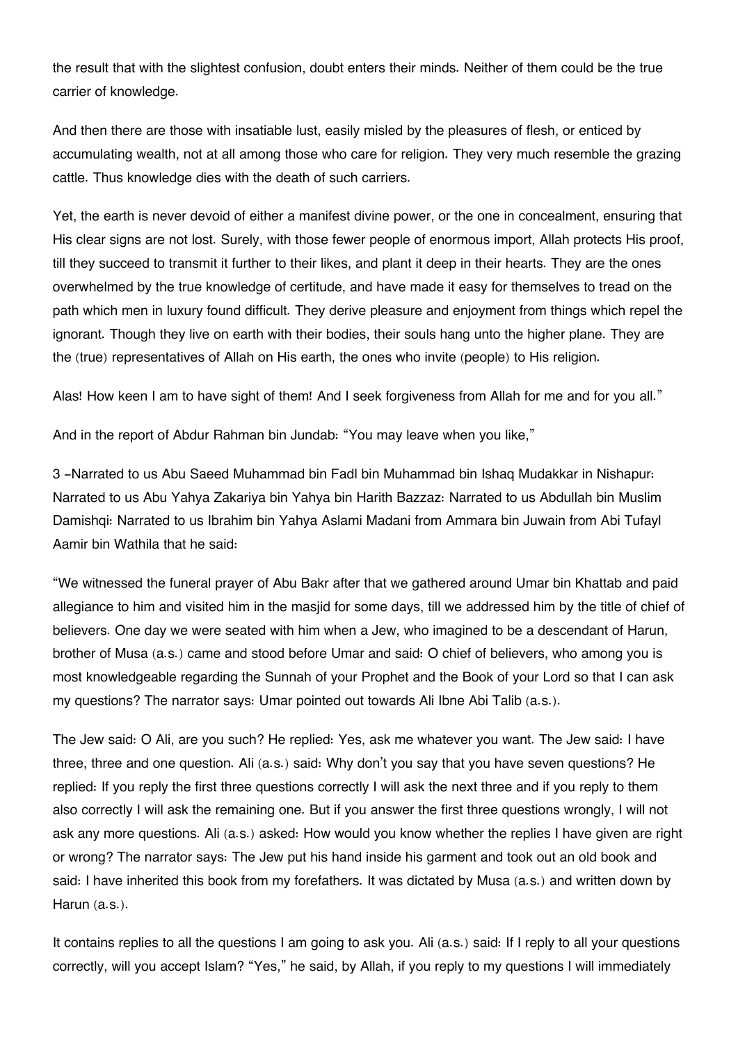the result that with the slightest confusion, doubt enters their minds. Neither of them could be the true carrier of knowledge.

And then there are those with insatiable lust, easily misled by the pleasures of flesh, or enticed by accumulating wealth, not at all among those who care for religion. They very much resemble the grazing cattle. Thus knowledge dies with the death of such carriers.

Yet, the earth is never devoid of either a manifest divine power, or the one in concealment, ensuring that His clear signs are not lost. Surely, with those fewer people of enormous import, Allah protects His proof, till they succeed to transmit it further to their likes, and plant it deep in their hearts. They are the ones overwhelmed by the true knowledge of certitude, and have made it easy for themselves to tread on the path which men in luxury found difficult. They derive pleasure and enjoyment from things which repel the ignorant. Though they live on earth with their bodies, their souls hang unto the higher plane. They are the (true) representatives of Allah on His earth, the ones who invite (people) to His religion.

Alas! How keen I am to have sight of them! And I seek forgiveness from Allah for me and for you all."

And in the report of Abdur Rahman bin Jundab: "You may leave when you like,"

3 –Narrated to us Abu Saeed Muhammad bin Fadl bin Muhammad bin Ishaq Mudakkar in Nishapur: Narrated to us Abu Yahya Zakariya bin Yahya bin Harith Bazzaz: Narrated to us Abdullah bin Muslim Damishqi: Narrated to us Ibrahim bin Yahya Aslami Madani from Ammara bin Juwain from Abi Tufayl Aamir bin Wathila that he said:

"We witnessed the funeral prayer of Abu Bakr after that we gathered around Umar bin Khattab and paid allegiance to him and visited him in the masjid for some days, till we addressed him by the title of chief of believers. One day we were seated with him when a Jew, who imagined to be a descendant of Harun, brother of Musa (a.s.) came and stood before Umar and said: O chief of believers, who among you is most knowledgeable regarding the Sunnah of your Prophet and the Book of your Lord so that I can ask my questions? The narrator says: Umar pointed out towards Ali Ibne Abi Talib (a.s.).

The Jew said: O Ali, are you such? He replied: Yes, ask me whatever you want. The Jew said: I have three, three and one question. Ali (a.s.) said: Why don't you say that you have seven questions? He replied: If you reply the first three questions correctly I will ask the next three and if you reply to them also correctly I will ask the remaining one. But if you answer the first three questions wrongly, I will not ask any more questions. Ali (a.s.) asked: How would you know whether the replies I have given are right or wrong? The narrator says: The Jew put his hand inside his garment and took out an old book and said: I have inherited this book from my forefathers. It was dictated by Musa (a.s.) and written down by Harun (a.s.).

It contains replies to all the questions I am going to ask you. Ali (a.s.) said: If I reply to all your questions correctly, will you accept Islam? "Yes," he said, by Allah, if you reply to my questions I will immediately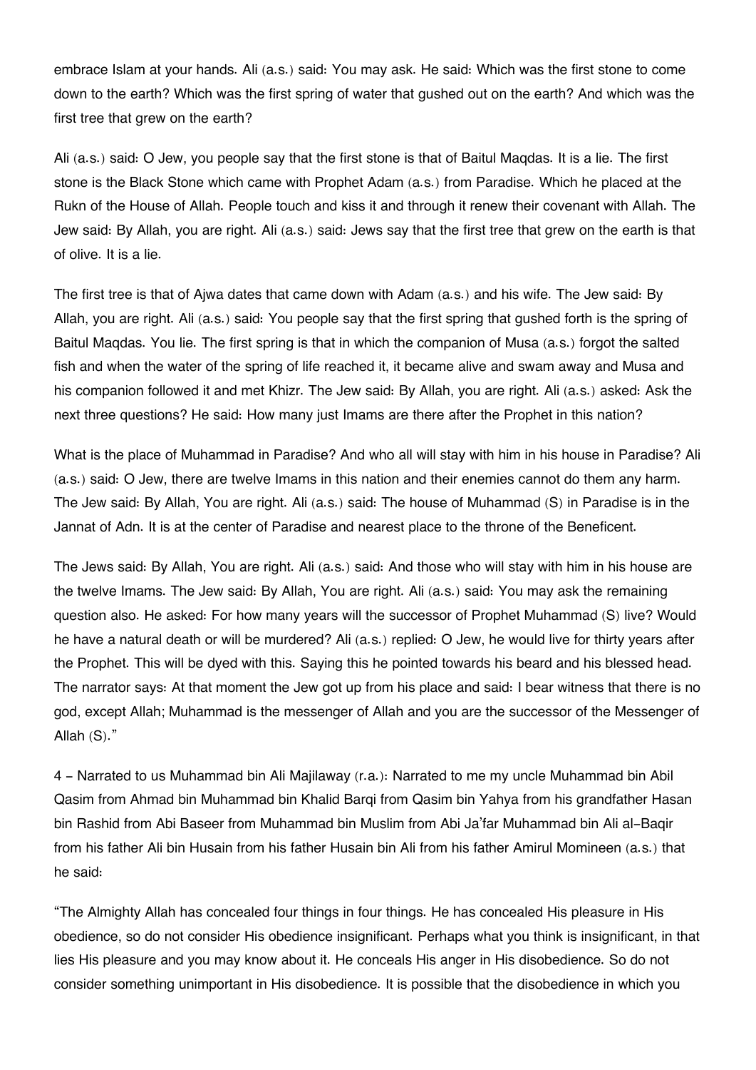embrace Islam at your hands. Ali (a.s.) said: You may ask. He said: Which was the first stone to come down to the earth? Which was the first spring of water that gushed out on the earth? And which was the first tree that grew on the earth?

Ali (a.s.) said: O Jew, you people say that the first stone is that of Baitul Maqdas. It is a lie. The first stone is the Black Stone which came with Prophet Adam (a.s.) from Paradise. Which he placed at the Rukn of the House of Allah. People touch and kiss it and through it renew their covenant with Allah. The Jew said: By Allah, you are right. Ali (a.s.) said: Jews say that the first tree that grew on the earth is that of olive. It is a lie.

The first tree is that of Ajwa dates that came down with Adam (a.s.) and his wife. The Jew said: By Allah, you are right. Ali (a.s.) said: You people say that the first spring that gushed forth is the spring of Baitul Maqdas. You lie. The first spring is that in which the companion of Musa (a.s.) forgot the salted fish and when the water of the spring of life reached it, it became alive and swam away and Musa and his companion followed it and met Khizr. The Jew said: By Allah, you are right. Ali (a.s.) asked: Ask the next three questions? He said: How many just Imams are there after the Prophet in this nation?

What is the place of Muhammad in Paradise? And who all will stay with him in his house in Paradise? Ali (a.s.) said: O Jew, there are twelve Imams in this nation and their enemies cannot do them any harm. The Jew said: By Allah, You are right. Ali (a.s.) said: The house of Muhammad (S) in Paradise is in the Jannat of Adn. It is at the center of Paradise and nearest place to the throne of the Beneficent.

The Jews said: By Allah, You are right. Ali (a.s.) said: And those who will stay with him in his house are the twelve Imams. The Jew said: By Allah, You are right. Ali (a.s.) said: You may ask the remaining question also. He asked: For how many years will the successor of Prophet Muhammad (S) live? Would he have a natural death or will be murdered? Ali (a.s.) replied: O Jew, he would live for thirty years after the Prophet. This will be dyed with this. Saying this he pointed towards his beard and his blessed head. The narrator says: At that moment the Jew got up from his place and said: I bear witness that there is no god, except Allah; Muhammad is the messenger of Allah and you are the successor of the Messenger of Allah (S)."

4 - Narrated to us Muhammad bin Ali Majilaway (r.a.): Narrated to me my uncle Muhammad bin Abil Qasim from Ahmad bin Muhammad bin Khalid Barqi from Qasim bin Yahya from his grandfather Hasan bin Rashid from Abi Baseer from Muhammad bin Muslim from Abi Ja'far Muhammad bin Ali al-Baqir from his father Ali bin Husain from his father Husain bin Ali from his father Amirul Momineen (a.s.) that he said:

"The Almighty Allah has concealed four things in four things. He has concealed His pleasure in His obedience, so do not consider His obedience insignificant. Perhaps what you think is insignificant, in that lies His pleasure and you may know about it. He conceals His anger in His disobedience. So do not consider something unimportant in His disobedience. It is possible that the disobedience in which you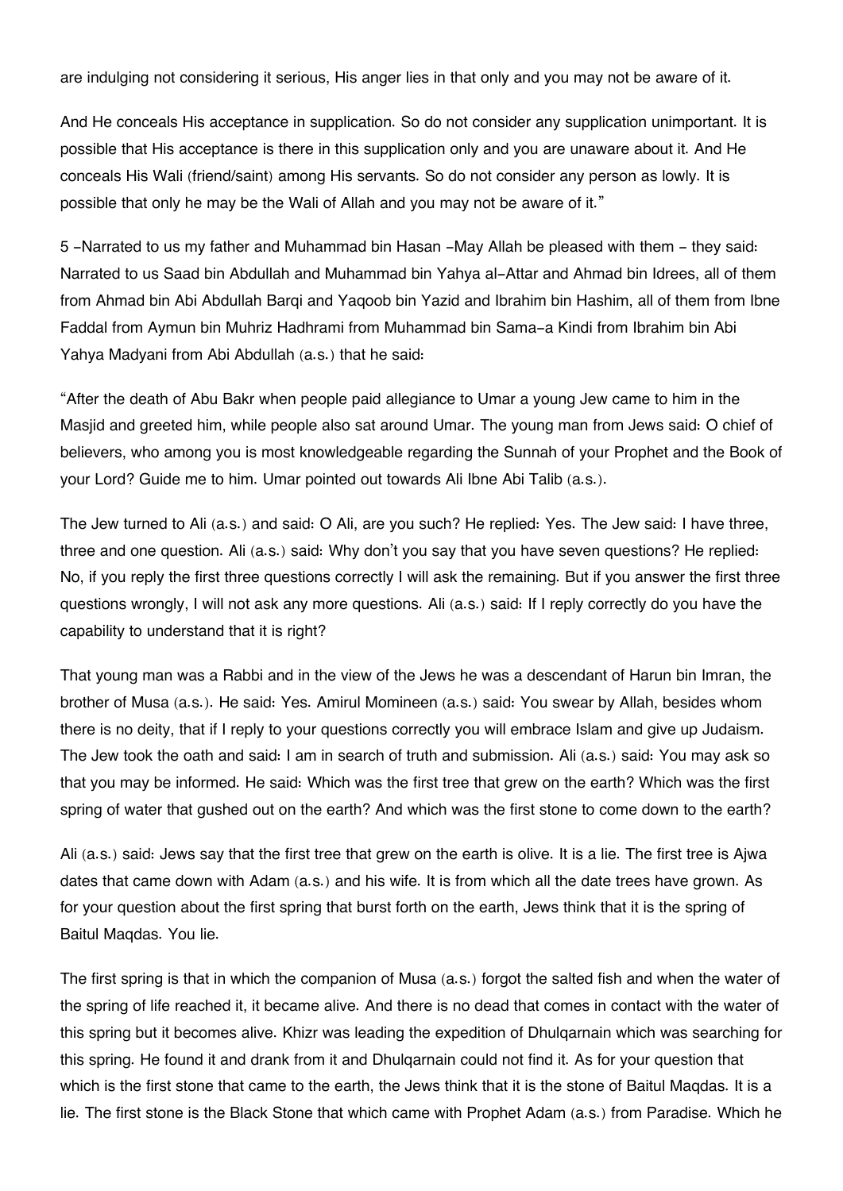are indulging not considering it serious, His anger lies in that only and you may not be aware of it.

And He conceals His acceptance in supplication. So do not consider any supplication unimportant. It is possible that His acceptance is there in this supplication only and you are unaware about it. And He conceals His Wali (friend/saint) among His servants. So do not consider any person as lowly. It is possible that only he may be the Wali of Allah and you may not be aware of it."

5 -Narrated to us my father and Muhammad bin Hasan -May Allah be pleased with them - they said: Narrated to us Saad bin Abdullah and Muhammad bin Yahya al-Attar and Ahmad bin Idrees, all of them from Ahmad bin Abi Abdullah Barqi and Yaqoob bin Yazid and Ibrahim bin Hashim, all of them from Ibne Faddal from Aymun bin Muhriz Hadhrami from Muhammad bin Sama-a Kindi from Ibrahim bin Abi Yahya Madyani from Abi Abdullah (a.s.) that he said:

"After the death of Abu Bakr when people paid allegiance to Umar a young Jew came to him in the Masjid and greeted him, while people also sat around Umar. The young man from Jews said: O chief of believers, who among you is most knowledgeable regarding the Sunnah of your Prophet and the Book of your Lord? Guide me to him. Umar pointed out towards Ali Ibne Abi Talib (a.s.).

The Jew turned to Ali (a.s.) and said: O Ali, are you such? He replied: Yes. The Jew said: I have three, three and one question. Ali (a.s.) said: Why don't you say that you have seven questions? He replied: No, if you reply the first three questions correctly I will ask the remaining. But if you answer the first three questions wrongly, I will not ask any more questions. Ali (a.s.) said: If I reply correctly do you have the capability to understand that it is right?

That young man was a Rabbi and in the view of the Jews he was a descendant of Harun bin Imran, the brother of Musa (a.s.). He said: Yes. Amirul Momineen (a.s.) said: You swear by Allah, besides whom there is no deity, that if I reply to your questions correctly you will embrace Islam and give up Judaism. The Jew took the oath and said: I am in search of truth and submission. Ali (a.s.) said: You may ask so that you may be informed. He said: Which was the first tree that grew on the earth? Which was the first spring of water that gushed out on the earth? And which was the first stone to come down to the earth?

Ali (a.s.) said: Jews say that the first tree that grew on the earth is olive. It is a lie. The first tree is Ajwa dates that came down with Adam (a.s.) and his wife. It is from which all the date trees have grown. As for your question about the first spring that burst forth on the earth, Jews think that it is the spring of Baitul Maqdas. You lie.

The first spring is that in which the companion of Musa (a.s.) forgot the salted fish and when the water of the spring of life reached it, it became alive. And there is no dead that comes in contact with the water of this spring but it becomes alive. Khizr was leading the expedition of Dhulqarnain which was searching for this spring. He found it and drank from it and Dhulqarnain could not find it. As for your question that which is the first stone that came to the earth, the Jews think that it is the stone of Baitul Maqdas. It is a lie. The first stone is the Black Stone that which came with Prophet Adam (a.s.) from Paradise. Which he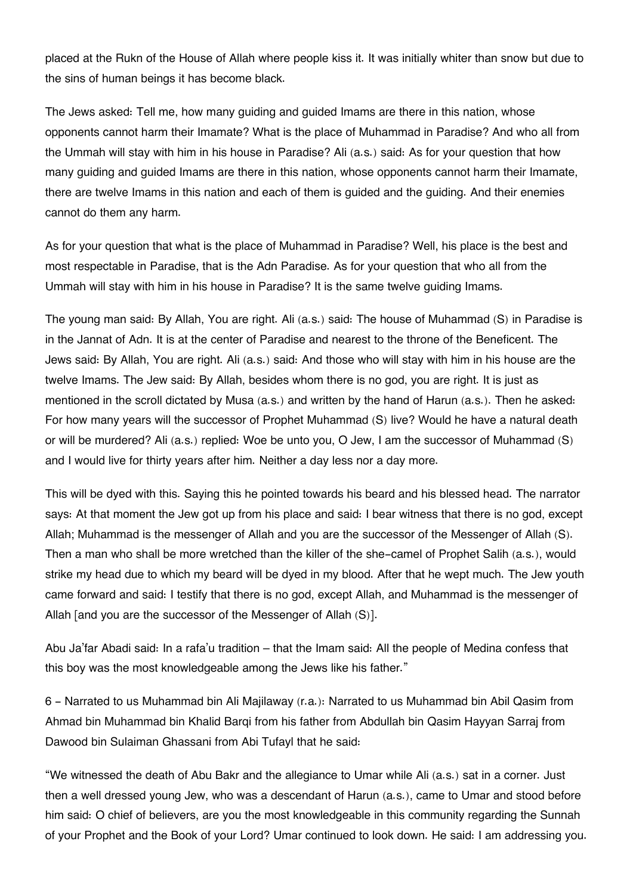placed at the Rukn of the House of Allah where people kiss it. It was initially whiter than snow but due to the sins of human beings it has become black.

The Jews asked: Tell me, how many guiding and guided Imams are there in this nation, whose opponents cannot harm their Imamate? What is the place of Muhammad in Paradise? And who all from the Ummah will stay with him in his house in Paradise? Ali (a.s.) said: As for your question that how many guiding and guided Imams are there in this nation, whose opponents cannot harm their Imamate, there are twelve Imams in this nation and each of them is guided and the guiding. And their enemies cannot do them any harm.

As for your question that what is the place of Muhammad in Paradise? Well, his place is the best and most respectable in Paradise, that is the Adn Paradise. As for your question that who all from the Ummah will stay with him in his house in Paradise? It is the same twelve guiding Imams.

The young man said: By Allah, You are right. Ali (a.s.) said: The house of Muhammad (S) in Paradise is in the Jannat of Adn. It is at the center of Paradise and nearest to the throne of the Beneficent. The Jews said: By Allah, You are right. Ali (a.s.) said: And those who will stay with him in his house are the twelve Imams. The Jew said: By Allah, besides whom there is no god, you are right. It is just as mentioned in the scroll dictated by Musa (a.s.) and written by the hand of Harun (a.s.). Then he asked: For how many years will the successor of Prophet Muhammad (S) live? Would he have a natural death or will be murdered? Ali (a.s.) replied: Woe be unto you, O Jew, I am the successor of Muhammad (S) and I would live for thirty years after him. Neither a day less nor a day more.

This will be dyed with this. Saying this he pointed towards his beard and his blessed head. The narrator says: At that moment the Jew got up from his place and said: I bear witness that there is no god, except Allah; Muhammad is the messenger of Allah and you are the successor of the Messenger of Allah (S). Then a man who shall be more wretched than the killer of the she-camel of Prophet Salih (a.s.), would strike my head due to which my beard will be dyed in my blood. After that he wept much. The Jew youth came forward and said: I testify that there is no god, except Allah, and Muhammad is the messenger of Allah [and you are the successor of the Messenger of Allah (S)].

Abu Ja'far Abadi said: In a rafa'u tradition – that the Imam said: All the people of Medina confess that this boy was the most knowledgeable among the Jews like his father."

6 - Narrated to us Muhammad bin Ali Majilaway (r.a.): Narrated to us Muhammad bin Abil Qasim from Ahmad bin Muhammad bin Khalid Barqi from his father from Abdullah bin Qasim Hayyan Sarraj from Dawood bin Sulaiman Ghassani from Abi Tufayl that he said:

"We witnessed the death of Abu Bakr and the allegiance to Umar while Ali (a.s.) sat in a corner. Just then a well dressed young Jew, who was a descendant of Harun (a.s.), came to Umar and stood before him said: O chief of believers, are you the most knowledgeable in this community regarding the Sunnah of your Prophet and the Book of your Lord? Umar continued to look down. He said: I am addressing you.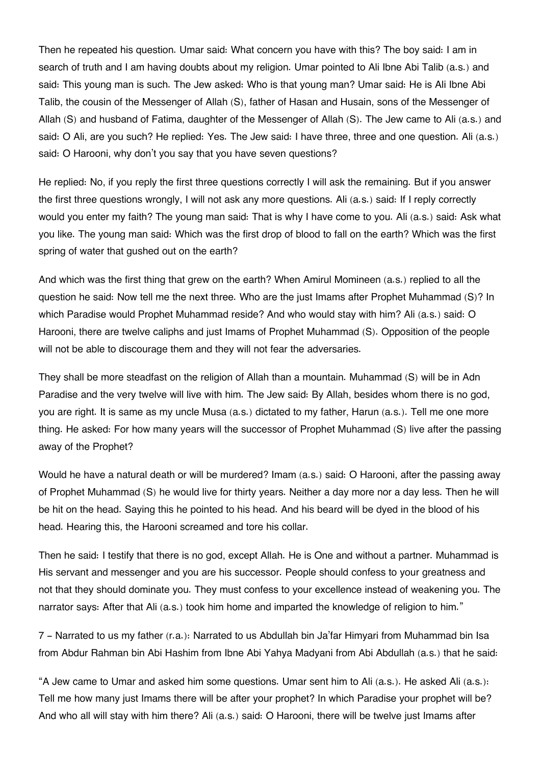Then he repeated his question. Umar said: What concern you have with this? The boy said: I am in search of truth and I am having doubts about my religion. Umar pointed to Ali Ibne Abi Talib (a.s.) and said: This young man is such. The Jew asked: Who is that young man? Umar said: He is Ali Ibne Abi Talib, the cousin of the Messenger of Allah (S), father of Hasan and Husain, sons of the Messenger of Allah (S) and husband of Fatima, daughter of the Messenger of Allah (S). The Jew came to Ali (a.s.) and said: O Ali, are you such? He replied: Yes. The Jew said: I have three, three and one question. Ali (a.s.) said: O Harooni, why don't you say that you have seven questions?

He replied: No, if you reply the first three questions correctly I will ask the remaining. But if you answer the first three questions wrongly, I will not ask any more questions. Ali (a.s.) said: If I reply correctly would you enter my faith? The young man said: That is why I have come to you. Ali (a.s.) said: Ask what you like. The young man said: Which was the first drop of blood to fall on the earth? Which was the first spring of water that gushed out on the earth?

And which was the first thing that grew on the earth? When Amirul Momineen (a.s.) replied to all the question he said: Now tell me the next three. Who are the just Imams after Prophet Muhammad (S)? In which Paradise would Prophet Muhammad reside? And who would stay with him? Ali (a.s.) said: O Harooni, there are twelve caliphs and just Imams of Prophet Muhammad (S). Opposition of the people will not be able to discourage them and they will not fear the adversaries.

They shall be more steadfast on the religion of Allah than a mountain. Muhammad (S) will be in Adn Paradise and the very twelve will live with him. The Jew said: By Allah, besides whom there is no god, you are right. It is same as my uncle Musa (a.s.) dictated to my father, Harun (a.s.). Tell me one more thing. He asked: For how many years will the successor of Prophet Muhammad (S) live after the passing away of the Prophet?

Would he have a natural death or will be murdered? Imam (a.s.) said: O Harooni, after the passing away of Prophet Muhammad (S) he would live for thirty years. Neither a day more nor a day less. Then he will be hit on the head. Saying this he pointed to his head. And his beard will be dyed in the blood of his head. Hearing this, the Harooni screamed and tore his collar.

Then he said: I testify that there is no god, except Allah. He is One and without a partner. Muhammad is His servant and messenger and you are his successor. People should confess to your greatness and not that they should dominate you. They must confess to your excellence instead of weakening you. The narrator says: After that Ali (a.s.) took him home and imparted the knowledge of religion to him."

7 – Narrated to us my father (r.a.): Narrated to us Abdullah bin Ja'far Himyari from Muhammad bin Isa from Abdur Rahman bin Abi Hashim from Ibne Abi Yahya Madyani from Abi Abdullah (a.s.) that he said:

"A Jew came to Umar and asked him some questions. Umar sent him to Ali (a.s.). He asked Ali (a.s.): Tell me how many just Imams there will be after your prophet? In which Paradise your prophet will be? And who all will stay with him there? Ali (a.s.) said: O Harooni, there will be twelve just Imams after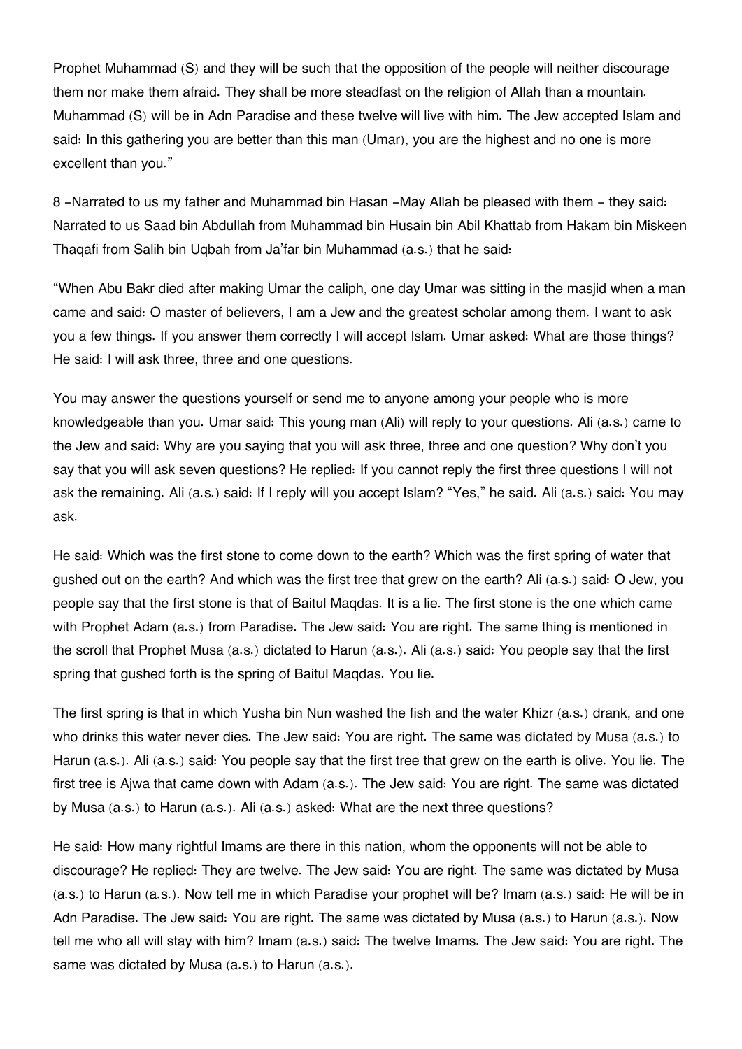Prophet Muhammad (S) and they will be such that the opposition of the people will neither discourage them nor make them afraid. They shall be more steadfast on the religion of Allah than a mountain. Muhammad (S) will be in Adn Paradise and these twelve will live with him. The Jew accepted Islam and said: In this gathering you are better than this man (Umar), you are the highest and no one is more excellent than you."

8 –Narrated to us my father and Muhammad bin Hasan –May Allah be pleased with them – they said: Narrated to us Saad bin Abdullah from Muhammad bin Husain bin Abil Khattab from Hakam bin Miskeen Thaqafi from Salih bin Uqbah from Ja'far bin Muhammad (a.s.) that he said:

"When Abu Bakr died after making Umar the caliph, one day Umar was sitting in the masjid when a man came and said: O master of believers, I am a Jew and the greatest scholar among them. I want to ask you a few things. If you answer them correctly I will accept Islam. Umar asked: What are those things? He said: I will ask three, three and one questions.

You may answer the questions yourself or send me to anyone among your people who is more knowledgeable than you. Umar said: This young man (Ali) will reply to your questions. Ali (a.s.) came to the Jew and said: Why are you saying that you will ask three, three and one question? Why don't you say that you will ask seven questions? He replied: If you cannot reply the first three questions I will not ask the remaining. Ali (a.s.) said: If I reply will you accept Islam? "Yes," he said. Ali (a.s.) said: You may ask.

He said: Which was the first stone to come down to the earth? Which was the first spring of water that gushed out on the earth? And which was the first tree that grew on the earth? Ali (a.s.) said: O Jew, you people say that the first stone is that of Baitul Maqdas. It is a lie. The first stone is the one which came with Prophet Adam (a.s.) from Paradise. The Jew said: You are right. The same thing is mentioned in the scroll that Prophet Musa (a.s.) dictated to Harun (a.s.). Ali (a.s.) said: You people say that the first spring that gushed forth is the spring of Baitul Maqdas. You lie.

The first spring is that in which Yusha bin Nun washed the fish and the water Khizr (a.s.) drank, and one who drinks this water never dies. The Jew said: You are right. The same was dictated by Musa (a.s.) to Harun (a.s.). Ali (a.s.) said: You people say that the first tree that grew on the earth is olive. You lie. The first tree is Ajwa that came down with Adam (a.s.). The Jew said: You are right. The same was dictated by Musa (a.s.) to Harun (a.s.). Ali (a.s.) asked: What are the next three questions?

He said: How many rightful Imams are there in this nation, whom the opponents will not be able to discourage? He replied: They are twelve. The Jew said: You are right. The same was dictated by Musa (a.s.) to Harun (a.s.). Now tell me in which Paradise your prophet will be? Imam (a.s.) said: He will be in Adn Paradise. The Jew said: You are right. The same was dictated by Musa (a.s.) to Harun (a.s.). Now tell me who all will stay with him? Imam (a.s.) said: The twelve Imams. The Jew said: You are right. The same was dictated by Musa (a.s.) to Harun (a.s.).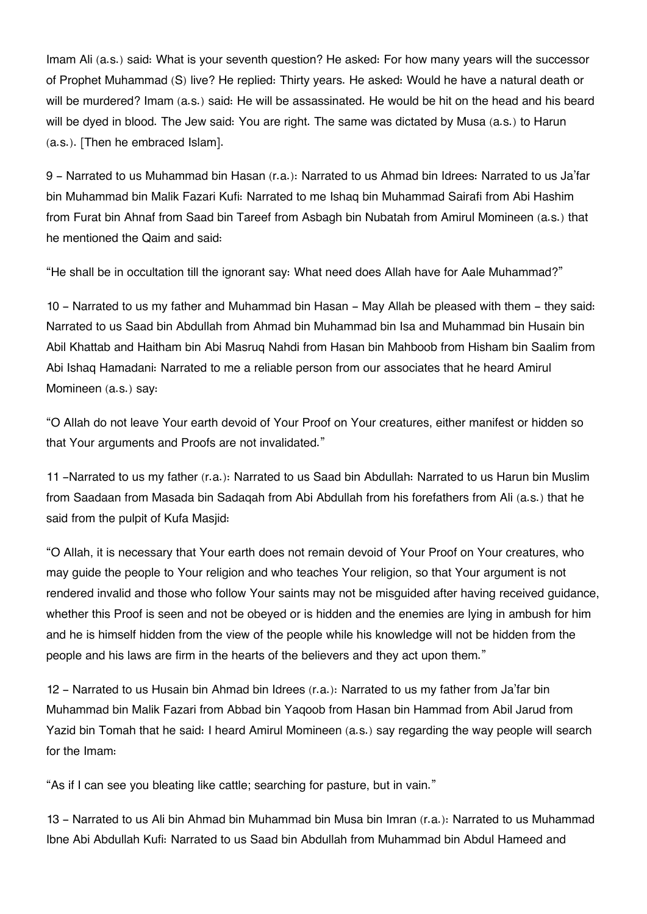Imam Ali (a.s.) said: What is your seventh question? He asked: For how many years will the successor of Prophet Muhammad (S) live? He replied: Thirty years. He asked: Would he have a natural death or will be murdered? Imam (a.s.) said: He will be assassinated. He would be hit on the head and his beard will be dyed in blood. The Jew said: You are right. The same was dictated by Musa (a.s.) to Harun (a.s.). [Then he embraced Islam].

9 – Narrated to us Muhammad bin Hasan (r.a.): Narrated to us Ahmad bin Idrees: Narrated to us Ja'far bin Muhammad bin Malik Fazari Kufi: Narrated to me Ishaq bin Muhammad Sairafi from Abi Hashim from Furat bin Ahnaf from Saad bin Tareef from Asbagh bin Nubatah from Amirul Momineen (a.s.) that he mentioned the Qaim and said:

"He shall be in occultation till the ignorant say: What need does Allah have for Aale Muhammad?"

10 – Narrated to us my father and Muhammad bin Hasan – May Allah be pleased with them – they said: Narrated to us Saad bin Abdullah from Ahmad bin Muhammad bin Isa and Muhammad bin Husain bin Abil Khattab and Haitham bin Abi Masruq Nahdi from Hasan bin Mahboob from Hisham bin Saalim from Abi Ishaq Hamadani: Narrated to me a reliable person from our associates that he heard Amirul Momineen (a.s.) say:

"O Allah do not leave Your earth devoid of Your Proof on Your creatures, either manifest or hidden so that Your arguments and Proofs are not invalidated."

11 –Narrated to us my father (r.a.): Narrated to us Saad bin Abdullah: Narrated to us Harun bin Muslim from Saadaan from Masada bin Sadaqah from Abi Abdullah from his forefathers from Ali (a.s.) that he said from the pulpit of Kufa Masjid:

"O Allah, it is necessary that Your earth does not remain devoid of Your Proof on Your creatures, who may guide the people to Your religion and who teaches Your religion, so that Your argument is not rendered invalid and those who follow Your saints may not be misguided after having received guidance, whether this Proof is seen and not be obeyed or is hidden and the enemies are lying in ambush for him and he is himself hidden from the view of the people while his knowledge will not be hidden from the people and his laws are firm in the hearts of the believers and they act upon them."

12 – Narrated to us Husain bin Ahmad bin Idrees (r.a.): Narrated to us my father from Ja'far bin Muhammad bin Malik Fazari from Abbad bin Yaqoob from Hasan bin Hammad from Abil Jarud from Yazid bin Tomah that he said: I heard Amirul Momineen (a.s.) say regarding the way people will search for the Imam:

"As if I can see you bleating like cattle; searching for pasture, but in vain."

13 – Narrated to us Ali bin Ahmad bin Muhammad bin Musa bin Imran (r.a.): Narrated to us Muhammad Ibne Abi Abdullah Kufi: Narrated to us Saad bin Abdullah from Muhammad bin Abdul Hameed and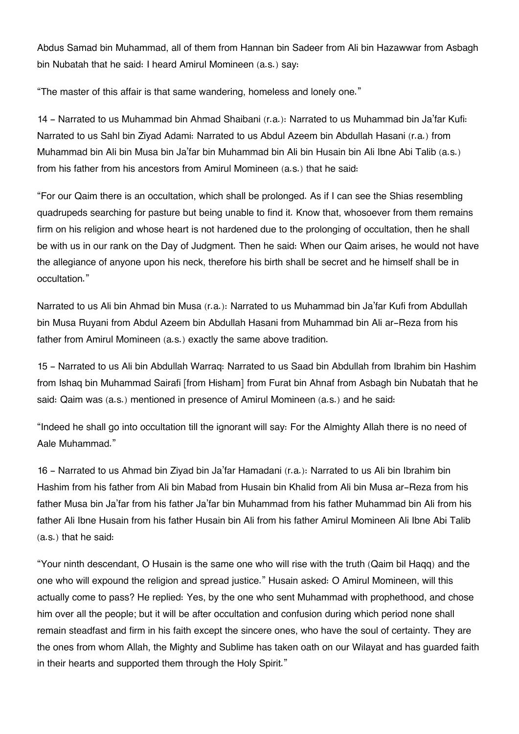Abdus Samad bin Muhammad, all of them from Hannan bin Sadeer from Ali bin Hazawwar from Asbagh bin Nubatah that he said: I heard Amirul Momineen (a.s.) say:

“The master of this affair is that same wandering, homeless and lonely one.”

14 - Narrated to us Muhammad bin Ahmad Shaibani (r.a.): Narrated to us Muhammad bin Ja’far Kufi: Narrated to us Sahl bin Ziyad Adami: Narrated to us Abdul Azeem bin Abdullah Hasani (r.a.) from Muhammad bin Ali bin Musa bin Ja’far bin Muhammad bin Ali bin Husain bin Ali Ibne Abi Talib (a.s.) from his father from his ancestors from Amirul Momineen (a.s.) that he said:

“For our Qaim there is an occultation, which shall be prolonged. As if I can see the Shias resembling quadrupeds searching for pasture but being unable to find it. Know that, whosoever from them remains firm on his religion and whose heart is not hardened due to the prolonging of occultation, then he shall be with us in our rank on the Day of Judgment. Then he said: When our Qaim arises, he would not have the allegiance of anyone upon his neck, therefore his birth shall be secret and he himself shall be in occultation.”

Narrated to us Ali bin Ahmad bin Musa (r.a.): Narrated to us Muhammad bin Ja’far Kufi from Abdullah bin Musa Ruyani from Abdul Azeem bin Abdullah Hasani from Muhammad bin Ali ar-Reza from his father from Amirul Momineen (a.s.) exactly the same above tradition.

15 - Narrated to us Ali bin Abdullah Warraq: Narrated to us Saad bin Abdullah from Ibrahim bin Hashim from Ishaq bin Muhammad Sairafi [from Hisham] from Furat bin Ahnaf from Asbagh bin Nubatah that he said: Qaim was (a.s.) mentioned in presence of Amirul Momineen (a.s.) and he said:

“Indeed he shall go into occultation till the ignorant will say: For the Almighty Allah there is no need of Aale Muhammad.”

16 - Narrated to us Ahmad bin Ziyad bin Ja’far Hamadani (r.a.): Narrated to us Ali bin Ibrahim bin Hashim from his father from Ali bin Mabad from Husain bin Khalid from Ali bin Musa ar-Reza from his father Musa bin Ja’far from his father Ja’far bin Muhammad from his father Muhammad bin Ali from his father Ali Ibne Husain from his father Husain bin Ali from his father Amirul Momineen Ali Ibne Abi Talib (a.s.) that he said:

“Your ninth descendant, O Husain is the same one who will rise with the truth (Qaim bil Haqq) and the one who will expound the religion and spread justice.” Husain asked: O Amirul Momineen, will this actually come to pass? He replied: Yes, by the one who sent Muhammad with prophethood, and chose him over all the people; but it will be after occultation and confusion during which period none shall remain steadfast and firm in his faith except the sincere ones, who have the soul of certainty. They are the ones from whom Allah, the Mighty and Sublime has taken oath on our Wilayat and has guarded faith in their hearts and supported them through the Holy Spirit.”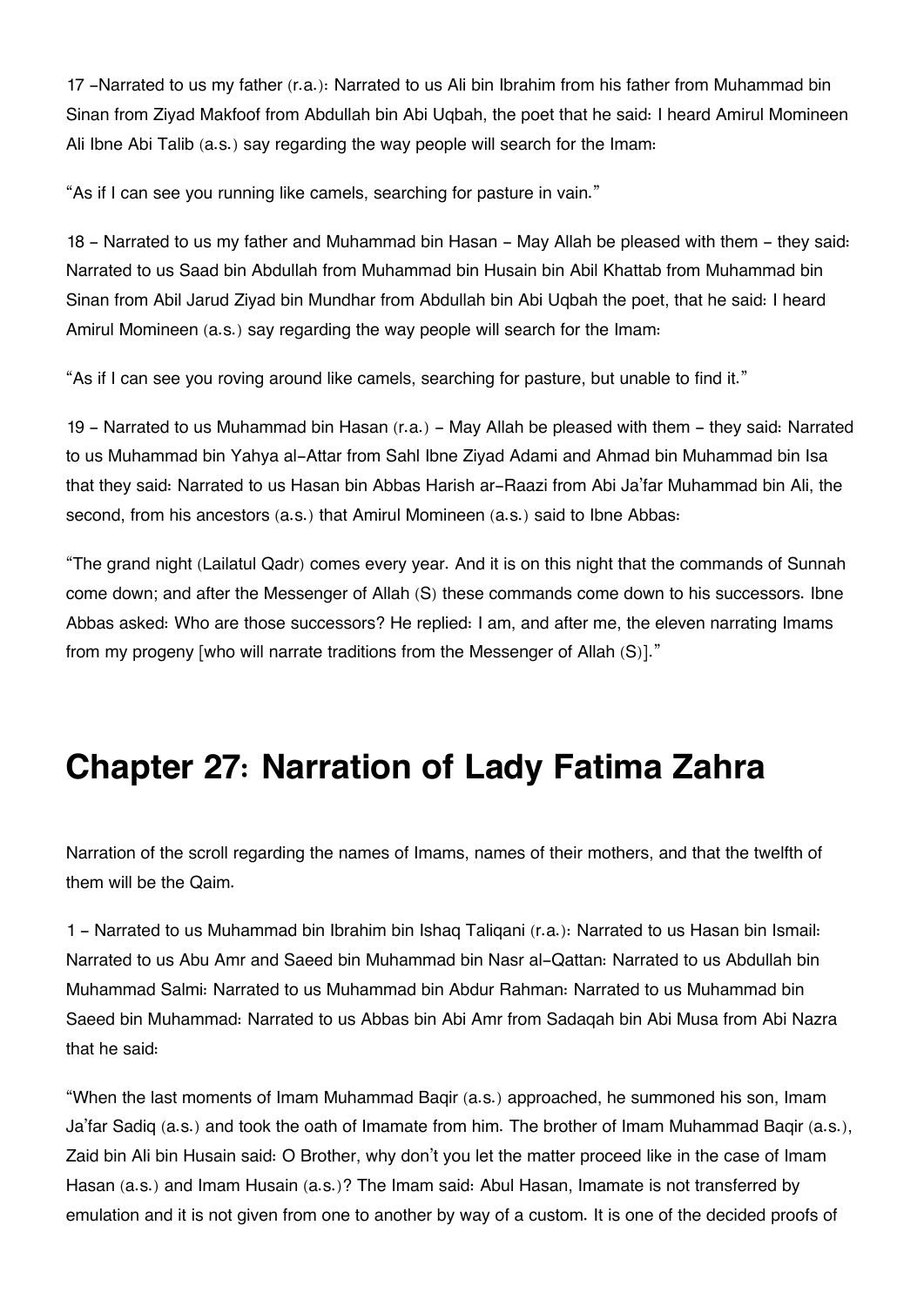17 -Narrated to us my father (r.a.): Narrated to us Ali bin Ibrahim from his father from Muhammad bin Sinan from Ziyad Makfoof from Abdullah bin Abi Uqbah, the poet that he said: I heard Amirul Momineen Ali Ibne Abi Talib (a.s.) say regarding the way people will search for the Imam:

"As if I can see you running like camels, searching for pasture in vain."

18 - Narrated to us my father and Muhammad bin Hasan - May Allah be pleased with them - they said: Narrated to us Saad bin Abdullah from Muhammad bin Husain bin Abil Khattab from Muhammad bin Sinan from Abil Jarud Ziyad bin Mundhar from Abdullah bin Abi Uqbah the poet, that he said: I heard Amirul Momineen (a.s.) say regarding the way people will search for the Imam:

"As if I can see you roving around like camels, searching for pasture, but unable to find it."

19 - Narrated to us Muhammad bin Hasan (r.a.) - May Allah be pleased with them - they said: Narrated to us Muhammad bin Yahya al-Attar from Sahl Ibne Ziyad Adami and Ahmad bin Muhammad bin Isa that they said: Narrated to us Hasan bin Abbas Harish ar-Raazi from Abi Ja'far Muhammad bin Ali, the second, from his ancestors (a.s.) that Amirul Momineen (a.s.) said to Ibne Abbas:

"The grand night (Lailatul Qadr) comes every year. And it is on this night that the commands of Sunnah come down; and after the Messenger of Allah (S) these commands come down to his successors. Ibne Abbas asked: Who are those successors? He replied: I am, and after me, the eleven narrating Imams from my progeny [who will narrate traditions from the Messenger of Allah (S)]."

## Chapter 27: Narration of Lady Fatima Zahra

Narration of the scroll regarding the names of Imams, names of their mothers, and that the twelfth of them will be the Qaim.

1 - Narrated to us Muhammad bin Ibrahim bin Ishaq Taliqani (r.a.): Narrated to us Hasan bin Ismail: Narrated to us Abu Amr and Saeed bin Muhammad bin Nasr al-Qattan: Narrated to us Abdullah bin Muhammad Salmi: Narrated to us Muhammad bin Abdur Rahman: Narrated to us Muhammad bin Saeed bin Muhammad: Narrated to us Abbas bin Abi Amr from Sadaqah bin Abi Musa from Abi Nazra that he said:

"When the last moments of Imam Muhammad Baqir (a.s.) approached, he summoned his son, Imam Ja'far Sadiq (a.s.) and took the oath of Imamate from him. The brother of Imam Muhammad Baqir (a.s.), Zaid bin Ali bin Husain said: O Brother, why don't you let the matter proceed like in the case of Imam Hasan (a.s.) and Imam Husain (a.s.)? The Imam said: Abul Hasan, Imamate is not transferred by emulation and it is not given from one to another by way of a custom. It is one of the decided proofs of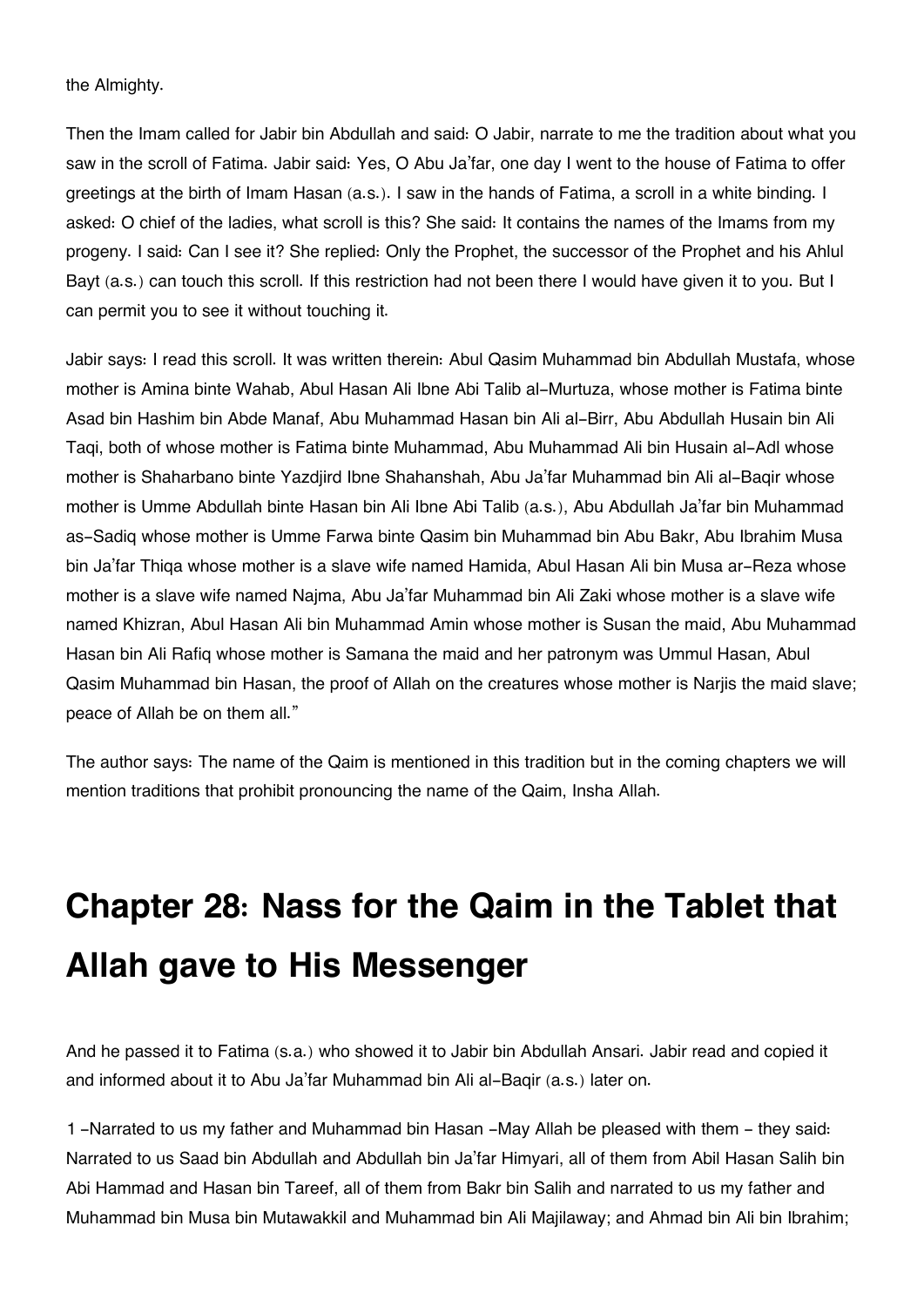the Almighty.

Then the Imam called for Jabir bin Abdullah and said: O Jabir, narrate to me the tradition about what you saw in the scroll of Fatima. Jabir said: Yes, O Abu Ja'far, one day I went to the house of Fatima to offer greetings at the birth of Imam Hasan (a.s.). I saw in the hands of Fatima, a scroll in a white binding. I asked: O chief of the ladies, what scroll is this? She said: It contains the names of the Imams from my progeny. I said: Can I see it? She replied: Only the Prophet, the successor of the Prophet and his Ahlul Bayt (a.s.) can touch this scroll. If this restriction had not been there I would have given it to you. But I can permit you to see it without touching it.

Jabir says: I read this scroll. It was written therein: Abul Qasim Muhammad bin Abdullah Mustafa, whose mother is Amina binte Wahab, Abul Hasan Ali Ibne Abi Talib al-Murtuza, whose mother is Fatima binte Asad bin Hashim bin Abde Manaf, Abu Muhammad Hasan bin Ali al-Birr, Abu Abdullah Husain bin Ali Taqi, both of whose mother is Fatima binte Muhammad, Abu Muhammad Ali bin Husain al-Adl whose mother is Shaharbano binte Yazdjird Ibne Shahanshah, Abu Ja'far Muhammad bin Ali al-Baqir whose mother is Umme Abdullah binte Hasan bin Ali Ibne Abi Talib (a.s.), Abu Abdullah Ja'far bin Muhammad as-Sadiq whose mother is Umme Farwa binte Qasim bin Muhammad bin Abu Bakr, Abu Ibrahim Musa bin Ja'far Thiqa whose mother is a slave wife named Hamida, Abul Hasan Ali bin Musa ar-Reza whose mother is a slave wife named Najma, Abu Ja'far Muhammad bin Ali Zaki whose mother is a slave wife named Khizran, Abul Hasan Ali bin Muhammad Amin whose mother is Susan the maid, Abu Muhammad Hasan bin Ali Rafiq whose mother is Samana the maid and her patronym was Ummul Hasan, Abul Qasim Muhammad bin Hasan, the proof of Allah on the creatures whose mother is Narjis the maid slave; peace of Allah be on them all."

The author says: The name of the Qaim is mentioned in this tradition but in the coming chapters we will mention traditions that prohibit pronouncing the name of the Qaim, Insha Allah.

# Chapter 28: Nass for the Qaim in the Tablet that Allah gave to His Messenger

And he passed it to Fatima (s.a.) who showed it to Jabir bin Abdullah Ansari. Jabir read and copied it and informed about it to Abu Ja'far Muhammad bin Ali al-Baqir (a.s.) later on.

1 -Narrated to us my father and Muhammad bin Hasan -May Allah be pleased with them - they said: Narrated to us Saad bin Abdullah and Abdullah bin Ja'far Himyari, all of them from Abil Hasan Salih bin Abi Hammad and Hasan bin Tareef, all of them from Bakr bin Salih and narrated to us my father and Muhammad bin Musa bin Mutawakkil and Muhammad bin Ali Majilaway; and Ahmad bin Ali bin Ibrahim;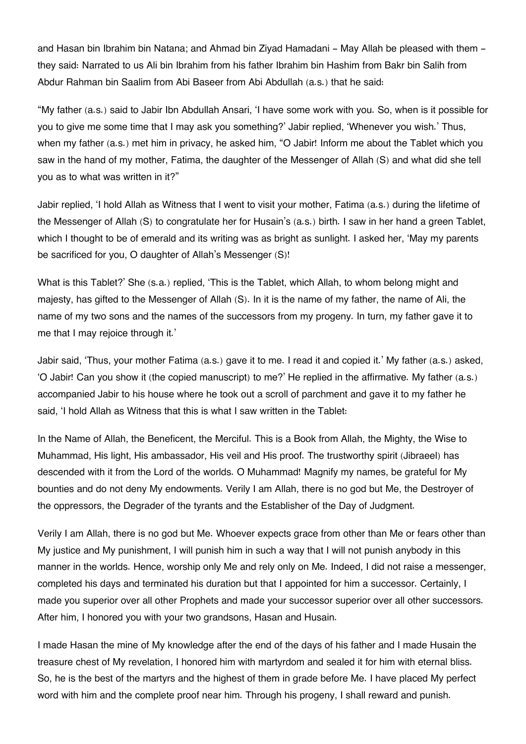and Hasan bin Ibrahim bin Natana; and Ahmad bin Ziyad Hamadani – May Allah be pleased with them – they said: Narrated to us Ali bin Ibrahim from his father Ibrahim bin Hashim from Bakr bin Salih from Abdur Rahman bin Saalim from Abi Baseer from Abi Abdullah (a.s.) that he said:

"My father (a.s.) said to Jabir Ibn Abdullah Ansari, 'I have some work with you. So, when is it possible for you to give me some time that I may ask you something?' Jabir replied, 'Whenever you wish.' Thus, when my father (a.s.) met him in privacy, he asked him, "O Jabir! Inform me about the Tablet which you saw in the hand of my mother, Fatima, the daughter of the Messenger of Allah (S) and what did she tell you as to what was written in it?"

Jabir replied, 'I hold Allah as Witness that I went to visit your mother, Fatima (a.s.) during the lifetime of the Messenger of Allah (S) to congratulate her for Husain's (a.s.) birth. I saw in her hand a green Tablet, which I thought to be of emerald and its writing was as bright as sunlight. I asked her, 'May my parents be sacrificed for you, O daughter of Allah's Messenger (S)!

What is this Tablet?' She (s.a.) replied, 'This is the Tablet, which Allah, to whom belong might and majesty, has gifted to the Messenger of Allah (S). In it is the name of my father, the name of Ali, the name of my two sons and the names of the successors from my progeny. In turn, my father gave it to me that I may rejoice through it.'

Jabir said, 'Thus, your mother Fatima (a.s.) gave it to me. I read it and copied it.' My father (a.s.) asked, 'O Jabir! Can you show it (the copied manuscript) to me?' He replied in the affirmative. My father (a.s.) accompanied Jabir to his house where he took out a scroll of parchment and gave it to my father he said, 'I hold Allah as Witness that this is what I saw written in the Tablet:

In the Name of Allah, the Beneficent, the Merciful. This is a Book from Allah, the Mighty, the Wise to Muhammad, His light, His ambassador, His veil and His proof. The trustworthy spirit (Jibraeel) has descended with it from the Lord of the worlds. O Muhammad! Magnify my names, be grateful for My bounties and do not deny My endowments. Verily I am Allah, there is no god but Me, the Destroyer of the oppressors, the Degrader of the tyrants and the Establisher of the Day of Judgment.

Verily I am Allah, there is no god but Me. Whoever expects grace from other than Me or fears other than My justice and My punishment, I will punish him in such a way that I will not punish anybody in this manner in the worlds. Hence, worship only Me and rely only on Me. Indeed, I did not raise a messenger, completed his days and terminated his duration but that I appointed for him a successor. Certainly, I made you superior over all other Prophets and made your successor superior over all other successors. After him, I honored you with your two grandsons, Hasan and Husain.

I made Hasan the mine of My knowledge after the end of the days of his father and I made Husain the treasure chest of My revelation, I honored him with martyrdom and sealed it for him with eternal bliss. So, he is the best of the martyrs and the highest of them in grade before Me. I have placed My perfect word with him and the complete proof near him. Through his progeny, I shall reward and punish.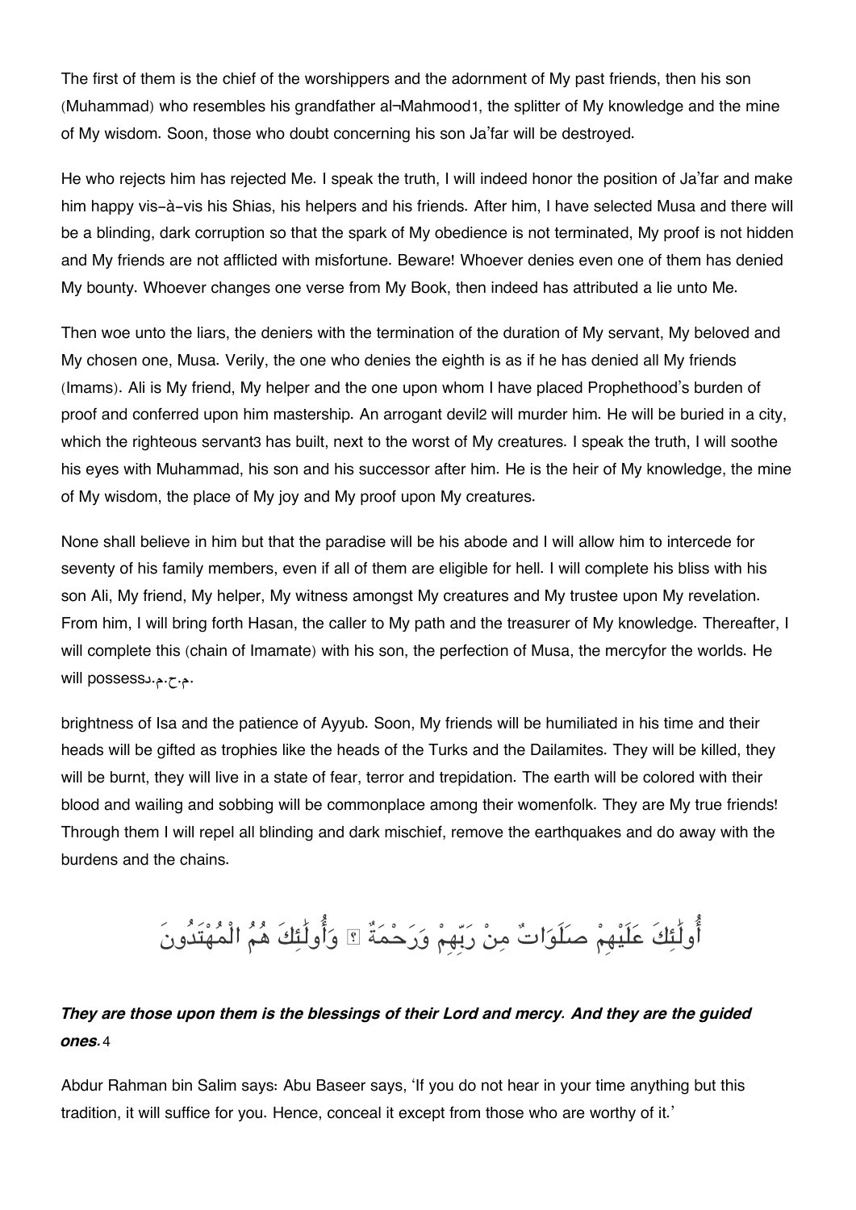The first of them is the chief of the worshippers and the adornment of My past friends, then his son (Muhammad) who resembles his grandfather al¬Mahmood[1], the splitter of My knowledge and the mine of My wisdom. Soon, those who doubt concerning his son Ja'far will be destroyed.

He who rejects him has rejected Me. I speak the truth, I will indeed honor the position of Ja'far and make him happy vis-à-vis his Shias, his helpers and his friends. After him, I have selected Musa and there will be a blinding, dark corruption so that the spark of My obedience is not terminated, My proof is not hidden and My friends are not afflicted with misfortune. Beware! Whoever denies even one of them has denied My bounty. Whoever changes one verse from My Book, then indeed has attributed a lie unto Me.

Then woe unto the liars, the deniers with the termination of the duration of My servant, My beloved and My chosen one, Musa. Verily, the one who denies the eighth is as if he has denied all My friends (Imams). Ali is My friend, My helper and the one upon whom I have placed Prophethood's burden of proof and conferred upon him mastership. An arrogant devil[2] will murder him. He will be buried in a city, which the righteous servant[3] has built, next to the worst of My creatures. I speak the truth, I will soothe his eyes with Muhammad, his son and his successor after him. He is the heir of My knowledge, the mine of My wisdom, the place of My joy and My proof upon My creatures.

None shall believe in him but that the paradise will be his abode and I will allow him to intercede for seventy of his family members, even if all of them are eligible for hell. I will complete his bliss with his son Ali, My friend, My helper, My witness amongst My creatures and My trustee upon My revelation. From him, I will bring forth Hasan, the caller to My path and the treasurer of My knowledge. Thereafter, I will complete this (chain of Imamate) with his son, the perfection of Musa, the mercyfor the worlds. He will possessم.ح.م.د.

brightness of Isa and the patience of Ayyub. Soon, My friends will be humiliated in his time and their heads will be gifted as trophies like the heads of the Turks and the Dailamites. They will be killed, they will be burnt, they will live in a state of fear, terror and trepidation. The earth will be colored with their blood and wailing and sobbing will be commonplace among their womenfolk. They are My true friends! Through them I will repel all blinding and dark mischief, remove the earthquakes and do away with the burdens and the chains.

أُولَٰئِكَ عَلَيْهِمْ صَلَوَاتٌ مِنْ رَبِّهِمْ وَرَحْمَةٌ ۖ وَأُولَٰئِكَ هُمُ الْمُهْتَدُونَ

***They are those upon them is the blessings of their Lord and mercy. And they are the guided ones.***[4]

Abdur Rahman bin Salim says: Abu Baseer says, 'If you do not hear in your time anything but this tradition, it will suffice for you. Hence, conceal it except from those who are worthy of it.'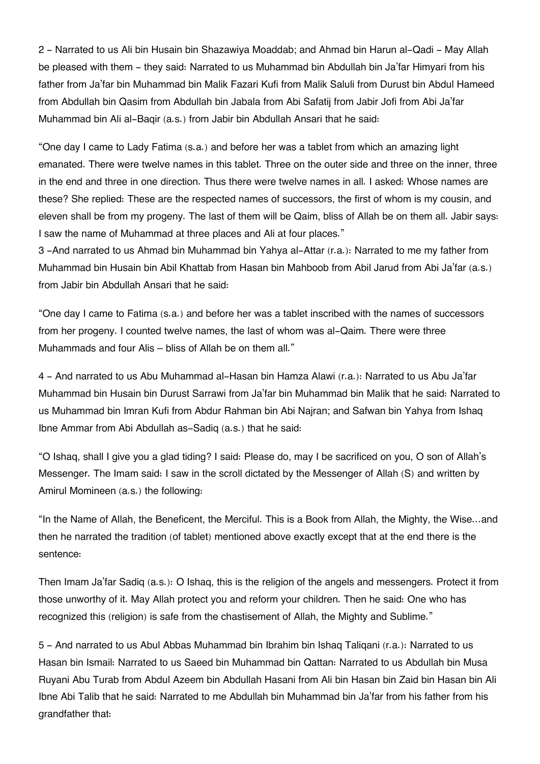2 - Narrated to us Ali bin Husain bin Shazawiya Moaddab; and Ahmad bin Harun al-Qadi - May Allah be pleased with them - they said: Narrated to us Muhammad bin Abdullah bin Ja'far Himyari from his father from Ja'far bin Muhammad bin Malik Fazari Kufi from Malik Saluli from Durust bin Abdul Hameed from Abdullah bin Qasim from Abdullah bin Jabala from Abi Safatij from Jabir Jofi from Abi Ja'far Muhammad bin Ali al-Baqir (a.s.) from Jabir bin Abdullah Ansari that he said:

"One day I came to Lady Fatima (s.a.) and before her was a tablet from which an amazing light emanated. There were twelve names in this tablet. Three on the outer side and three on the inner, three in the end and three in one direction. Thus there were twelve names in all. I asked: Whose names are these? She replied: These are the respected names of successors, the first of whom is my cousin, and eleven shall be from my progeny. The last of them will be Qaim, bliss of Allah be on them all. Jabir says: I saw the name of Muhammad at three places and Ali at four places."

3 -And narrated to us Ahmad bin Muhammad bin Yahya al-Attar (r.a.): Narrated to me my father from Muhammad bin Husain bin Abil Khattab from Hasan bin Mahboob from Abil Jarud from Abi Ja'far (a.s.) from Jabir bin Abdullah Ansari that he said:

"One day I came to Fatima (s.a.) and before her was a tablet inscribed with the names of successors from her progeny. I counted twelve names, the last of whom was al-Qaim. There were three Muhammads and four Alis – bliss of Allah be on them all."

4 - And narrated to us Abu Muhammad al-Hasan bin Hamza Alawi (r.a.): Narrated to us Abu Ja'far Muhammad bin Husain bin Durust Sarrawi from Ja'far bin Muhammad bin Malik that he said: Narrated to us Muhammad bin Imran Kufi from Abdur Rahman bin Abi Najran; and Safwan bin Yahya from Ishaq Ibne Ammar from Abi Abdullah as-Sadiq (a.s.) that he said:

"O Ishaq, shall I give you a glad tiding? I said: Please do, may I be sacrificed on you, O son of Allah's Messenger. The Imam said: I saw in the scroll dictated by the Messenger of Allah (S) and written by Amirul Momineen (a.s.) the following:

"In the Name of Allah, the Beneficent, the Merciful. This is a Book from Allah, the Mighty, the Wise...and then he narrated the tradition (of tablet) mentioned above exactly except that at the end there is the sentence:

Then Imam Ja'far Sadiq (a.s.): O Ishaq, this is the religion of the angels and messengers. Protect it from those unworthy of it. May Allah protect you and reform your children. Then he said: One who has recognized this (religion) is safe from the chastisement of Allah, the Mighty and Sublime."

5 - And narrated to us Abul Abbas Muhammad bin Ibrahim bin Ishaq Taliqani (r.a.): Narrated to us Hasan bin Ismail: Narrated to us Saeed bin Muhammad bin Qattan: Narrated to us Abdullah bin Musa Ruyani Abu Turab from Abdul Azeem bin Abdullah Hasani from Ali bin Hasan bin Zaid bin Hasan bin Ali Ibne Abi Talib that he said: Narrated to me Abdullah bin Muhammad bin Ja'far from his father from his grandfather that: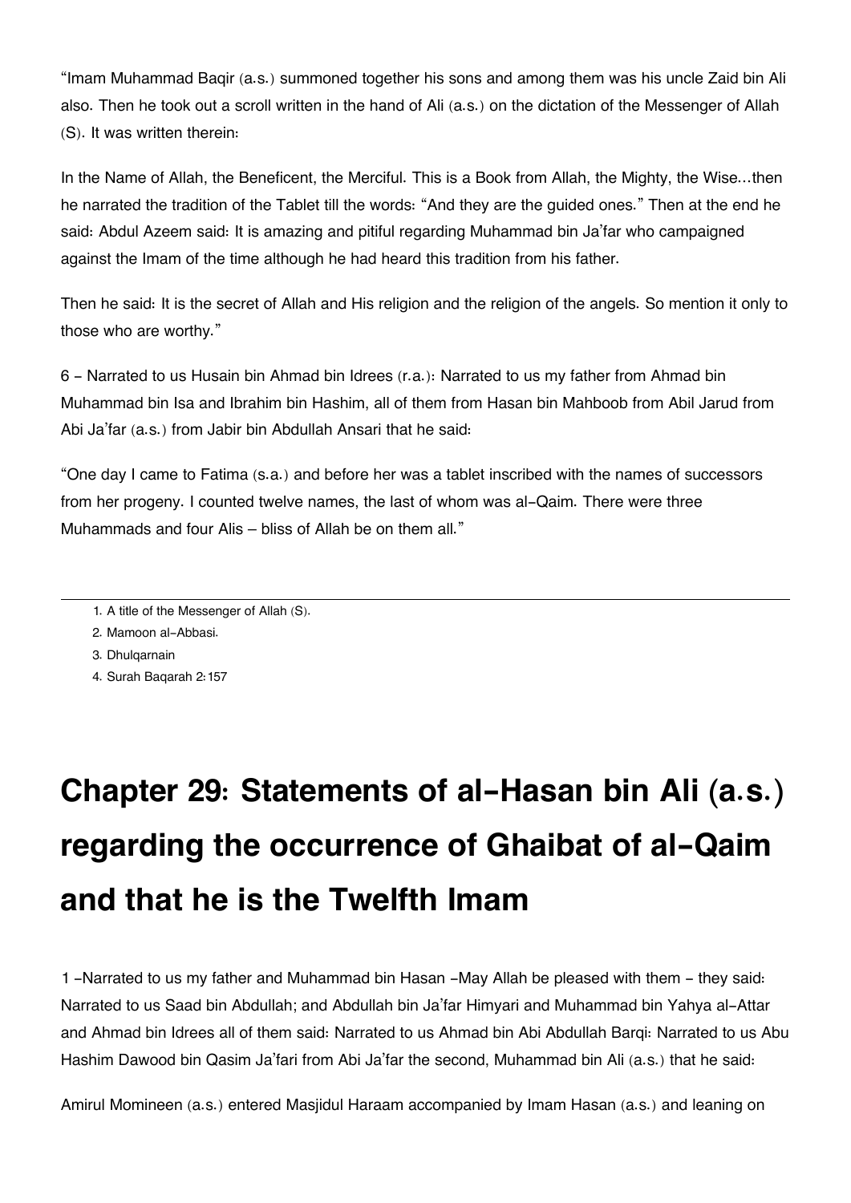"Imam Muhammad Baqir (a.s.) summoned together his sons and among them was his uncle Zaid bin Ali also. Then he took out a scroll written in the hand of Ali (a.s.) on the dictation of the Messenger of Allah (S). It was written therein:

In the Name of Allah, the Beneficent, the Merciful. This is a Book from Allah, the Mighty, the Wise…then he narrated the tradition of the Tablet till the words: "And they are the guided ones." Then at the end he said: Abdul Azeem said: It is amazing and pitiful regarding Muhammad bin Ja'far who campaigned against the Imam of the time although he had heard this tradition from his father.

Then he said: It is the secret of Allah and His religion and the religion of the angels. So mention it only to those who are worthy."

6 - Narrated to us Husain bin Ahmad bin Idrees (r.a.): Narrated to us my father from Ahmad bin Muhammad bin Isa and Ibrahim bin Hashim, all of them from Hasan bin Mahboob from Abil Jarud from Abi Ja'far (a.s.) from Jabir bin Abdullah Ansari that he said:

"One day I came to Fatima (s.a.) and before her was a tablet inscribed with the names of successors from her progeny. I counted twelve names, the last of whom was al-Qaim. There were three Muhammads and four Alis – bliss of Allah be on them all."

---

1. A title of the Messenger of Allah (S).
2. Mamoon al-Abbasi.
3. Dhulqarnain
4. Surah Baqarah 2:157

# Chapter 29: Statements of al-Hasan bin Ali (a.s.) regarding the occurrence of Ghaibat of al-Qaim and that he is the Twelfth Imam

1 -Narrated to us my father and Muhammad bin Hasan -May Allah be pleased with them - they said: Narrated to us Saad bin Abdullah; and Abdullah bin Ja'far Himyari and Muhammad bin Yahya al-Attar and Ahmad bin Idrees all of them said: Narrated to us Ahmad bin Abi Abdullah Barqi: Narrated to us Abu Hashim Dawood bin Qasim Ja'fari from Abi Ja'far the second, Muhammad bin Ali (a.s.) that he said:

Amirul Momineen (a.s.) entered Masjidul Haraam accompanied by Imam Hasan (a.s.) and leaning on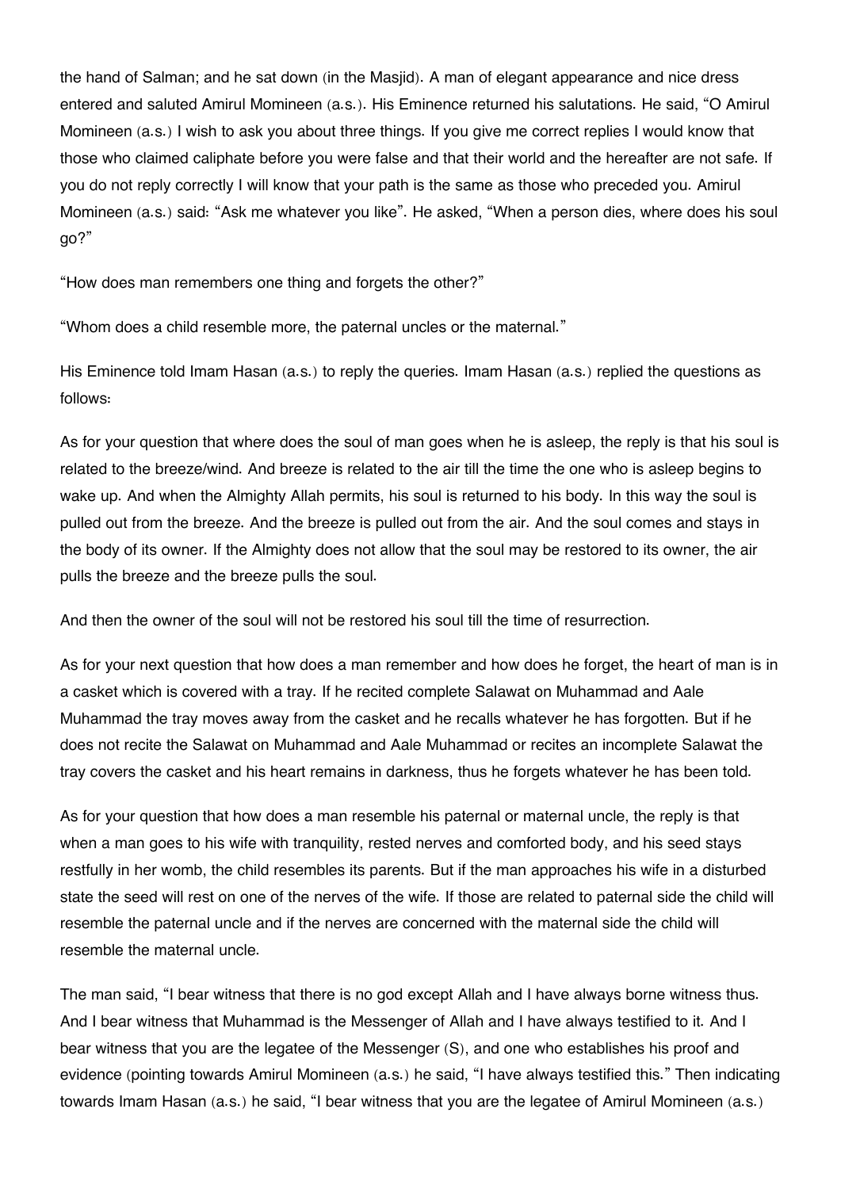the hand of Salman; and he sat down (in the Masjid). A man of elegant appearance and nice dress entered and saluted Amirul Momineen (a.s.). His Eminence returned his salutations. He said, "O Amirul Momineen (a.s.) I wish to ask you about three things. If you give me correct replies I would know that those who claimed caliphate before you were false and that their world and the hereafter are not safe. If you do not reply correctly I will know that your path is the same as those who preceded you. Amirul Momineen (a.s.) said: "Ask me whatever you like". He asked, "When a person dies, where does his soul go?"

"How does man remembers one thing and forgets the other?"

"Whom does a child resemble more, the paternal uncles or the maternal."

His Eminence told Imam Hasan (a.s.) to reply the queries. Imam Hasan (a.s.) replied the questions as follows:

As for your question that where does the soul of man goes when he is asleep, the reply is that his soul is related to the breeze/wind. And breeze is related to the air till the time the one who is asleep begins to wake up. And when the Almighty Allah permits, his soul is returned to his body. In this way the soul is pulled out from the breeze. And the breeze is pulled out from the air. And the soul comes and stays in the body of its owner. If the Almighty does not allow that the soul may be restored to its owner, the air pulls the breeze and the breeze pulls the soul.

And then the owner of the soul will not be restored his soul till the time of resurrection.

As for your next question that how does a man remember and how does he forget, the heart of man is in a casket which is covered with a tray. If he recited complete Salawat on Muhammad and Aale Muhammad the tray moves away from the casket and he recalls whatever he has forgotten. But if he does not recite the Salawat on Muhammad and Aale Muhammad or recites an incomplete Salawat the tray covers the casket and his heart remains in darkness, thus he forgets whatever he has been told.

As for your question that how does a man resemble his paternal or maternal uncle, the reply is that when a man goes to his wife with tranquility, rested nerves and comforted body, and his seed stays restfully in her womb, the child resembles its parents. But if the man approaches his wife in a disturbed state the seed will rest on one of the nerves of the wife. If those are related to paternal side the child will resemble the paternal uncle and if the nerves are concerned with the maternal side the child will resemble the maternal uncle.

The man said, "I bear witness that there is no god except Allah and I have always borne witness thus. And I bear witness that Muhammad is the Messenger of Allah and I have always testified to it. And I bear witness that you are the legatee of the Messenger (S), and one who establishes his proof and evidence (pointing towards Amirul Momineen (a.s.) he said, "I have always testified this." Then indicating towards Imam Hasan (a.s.) he said, "I bear witness that you are the legatee of Amirul Momineen (a.s.)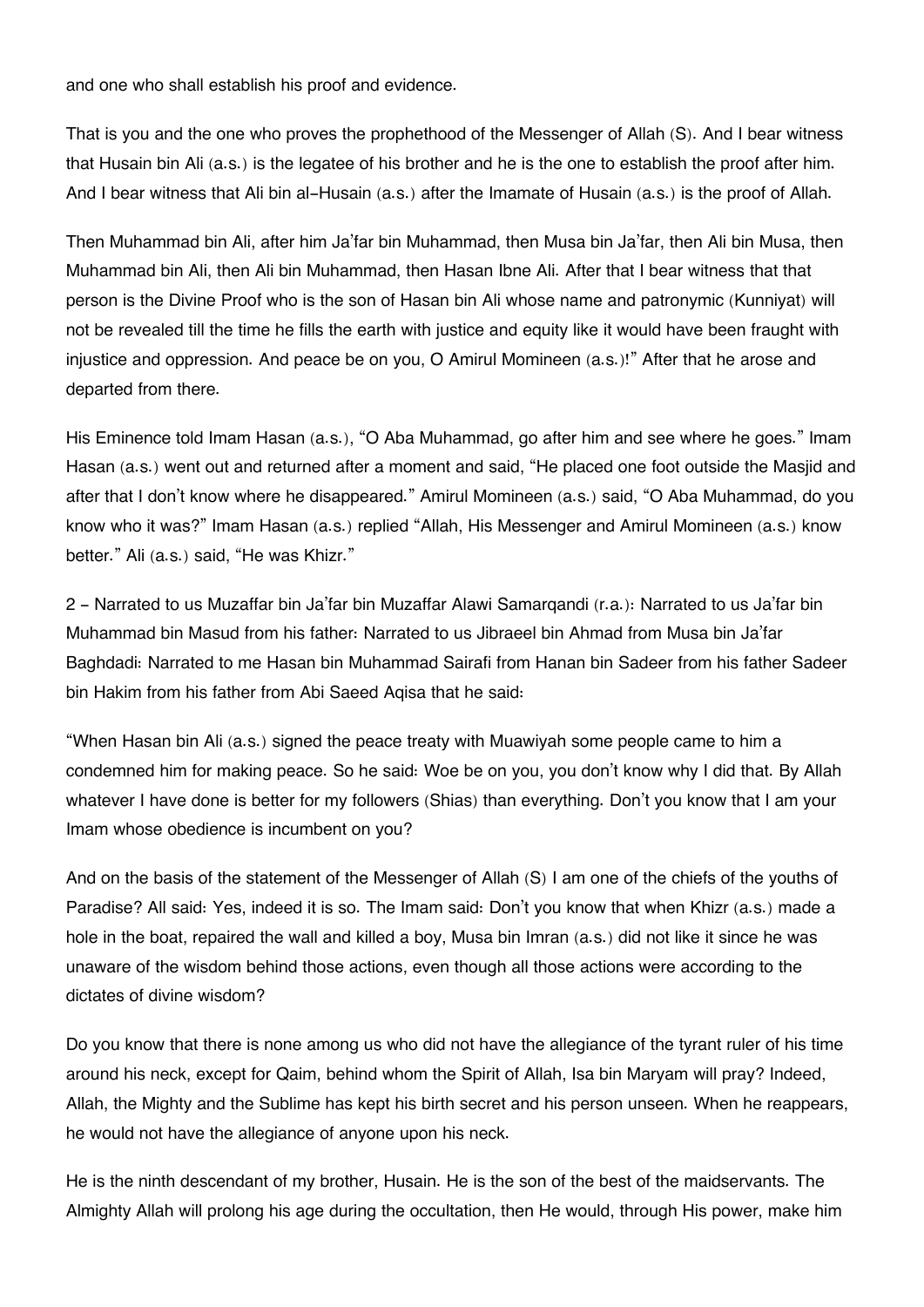and one who shall establish his proof and evidence.

That is you and the one who proves the prophethood of the Messenger of Allah (S). And I bear witness that Husain bin Ali (a.s.) is the legatee of his brother and he is the one to establish the proof after him. And I bear witness that Ali bin al-Husain (a.s.) after the Imamate of Husain (a.s.) is the proof of Allah.

Then Muhammad bin Ali, after him Ja'far bin Muhammad, then Musa bin Ja'far, then Ali bin Musa, then Muhammad bin Ali, then Ali bin Muhammad, then Hasan Ibne Ali. After that I bear witness that that person is the Divine Proof who is the son of Hasan bin Ali whose name and patronymic (Kunniyat) will not be revealed till the time he fills the earth with justice and equity like it would have been fraught with injustice and oppression. And peace be on you, O Amirul Momineen (a.s.)!" After that he arose and departed from there.

His Eminence told Imam Hasan (a.s.), "O Aba Muhammad, go after him and see where he goes." Imam Hasan (a.s.) went out and returned after a moment and said, "He placed one foot outside the Masjid and after that I don't know where he disappeared." Amirul Momineen (a.s.) said, "O Aba Muhammad, do you know who it was?" Imam Hasan (a.s.) replied "Allah, His Messenger and Amirul Momineen (a.s.) know better." Ali (a.s.) said, "He was Khizr."

2 - Narrated to us Muzaffar bin Ja'far bin Muzaffar Alawi Samarqandi (r.a.): Narrated to us Ja'far bin Muhammad bin Masud from his father: Narrated to us Jibraeel bin Ahmad from Musa bin Ja'far Baghdadi: Narrated to me Hasan bin Muhammad Sairafi from Hanan bin Sadeer from his father Sadeer bin Hakim from his father from Abi Saeed Aqisa that he said:

"When Hasan bin Ali (a.s.) signed the peace treaty with Muawiyah some people came to him a condemned him for making peace. So he said: Woe be on you, you don't know why I did that. By Allah whatever I have done is better for my followers (Shias) than everything. Don't you know that I am your Imam whose obedience is incumbent on you?

And on the basis of the statement of the Messenger of Allah (S) I am one of the chiefs of the youths of Paradise? All said: Yes, indeed it is so. The Imam said: Don't you know that when Khizr (a.s.) made a hole in the boat, repaired the wall and killed a boy, Musa bin Imran (a.s.) did not like it since he was unaware of the wisdom behind those actions, even though all those actions were according to the dictates of divine wisdom?

Do you know that there is none among us who did not have the allegiance of the tyrant ruler of his time around his neck, except for Qaim, behind whom the Spirit of Allah, Isa bin Maryam will pray? Indeed, Allah, the Mighty and the Sublime has kept his birth secret and his person unseen. When he reappears, he would not have the allegiance of anyone upon his neck.

He is the ninth descendant of my brother, Husain. He is the son of the best of the maidservants. The Almighty Allah will prolong his age during the occultation, then He would, through His power, make him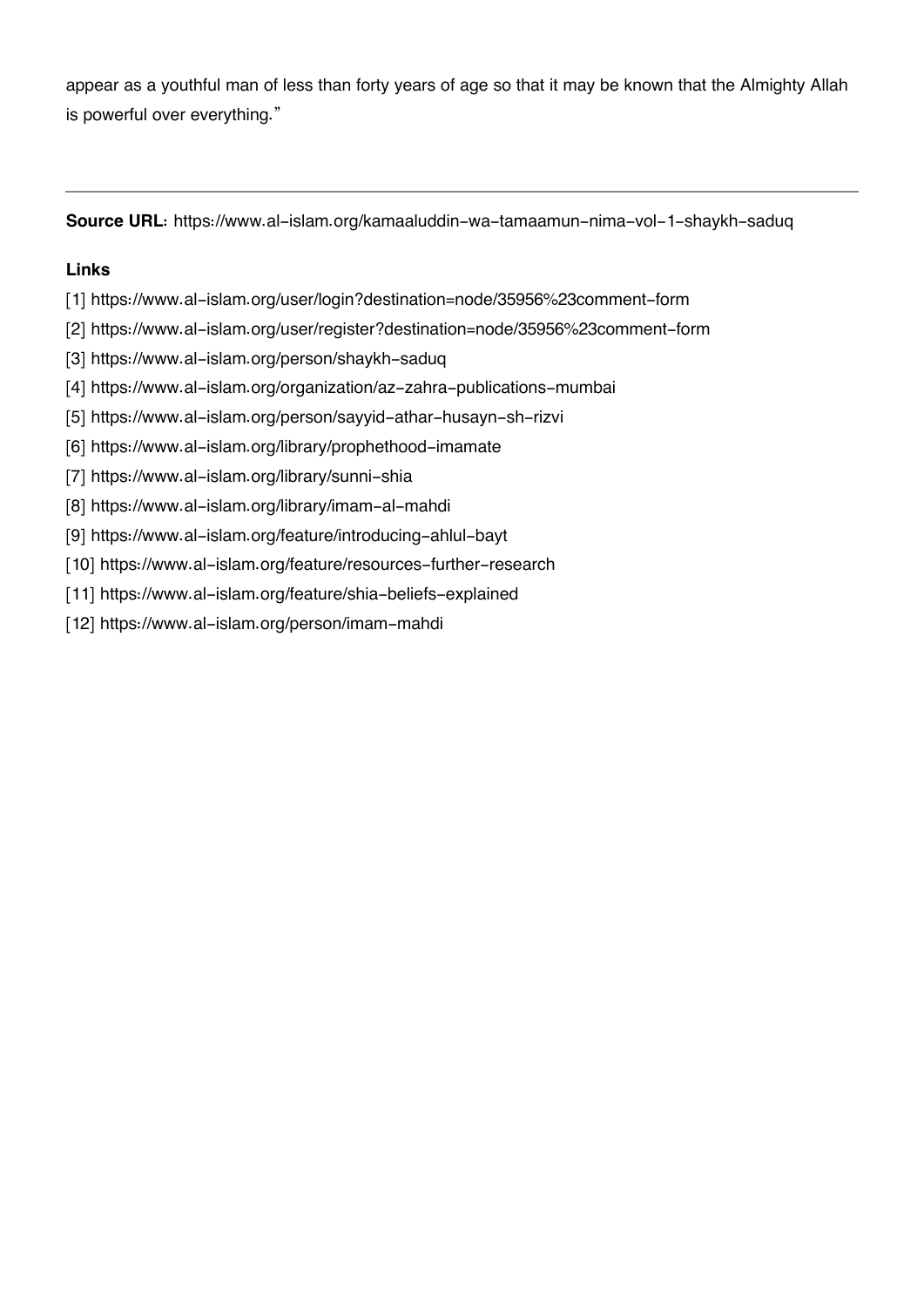appear as a youthful man of less than forty years of age so that it may be known that the Almighty Allah is powerful over everything."

---

**Source URL:** https://www.al-islam.org/kamaaluddin-wa-tamaamun-nima-vol-1-shaykh-saduq

**Links**

[1] https://www.al-islam.org/user/login?destination=node/35956%23comment-form
[2] https://www.al-islam.org/user/register?destination=node/35956%23comment-form
[3] https://www.al-islam.org/person/shaykh-saduq
[4] https://www.al-islam.org/organization/az-zahra-publications-mumbai
[5] https://www.al-islam.org/person/sayyid-athar-husayn-sh-rizvi
[6] https://www.al-islam.org/library/prophethood-imamate
[7] https://www.al-islam.org/library/sunni-shia
[8] https://www.al-islam.org/library/imam-al-mahdi
[9] https://www.al-islam.org/feature/introducing-ahlul-bayt
[10] https://www.al-islam.org/feature/resources-further-research
[11] https://www.al-islam.org/feature/shia-beliefs-explained
[12] https://www.al-islam.org/person/imam-mahdi